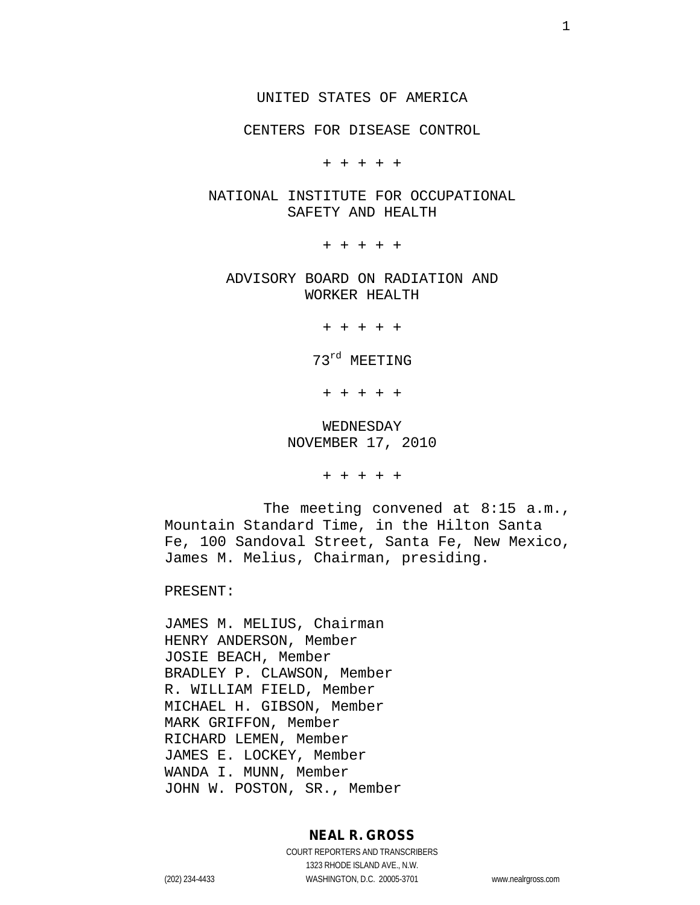UNITED STATES OF AMERICA

CENTERS FOR DISEASE CONTROL

+ + + + +

NATIONAL INSTITUTE FOR OCCUPATIONAL SAFETY AND HEALTH

+ + + + +

ADVISORY BOARD ON RADIATION AND WORKER HEALTH

+ + + + +

73rd MEETING

+ + + + +

WEDNESDAY
NOVEMBER 17, 2010

+ + + + +

The meeting convened at 8:15 a.m., Mountain Standard Time, in the Hilton Santa Fe, 100 Sandoval Street, Santa Fe, New Mexico, James M. Melius, Chairman, presiding.

PRESENT:

JAMES M. MELIUS, Chairman
HENRY ANDERSON, Member
JOSIE BEACH, Member
BRADLEY P. CLAWSON, Member
R. WILLIAM FIELD, Member
MICHAEL H. GIBSON, Member
MARK GRIFFON, Member
RICHARD LEMEN, Member
JAMES E. LOCKEY, Member
WANDA I. MUNN, Member
JOHN W. POSTON, SR., Member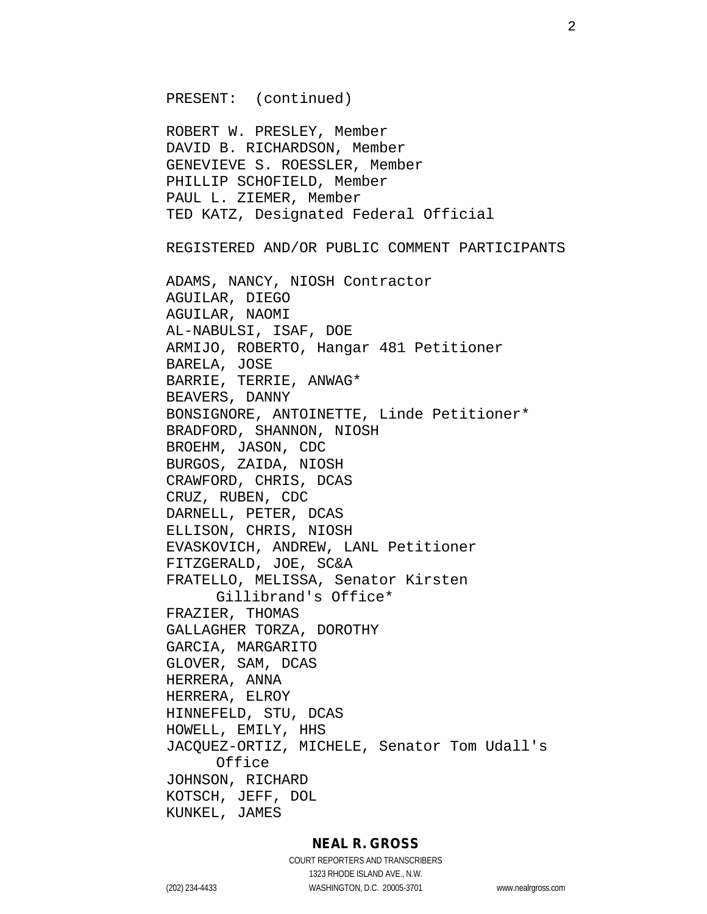PRESENT: (continued)

ROBERT W. PRESLEY, Member
DAVID B. RICHARDSON, Member
GENEVIEVE S. ROESSLER, Member
PHILLIP SCHOFIELD, Member
PAUL L. ZIEMER, Member
TED KATZ, Designated Federal Official

REGISTERED AND/OR PUBLIC COMMENT PARTICIPANTS

ADAMS, NANCY, NIOSH Contractor
AGUILAR, DIEGO
AGUILAR, NAOMI
AL-NABULSI, ISAF, DOE
ARMIJO, ROBERTO, Hangar 481 Petitioner
BARELA, JOSE
BARRIE, TERRIE, ANWAG*
BEAVERS, DANNY
BONSIGNORE, ANTOINETTE, Linde Petitioner*
BRADFORD, SHANNON, NIOSH
BROEHM, JASON, CDC
BURGOS, ZAIDA, NIOSH
CRAWFORD, CHRIS, DCAS
CRUZ, RUBEN, CDC
DARNELL, PETER, DCAS
ELLISON, CHRIS, NIOSH
EVASKOVICH, ANDREW, LANL Petitioner
FITZGERALD, JOE, SC&A
FRATELLO, MELISSA, Senator Kirsten Gillibrand's Office*
FRAZIER, THOMAS
GALLAGHER TORZA, DOROTHY
GARCIA, MARGARITO
GLOVER, SAM, DCAS
HERRERA, ANNA
HERRERA, ELROY
HINNEFELD, STU, DCAS
HOWELL, EMILY, HHS
JACQUEZ-ORTIZ, MICHELE, Senator Tom Udall's Office
JOHNSON, RICHARD
KOTSCH, JEFF, DOL
KUNKEL, JAMES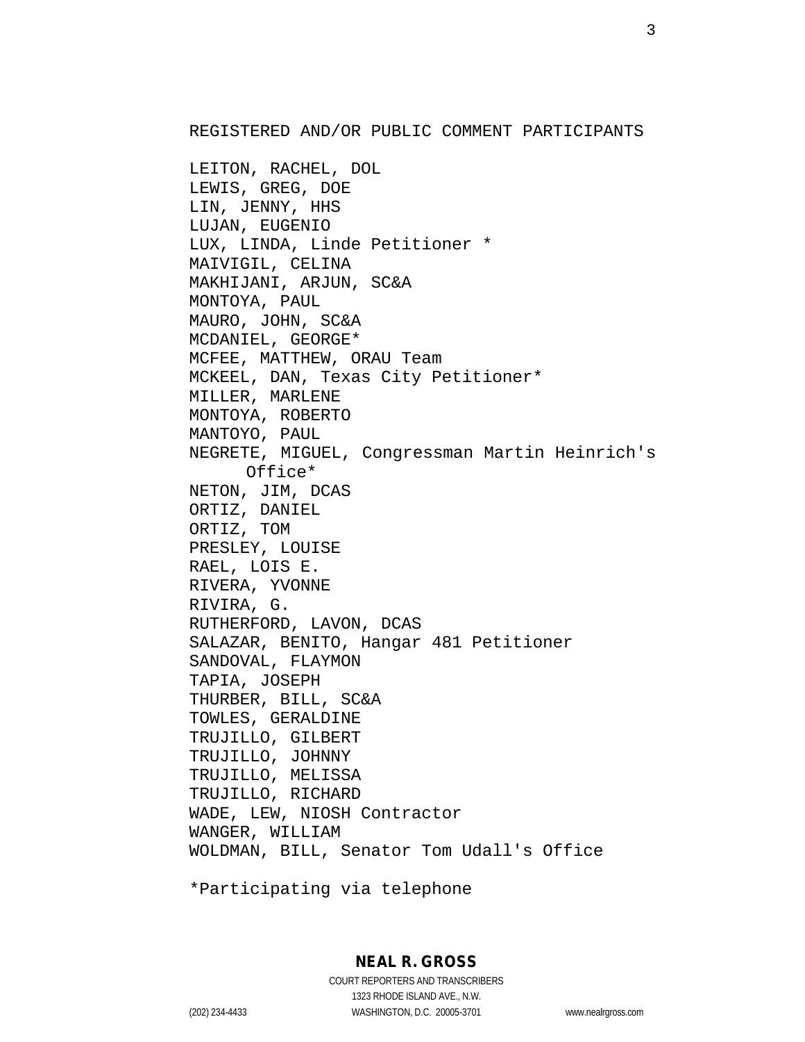REGISTERED AND/OR PUBLIC COMMENT PARTICIPANTS

LEITON, RACHEL, DOL
LEWIS, GREG, DOE
LIN, JENNY, HHS
LUJAN, EUGENIO
LUX, LINDA, Linde Petitioner *
MAIVIGIL, CELINA
MAKHIJANI, ARJUN, SC&A
MONTOYA, PAUL
MAURO, JOHN, SC&A
MCDANIEL, GEORGE*
MCFEE, MATTHEW, ORAU Team
MCKEEL, DAN, Texas City Petitioner*
MILLER, MARLENE
MONTOYA, ROBERTO
MANTOYO, PAUL
NEGRETE, MIGUEL, Congressman Martin Heinrich's Office*
NETON, JIM, DCAS
ORTIZ, DANIEL
ORTIZ, TOM
PRESLEY, LOUISE
RAEL, LOIS E.
RIVERA, YVONNE
RIVIRA, G.
RUTHERFORD, LAVON, DCAS
SALAZAR, BENITO, Hangar 481 Petitioner
SANDOVAL, FLAYMON
TAPIA, JOSEPH
THURBER, BILL, SC&A
TOWLES, GERALDINE
TRUJILLO, GILBERT
TRUJILLO, JOHNNY
TRUJILLO, MELISSA
TRUJILLO, RICHARD
WADE, LEW, NIOSH Contractor
WANGER, WILLIAM
WOLDMAN, BILL, Senator Tom Udall's Office

*Participating via telephone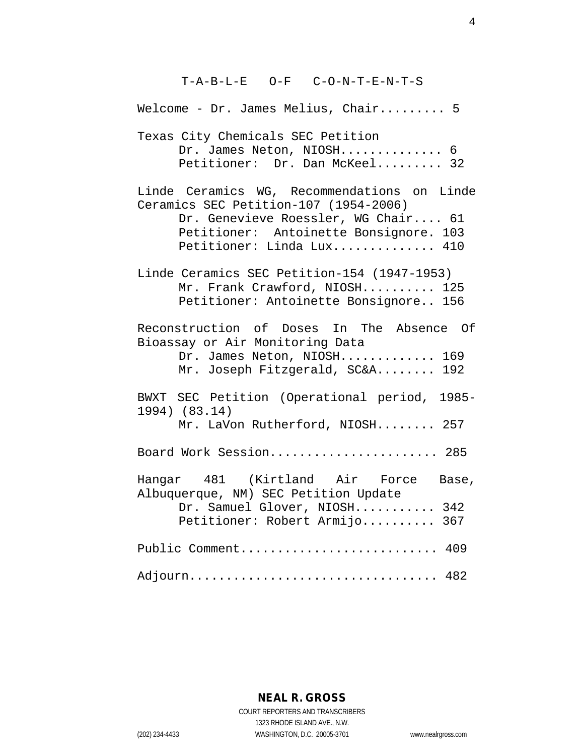# T-A-B-L-E O-F C-O-N-T-E-N-T-S

Welcome - Dr. James Melius, Chair......... 5

Texas City Chemicals SEC Petition
- Dr. James Neton, NIOSH.............. 6
- Petitioner: Dr. Dan McKeel......... 32

Linde Ceramics WG, Recommendations on Linde Ceramics SEC Petition-107 (1954-2006)
- Dr. Genevieve Roessler, WG Chair.... 61
- Petitioner: Antoinette Bonsignore. 103
- Petitioner: Linda Lux.............. 410

Linde Ceramics SEC Petition-154 (1947-1953)
- Mr. Frank Crawford, NIOSH.......... 125
- Petitioner: Antoinette Bonsignore.. 156

Reconstruction of Doses In The Absence Of Bioassay or Air Monitoring Data
- Dr. James Neton, NIOSH............. 169
- Mr. Joseph Fitzgerald, SC&A........ 192

BWXT SEC Petition (Operational period, 1985-1994) (83.14)
- Mr. LaVon Rutherford, NIOSH........ 257

Board Work Session...................... 285

Hangar 481 (Kirtland Air Force Base, Albuquerque, NM) SEC Petition Update
- Dr. Samuel Glover, NIOSH........... 342
- Petitioner: Robert Armijo.......... 367

Public Comment.......................... 409

Adjourn................................. 482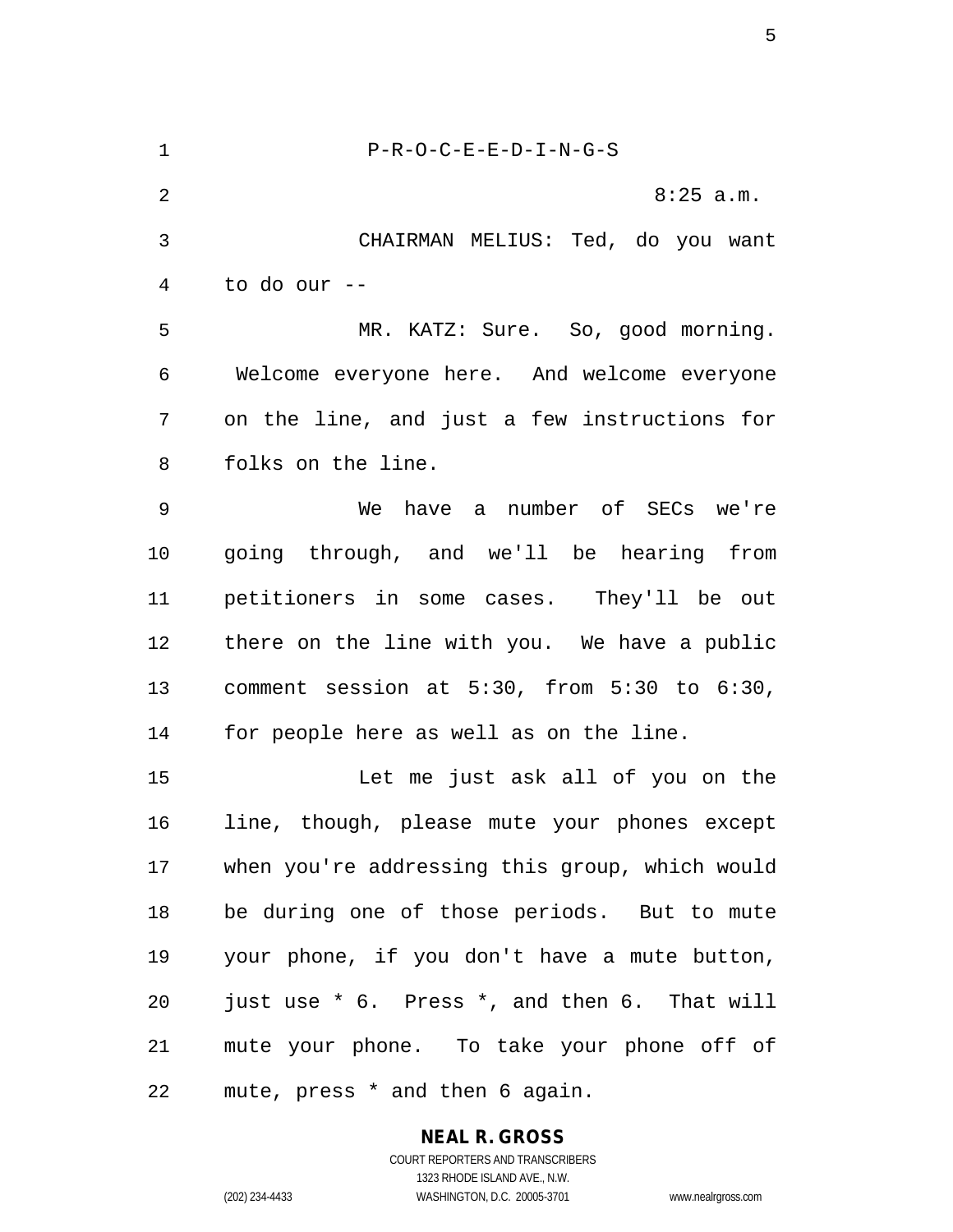P-R-O-C-E-E-D-I-N-G-S

8:25 a.m.

CHAIRMAN MELIUS: Ted, do you want to do our --

MR. KATZ: Sure. So, good morning. Welcome everyone here. And welcome everyone on the line, and just a few instructions for folks on the line.

We have a number of SECs we're going through, and we'll be hearing from petitioners in some cases. They'll be out there on the line with you. We have a public comment session at 5:30, from 5:30 to 6:30, for people here as well as on the line.

Let me just ask all of you on the line, though, please mute your phones except when you're addressing this group, which would be during one of those periods. But to mute your phone, if you don't have a mute button, just use * 6. Press *, and then 6. That will mute your phone. To take your phone off of mute, press * and then 6 again.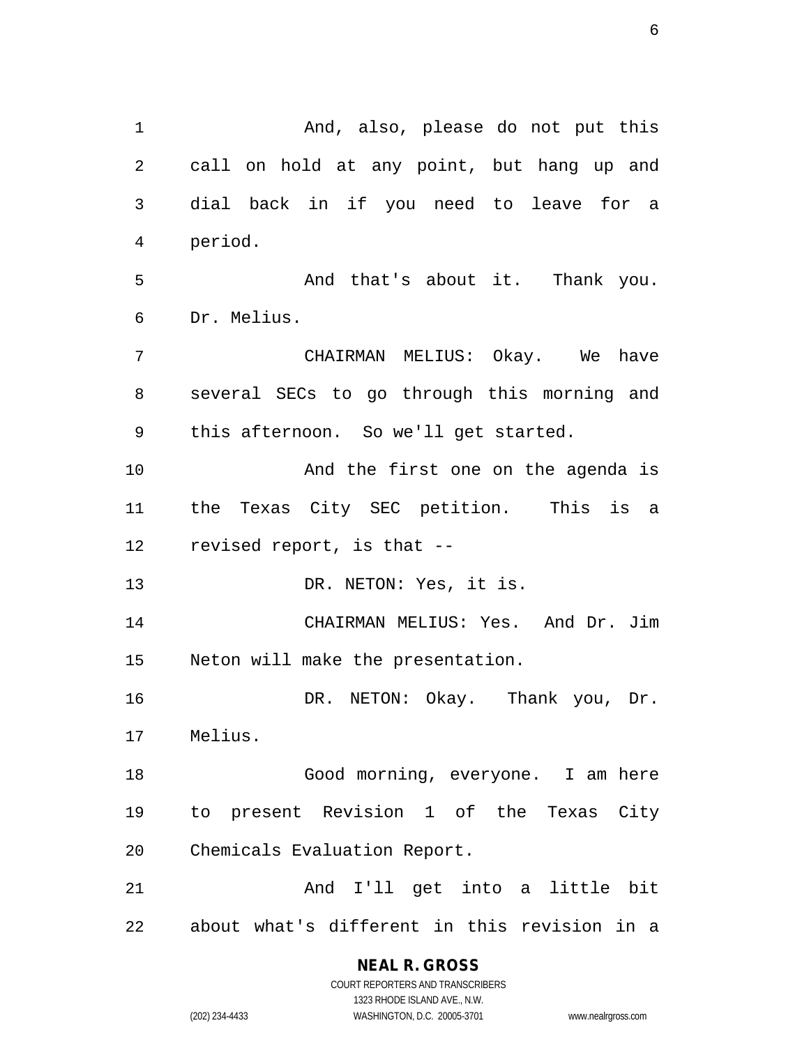And, also, please do not put this call on hold at any point, but hang up and dial back in if you need to leave for a period.

And that's about it. Thank you. Dr. Melius.

CHAIRMAN MELIUS: Okay. We have several SECs to go through this morning and this afternoon. So we'll get started.

And the first one on the agenda is the Texas City SEC petition. This is a revised report, is that --

DR. NETON: Yes, it is.

CHAIRMAN MELIUS: Yes. And Dr. Jim Neton will make the presentation.

DR. NETON: Okay. Thank you, Dr. Melius.

Good morning, everyone. I am here to present Revision 1 of the Texas City Chemicals Evaluation Report.

And I'll get into a little bit about what's different in this revision in a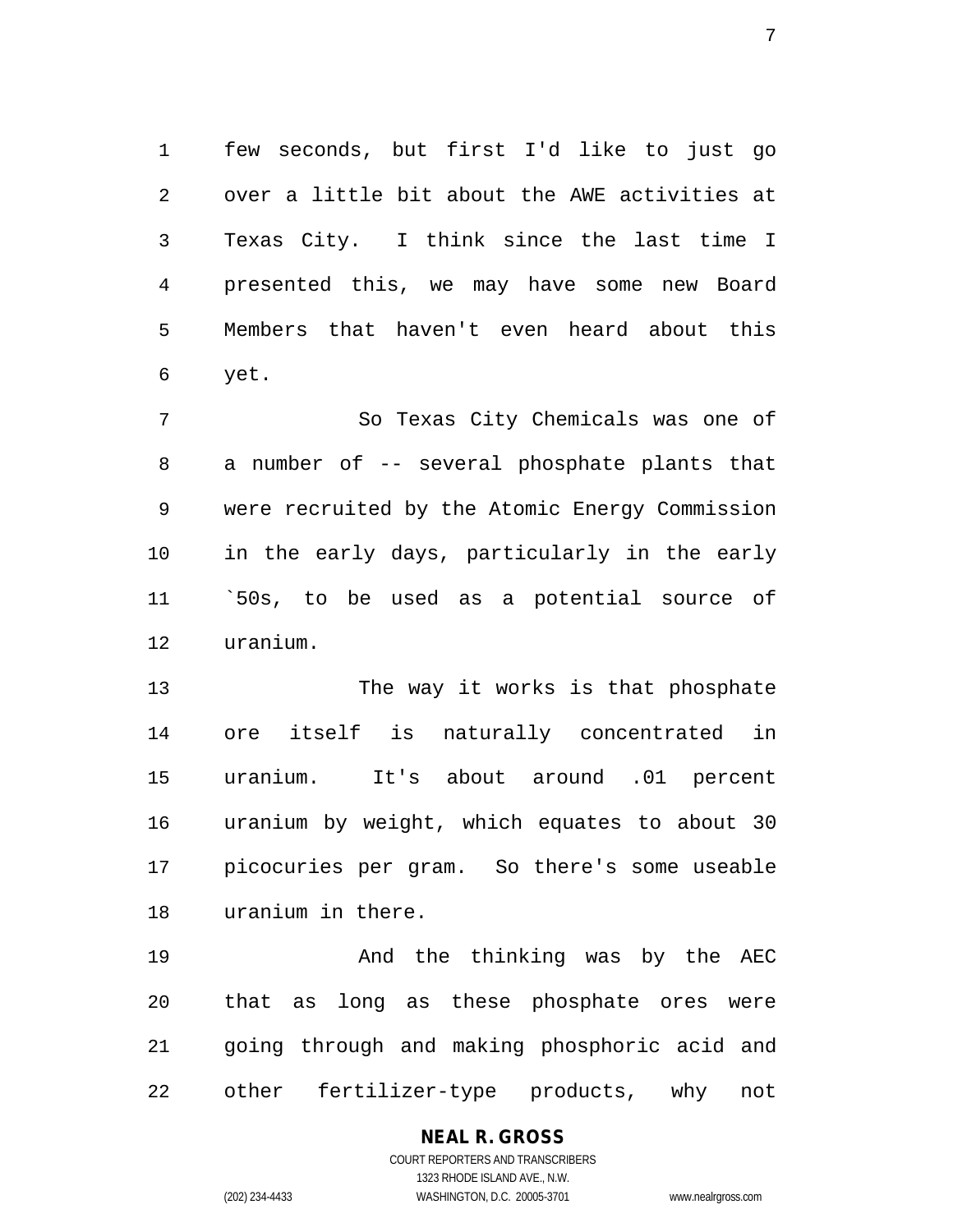few seconds, but first I'd like to just go over a little bit about the AWE activities at Texas City. I think since the last time I presented this, we may have some new Board Members that haven't even heard about this yet.

So Texas City Chemicals was one of a number of -- several phosphate plants that were recruited by the Atomic Energy Commission in the early days, particularly in the early `50s, to be used as a potential source of uranium.

The way it works is that phosphate ore itself is naturally concentrated in uranium. It's about around .01 percent uranium by weight, which equates to about 30 picocuries per gram. So there's some useable uranium in there.

And the thinking was by the AEC that as long as these phosphate ores were going through and making phosphoric acid and other fertilizer-type products, why not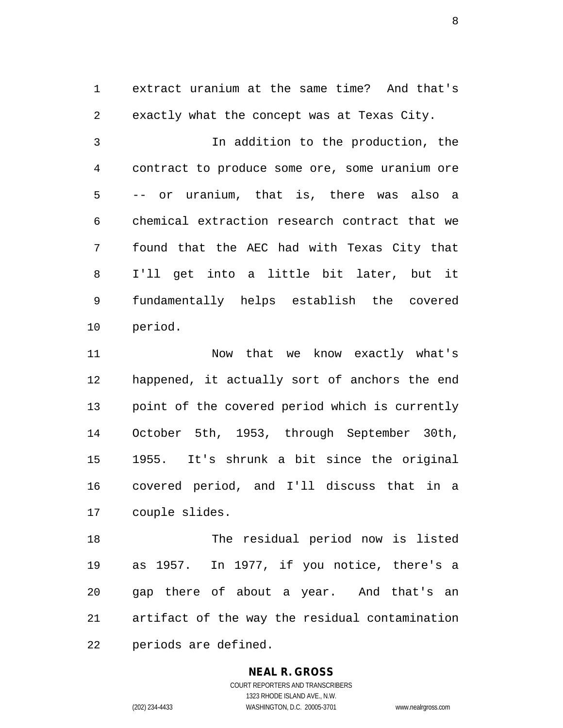extract uranium at the same time? And that's exactly what the concept was at Texas City.

In addition to the production, the contract to produce some ore, some uranium ore -- or uranium, that is, there was also a chemical extraction research contract that we found that the AEC had with Texas City that I'll get into a little bit later, but it fundamentally helps establish the covered period.

Now that we know exactly what's happened, it actually sort of anchors the end point of the covered period which is currently October 5th, 1953, through September 30th, 1955. It's shrunk a bit since the original covered period, and I'll discuss that in a couple slides.

The residual period now is listed as 1957. In 1977, if you notice, there's a gap there of about a year. And that's an artifact of the way the residual contamination periods are defined.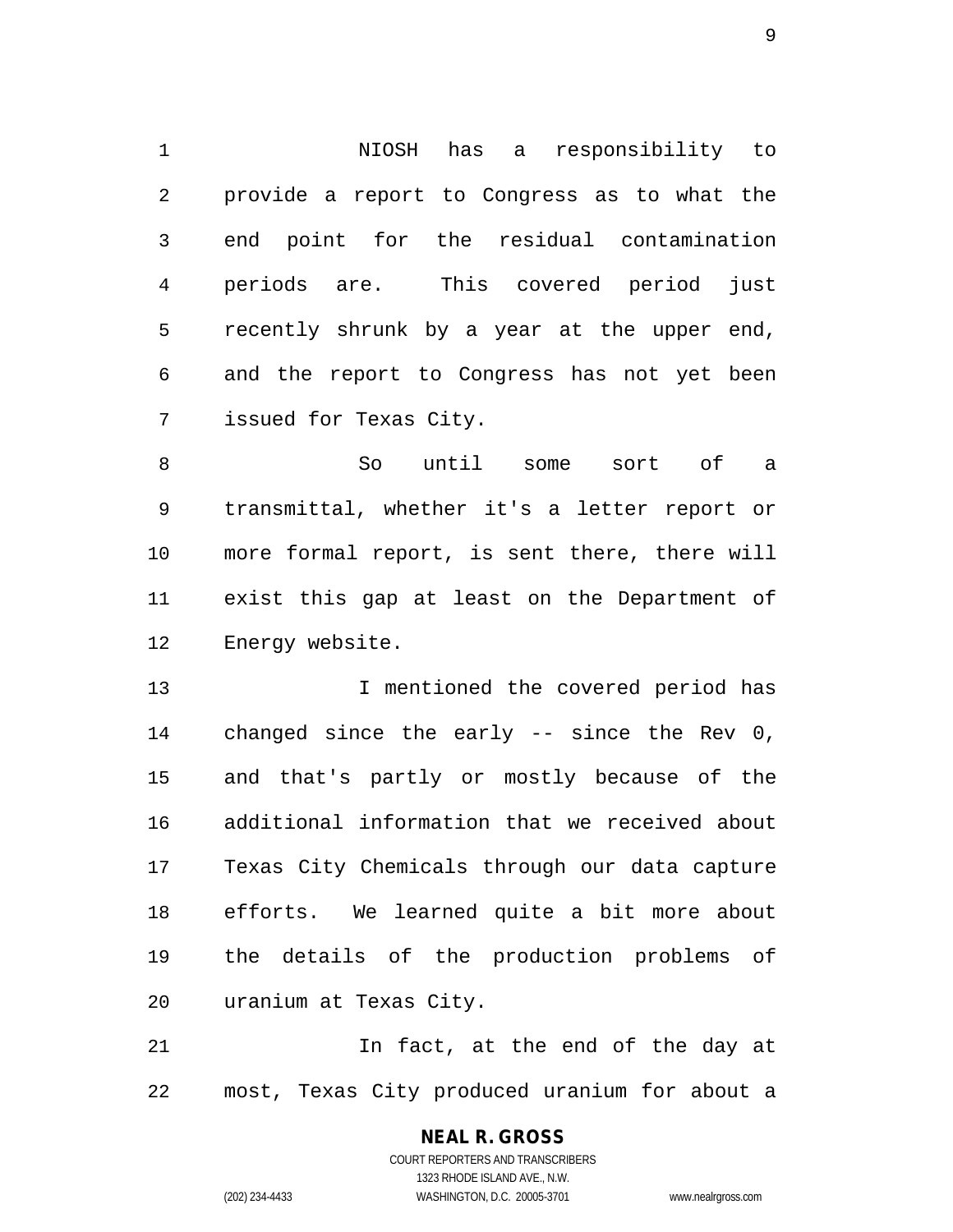NIOSH has a responsibility to provide a report to Congress as to what the end point for the residual contamination periods are. This covered period just recently shrunk by a year at the upper end, and the report to Congress has not yet been issued for Texas City.

So until some sort of a transmittal, whether it's a letter report or more formal report, is sent there, there will exist this gap at least on the Department of Energy website.

I mentioned the covered period has changed since the early -- since the Rev 0, and that's partly or mostly because of the additional information that we received about Texas City Chemicals through our data capture efforts. We learned quite a bit more about the details of the production problems of uranium at Texas City.

In fact, at the end of the day at most, Texas City produced uranium for about a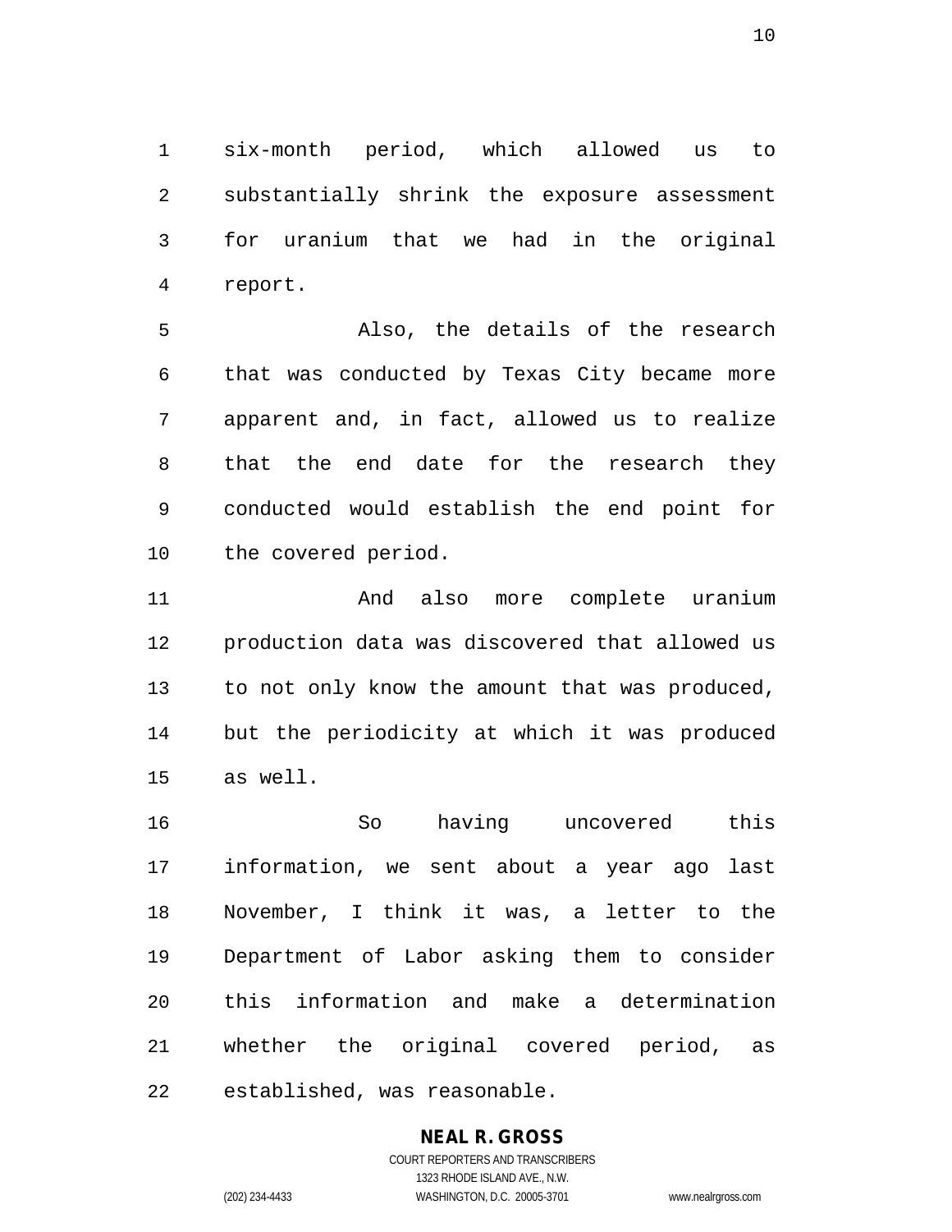six-month period, which allowed us to substantially shrink the exposure assessment for uranium that we had in the original report.

Also, the details of the research that was conducted by Texas City became more apparent and, in fact, allowed us to realize that the end date for the research they conducted would establish the end point for the covered period.

And also more complete uranium production data was discovered that allowed us to not only know the amount that was produced, but the periodicity at which it was produced as well.

So having uncovered this information, we sent about a year ago last November, I think it was, a letter to the Department of Labor asking them to consider this information and make a determination whether the original covered period, as established, was reasonable.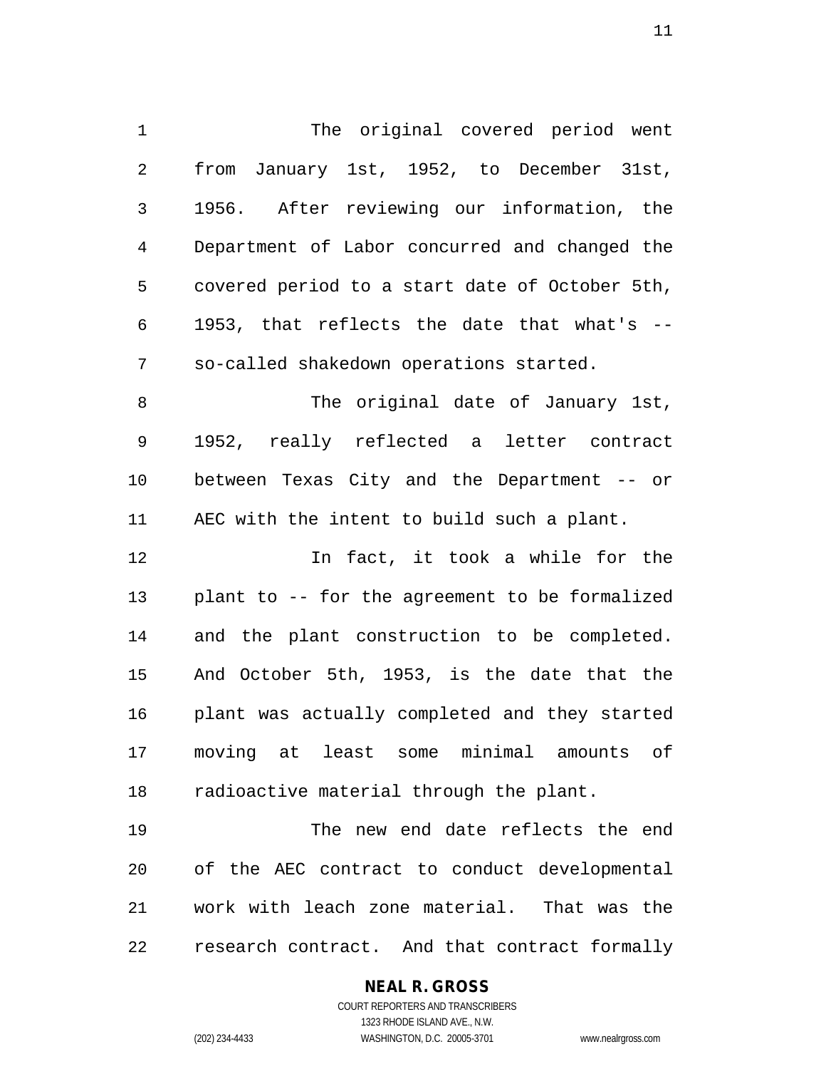The original covered period went from January 1st, 1952, to December 31st, 1956. After reviewing our information, the Department of Labor concurred and changed the covered period to a start date of October 5th, 1953, that reflects the date that what's -- so-called shakedown operations started.

The original date of January 1st, 1952, really reflected a letter contract between Texas City and the Department -- or AEC with the intent to build such a plant.

In fact, it took a while for the plant to -- for the agreement to be formalized and the plant construction to be completed. And October 5th, 1953, is the date that the plant was actually completed and they started moving at least some minimal amounts of radioactive material through the plant.

The new end date reflects the end of the AEC contract to conduct developmental work with leach zone material. That was the research contract. And that contract formally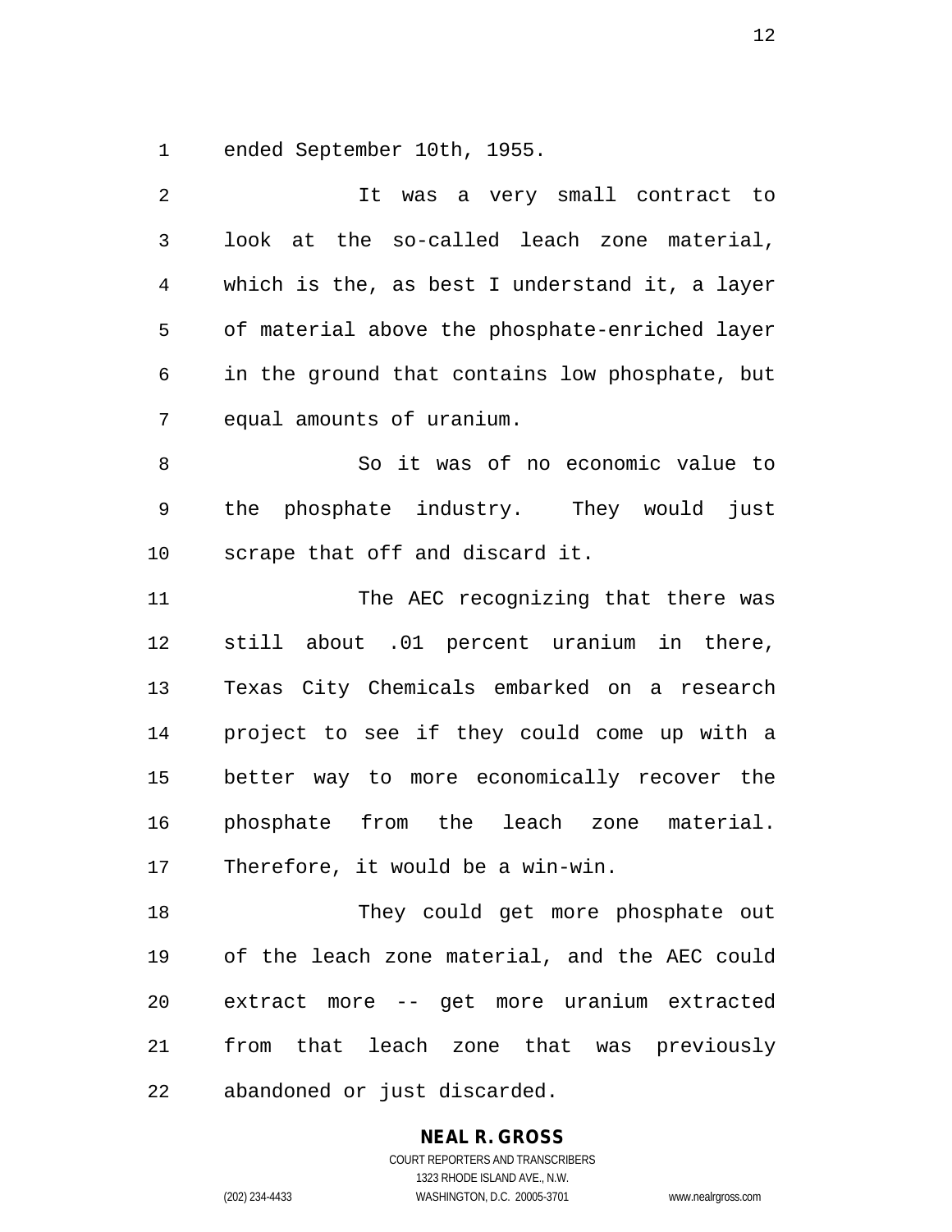ended September 10th, 1955.

It was a very small contract to look at the so-called leach zone material, which is the, as best I understand it, a layer of material above the phosphate-enriched layer in the ground that contains low phosphate, but equal amounts of uranium.

So it was of no economic value to the phosphate industry. They would just scrape that off and discard it.

The AEC recognizing that there was still about .01 percent uranium in there, Texas City Chemicals embarked on a research project to see if they could come up with a better way to more economically recover the phosphate from the leach zone material. Therefore, it would be a win-win.

They could get more phosphate out of the leach zone material, and the AEC could extract more -- get more uranium extracted from that leach zone that was previously abandoned or just discarded.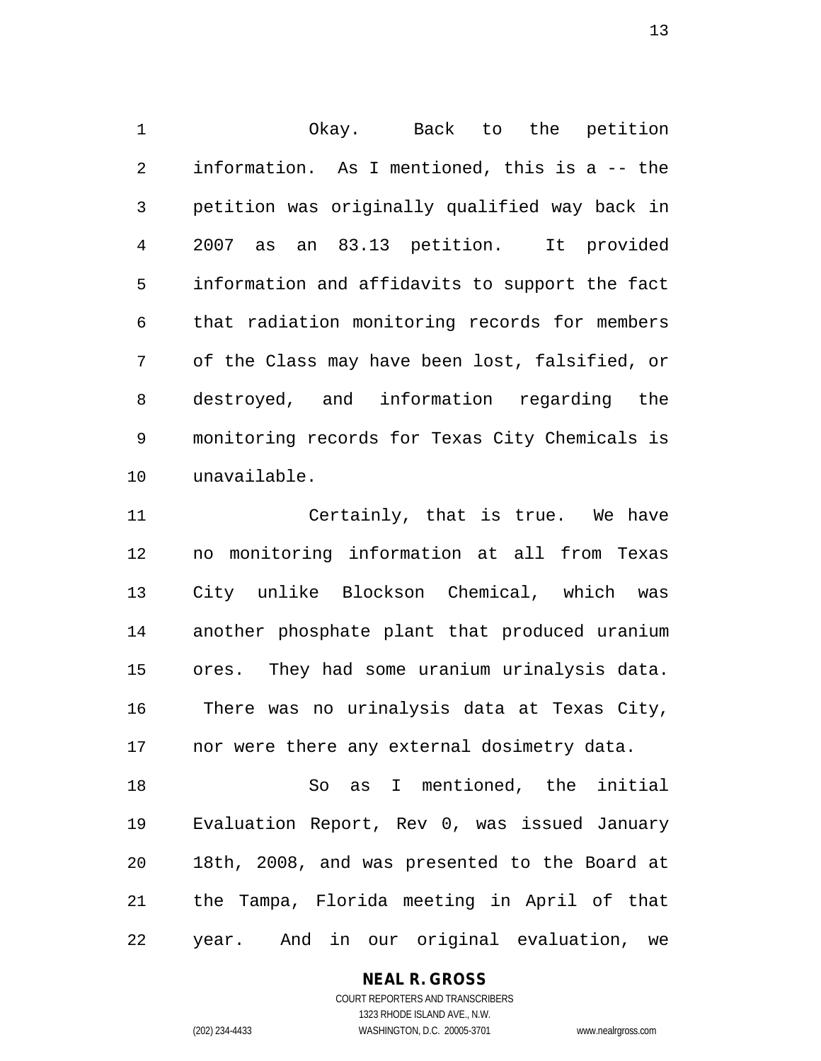Okay. Back to the petition information. As I mentioned, this is a -- the petition was originally qualified way back in 2007 as an 83.13 petition. It provided information and affidavits to support the fact that radiation monitoring records for members of the Class may have been lost, falsified, or destroyed, and information regarding the monitoring records for Texas City Chemicals is unavailable.

Certainly, that is true. We have no monitoring information at all from Texas City unlike Blockson Chemical, which was another phosphate plant that produced uranium ores. They had some uranium urinalysis data. There was no urinalysis data at Texas City, nor were there any external dosimetry data.

So as I mentioned, the initial Evaluation Report, Rev 0, was issued January 18th, 2008, and was presented to the Board at the Tampa, Florida meeting in April of that year. And in our original evaluation, we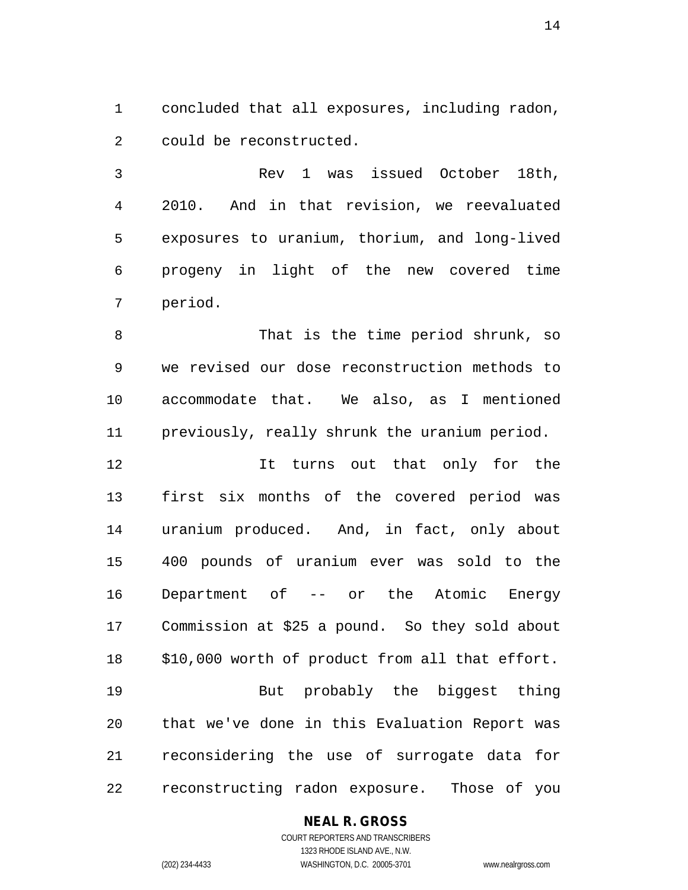concluded that all exposures, including radon, could be reconstructed.

Rev 1 was issued October 18th, 2010. And in that revision, we reevaluated exposures to uranium, thorium, and long-lived progeny in light of the new covered time period.

That is the time period shrunk, so we revised our dose reconstruction methods to accommodate that. We also, as I mentioned previously, really shrunk the uranium period.

It turns out that only for the first six months of the covered period was uranium produced. And, in fact, only about 400 pounds of uranium ever was sold to the Department of -- or the Atomic Energy Commission at $25 a pound. So they sold about $10,000 worth of product from all that effort.

But probably the biggest thing that we've done in this Evaluation Report was reconsidering the use of surrogate data for reconstructing radon exposure. Those of you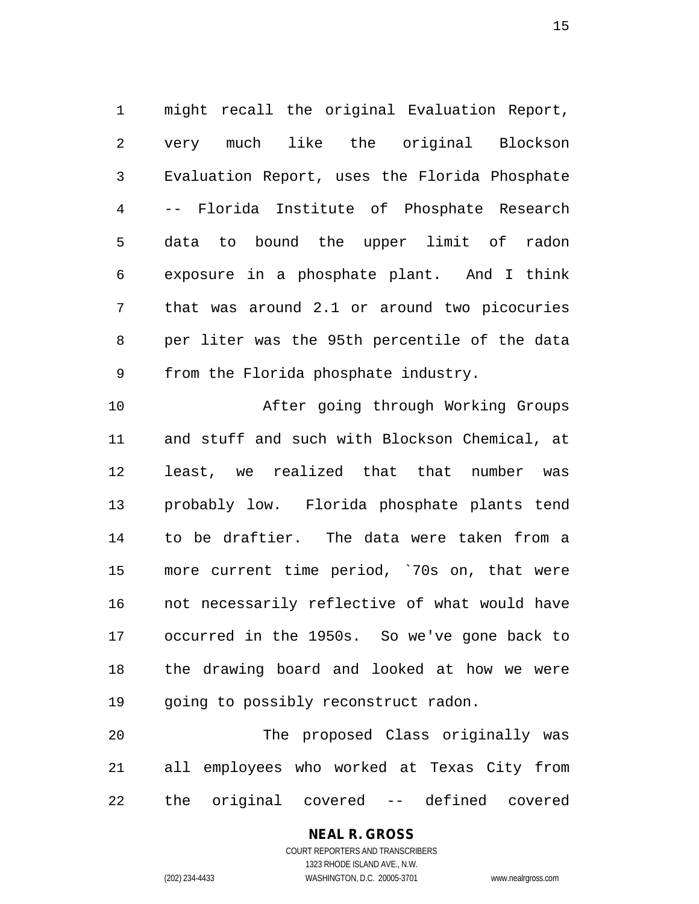might recall the original Evaluation Report, very much like the original Blockson Evaluation Report, uses the Florida Phosphate -- Florida Institute of Phosphate Research data to bound the upper limit of radon exposure in a phosphate plant. And I think that was around 2.1 or around two picocuries per liter was the 95th percentile of the data from the Florida phosphate industry.

After going through Working Groups and stuff and such with Blockson Chemical, at least, we realized that that number was probably low. Florida phosphate plants tend to be draftier. The data were taken from a more current time period, `70s on, that were not necessarily reflective of what would have occurred in the 1950s. So we've gone back to the drawing board and looked at how we were going to possibly reconstruct radon.

The proposed Class originally was all employees who worked at Texas City from the original covered -- defined covered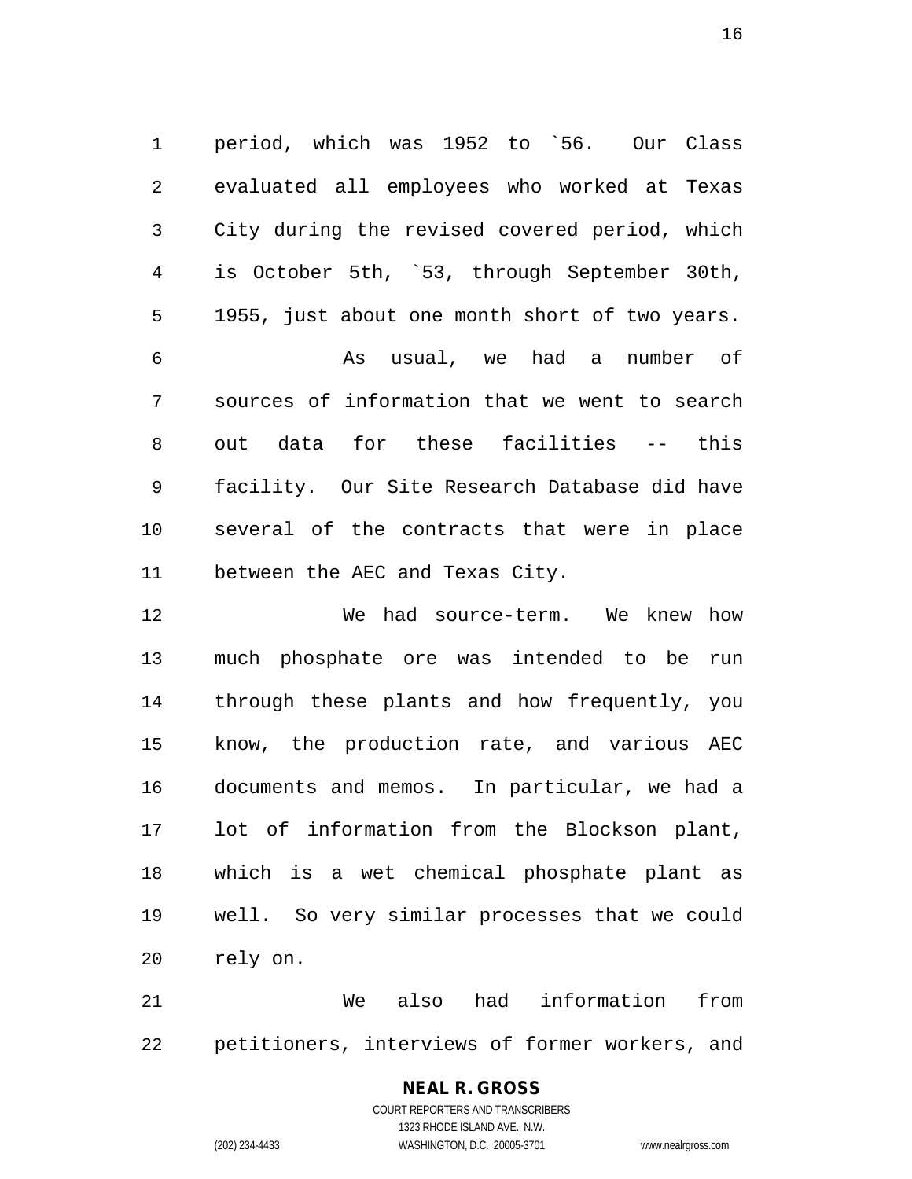period, which was 1952 to `56. Our Class evaluated all employees who worked at Texas City during the revised covered period, which is October 5th, `53, through September 30th, 1955, just about one month short of two years.

As usual, we had a number of sources of information that we went to search out data for these facilities -- this facility. Our Site Research Database did have several of the contracts that were in place between the AEC and Texas City.

We had source-term. We knew how much phosphate ore was intended to be run through these plants and how frequently, you know, the production rate, and various AEC documents and memos. In particular, we had a lot of information from the Blockson plant, which is a wet chemical phosphate plant as well. So very similar processes that we could rely on.

We also had information from petitioners, interviews of former workers, and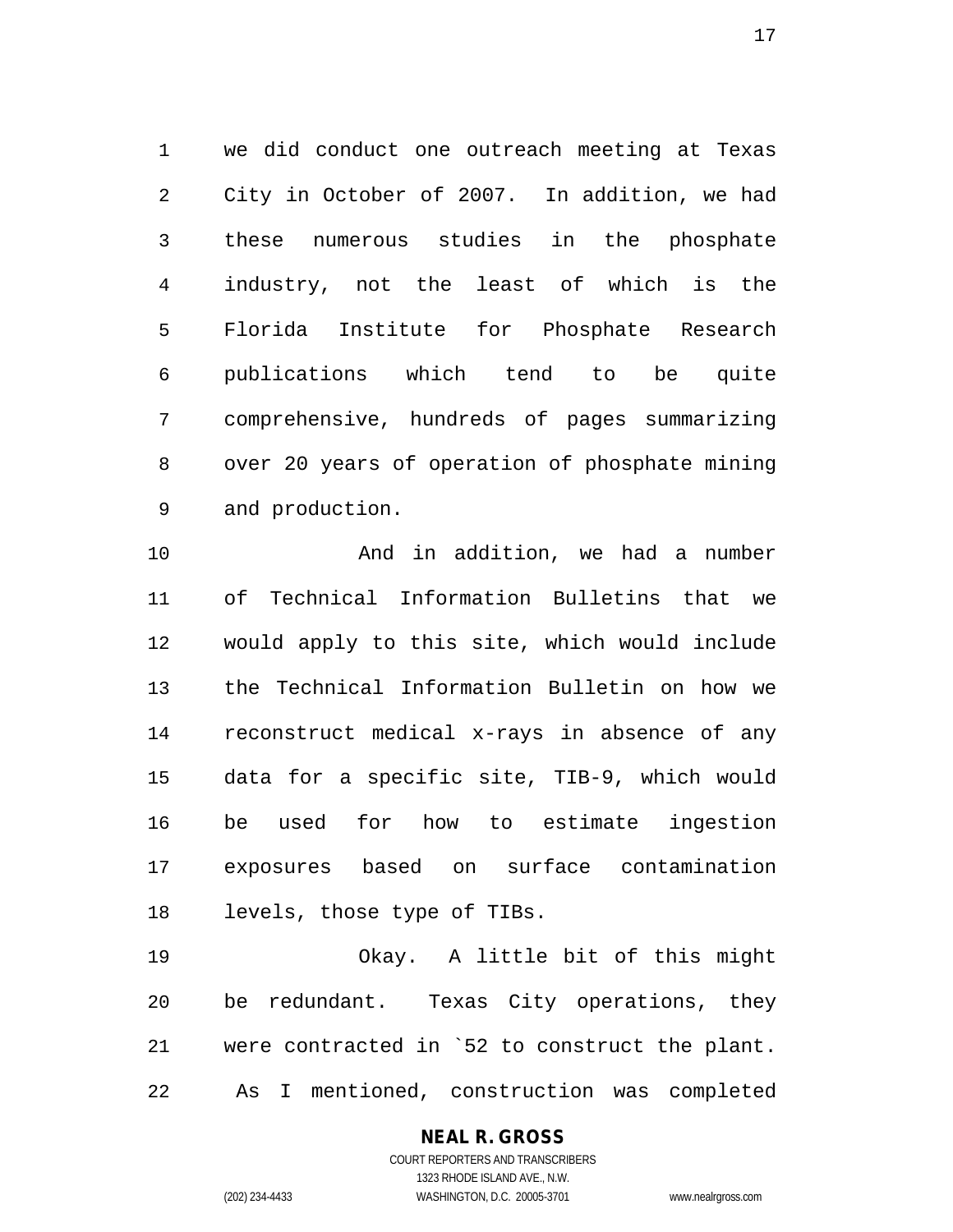we did conduct one outreach meeting at Texas City in October of 2007. In addition, we had these numerous studies in the phosphate industry, not the least of which is the Florida Institute for Phosphate Research publications which tend to be quite comprehensive, hundreds of pages summarizing over 20 years of operation of phosphate mining and production.

And in addition, we had a number of Technical Information Bulletins that we would apply to this site, which would include the Technical Information Bulletin on how we reconstruct medical x-rays in absence of any data for a specific site, TIB-9, which would be used for how to estimate ingestion exposures based on surface contamination levels, those type of TIBs.

Okay. A little bit of this might be redundant. Texas City operations, they were contracted in `52 to construct the plant. As I mentioned, construction was completed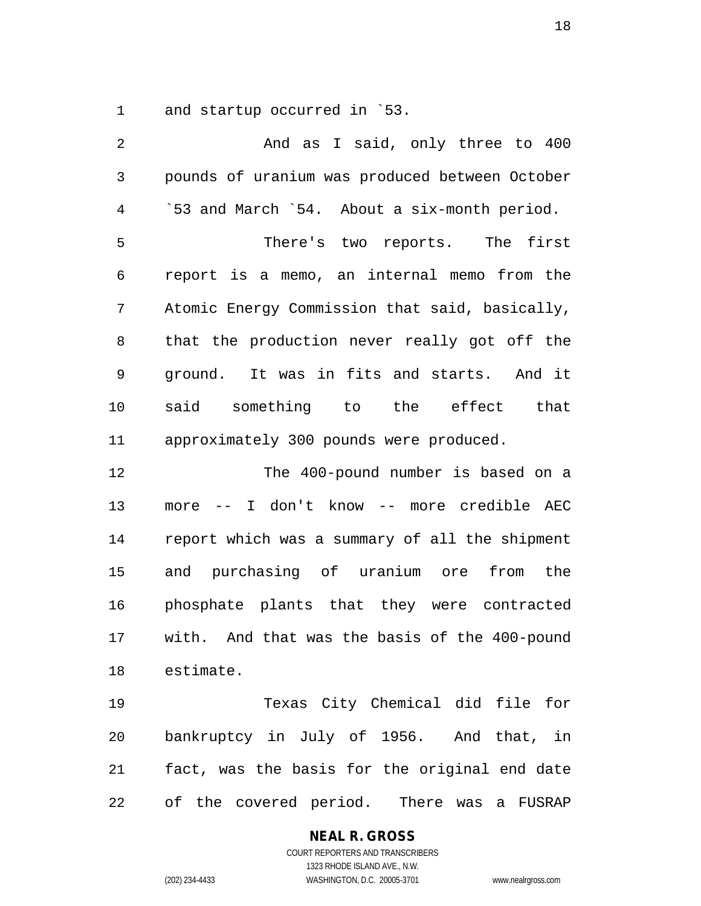and startup occurred in `53.

And as I said, only three to 400 pounds of uranium was produced between October `53 and March `54. About a six-month period.

There's two reports. The first report is a memo, an internal memo from the Atomic Energy Commission that said, basically, that the production never really got off the ground. It was in fits and starts. And it said something to the effect that approximately 300 pounds were produced.

The 400-pound number is based on a more -- I don't know -- more credible AEC report which was a summary of all the shipment and purchasing of uranium ore from the phosphate plants that they were contracted with. And that was the basis of the 400-pound estimate.

Texas City Chemical did file for bankruptcy in July of 1956. And that, in fact, was the basis for the original end date of the covered period. There was a FUSRAP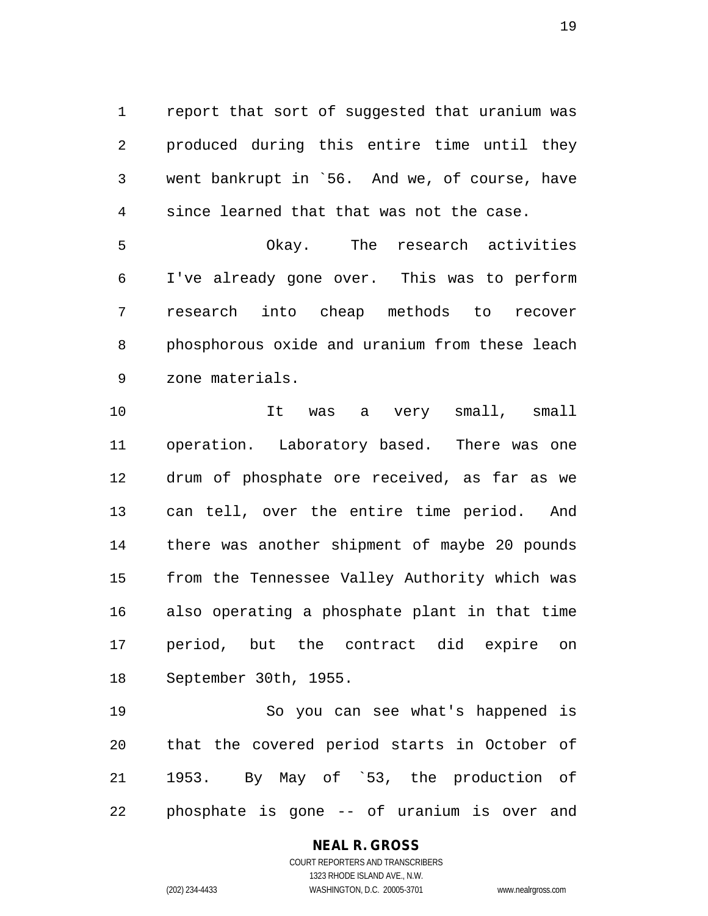report that sort of suggested that uranium was produced during this entire time until they went bankrupt in `56. And we, of course, have since learned that that was not the case.

Okay. The research activities I've already gone over. This was to perform research into cheap methods to recover phosphorous oxide and uranium from these leach zone materials.

It was a very small, small operation. Laboratory based. There was one drum of phosphate ore received, as far as we can tell, over the entire time period. And there was another shipment of maybe 20 pounds from the Tennessee Valley Authority which was also operating a phosphate plant in that time period, but the contract did expire on September 30th, 1955.

So you can see what's happened is that the covered period starts in October of 1953. By May of `53, the production of phosphate is gone -- of uranium is over and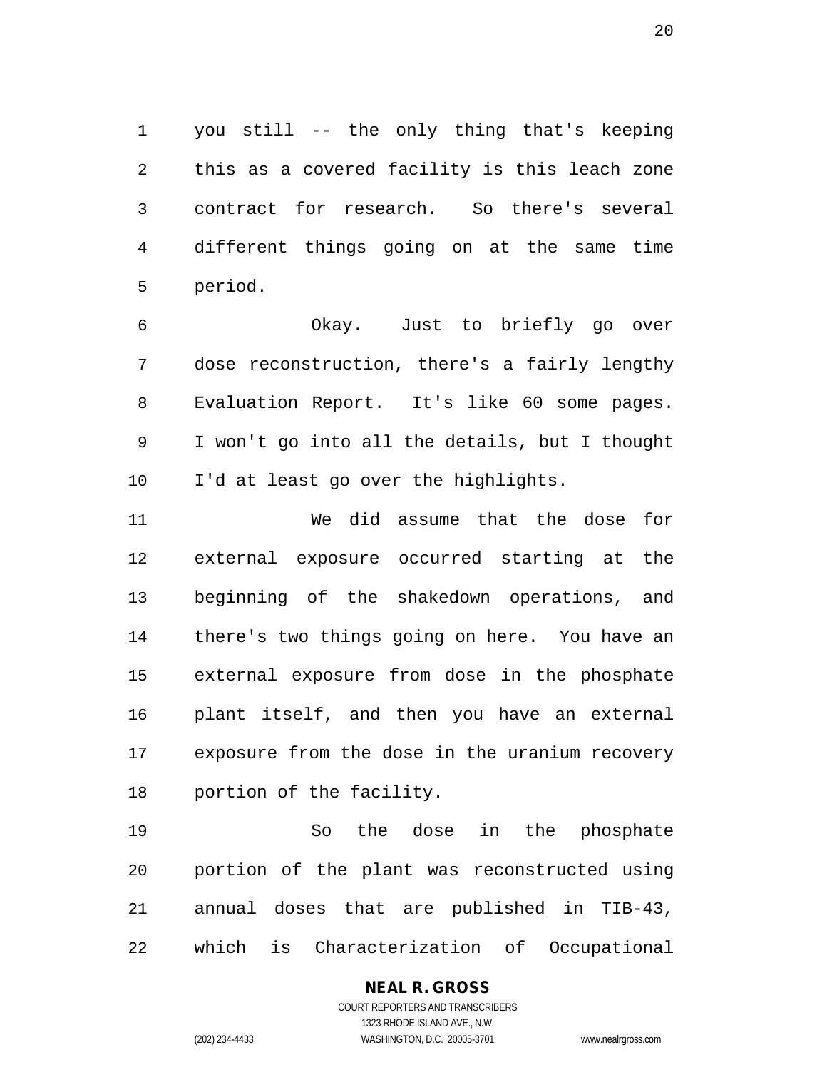you still -- the only thing that's keeping this as a covered facility is this leach zone contract for research. So there's several different things going on at the same time period.

Okay. Just to briefly go over dose reconstruction, there's a fairly lengthy Evaluation Report. It's like 60 some pages. I won't go into all the details, but I thought I'd at least go over the highlights.

We did assume that the dose for external exposure occurred starting at the beginning of the shakedown operations, and there's two things going on here. You have an external exposure from dose in the phosphate plant itself, and then you have an external exposure from the dose in the uranium recovery portion of the facility.

So the dose in the phosphate portion of the plant was reconstructed using annual doses that are published in TIB-43, which is Characterization of Occupational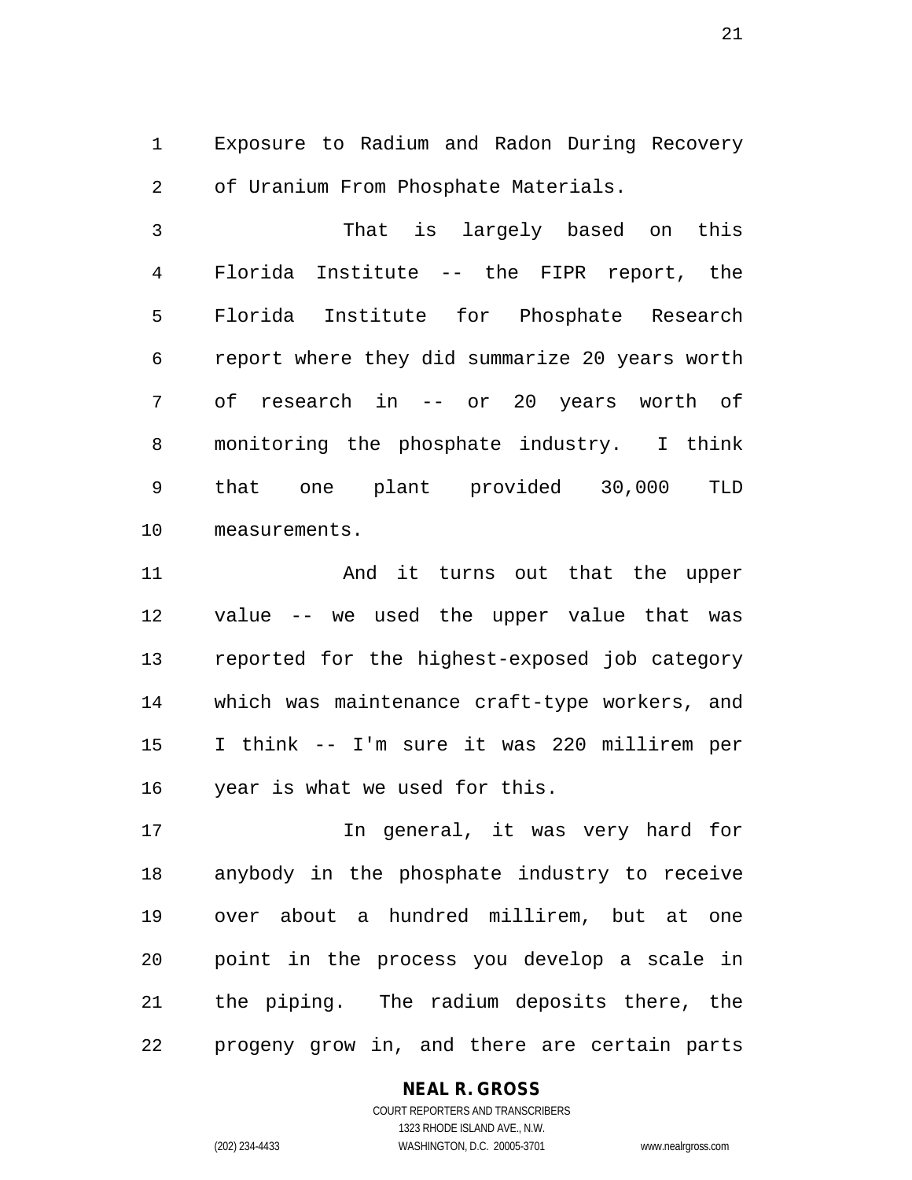Exposure to Radium and Radon During Recovery of Uranium From Phosphate Materials.

That is largely based on this Florida Institute -- the FIPR report, the Florida Institute for Phosphate Research report where they did summarize 20 years worth of research in -- or 20 years worth of monitoring the phosphate industry. I think that one plant provided 30,000 TLD measurements.

And it turns out that the upper value -- we used the upper value that was reported for the highest-exposed job category which was maintenance craft-type workers, and I think -- I'm sure it was 220 millirem per year is what we used for this.

In general, it was very hard for anybody in the phosphate industry to receive over about a hundred millirem, but at one point in the process you develop a scale in the piping. The radium deposits there, the progeny grow in, and there are certain parts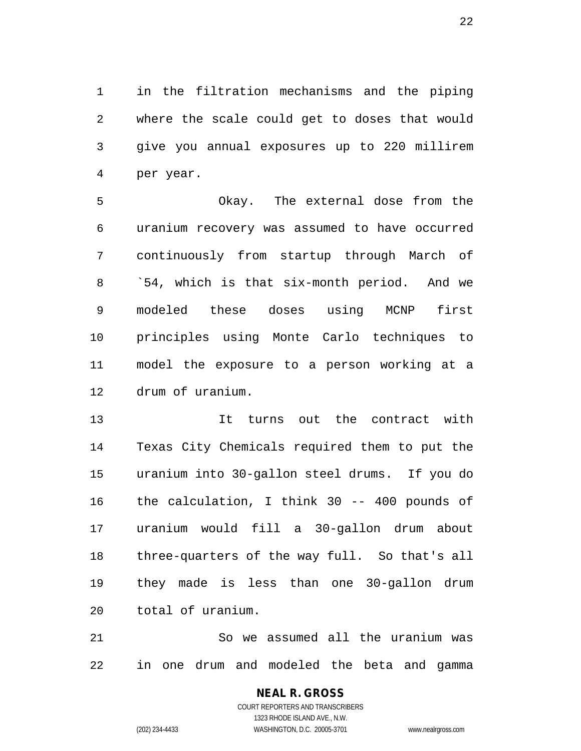in the filtration mechanisms and the piping where the scale could get to doses that would give you annual exposures up to 220 millirem per year.

Okay. The external dose from the uranium recovery was assumed to have occurred continuously from startup through March of `54, which is that six-month period. And we modeled these doses using MCNP first principles using Monte Carlo techniques to model the exposure to a person working at a drum of uranium.

It turns out the contract with Texas City Chemicals required them to put the uranium into 30-gallon steel drums. If you do the calculation, I think 30 -- 400 pounds of uranium would fill a 30-gallon drum about three-quarters of the way full. So that's all they made is less than one 30-gallon drum total of uranium.

So we assumed all the uranium was in one drum and modeled the beta and gamma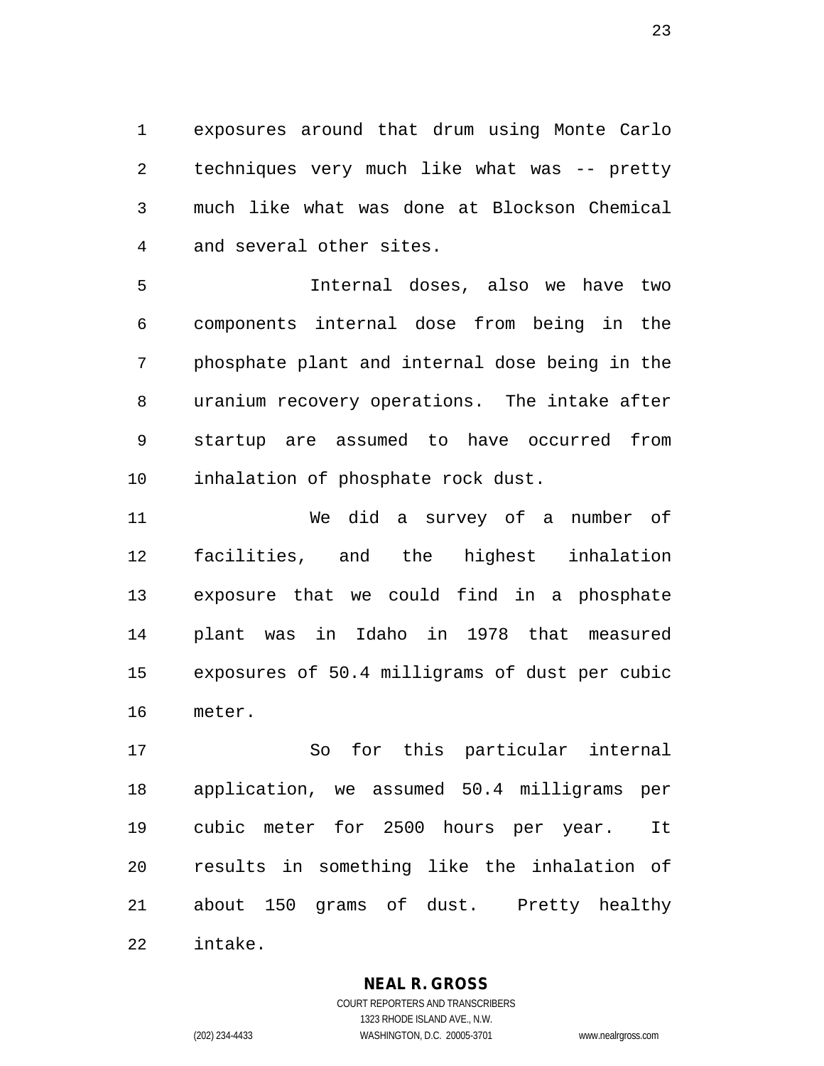exposures around that drum using Monte Carlo techniques very much like what was -- pretty much like what was done at Blockson Chemical and several other sites.

Internal doses, also we have two components internal dose from being in the phosphate plant and internal dose being in the uranium recovery operations. The intake after startup are assumed to have occurred from inhalation of phosphate rock dust.

We did a survey of a number of facilities, and the highest inhalation exposure that we could find in a phosphate plant was in Idaho in 1978 that measured exposures of 50.4 milligrams of dust per cubic meter.

So for this particular internal application, we assumed 50.4 milligrams per cubic meter for 2500 hours per year. It results in something like the inhalation of about 150 grams of dust. Pretty healthy intake.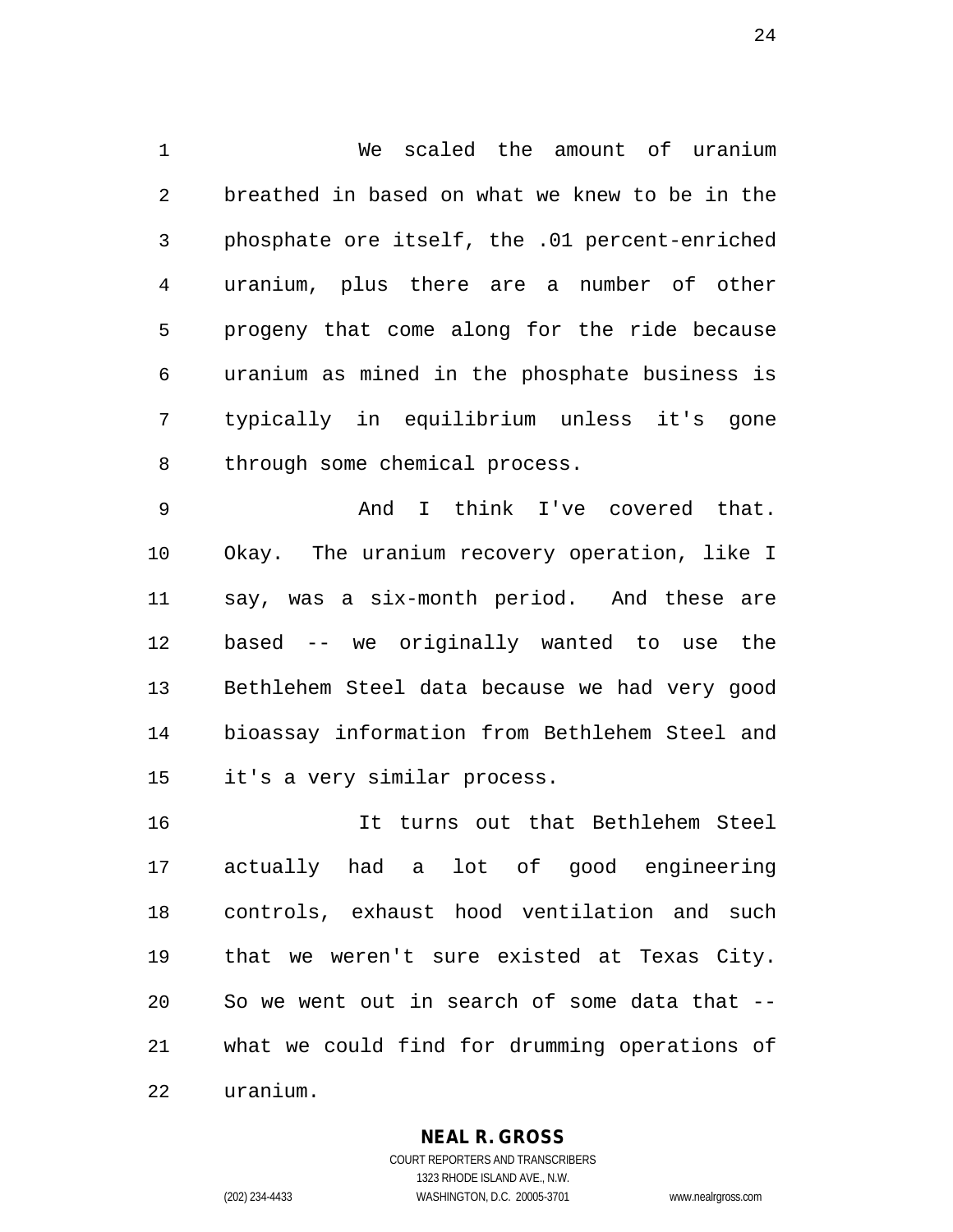We scaled the amount of uranium breathed in based on what we knew to be in the phosphate ore itself, the .01 percent-enriched uranium, plus there are a number of other progeny that come along for the ride because uranium as mined in the phosphate business is typically in equilibrium unless it's gone through some chemical process.

And I think I've covered that. Okay. The uranium recovery operation, like I say, was a six-month period. And these are based -- we originally wanted to use the Bethlehem Steel data because we had very good bioassay information from Bethlehem Steel and it's a very similar process.

It turns out that Bethlehem Steel actually had a lot of good engineering controls, exhaust hood ventilation and such that we weren't sure existed at Texas City. So we went out in search of some data that -- what we could find for drumming operations of uranium.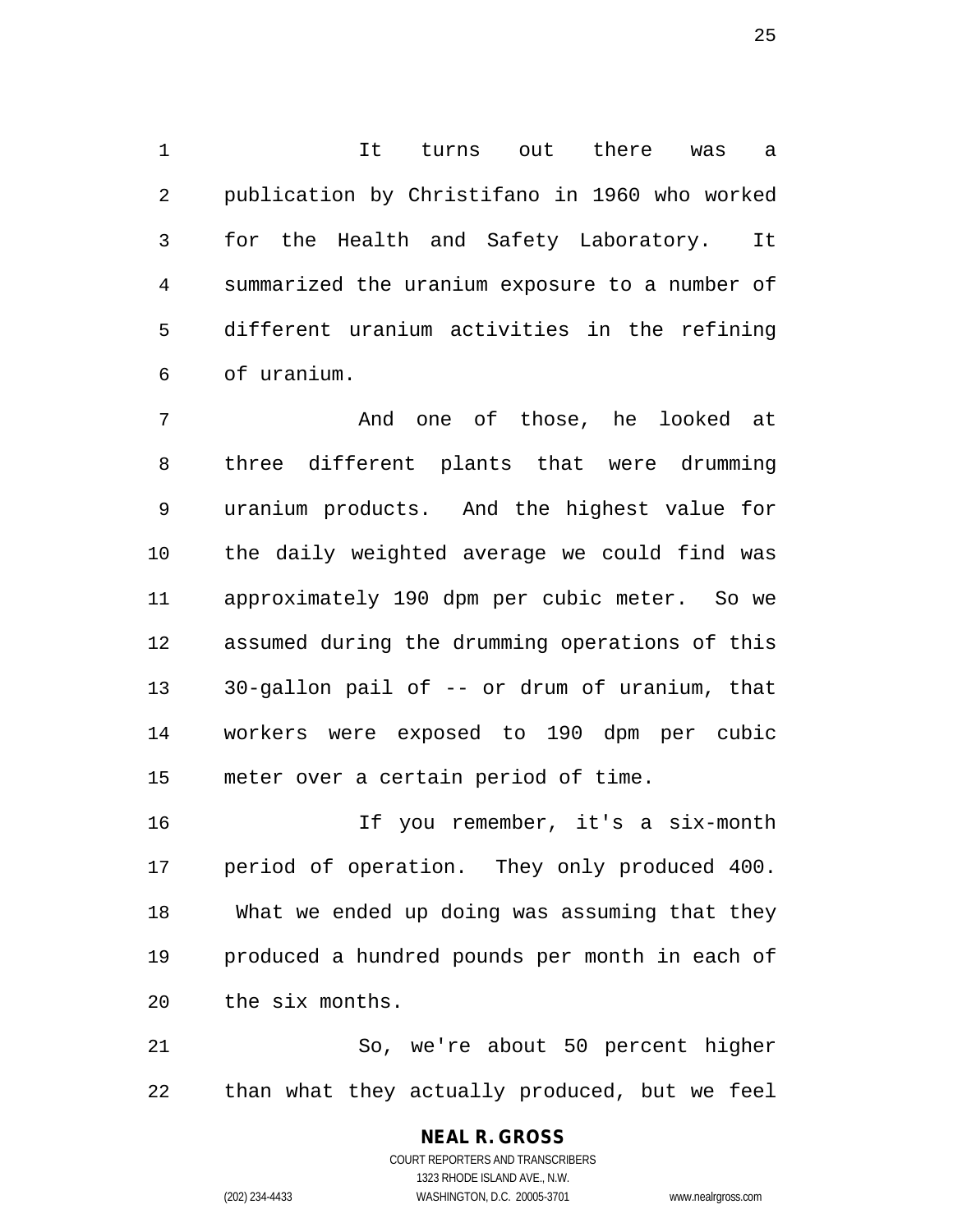It turns out there was a publication by Christifano in 1960 who worked for the Health and Safety Laboratory. It summarized the uranium exposure to a number of different uranium activities in the refining of uranium.

And one of those, he looked at three different plants that were drumming uranium products. And the highest value for the daily weighted average we could find was approximately 190 dpm per cubic meter. So we assumed during the drumming operations of this 30-gallon pail of -- or drum of uranium, that workers were exposed to 190 dpm per cubic meter over a certain period of time.

If you remember, it's a six-month period of operation. They only produced 400. What we ended up doing was assuming that they produced a hundred pounds per month in each of the six months.

So, we're about 50 percent higher than what they actually produced, but we feel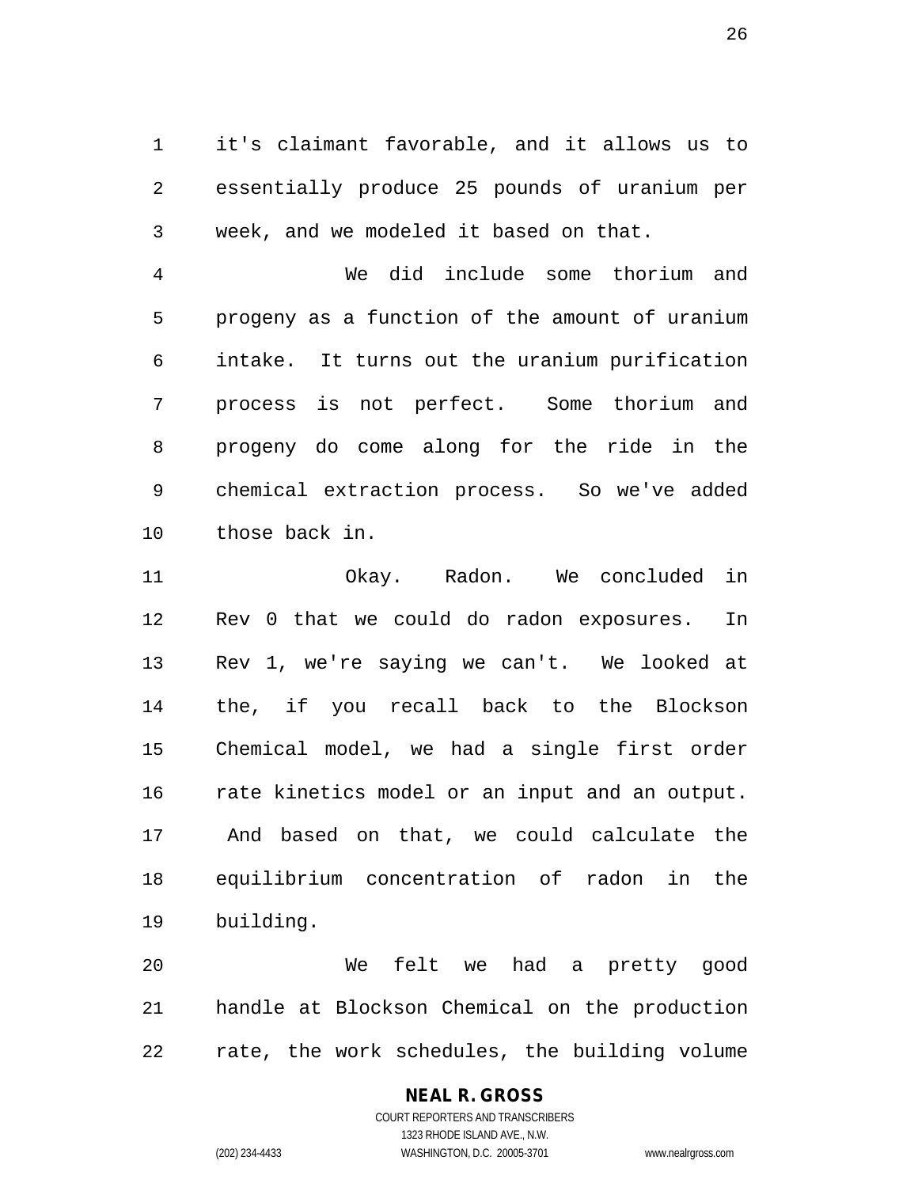it's claimant favorable, and it allows us to essentially produce 25 pounds of uranium per week, and we modeled it based on that.

We did include some thorium and progeny as a function of the amount of uranium intake. It turns out the uranium purification process is not perfect. Some thorium and progeny do come along for the ride in the chemical extraction process. So we've added those back in.

Okay. Radon. We concluded in Rev 0 that we could do radon exposures. In Rev 1, we're saying we can't. We looked at the, if you recall back to the Blockson Chemical model, we had a single first order rate kinetics model or an input and an output. And based on that, we could calculate the equilibrium concentration of radon in the building.

We felt we had a pretty good handle at Blockson Chemical on the production rate, the work schedules, the building volume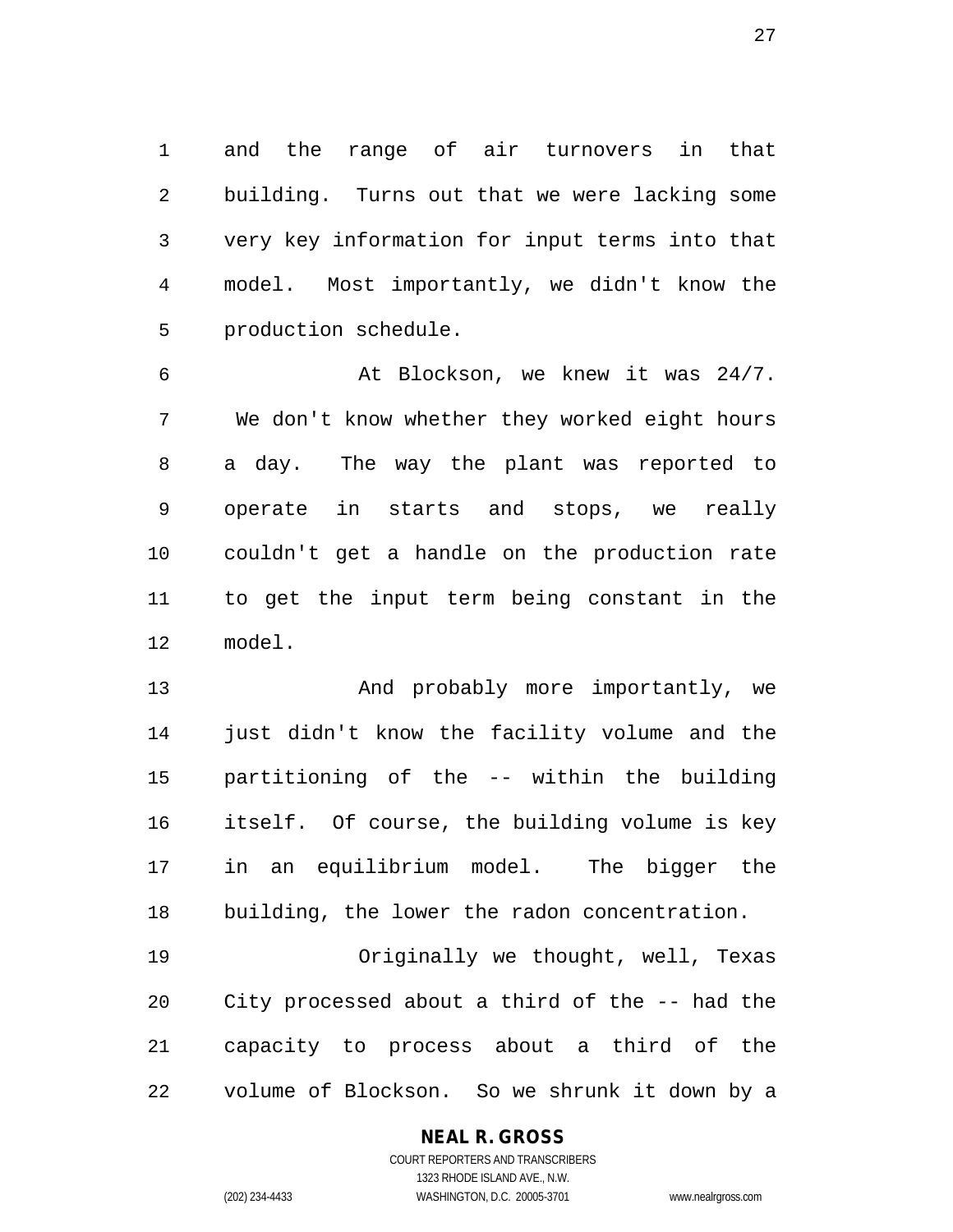and the range of air turnovers in that building. Turns out that we were lacking some very key information for input terms into that model. Most importantly, we didn't know the production schedule.

At Blockson, we knew it was 24/7. We don't know whether they worked eight hours a day. The way the plant was reported to operate in starts and stops, we really couldn't get a handle on the production rate to get the input term being constant in the model.

And probably more importantly, we just didn't know the facility volume and the partitioning of the -- within the building itself. Of course, the building volume is key in an equilibrium model. The bigger the building, the lower the radon concentration.

Originally we thought, well, Texas City processed about a third of the -- had the capacity to process about a third of the volume of Blockson. So we shrunk it down by a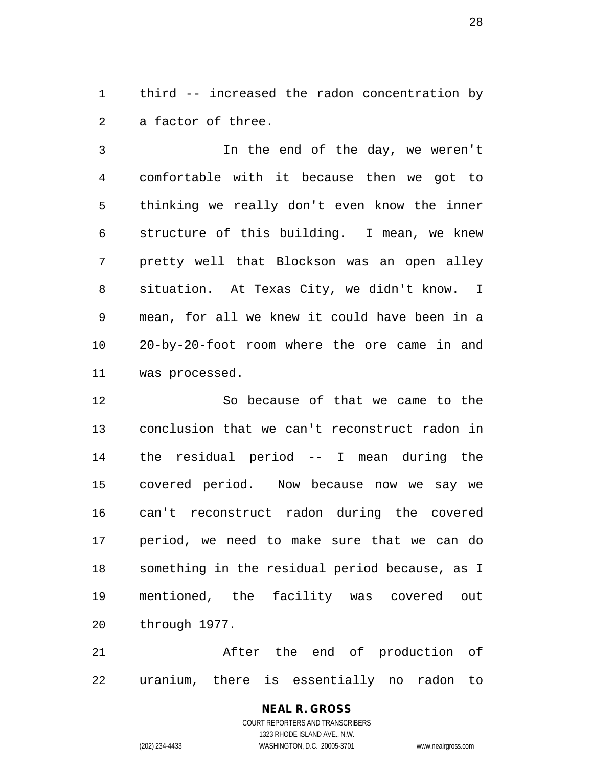third -- increased the radon concentration by a factor of three.

In the end of the day, we weren't comfortable with it because then we got to thinking we really don't even know the inner structure of this building. I mean, we knew pretty well that Blockson was an open alley situation. At Texas City, we didn't know. I mean, for all we knew it could have been in a 20-by-20-foot room where the ore came in and was processed.

So because of that we came to the conclusion that we can't reconstruct radon in the residual period -- I mean during the covered period. Now because now we say we can't reconstruct radon during the covered period, we need to make sure that we can do something in the residual period because, as I mentioned, the facility was covered out through 1977.

After the end of production of uranium, there is essentially no radon to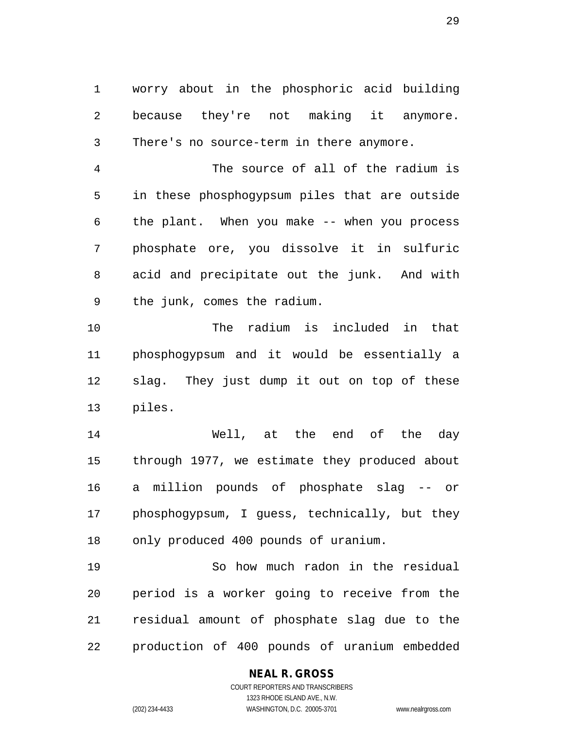worry about in the phosphoric acid building because they're not making it anymore. There's no source-term in there anymore.

The source of all of the radium is in these phosphogypsum piles that are outside the plant. When you make -- when you process phosphate ore, you dissolve it in sulfuric acid and precipitate out the junk. And with the junk, comes the radium.

The radium is included in that phosphogypsum and it would be essentially a slag. They just dump it out on top of these piles.

Well, at the end of the day through 1977, we estimate they produced about a million pounds of phosphate slag -- or phosphogypsum, I guess, technically, but they only produced 400 pounds of uranium.

So how much radon in the residual period is a worker going to receive from the residual amount of phosphate slag due to the production of 400 pounds of uranium embedded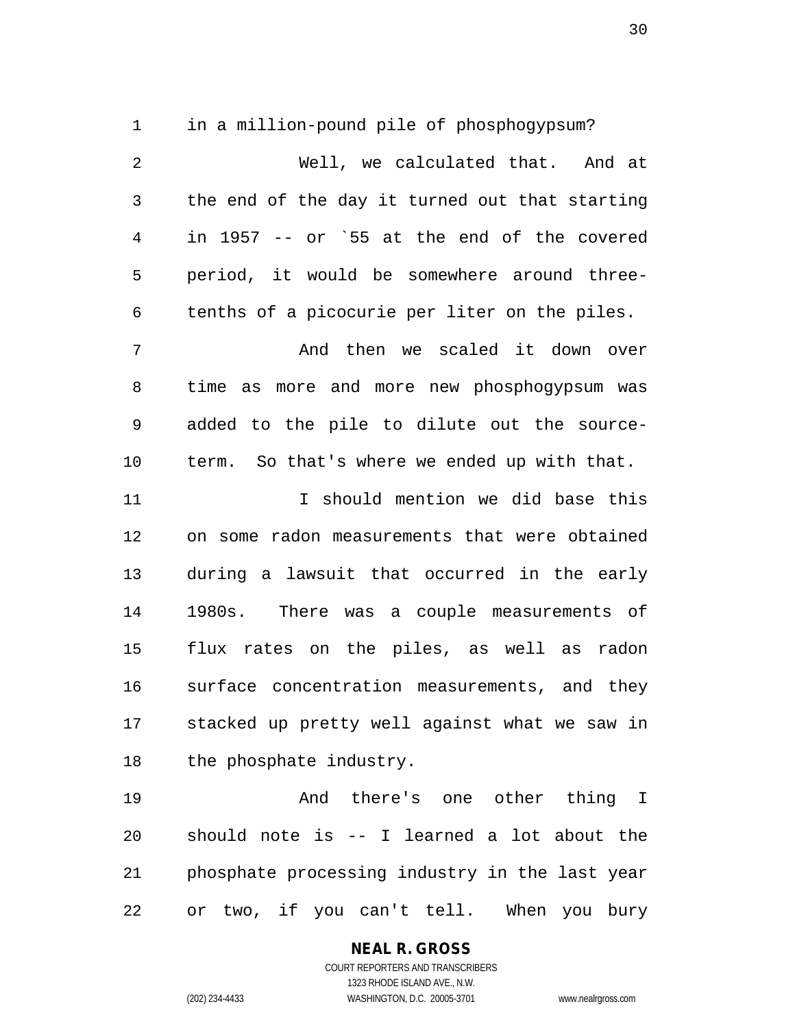in a million-pound pile of phosphogypsum?

Well, we calculated that. And at the end of the day it turned out that starting in 1957 -- or `55 at the end of the covered period, it would be somewhere around three-tenths of a picocurie per liter on the piles.

And then we scaled it down over time as more and more new phosphogypsum was added to the pile to dilute out the source-term. So that's where we ended up with that.

I should mention we did base this on some radon measurements that were obtained during a lawsuit that occurred in the early 1980s. There was a couple measurements of flux rates on the piles, as well as radon surface concentration measurements, and they stacked up pretty well against what we saw in the phosphate industry.

And there's one other thing I should note is -- I learned a lot about the phosphate processing industry in the last year or two, if you can't tell. When you bury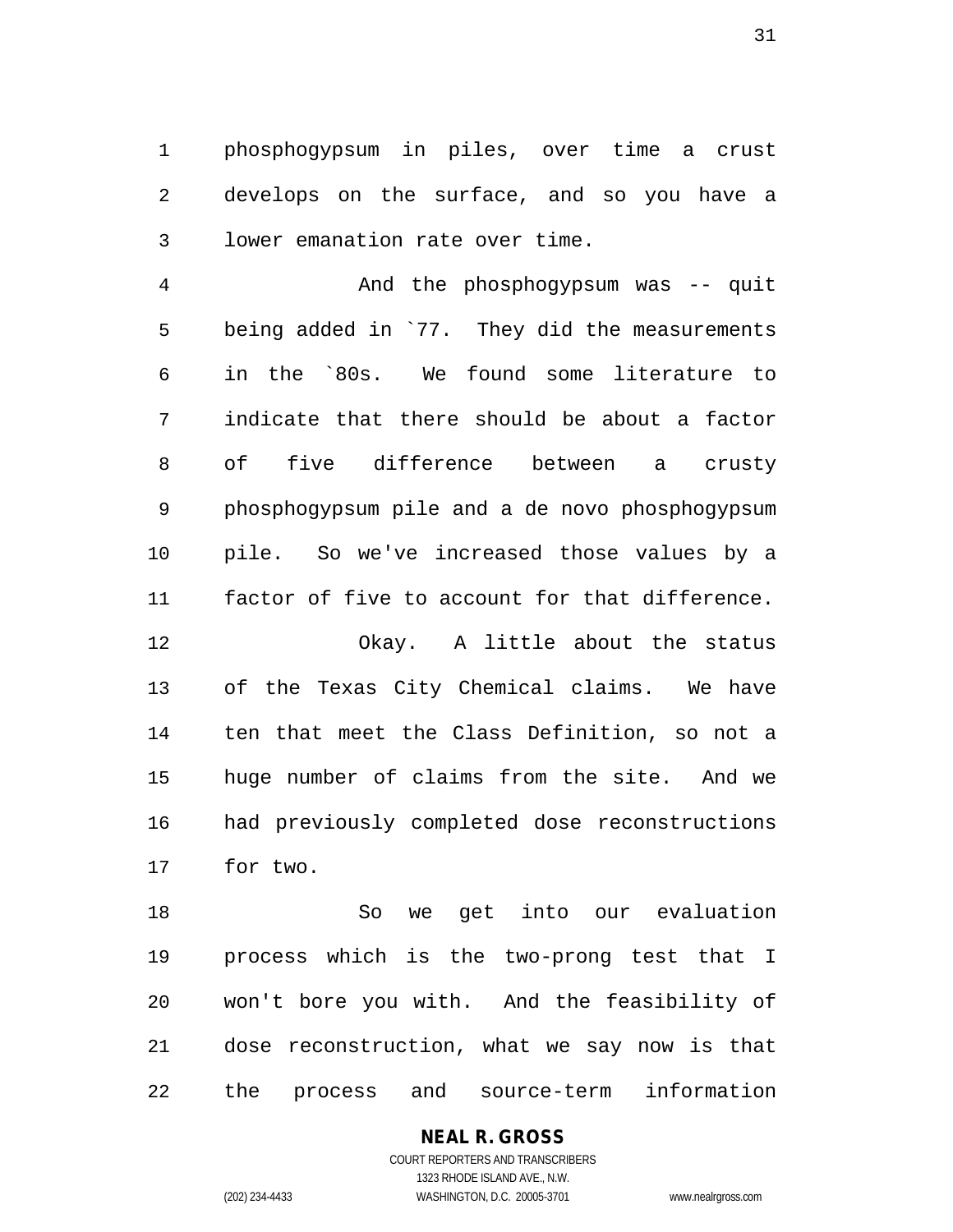phosphogypsum in piles, over time a crust develops on the surface, and so you have a lower emanation rate over time.

And the phosphogypsum was -- quit being added in `77. They did the measurements in the `80s. We found some literature to indicate that there should be about a factor of five difference between a crusty phosphogypsum pile and a de novo phosphogypsum pile. So we've increased those values by a factor of five to account for that difference.

Okay. A little about the status of the Texas City Chemical claims. We have ten that meet the Class Definition, so not a huge number of claims from the site. And we had previously completed dose reconstructions for two.

So we get into our evaluation process which is the two-prong test that I won't bore you with. And the feasibility of dose reconstruction, what we say now is that the process and source-term information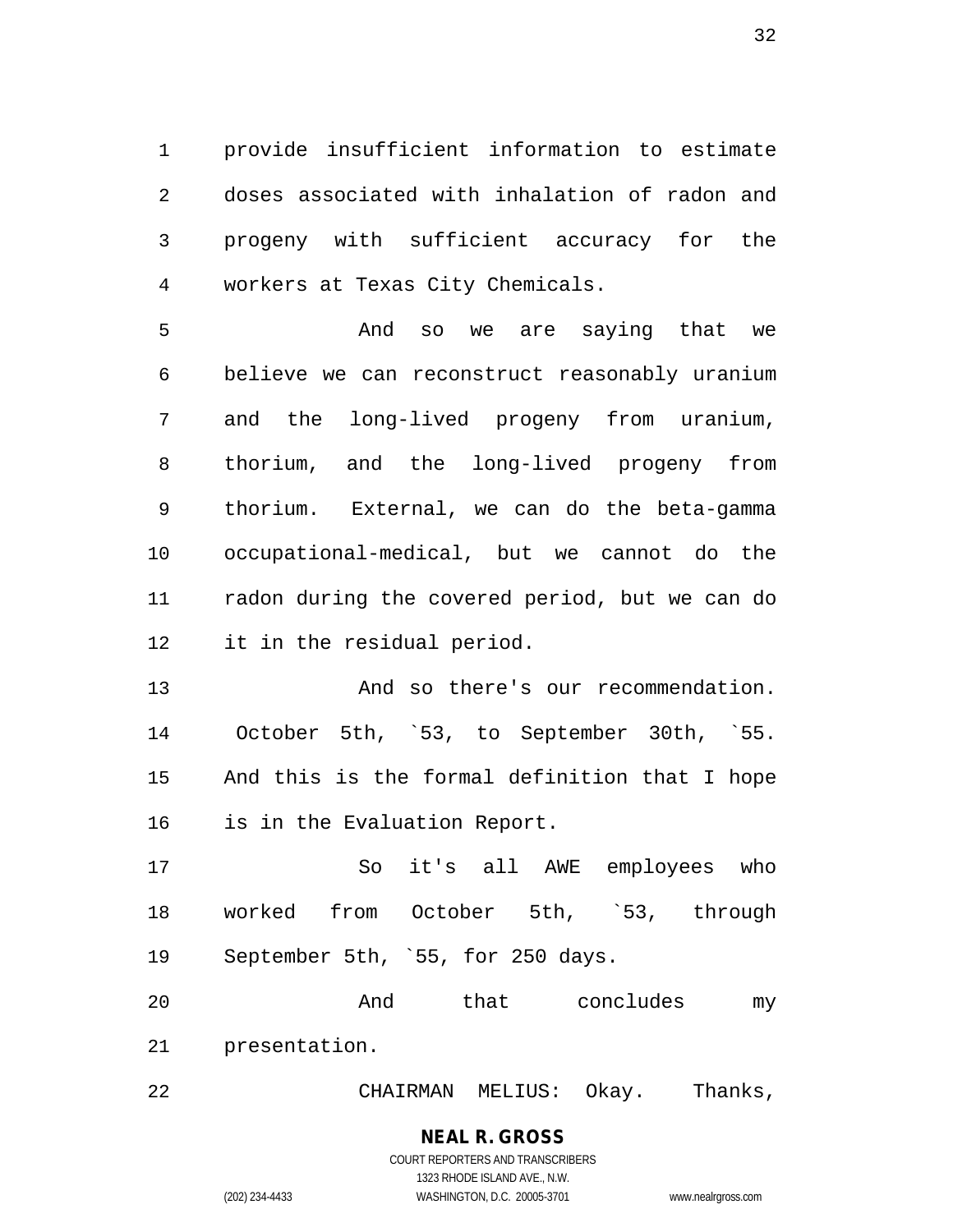provide insufficient information to estimate doses associated with inhalation of radon and progeny with sufficient accuracy for the workers at Texas City Chemicals.

And so we are saying that we believe we can reconstruct reasonably uranium and the long-lived progeny from uranium, thorium, and the long-lived progeny from thorium. External, we can do the beta-gamma occupational-medical, but we cannot do the radon during the covered period, but we can do it in the residual period.

And so there's our recommendation. October 5th, `53, to September 30th, `55. And this is the formal definition that I hope is in the Evaluation Report.

So it's all AWE employees who worked from October 5th, `53, through September 5th, `55, for 250 days.

And that concludes my presentation.

CHAIRMAN MELIUS: Okay. Thanks,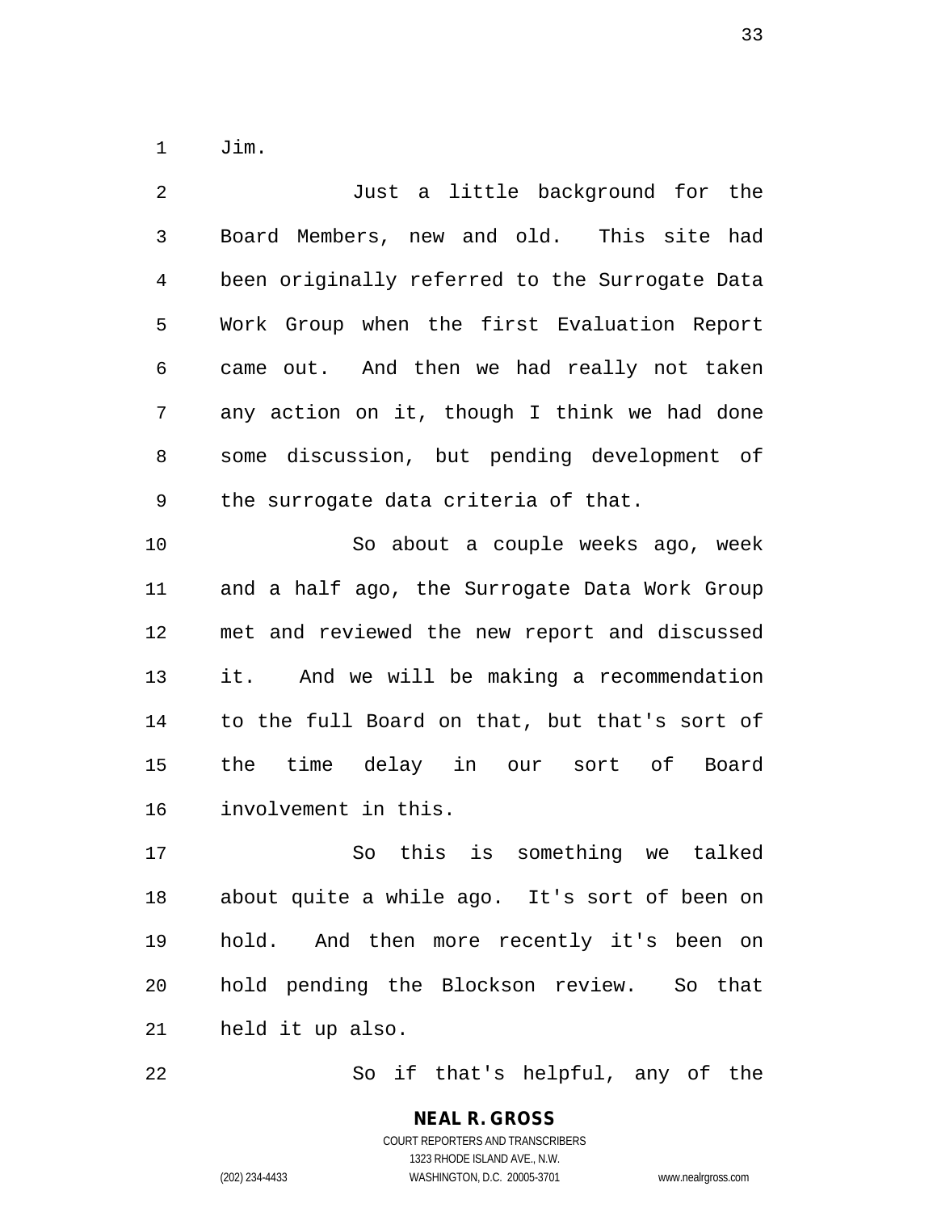Jim.

Just a little background for the Board Members, new and old. This site had been originally referred to the Surrogate Data Work Group when the first Evaluation Report came out. And then we had really not taken any action on it, though I think we had done some discussion, but pending development of the surrogate data criteria of that.

So about a couple weeks ago, week and a half ago, the Surrogate Data Work Group met and reviewed the new report and discussed it. And we will be making a recommendation to the full Board on that, but that's sort of the time delay in our sort of Board involvement in this.

So this is something we talked about quite a while ago. It's sort of been on hold. And then more recently it's been on hold pending the Blockson review. So that held it up also.

So if that's helpful, any of the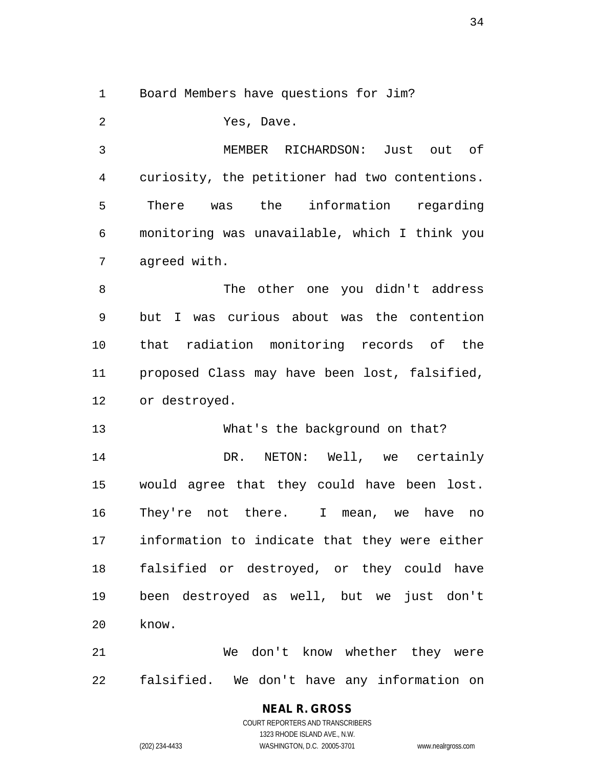Board Members have questions for Jim?

Yes, Dave.

MEMBER RICHARDSON: Just out of curiosity, the petitioner had two contentions. There was the information regarding monitoring was unavailable, which I think you agreed with.

The other one you didn't address but I was curious about was the contention that radiation monitoring records of the proposed Class may have been lost, falsified, or destroyed.

What's the background on that?

DR. NETON: Well, we certainly would agree that they could have been lost. They're not there. I mean, we have no information to indicate that they were either falsified or destroyed, or they could have been destroyed as well, but we just don't know.

We don't know whether they were falsified. We don't have any information on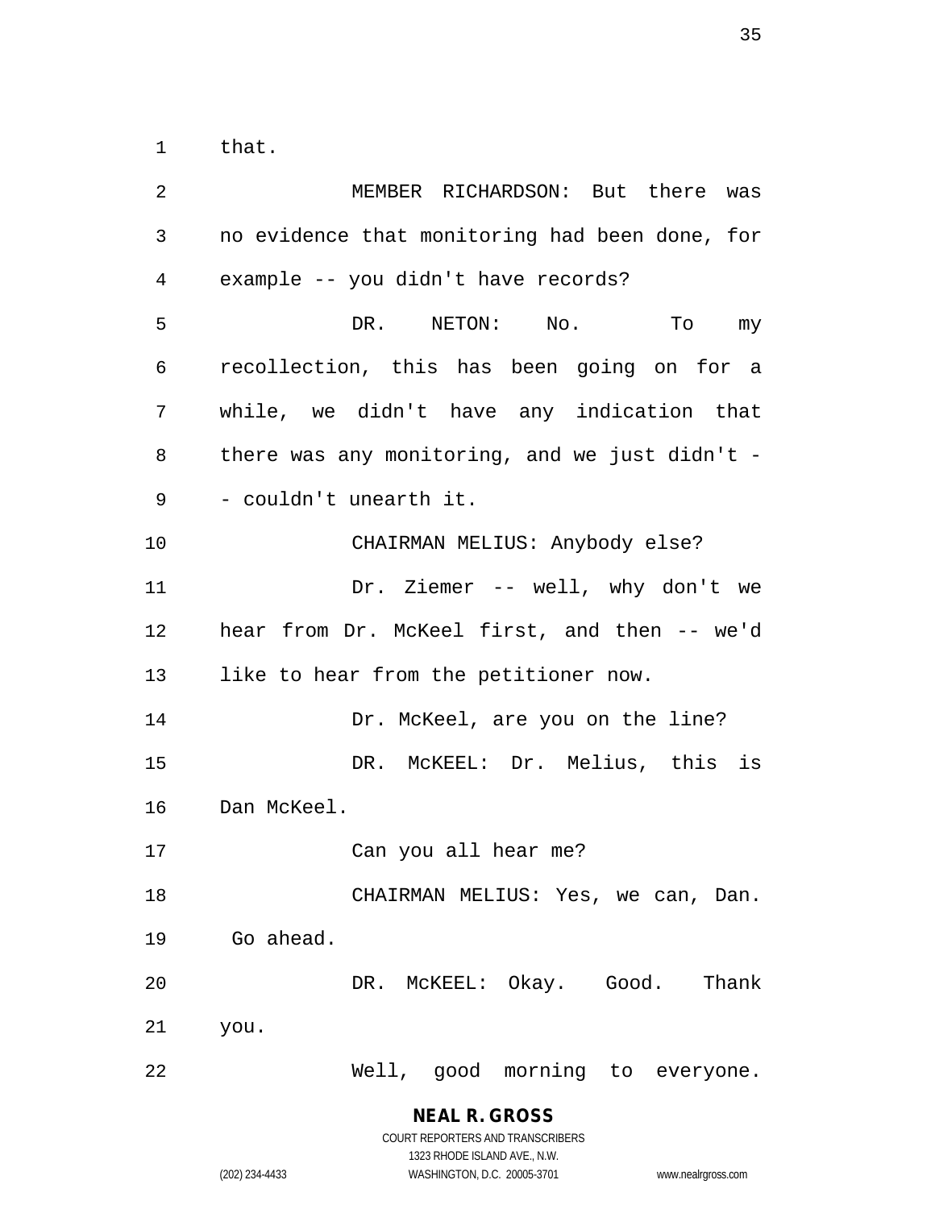that.

MEMBER RICHARDSON: But there was no evidence that monitoring had been done, for example -- you didn't have records?

DR. NETON: No. To my recollection, this has been going on for a while, we didn't have any indication that there was any monitoring, and we just didn't -- couldn't unearth it.

CHAIRMAN MELIUS: Anybody else?

Dr. Ziemer -- well, why don't we hear from Dr. McKeel first, and then -- we'd like to hear from the petitioner now.

Dr. McKeel, are you on the line?

DR. McKEEL: Dr. Melius, this is Dan McKeel.

Can you all hear me?

CHAIRMAN MELIUS: Yes, we can, Dan. Go ahead.

DR. McKEEL: Okay. Good. Thank you.

Well, good morning to everyone.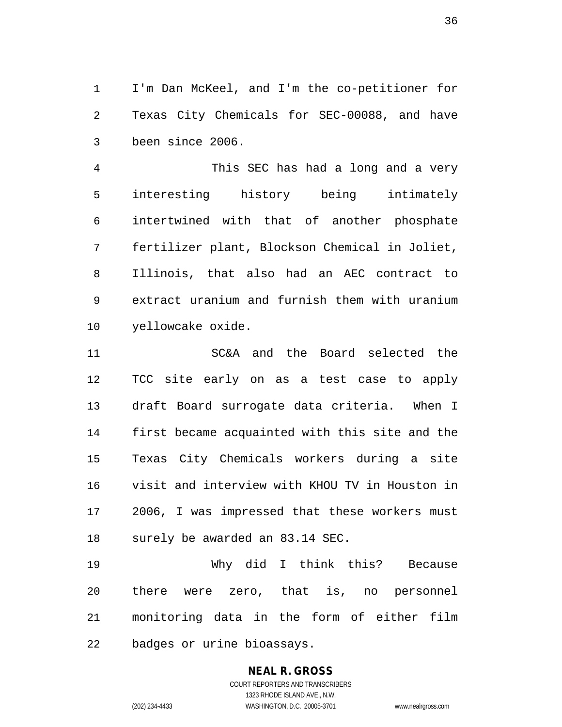I'm Dan McKeel, and I'm the co-petitioner for Texas City Chemicals for SEC-00088, and have been since 2006.

This SEC has had a long and a very interesting history being intimately intertwined with that of another phosphate fertilizer plant, Blockson Chemical in Joliet, Illinois, that also had an AEC contract to extract uranium and furnish them with uranium yellowcake oxide.

SC&A and the Board selected the TCC site early on as a test case to apply draft Board surrogate data criteria. When I first became acquainted with this site and the Texas City Chemicals workers during a site visit and interview with KHOU TV in Houston in 2006, I was impressed that these workers must surely be awarded an 83.14 SEC.

Why did I think this? Because there were zero, that is, no personnel monitoring data in the form of either film badges or urine bioassays.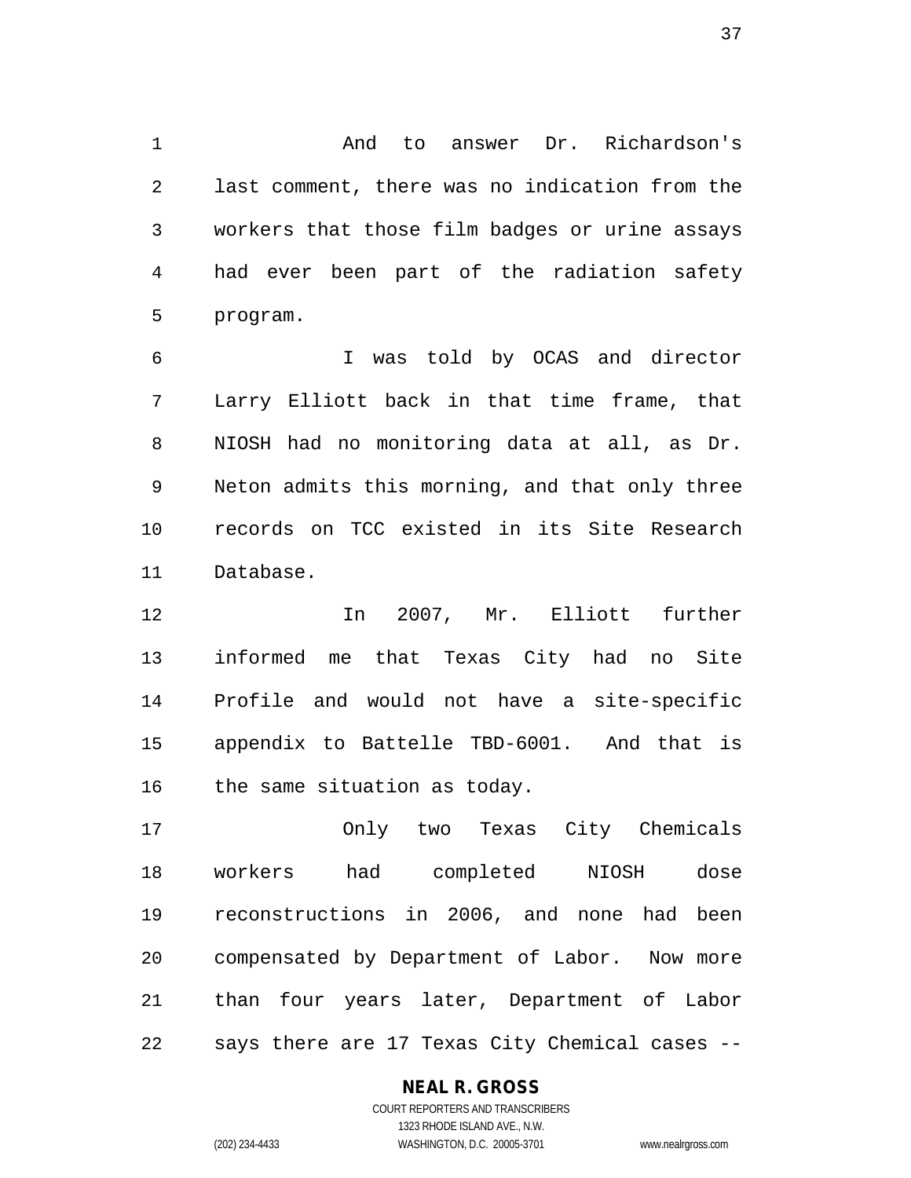And to answer Dr. Richardson's last comment, there was no indication from the workers that those film badges or urine assays had ever been part of the radiation safety program.

I was told by OCAS and director Larry Elliott back in that time frame, that NIOSH had no monitoring data at all, as Dr. Neton admits this morning, and that only three records on TCC existed in its Site Research Database.

In 2007, Mr. Elliott further informed me that Texas City had no Site Profile and would not have a site-specific appendix to Battelle TBD-6001. And that is the same situation as today.

Only two Texas City Chemicals workers had completed NIOSH dose reconstructions in 2006, and none had been compensated by Department of Labor. Now more than four years later, Department of Labor says there are 17 Texas City Chemical cases --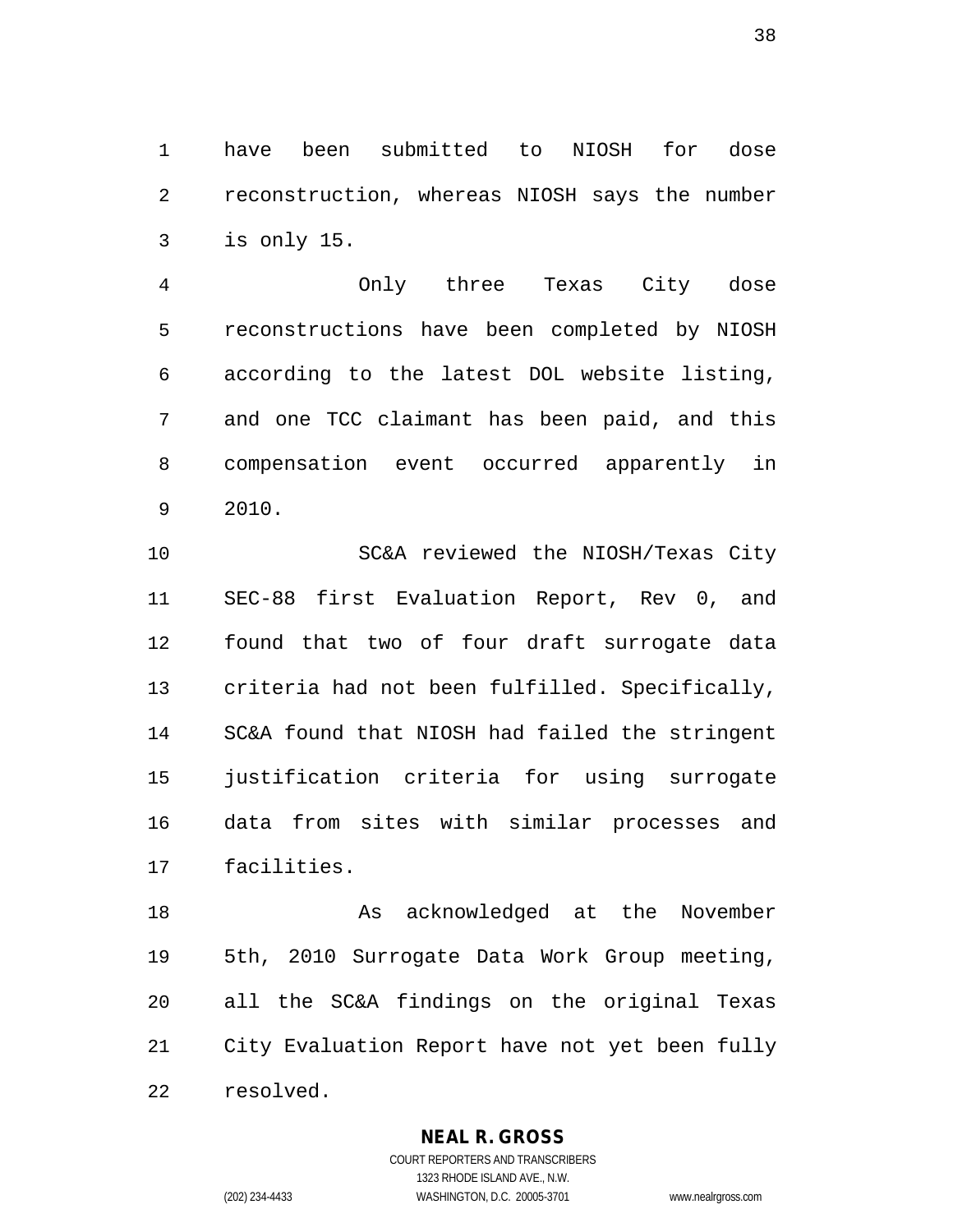have been submitted to NIOSH for dose reconstruction, whereas NIOSH says the number is only 15.

Only three Texas City dose reconstructions have been completed by NIOSH according to the latest DOL website listing, and one TCC claimant has been paid, and this compensation event occurred apparently in 2010.

SC&A reviewed the NIOSH/Texas City SEC-88 first Evaluation Report, Rev 0, and found that two of four draft surrogate data criteria had not been fulfilled. Specifically, SC&A found that NIOSH had failed the stringent justification criteria for using surrogate data from sites with similar processes and facilities.

As acknowledged at the November 5th, 2010 Surrogate Data Work Group meeting, all the SC&A findings on the original Texas City Evaluation Report have not yet been fully resolved.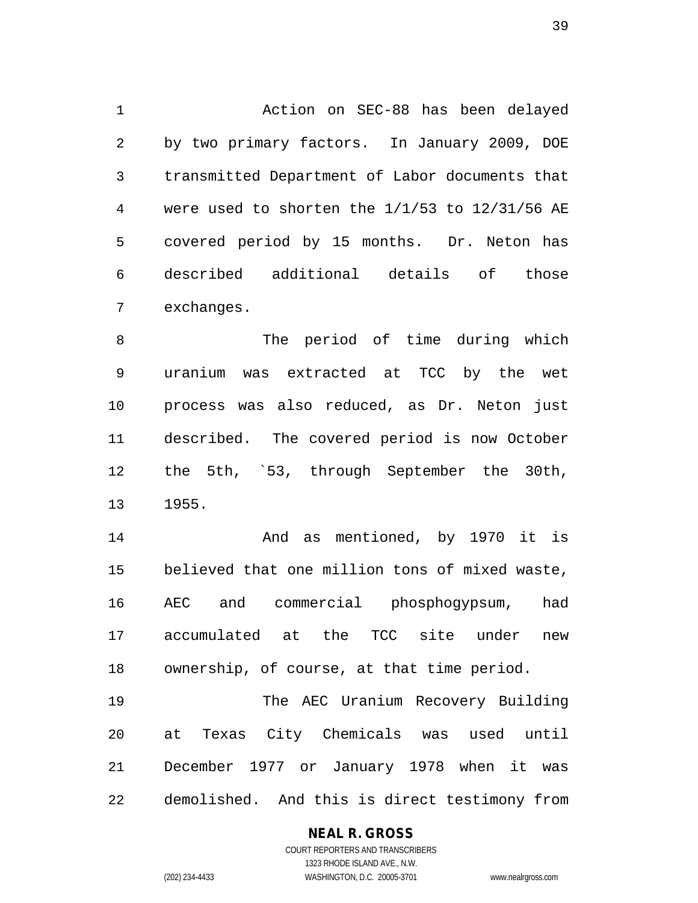Action on SEC-88 has been delayed by two primary factors. In January 2009, DOE transmitted Department of Labor documents that were used to shorten the 1/1/53 to 12/31/56 AE covered period by 15 months. Dr. Neton has described additional details of those exchanges.

The period of time during which uranium was extracted at TCC by the wet process was also reduced, as Dr. Neton just described. The covered period is now October the 5th, `53, through September the 30th, 1955.

And as mentioned, by 1970 it is believed that one million tons of mixed waste, AEC and commercial phosphogypsum, had accumulated at the TCC site under new ownership, of course, at that time period.

The AEC Uranium Recovery Building at Texas City Chemicals was used until December 1977 or January 1978 when it was demolished. And this is direct testimony from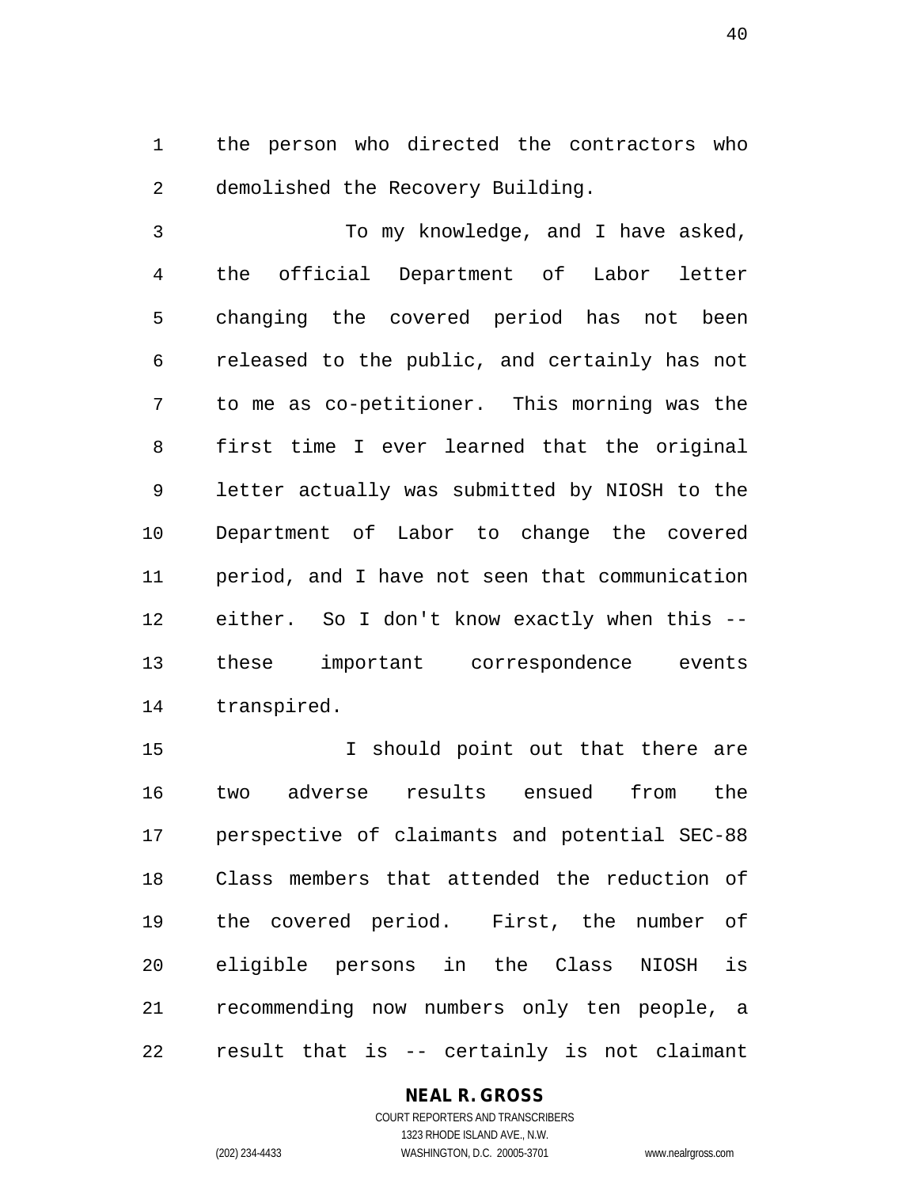the person who directed the contractors who demolished the Recovery Building.

To my knowledge, and I have asked, the official Department of Labor letter changing the covered period has not been released to the public, and certainly has not to me as co-petitioner. This morning was the first time I ever learned that the original letter actually was submitted by NIOSH to the Department of Labor to change the covered period, and I have not seen that communication either. So I don't know exactly when this -- these important correspondence events transpired.

I should point out that there are two adverse results ensued from the perspective of claimants and potential SEC-88 Class members that attended the reduction of the covered period. First, the number of eligible persons in the Class NIOSH is recommending now numbers only ten people, a result that is -- certainly is not claimant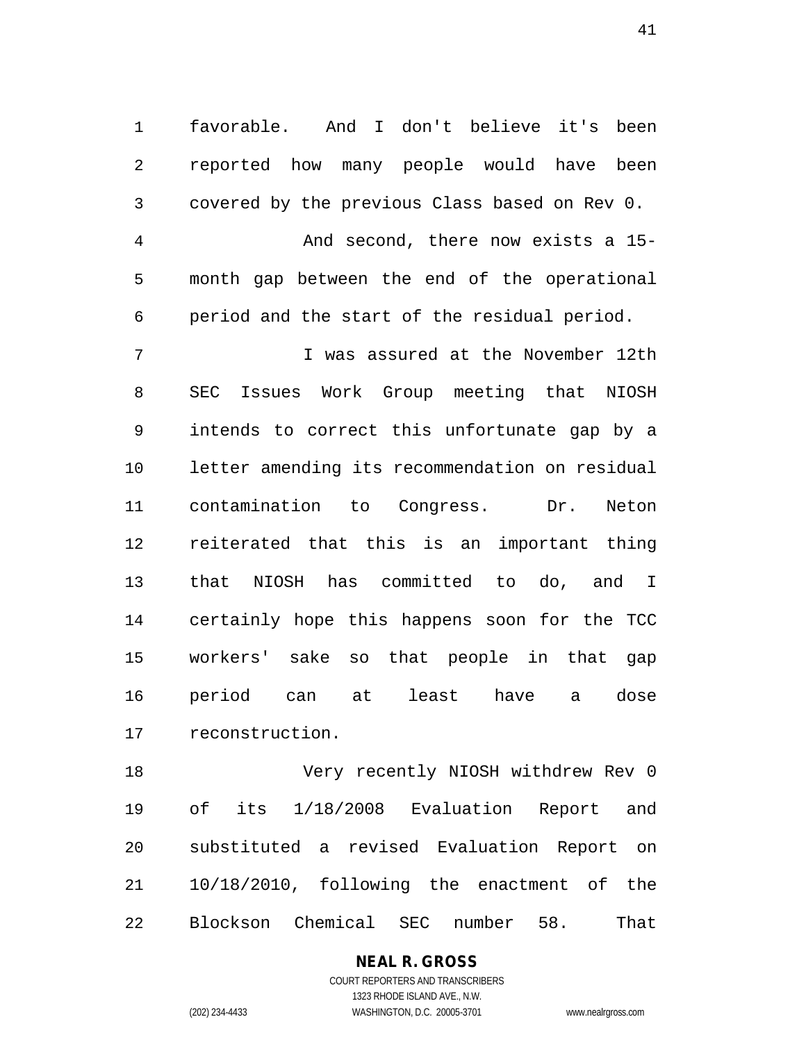favorable. And I don't believe it's been reported how many people would have been covered by the previous Class based on Rev 0.

And second, there now exists a 15-month gap between the end of the operational period and the start of the residual period.

I was assured at the November 12th SEC Issues Work Group meeting that NIOSH intends to correct this unfortunate gap by a letter amending its recommendation on residual contamination to Congress. Dr. Neton reiterated that this is an important thing that NIOSH has committed to do, and I certainly hope this happens soon for the TCC workers' sake so that people in that gap period can at least have a dose reconstruction.

Very recently NIOSH withdrew Rev 0 of its 1/18/2008 Evaluation Report and substituted a revised Evaluation Report on 10/18/2010, following the enactment of the Blockson Chemical SEC number 58. That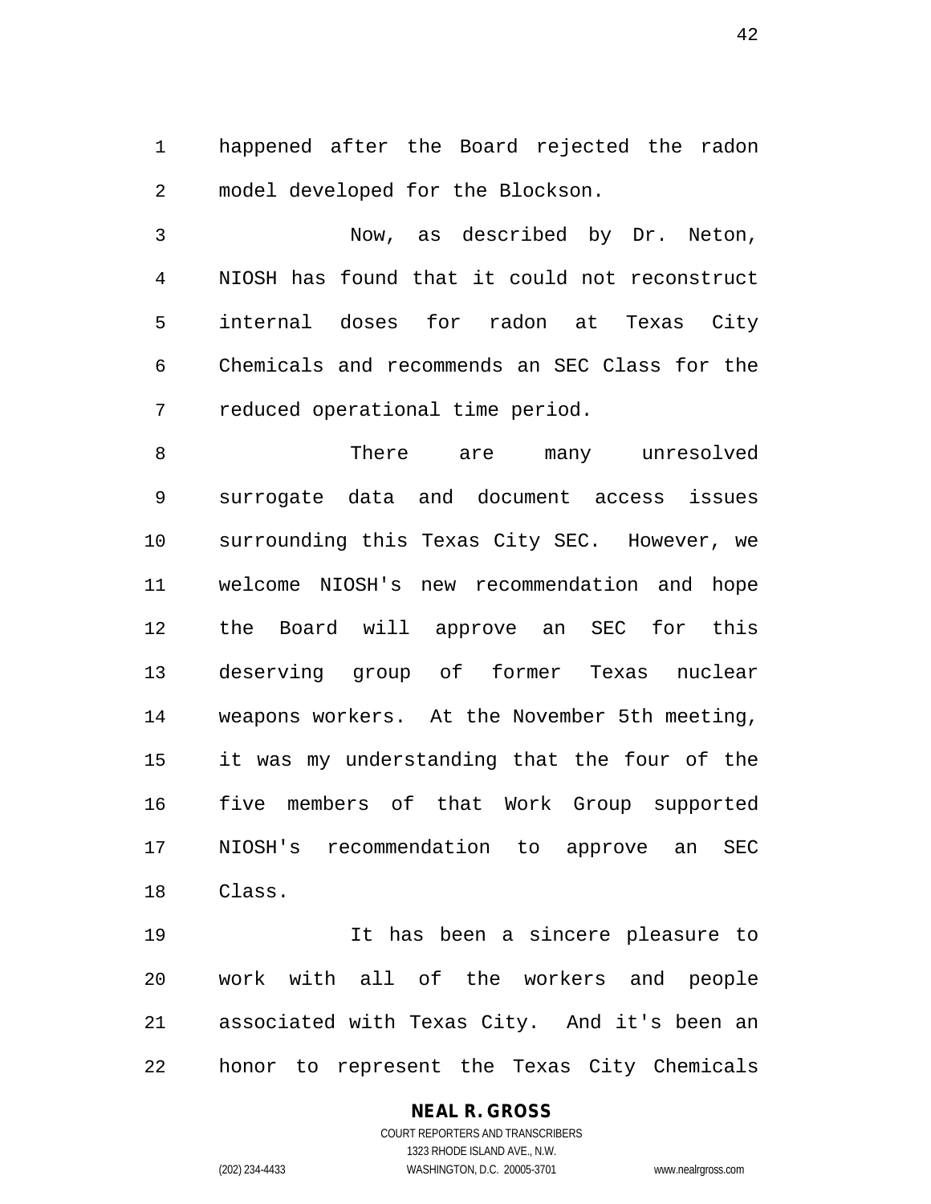happened after the Board rejected the radon model developed for the Blockson.

Now, as described by Dr. Neton, NIOSH has found that it could not reconstruct internal doses for radon at Texas City Chemicals and recommends an SEC Class for the reduced operational time period.

There are many unresolved surrogate data and document access issues surrounding this Texas City SEC. However, we welcome NIOSH's new recommendation and hope the Board will approve an SEC for this deserving group of former Texas nuclear weapons workers. At the November 5th meeting, it was my understanding that the four of the five members of that Work Group supported NIOSH's recommendation to approve an SEC Class.

It has been a sincere pleasure to work with all of the workers and people associated with Texas City. And it's been an honor to represent the Texas City Chemicals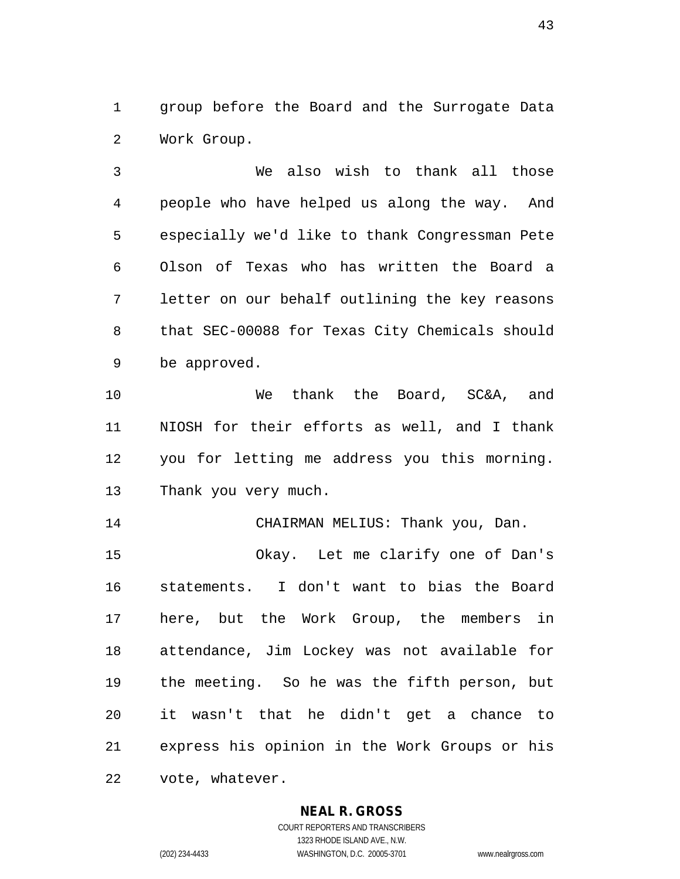group before the Board and the Surrogate Data Work Group.

We also wish to thank all those people who have helped us along the way. And especially we'd like to thank Congressman Pete Olson of Texas who has written the Board a letter on our behalf outlining the key reasons that SEC-00088 for Texas City Chemicals should be approved.

We thank the Board, SC&A, and NIOSH for their efforts as well, and I thank you for letting me address you this morning. Thank you very much.

CHAIRMAN MELIUS: Thank you, Dan.

Okay. Let me clarify one of Dan's statements. I don't want to bias the Board here, but the Work Group, the members in attendance, Jim Lockey was not available for the meeting. So he was the fifth person, but it wasn't that he didn't get a chance to express his opinion in the Work Groups or his vote, whatever.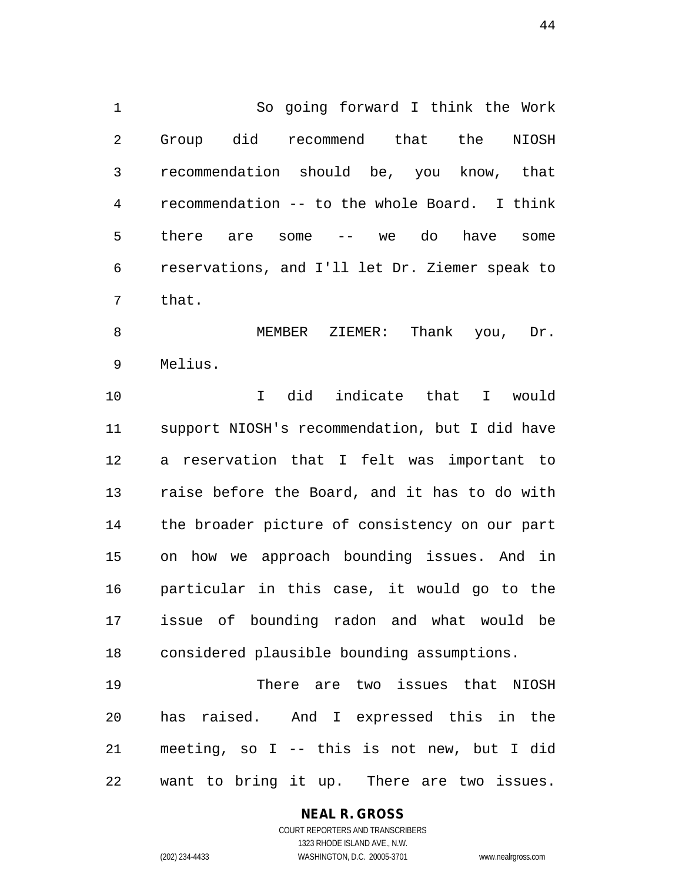So going forward I think the Work Group did recommend that the NIOSH recommendation should be, you know, that recommendation -- to the whole Board. I think there are some -- we do have some reservations, and I'll let Dr. Ziemer speak to that.

MEMBER ZIEMER: Thank you, Dr. Melius.

I did indicate that I would support NIOSH's recommendation, but I did have a reservation that I felt was important to raise before the Board, and it has to do with the broader picture of consistency on our part on how we approach bounding issues. And in particular in this case, it would go to the issue of bounding radon and what would be considered plausible bounding assumptions.

There are two issues that NIOSH has raised. And I expressed this in the meeting, so I -- this is not new, but I did want to bring it up. There are two issues.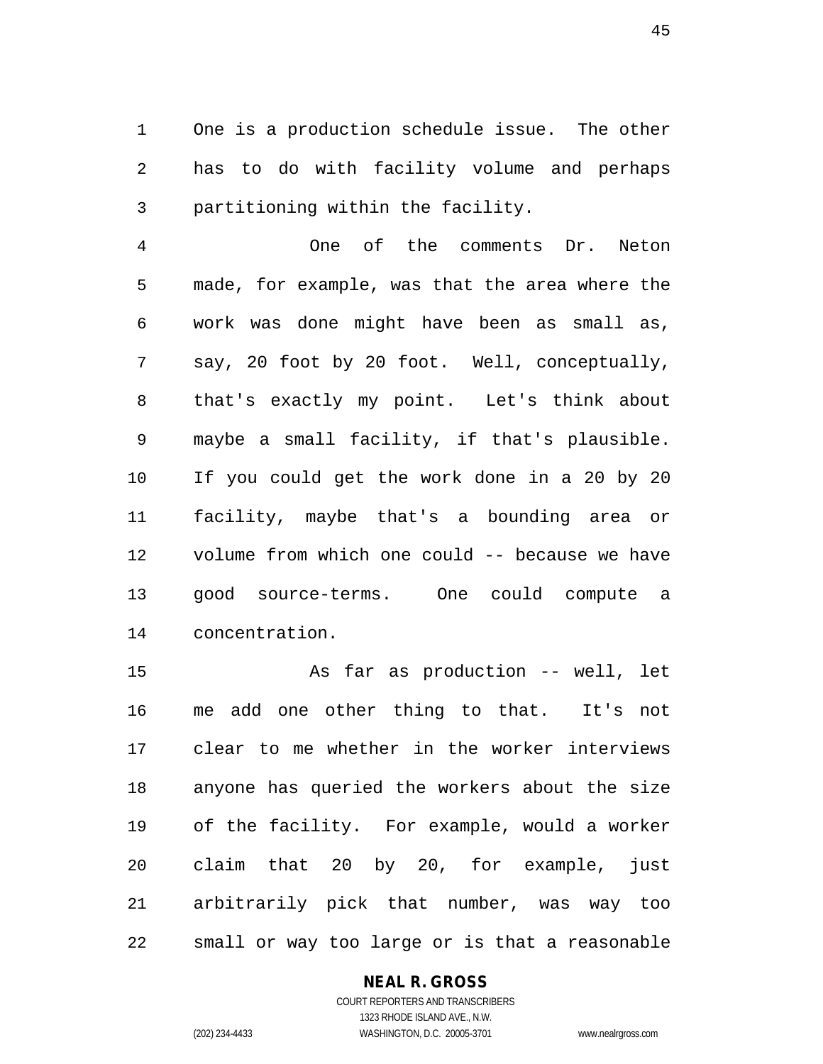One is a production schedule issue. The other has to do with facility volume and perhaps partitioning within the facility.

One of the comments Dr. Neton made, for example, was that the area where the work was done might have been as small as, say, 20 foot by 20 foot. Well, conceptually, that's exactly my point. Let's think about maybe a small facility, if that's plausible. If you could get the work done in a 20 by 20 facility, maybe that's a bounding area or volume from which one could -- because we have good source-terms. One could compute a concentration.

As far as production -- well, let me add one other thing to that. It's not clear to me whether in the worker interviews anyone has queried the workers about the size of the facility. For example, would a worker claim that 20 by 20, for example, just arbitrarily pick that number, was way too small or way too large or is that a reasonable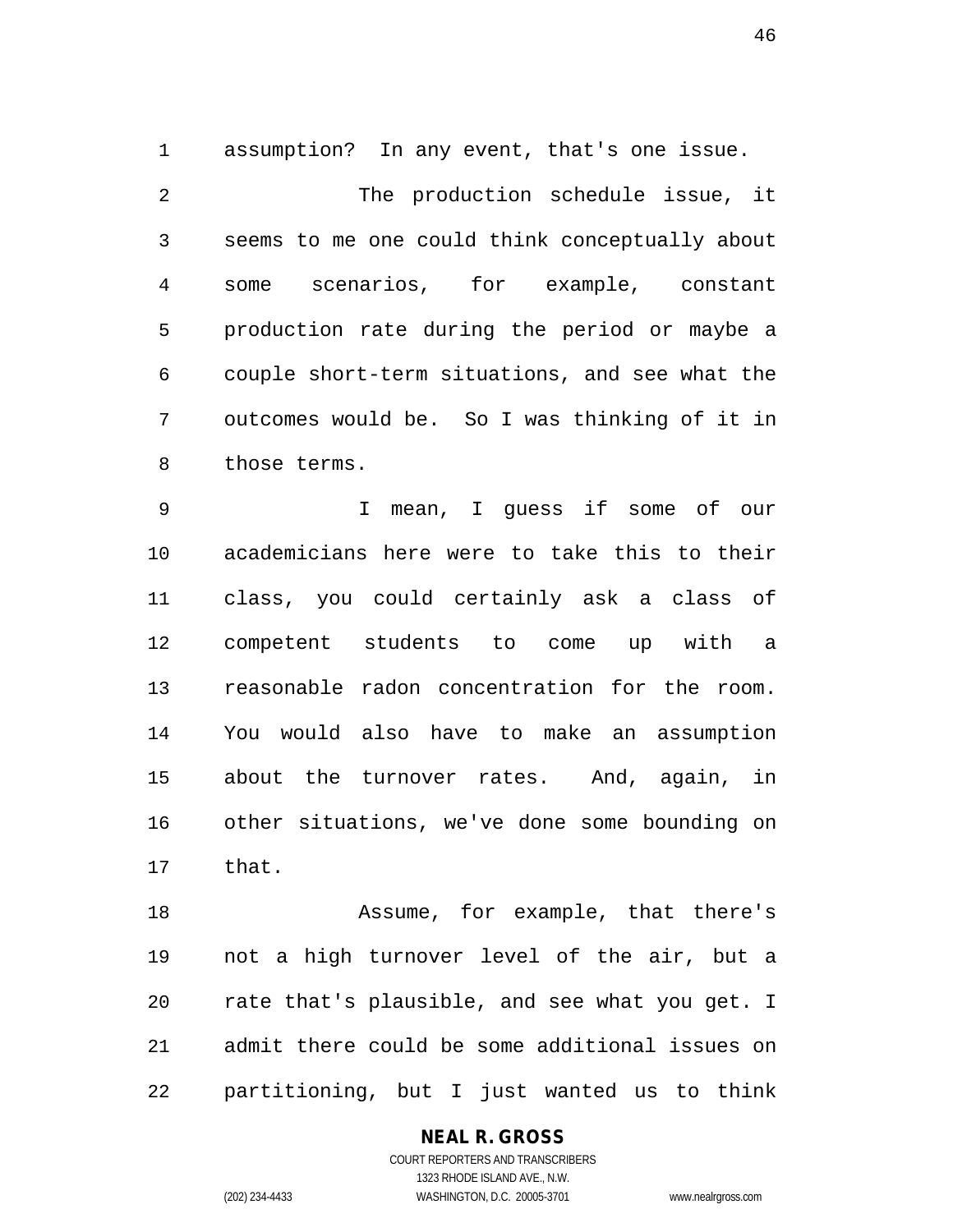assumption? In any event, that's one issue.

The production schedule issue, it seems to me one could think conceptually about some scenarios, for example, constant production rate during the period or maybe a couple short-term situations, and see what the outcomes would be. So I was thinking of it in those terms.

I mean, I guess if some of our academicians here were to take this to their class, you could certainly ask a class of competent students to come up with a reasonable radon concentration for the room. You would also have to make an assumption about the turnover rates. And, again, in other situations, we've done some bounding on that.

Assume, for example, that there's not a high turnover level of the air, but a rate that's plausible, and see what you get. I admit there could be some additional issues on partitioning, but I just wanted us to think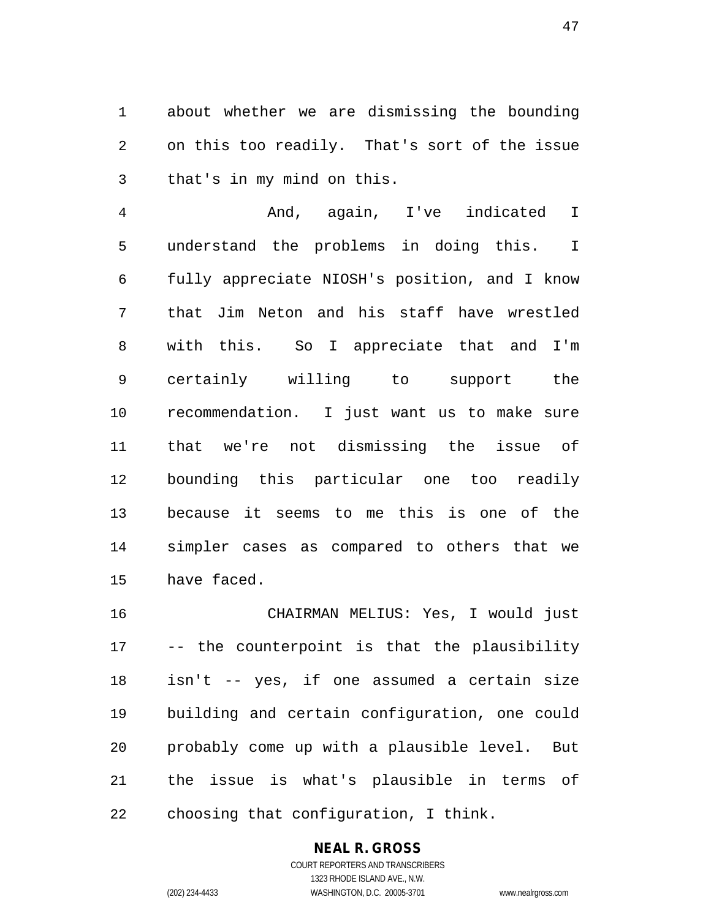about whether we are dismissing the bounding on this too readily. That's sort of the issue that's in my mind on this.

And, again, I've indicated I understand the problems in doing this. I fully appreciate NIOSH's position, and I know that Jim Neton and his staff have wrestled with this. So I appreciate that and I'm certainly willing to support the recommendation. I just want us to make sure that we're not dismissing the issue of bounding this particular one too readily because it seems to me this is one of the simpler cases as compared to others that we have faced.

CHAIRMAN MELIUS: Yes, I would just -- the counterpoint is that the plausibility isn't -- yes, if one assumed a certain size building and certain configuration, one could probably come up with a plausible level. But the issue is what's plausible in terms of choosing that configuration, I think.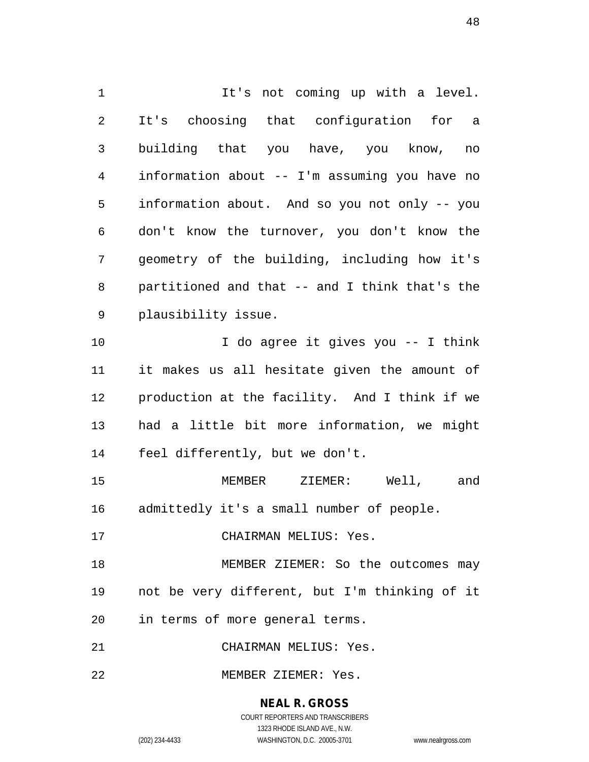It's not coming up with a level. It's choosing that configuration for a building that you have, you know, no information about -- I'm assuming you have no information about. And so you not only -- you don't know the turnover, you don't know the geometry of the building, including how it's partitioned and that -- and I think that's the plausibility issue.

I do agree it gives you -- I think it makes us all hesitate given the amount of production at the facility. And I think if we had a little bit more information, we might feel differently, but we don't.

MEMBER ZIEMER: Well, and admittedly it's a small number of people.

CHAIRMAN MELIUS: Yes.

MEMBER ZIEMER: So the outcomes may not be very different, but I'm thinking of it in terms of more general terms.

CHAIRMAN MELIUS: Yes.

MEMBER ZIEMER: Yes.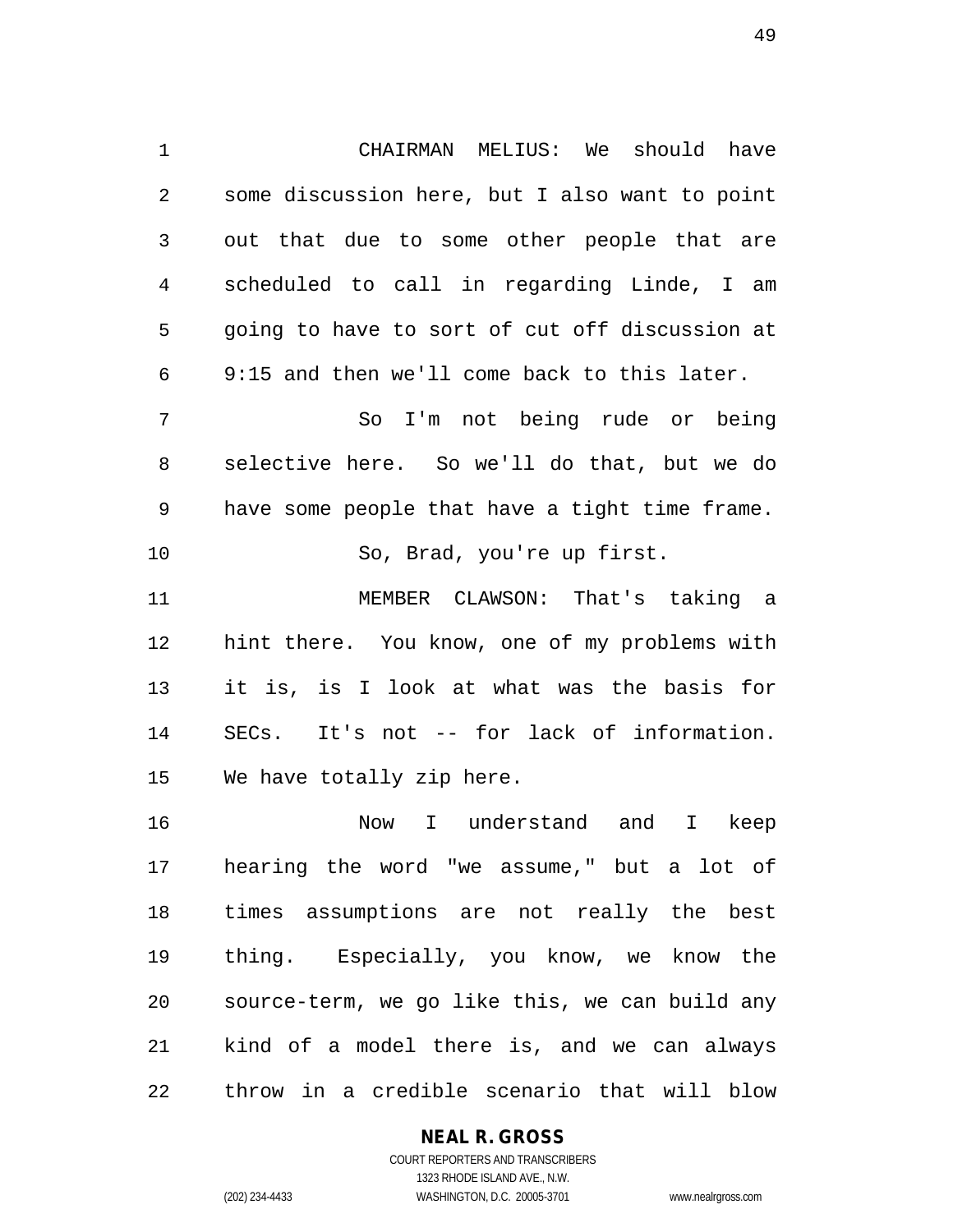CHAIRMAN MELIUS: We should have some discussion here, but I also want to point out that due to some other people that are scheduled to call in regarding Linde, I am going to have to sort of cut off discussion at 9:15 and then we'll come back to this later.

So I'm not being rude or being selective here. So we'll do that, but we do have some people that have a tight time frame.

So, Brad, you're up first.

MEMBER CLAWSON: That's taking a hint there. You know, one of my problems with it is, is I look at what was the basis for SECs. It's not -- for lack of information. We have totally zip here.

Now I understand and I keep hearing the word "we assume," but a lot of times assumptions are not really the best thing. Especially, you know, we know the source-term, we go like this, we can build any kind of a model there is, and we can always throw in a credible scenario that will blow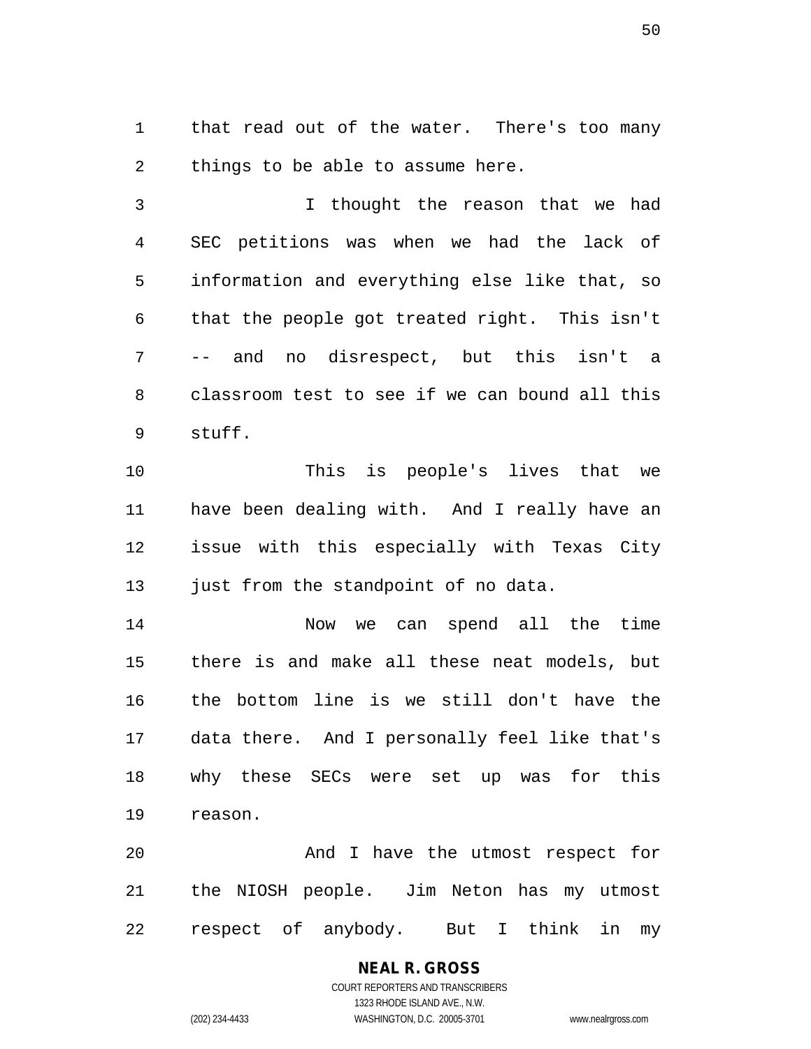that read out of the water. There's too many things to be able to assume here.

I thought the reason that we had SEC petitions was when we had the lack of information and everything else like that, so that the people got treated right. This isn't -- and no disrespect, but this isn't a classroom test to see if we can bound all this stuff.

This is people's lives that we have been dealing with. And I really have an issue with this especially with Texas City just from the standpoint of no data.

Now we can spend all the time there is and make all these neat models, but the bottom line is we still don't have the data there. And I personally feel like that's why these SECs were set up was for this reason.

And I have the utmost respect for the NIOSH people. Jim Neton has my utmost respect of anybody. But I think in my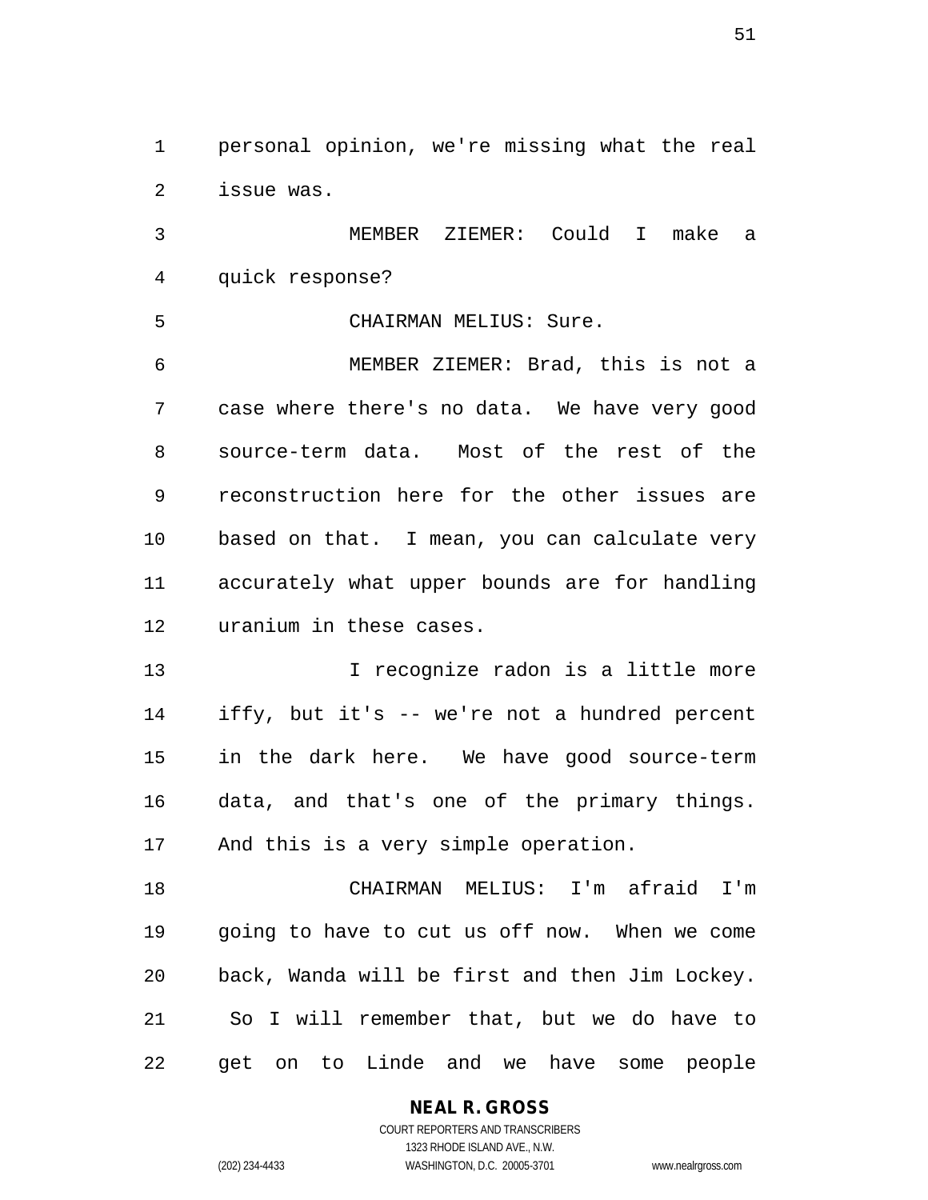personal opinion, we're missing what the real issue was.

MEMBER ZIEMER: Could I make a quick response?

CHAIRMAN MELIUS: Sure.

MEMBER ZIEMER: Brad, this is not a case where there's no data. We have very good source-term data. Most of the rest of the reconstruction here for the other issues are based on that. I mean, you can calculate very accurately what upper bounds are for handling uranium in these cases.

I recognize radon is a little more iffy, but it's -- we're not a hundred percent in the dark here. We have good source-term data, and that's one of the primary things. And this is a very simple operation.

CHAIRMAN MELIUS: I'm afraid I'm going to have to cut us off now. When we come back, Wanda will be first and then Jim Lockey. So I will remember that, but we do have to get on to Linde and we have some people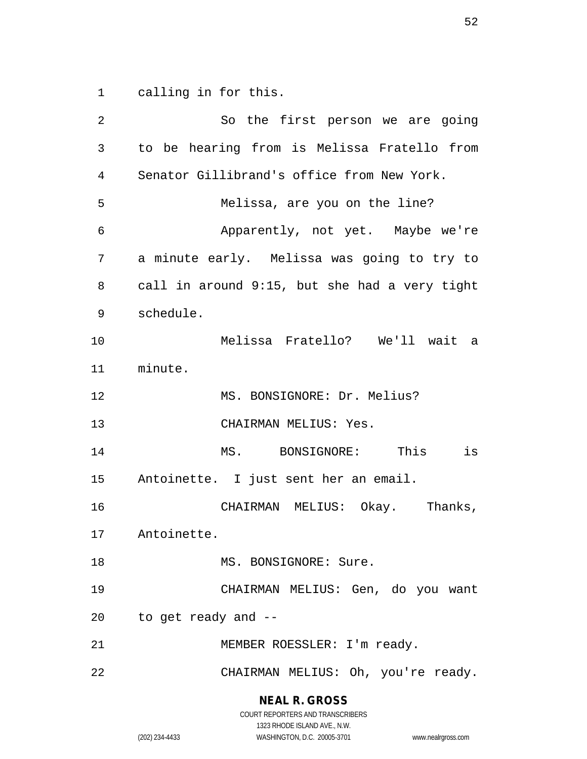calling in for this.

So the first person we are going to be hearing from is Melissa Fratello from Senator Gillibrand's office from New York.

Melissa, are you on the line?

Apparently, not yet. Maybe we're a minute early. Melissa was going to try to call in around 9:15, but she had a very tight schedule.

Melissa Fratello? We'll wait a minute.

MS. BONSIGNORE: Dr. Melius?

CHAIRMAN MELIUS: Yes.

MS. BONSIGNORE: This is Antoinette. I just sent her an email.

CHAIRMAN MELIUS: Okay. Thanks, Antoinette.

MS. BONSIGNORE: Sure.

CHAIRMAN MELIUS: Gen, do you want to get ready and --

MEMBER ROESSLER: I'm ready.

CHAIRMAN MELIUS: Oh, you're ready.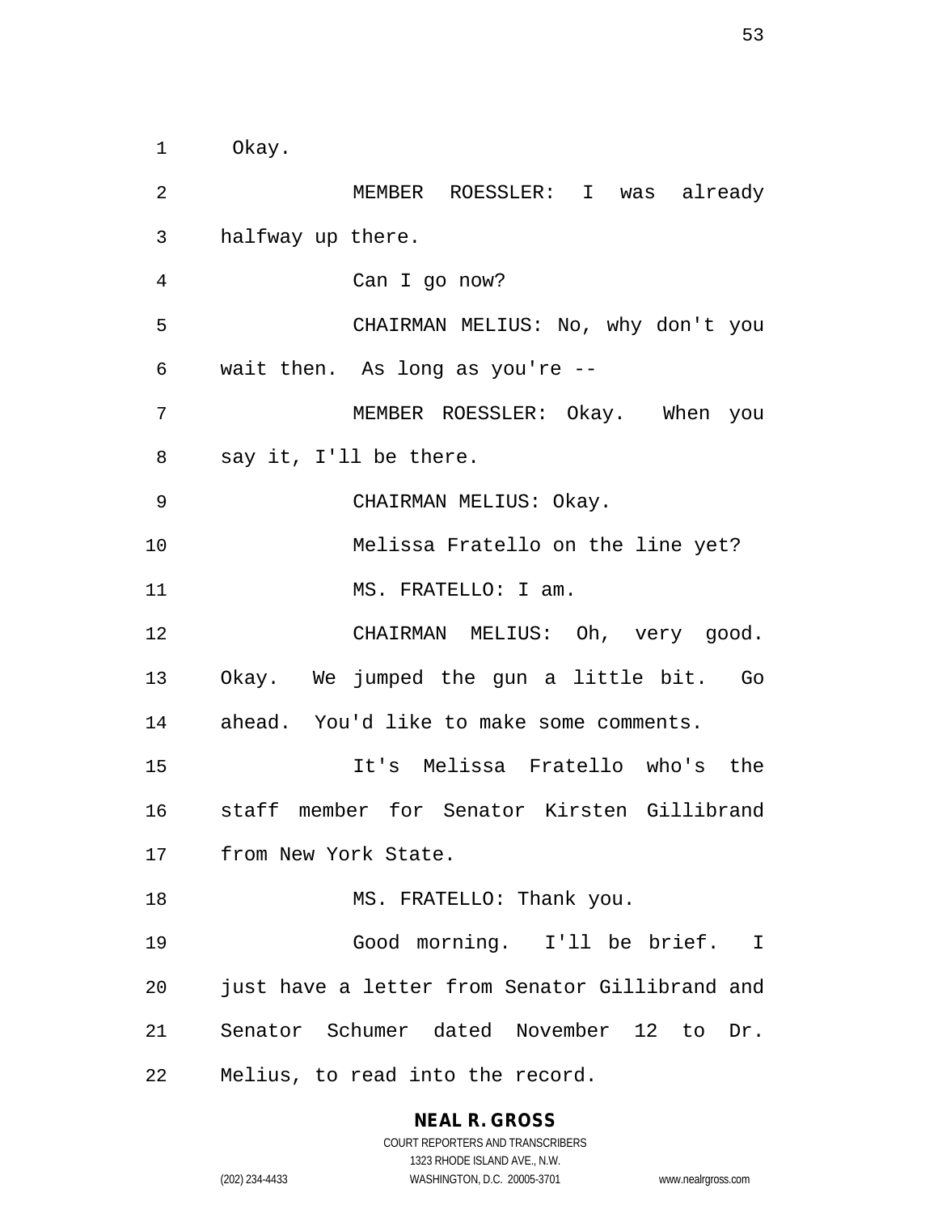Okay.

MEMBER ROESSLER: I was already halfway up there.

Can I go now?

CHAIRMAN MELIUS: No, why don't you wait then. As long as you're --

MEMBER ROESSLER: Okay. When you say it, I'll be there.

CHAIRMAN MELIUS: Okay.

Melissa Fratello on the line yet?

MS. FRATELLO: I am.

CHAIRMAN MELIUS: Oh, very good. Okay. We jumped the gun a little bit. Go ahead. You'd like to make some comments.

It's Melissa Fratello who's the staff member for Senator Kirsten Gillibrand from New York State.

MS. FRATELLO: Thank you.

Good morning. I'll be brief. I just have a letter from Senator Gillibrand and Senator Schumer dated November 12 to Dr. Melius, to read into the record.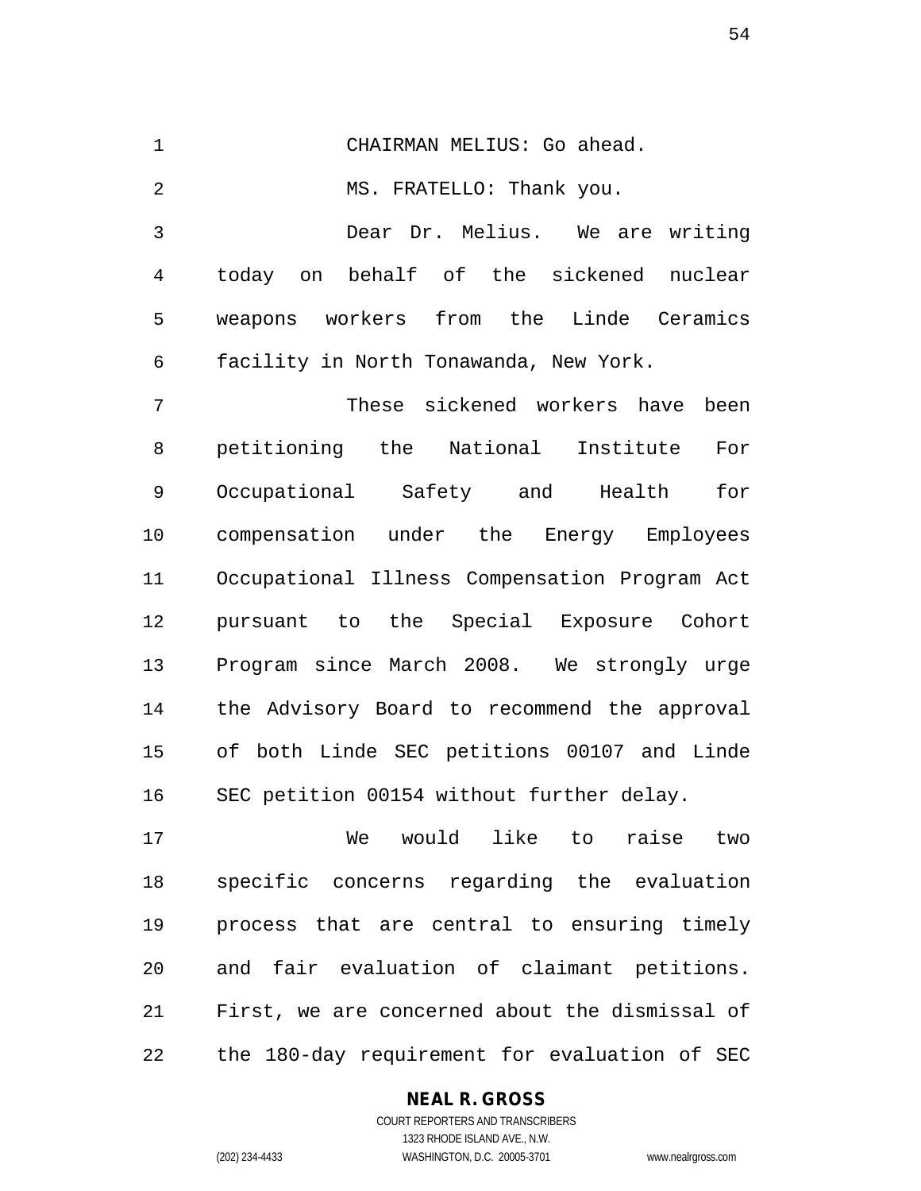CHAIRMAN MELIUS: Go ahead.

MS. FRATELLO: Thank you.

Dear Dr. Melius. We are writing today on behalf of the sickened nuclear weapons workers from the Linde Ceramics facility in North Tonawanda, New York.

These sickened workers have been petitioning the National Institute For Occupational Safety and Health for compensation under the Energy Employees Occupational Illness Compensation Program Act pursuant to the Special Exposure Cohort Program since March 2008. We strongly urge the Advisory Board to recommend the approval of both Linde SEC petitions 00107 and Linde SEC petition 00154 without further delay.

We would like to raise two specific concerns regarding the evaluation process that are central to ensuring timely and fair evaluation of claimant petitions. First, we are concerned about the dismissal of the 180-day requirement for evaluation of SEC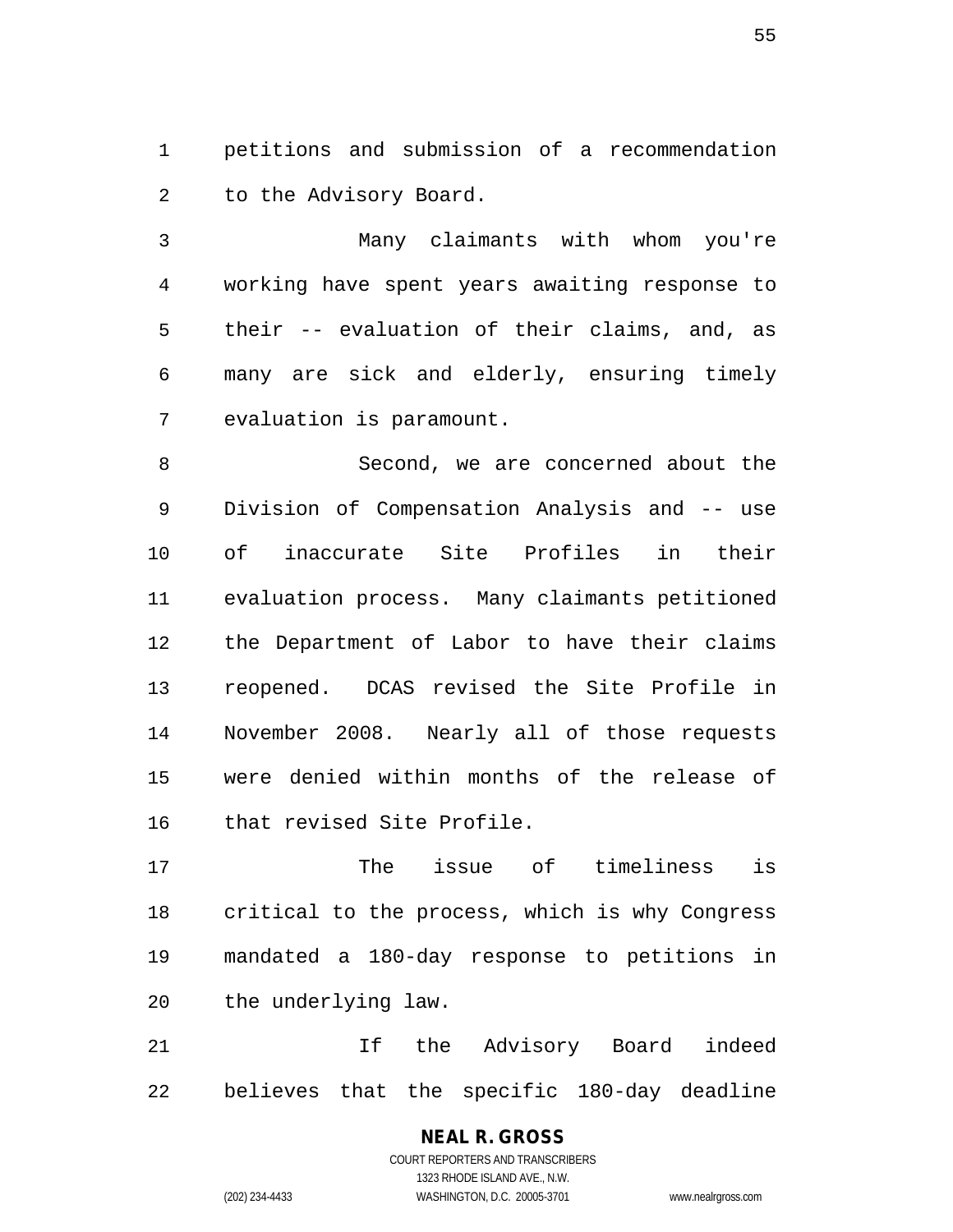petitions and submission of a recommendation to the Advisory Board.

Many claimants with whom you're working have spent years awaiting response to their -- evaluation of their claims, and, as many are sick and elderly, ensuring timely evaluation is paramount.

Second, we are concerned about the Division of Compensation Analysis and -- use of inaccurate Site Profiles in their evaluation process. Many claimants petitioned the Department of Labor to have their claims reopened. DCAS revised the Site Profile in November 2008. Nearly all of those requests were denied within months of the release of that revised Site Profile.

The issue of timeliness is critical to the process, which is why Congress mandated a 180-day response to petitions in the underlying law.

If the Advisory Board indeed believes that the specific 180-day deadline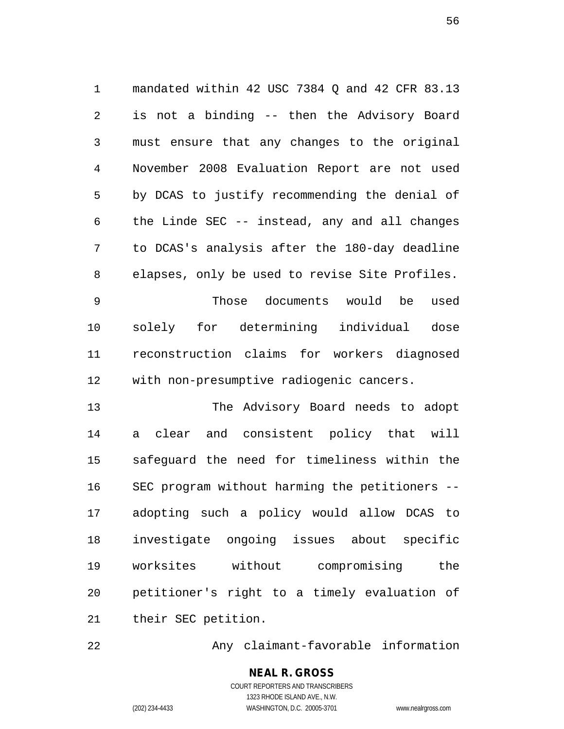mandated within 42 USC 7384 Q and 42 CFR 83.13 is not a binding -- then the Advisory Board must ensure that any changes to the original November 2008 Evaluation Report are not used by DCAS to justify recommending the denial of the Linde SEC -- instead, any and all changes to DCAS's analysis after the 180-day deadline elapses, only be used to revise Site Profiles.

Those documents would be used solely for determining individual dose reconstruction claims for workers diagnosed with non-presumptive radiogenic cancers.

The Advisory Board needs to adopt a clear and consistent policy that will safeguard the need for timeliness within the SEC program without harming the petitioners -- adopting such a policy would allow DCAS to investigate ongoing issues about specific worksites without compromising the petitioner's right to a timely evaluation of their SEC petition.

Any claimant-favorable information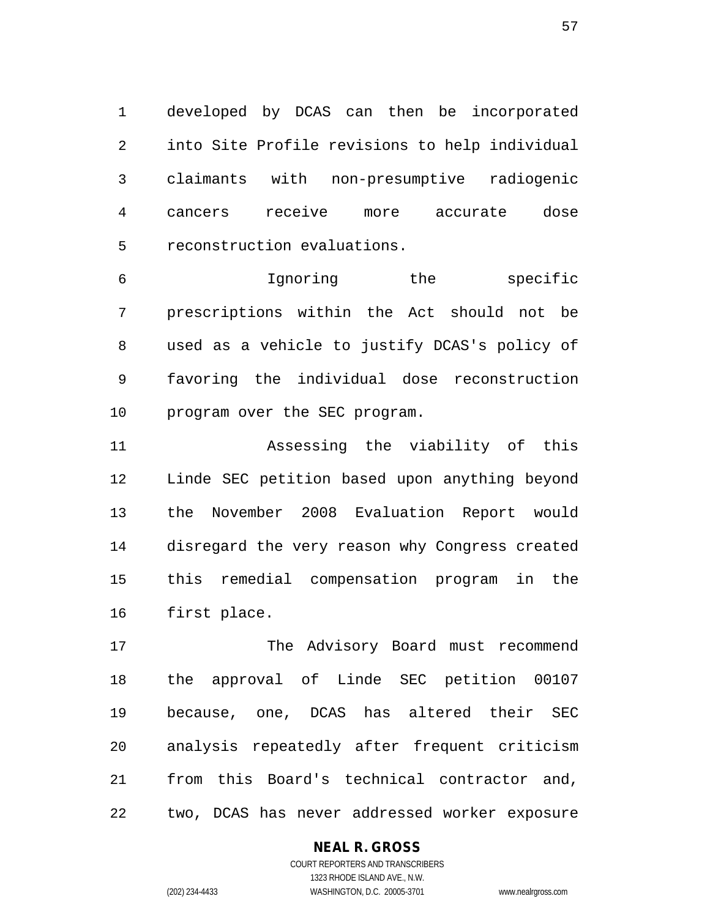developed by DCAS can then be incorporated into Site Profile revisions to help individual claimants with non-presumptive radiogenic cancers receive more accurate dose reconstruction evaluations.

Ignoring the specific prescriptions within the Act should not be used as a vehicle to justify DCAS's policy of favoring the individual dose reconstruction program over the SEC program.

Assessing the viability of this Linde SEC petition based upon anything beyond the November 2008 Evaluation Report would disregard the very reason why Congress created this remedial compensation program in the first place.

The Advisory Board must recommend the approval of Linde SEC petition 00107 because, one, DCAS has altered their SEC analysis repeatedly after frequent criticism from this Board's technical contractor and, two, DCAS has never addressed worker exposure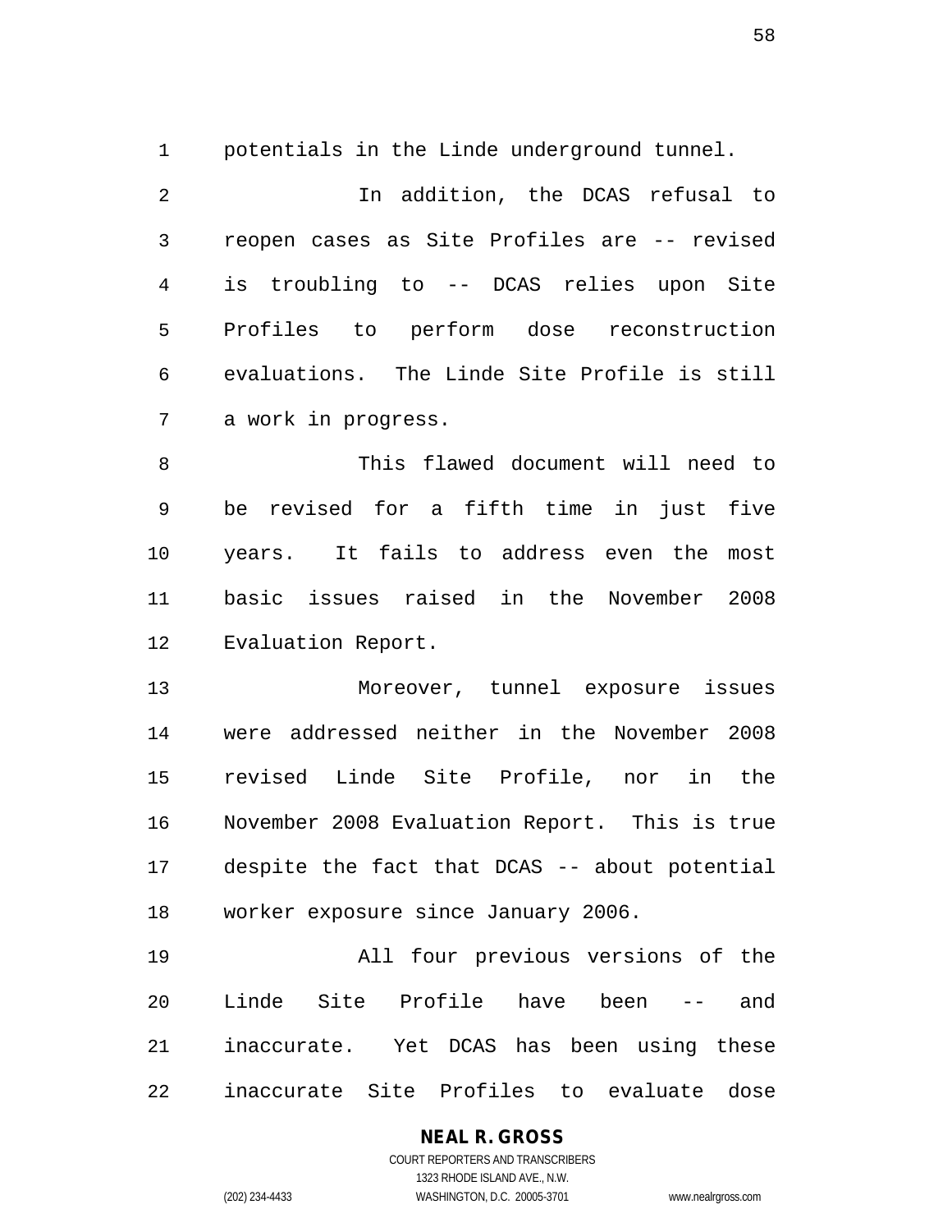potentials in the Linde underground tunnel.

In addition, the DCAS refusal to reopen cases as Site Profiles are -- revised is troubling to -- DCAS relies upon Site Profiles to perform dose reconstruction evaluations. The Linde Site Profile is still a work in progress.

This flawed document will need to be revised for a fifth time in just five years. It fails to address even the most basic issues raised in the November 2008 Evaluation Report.

Moreover, tunnel exposure issues were addressed neither in the November 2008 revised Linde Site Profile, nor in the November 2008 Evaluation Report. This is true despite the fact that DCAS -- about potential worker exposure since January 2006.

All four previous versions of the Linde Site Profile have been -- and inaccurate. Yet DCAS has been using these inaccurate Site Profiles to evaluate dose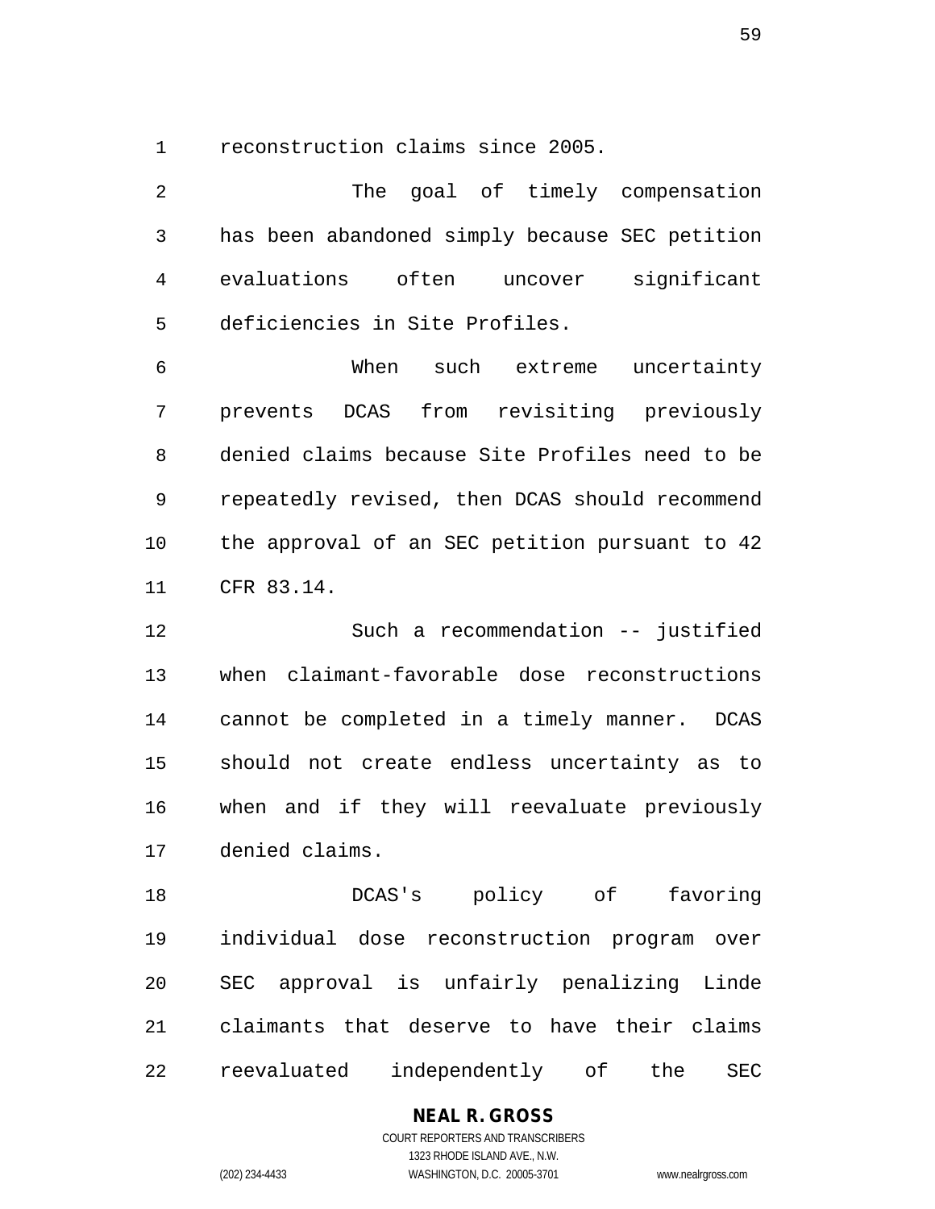reconstruction claims since 2005.

The goal of timely compensation has been abandoned simply because SEC petition evaluations often uncover significant deficiencies in Site Profiles.

When such extreme uncertainty prevents DCAS from revisiting previously denied claims because Site Profiles need to be repeatedly revised, then DCAS should recommend the approval of an SEC petition pursuant to 42 CFR 83.14.

Such a recommendation -- justified when claimant-favorable dose reconstructions cannot be completed in a timely manner. DCAS should not create endless uncertainty as to when and if they will reevaluate previously denied claims.

DCAS's policy of favoring individual dose reconstruction program over SEC approval is unfairly penalizing Linde claimants that deserve to have their claims reevaluated independently of the SEC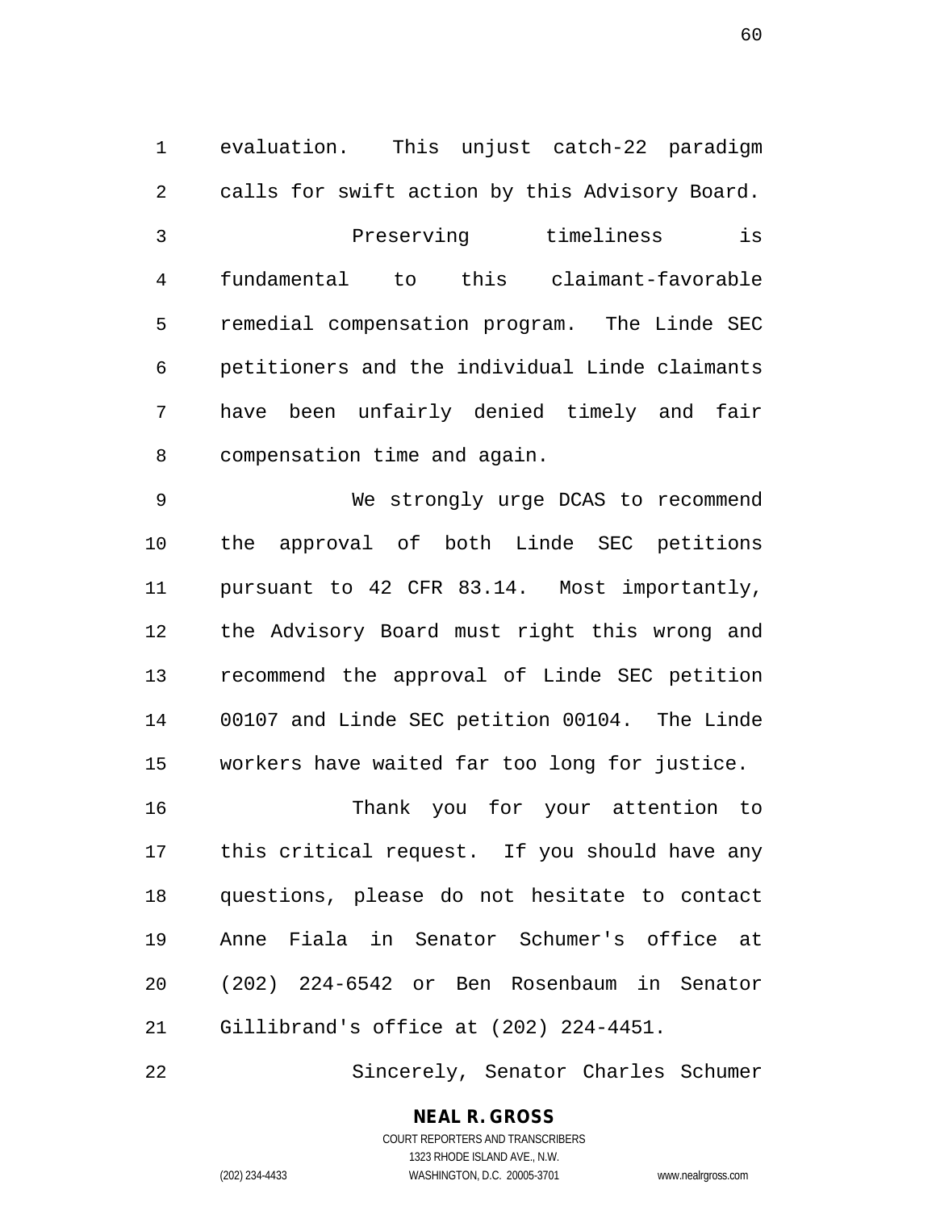evaluation. This unjust catch-22 paradigm calls for swift action by this Advisory Board.

Preserving timeliness is fundamental to this claimant-favorable remedial compensation program. The Linde SEC petitioners and the individual Linde claimants have been unfairly denied timely and fair compensation time and again.

We strongly urge DCAS to recommend the approval of both Linde SEC petitions pursuant to 42 CFR 83.14. Most importantly, the Advisory Board must right this wrong and recommend the approval of Linde SEC petition 00107 and Linde SEC petition 00104. The Linde workers have waited far too long for justice.

Thank you for your attention to this critical request. If you should have any questions, please do not hesitate to contact Anne Fiala in Senator Schumer's office at (202) 224-6542 or Ben Rosenbaum in Senator Gillibrand's office at (202) 224-4451.

Sincerely, Senator Charles Schumer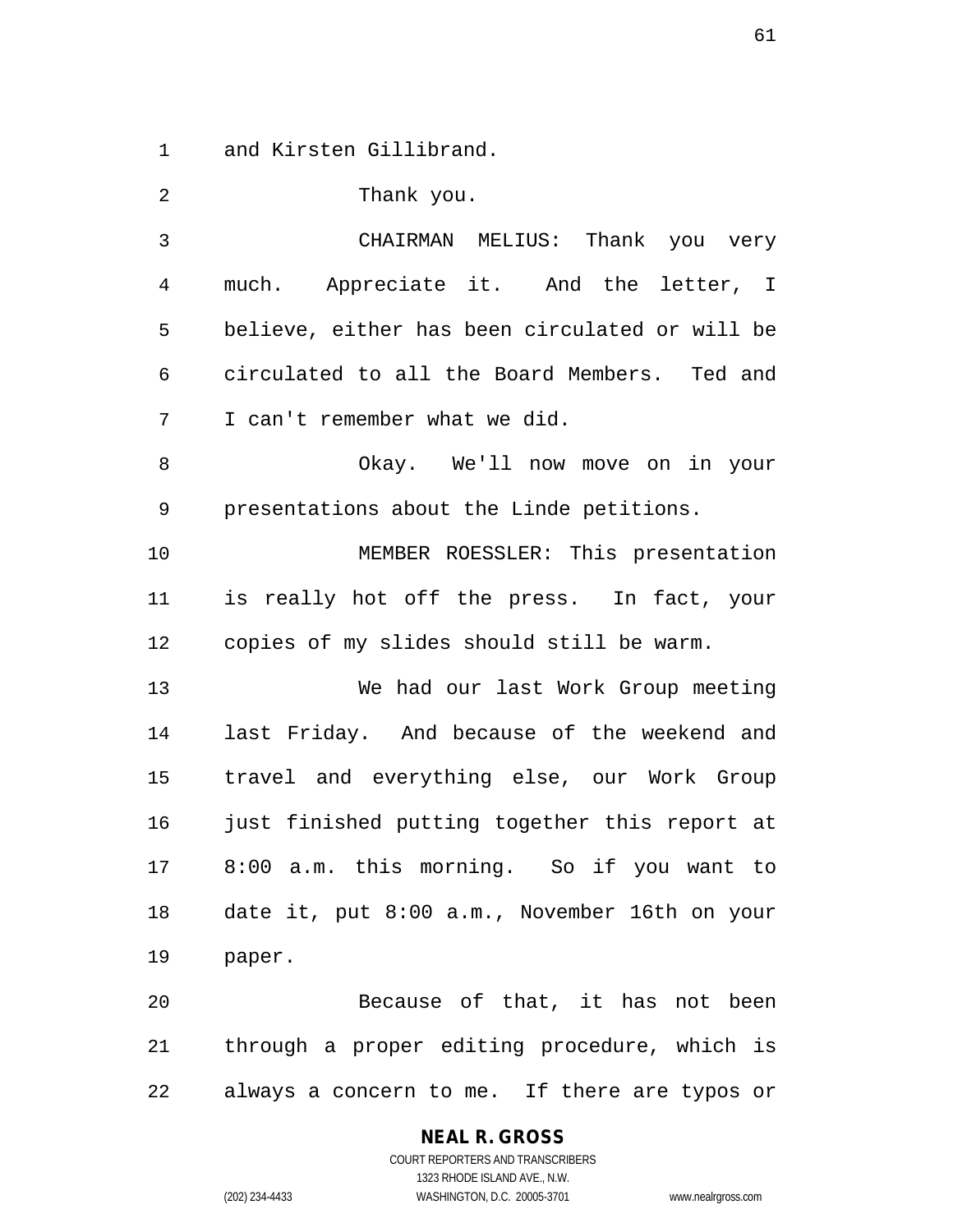and Kirsten Gillibrand.

Thank you.

CHAIRMAN MELIUS: Thank you very much. Appreciate it. And the letter, I believe, either has been circulated or will be circulated to all the Board Members. Ted and I can't remember what we did.

Okay. We'll now move on in your presentations about the Linde petitions.

MEMBER ROESSLER: This presentation is really hot off the press. In fact, your copies of my slides should still be warm.

We had our last Work Group meeting last Friday. And because of the weekend and travel and everything else, our Work Group just finished putting together this report at 8:00 a.m. this morning. So if you want to date it, put 8:00 a.m., November 16th on your paper.

Because of that, it has not been through a proper editing procedure, which is always a concern to me. If there are typos or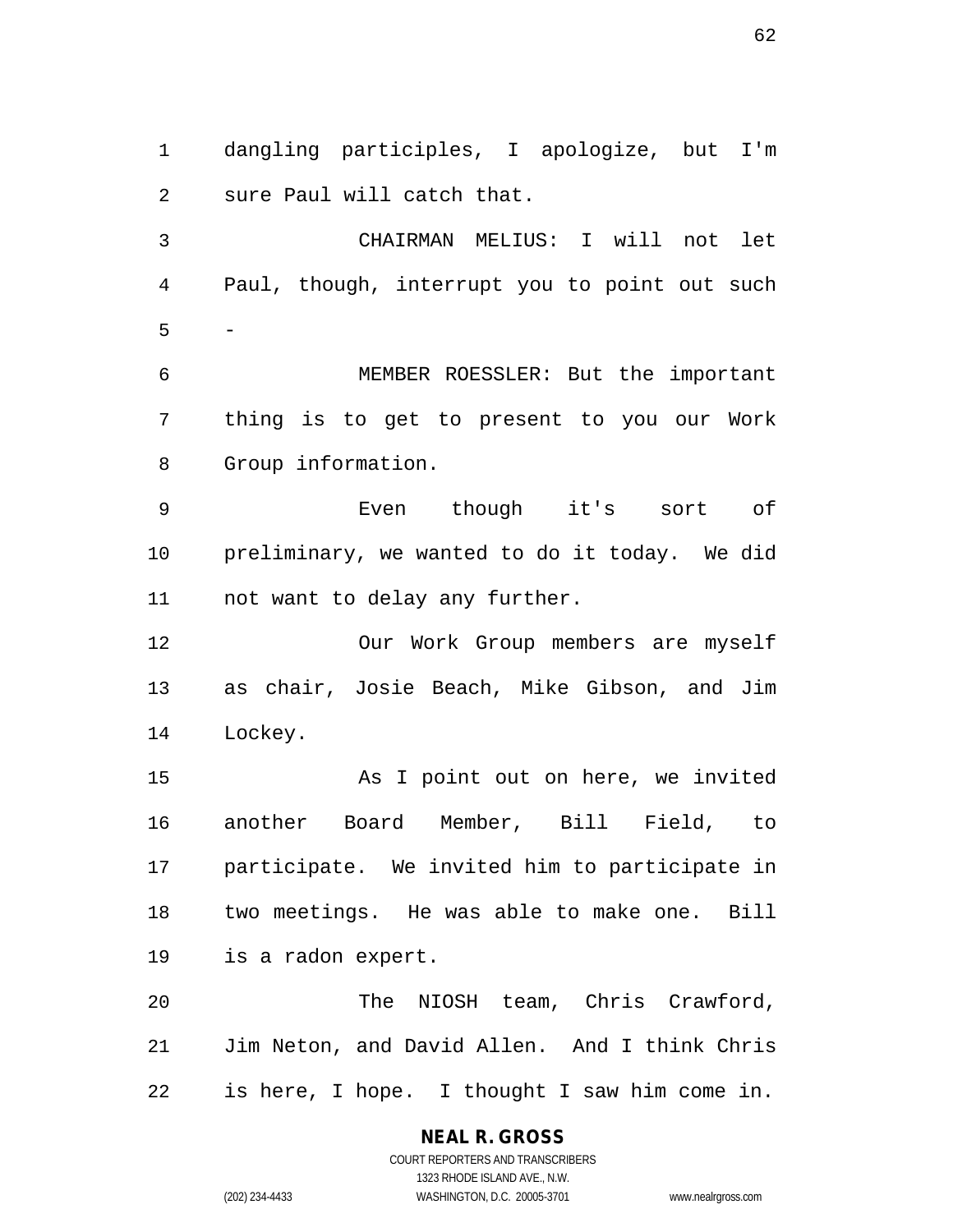dangling participles, I apologize, but I'm sure Paul will catch that.

CHAIRMAN MELIUS: I will not let Paul, though, interrupt you to point out such -

MEMBER ROESSLER: But the important thing is to get to present to you our Work Group information.

Even though it's sort of preliminary, we wanted to do it today. We did not want to delay any further.

Our Work Group members are myself as chair, Josie Beach, Mike Gibson, and Jim Lockey.

As I point out on here, we invited another Board Member, Bill Field, to participate. We invited him to participate in two meetings. He was able to make one. Bill is a radon expert.

The NIOSH team, Chris Crawford, Jim Neton, and David Allen. And I think Chris is here, I hope. I thought I saw him come in.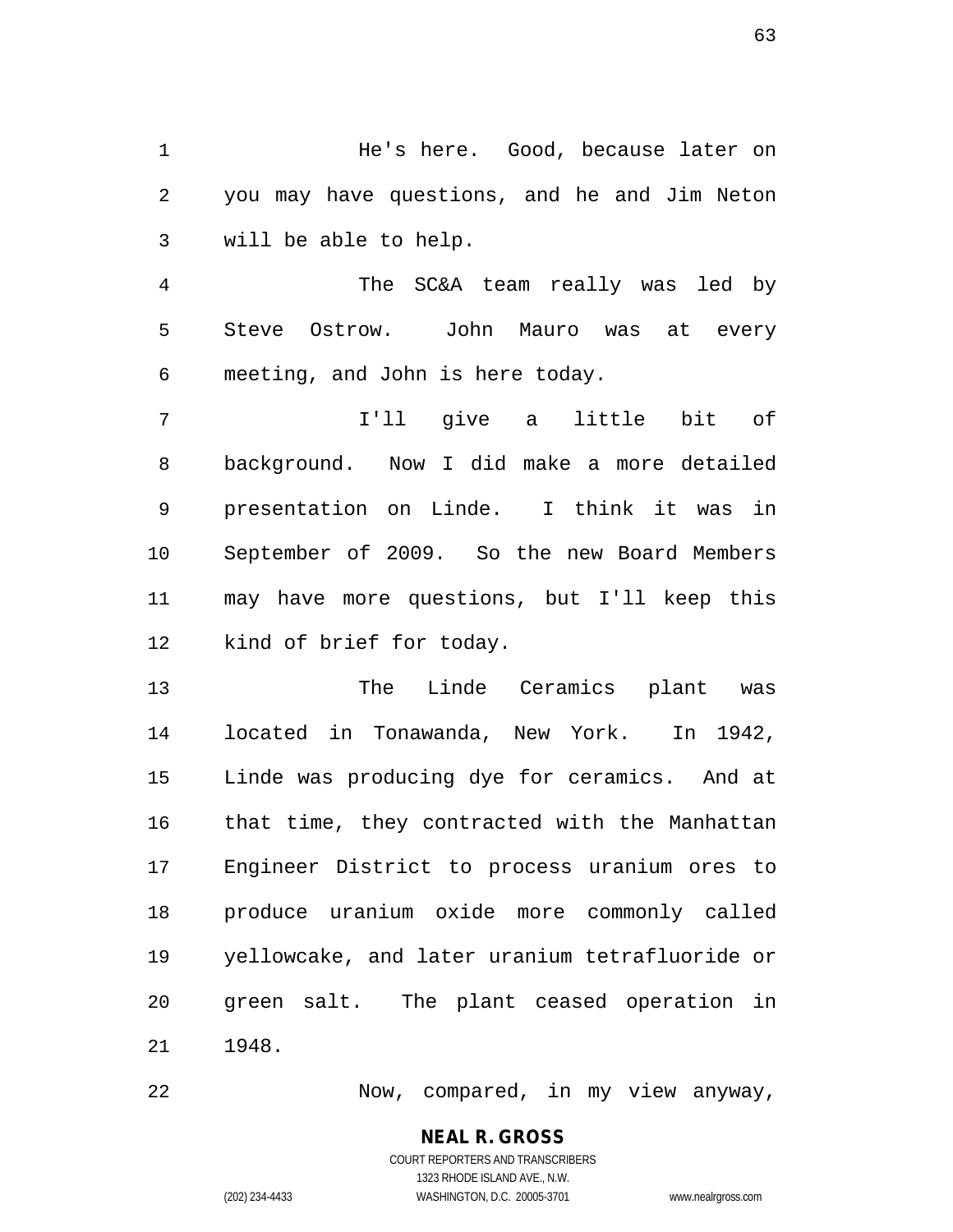He's here. Good, because later on you may have questions, and he and Jim Neton will be able to help.

The SC&A team really was led by Steve Ostrow. John Mauro was at every meeting, and John is here today.

I'll give a little bit of background. Now I did make a more detailed presentation on Linde. I think it was in September of 2009. So the new Board Members may have more questions, but I'll keep this kind of brief for today.

The Linde Ceramics plant was located in Tonawanda, New York. In 1942, Linde was producing dye for ceramics. And at that time, they contracted with the Manhattan Engineer District to process uranium ores to produce uranium oxide more commonly called yellowcake, and later uranium tetrafluoride or green salt. The plant ceased operation in 1948.

Now, compared, in my view anyway,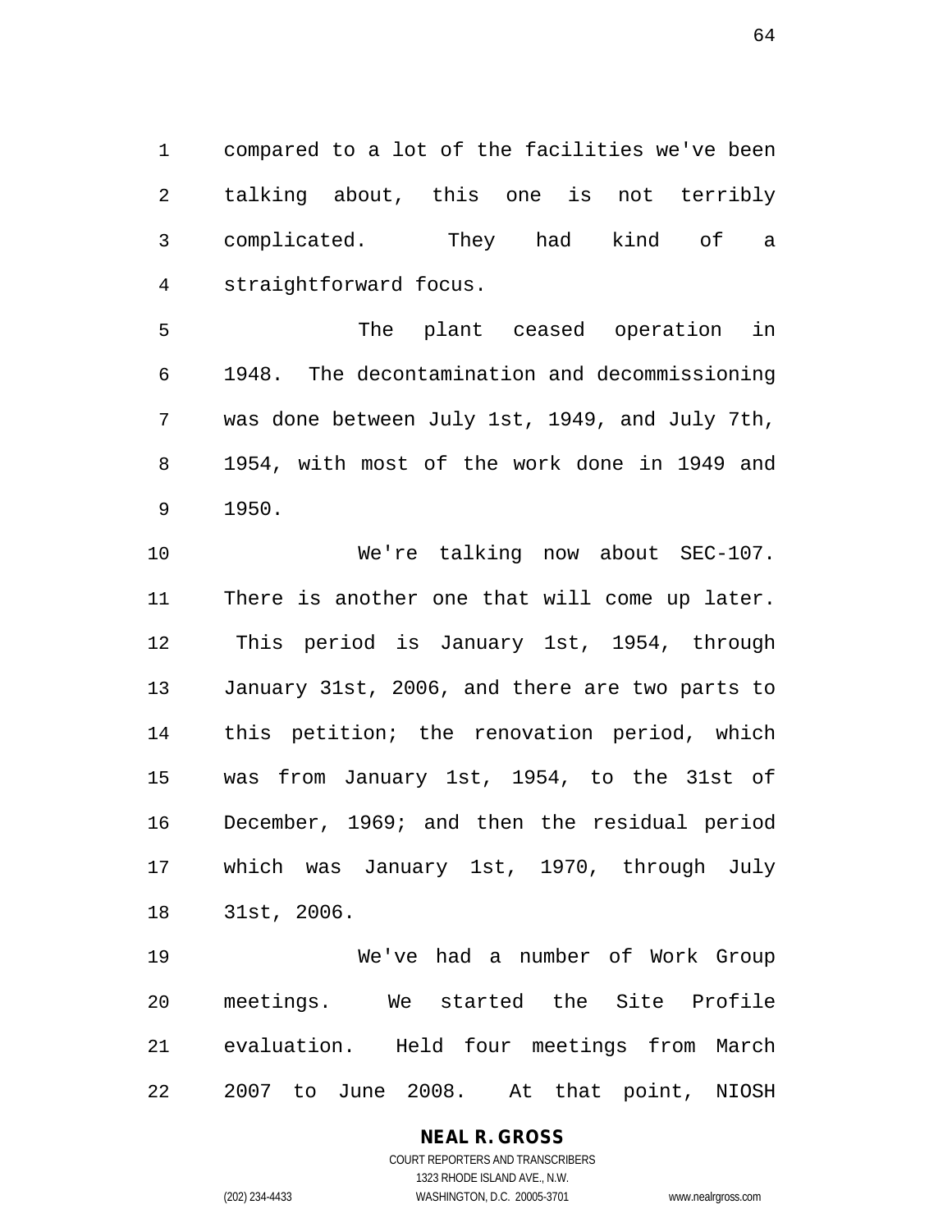compared to a lot of the facilities we've been talking about, this one is not terribly complicated. They had kind of a straightforward focus.

The plant ceased operation in 1948. The decontamination and decommissioning was done between July 1st, 1949, and July 7th, 1954, with most of the work done in 1949 and 1950.

We're talking now about SEC-107. There is another one that will come up later. This period is January 1st, 1954, through January 31st, 2006, and there are two parts to this petition; the renovation period, which was from January 1st, 1954, to the 31st of December, 1969; and then the residual period which was January 1st, 1970, through July 31st, 2006.

We've had a number of Work Group meetings. We started the Site Profile evaluation. Held four meetings from March 2007 to June 2008. At that point, NIOSH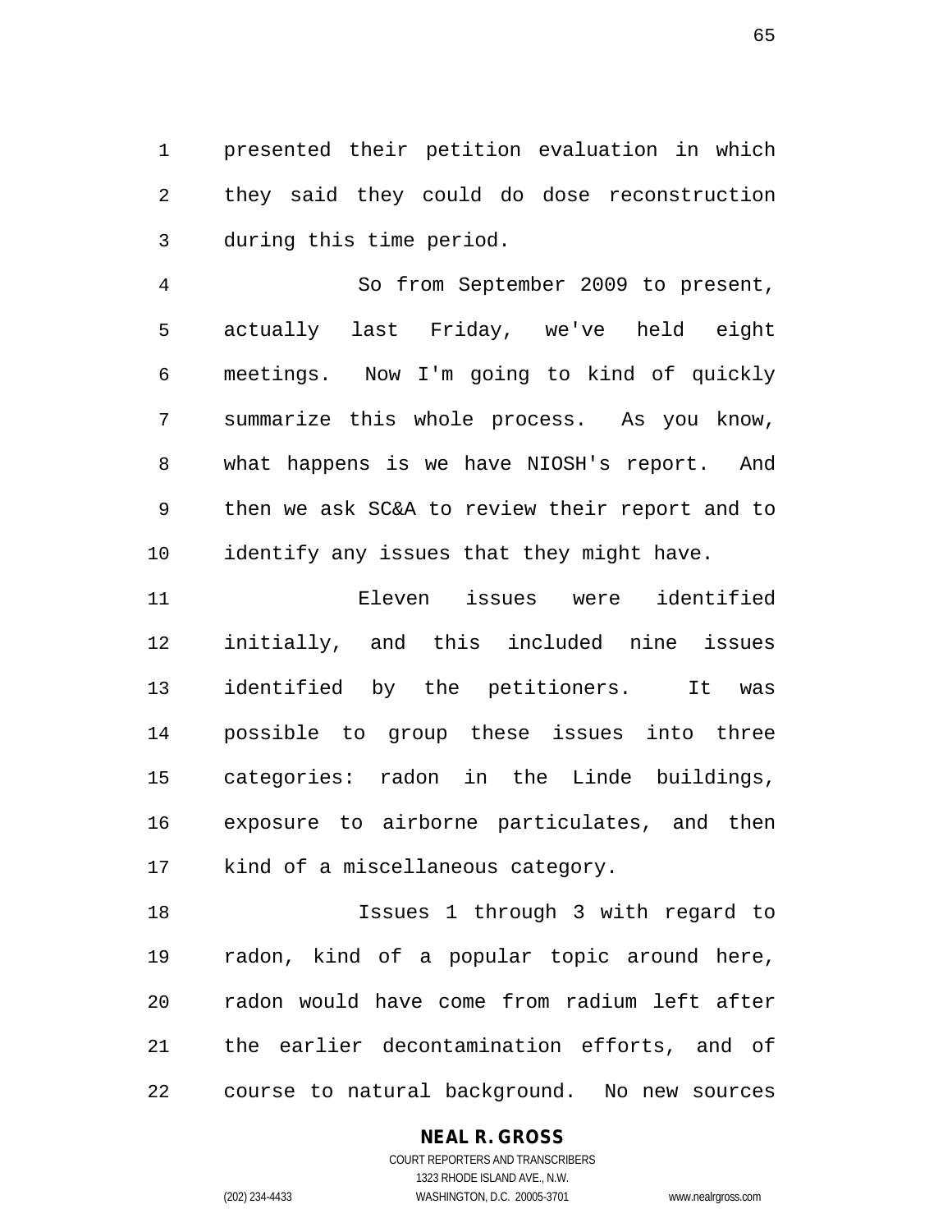presented their petition evaluation in which they said they could do dose reconstruction during this time period.

So from September 2009 to present, actually last Friday, we've held eight meetings. Now I'm going to kind of quickly summarize this whole process. As you know, what happens is we have NIOSH's report. And then we ask SC&A to review their report and to identify any issues that they might have.

Eleven issues were identified initially, and this included nine issues identified by the petitioners. It was possible to group these issues into three categories: radon in the Linde buildings, exposure to airborne particulates, and then kind of a miscellaneous category.

Issues 1 through 3 with regard to radon, kind of a popular topic around here, radon would have come from radium left after the earlier decontamination efforts, and of course to natural background. No new sources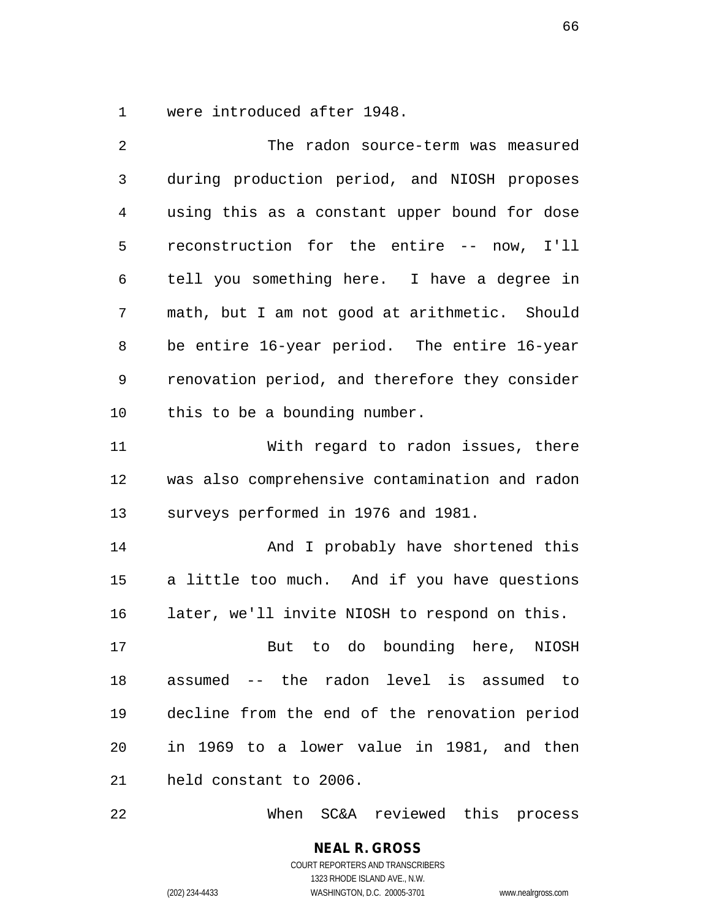were introduced after 1948.

The radon source-term was measured during production period, and NIOSH proposes using this as a constant upper bound for dose reconstruction for the entire -- now, I'll tell you something here. I have a degree in math, but I am not good at arithmetic. Should be entire 16-year period. The entire 16-year renovation period, and therefore they consider this to be a bounding number.

With regard to radon issues, there was also comprehensive contamination and radon surveys performed in 1976 and 1981.

And I probably have shortened this a little too much. And if you have questions later, we'll invite NIOSH to respond on this.

But to do bounding here, NIOSH assumed -- the radon level is assumed to decline from the end of the renovation period in 1969 to a lower value in 1981, and then held constant to 2006.

When SC&A reviewed this process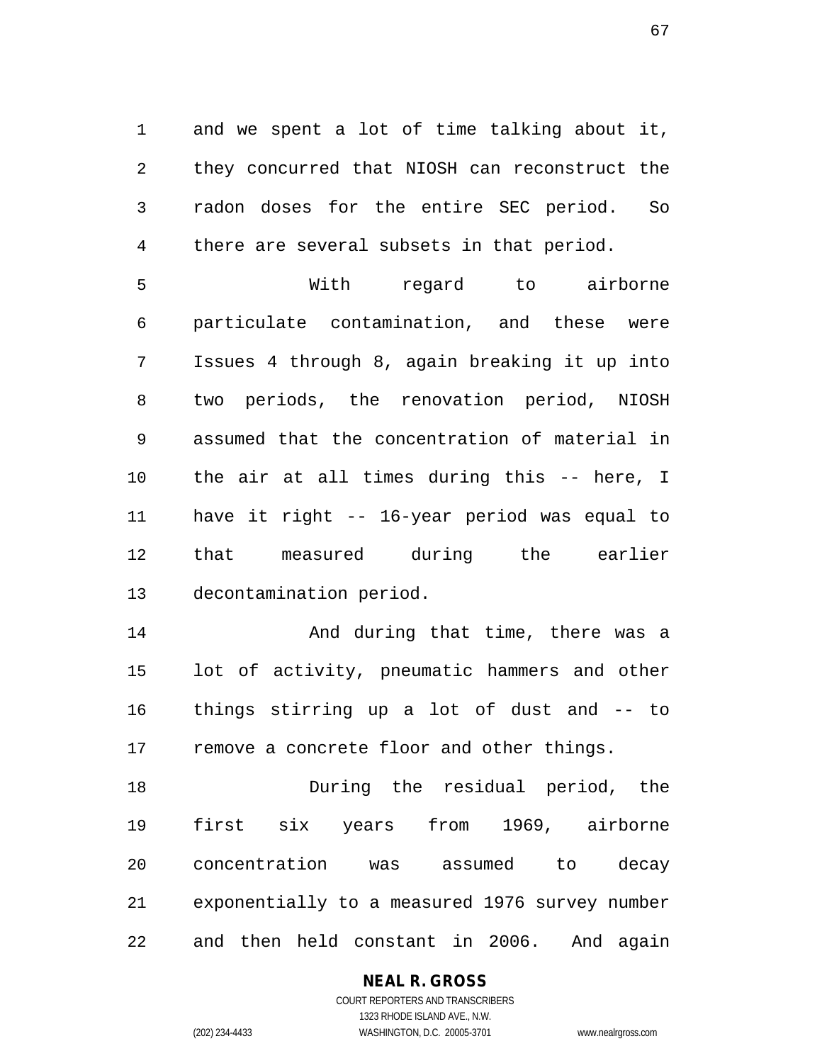and we spent a lot of time talking about it, they concurred that NIOSH can reconstruct the radon doses for the entire SEC period. So there are several subsets in that period.

With regard to airborne particulate contamination, and these were Issues 4 through 8, again breaking it up into two periods, the renovation period, NIOSH assumed that the concentration of material in the air at all times during this -- here, I have it right -- 16-year period was equal to that measured during the earlier decontamination period.

And during that time, there was a lot of activity, pneumatic hammers and other things stirring up a lot of dust and -- to remove a concrete floor and other things.

During the residual period, the first six years from 1969, airborne concentration was assumed to decay exponentially to a measured 1976 survey number and then held constant in 2006. And again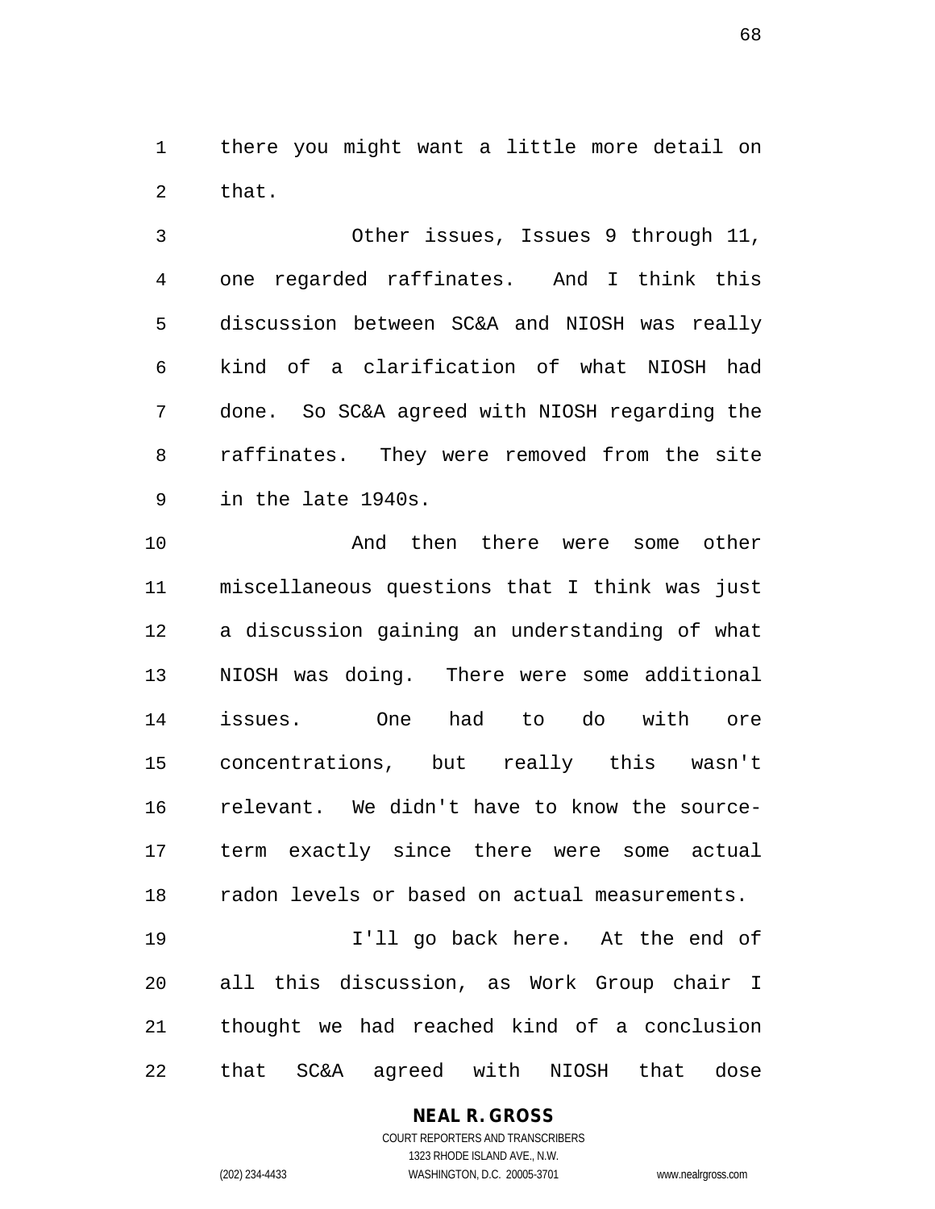there you might want a little more detail on that.

Other issues, Issues 9 through 11, one regarded raffinates. And I think this discussion between SC&A and NIOSH was really kind of a clarification of what NIOSH had done. So SC&A agreed with NIOSH regarding the raffinates. They were removed from the site in the late 1940s.

And then there were some other miscellaneous questions that I think was just a discussion gaining an understanding of what NIOSH was doing. There were some additional issues. One had to do with ore concentrations, but really this wasn't relevant. We didn't have to know the source-term exactly since there were some actual radon levels or based on actual measurements.

I'll go back here. At the end of all this discussion, as Work Group chair I thought we had reached kind of a conclusion that SC&A agreed with NIOSH that dose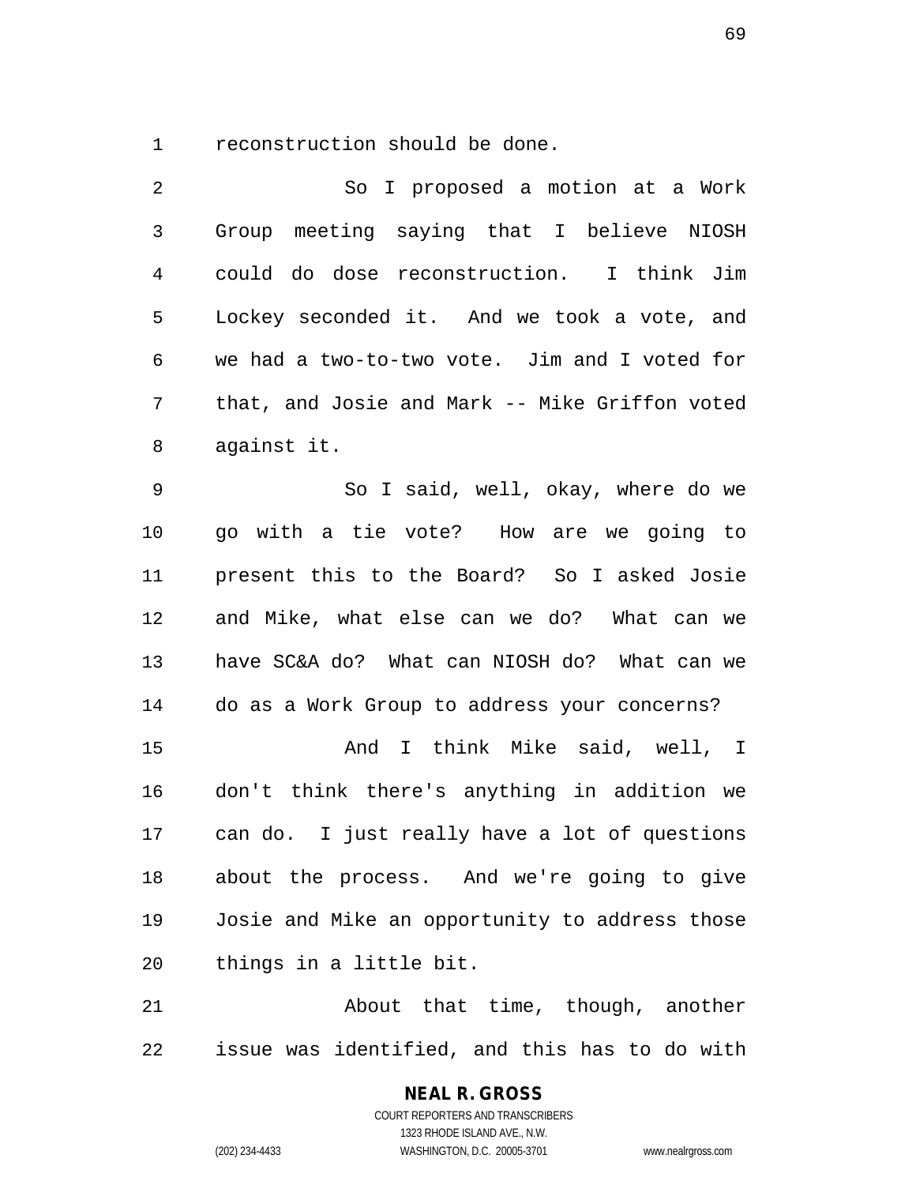reconstruction should be done.

So I proposed a motion at a Work Group meeting saying that I believe NIOSH could do dose reconstruction. I think Jim Lockey seconded it. And we took a vote, and we had a two-to-two vote. Jim and I voted for that, and Josie and Mark -- Mike Griffon voted against it.

So I said, well, okay, where do we go with a tie vote? How are we going to present this to the Board? So I asked Josie and Mike, what else can we do? What can we have SC&A do? What can NIOSH do? What can we do as a Work Group to address your concerns?

And I think Mike said, well, I don't think there's anything in addition we can do. I just really have a lot of questions about the process. And we're going to give Josie and Mike an opportunity to address those things in a little bit.

About that time, though, another issue was identified, and this has to do with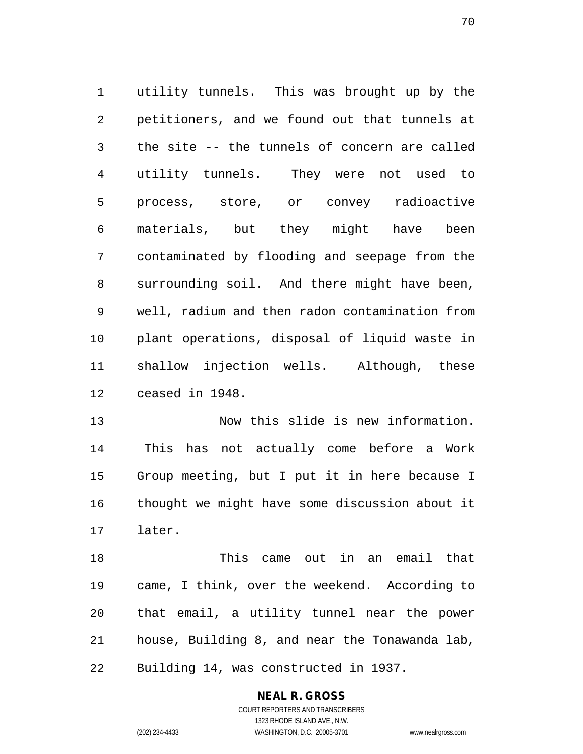utility tunnels. This was brought up by the petitioners, and we found out that tunnels at the site -- the tunnels of concern are called utility tunnels. They were not used to process, store, or convey radioactive materials, but they might have been contaminated by flooding and seepage from the surrounding soil. And there might have been, well, radium and then radon contamination from plant operations, disposal of liquid waste in shallow injection wells. Although, these ceased in 1948.

Now this slide is new information. This has not actually come before a Work Group meeting, but I put it in here because I thought we might have some discussion about it later.

This came out in an email that came, I think, over the weekend. According to that email, a utility tunnel near the power house, Building 8, and near the Tonawanda lab, Building 14, was constructed in 1937.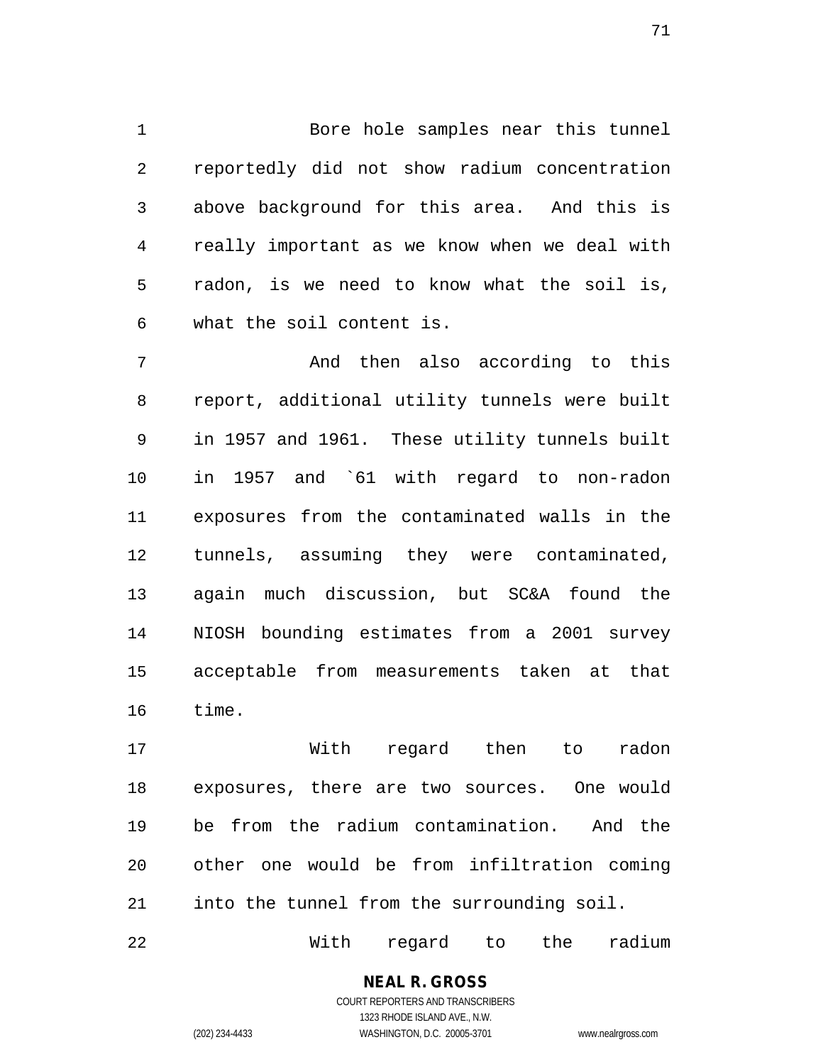Bore hole samples near this tunnel reportedly did not show radium concentration above background for this area. And this is really important as we know when we deal with radon, is we need to know what the soil is, what the soil content is.

And then also according to this report, additional utility tunnels were built in 1957 and 1961. These utility tunnels built in 1957 and `61 with regard to non-radon exposures from the contaminated walls in the tunnels, assuming they were contaminated, again much discussion, but SC&A found the NIOSH bounding estimates from a 2001 survey acceptable from measurements taken at that time.

With regard then to radon exposures, there are two sources. One would be from the radium contamination. And the other one would be from infiltration coming into the tunnel from the surrounding soil.

With regard to the radium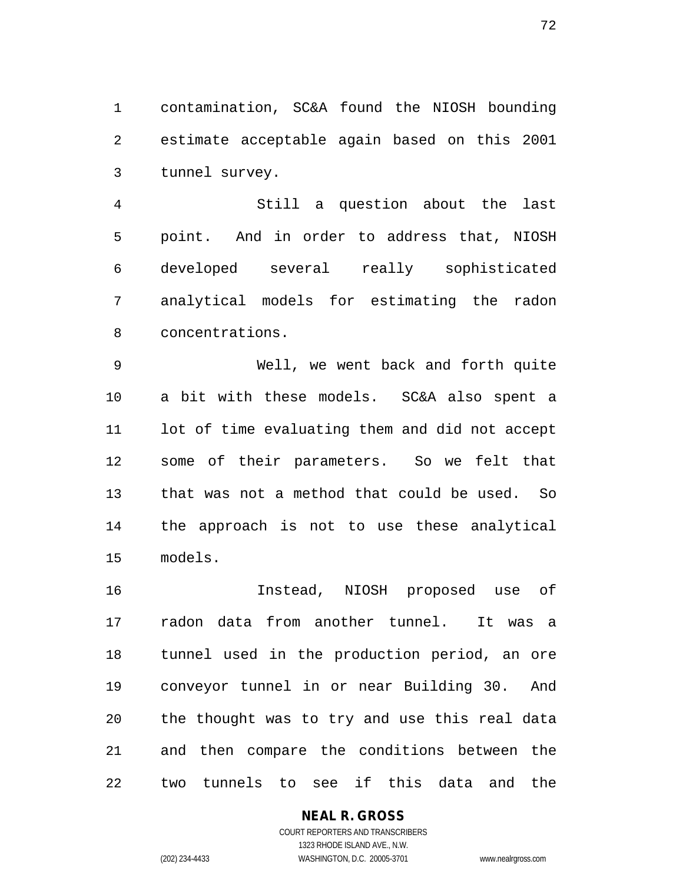contamination, SC&A found the NIOSH bounding estimate acceptable again based on this 2001 tunnel survey.

Still a question about the last point. And in order to address that, NIOSH developed several really sophisticated analytical models for estimating the radon concentrations.

Well, we went back and forth quite a bit with these models. SC&A also spent a lot of time evaluating them and did not accept some of their parameters. So we felt that that was not a method that could be used. So the approach is not to use these analytical models.

Instead, NIOSH proposed use of radon data from another tunnel. It was a tunnel used in the production period, an ore conveyor tunnel in or near Building 30. And the thought was to try and use this real data and then compare the conditions between the two tunnels to see if this data and the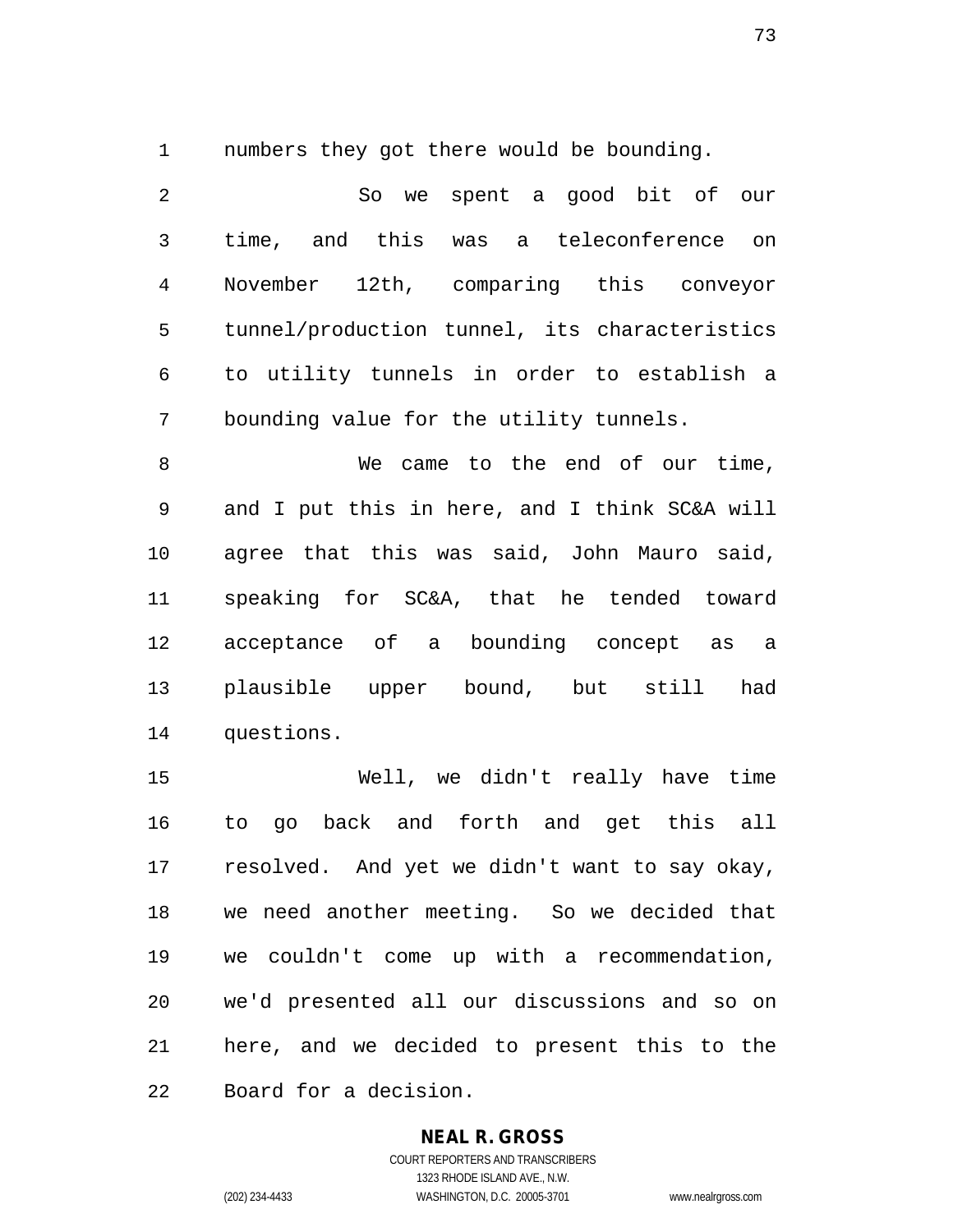numbers they got there would be bounding.

So we spent a good bit of our time, and this was a teleconference on November 12th, comparing this conveyor tunnel/production tunnel, its characteristics to utility tunnels in order to establish a bounding value for the utility tunnels.

We came to the end of our time, and I put this in here, and I think SC&A will agree that this was said, John Mauro said, speaking for SC&A, that he tended toward acceptance of a bounding concept as a plausible upper bound, but still had questions.

Well, we didn't really have time to go back and forth and get this all resolved. And yet we didn't want to say okay, we need another meeting. So we decided that we couldn't come up with a recommendation, we'd presented all our discussions and so on here, and we decided to present this to the Board for a decision.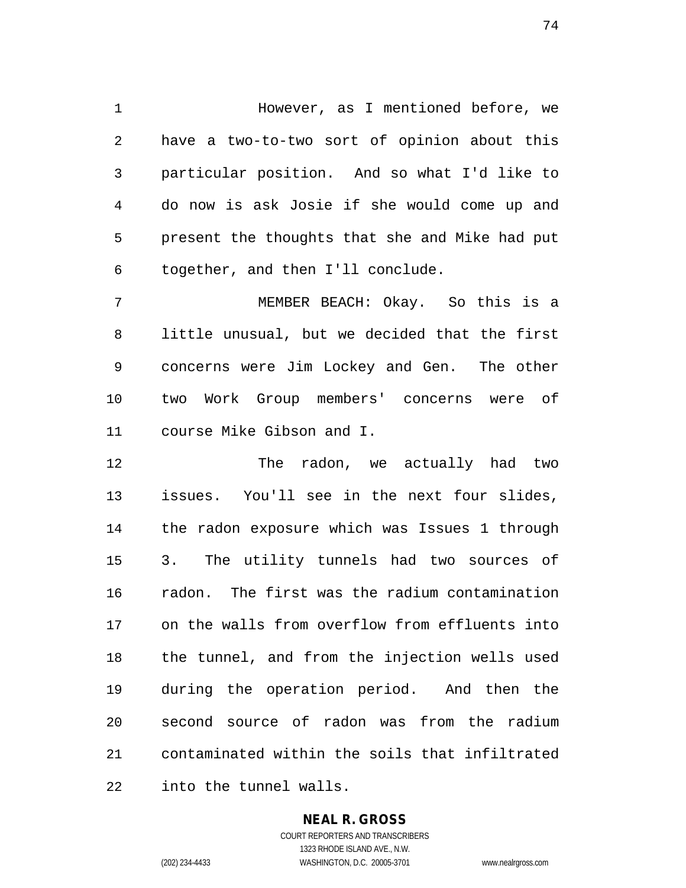However, as I mentioned before, we have a two-to-two sort of opinion about this particular position. And so what I'd like to do now is ask Josie if she would come up and present the thoughts that she and Mike had put together, and then I'll conclude.

MEMBER BEACH: Okay. So this is a little unusual, but we decided that the first concerns were Jim Lockey and Gen. The other two Work Group members' concerns were of course Mike Gibson and I.

The radon, we actually had two issues. You'll see in the next four slides, the radon exposure which was Issues 1 through 3. The utility tunnels had two sources of radon. The first was the radium contamination on the walls from overflow from effluents into the tunnel, and from the injection wells used during the operation period. And then the second source of radon was from the radium contaminated within the soils that infiltrated into the tunnel walls.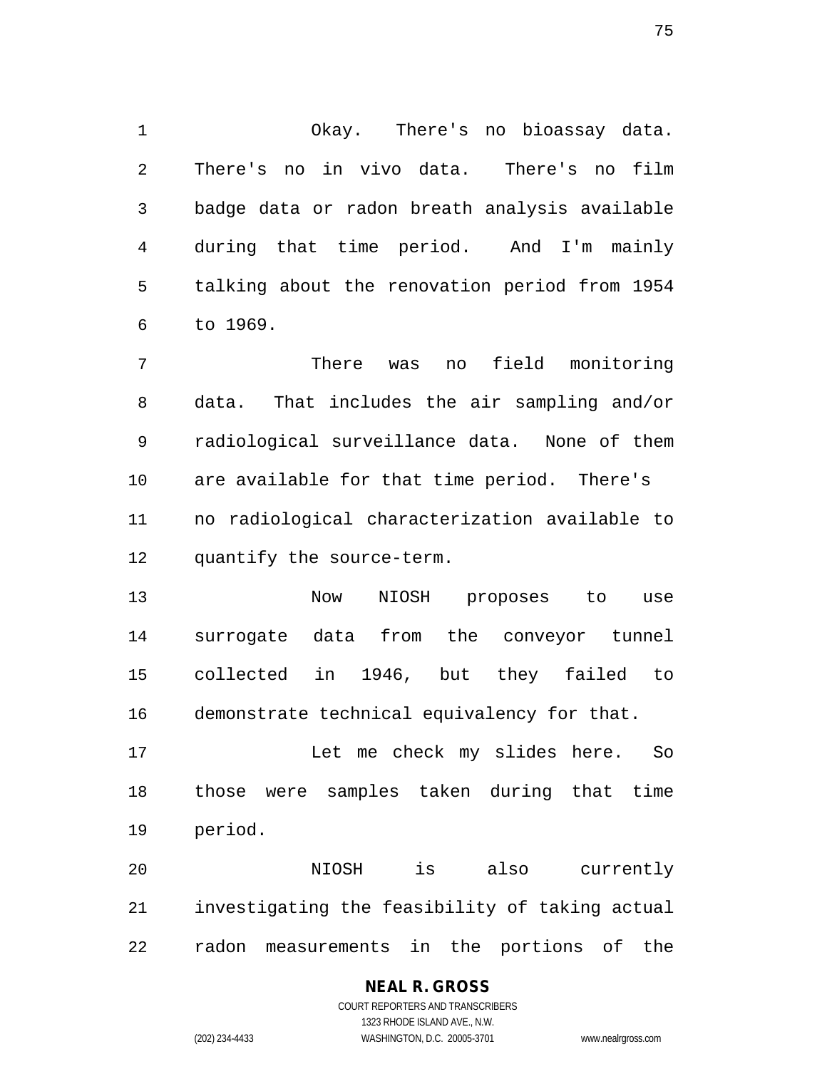Okay. There's no bioassay data. There's no in vivo data. There's no film badge data or radon breath analysis available during that time period. And I'm mainly talking about the renovation period from 1954 to 1969.

There was no field monitoring data. That includes the air sampling and/or radiological surveillance data. None of them are available for that time period. There's no radiological characterization available to quantify the source-term.

Now NIOSH proposes to use surrogate data from the conveyor tunnel collected in 1946, but they failed to demonstrate technical equivalency for that.

Let me check my slides here. So those were samples taken during that time period.

NIOSH is also currently investigating the feasibility of taking actual radon measurements in the portions of the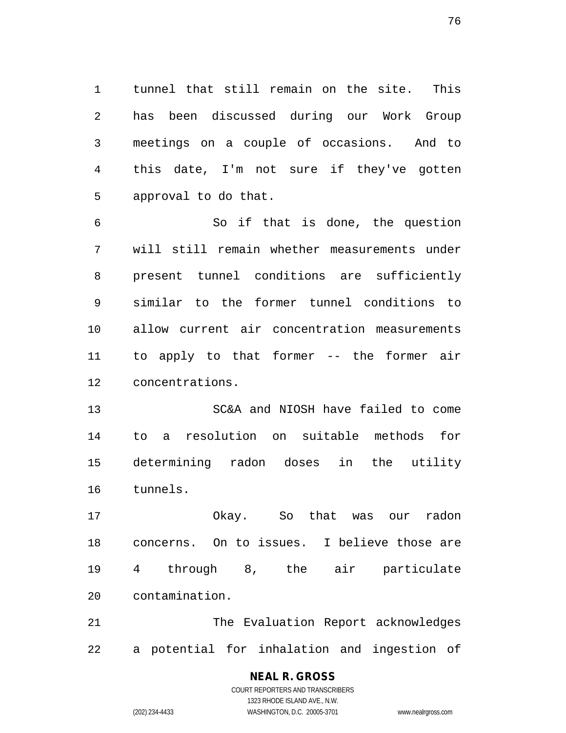tunnel that still remain on the site. This has been discussed during our Work Group meetings on a couple of occasions. And to this date, I'm not sure if they've gotten approval to do that.

So if that is done, the question will still remain whether measurements under present tunnel conditions are sufficiently similar to the former tunnel conditions to allow current air concentration measurements to apply to that former -- the former air concentrations.

SC&A and NIOSH have failed to come to a resolution on suitable methods for determining radon doses in the utility tunnels.

Okay. So that was our radon concerns. On to issues. I believe those are 4 through 8, the air particulate contamination.

The Evaluation Report acknowledges a potential for inhalation and ingestion of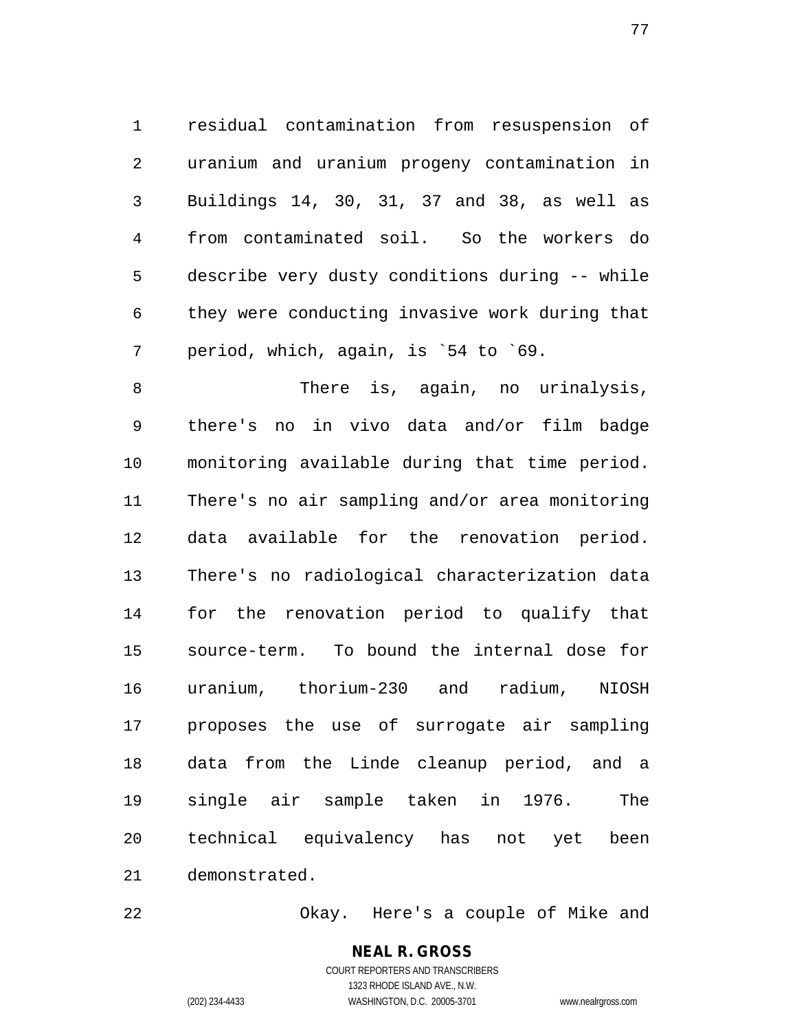residual contamination from resuspension of uranium and uranium progeny contamination in Buildings 14, 30, 31, 37 and 38, as well as from contaminated soil. So the workers do describe very dusty conditions during -- while they were conducting invasive work during that period, which, again, is `54 to `69.

There is, again, no urinalysis, there's no in vivo data and/or film badge monitoring available during that time period. There's no air sampling and/or area monitoring data available for the renovation period. There's no radiological characterization data for the renovation period to qualify that source-term. To bound the internal dose for uranium, thorium-230 and radium, NIOSH proposes the use of surrogate air sampling data from the Linde cleanup period, and a single air sample taken in 1976. The technical equivalency has not yet been demonstrated.

Okay. Here's a couple of Mike and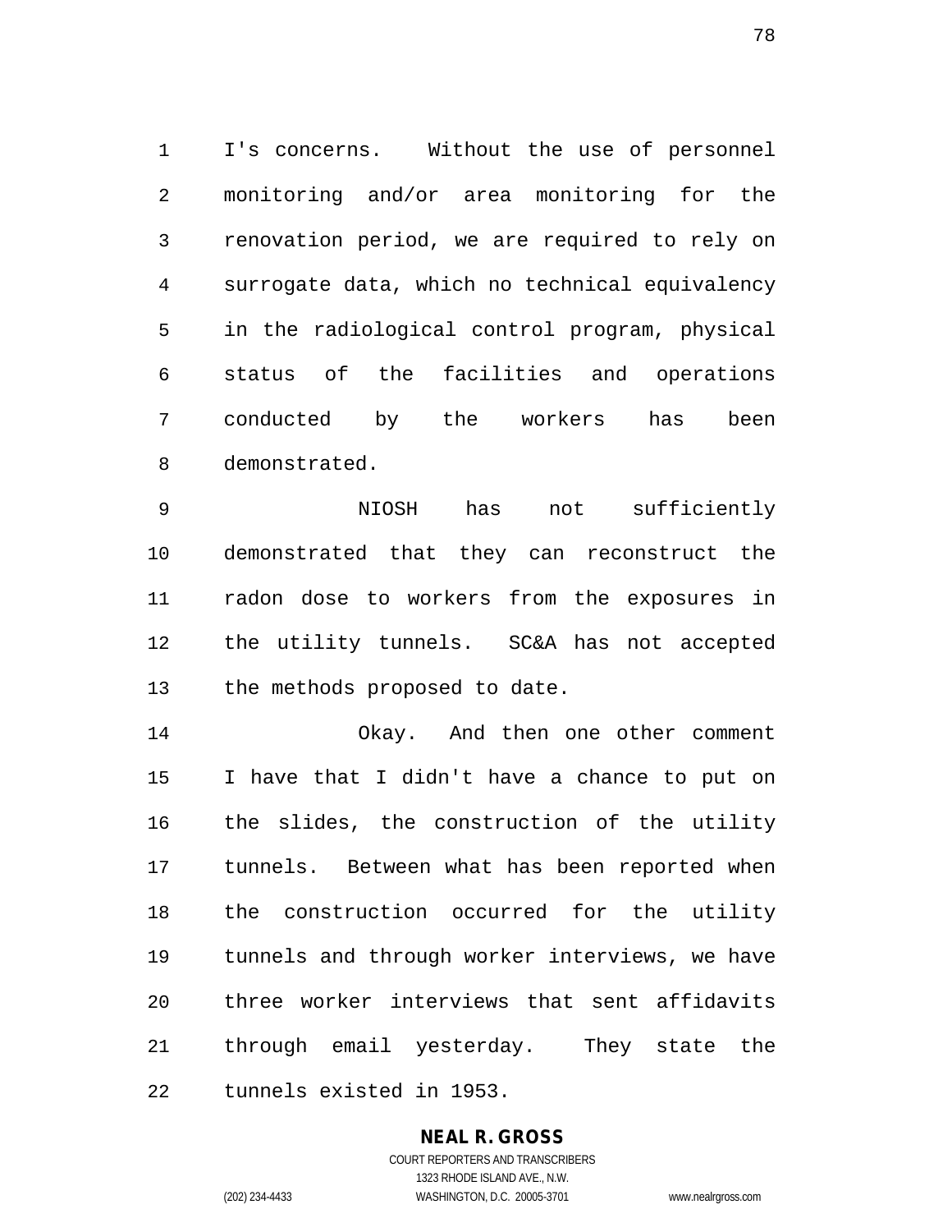I's concerns. Without the use of personnel monitoring and/or area monitoring for the renovation period, we are required to rely on surrogate data, which no technical equivalency in the radiological control program, physical status of the facilities and operations conducted by the workers has been demonstrated.

NIOSH has not sufficiently demonstrated that they can reconstruct the radon dose to workers from the exposures in the utility tunnels. SC&A has not accepted the methods proposed to date.

Okay. And then one other comment I have that I didn't have a chance to put on the slides, the construction of the utility tunnels. Between what has been reported when the construction occurred for the utility tunnels and through worker interviews, we have three worker interviews that sent affidavits through email yesterday. They state the tunnels existed in 1953.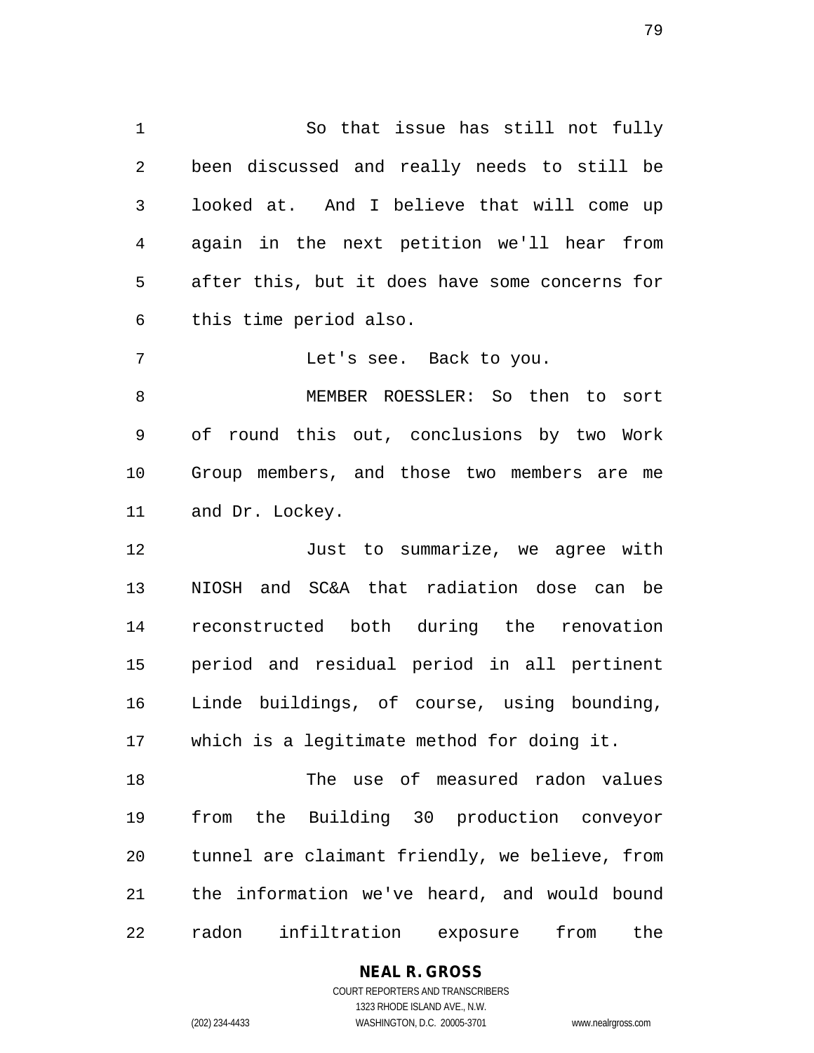So that issue has still not fully been discussed and really needs to still be looked at. And I believe that will come up again in the next petition we'll hear from after this, but it does have some concerns for this time period also.

Let's see. Back to you.

MEMBER ROESSLER: So then to sort of round this out, conclusions by two Work Group members, and those two members are me and Dr. Lockey.

Just to summarize, we agree with NIOSH and SC&A that radiation dose can be reconstructed both during the renovation period and residual period in all pertinent Linde buildings, of course, using bounding, which is a legitimate method for doing it.

The use of measured radon values from the Building 30 production conveyor tunnel are claimant friendly, we believe, from the information we've heard, and would bound radon infiltration exposure from the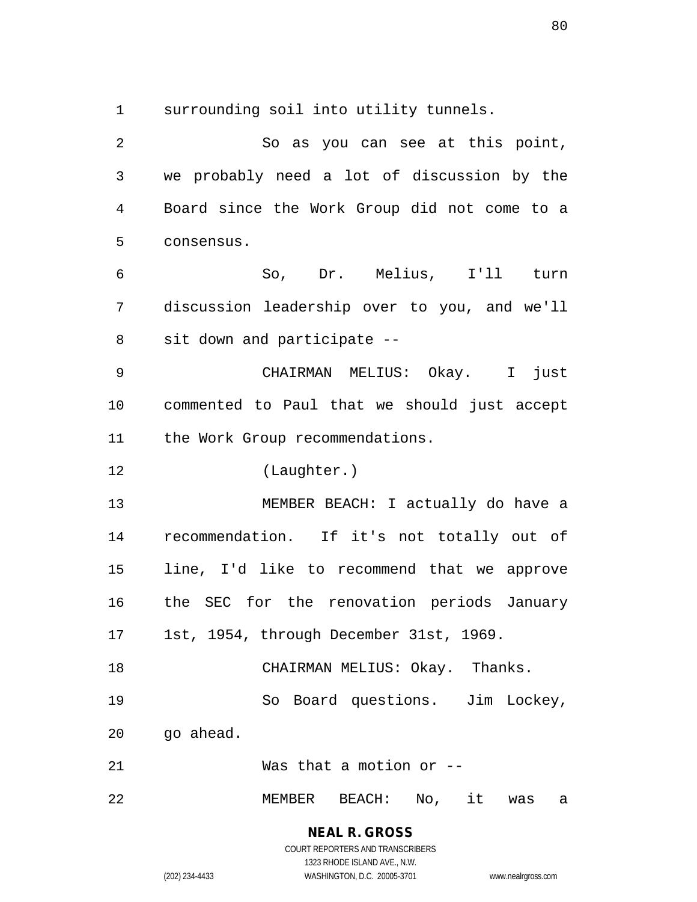surrounding soil into utility tunnels.

So as you can see at this point, we probably need a lot of discussion by the Board since the Work Group did not come to a consensus.

So, Dr. Melius, I'll turn discussion leadership over to you, and we'll sit down and participate --

CHAIRMAN MELIUS: Okay. I just commented to Paul that we should just accept the Work Group recommendations.

(Laughter.)

MEMBER BEACH: I actually do have a recommendation. If it's not totally out of line, I'd like to recommend that we approve the SEC for the renovation periods January 1st, 1954, through December 31st, 1969.

CHAIRMAN MELIUS: Okay. Thanks.

So Board questions. Jim Lockey, go ahead.

Was that a motion or --

MEMBER BEACH: No, it was a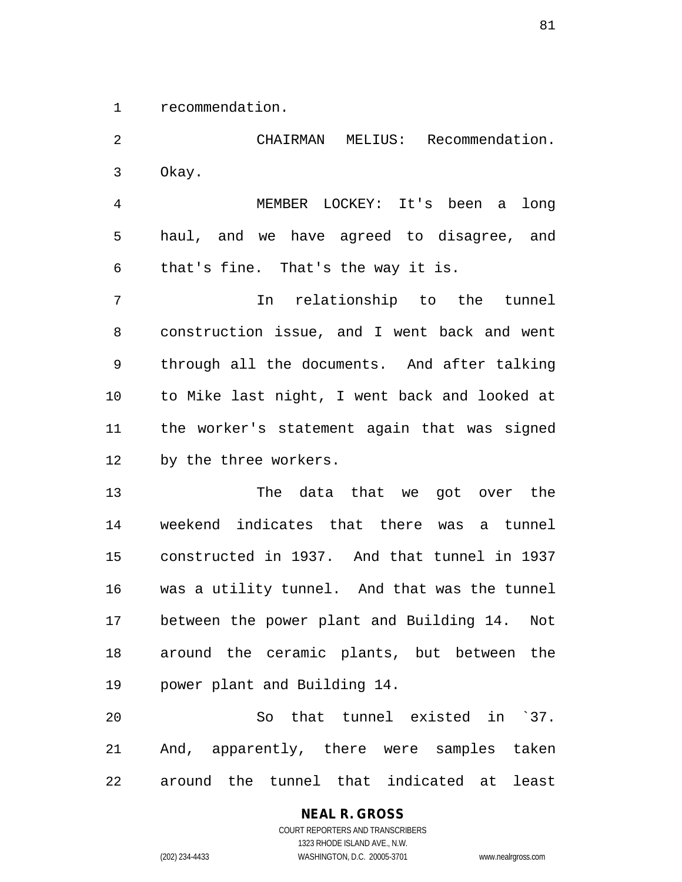recommendation.

CHAIRMAN MELIUS: Recommendation. Okay.

MEMBER LOCKEY: It's been a long haul, and we have agreed to disagree, and that's fine. That's the way it is.

In relationship to the tunnel construction issue, and I went back and went through all the documents. And after talking to Mike last night, I went back and looked at the worker's statement again that was signed by the three workers.

The data that we got over the weekend indicates that there was a tunnel constructed in 1937. And that tunnel in 1937 was a utility tunnel. And that was the tunnel between the power plant and Building 14. Not around the ceramic plants, but between the power plant and Building 14.

So that tunnel existed in `37. And, apparently, there were samples taken around the tunnel that indicated at least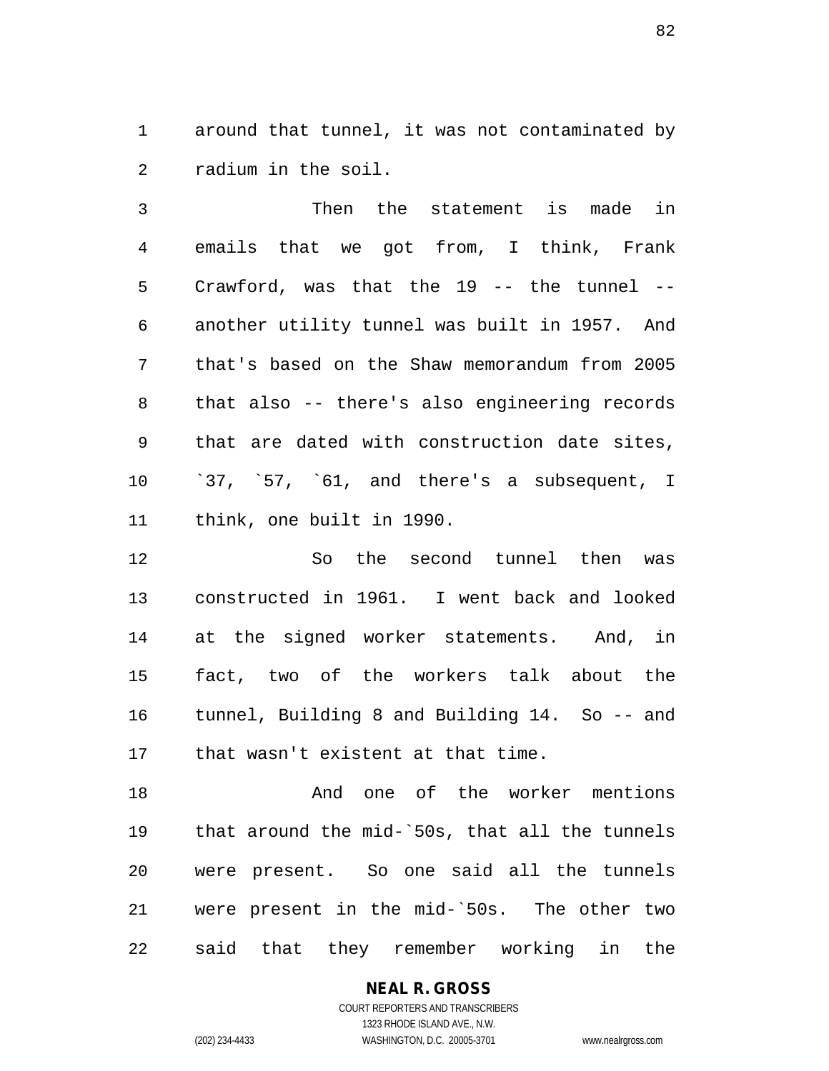around that tunnel, it was not contaminated by radium in the soil.

Then the statement is made in emails that we got from, I think, Frank Crawford, was that the 19 -- the tunnel -- another utility tunnel was built in 1957. And that's based on the Shaw memorandum from 2005 that also -- there's also engineering records that are dated with construction date sites, `37, `57, `61, and there's a subsequent, I think, one built in 1990.

So the second tunnel then was constructed in 1961. I went back and looked at the signed worker statements. And, in fact, two of the workers talk about the tunnel, Building 8 and Building 14. So -- and that wasn't existent at that time.

And one of the worker mentions that around the mid-`50s, that all the tunnels were present. So one said all the tunnels were present in the mid-`50s. The other two said that they remember working in the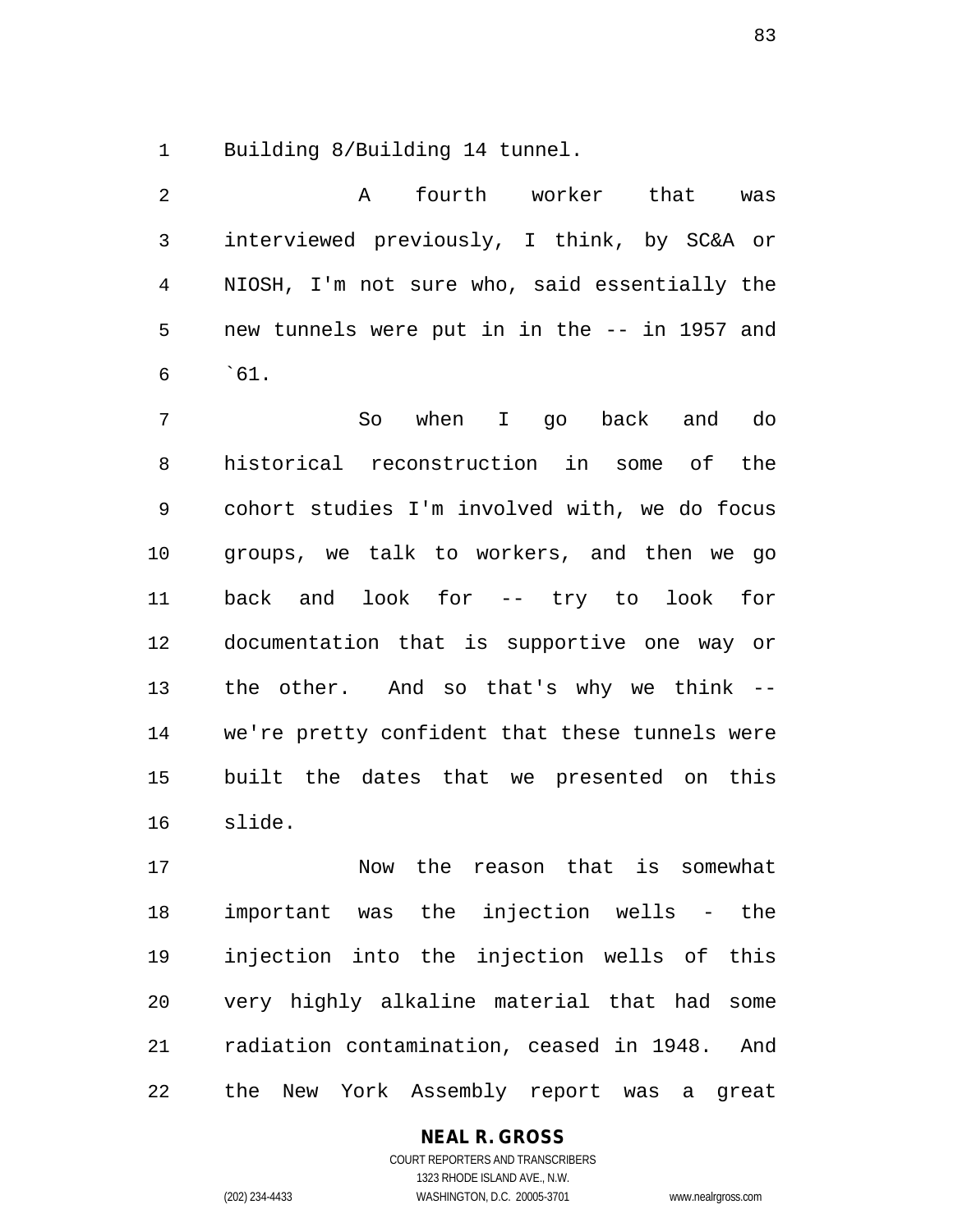Building 8/Building 14 tunnel.

A fourth worker that was interviewed previously, I think, by SC&A or NIOSH, I'm not sure who, said essentially the new tunnels were put in in the -- in 1957 and `61.

So when I go back and do historical reconstruction in some of the cohort studies I'm involved with, we do focus groups, we talk to workers, and then we go back and look for -- try to look for documentation that is supportive one way or the other. And so that's why we think -- we're pretty confident that these tunnels were built the dates that we presented on this slide.

Now the reason that is somewhat important was the injection wells - the injection into the injection wells of this very highly alkaline material that had some radiation contamination, ceased in 1948. And the New York Assembly report was a great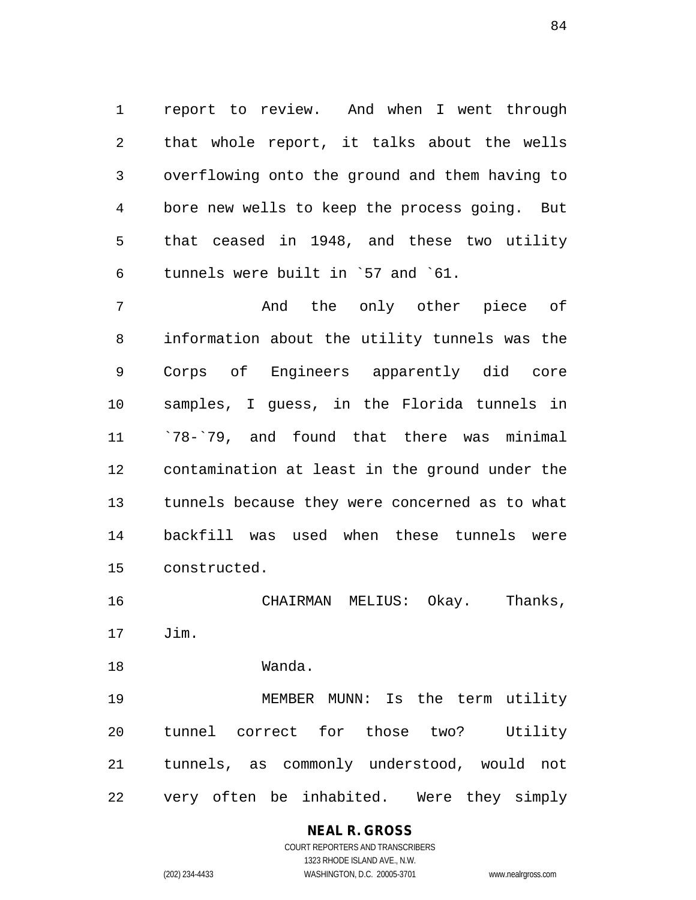report to review. And when I went through that whole report, it talks about the wells overflowing onto the ground and them having to bore new wells to keep the process going. But that ceased in 1948, and these two utility tunnels were built in `57 and `61.

And the only other piece of information about the utility tunnels was the Corps of Engineers apparently did core samples, I guess, in the Florida tunnels in `78-`79, and found that there was minimal contamination at least in the ground under the tunnels because they were concerned as to what backfill was used when these tunnels were constructed.

CHAIRMAN MELIUS: Okay. Thanks, Jim.

Wanda.

MEMBER MUNN: Is the term utility tunnel correct for those two? Utility tunnels, as commonly understood, would not very often be inhabited. Were they simply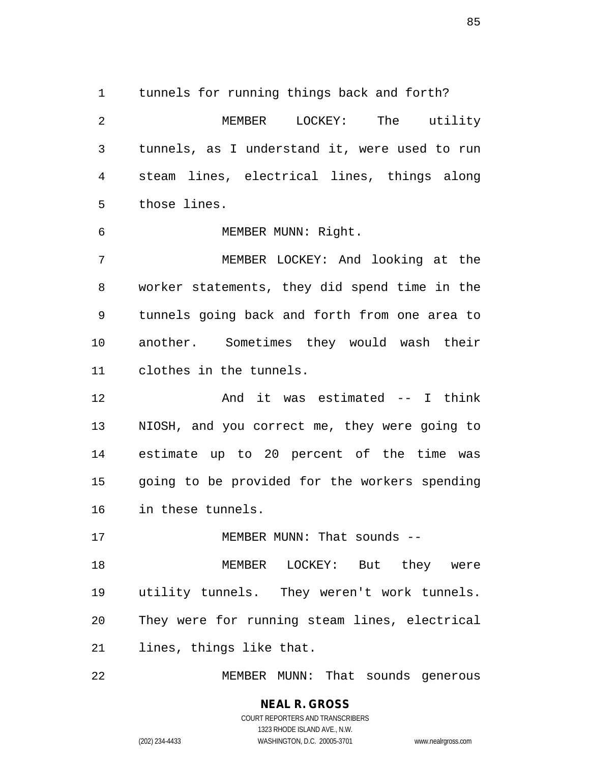tunnels for running things back and forth?

MEMBER LOCKEY: The utility tunnels, as I understand it, were used to run steam lines, electrical lines, things along those lines.

MEMBER MUNN: Right.

MEMBER LOCKEY: And looking at the worker statements, they did spend time in the tunnels going back and forth from one area to another. Sometimes they would wash their clothes in the tunnels.

And it was estimated -- I think NIOSH, and you correct me, they were going to estimate up to 20 percent of the time was going to be provided for the workers spending in these tunnels.

MEMBER MUNN: That sounds --

MEMBER LOCKEY: But they were utility tunnels. They weren't work tunnels. They were for running steam lines, electrical lines, things like that.

MEMBER MUNN: That sounds generous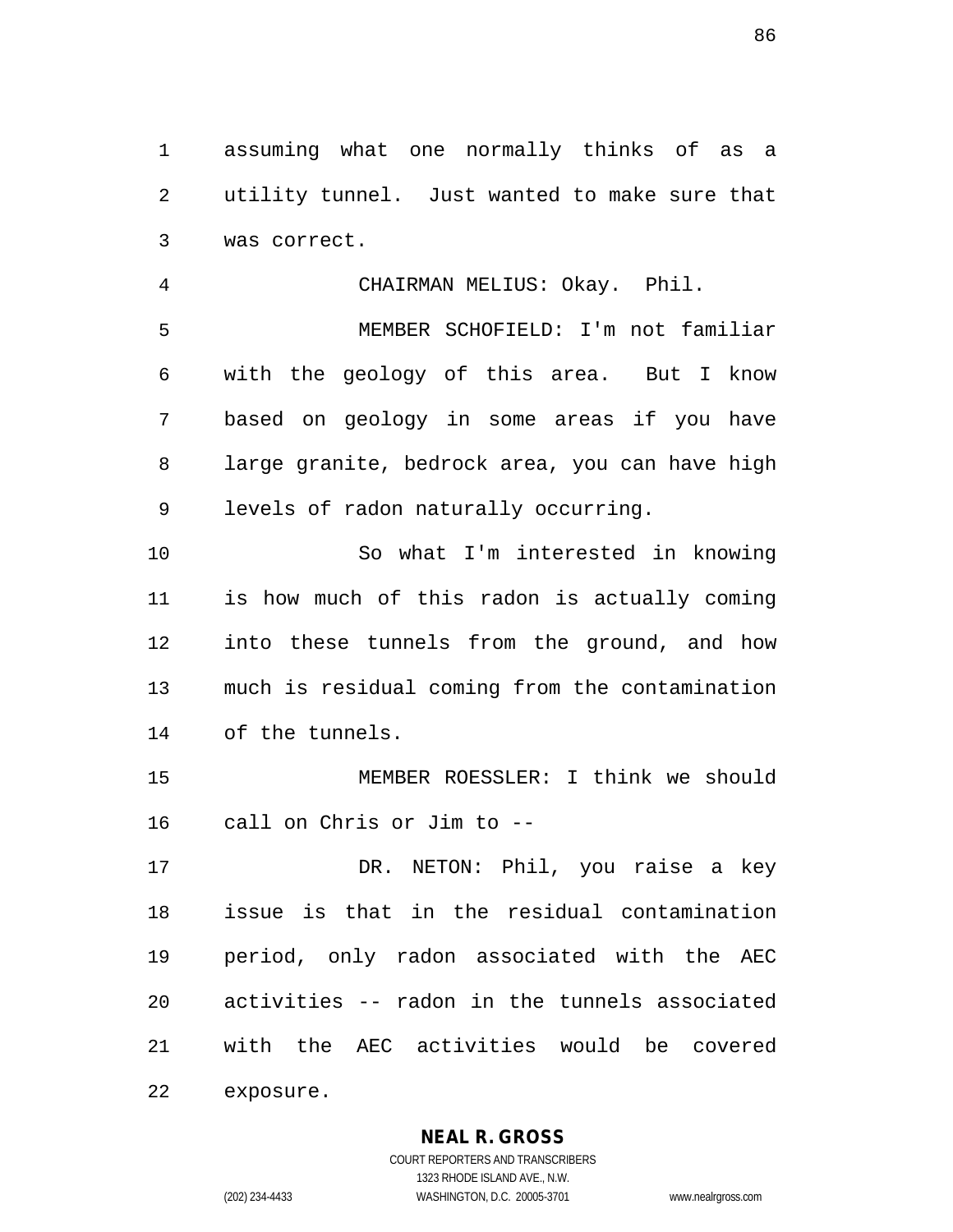assuming what one normally thinks of as a utility tunnel. Just wanted to make sure that was correct.

CHAIRMAN MELIUS: Okay. Phil.

MEMBER SCHOFIELD: I'm not familiar with the geology of this area. But I know based on geology in some areas if you have large granite, bedrock area, you can have high levels of radon naturally occurring.

So what I'm interested in knowing is how much of this radon is actually coming into these tunnels from the ground, and how much is residual coming from the contamination of the tunnels.

MEMBER ROESSLER: I think we should call on Chris or Jim to --

DR. NETON: Phil, you raise a key issue is that in the residual contamination period, only radon associated with the AEC activities -- radon in the tunnels associated with the AEC activities would be covered exposure.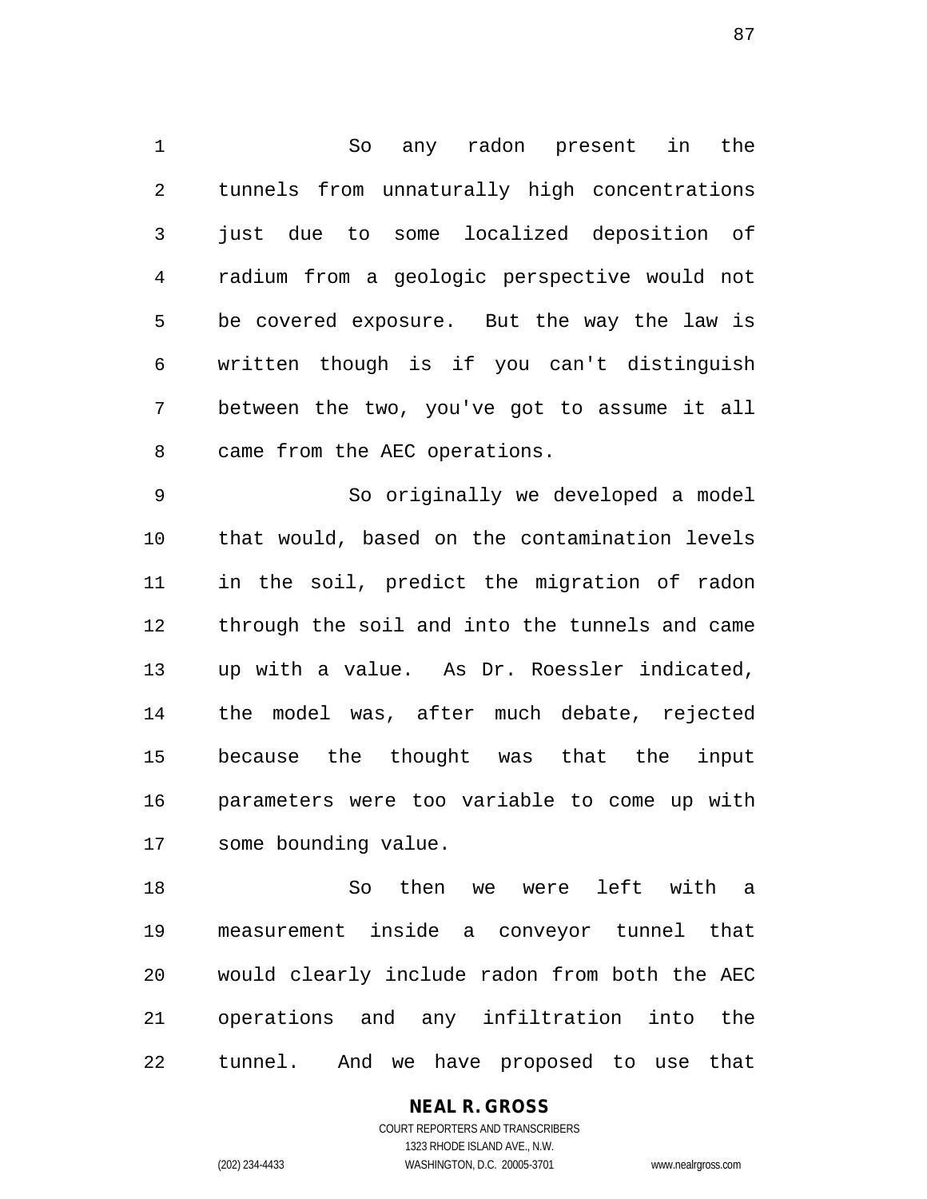So any radon present in the tunnels from unnaturally high concentrations just due to some localized deposition of radium from a geologic perspective would not be covered exposure. But the way the law is written though is if you can't distinguish between the two, you've got to assume it all came from the AEC operations.

So originally we developed a model that would, based on the contamination levels in the soil, predict the migration of radon through the soil and into the tunnels and came up with a value. As Dr. Roessler indicated, the model was, after much debate, rejected because the thought was that the input parameters were too variable to come up with some bounding value.

So then we were left with a measurement inside a conveyor tunnel that would clearly include radon from both the AEC operations and any infiltration into the tunnel. And we have proposed to use that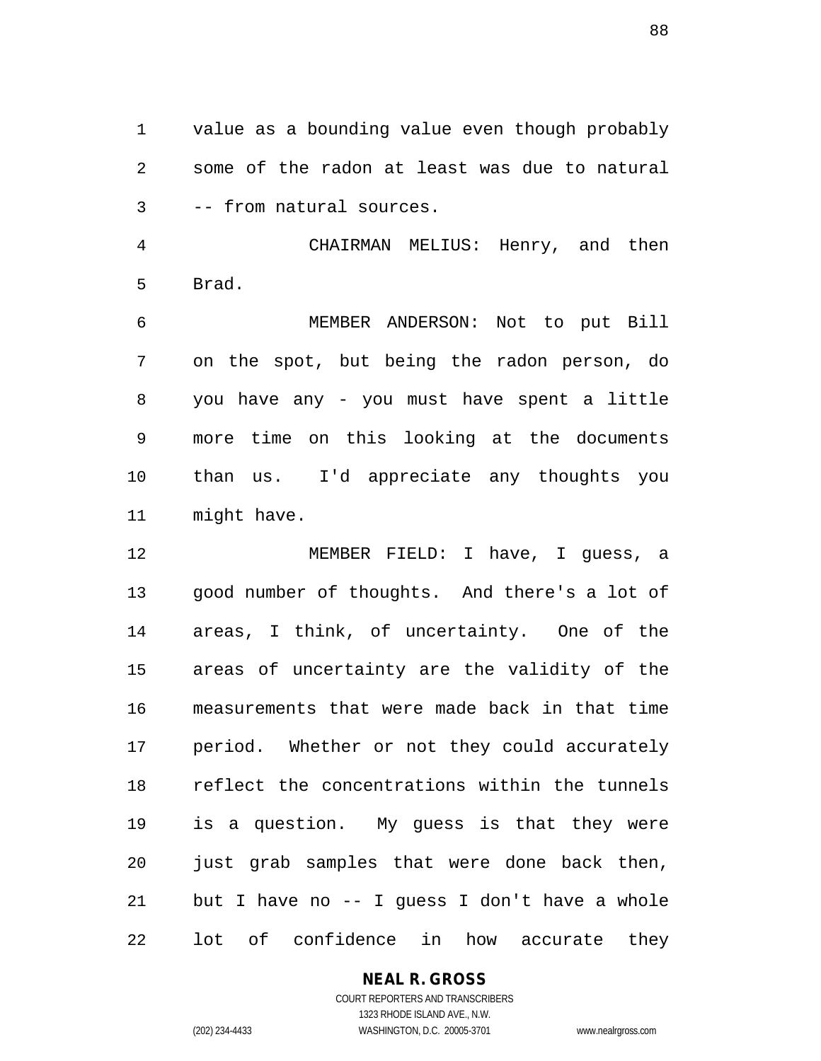value as a bounding value even though probably some of the radon at least was due to natural -- from natural sources.

CHAIRMAN MELIUS: Henry, and then Brad.

MEMBER ANDERSON: Not to put Bill on the spot, but being the radon person, do you have any - you must have spent a little more time on this looking at the documents than us. I'd appreciate any thoughts you might have.

MEMBER FIELD: I have, I guess, a good number of thoughts. And there's a lot of areas, I think, of uncertainty. One of the areas of uncertainty are the validity of the measurements that were made back in that time period. Whether or not they could accurately reflect the concentrations within the tunnels is a question. My guess is that they were just grab samples that were done back then, but I have no -- I guess I don't have a whole lot of confidence in how accurate they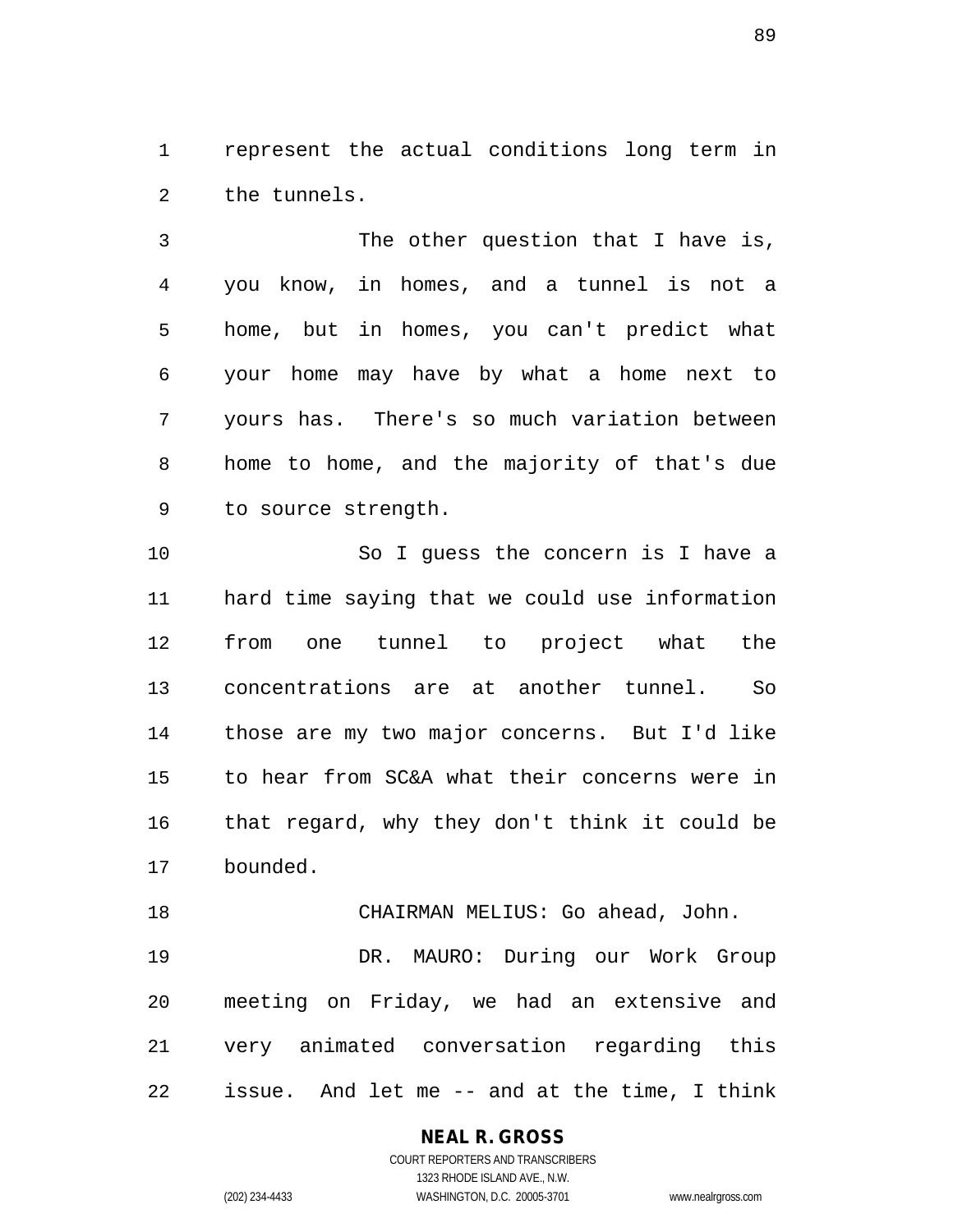represent the actual conditions long term in the tunnels.

The other question that I have is, you know, in homes, and a tunnel is not a home, but in homes, you can't predict what your home may have by what a home next to yours has. There's so much variation between home to home, and the majority of that's due to source strength.

So I guess the concern is I have a hard time saying that we could use information from one tunnel to project what the concentrations are at another tunnel. So those are my two major concerns. But I'd like to hear from SC&A what their concerns were in that regard, why they don't think it could be bounded.

CHAIRMAN MELIUS: Go ahead, John.

DR. MAURO: During our Work Group meeting on Friday, we had an extensive and very animated conversation regarding this issue. And let me -- and at the time, I think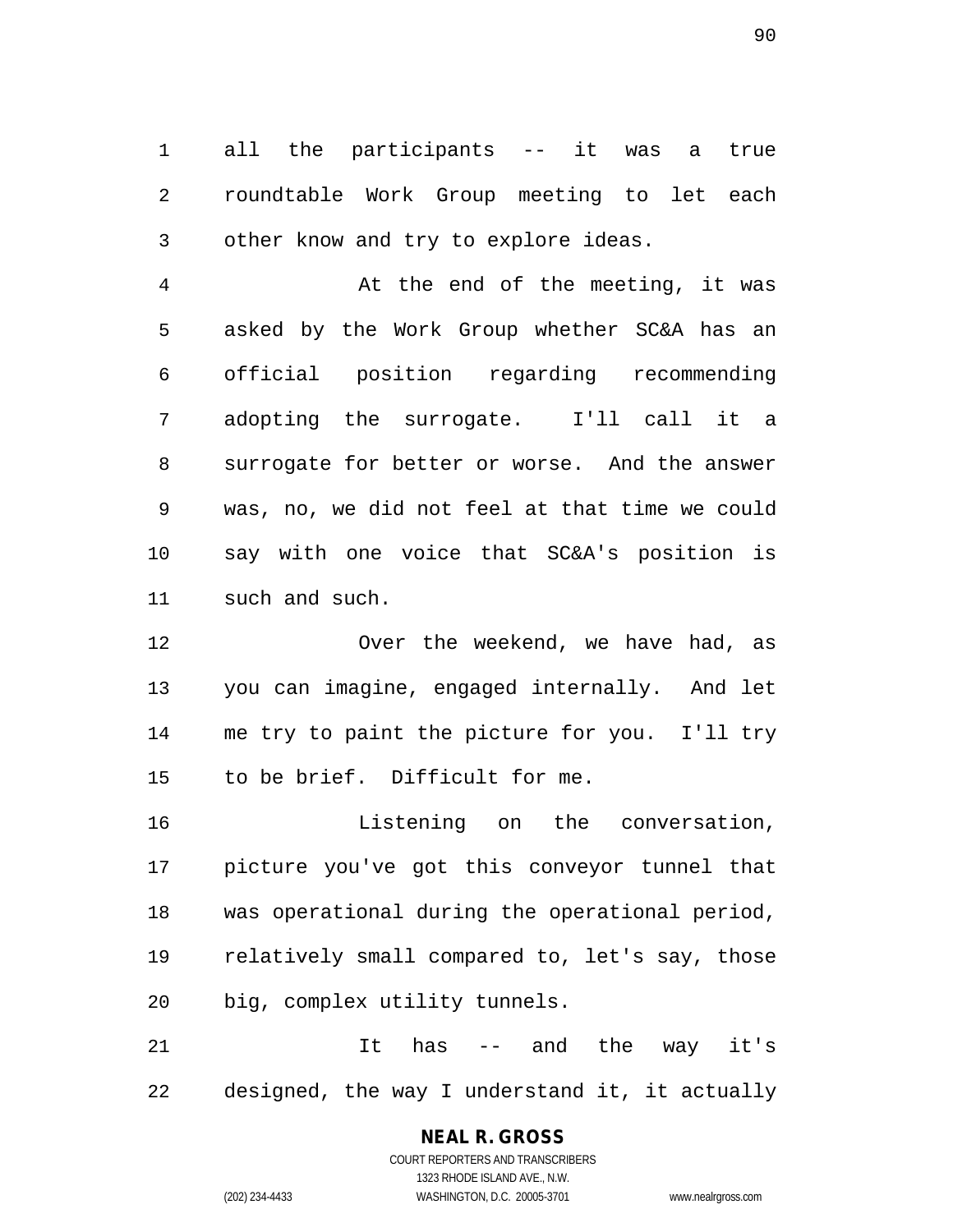all the participants -- it was a true roundtable Work Group meeting to let each other know and try to explore ideas.

At the end of the meeting, it was asked by the Work Group whether SC&A has an official position regarding recommending adopting the surrogate. I'll call it a surrogate for better or worse. And the answer was, no, we did not feel at that time we could say with one voice that SC&A's position is such and such.

Over the weekend, we have had, as you can imagine, engaged internally. And let me try to paint the picture for you. I'll try to be brief. Difficult for me.

Listening on the conversation, picture you've got this conveyor tunnel that was operational during the operational period, relatively small compared to, let's say, those big, complex utility tunnels.

It has -- and the way it's designed, the way I understand it, it actually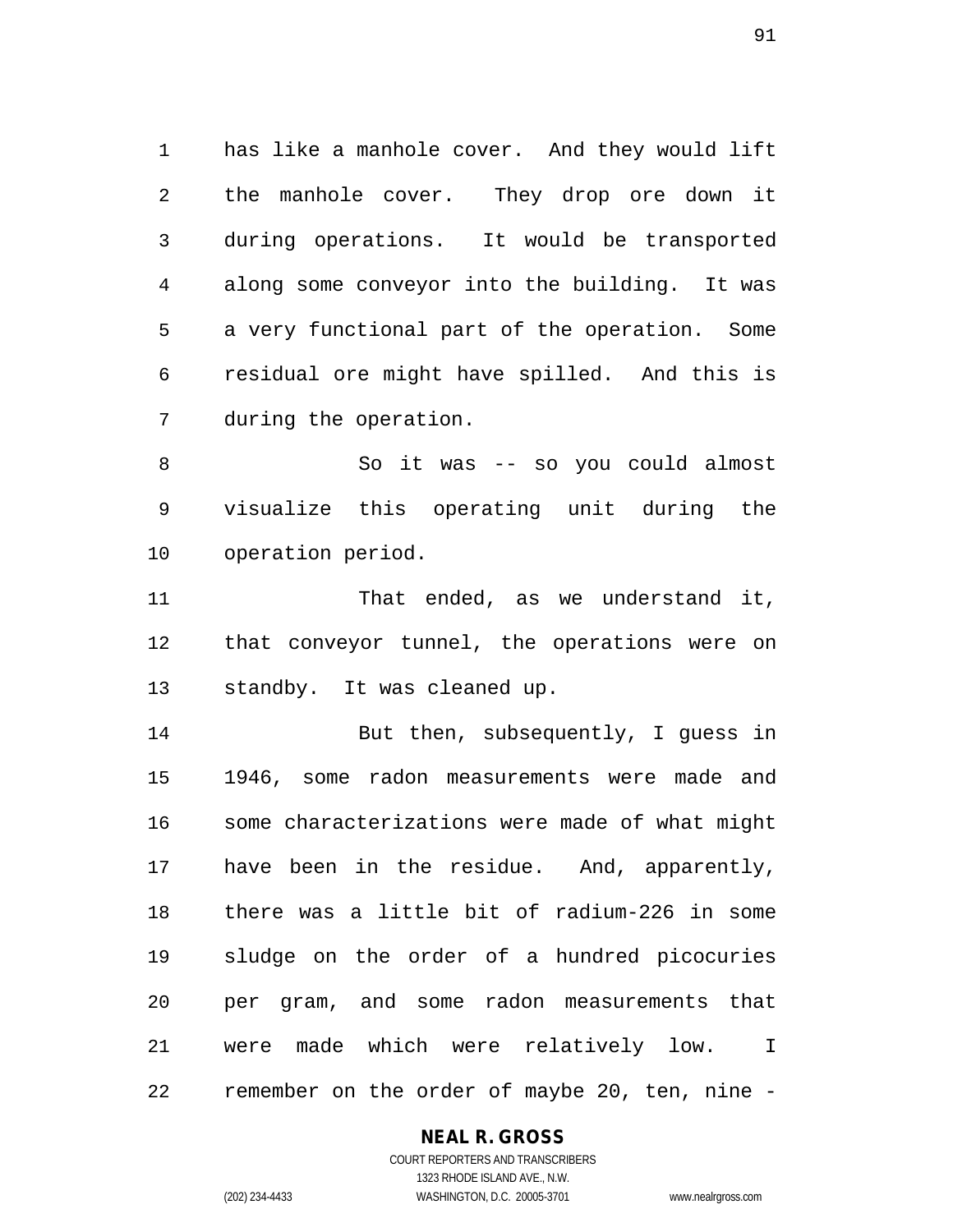has like a manhole cover. And they would lift the manhole cover. They drop ore down it during operations. It would be transported along some conveyor into the building. It was a very functional part of the operation. Some residual ore might have spilled. And this is during the operation.

So it was -- so you could almost visualize this operating unit during the operation period.

That ended, as we understand it, that conveyor tunnel, the operations were on standby. It was cleaned up.

But then, subsequently, I guess in 1946, some radon measurements were made and some characterizations were made of what might have been in the residue. And, apparently, there was a little bit of radium-226 in some sludge on the order of a hundred picocuries per gram, and some radon measurements that were made which were relatively low. I remember on the order of maybe 20, ten, nine -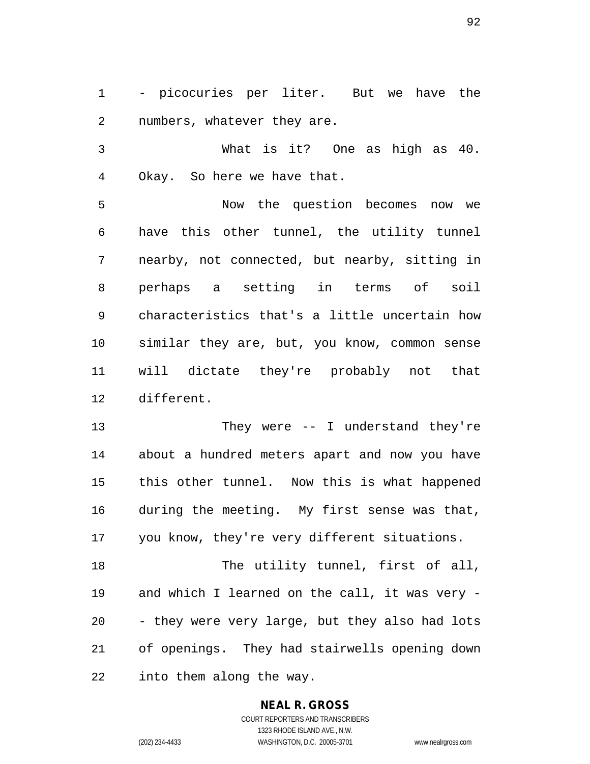- picocuries per liter. But we have the numbers, whatever they are.

What is it? One as high as 40. Okay. So here we have that.

Now the question becomes now we have this other tunnel, the utility tunnel nearby, not connected, but nearby, sitting in perhaps a setting in terms of soil characteristics that's a little uncertain how similar they are, but, you know, common sense will dictate they're probably not that different.

They were -- I understand they're about a hundred meters apart and now you have this other tunnel. Now this is what happened during the meeting. My first sense was that, you know, they're very different situations.

The utility tunnel, first of all, and which I learned on the call, it was very -- they were very large, but they also had lots of openings. They had stairwells opening down into them along the way.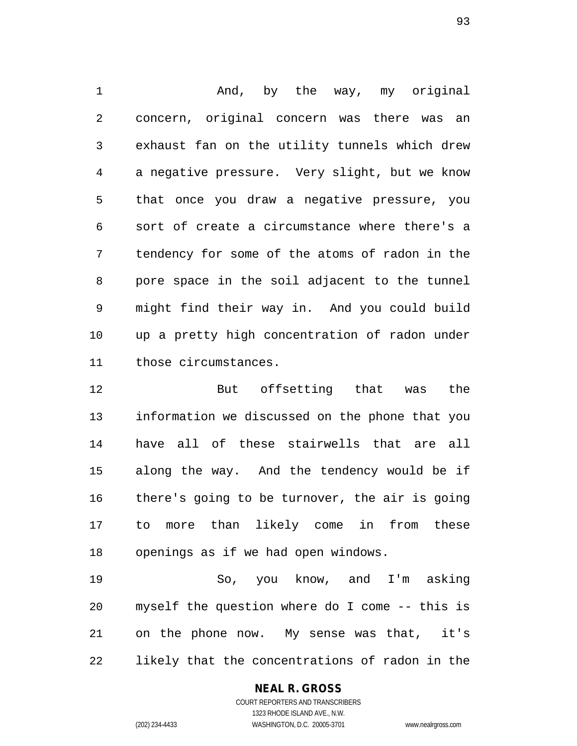And, by the way, my original concern, original concern was there was an exhaust fan on the utility tunnels which drew a negative pressure. Very slight, but we know that once you draw a negative pressure, you sort of create a circumstance where there's a tendency for some of the atoms of radon in the pore space in the soil adjacent to the tunnel might find their way in. And you could build up a pretty high concentration of radon under those circumstances.

But offsetting that was the information we discussed on the phone that you have all of these stairwells that are all along the way. And the tendency would be if there's going to be turnover, the air is going to more than likely come in from these openings as if we had open windows.

So, you know, and I'm asking myself the question where do I come -- this is on the phone now. My sense was that, it's likely that the concentrations of radon in the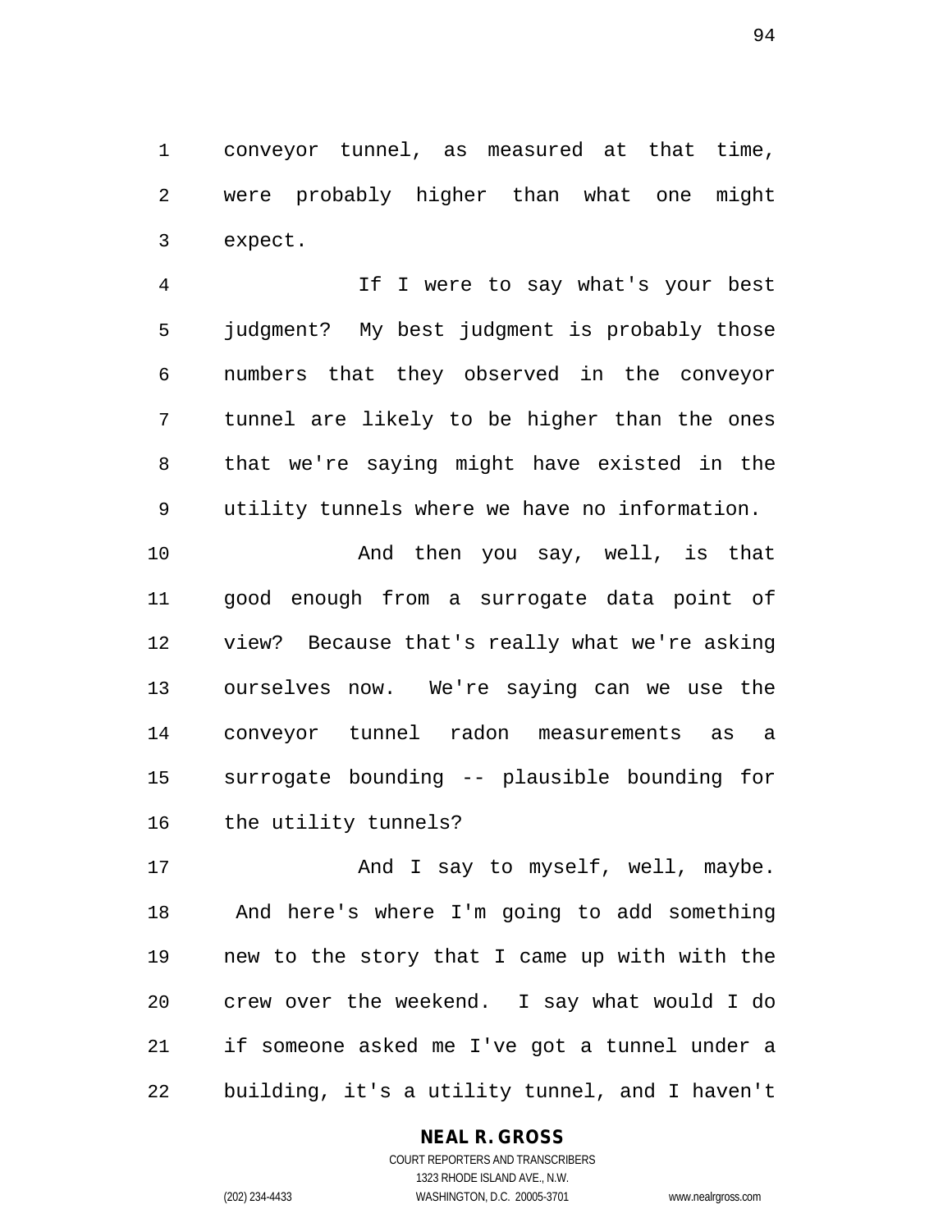conveyor tunnel, as measured at that time, were probably higher than what one might expect.

If I were to say what's your best judgment? My best judgment is probably those numbers that they observed in the conveyor tunnel are likely to be higher than the ones that we're saying might have existed in the utility tunnels where we have no information.

And then you say, well, is that good enough from a surrogate data point of view? Because that's really what we're asking ourselves now. We're saying can we use the conveyor tunnel radon measurements as a surrogate bounding -- plausible bounding for the utility tunnels?

And I say to myself, well, maybe. And here's where I'm going to add something new to the story that I came up with with the crew over the weekend. I say what would I do if someone asked me I've got a tunnel under a building, it's a utility tunnel, and I haven't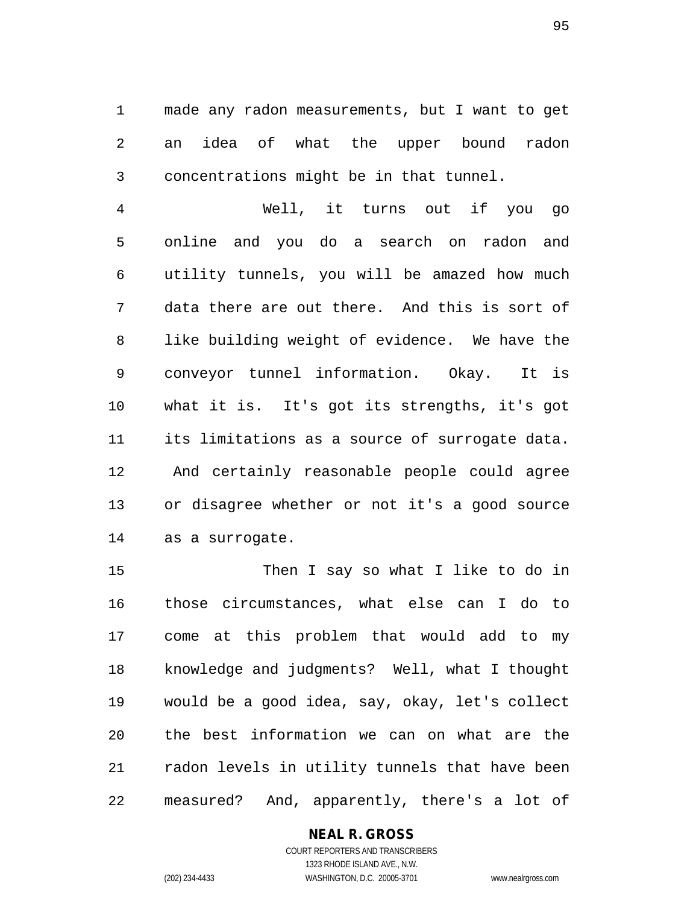made any radon measurements, but I want to get an idea of what the upper bound radon concentrations might be in that tunnel.

Well, it turns out if you go online and you do a search on radon and utility tunnels, you will be amazed how much data there are out there. And this is sort of like building weight of evidence. We have the conveyor tunnel information. Okay. It is what it is. It's got its strengths, it's got its limitations as a source of surrogate data. And certainly reasonable people could agree or disagree whether or not it's a good source as a surrogate.

Then I say so what I like to do in those circumstances, what else can I do to come at this problem that would add to my knowledge and judgments? Well, what I thought would be a good idea, say, okay, let's collect the best information we can on what are the radon levels in utility tunnels that have been measured? And, apparently, there's a lot of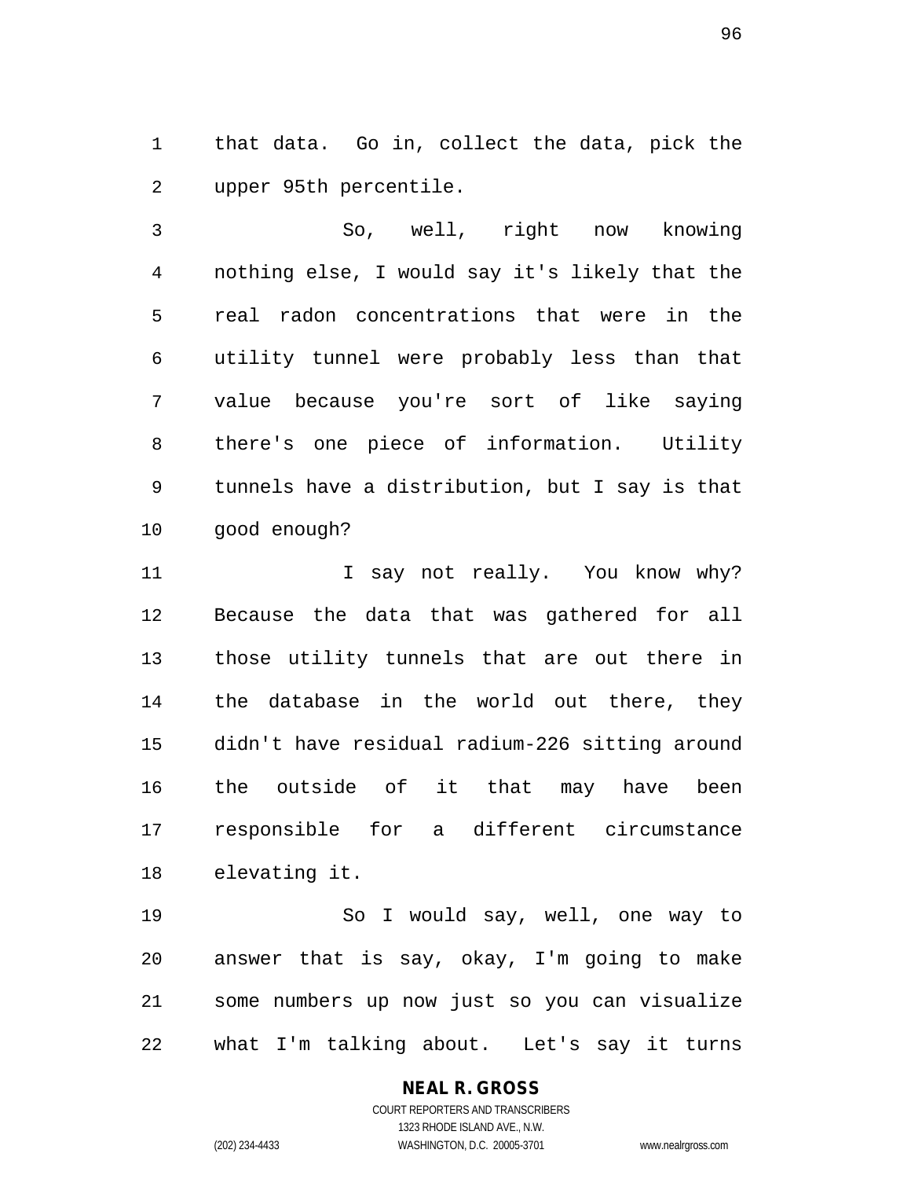that data. Go in, collect the data, pick the upper 95th percentile.

So, well, right now knowing nothing else, I would say it's likely that the real radon concentrations that were in the utility tunnel were probably less than that value because you're sort of like saying there's one piece of information. Utility tunnels have a distribution, but I say is that good enough?

I say not really. You know why? Because the data that was gathered for all those utility tunnels that are out there in the database in the world out there, they didn't have residual radium-226 sitting around the outside of it that may have been responsible for a different circumstance elevating it.

So I would say, well, one way to answer that is say, okay, I'm going to make some numbers up now just so you can visualize what I'm talking about. Let's say it turns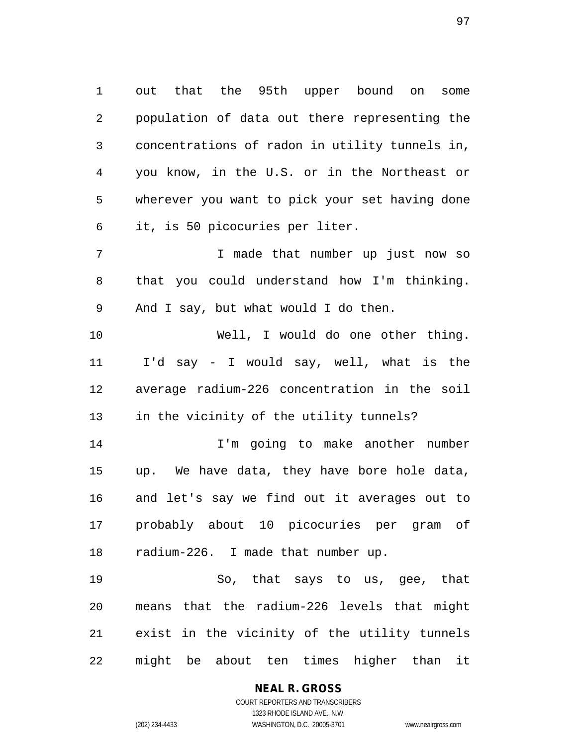out that the 95th upper bound on some population of data out there representing the concentrations of radon in utility tunnels in, you know, in the U.S. or in the Northeast or wherever you want to pick your set having done it, is 50 picocuries per liter.

I made that number up just now so that you could understand how I'm thinking. And I say, but what would I do then.

Well, I would do one other thing. I'd say - I would say, well, what is the average radium-226 concentration in the soil in the vicinity of the utility tunnels?

I'm going to make another number up. We have data, they have bore hole data, and let's say we find out it averages out to probably about 10 picocuries per gram of radium-226. I made that number up.

So, that says to us, gee, that means that the radium-226 levels that might exist in the vicinity of the utility tunnels might be about ten times higher than it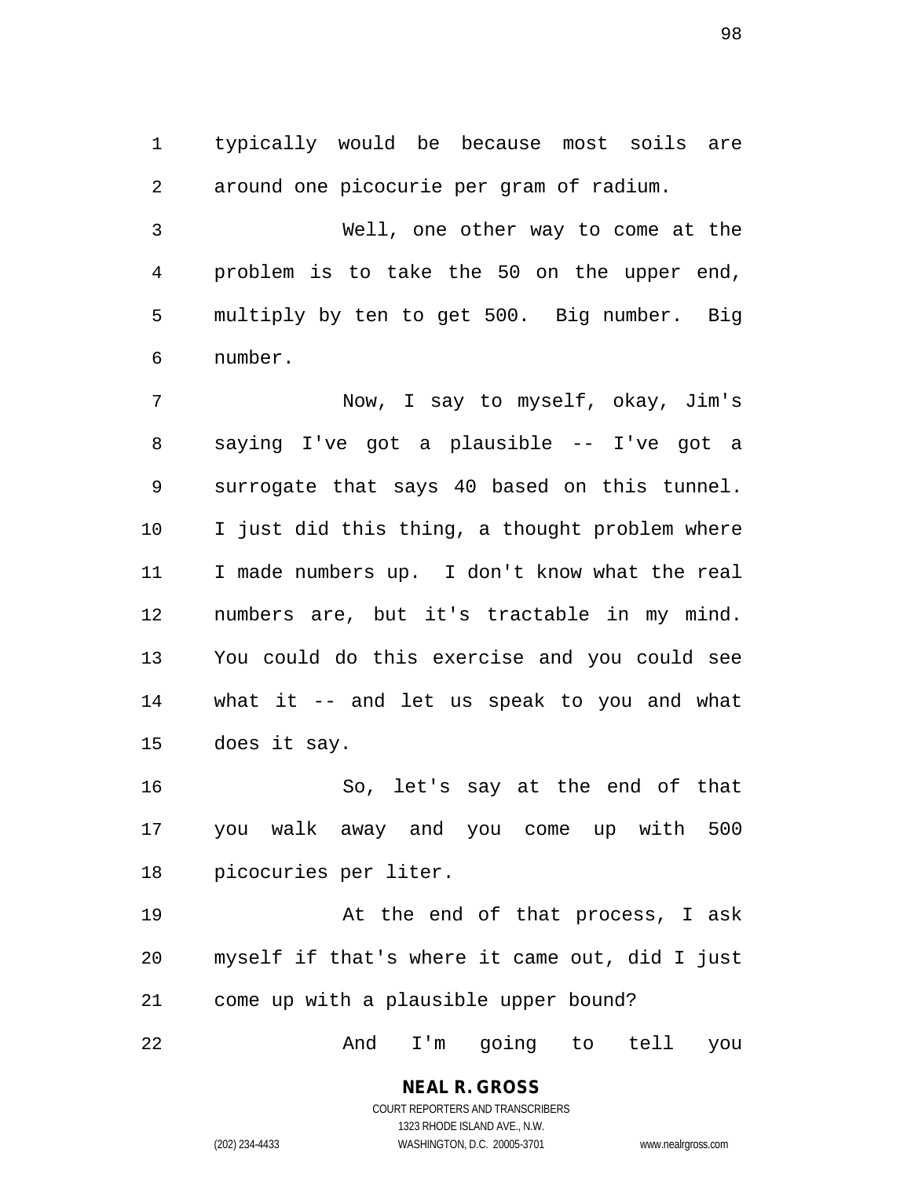typically would be because most soils are around one picocurie per gram of radium.

Well, one other way to come at the problem is to take the 50 on the upper end, multiply by ten to get 500. Big number. Big number.

Now, I say to myself, okay, Jim's saying I've got a plausible -- I've got a surrogate that says 40 based on this tunnel. I just did this thing, a thought problem where I made numbers up. I don't know what the real numbers are, but it's tractable in my mind. You could do this exercise and you could see what it -- and let us speak to you and what does it say.

So, let's say at the end of that you walk away and you come up with 500 picocuries per liter.

At the end of that process, I ask myself if that's where it came out, did I just come up with a plausible upper bound?

And I'm going to tell you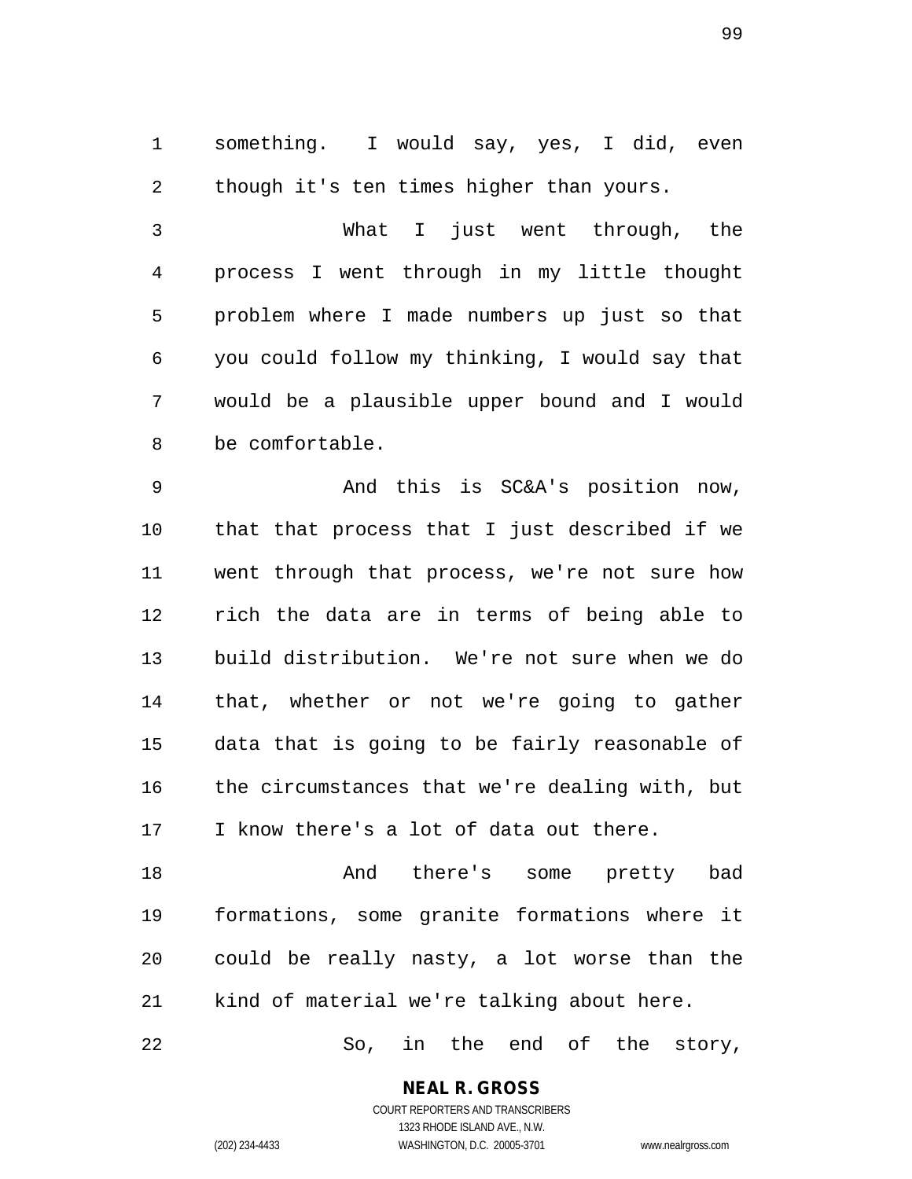something. I would say, yes, I did, even though it's ten times higher than yours.

What I just went through, the process I went through in my little thought problem where I made numbers up just so that you could follow my thinking, I would say that would be a plausible upper bound and I would be comfortable.

And this is SC&A's position now, that that process that I just described if we went through that process, we're not sure how rich the data are in terms of being able to build distribution. We're not sure when we do that, whether or not we're going to gather data that is going to be fairly reasonable of the circumstances that we're dealing with, but I know there's a lot of data out there.

And there's some pretty bad formations, some granite formations where it could be really nasty, a lot worse than the kind of material we're talking about here.

So, in the end of the story,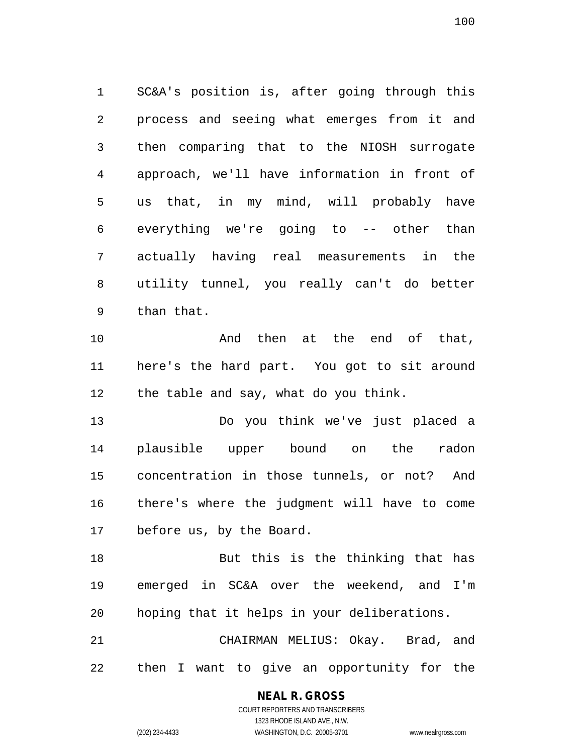SC&A's position is, after going through this process and seeing what emerges from it and then comparing that to the NIOSH surrogate approach, we'll have information in front of us that, in my mind, will probably have everything we're going to -- other than actually having real measurements in the utility tunnel, you really can't do better than that.

And then at the end of that, here's the hard part. You got to sit around the table and say, what do you think.

Do you think we've just placed a plausible upper bound on the radon concentration in those tunnels, or not? And there's where the judgment will have to come before us, by the Board.

But this is the thinking that has emerged in SC&A over the weekend, and I'm hoping that it helps in your deliberations.

CHAIRMAN MELIUS: Okay. Brad, and then I want to give an opportunity for the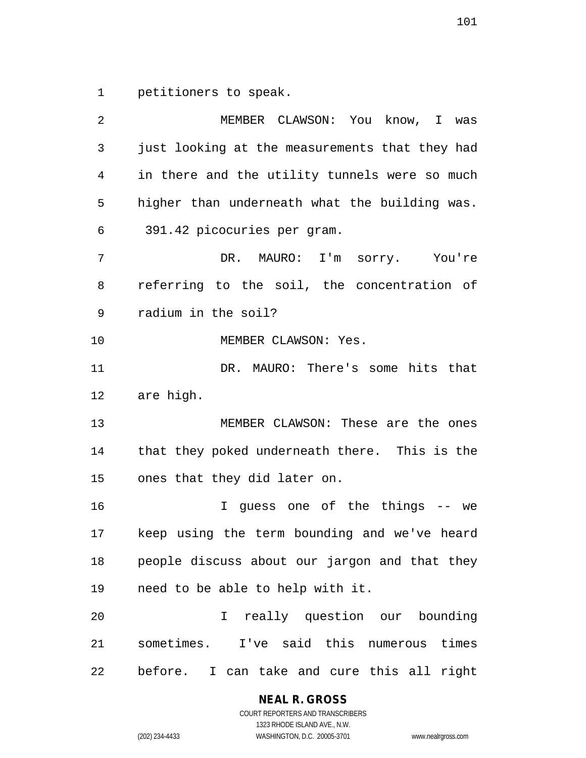petitioners to speak.

MEMBER CLAWSON: You know, I was just looking at the measurements that they had in there and the utility tunnels were so much higher than underneath what the building was. 391.42 picocuries per gram.

DR. MAURO: I'm sorry. You're referring to the soil, the concentration of radium in the soil?

MEMBER CLAWSON: Yes.

DR. MAURO: There's some hits that are high.

MEMBER CLAWSON: These are the ones that they poked underneath there. This is the ones that they did later on.

I guess one of the things -- we keep using the term bounding and we've heard people discuss about our jargon and that they need to be able to help with it.

I really question our bounding sometimes. I've said this numerous times before. I can take and cure this all right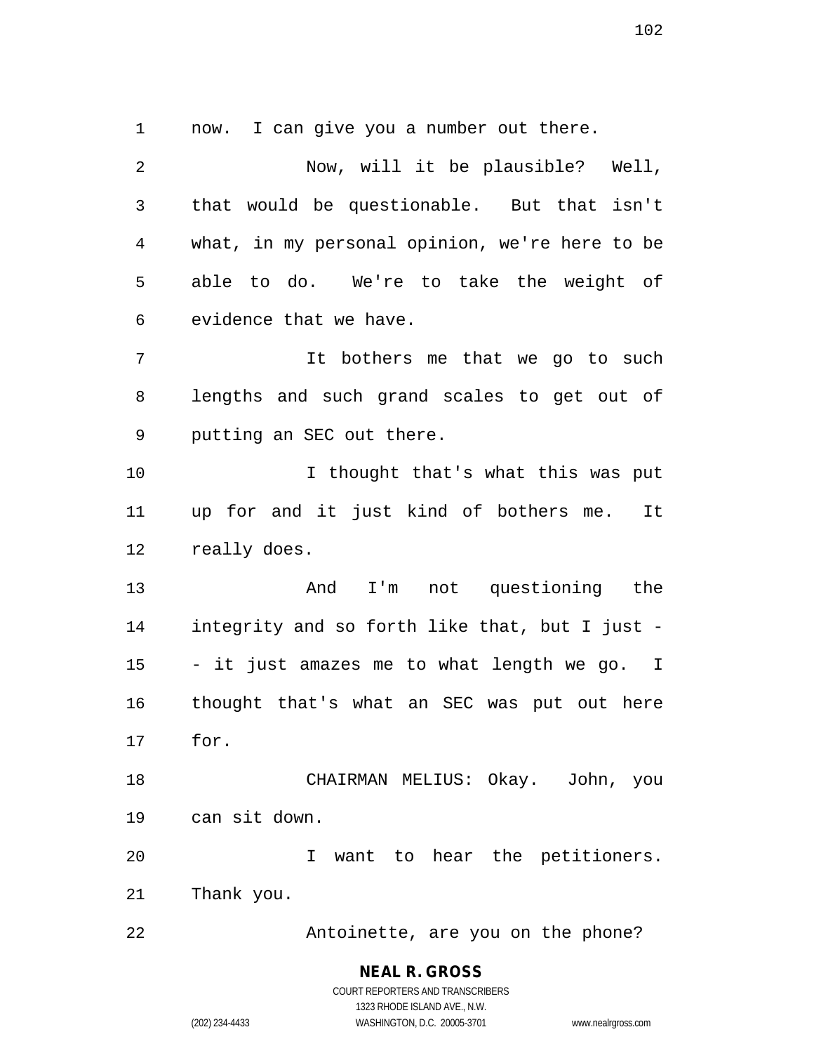now. I can give you a number out there.

Now, will it be plausible? Well, that would be questionable. But that isn't what, in my personal opinion, we're here to be able to do. We're to take the weight of evidence that we have.

It bothers me that we go to such lengths and such grand scales to get out of putting an SEC out there.

I thought that's what this was put up for and it just kind of bothers me. It really does.

And I'm not questioning the integrity and so forth like that, but I just -- it just amazes me to what length we go. I thought that's what an SEC was put out here for.

CHAIRMAN MELIUS: Okay. John, you can sit down.

I want to hear the petitioners. Thank you.

Antoinette, are you on the phone?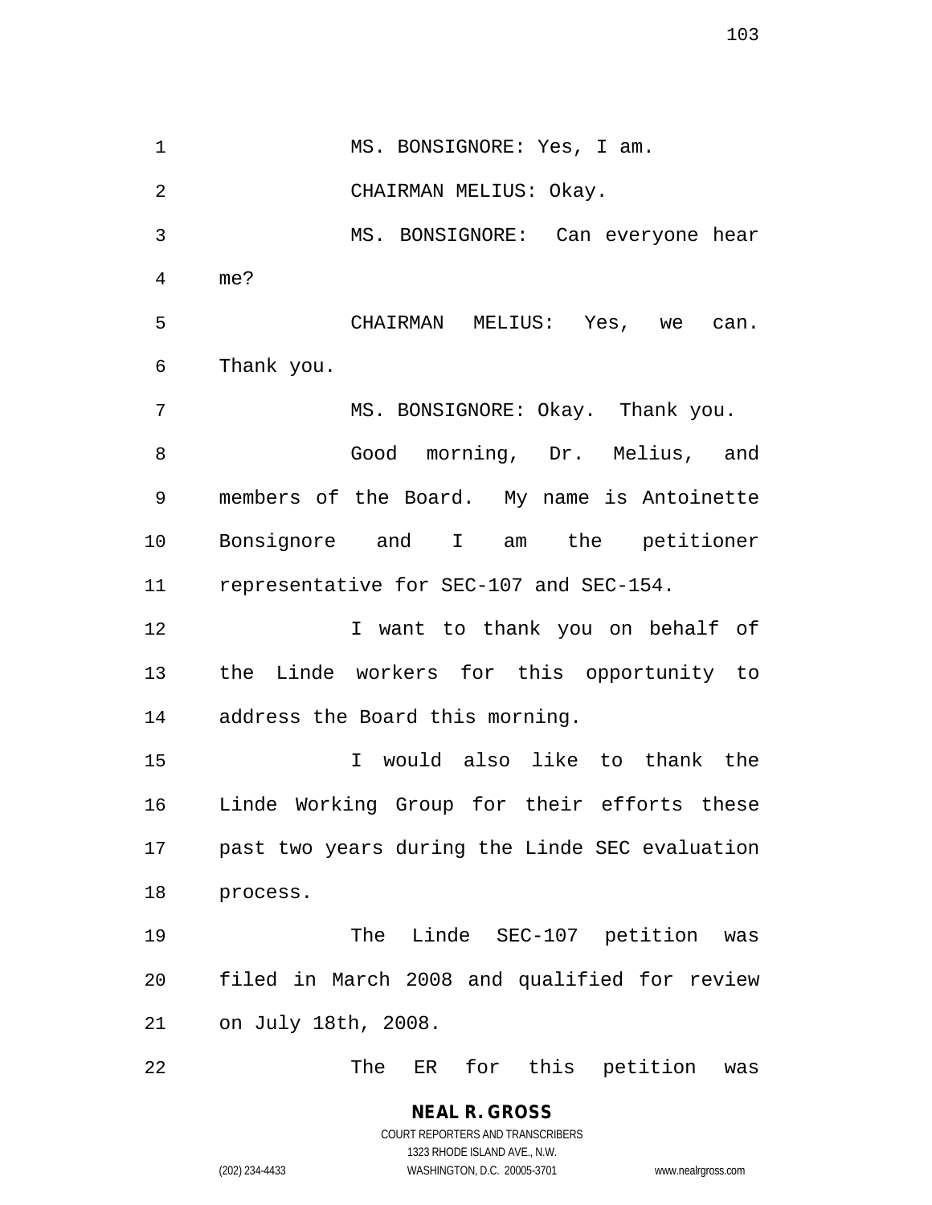MS. BONSIGNORE: Yes, I am.

CHAIRMAN MELIUS: Okay.

MS. BONSIGNORE: Can everyone hear me?

CHAIRMAN MELIUS: Yes, we can. Thank you.

MS. BONSIGNORE: Okay. Thank you.

Good morning, Dr. Melius, and members of the Board. My name is Antoinette Bonsignore and I am the petitioner representative for SEC-107 and SEC-154.

I want to thank you on behalf of the Linde workers for this opportunity to address the Board this morning.

I would also like to thank the Linde Working Group for their efforts these past two years during the Linde SEC evaluation process.

The Linde SEC-107 petition was filed in March 2008 and qualified for review on July 18th, 2008.

The ER for this petition was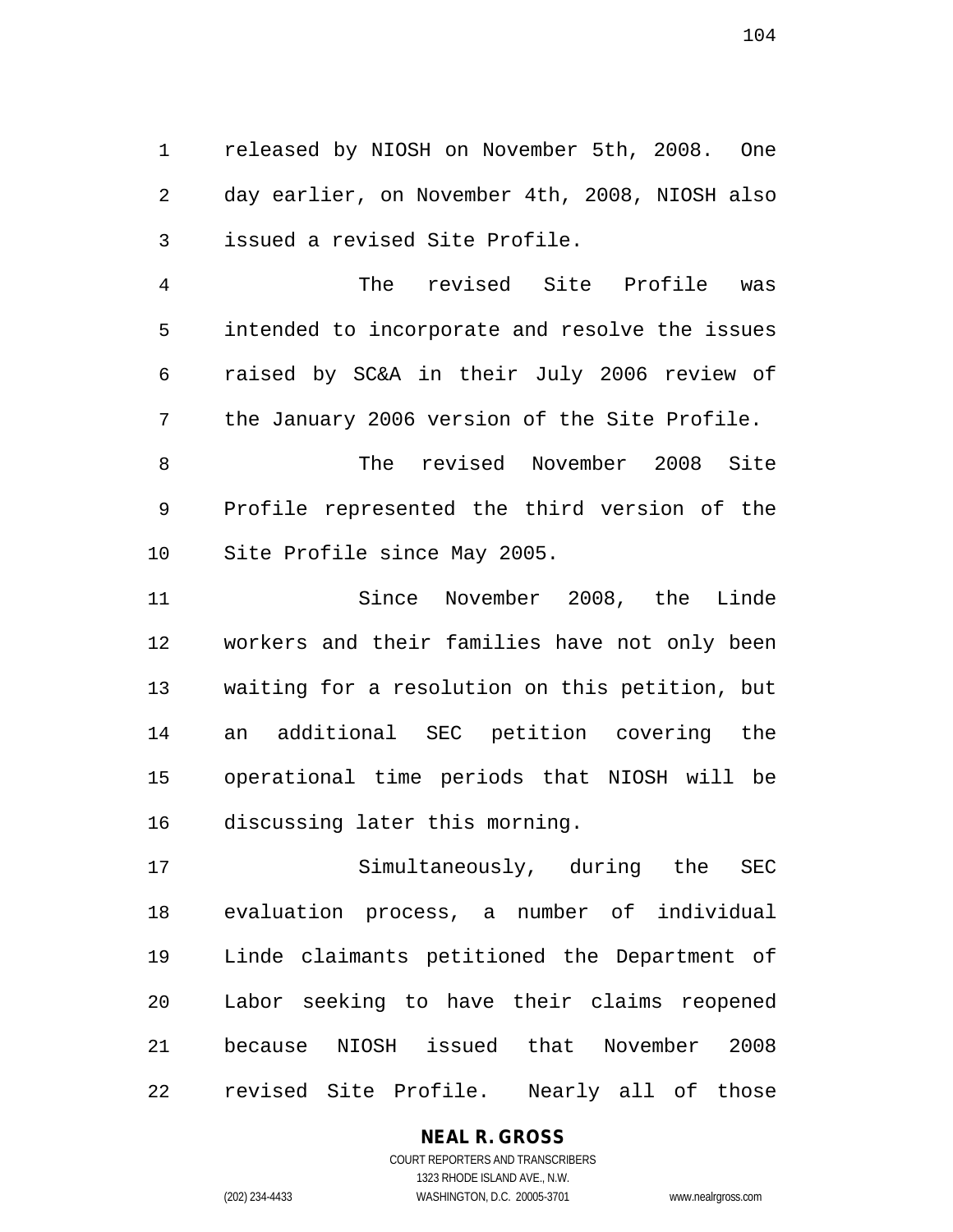released by NIOSH on November 5th, 2008. One day earlier, on November 4th, 2008, NIOSH also issued a revised Site Profile.

The revised Site Profile was intended to incorporate and resolve the issues raised by SC&A in their July 2006 review of the January 2006 version of the Site Profile.

The revised November 2008 Site Profile represented the third version of the Site Profile since May 2005.

Since November 2008, the Linde workers and their families have not only been waiting for a resolution on this petition, but an additional SEC petition covering the operational time periods that NIOSH will be discussing later this morning.

Simultaneously, during the SEC evaluation process, a number of individual Linde claimants petitioned the Department of Labor seeking to have their claims reopened because NIOSH issued that November 2008 revised Site Profile. Nearly all of those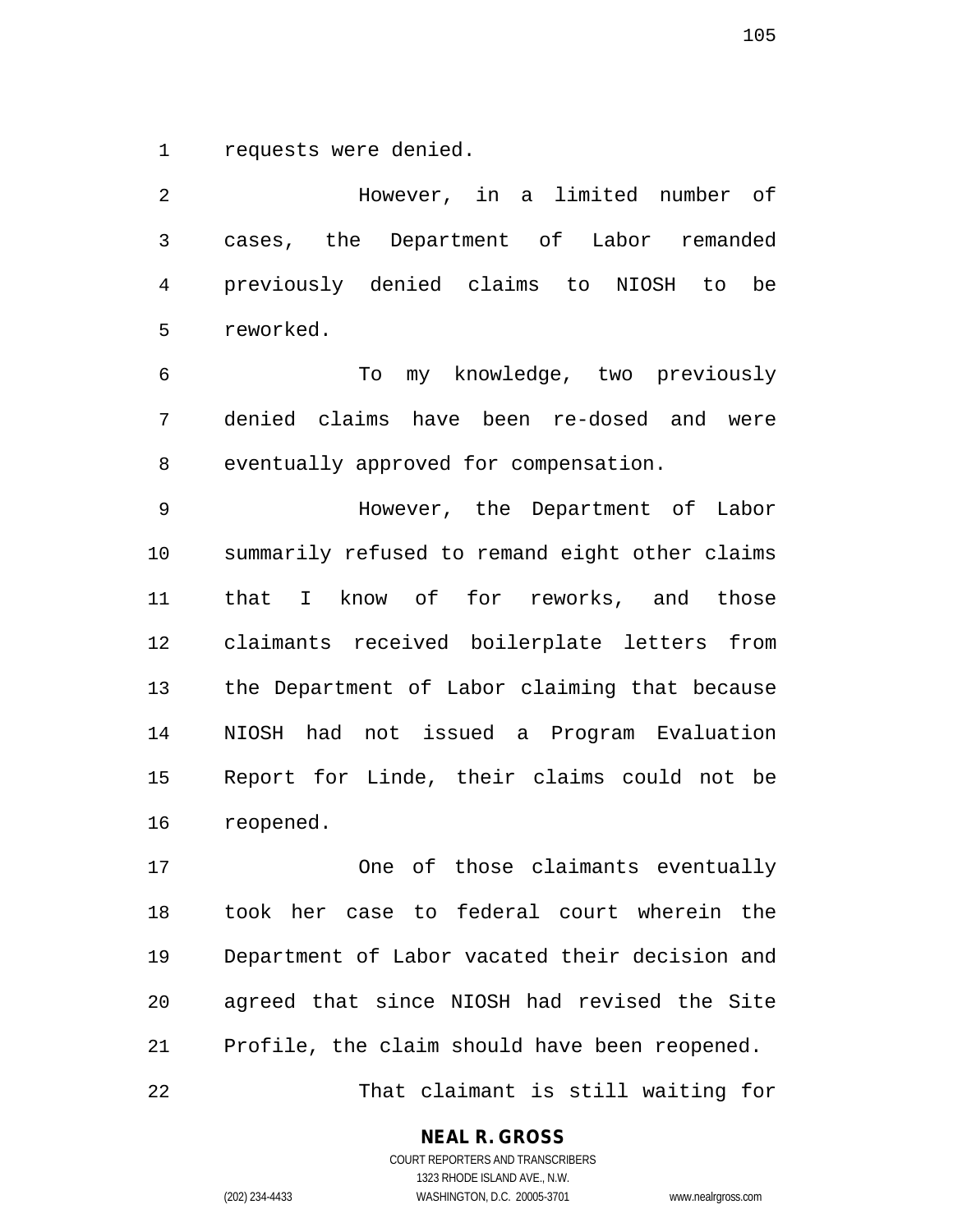requests were denied.

However, in a limited number of cases, the Department of Labor remanded previously denied claims to NIOSH to be reworked.

To my knowledge, two previously denied claims have been re-dosed and were eventually approved for compensation.

However, the Department of Labor summarily refused to remand eight other claims that I know of for reworks, and those claimants received boilerplate letters from the Department of Labor claiming that because NIOSH had not issued a Program Evaluation Report for Linde, their claims could not be reopened.

One of those claimants eventually took her case to federal court wherein the Department of Labor vacated their decision and agreed that since NIOSH had revised the Site Profile, the claim should have been reopened.

That claimant is still waiting for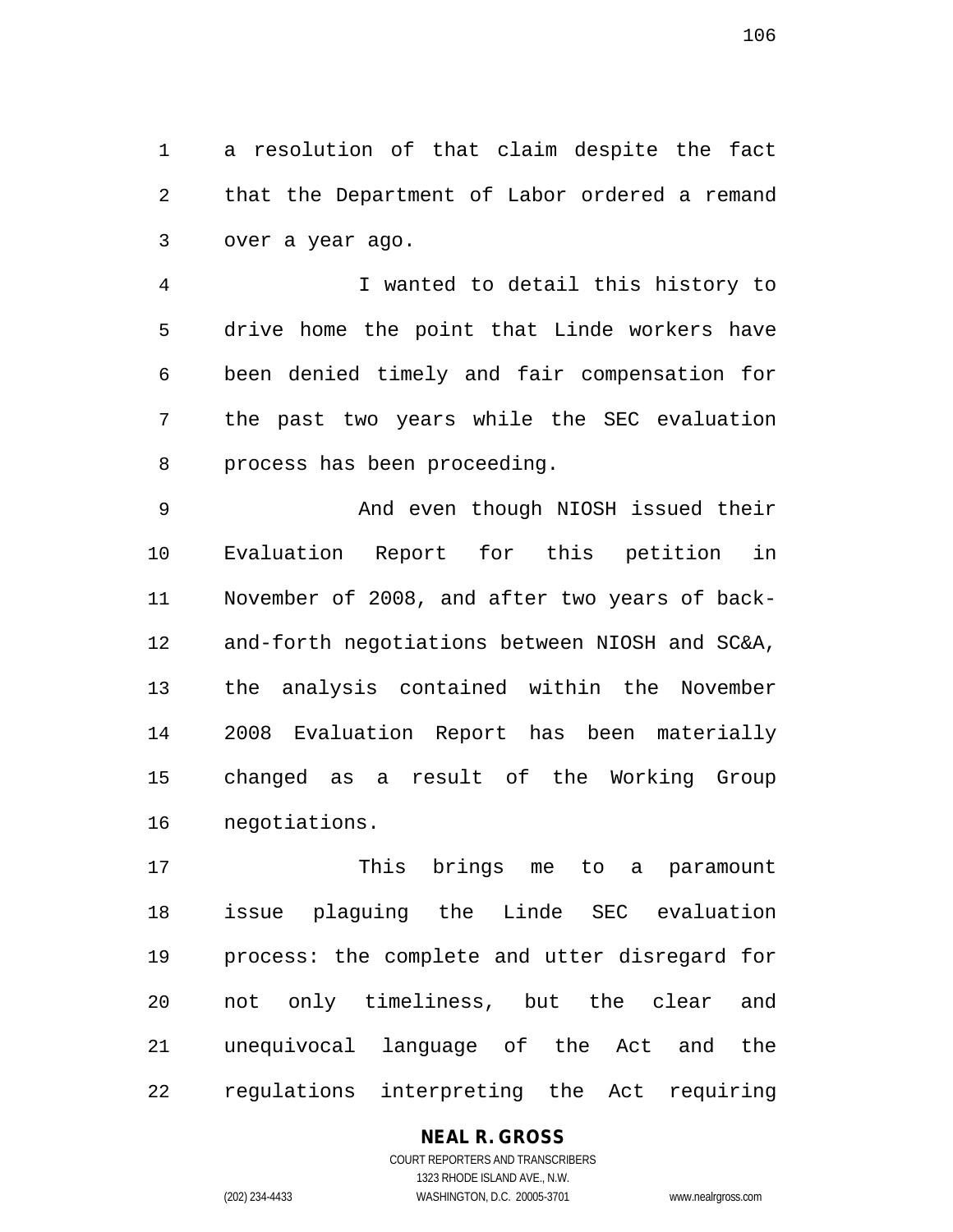a resolution of that claim despite the fact that the Department of Labor ordered a remand over a year ago.

I wanted to detail this history to drive home the point that Linde workers have been denied timely and fair compensation for the past two years while the SEC evaluation process has been proceeding.

And even though NIOSH issued their Evaluation Report for this petition in November of 2008, and after two years of back-and-forth negotiations between NIOSH and SC&A, the analysis contained within the November 2008 Evaluation Report has been materially changed as a result of the Working Group negotiations.

This brings me to a paramount issue plaguing the Linde SEC evaluation process: the complete and utter disregard for not only timeliness, but the clear and unequivocal language of the Act and the regulations interpreting the Act requiring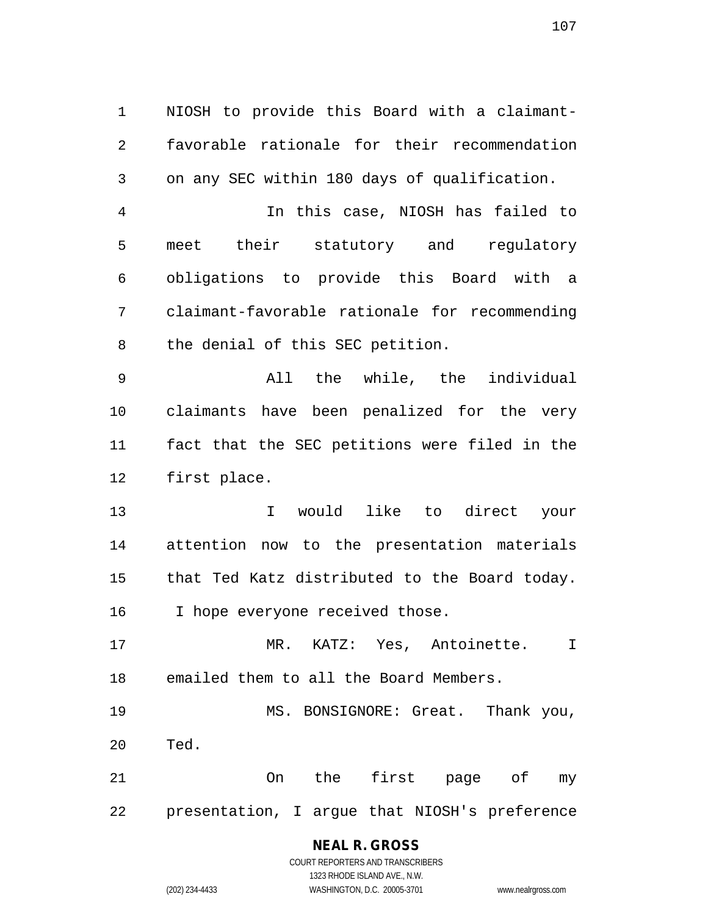NIOSH to provide this Board with a claimant-favorable rationale for their recommendation on any SEC within 180 days of qualification.

In this case, NIOSH has failed to meet their statutory and regulatory obligations to provide this Board with a claimant-favorable rationale for recommending the denial of this SEC petition.

All the while, the individual claimants have been penalized for the very fact that the SEC petitions were filed in the first place.

I would like to direct your attention now to the presentation materials that Ted Katz distributed to the Board today. I hope everyone received those.

MR. KATZ: Yes, Antoinette. I emailed them to all the Board Members.

MS. BONSIGNORE: Great. Thank you, Ted.

On the first page of my presentation, I argue that NIOSH's preference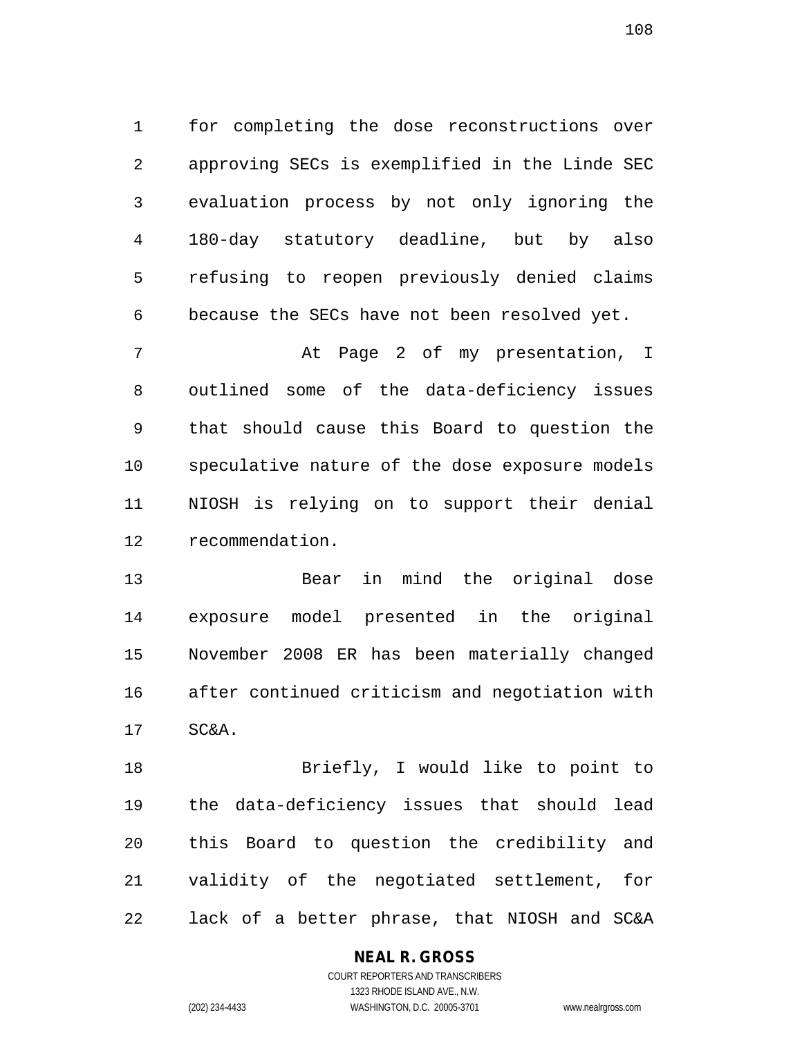for completing the dose reconstructions over approving SECs is exemplified in the Linde SEC evaluation process by not only ignoring the 180-day statutory deadline, but by also refusing to reopen previously denied claims because the SECs have not been resolved yet.

At Page 2 of my presentation, I outlined some of the data-deficiency issues that should cause this Board to question the speculative nature of the dose exposure models NIOSH is relying on to support their denial recommendation.

Bear in mind the original dose exposure model presented in the original November 2008 ER has been materially changed after continued criticism and negotiation with SC&A.

Briefly, I would like to point to the data-deficiency issues that should lead this Board to question the credibility and validity of the negotiated settlement, for lack of a better phrase, that NIOSH and SC&A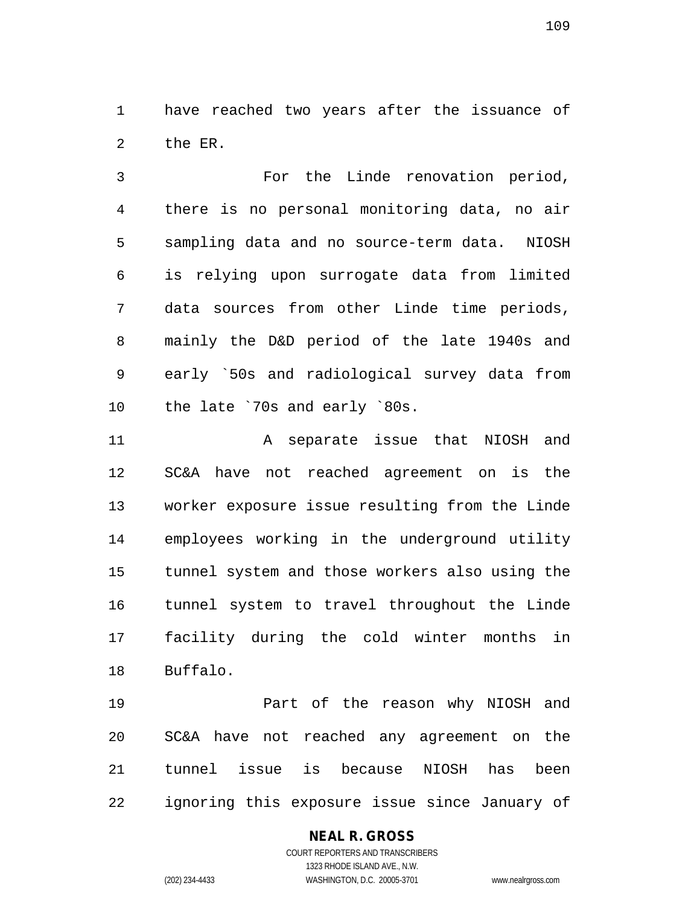have reached two years after the issuance of the ER.

For the Linde renovation period, there is no personal monitoring data, no air sampling data and no source-term data. NIOSH is relying upon surrogate data from limited data sources from other Linde time periods, mainly the D&D period of the late 1940s and early `50s and radiological survey data from the late `70s and early `80s.

A separate issue that NIOSH and SC&A have not reached agreement on is the worker exposure issue resulting from the Linde employees working in the underground utility tunnel system and those workers also using the tunnel system to travel throughout the Linde facility during the cold winter months in Buffalo.

Part of the reason why NIOSH and SC&A have not reached any agreement on the tunnel issue is because NIOSH has been ignoring this exposure issue since January of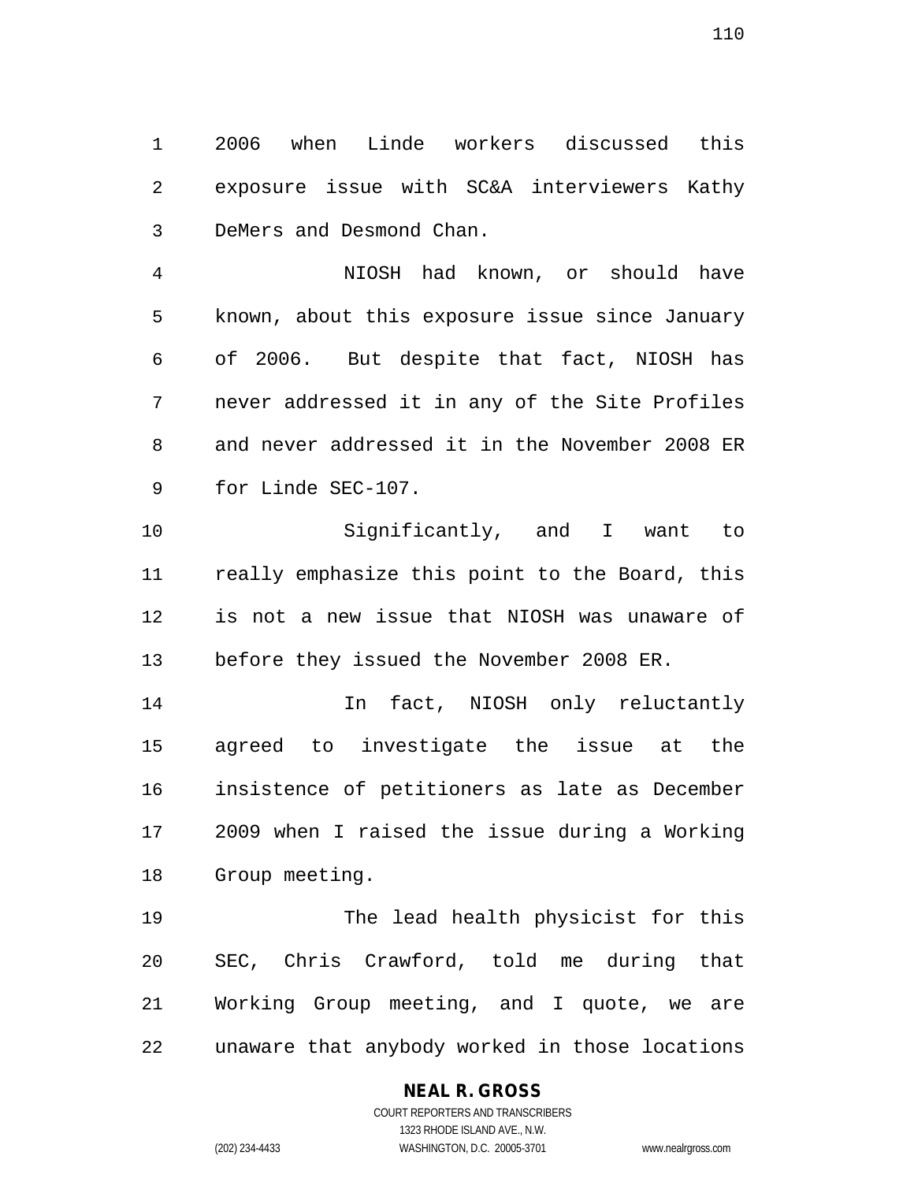2006 when Linde workers discussed this exposure issue with SC&A interviewers Kathy DeMers and Desmond Chan.

NIOSH had known, or should have known, about this exposure issue since January of 2006. But despite that fact, NIOSH has never addressed it in any of the Site Profiles and never addressed it in the November 2008 ER for Linde SEC-107.

Significantly, and I want to really emphasize this point to the Board, this is not a new issue that NIOSH was unaware of before they issued the November 2008 ER.

In fact, NIOSH only reluctantly agreed to investigate the issue at the insistence of petitioners as late as December 2009 when I raised the issue during a Working Group meeting.

The lead health physicist for this SEC, Chris Crawford, told me during that Working Group meeting, and I quote, we are unaware that anybody worked in those locations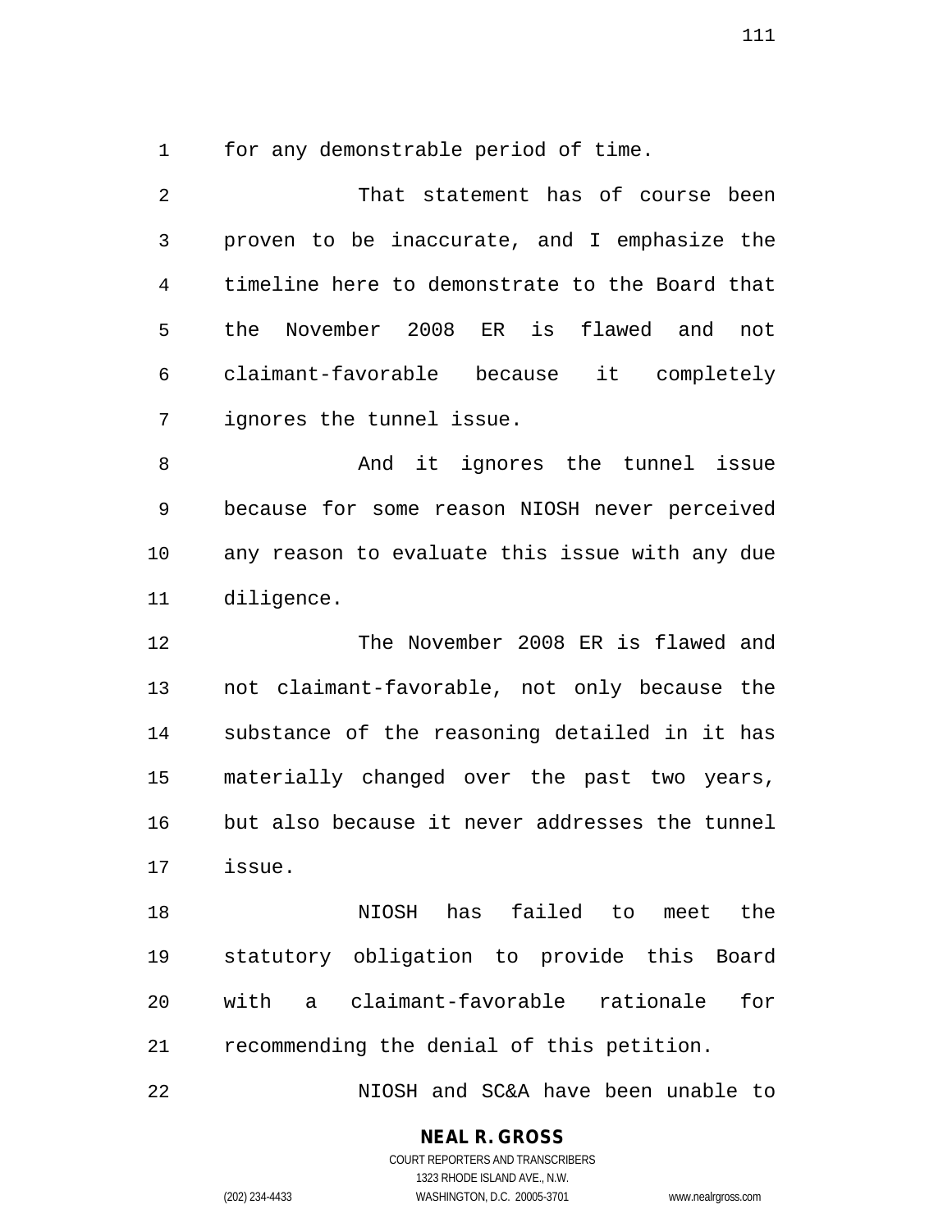for any demonstrable period of time.

That statement has of course been proven to be inaccurate, and I emphasize the timeline here to demonstrate to the Board that the November 2008 ER is flawed and not claimant-favorable because it completely ignores the tunnel issue.

And it ignores the tunnel issue because for some reason NIOSH never perceived any reason to evaluate this issue with any due diligence.

The November 2008 ER is flawed and not claimant-favorable, not only because the substance of the reasoning detailed in it has materially changed over the past two years, but also because it never addresses the tunnel issue.

NIOSH has failed to meet the statutory obligation to provide this Board with a claimant-favorable rationale for recommending the denial of this petition.

NIOSH and SC&A have been unable to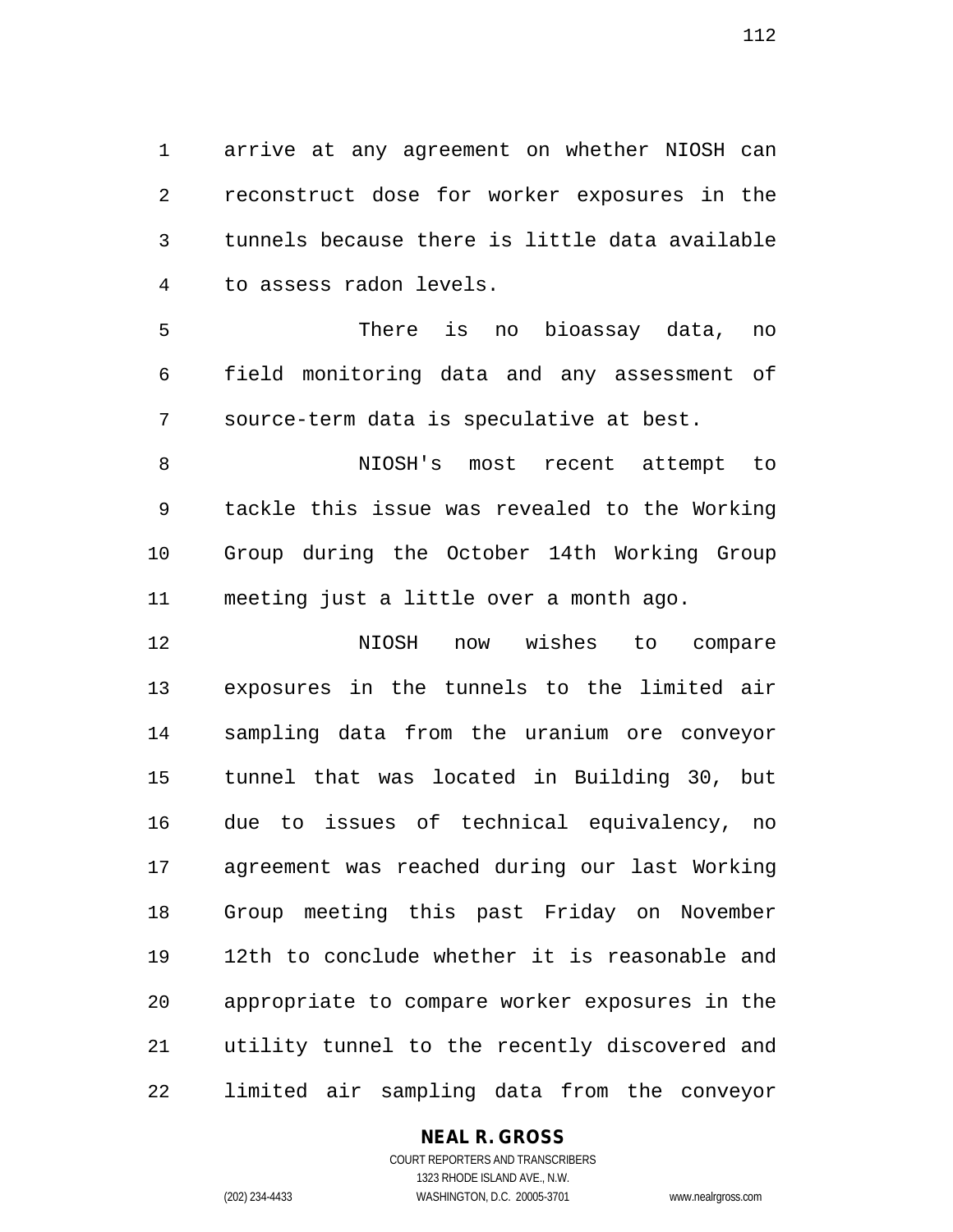arrive at any agreement on whether NIOSH can reconstruct dose for worker exposures in the tunnels because there is little data available to assess radon levels.

There is no bioassay data, no field monitoring data and any assessment of source-term data is speculative at best.

NIOSH's most recent attempt to tackle this issue was revealed to the Working Group during the October 14th Working Group meeting just a little over a month ago.

NIOSH now wishes to compare exposures in the tunnels to the limited air sampling data from the uranium ore conveyor tunnel that was located in Building 30, but due to issues of technical equivalency, no agreement was reached during our last Working Group meeting this past Friday on November 12th to conclude whether it is reasonable and appropriate to compare worker exposures in the utility tunnel to the recently discovered and limited air sampling data from the conveyor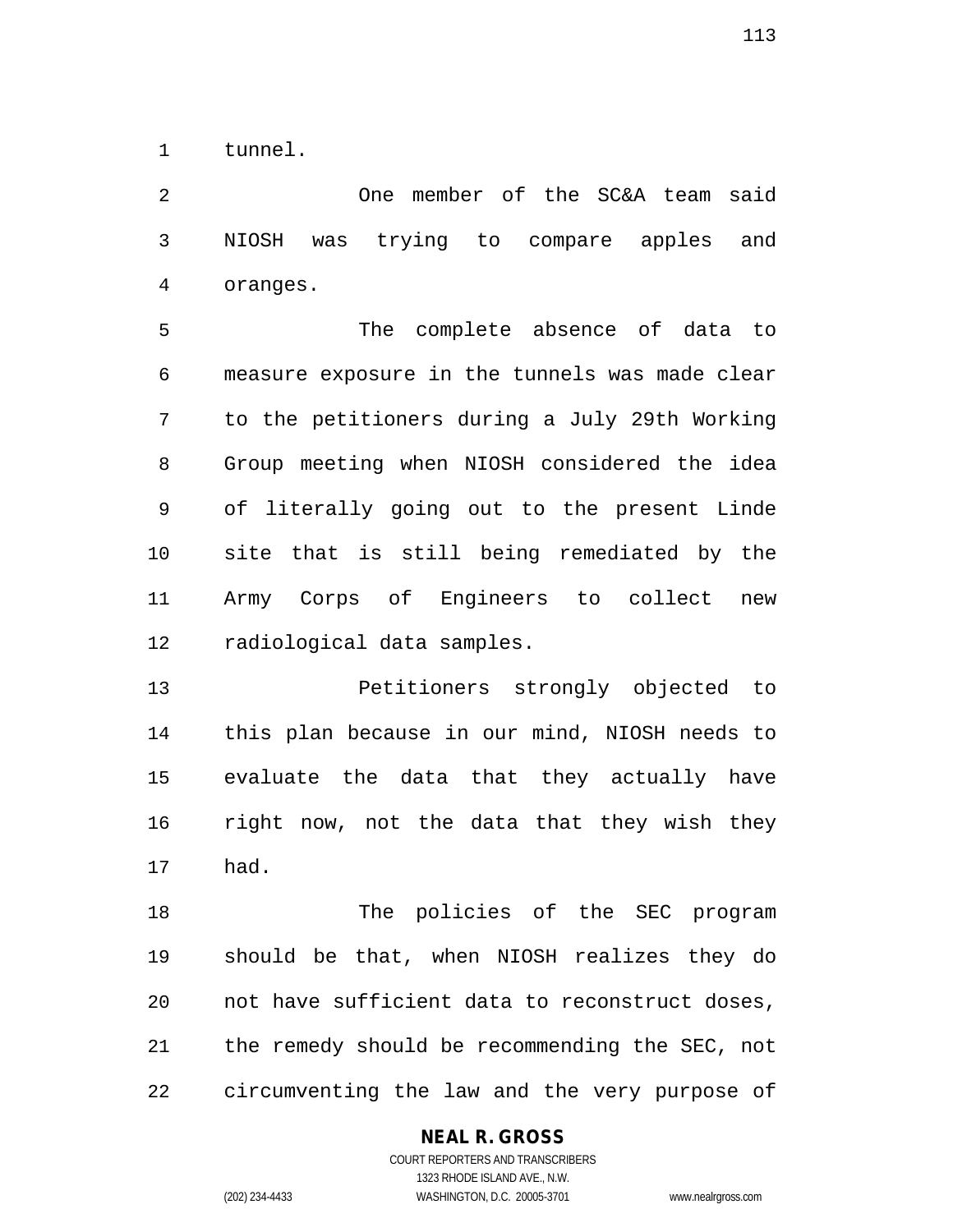tunnel.

One member of the SC&A team said NIOSH was trying to compare apples and oranges.

The complete absence of data to measure exposure in the tunnels was made clear to the petitioners during a July 29th Working Group meeting when NIOSH considered the idea of literally going out to the present Linde site that is still being remediated by the Army Corps of Engineers to collect new radiological data samples.

Petitioners strongly objected to this plan because in our mind, NIOSH needs to evaluate the data that they actually have right now, not the data that they wish they had.

The policies of the SEC program should be that, when NIOSH realizes they do not have sufficient data to reconstruct doses, the remedy should be recommending the SEC, not circumventing the law and the very purpose of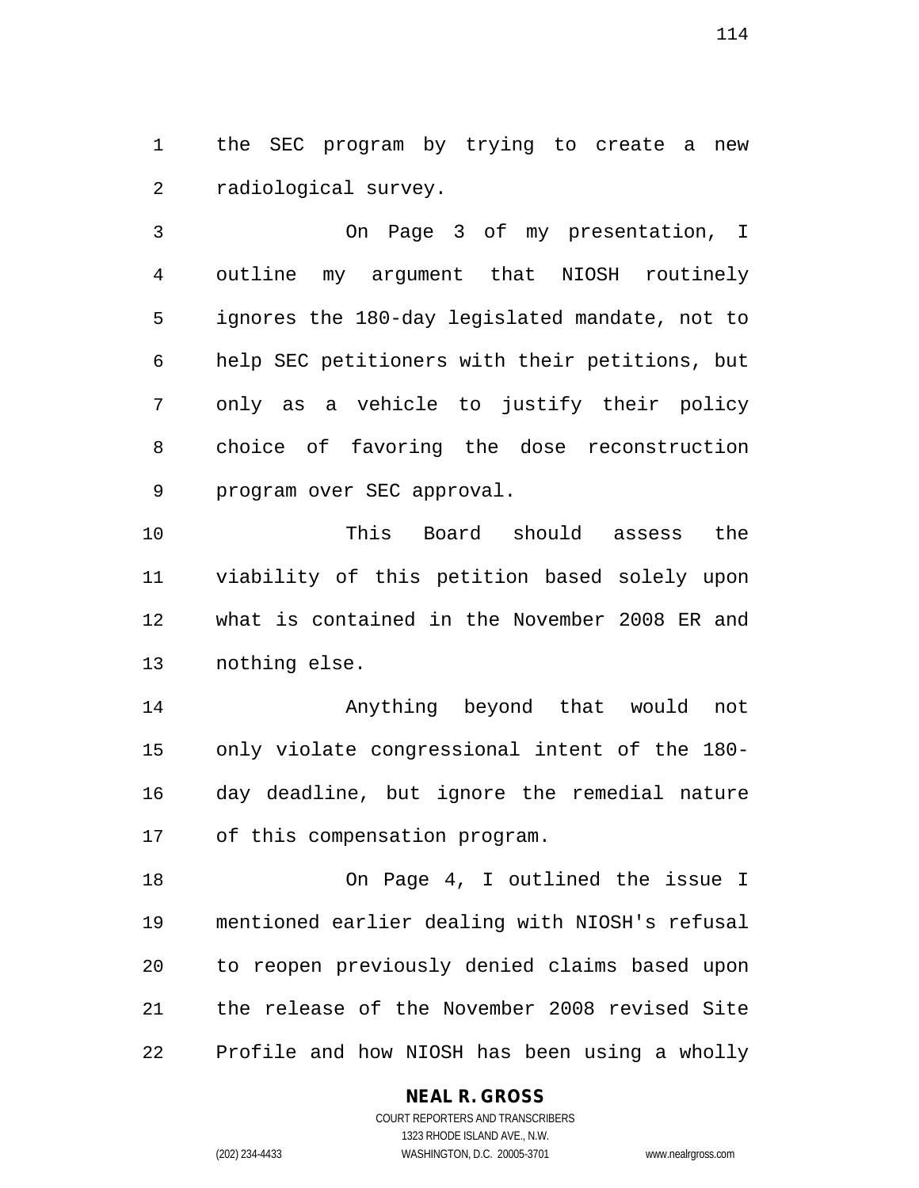the SEC program by trying to create a new radiological survey.

On Page 3 of my presentation, I outline my argument that NIOSH routinely ignores the 180-day legislated mandate, not to help SEC petitioners with their petitions, but only as a vehicle to justify their policy choice of favoring the dose reconstruction program over SEC approval.

This Board should assess the viability of this petition based solely upon what is contained in the November 2008 ER and nothing else.

Anything beyond that would not only violate congressional intent of the 180-day deadline, but ignore the remedial nature of this compensation program.

On Page 4, I outlined the issue I mentioned earlier dealing with NIOSH's refusal to reopen previously denied claims based upon the release of the November 2008 revised Site Profile and how NIOSH has been using a wholly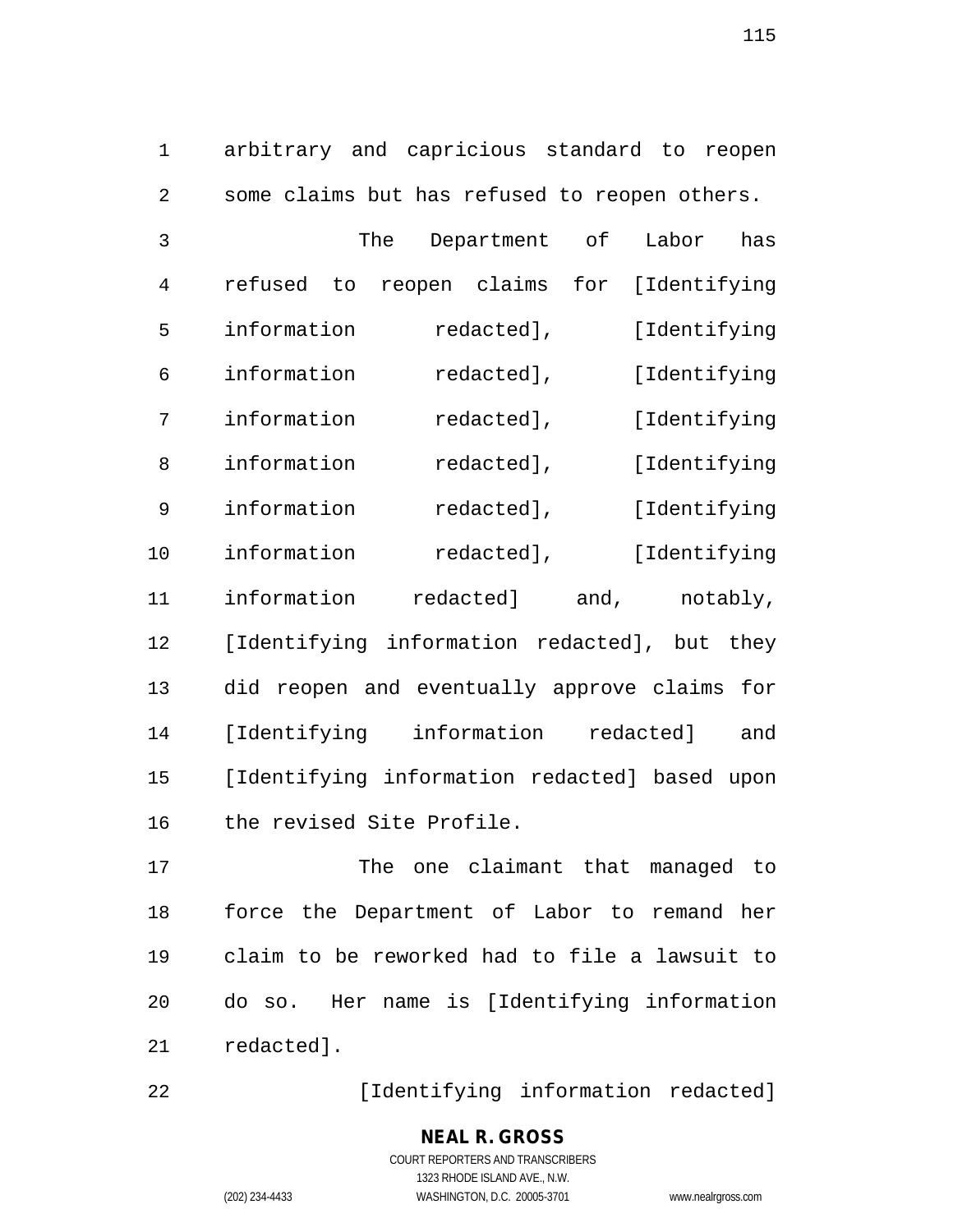arbitrary and capricious standard to reopen some claims but has refused to reopen others.

The Department of Labor has refused to reopen claims for [Identifying information redacted], [Identifying information redacted], [Identifying information redacted], [Identifying information redacted], [Identifying information redacted], [Identifying information redacted], [Identifying information redacted] and, notably, [Identifying information redacted], but they did reopen and eventually approve claims for [Identifying information redacted] and [Identifying information redacted] based upon the revised Site Profile.

The one claimant that managed to force the Department of Labor to remand her claim to be reworked had to file a lawsuit to do so. Her name is [Identifying information redacted].

[Identifying information redacted]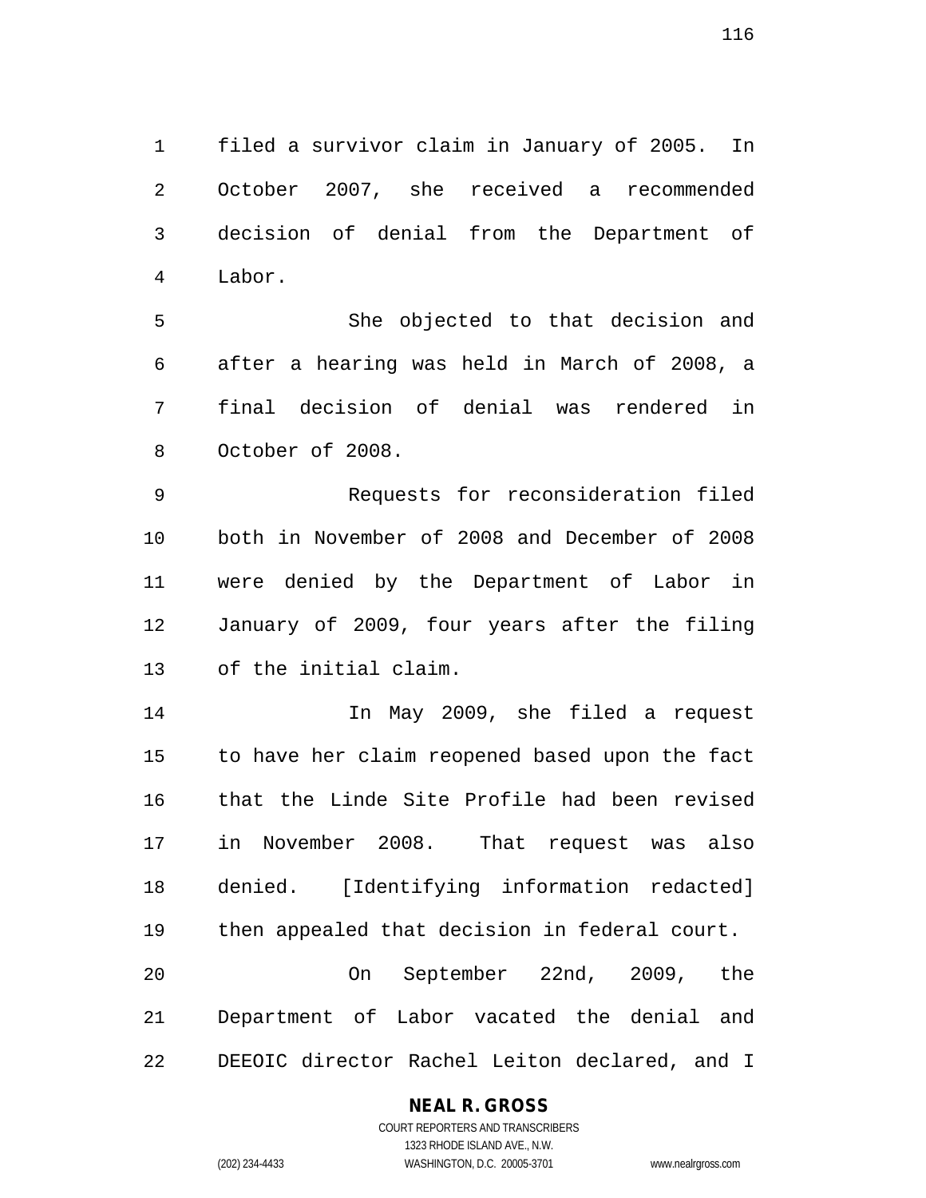filed a survivor claim in January of 2005. In October 2007, she received a recommended decision of denial from the Department of Labor.

She objected to that decision and after a hearing was held in March of 2008, a final decision of denial was rendered in October of 2008.

Requests for reconsideration filed both in November of 2008 and December of 2008 were denied by the Department of Labor in January of 2009, four years after the filing of the initial claim.

In May 2009, she filed a request to have her claim reopened based upon the fact that the Linde Site Profile had been revised in November 2008. That request was also denied. [Identifying information redacted] then appealed that decision in federal court.

On September 22nd, 2009, the Department of Labor vacated the denial and DEEOIC director Rachel Leiton declared, and I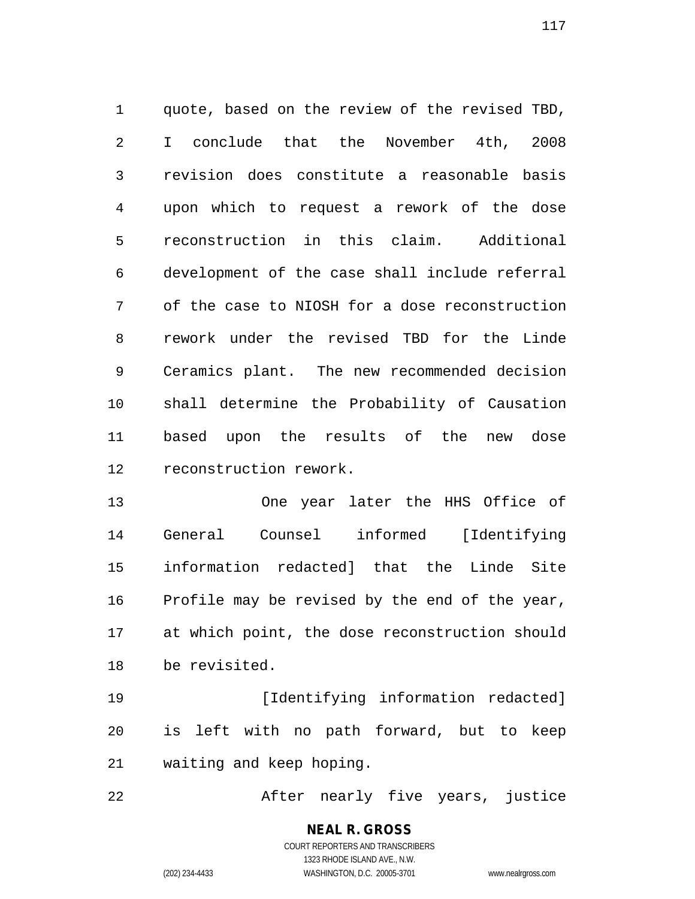quote, based on the review of the revised TBD, I conclude that the November 4th, 2008 revision does constitute a reasonable basis upon which to request a rework of the dose reconstruction in this claim. Additional development of the case shall include referral of the case to NIOSH for a dose reconstruction rework under the revised TBD for the Linde Ceramics plant. The new recommended decision shall determine the Probability of Causation based upon the results of the new dose reconstruction rework.

One year later the HHS Office of General Counsel informed [Identifying information redacted] that the Linde Site Profile may be revised by the end of the year, at which point, the dose reconstruction should be revisited.

[Identifying information redacted] is left with no path forward, but to keep waiting and keep hoping.

After nearly five years, justice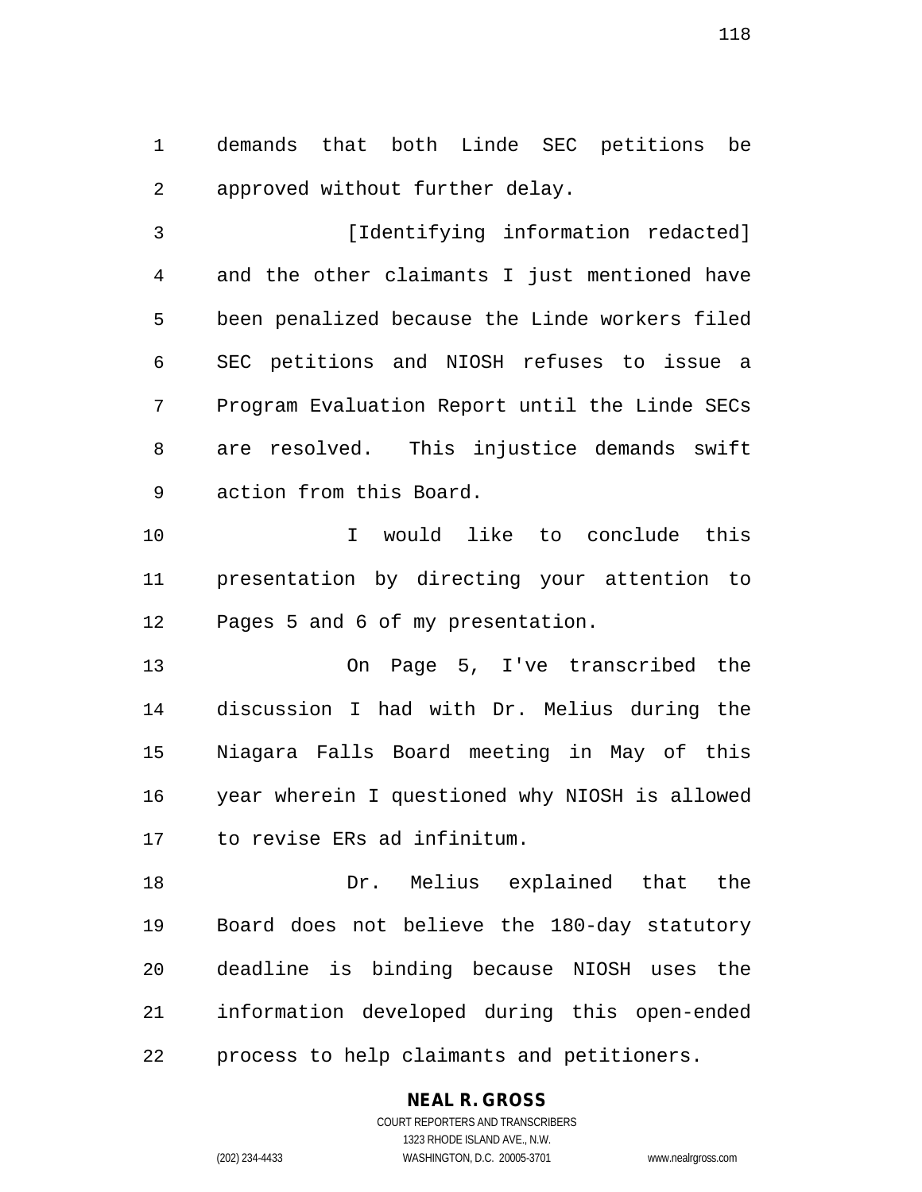demands that both Linde SEC petitions be approved without further delay.

[Identifying information redacted] and the other claimants I just mentioned have been penalized because the Linde workers filed SEC petitions and NIOSH refuses to issue a Program Evaluation Report until the Linde SECs are resolved. This injustice demands swift action from this Board.

I would like to conclude this presentation by directing your attention to Pages 5 and 6 of my presentation.

On Page 5, I've transcribed the discussion I had with Dr. Melius during the Niagara Falls Board meeting in May of this year wherein I questioned why NIOSH is allowed to revise ERs ad infinitum.

Dr. Melius explained that the Board does not believe the 180-day statutory deadline is binding because NIOSH uses the information developed during this open-ended process to help claimants and petitioners.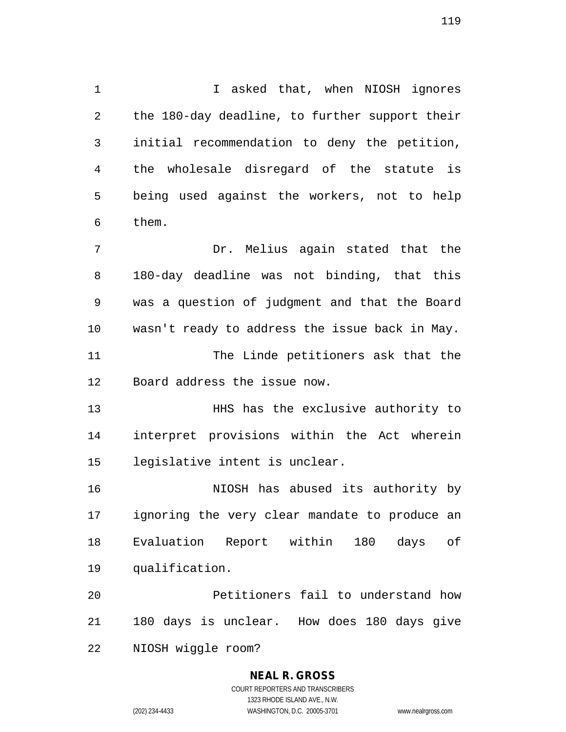I asked that, when NIOSH ignores the 180-day deadline, to further support their initial recommendation to deny the petition, the wholesale disregard of the statute is being used against the workers, not to help them.

Dr. Melius again stated that the 180-day deadline was not binding, that this was a question of judgment and that the Board wasn't ready to address the issue back in May.

The Linde petitioners ask that the Board address the issue now.

HHS has the exclusive authority to interpret provisions within the Act wherein legislative intent is unclear.

NIOSH has abused its authority by ignoring the very clear mandate to produce an Evaluation Report within 180 days of qualification.

Petitioners fail to understand how 180 days is unclear. How does 180 days give NIOSH wiggle room?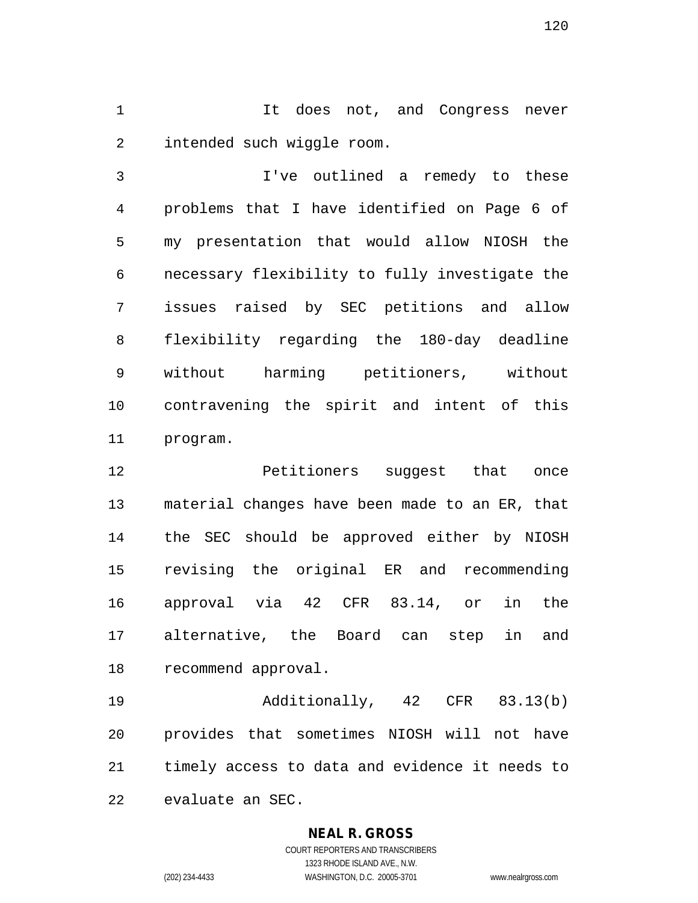It does not, and Congress never intended such wiggle room.

I've outlined a remedy to these problems that I have identified on Page 6 of my presentation that would allow NIOSH the necessary flexibility to fully investigate the issues raised by SEC petitions and allow flexibility regarding the 180-day deadline without harming petitioners, without contravening the spirit and intent of this program.

Petitioners suggest that once material changes have been made to an ER, that the SEC should be approved either by NIOSH revising the original ER and recommending approval via 42 CFR 83.14, or in the alternative, the Board can step in and recommend approval.

Additionally, 42 CFR 83.13(b) provides that sometimes NIOSH will not have timely access to data and evidence it needs to evaluate an SEC.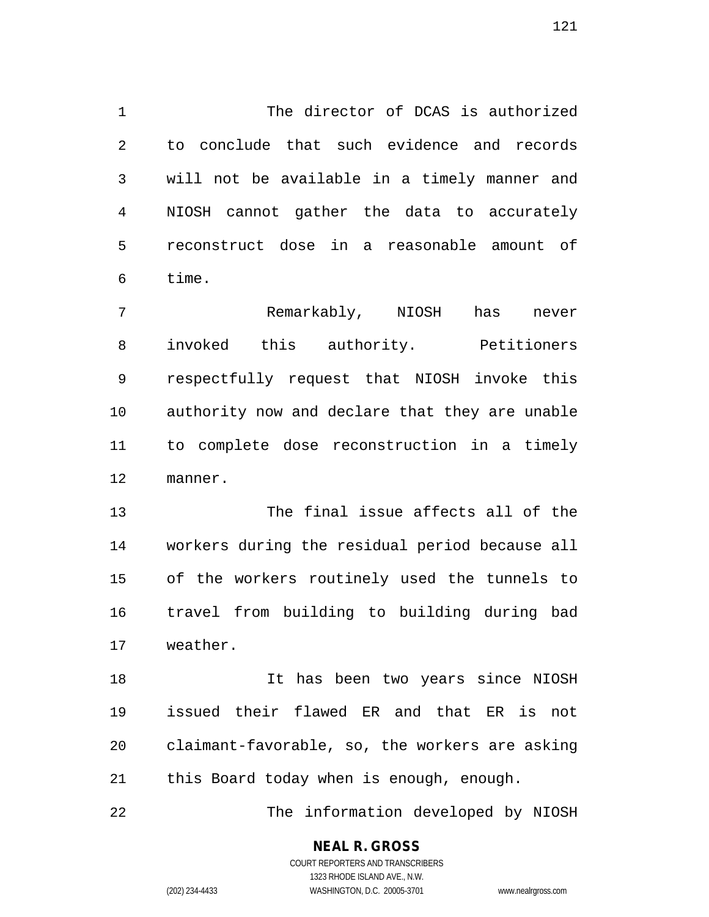The director of DCAS is authorized to conclude that such evidence and records will not be available in a timely manner and NIOSH cannot gather the data to accurately reconstruct dose in a reasonable amount of time.

Remarkably, NIOSH has never invoked this authority. Petitioners respectfully request that NIOSH invoke this authority now and declare that they are unable to complete dose reconstruction in a timely manner.

The final issue affects all of the workers during the residual period because all of the workers routinely used the tunnels to travel from building to building during bad weather.

It has been two years since NIOSH issued their flawed ER and that ER is not claimant-favorable, so, the workers are asking this Board today when is enough, enough.

The information developed by NIOSH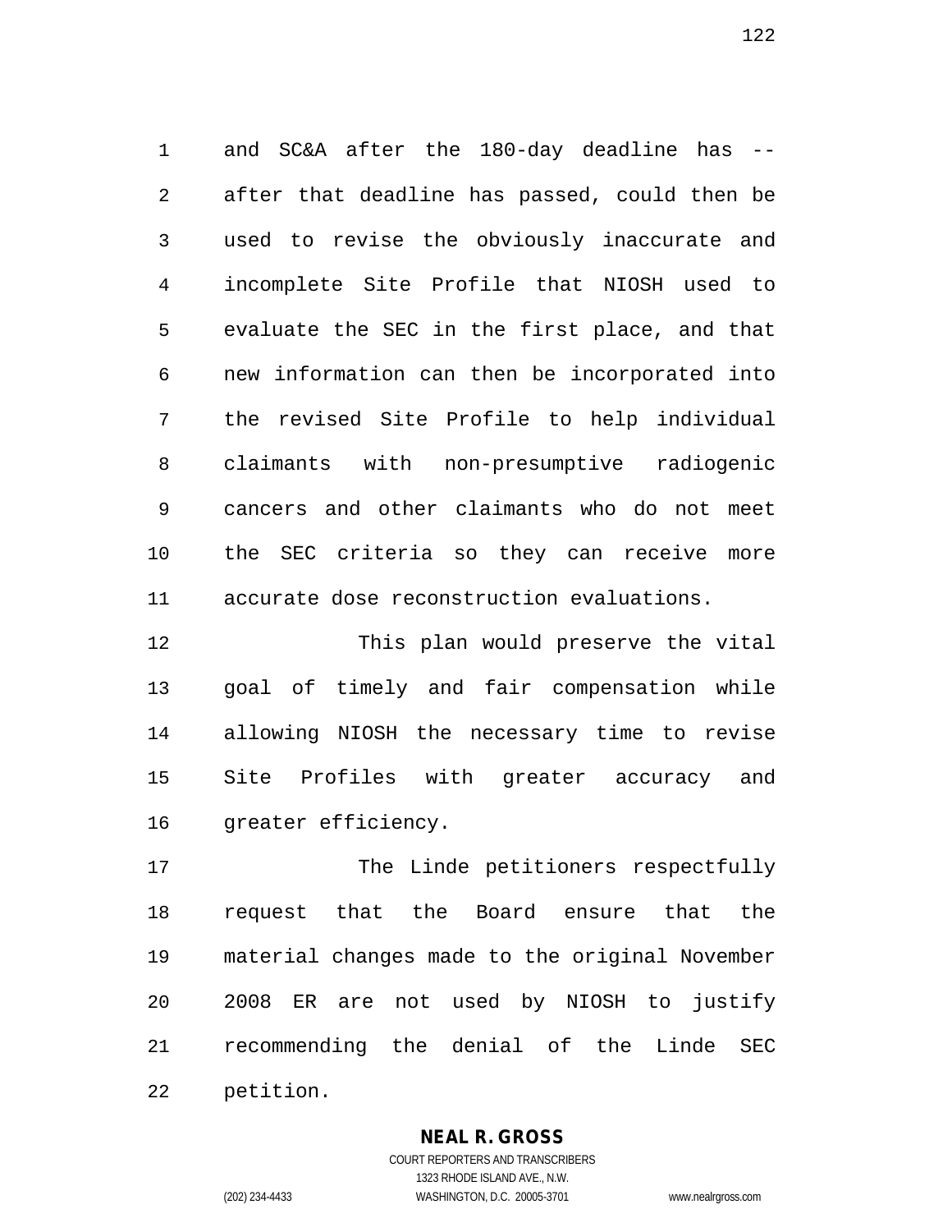and SC&A after the 180-day deadline has -- after that deadline has passed, could then be used to revise the obviously inaccurate and incomplete Site Profile that NIOSH used to evaluate the SEC in the first place, and that new information can then be incorporated into the revised Site Profile to help individual claimants with non-presumptive radiogenic cancers and other claimants who do not meet the SEC criteria so they can receive more accurate dose reconstruction evaluations.

This plan would preserve the vital goal of timely and fair compensation while allowing NIOSH the necessary time to revise Site Profiles with greater accuracy and greater efficiency.

The Linde petitioners respectfully request that the Board ensure that the material changes made to the original November 2008 ER are not used by NIOSH to justify recommending the denial of the Linde SEC petition.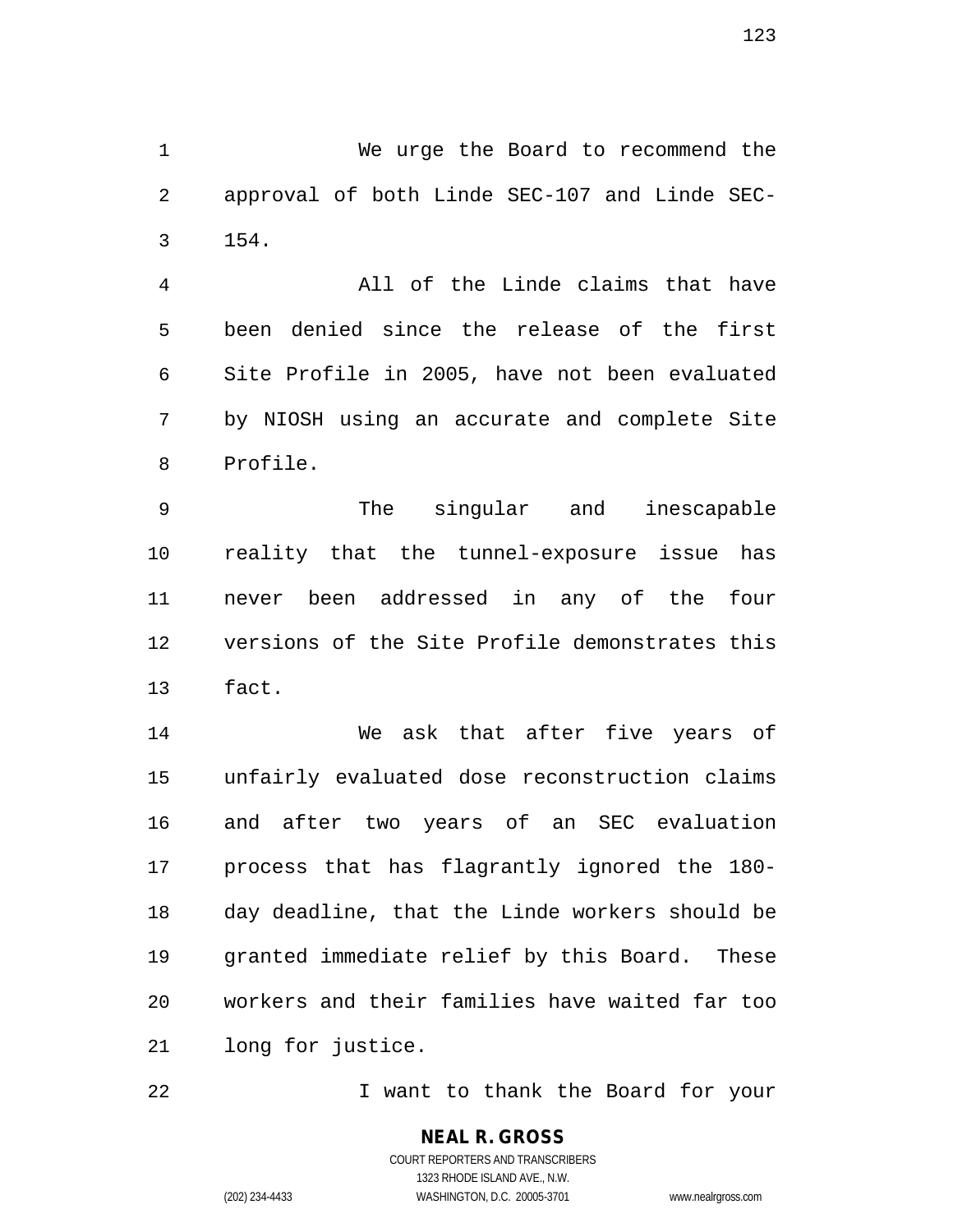We urge the Board to recommend the approval of both Linde SEC-107 and Linde SEC-154.

All of the Linde claims that have been denied since the release of the first Site Profile in 2005, have not been evaluated by NIOSH using an accurate and complete Site Profile.

The singular and inescapable reality that the tunnel-exposure issue has never been addressed in any of the four versions of the Site Profile demonstrates this fact.

We ask that after five years of unfairly evaluated dose reconstruction claims and after two years of an SEC evaluation process that has flagrantly ignored the 180-day deadline, that the Linde workers should be granted immediate relief by this Board. These workers and their families have waited far too long for justice.

I want to thank the Board for your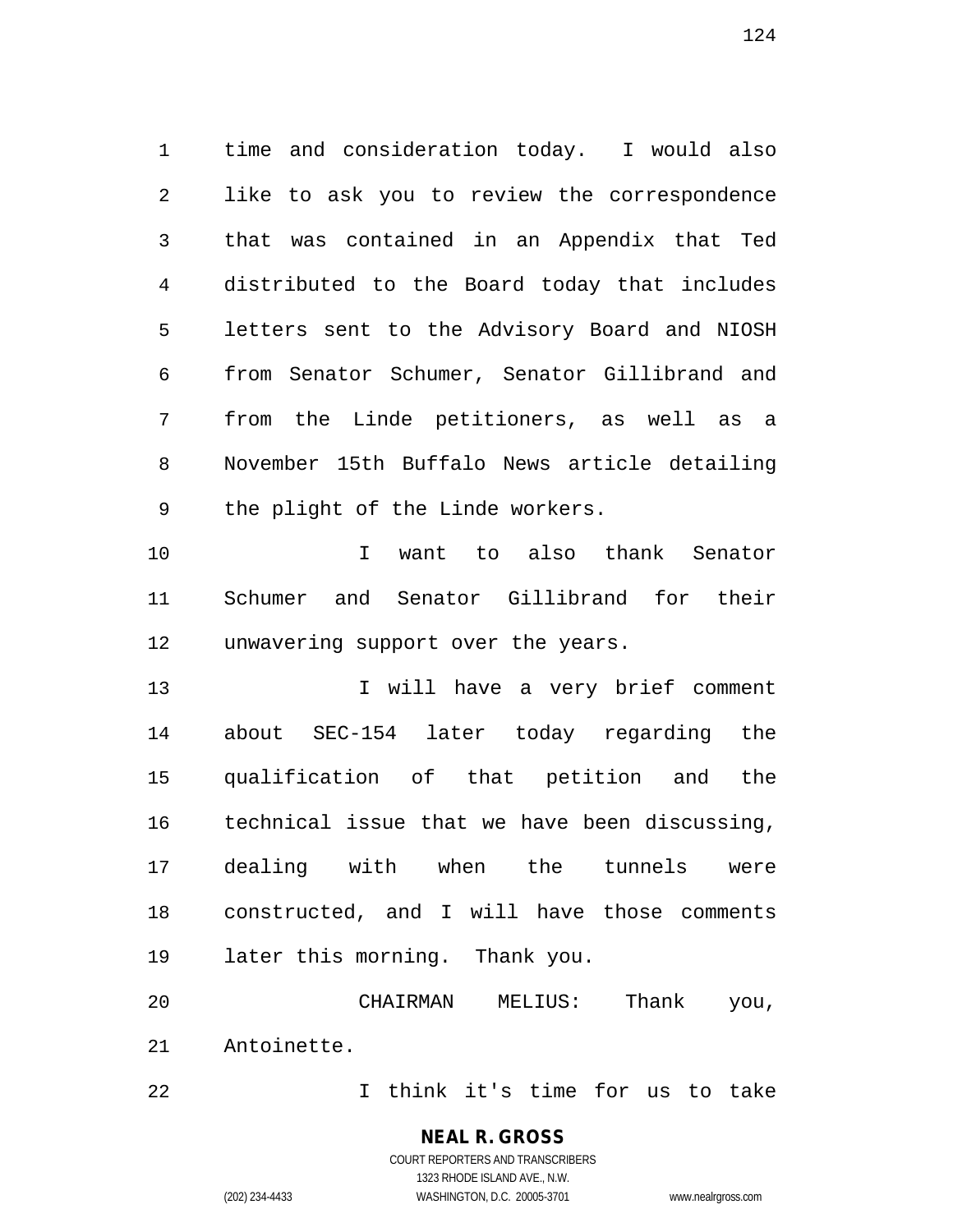time and consideration today. I would also like to ask you to review the correspondence that was contained in an Appendix that Ted distributed to the Board today that includes letters sent to the Advisory Board and NIOSH from Senator Schumer, Senator Gillibrand and from the Linde petitioners, as well as a November 15th Buffalo News article detailing the plight of the Linde workers.

I want to also thank Senator Schumer and Senator Gillibrand for their unwavering support over the years.

I will have a very brief comment about SEC-154 later today regarding the qualification of that petition and the technical issue that we have been discussing, dealing with when the tunnels were constructed, and I will have those comments later this morning. Thank you.

CHAIRMAN MELIUS: Thank you, Antoinette.

I think it's time for us to take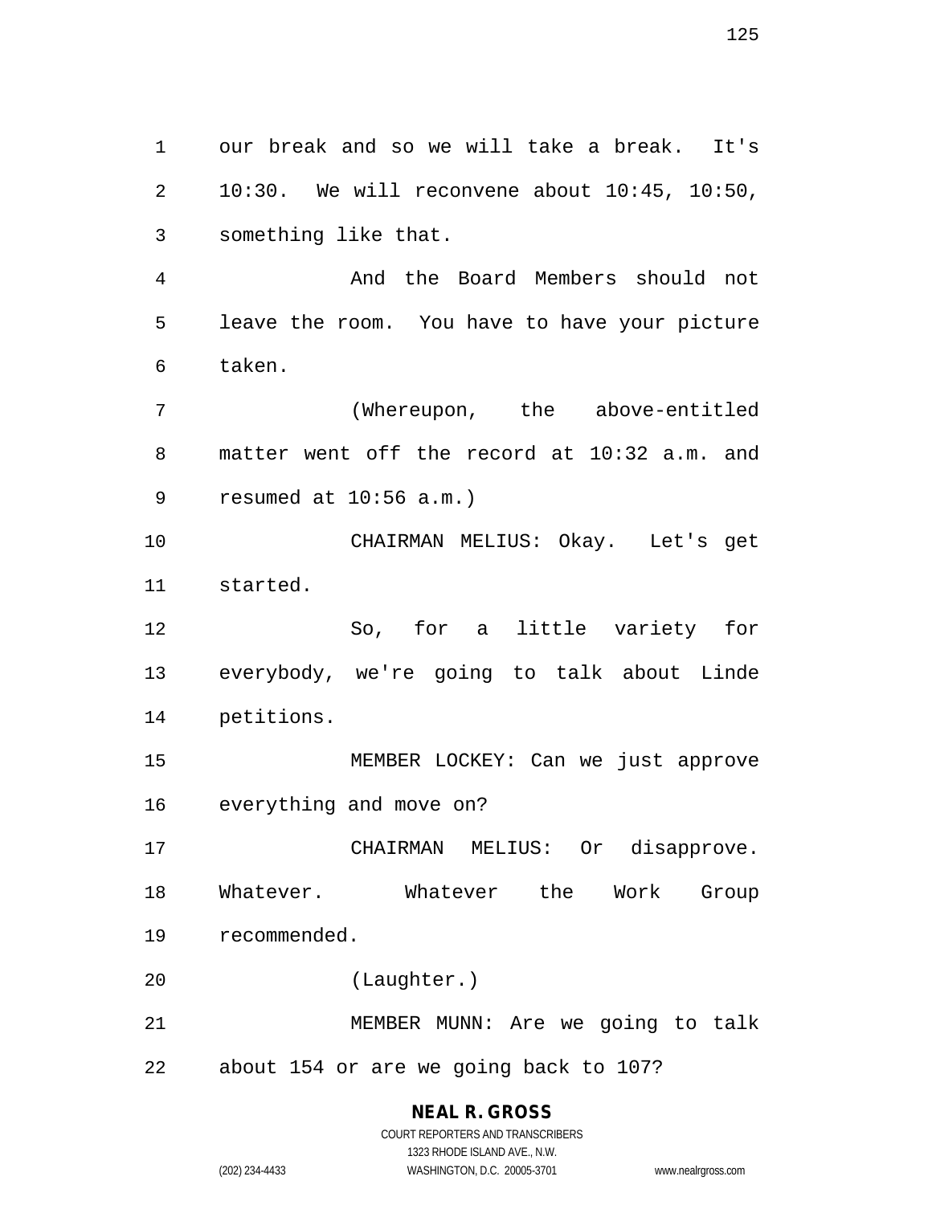our break and so we will take a break. It's 10:30. We will reconvene about 10:45, 10:50, something like that.

And the Board Members should not leave the room. You have to have your picture taken.

(Whereupon, the above-entitled matter went off the record at 10:32 a.m. and resumed at 10:56 a.m.)

CHAIRMAN MELIUS: Okay. Let's get started.

So, for a little variety for everybody, we're going to talk about Linde petitions.

MEMBER LOCKEY: Can we just approve everything and move on?

CHAIRMAN MELIUS: Or disapprove. Whatever. Whatever the Work Group recommended.

(Laughter.)

MEMBER MUNN: Are we going to talk about 154 or are we going back to 107?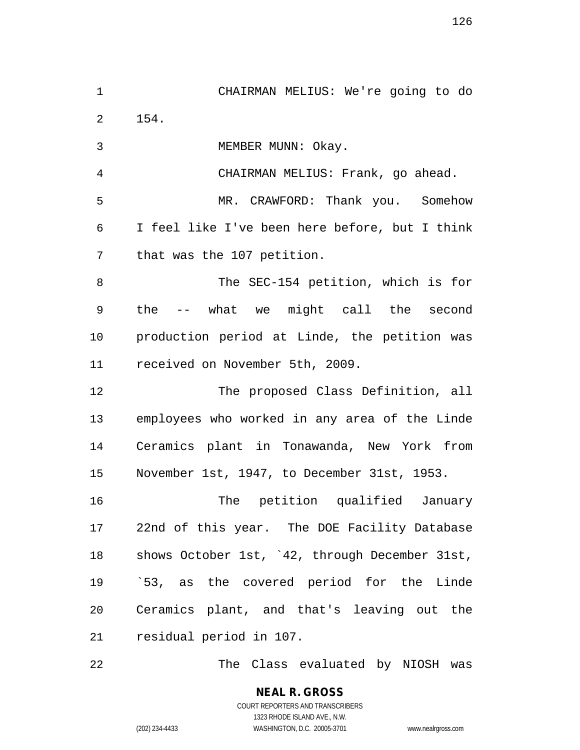CHAIRMAN MELIUS: We're going to do 154.

MEMBER MUNN: Okay.

CHAIRMAN MELIUS: Frank, go ahead.

MR. CRAWFORD: Thank you. Somehow I feel like I've been here before, but I think that was the 107 petition.

The SEC-154 petition, which is for the -- what we might call the second production period at Linde, the petition was received on November 5th, 2009.

The proposed Class Definition, all employees who worked in any area of the Linde Ceramics plant in Tonawanda, New York from November 1st, 1947, to December 31st, 1953.

The petition qualified January 22nd of this year. The DOE Facility Database shows October 1st, `42, through December 31st, `53, as the covered period for the Linde Ceramics plant, and that's leaving out the residual period in 107.

The Class evaluated by NIOSH was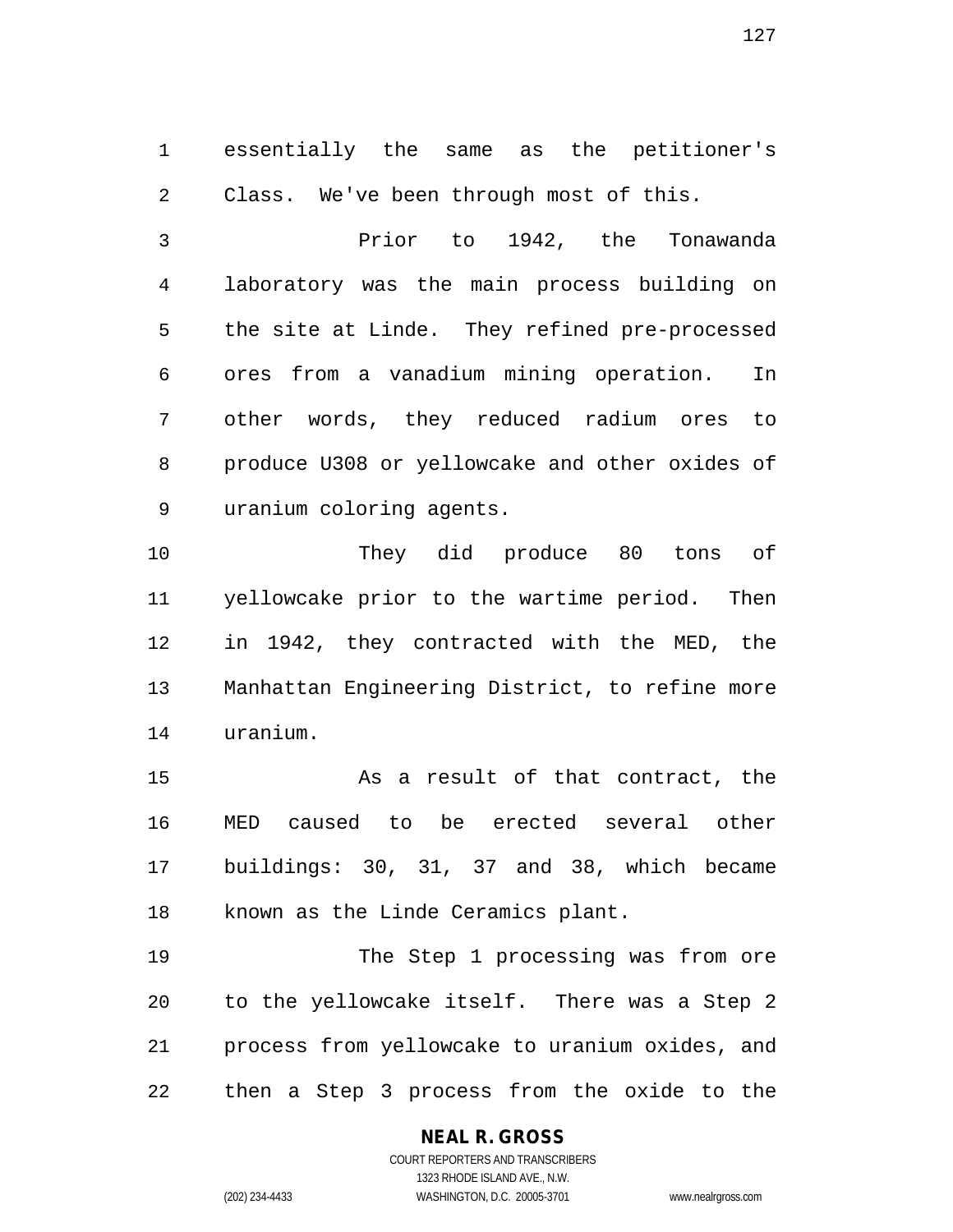essentially the same as the petitioner's Class. We've been through most of this.

Prior to 1942, the Tonawanda laboratory was the main process building on the site at Linde. They refined pre-processed ores from a vanadium mining operation. In other words, they reduced radium ores to produce U308 or yellowcake and other oxides of uranium coloring agents.

They did produce 80 tons of yellowcake prior to the wartime period. Then in 1942, they contracted with the MED, the Manhattan Engineering District, to refine more uranium.

As a result of that contract, the MED caused to be erected several other buildings: 30, 31, 37 and 38, which became known as the Linde Ceramics plant.

The Step 1 processing was from ore to the yellowcake itself. There was a Step 2 process from yellowcake to uranium oxides, and then a Step 3 process from the oxide to the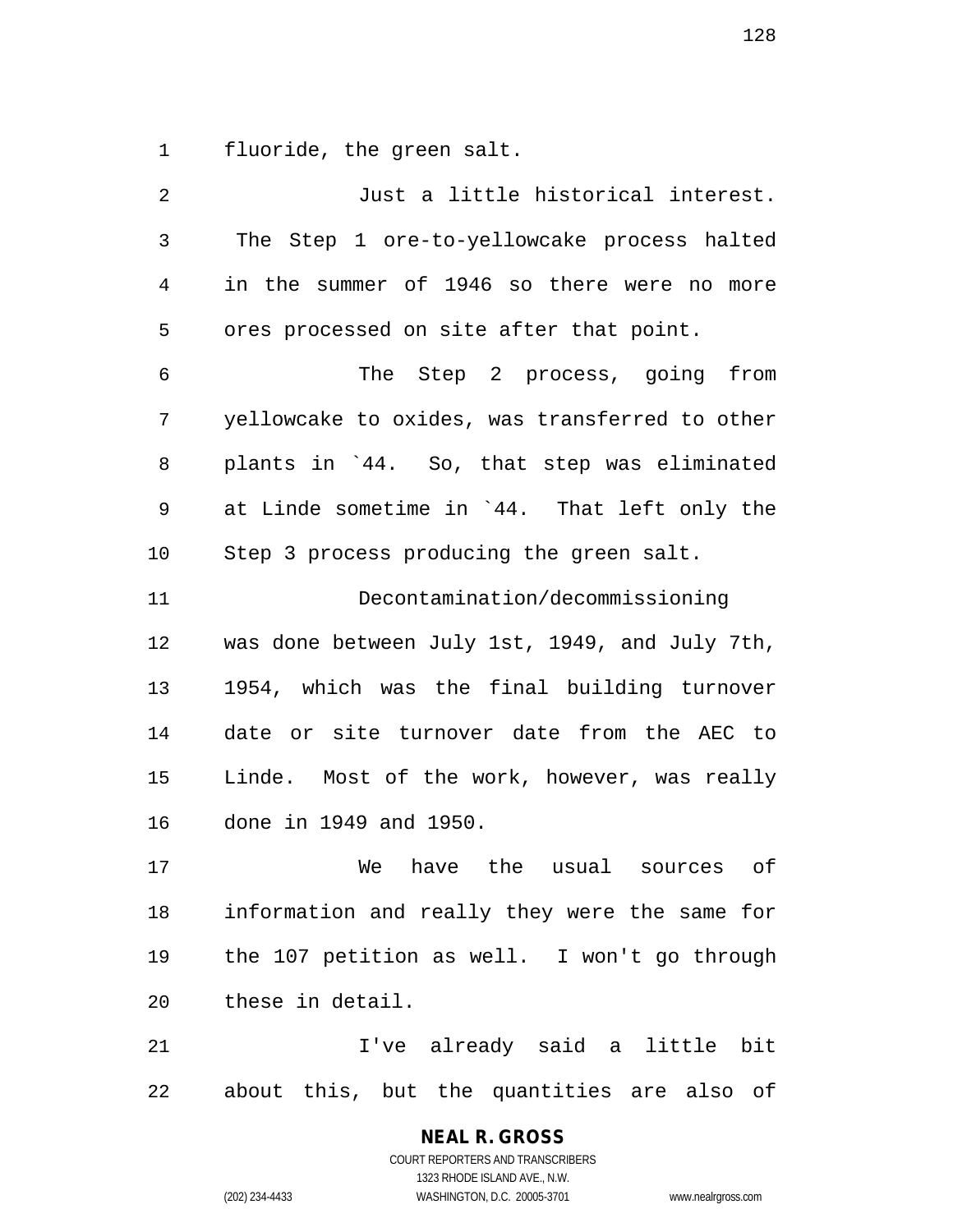fluoride, the green salt.

Just a little historical interest. The Step 1 ore-to-yellowcake process halted in the summer of 1946 so there were no more ores processed on site after that point.

The Step 2 process, going from yellowcake to oxides, was transferred to other plants in `44. So, that step was eliminated at Linde sometime in `44. That left only the Step 3 process producing the green salt.

Decontamination/decommissioning was done between July 1st, 1949, and July 7th, 1954, which was the final building turnover date or site turnover date from the AEC to Linde. Most of the work, however, was really done in 1949 and 1950.

We have the usual sources of information and really they were the same for the 107 petition as well. I won't go through these in detail.

I've already said a little bit about this, but the quantities are also of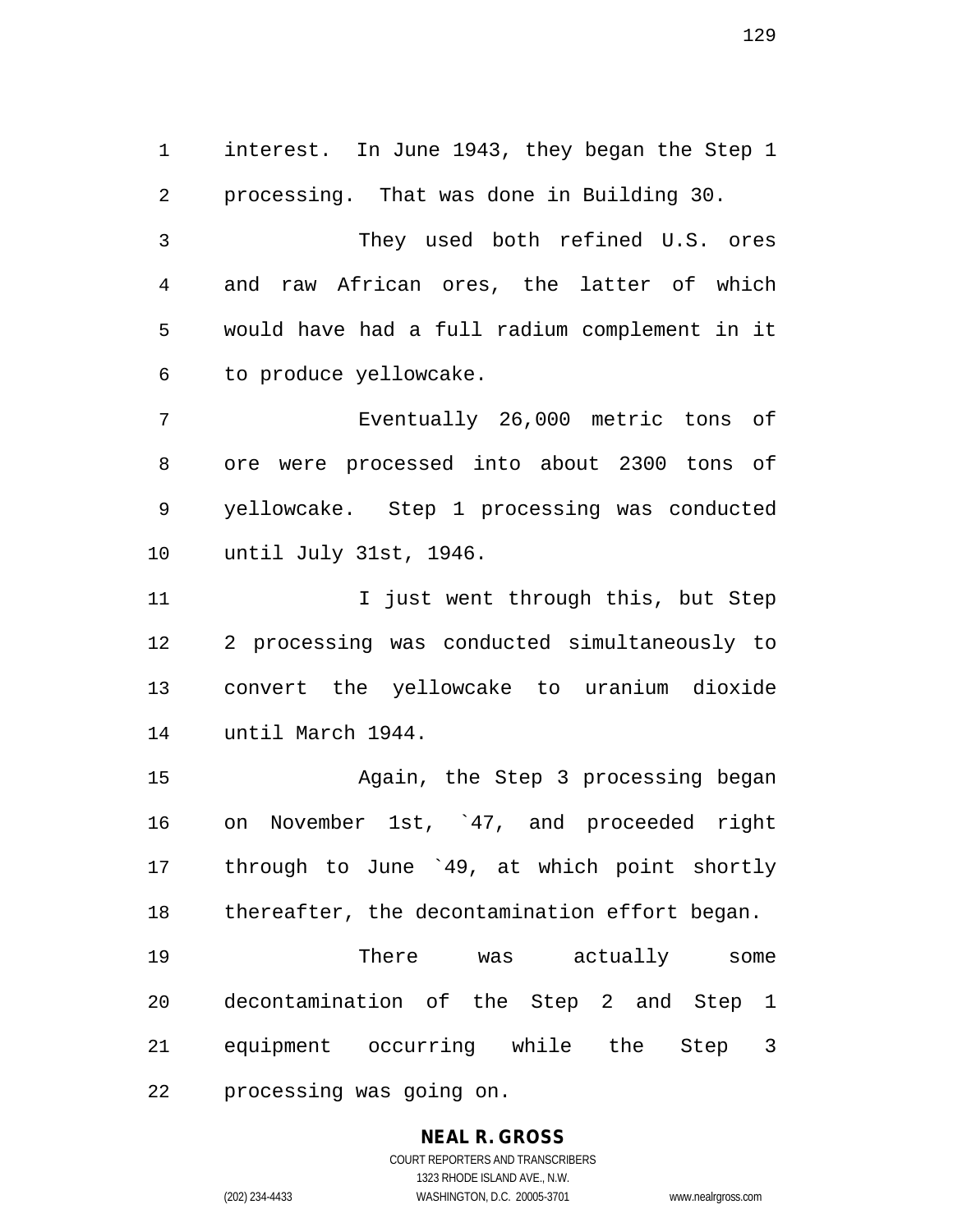interest. In June 1943, they began the Step 1 processing. That was done in Building 30.

They used both refined U.S. ores and raw African ores, the latter of which would have had a full radium complement in it to produce yellowcake.

Eventually 26,000 metric tons of ore were processed into about 2300 tons of yellowcake. Step 1 processing was conducted until July 31st, 1946.

I just went through this, but Step 2 processing was conducted simultaneously to convert the yellowcake to uranium dioxide until March 1944.

Again, the Step 3 processing began on November 1st, `47, and proceeded right through to June `49, at which point shortly thereafter, the decontamination effort began.

There was actually some decontamination of the Step 2 and Step 1 equipment occurring while the Step 3 processing was going on.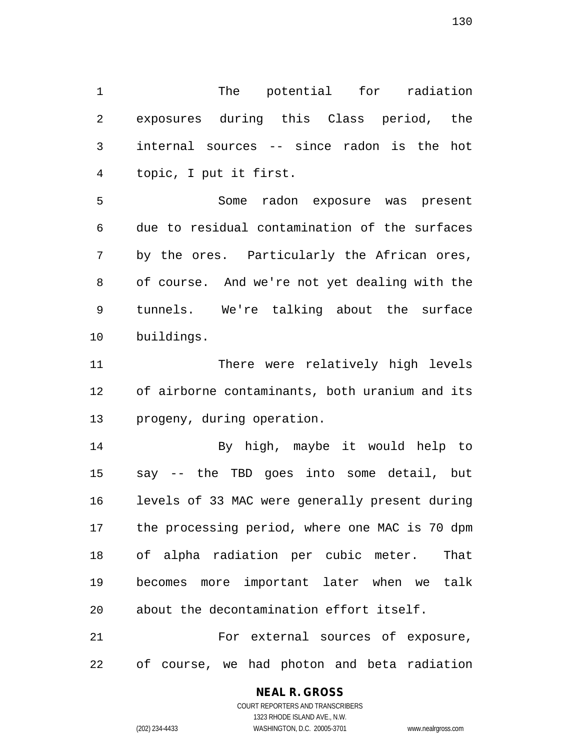The potential for radiation exposures during this Class period, the internal sources -- since radon is the hot topic, I put it first.

Some radon exposure was present due to residual contamination of the surfaces by the ores. Particularly the African ores, of course. And we're not yet dealing with the tunnels. We're talking about the surface buildings.

There were relatively high levels of airborne contaminants, both uranium and its progeny, during operation.

By high, maybe it would help to say -- the TBD goes into some detail, but levels of 33 MAC were generally present during the processing period, where one MAC is 70 dpm of alpha radiation per cubic meter. That becomes more important later when we talk about the decontamination effort itself.

For external sources of exposure, of course, we had photon and beta radiation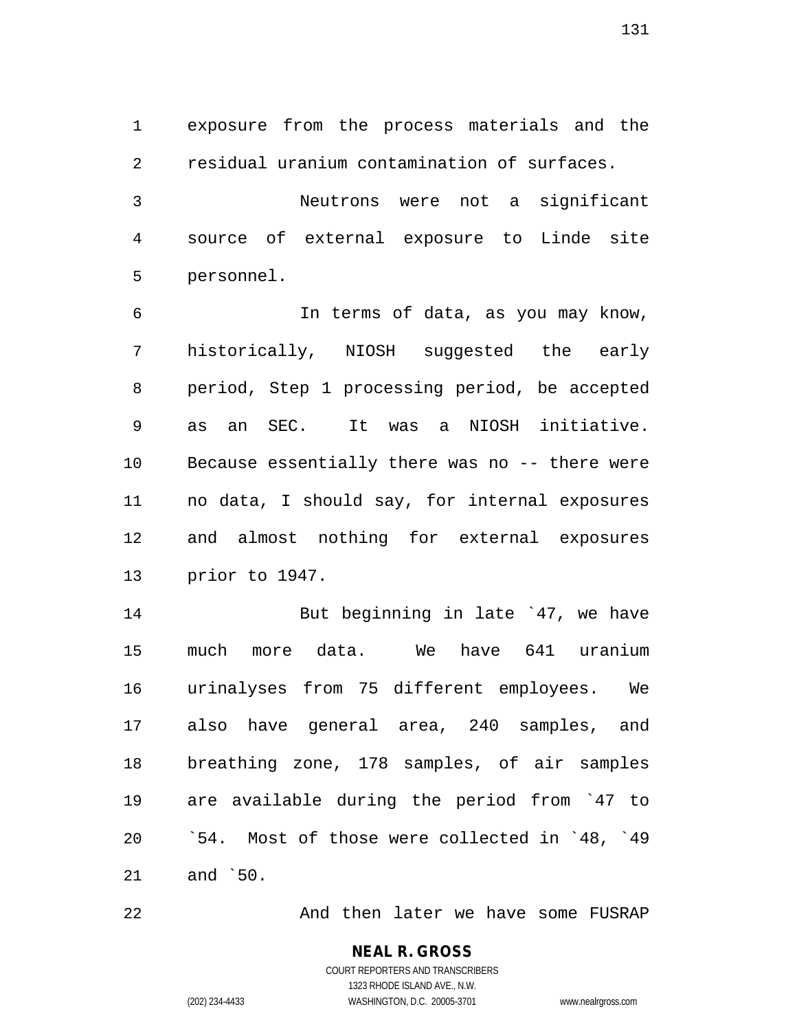exposure from the process materials and the residual uranium contamination of surfaces.

Neutrons were not a significant source of external exposure to Linde site personnel.

In terms of data, as you may know, historically, NIOSH suggested the early period, Step 1 processing period, be accepted as an SEC. It was a NIOSH initiative. Because essentially there was no -- there were no data, I should say, for internal exposures and almost nothing for external exposures prior to 1947.

But beginning in late `47, we have much more data. We have 641 uranium urinalyses from 75 different employees. We also have general area, 240 samples, and breathing zone, 178 samples, of air samples are available during the period from `47 to `54. Most of those were collected in `48, `49 and `50.

And then later we have some FUSRAP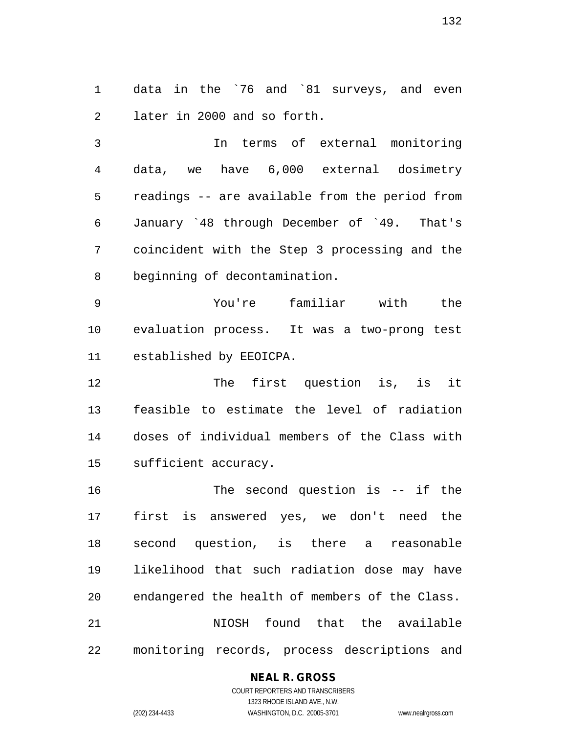data in the `76 and `81 surveys, and even later in 2000 and so forth.

In terms of external monitoring data, we have 6,000 external dosimetry readings -- are available from the period from January `48 through December of `49. That's coincident with the Step 3 processing and the beginning of decontamination.

You're familiar with the evaluation process. It was a two-prong test established by EEOICPA.

The first question is, is it feasible to estimate the level of radiation doses of individual members of the Class with sufficient accuracy.

The second question is -- if the first is answered yes, we don't need the second question, is there a reasonable likelihood that such radiation dose may have endangered the health of members of the Class.

NIOSH found that the available monitoring records, process descriptions and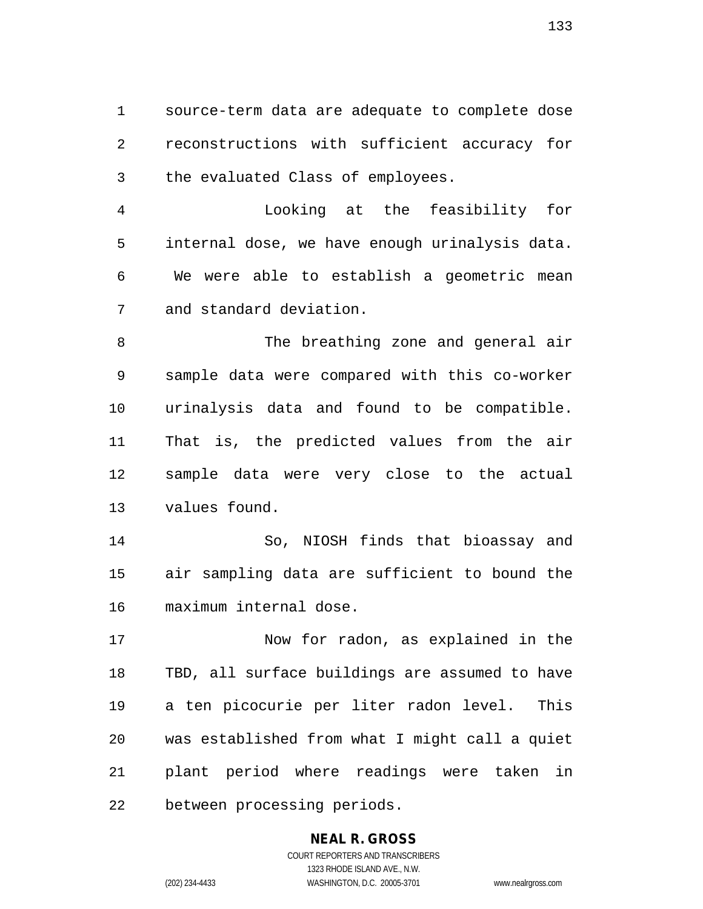source-term data are adequate to complete dose reconstructions with sufficient accuracy for the evaluated Class of employees.

Looking at the feasibility for internal dose, we have enough urinalysis data. We were able to establish a geometric mean and standard deviation.

The breathing zone and general air sample data were compared with this co-worker urinalysis data and found to be compatible. That is, the predicted values from the air sample data were very close to the actual values found.

So, NIOSH finds that bioassay and air sampling data are sufficient to bound the maximum internal dose.

Now for radon, as explained in the TBD, all surface buildings are assumed to have a ten picocurie per liter radon level. This was established from what I might call a quiet plant period where readings were taken in between processing periods.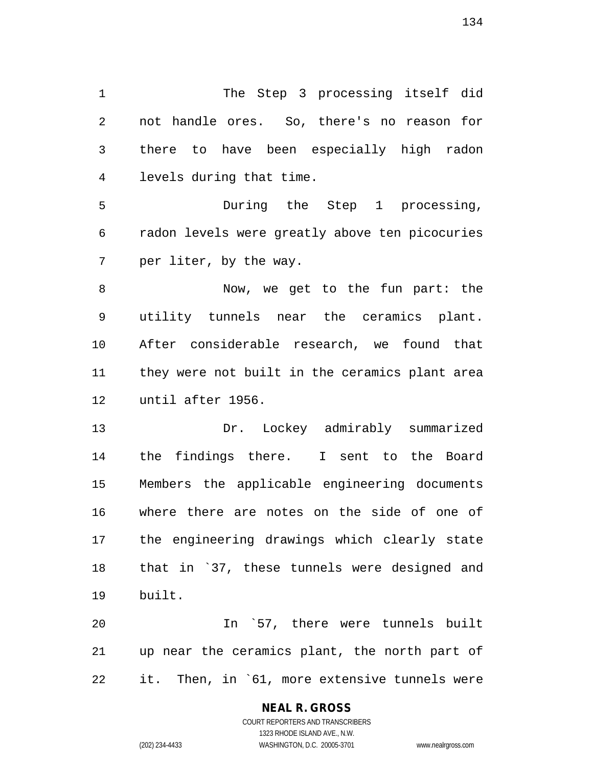The Step 3 processing itself did not handle ores. So, there's no reason for there to have been especially high radon levels during that time.

During the Step 1 processing, radon levels were greatly above ten picocuries per liter, by the way.

Now, we get to the fun part: the utility tunnels near the ceramics plant. After considerable research, we found that they were not built in the ceramics plant area until after 1956.

Dr. Lockey admirably summarized the findings there. I sent to the Board Members the applicable engineering documents where there are notes on the side of one of the engineering drawings which clearly state that in `37, these tunnels were designed and built.

In `57, there were tunnels built up near the ceramics plant, the north part of it. Then, in `61, more extensive tunnels were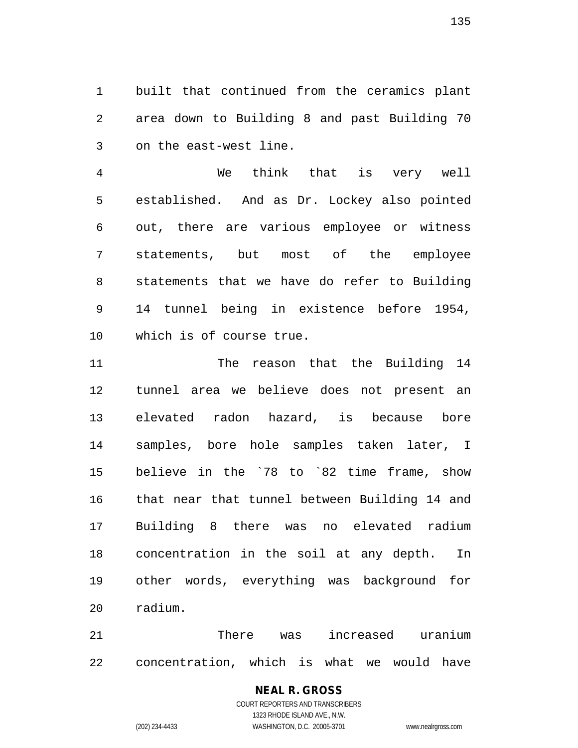built that continued from the ceramics plant area down to Building 8 and past Building 70 on the east-west line.

We think that is very well established. And as Dr. Lockey also pointed out, there are various employee or witness statements, but most of the employee statements that we have do refer to Building 14 tunnel being in existence before 1954, which is of course true.

The reason that the Building 14 tunnel area we believe does not present an elevated radon hazard, is because bore samples, bore hole samples taken later, I believe in the `78 to `82 time frame, show that near that tunnel between Building 14 and Building 8 there was no elevated radium concentration in the soil at any depth. In other words, everything was background for radium.

There was increased uranium concentration, which is what we would have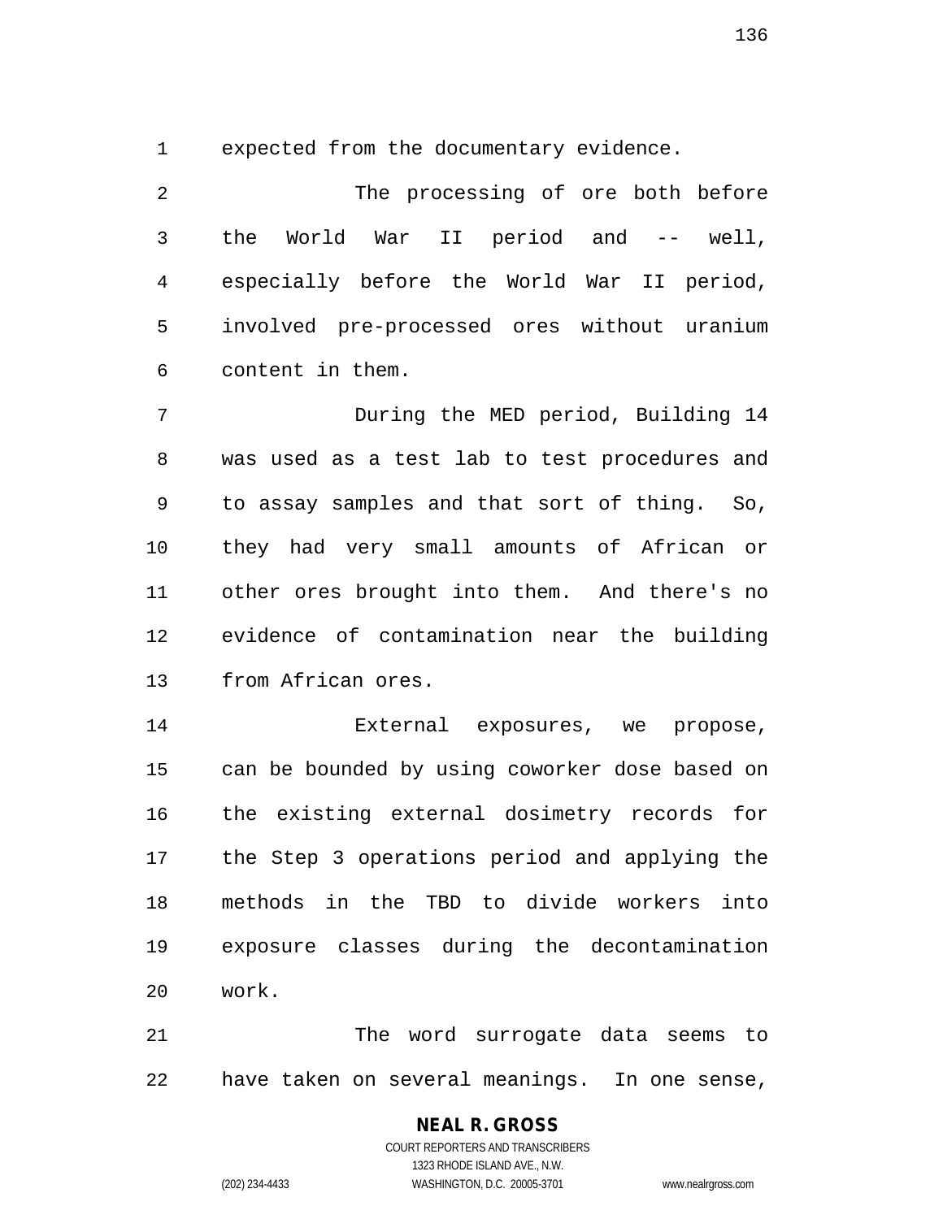expected from the documentary evidence.

The processing of ore both before the World War II period and -- well, especially before the World War II period, involved pre-processed ores without uranium content in them.

During the MED period, Building 14 was used as a test lab to test procedures and to assay samples and that sort of thing. So, they had very small amounts of African or other ores brought into them. And there's no evidence of contamination near the building from African ores.

External exposures, we propose, can be bounded by using coworker dose based on the existing external dosimetry records for the Step 3 operations period and applying the methods in the TBD to divide workers into exposure classes during the decontamination work.

The word surrogate data seems to have taken on several meanings. In one sense,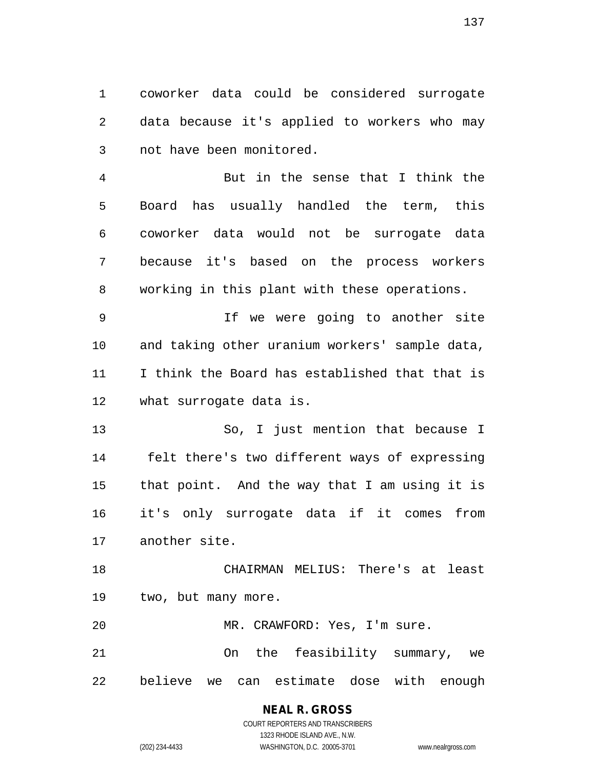coworker data could be considered surrogate data because it's applied to workers who may not have been monitored.

But in the sense that I think the Board has usually handled the term, this coworker data would not be surrogate data because it's based on the process workers working in this plant with these operations.

If we were going to another site and taking other uranium workers' sample data, I think the Board has established that that is what surrogate data is.

So, I just mention that because I felt there's two different ways of expressing that point. And the way that I am using it is it's only surrogate data if it comes from another site.

CHAIRMAN MELIUS: There's at least two, but many more.

MR. CRAWFORD: Yes, I'm sure.

On the feasibility summary, we believe we can estimate dose with enough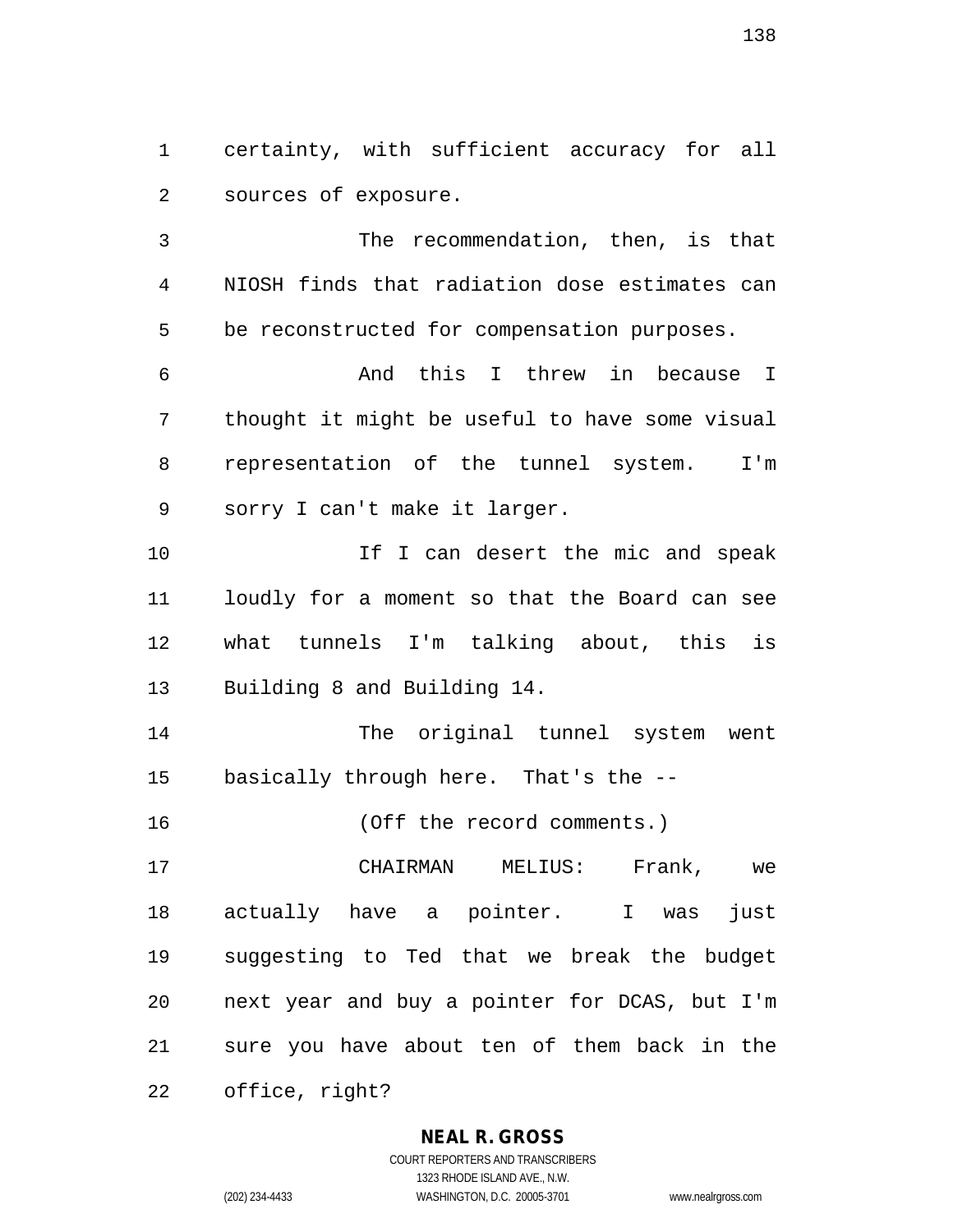certainty, with sufficient accuracy for all sources of exposure.

The recommendation, then, is that NIOSH finds that radiation dose estimates can be reconstructed for compensation purposes.

And this I threw in because I thought it might be useful to have some visual representation of the tunnel system. I'm sorry I can't make it larger.

If I can desert the mic and speak loudly for a moment so that the Board can see what tunnels I'm talking about, this is Building 8 and Building 14.

The original tunnel system went basically through here. That's the --

(Off the record comments.)

CHAIRMAN MELIUS: Frank, we actually have a pointer. I was just suggesting to Ted that we break the budget next year and buy a pointer for DCAS, but I'm sure you have about ten of them back in the office, right?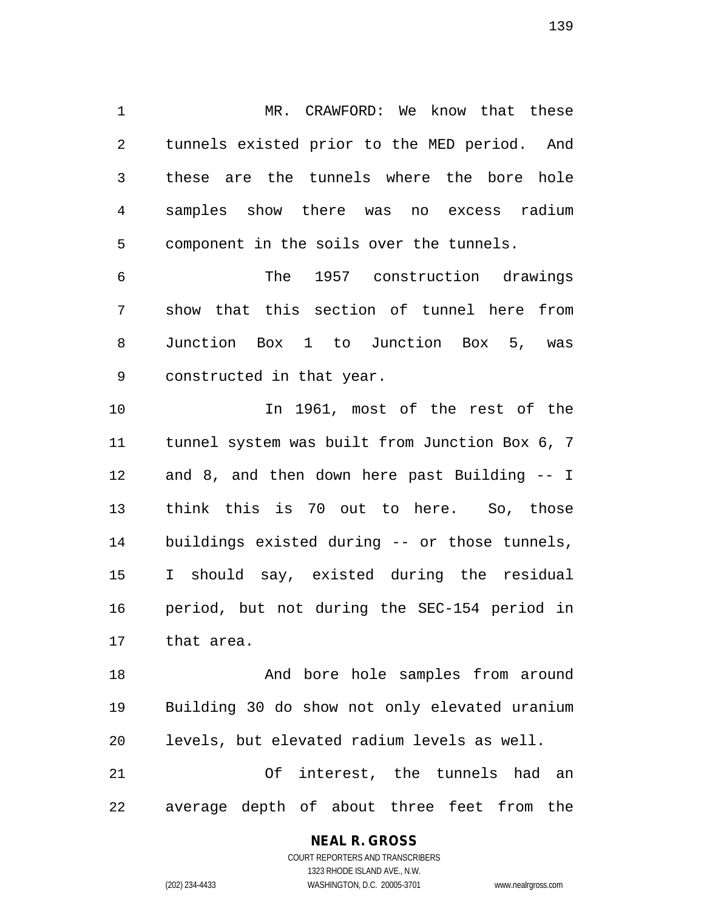MR. CRAWFORD: We know that these tunnels existed prior to the MED period. And these are the tunnels where the bore hole samples show there was no excess radium component in the soils over the tunnels.

The 1957 construction drawings show that this section of tunnel here from Junction Box 1 to Junction Box 5, was constructed in that year.

In 1961, most of the rest of the tunnel system was built from Junction Box 6, 7 and 8, and then down here past Building -- I think this is 70 out to here. So, those buildings existed during -- or those tunnels, I should say, existed during the residual period, but not during the SEC-154 period in that area.

And bore hole samples from around Building 30 do show not only elevated uranium levels, but elevated radium levels as well.

Of interest, the tunnels had an average depth of about three feet from the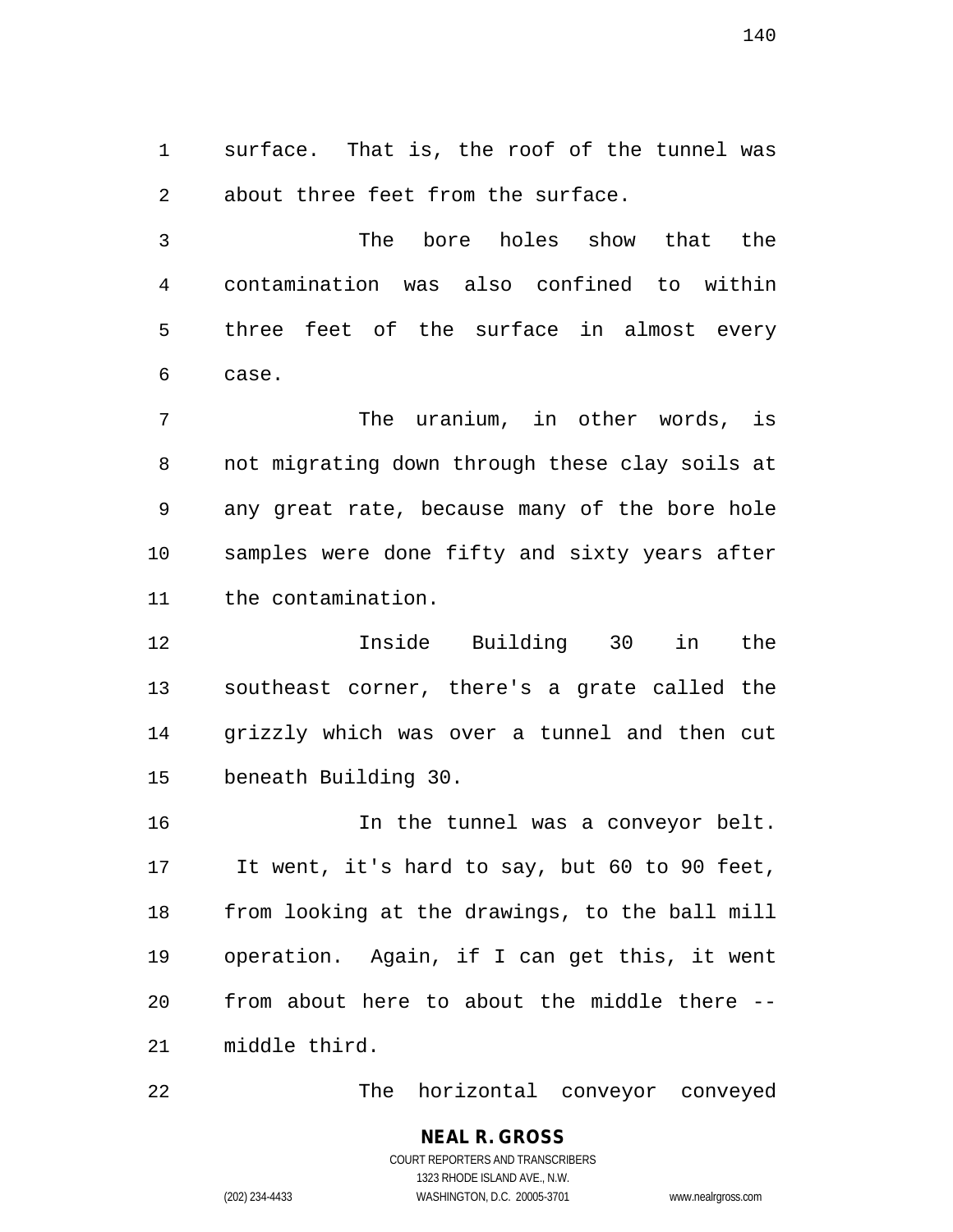surface. That is, the roof of the tunnel was about three feet from the surface.

The bore holes show that the contamination was also confined to within three feet of the surface in almost every case.

The uranium, in other words, is not migrating down through these clay soils at any great rate, because many of the bore hole samples were done fifty and sixty years after the contamination.

Inside Building 30 in the southeast corner, there's a grate called the grizzly which was over a tunnel and then cut beneath Building 30.

In the tunnel was a conveyor belt. It went, it's hard to say, but 60 to 90 feet, from looking at the drawings, to the ball mill operation. Again, if I can get this, it went from about here to about the middle there -- middle third.

The horizontal conveyor conveyed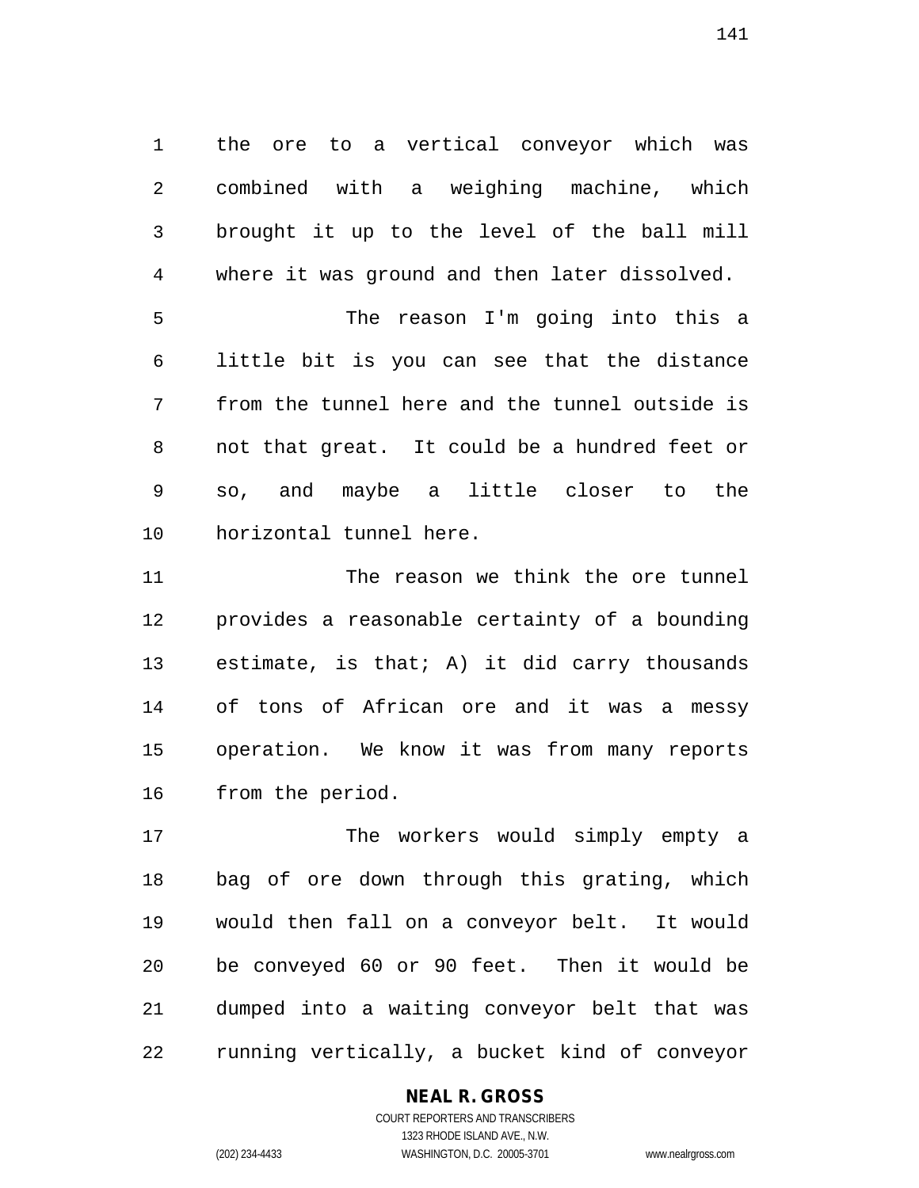the ore to a vertical conveyor which was combined with a weighing machine, which brought it up to the level of the ball mill where it was ground and then later dissolved.

The reason I'm going into this a little bit is you can see that the distance from the tunnel here and the tunnel outside is not that great. It could be a hundred feet or so, and maybe a little closer to the horizontal tunnel here.

The reason we think the ore tunnel provides a reasonable certainty of a bounding estimate, is that; A) it did carry thousands of tons of African ore and it was a messy operation. We know it was from many reports from the period.

The workers would simply empty a bag of ore down through this grating, which would then fall on a conveyor belt. It would be conveyed 60 or 90 feet. Then it would be dumped into a waiting conveyor belt that was running vertically, a bucket kind of conveyor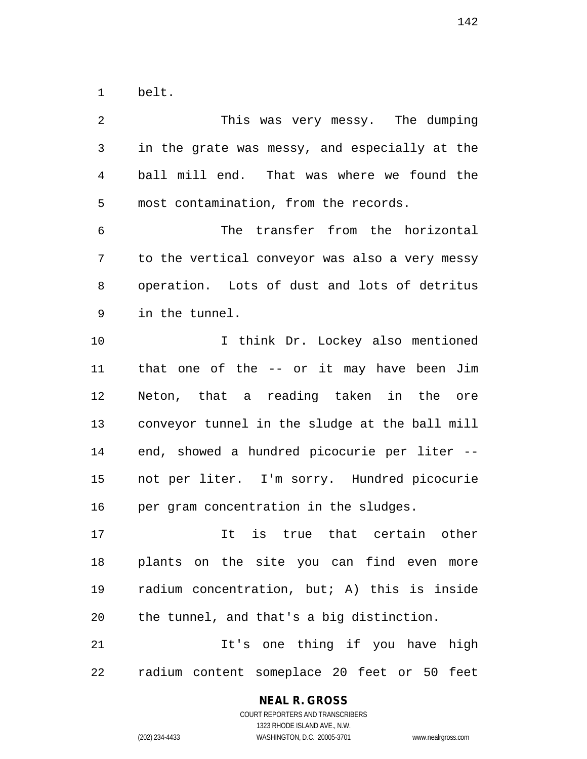belt.

This was very messy. The dumping in the grate was messy, and especially at the ball mill end. That was where we found the most contamination, from the records.

The transfer from the horizontal to the vertical conveyor was also a very messy operation. Lots of dust and lots of detritus in the tunnel.

I think Dr. Lockey also mentioned that one of the -- or it may have been Jim Neton, that a reading taken in the ore conveyor tunnel in the sludge at the ball mill end, showed a hundred picocurie per liter -- not per liter. I'm sorry. Hundred picocurie per gram concentration in the sludges.

It is true that certain other plants on the site you can find even more radium concentration, but; A) this is inside the tunnel, and that's a big distinction.

It's one thing if you have high radium content someplace 20 feet or 50 feet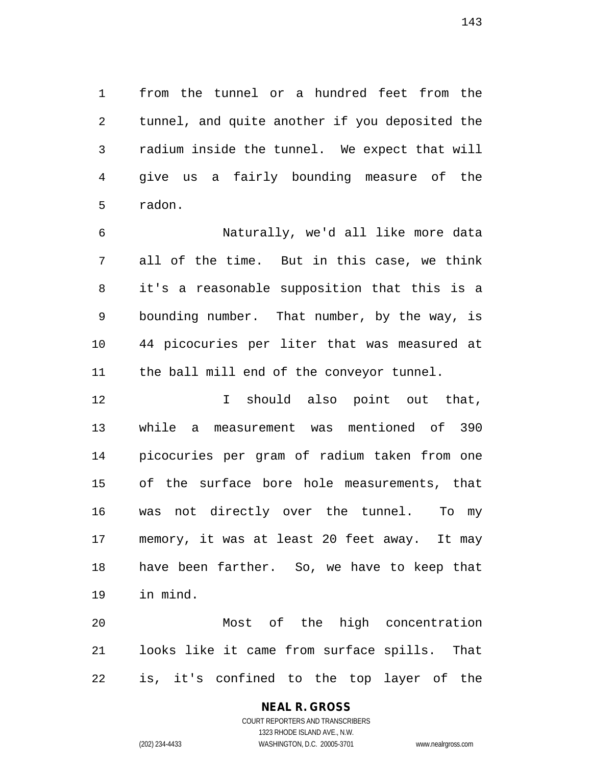from the tunnel or a hundred feet from the tunnel, and quite another if you deposited the radium inside the tunnel. We expect that will give us a fairly bounding measure of the radon.

Naturally, we'd all like more data all of the time. But in this case, we think it's a reasonable supposition that this is a bounding number. That number, by the way, is 44 picocuries per liter that was measured at the ball mill end of the conveyor tunnel.

I should also point out that, while a measurement was mentioned of 390 picocuries per gram of radium taken from one of the surface bore hole measurements, that was not directly over the tunnel. To my memory, it was at least 20 feet away. It may have been farther. So, we have to keep that in mind.

Most of the high concentration looks like it came from surface spills. That is, it's confined to the top layer of the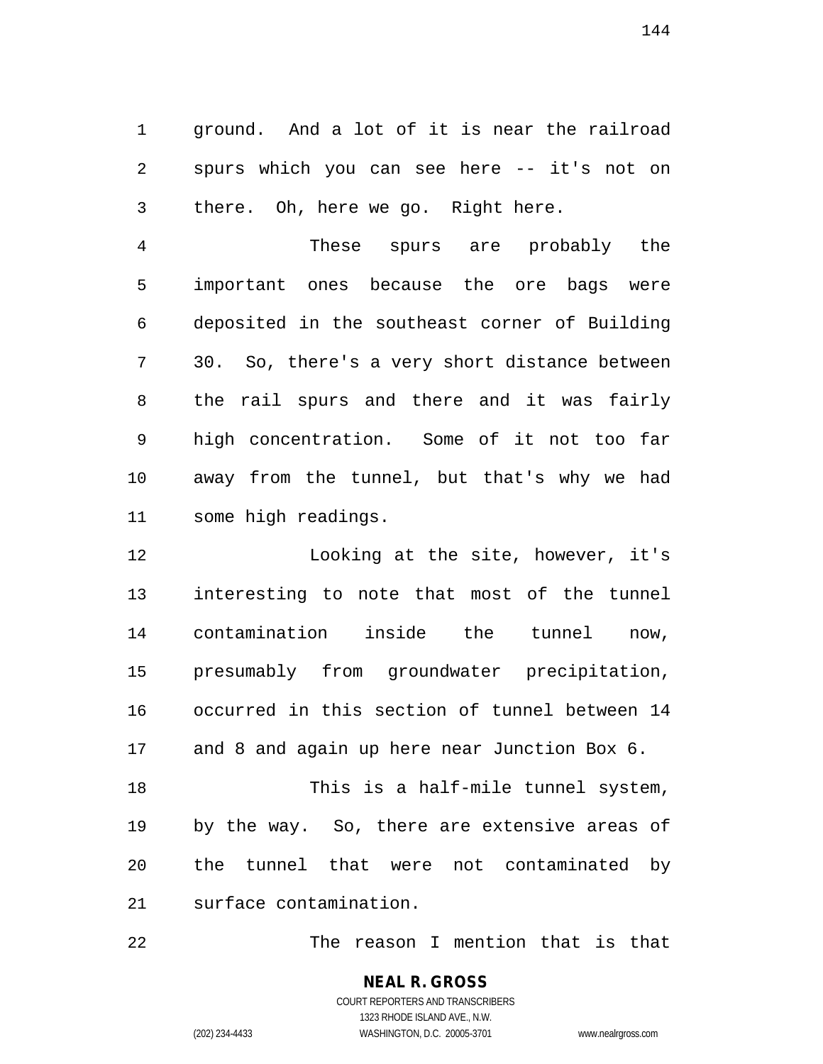ground. And a lot of it is near the railroad spurs which you can see here -- it's not on there. Oh, here we go. Right here.

These spurs are probably the important ones because the ore bags were deposited in the southeast corner of Building 30. So, there's a very short distance between the rail spurs and there and it was fairly high concentration. Some of it not too far away from the tunnel, but that's why we had some high readings.

Looking at the site, however, it's interesting to note that most of the tunnel contamination inside the tunnel now, presumably from groundwater precipitation, occurred in this section of tunnel between 14 and 8 and again up here near Junction Box 6.

This is a half-mile tunnel system, by the way. So, there are extensive areas of the tunnel that were not contaminated by surface contamination.

The reason I mention that is that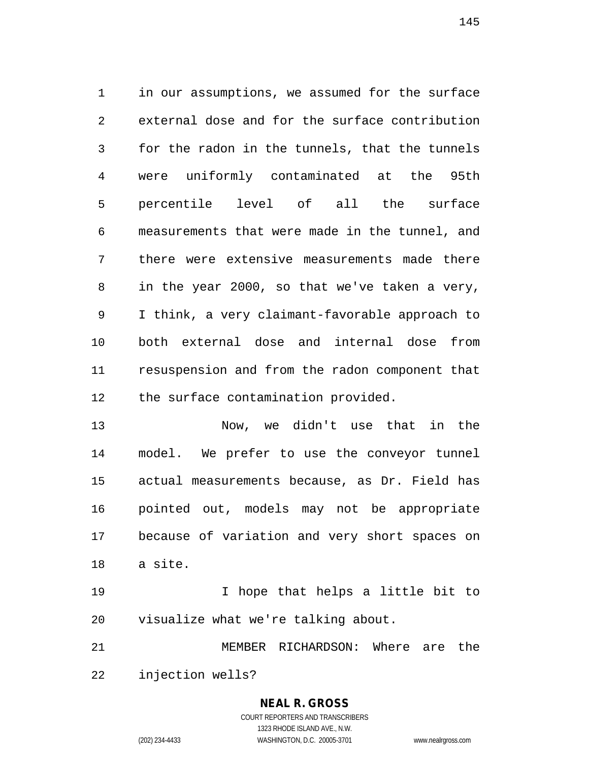in our assumptions, we assumed for the surface external dose and for the surface contribution for the radon in the tunnels, that the tunnels were uniformly contaminated at the 95th percentile level of all the surface measurements that were made in the tunnel, and there were extensive measurements made there in the year 2000, so that we've taken a very, I think, a very claimant-favorable approach to both external dose and internal dose from resuspension and from the radon component that the surface contamination provided.

Now, we didn't use that in the model. We prefer to use the conveyor tunnel actual measurements because, as Dr. Field has pointed out, models may not be appropriate because of variation and very short spaces on a site.

I hope that helps a little bit to visualize what we're talking about.

MEMBER RICHARDSON: Where are the injection wells?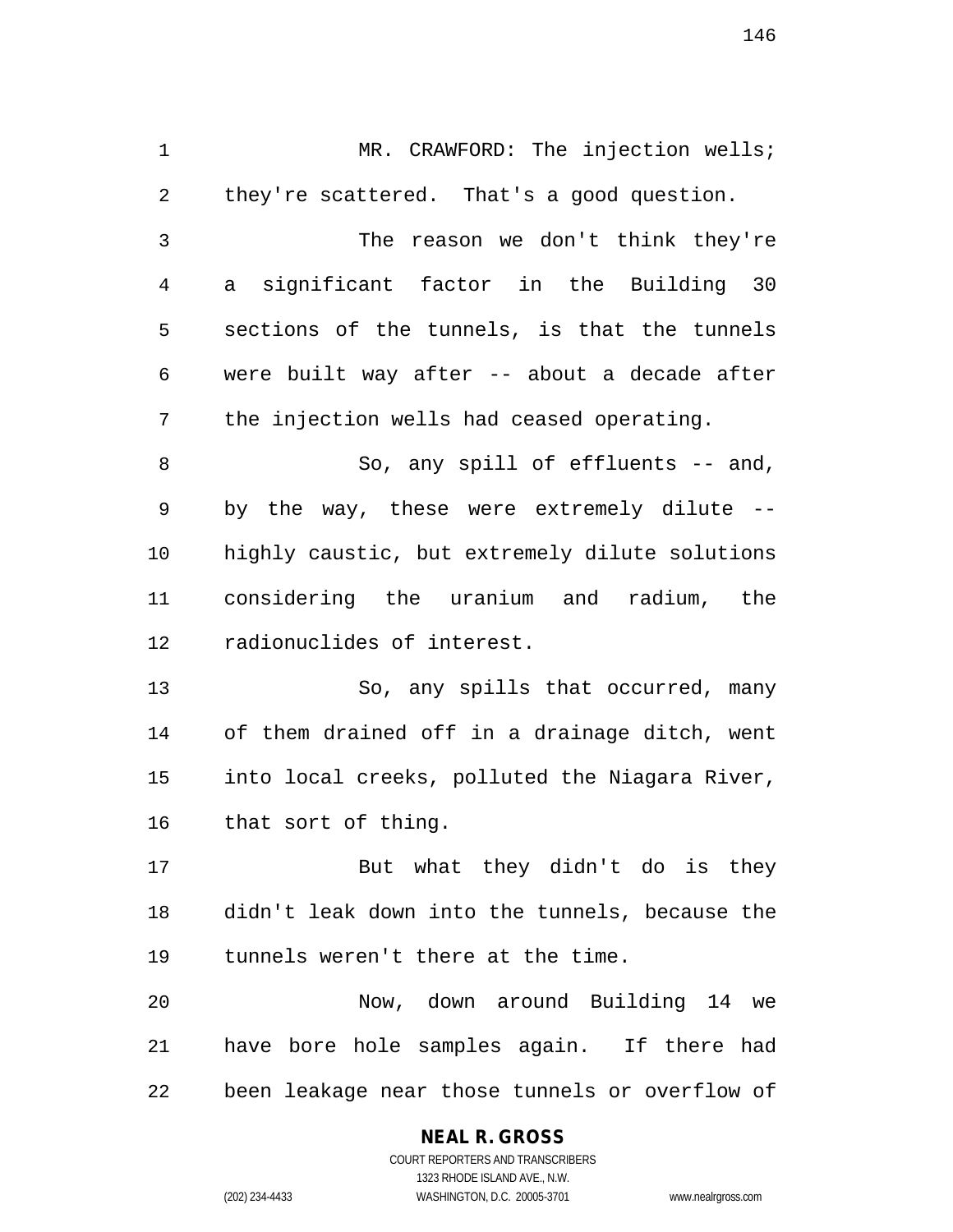MR. CRAWFORD: The injection wells; they're scattered. That's a good question.

The reason we don't think they're a significant factor in the Building 30 sections of the tunnels, is that the tunnels were built way after -- about a decade after the injection wells had ceased operating.

So, any spill of effluents -- and, by the way, these were extremely dilute -- highly caustic, but extremely dilute solutions considering the uranium and radium, the radionuclides of interest.

So, any spills that occurred, many of them drained off in a drainage ditch, went into local creeks, polluted the Niagara River, that sort of thing.

But what they didn't do is they didn't leak down into the tunnels, because the tunnels weren't there at the time.

Now, down around Building 14 we have bore hole samples again. If there had been leakage near those tunnels or overflow of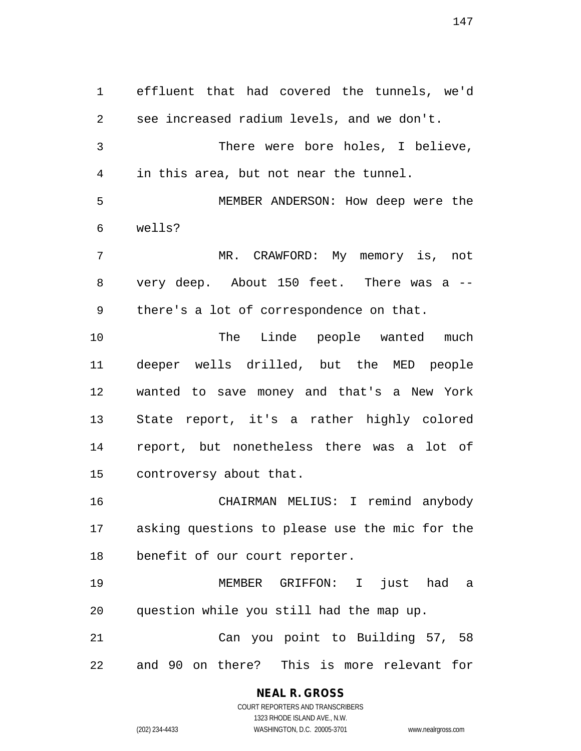effluent that had covered the tunnels, we'd see increased radium levels, and we don't.

There were bore holes, I believe, in this area, but not near the tunnel.

MEMBER ANDERSON: How deep were the wells?

MR. CRAWFORD: My memory is, not very deep. About 150 feet. There was a -- there's a lot of correspondence on that.

The Linde people wanted much deeper wells drilled, but the MED people wanted to save money and that's a New York State report, it's a rather highly colored report, but nonetheless there was a lot of controversy about that.

CHAIRMAN MELIUS: I remind anybody asking questions to please use the mic for the benefit of our court reporter.

MEMBER GRIFFON: I just had a question while you still had the map up.

Can you point to Building 57, 58 and 90 on there? This is more relevant for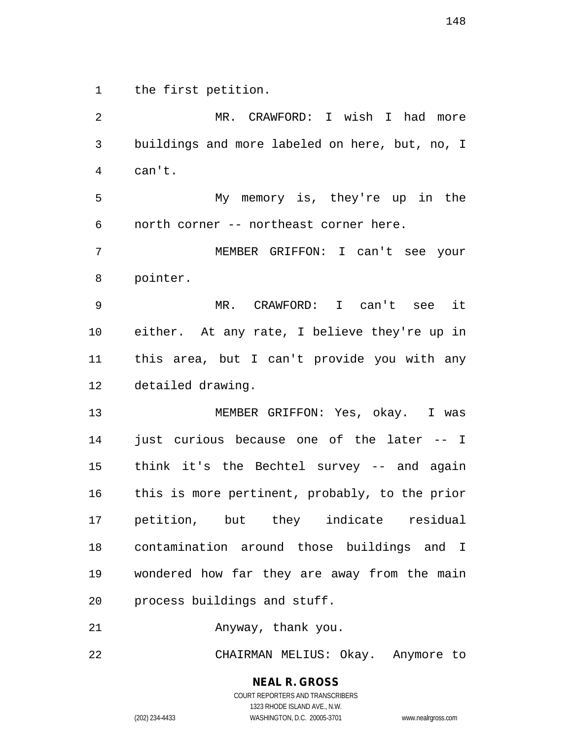the first petition.

MR. CRAWFORD: I wish I had more buildings and more labeled on here, but, no, I can't.

My memory is, they're up in the north corner -- northeast corner here.

MEMBER GRIFFON: I can't see your pointer.

MR. CRAWFORD: I can't see it either. At any rate, I believe they're up in this area, but I can't provide you with any detailed drawing.

MEMBER GRIFFON: Yes, okay. I was just curious because one of the later -- I think it's the Bechtel survey -- and again this is more pertinent, probably, to the prior petition, but they indicate residual contamination around those buildings and I wondered how far they are away from the main process buildings and stuff.

Anyway, thank you.

CHAIRMAN MELIUS: Okay. Anymore to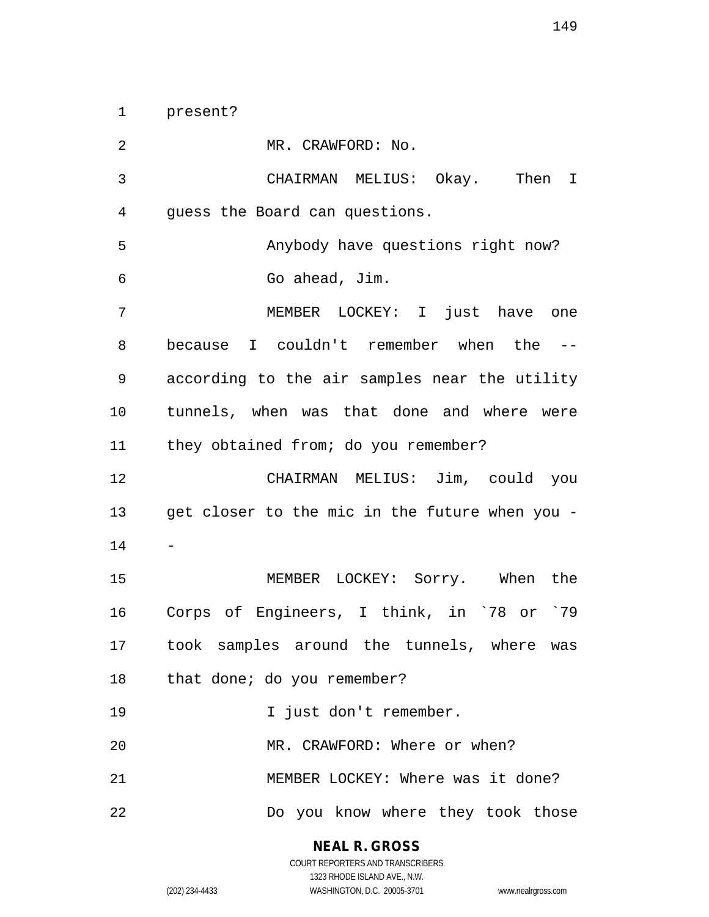present?

MR. CRAWFORD: No.

CHAIRMAN MELIUS: Okay. Then I guess the Board can questions.

Anybody have questions right now?

Go ahead, Jim.

MEMBER LOCKEY: I just have one because I couldn't remember when the -- according to the air samples near the utility tunnels, when was that done and where were they obtained from; do you remember?

CHAIRMAN MELIUS: Jim, could you get closer to the mic in the future when you --

MEMBER LOCKEY: Sorry. When the Corps of Engineers, I think, in `78 or `79 took samples around the tunnels, where was that done; do you remember?

I just don't remember.

MR. CRAWFORD: Where or when?

MEMBER LOCKEY: Where was it done?

Do you know where they took those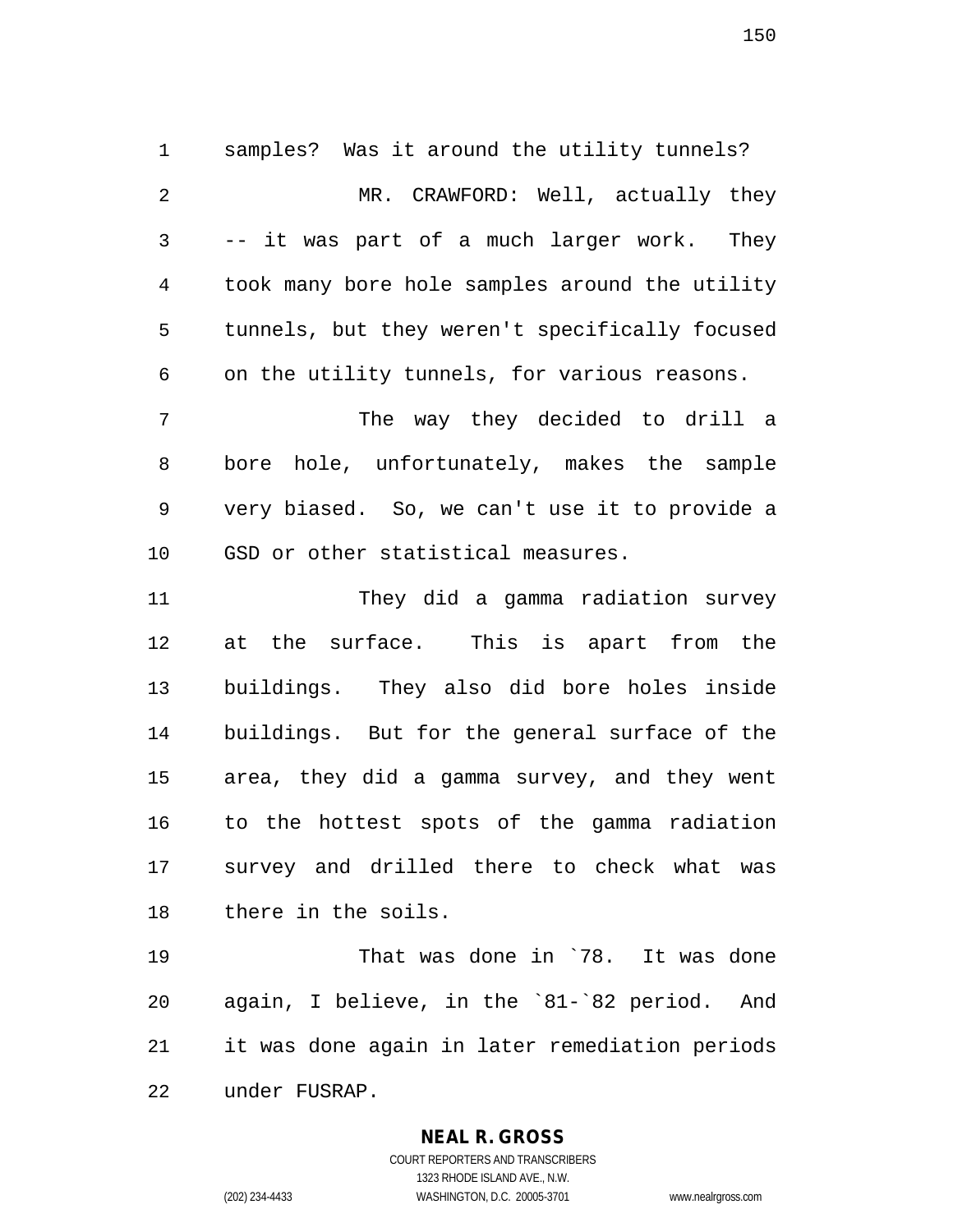samples? Was it around the utility tunnels?

MR. CRAWFORD: Well, actually they -- it was part of a much larger work. They took many bore hole samples around the utility tunnels, but they weren't specifically focused on the utility tunnels, for various reasons.

The way they decided to drill a bore hole, unfortunately, makes the sample very biased. So, we can't use it to provide a GSD or other statistical measures.

They did a gamma radiation survey at the surface. This is apart from the buildings. They also did bore holes inside buildings. But for the general surface of the area, they did a gamma survey, and they went to the hottest spots of the gamma radiation survey and drilled there to check what was there in the soils.

That was done in `78. It was done again, I believe, in the `81-`82 period. And it was done again in later remediation periods under FUSRAP.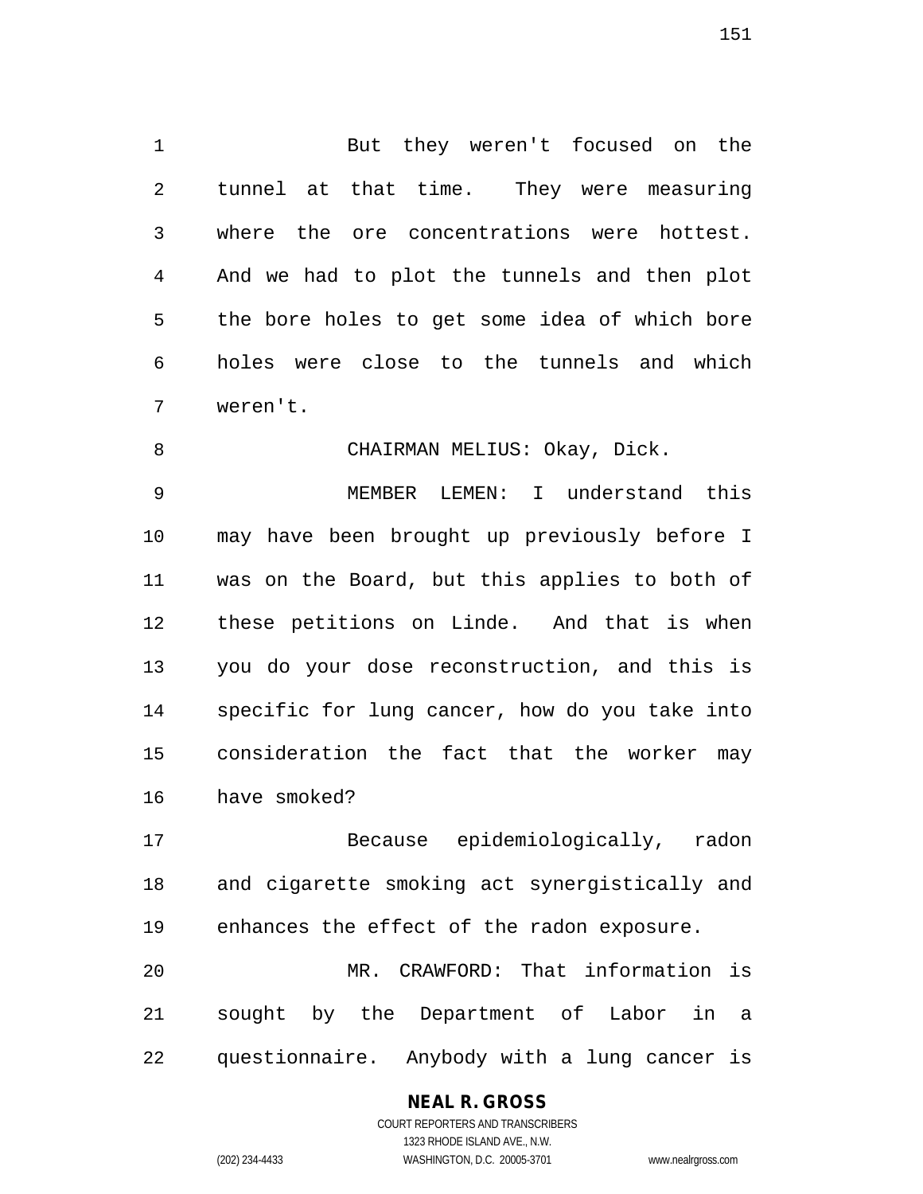But they weren't focused on the tunnel at that time. They were measuring where the ore concentrations were hottest. And we had to plot the tunnels and then plot the bore holes to get some idea of which bore holes were close to the tunnels and which weren't.

CHAIRMAN MELIUS: Okay, Dick.

MEMBER LEMEN: I understand this may have been brought up previously before I was on the Board, but this applies to both of these petitions on Linde. And that is when you do your dose reconstruction, and this is specific for lung cancer, how do you take into consideration the fact that the worker may have smoked?

Because epidemiologically, radon and cigarette smoking act synergistically and enhances the effect of the radon exposure.

MR. CRAWFORD: That information is sought by the Department of Labor in a questionnaire. Anybody with a lung cancer is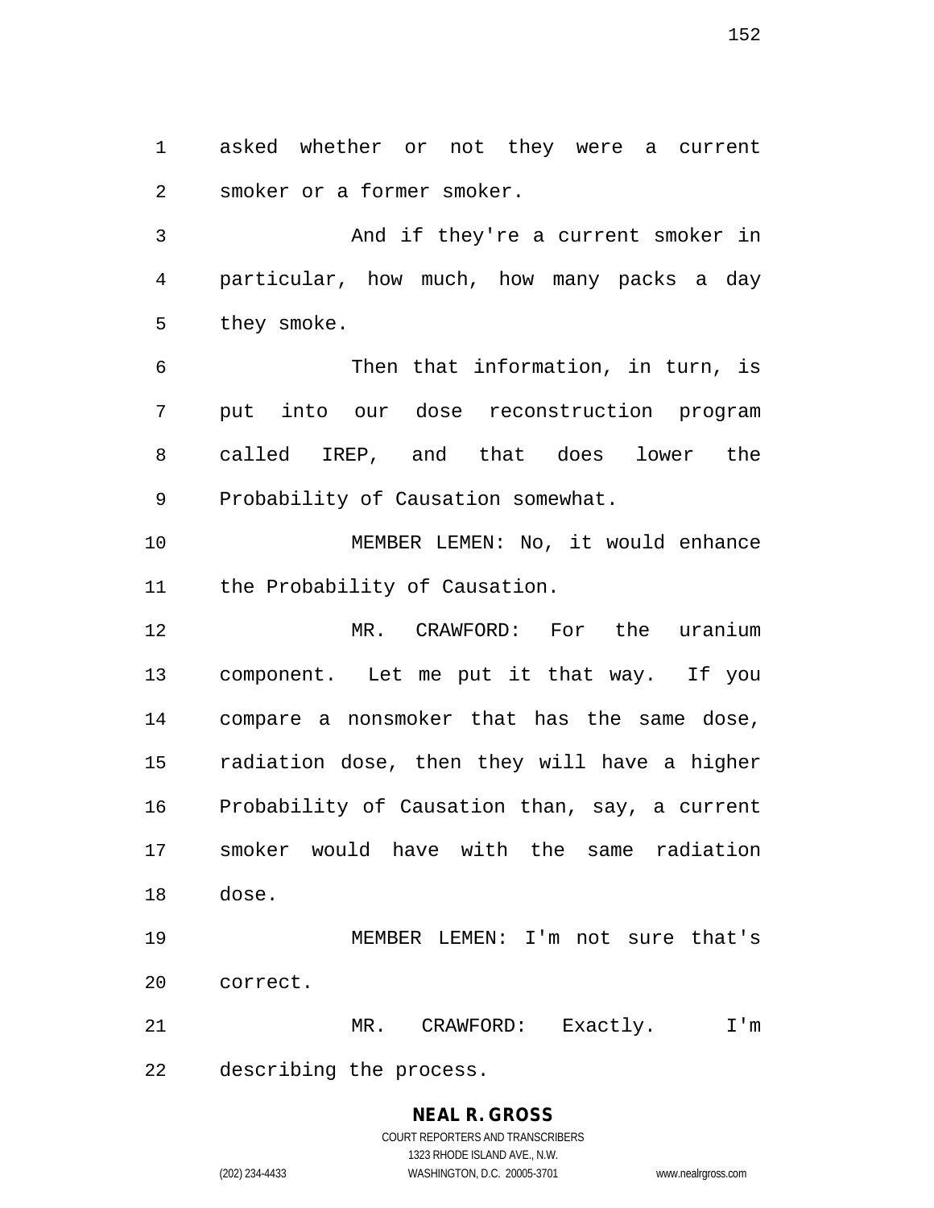asked whether or not they were a current smoker or a former smoker.

And if they're a current smoker in particular, how much, how many packs a day they smoke.

Then that information, in turn, is put into our dose reconstruction program called IREP, and that does lower the Probability of Causation somewhat.

MEMBER LEMEN: No, it would enhance the Probability of Causation.

MR. CRAWFORD: For the uranium component. Let me put it that way. If you compare a nonsmoker that has the same dose, radiation dose, then they will have a higher Probability of Causation than, say, a current smoker would have with the same radiation dose.

MEMBER LEMEN: I'm not sure that's correct.

MR. CRAWFORD: Exactly. I'm describing the process.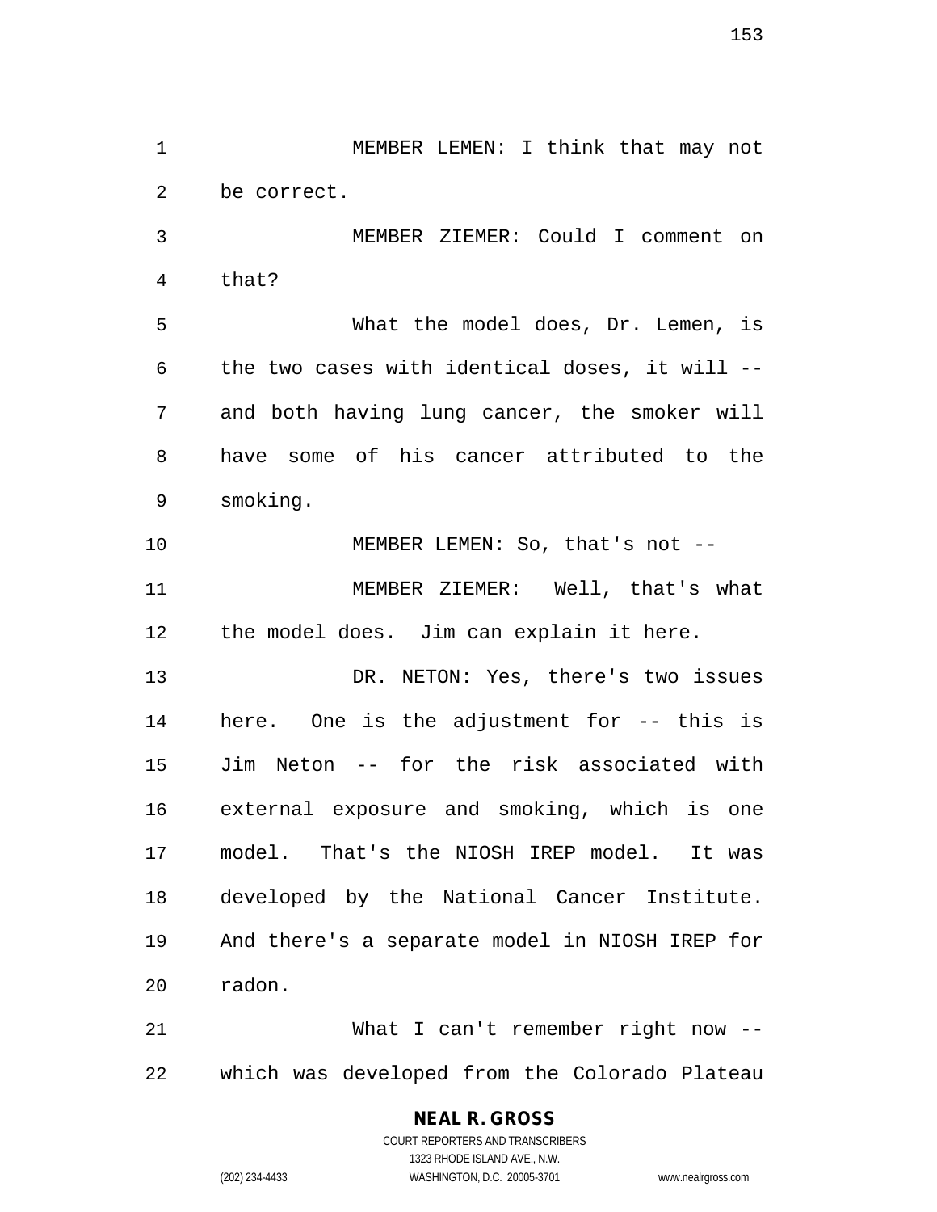MEMBER LEMEN: I think that may not be correct.

MEMBER ZIEMER: Could I comment on that?

What the model does, Dr. Lemen, is the two cases with identical doses, it will -- and both having lung cancer, the smoker will have some of his cancer attributed to the smoking.

MEMBER LEMEN: So, that's not --

MEMBER ZIEMER: Well, that's what the model does. Jim can explain it here.

DR. NETON: Yes, there's two issues here. One is the adjustment for -- this is Jim Neton -- for the risk associated with external exposure and smoking, which is one model. That's the NIOSH IREP model. It was developed by the National Cancer Institute. And there's a separate model in NIOSH IREP for radon.

What I can't remember right now -- which was developed from the Colorado Plateau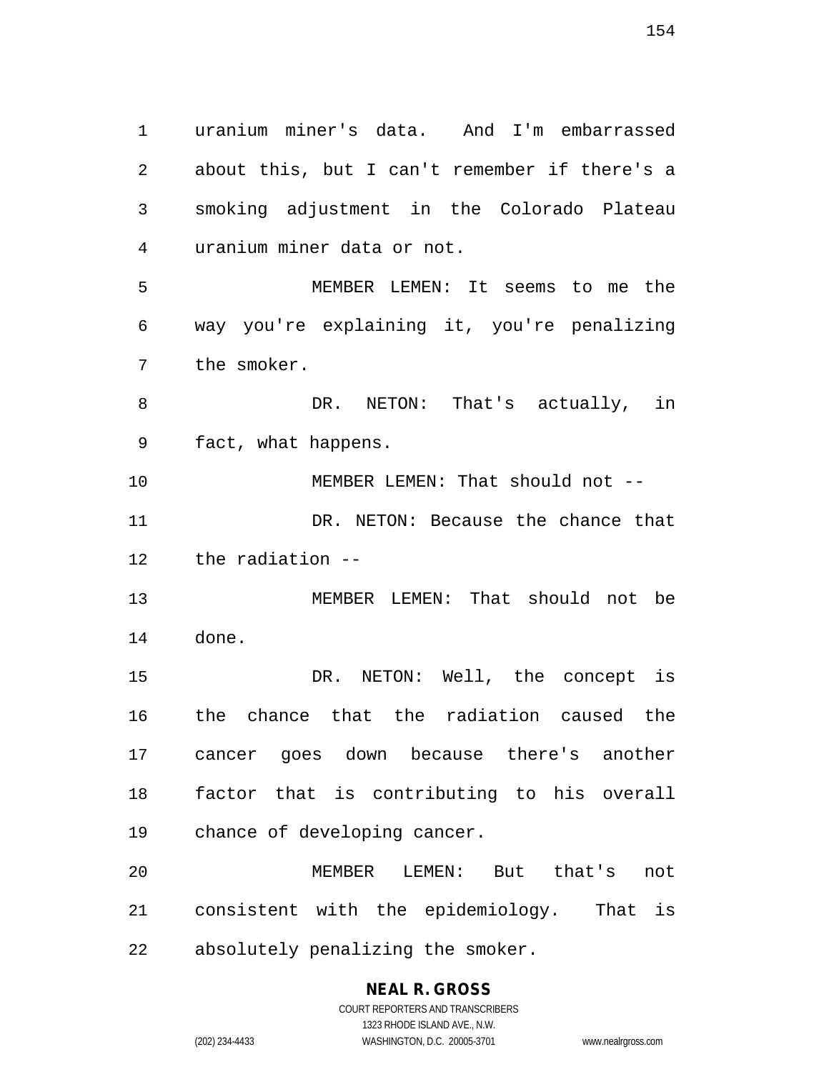uranium miner's data. And I'm embarrassed about this, but I can't remember if there's a smoking adjustment in the Colorado Plateau uranium miner data or not.

MEMBER LEMEN: It seems to me the way you're explaining it, you're penalizing the smoker.

DR. NETON: That's actually, in fact, what happens.

MEMBER LEMEN: That should not --

DR. NETON: Because the chance that the radiation --

MEMBER LEMEN: That should not be done.

DR. NETON: Well, the concept is the chance that the radiation caused the cancer goes down because there's another factor that is contributing to his overall chance of developing cancer.

MEMBER LEMEN: But that's not consistent with the epidemiology. That is absolutely penalizing the smoker.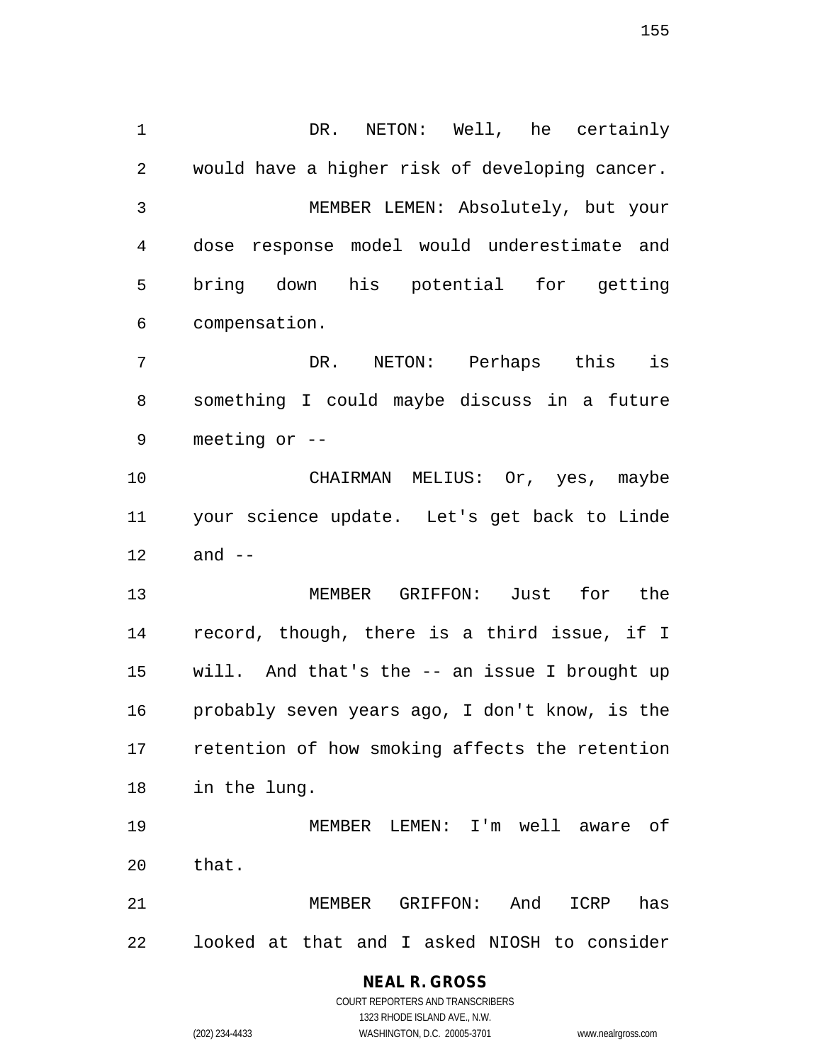DR. NETON: Well, he certainly would have a higher risk of developing cancer.

MEMBER LEMEN: Absolutely, but your dose response model would underestimate and bring down his potential for getting compensation.

DR. NETON: Perhaps this is something I could maybe discuss in a future meeting or --

CHAIRMAN MELIUS: Or, yes, maybe your science update. Let's get back to Linde and --

MEMBER GRIFFON: Just for the record, though, there is a third issue, if I will. And that's the -- an issue I brought up probably seven years ago, I don't know, is the retention of how smoking affects the retention in the lung.

MEMBER LEMEN: I'm well aware of that.

MEMBER GRIFFON: And ICRP has looked at that and I asked NIOSH to consider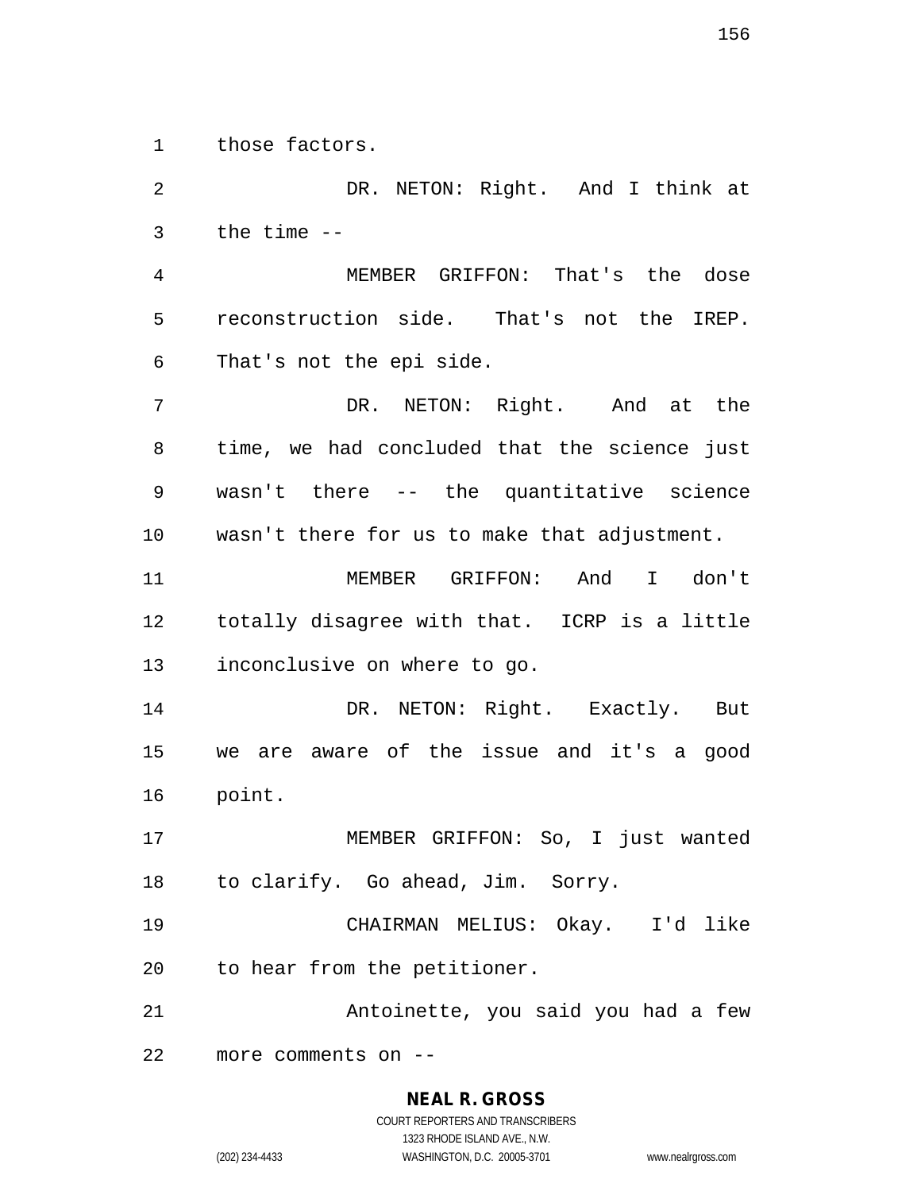those factors.

DR. NETON: Right. And I think at the time --

MEMBER GRIFFON: That's the dose reconstruction side. That's not the IREP. That's not the epi side.

DR. NETON: Right. And at the time, we had concluded that the science just wasn't there -- the quantitative science wasn't there for us to make that adjustment.

MEMBER GRIFFON: And I don't totally disagree with that. ICRP is a little inconclusive on where to go.

DR. NETON: Right. Exactly. But we are aware of the issue and it's a good point.

MEMBER GRIFFON: So, I just wanted to clarify. Go ahead, Jim. Sorry.

CHAIRMAN MELIUS: Okay. I'd like to hear from the petitioner.

Antoinette, you said you had a few more comments on --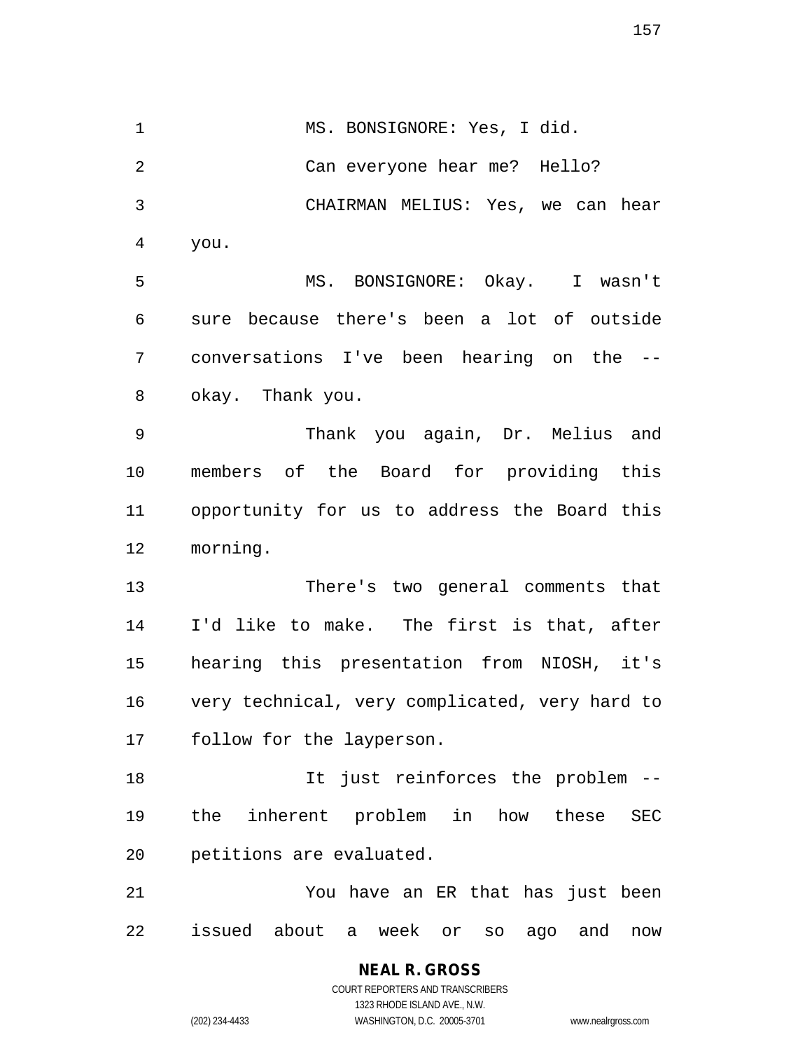MS. BONSIGNORE: Yes, I did.

Can everyone hear me? Hello?

CHAIRMAN MELIUS: Yes, we can hear you.

MS. BONSIGNORE: Okay. I wasn't sure because there's been a lot of outside conversations I've been hearing on the -- okay. Thank you.

Thank you again, Dr. Melius and members of the Board for providing this opportunity for us to address the Board this morning.

There's two general comments that I'd like to make. The first is that, after hearing this presentation from NIOSH, it's very technical, very complicated, very hard to follow for the layperson.

It just reinforces the problem -- the inherent problem in how these SEC petitions are evaluated.

You have an ER that has just been issued about a week or so ago and now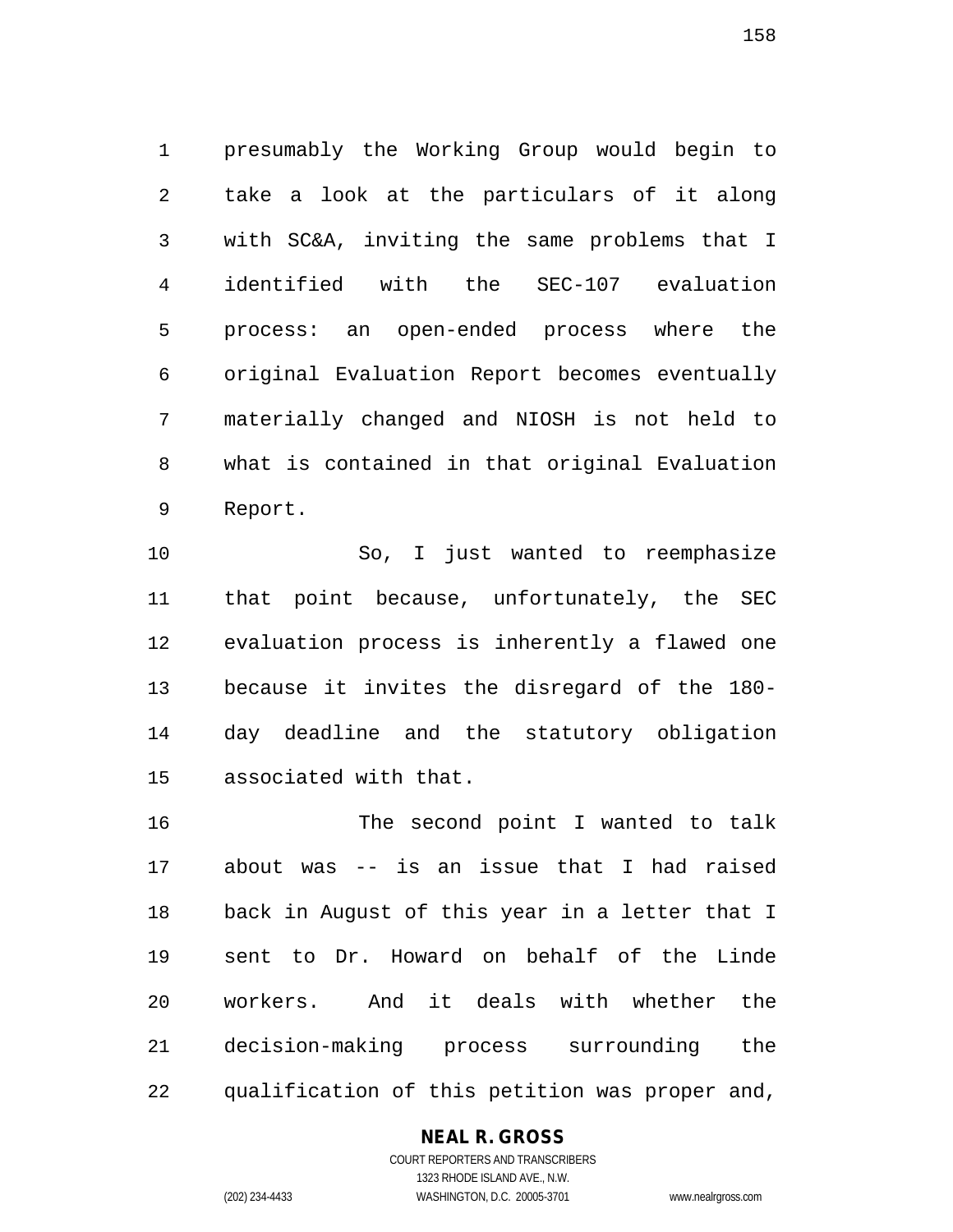presumably the Working Group would begin to take a look at the particulars of it along with SC&A, inviting the same problems that I identified with the SEC-107 evaluation process: an open-ended process where the original Evaluation Report becomes eventually materially changed and NIOSH is not held to what is contained in that original Evaluation Report.

So, I just wanted to reemphasize that point because, unfortunately, the SEC evaluation process is inherently a flawed one because it invites the disregard of the 180-day deadline and the statutory obligation associated with that.

The second point I wanted to talk about was -- is an issue that I had raised back in August of this year in a letter that I sent to Dr. Howard on behalf of the Linde workers. And it deals with whether the decision-making process surrounding the qualification of this petition was proper and,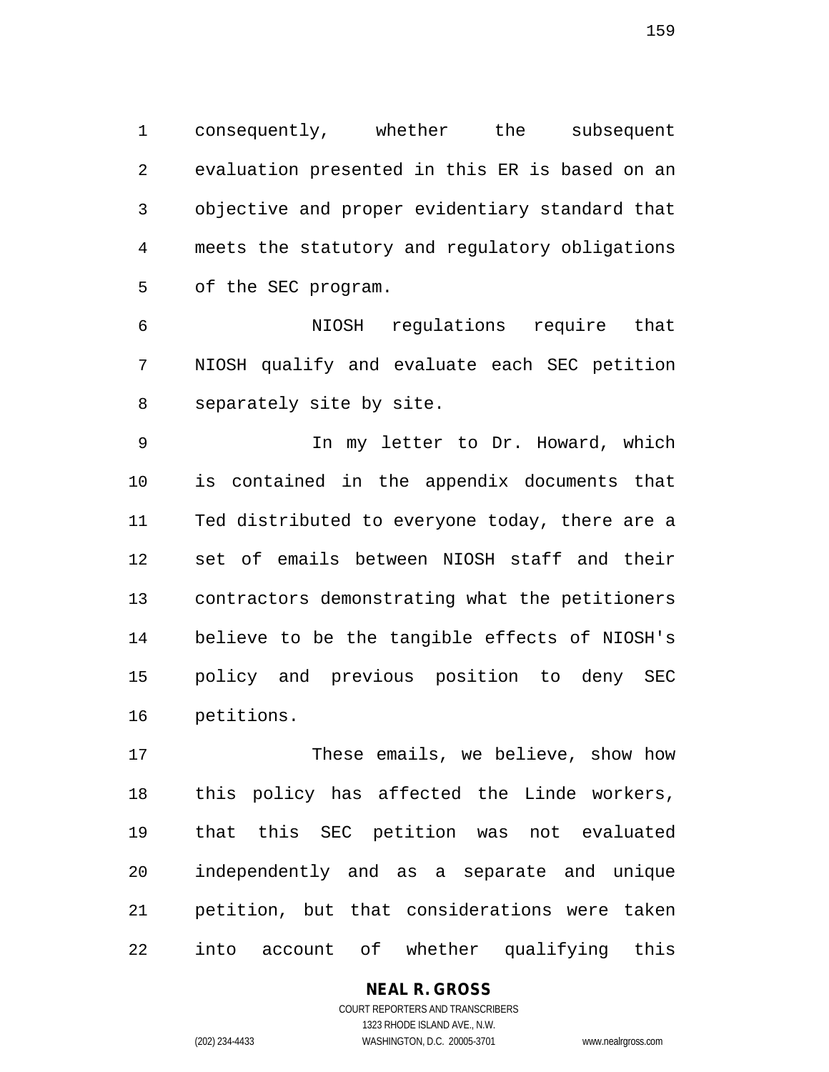consequently, whether the subsequent evaluation presented in this ER is based on an objective and proper evidentiary standard that meets the statutory and regulatory obligations of the SEC program.

NIOSH regulations require that NIOSH qualify and evaluate each SEC petition separately site by site.

In my letter to Dr. Howard, which is contained in the appendix documents that Ted distributed to everyone today, there are a set of emails between NIOSH staff and their contractors demonstrating what the petitioners believe to be the tangible effects of NIOSH's policy and previous position to deny SEC petitions.

These emails, we believe, show how this policy has affected the Linde workers, that this SEC petition was not evaluated independently and as a separate and unique petition, but that considerations were taken into account of whether qualifying this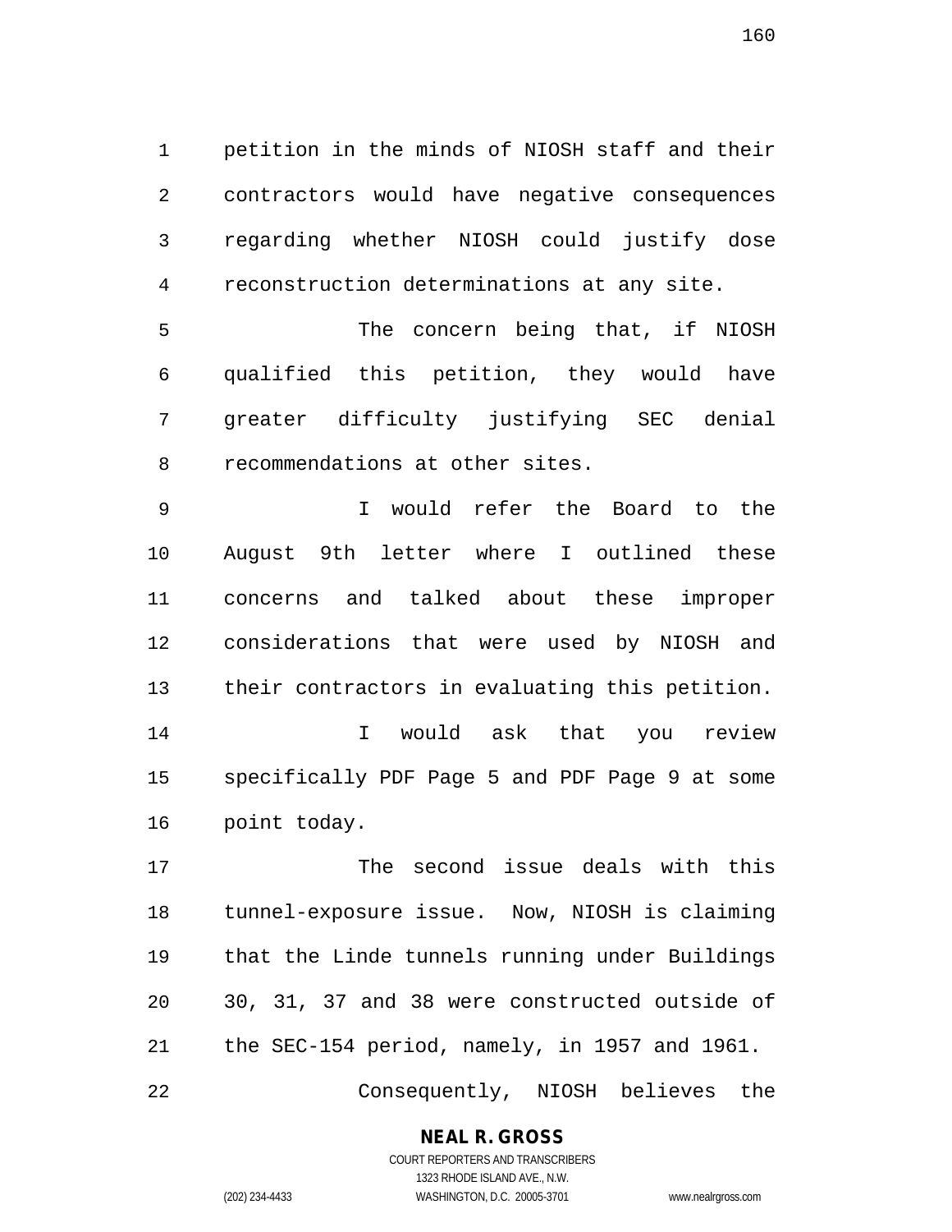petition in the minds of NIOSH staff and their contractors would have negative consequences regarding whether NIOSH could justify dose reconstruction determinations at any site.

The concern being that, if NIOSH qualified this petition, they would have greater difficulty justifying SEC denial recommendations at other sites.

I would refer the Board to the August 9th letter where I outlined these concerns and talked about these improper considerations that were used by NIOSH and their contractors in evaluating this petition.

I would ask that you review specifically PDF Page 5 and PDF Page 9 at some point today.

The second issue deals with this tunnel-exposure issue. Now, NIOSH is claiming that the Linde tunnels running under Buildings 30, 31, 37 and 38 were constructed outside of the SEC-154 period, namely, in 1957 and 1961.

Consequently, NIOSH believes the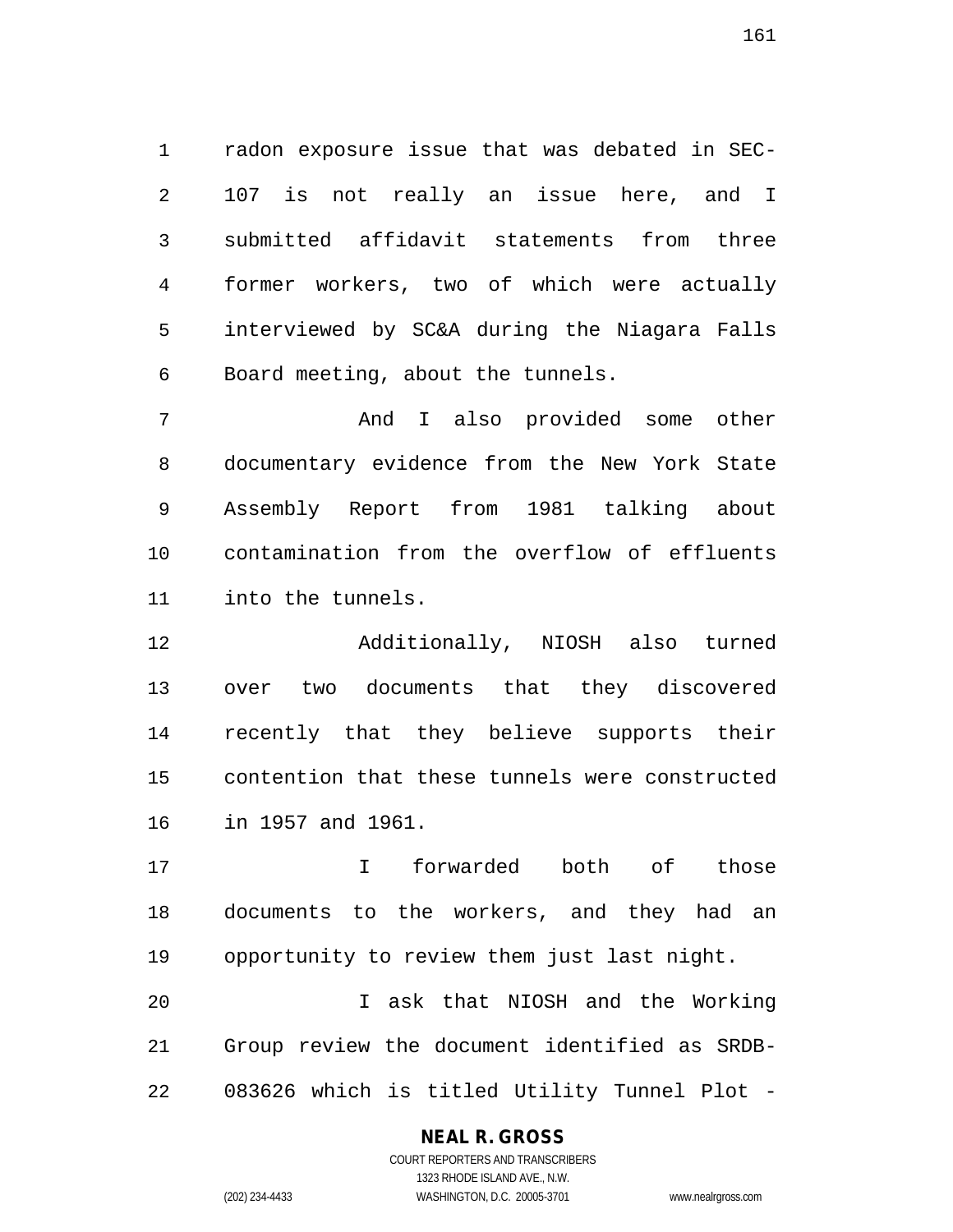radon exposure issue that was debated in SEC-107 is not really an issue here, and I submitted affidavit statements from three former workers, two of which were actually interviewed by SC&A during the Niagara Falls Board meeting, about the tunnels.

And I also provided some other documentary evidence from the New York State Assembly Report from 1981 talking about contamination from the overflow of effluents into the tunnels.

Additionally, NIOSH also turned over two documents that they discovered recently that they believe supports their contention that these tunnels were constructed in 1957 and 1961.

I forwarded both of those documents to the workers, and they had an opportunity to review them just last night.

I ask that NIOSH and the Working Group review the document identified as SRDB-083626 which is titled Utility Tunnel Plot -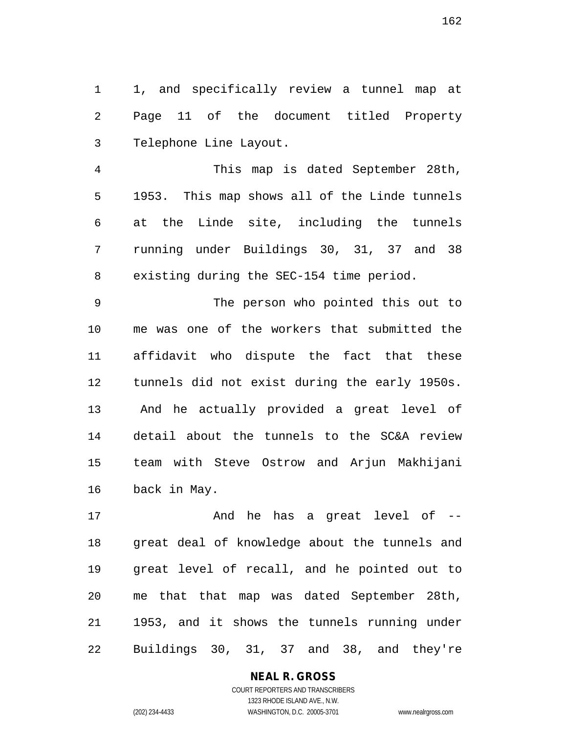1, and specifically review a tunnel map at Page 11 of the document titled Property Telephone Line Layout.

This map is dated September 28th, 1953. This map shows all of the Linde tunnels at the Linde site, including the tunnels running under Buildings 30, 31, 37 and 38 existing during the SEC-154 time period.

The person who pointed this out to me was one of the workers that submitted the affidavit who dispute the fact that these tunnels did not exist during the early 1950s. And he actually provided a great level of detail about the tunnels to the SC&A review team with Steve Ostrow and Arjun Makhijani back in May.

And he has a great level of -- great deal of knowledge about the tunnels and great level of recall, and he pointed out to me that that map was dated September 28th, 1953, and it shows the tunnels running under Buildings 30, 31, 37 and 38, and they're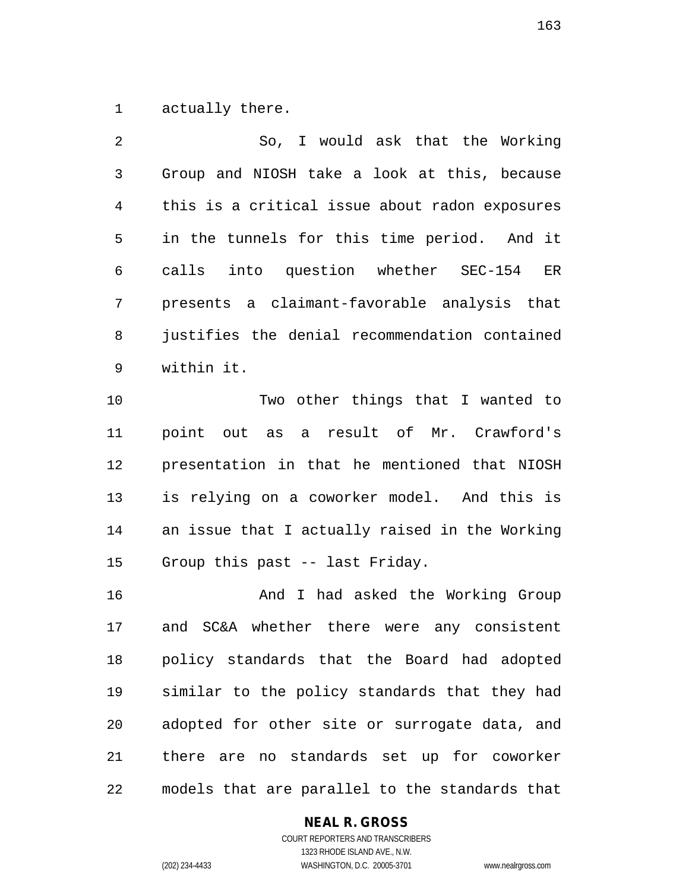actually there.

So, I would ask that the Working Group and NIOSH take a look at this, because this is a critical issue about radon exposures in the tunnels for this time period. And it calls into question whether SEC-154 ER presents a claimant-favorable analysis that justifies the denial recommendation contained within it.

Two other things that I wanted to point out as a result of Mr. Crawford's presentation in that he mentioned that NIOSH is relying on a coworker model. And this is an issue that I actually raised in the Working Group this past -- last Friday.

And I had asked the Working Group and SC&A whether there were any consistent policy standards that the Board had adopted similar to the policy standards that they had adopted for other site or surrogate data, and there are no standards set up for coworker models that are parallel to the standards that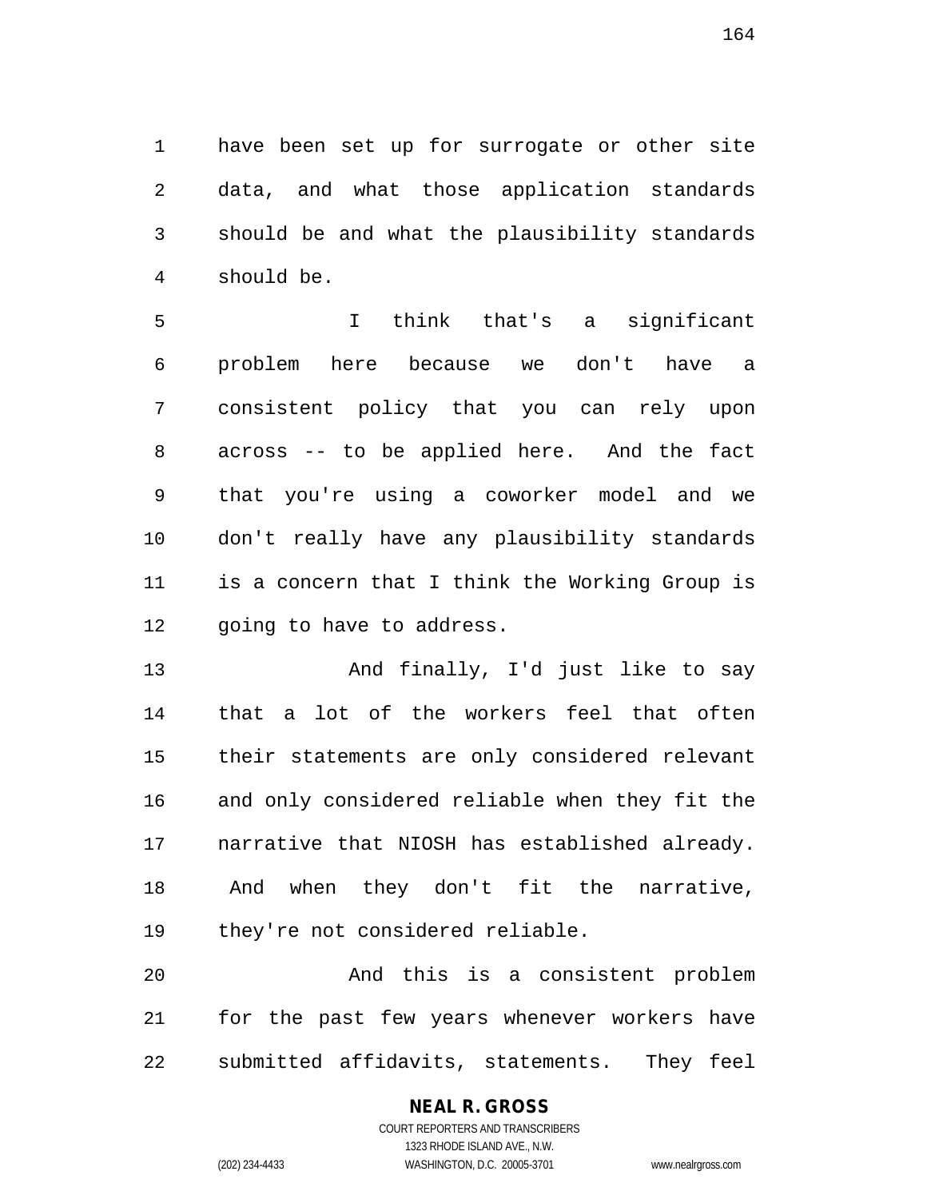have been set up for surrogate or other site data, and what those application standards should be and what the plausibility standards should be.

I think that's a significant problem here because we don't have a consistent policy that you can rely upon across -- to be applied here. And the fact that you're using a coworker model and we don't really have any plausibility standards is a concern that I think the Working Group is going to have to address.

And finally, I'd just like to say that a lot of the workers feel that often their statements are only considered relevant and only considered reliable when they fit the narrative that NIOSH has established already. And when they don't fit the narrative, they're not considered reliable.

And this is a consistent problem for the past few years whenever workers have submitted affidavits, statements. They feel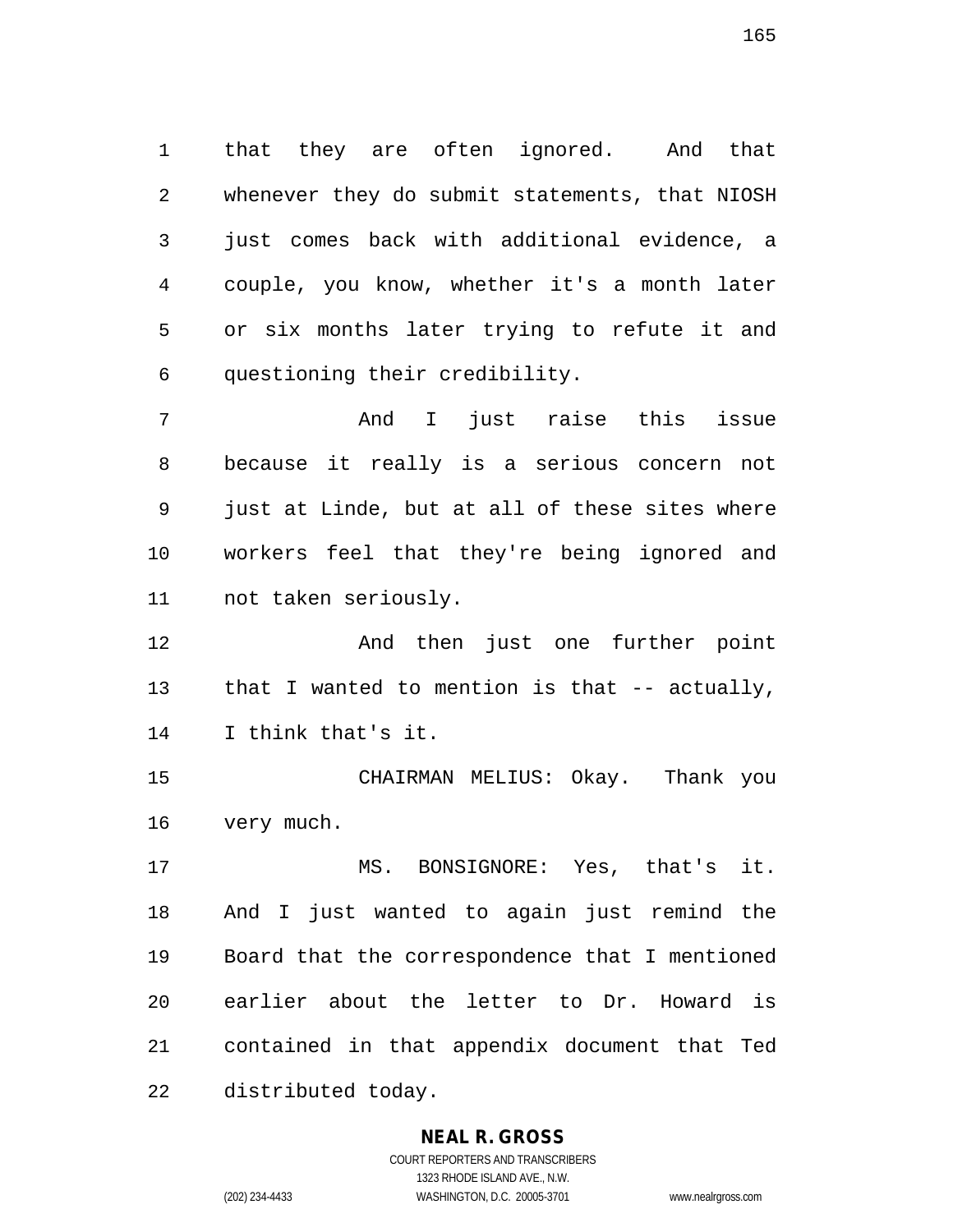that they are often ignored. And that whenever they do submit statements, that NIOSH just comes back with additional evidence, a couple, you know, whether it's a month later or six months later trying to refute it and questioning their credibility.

And I just raise this issue because it really is a serious concern not just at Linde, but at all of these sites where workers feel that they're being ignored and not taken seriously.

And then just one further point that I wanted to mention is that -- actually, I think that's it.

CHAIRMAN MELIUS: Okay. Thank you very much.

MS. BONSIGNORE: Yes, that's it. And I just wanted to again just remind the Board that the correspondence that I mentioned earlier about the letter to Dr. Howard is contained in that appendix document that Ted distributed today.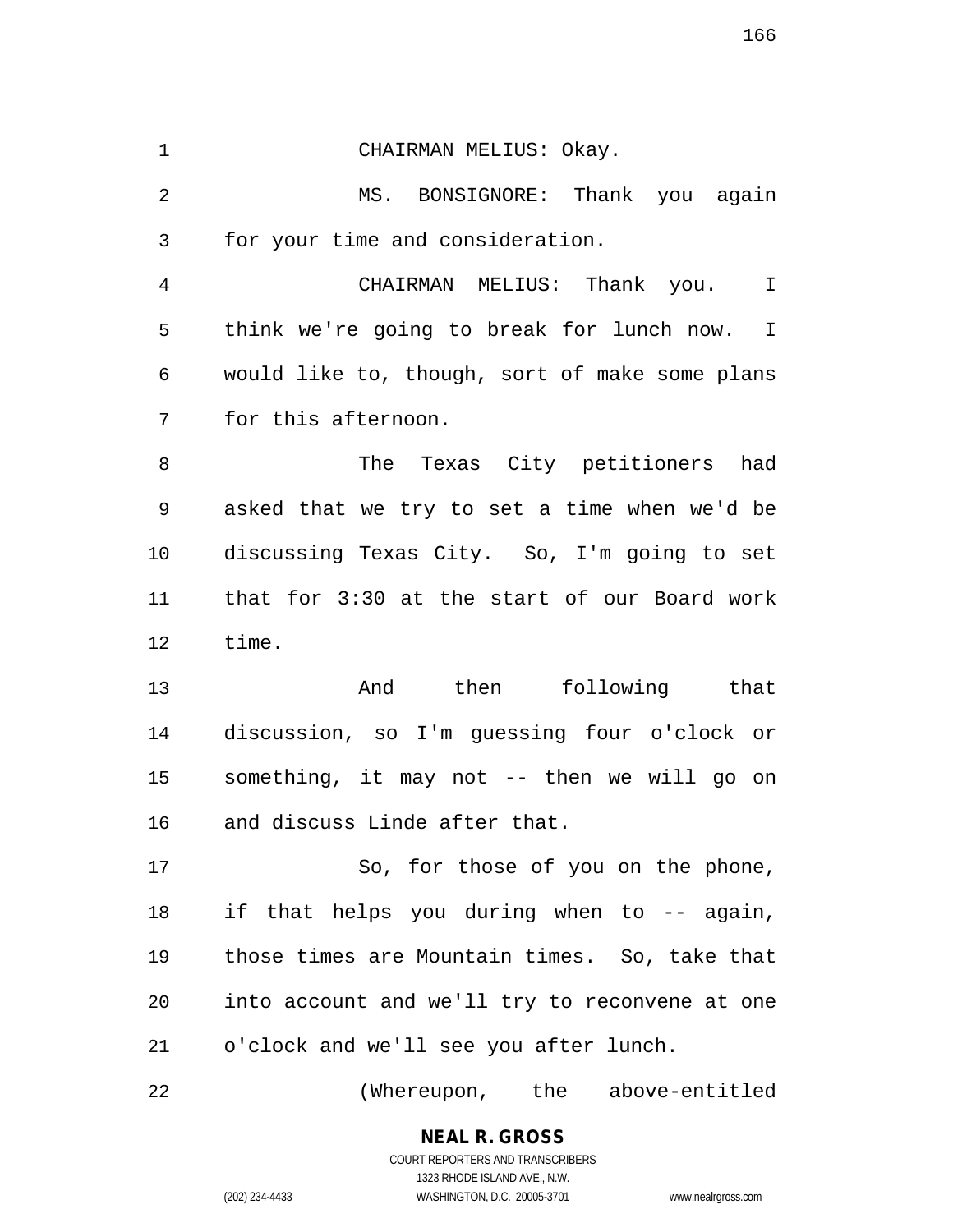CHAIRMAN MELIUS: Okay.

MS. BONSIGNORE: Thank you again for your time and consideration.

CHAIRMAN MELIUS: Thank you. I think we're going to break for lunch now. I would like to, though, sort of make some plans for this afternoon.

The Texas City petitioners had asked that we try to set a time when we'd be discussing Texas City. So, I'm going to set that for 3:30 at the start of our Board work time.

And then following that discussion, so I'm guessing four o'clock or something, it may not -- then we will go on and discuss Linde after that.

So, for those of you on the phone, if that helps you during when to -- again, those times are Mountain times. So, take that into account and we'll try to reconvene at one o'clock and we'll see you after lunch.

(Whereupon, the above-entitled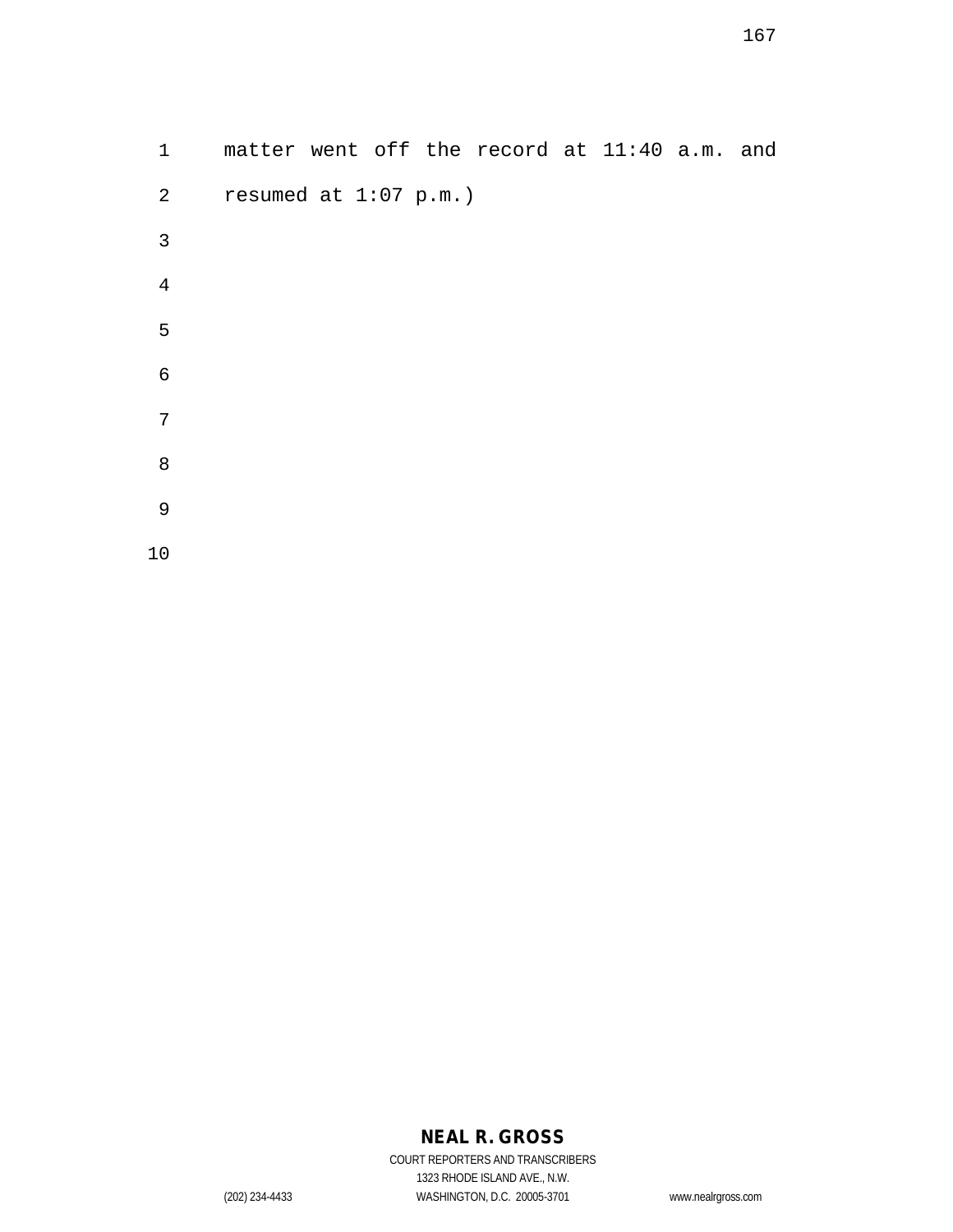matter went off the record at 11:40 a.m. and resumed at 1:07 p.m.)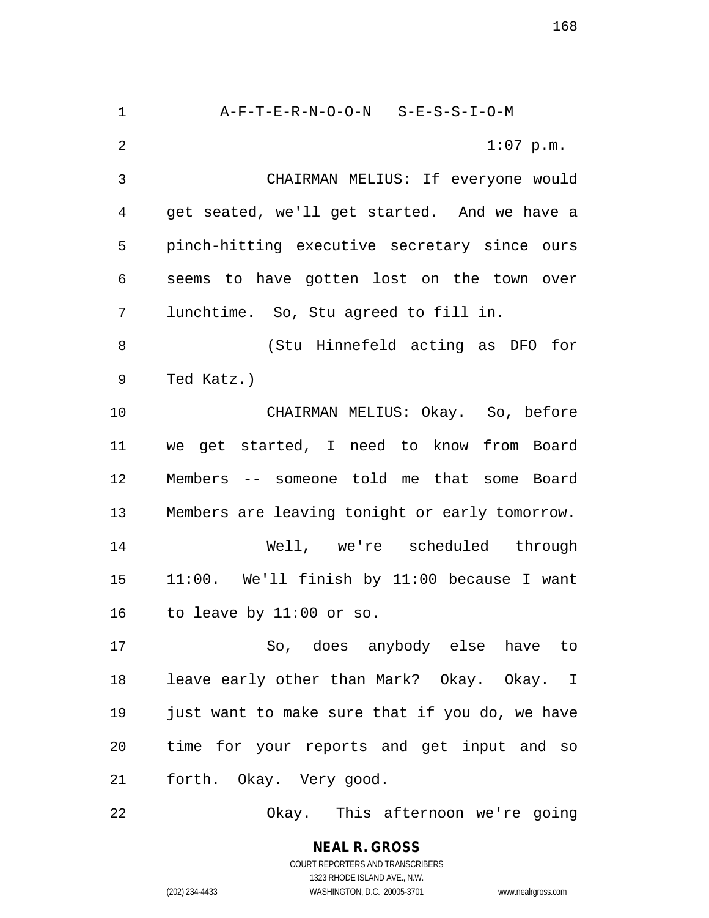A-F-T-E-R-N-O-O-N S-E-S-S-I-O-M

1:07 p.m.

CHAIRMAN MELIUS: If everyone would get seated, we'll get started. And we have a pinch-hitting executive secretary since ours seems to have gotten lost on the town over lunchtime. So, Stu agreed to fill in.

(Stu Hinnefeld acting as DFO for Ted Katz.)

CHAIRMAN MELIUS: Okay. So, before we get started, I need to know from Board Members -- someone told me that some Board Members are leaving tonight or early tomorrow.

Well, we're scheduled through 11:00. We'll finish by 11:00 because I want to leave by 11:00 or so.

So, does anybody else have to leave early other than Mark? Okay. Okay. I just want to make sure that if you do, we have time for your reports and get input and so forth. Okay. Very good.

Okay. This afternoon we're going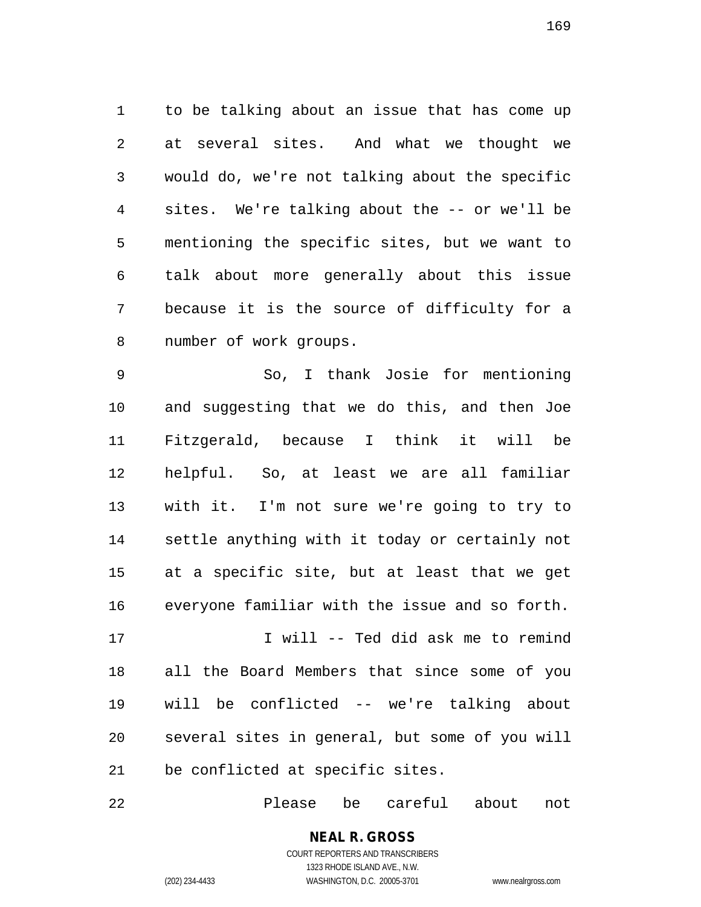to be talking about an issue that has come up at several sites. And what we thought we would do, we're not talking about the specific sites. We're talking about the -- or we'll be mentioning the specific sites, but we want to talk about more generally about this issue because it is the source of difficulty for a number of work groups.

So, I thank Josie for mentioning and suggesting that we do this, and then Joe Fitzgerald, because I think it will be helpful. So, at least we are all familiar with it. I'm not sure we're going to try to settle anything with it today or certainly not at a specific site, but at least that we get everyone familiar with the issue and so forth.

I will -- Ted did ask me to remind all the Board Members that since some of you will be conflicted -- we're talking about several sites in general, but some of you will be conflicted at specific sites.

Please be careful about not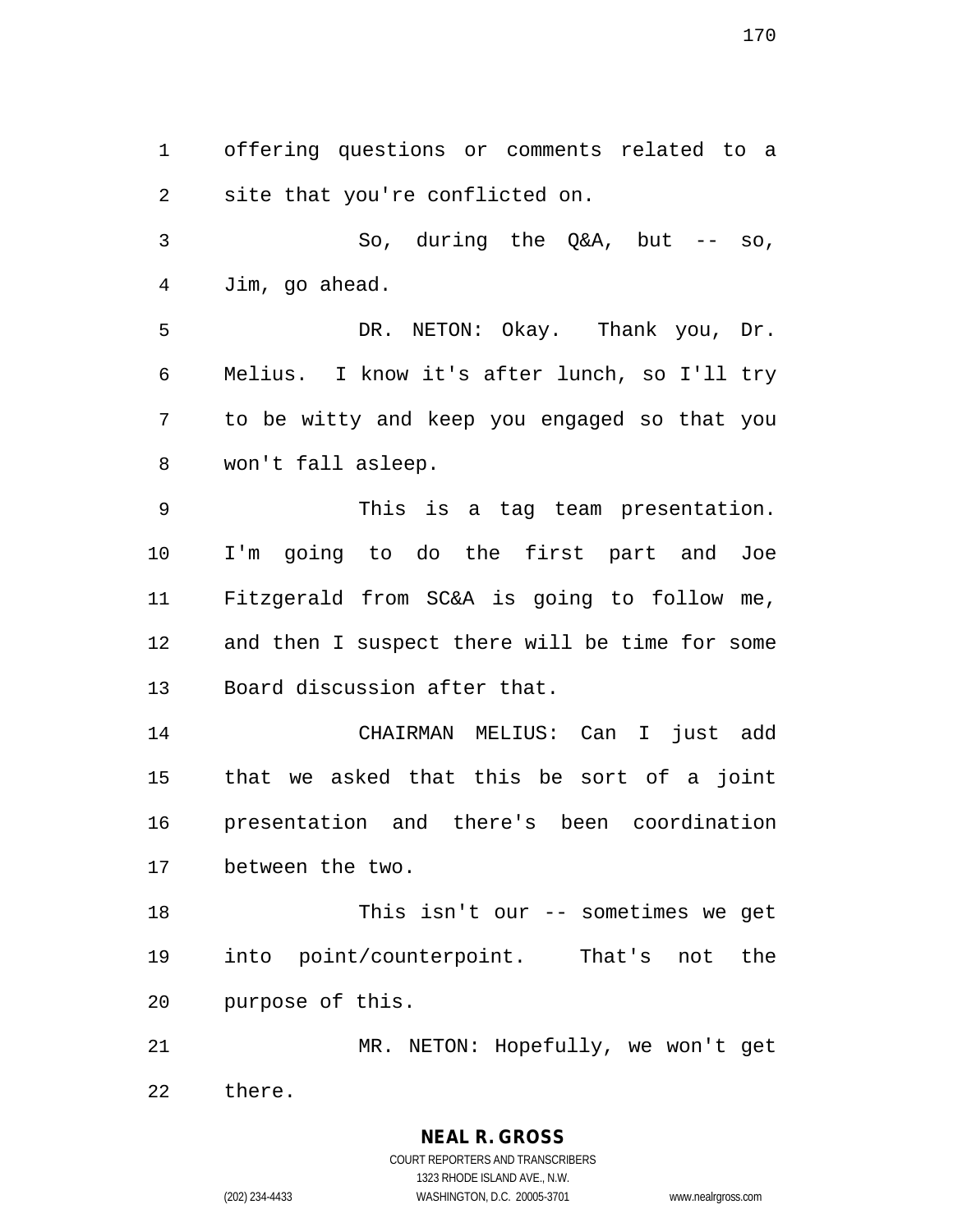offering questions or comments related to a site that you're conflicted on.

So, during the Q&A, but -- so, Jim, go ahead.

DR. NETON: Okay. Thank you, Dr. Melius. I know it's after lunch, so I'll try to be witty and keep you engaged so that you won't fall asleep.

This is a tag team presentation. I'm going to do the first part and Joe Fitzgerald from SC&A is going to follow me, and then I suspect there will be time for some Board discussion after that.

CHAIRMAN MELIUS: Can I just add that we asked that this be sort of a joint presentation and there's been coordination between the two.

This isn't our -- sometimes we get into point/counterpoint. That's not the purpose of this.

MR. NETON: Hopefully, we won't get there.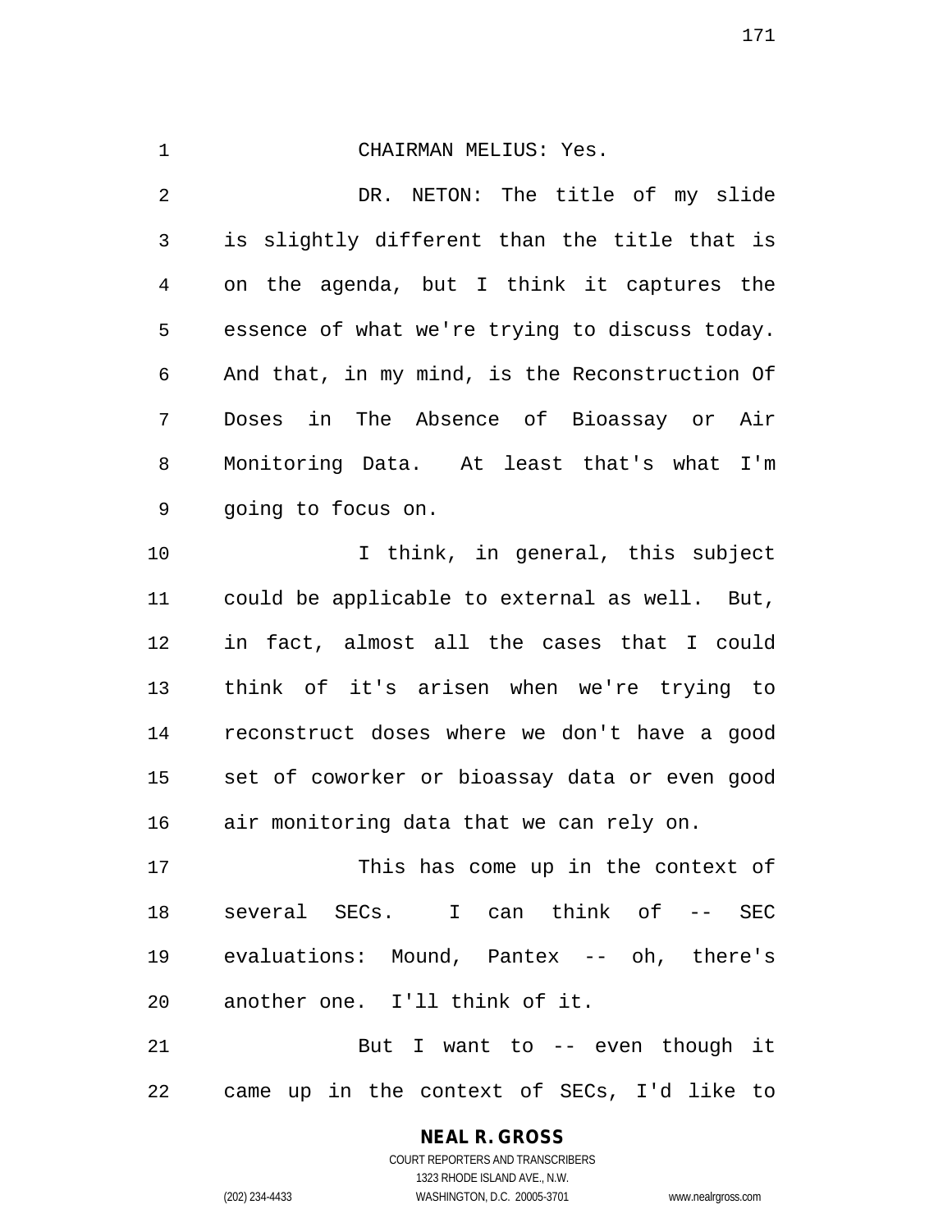CHAIRMAN MELIUS: Yes.

DR. NETON: The title of my slide is slightly different than the title that is on the agenda, but I think it captures the essence of what we're trying to discuss today. And that, in my mind, is the Reconstruction Of Doses in The Absence of Bioassay or Air Monitoring Data. At least that's what I'm going to focus on.

I think, in general, this subject could be applicable to external as well. But, in fact, almost all the cases that I could think of it's arisen when we're trying to reconstruct doses where we don't have a good set of coworker or bioassay data or even good air monitoring data that we can rely on.

This has come up in the context of several SECs. I can think of -- SEC evaluations: Mound, Pantex -- oh, there's another one. I'll think of it.

But I want to -- even though it came up in the context of SECs, I'd like to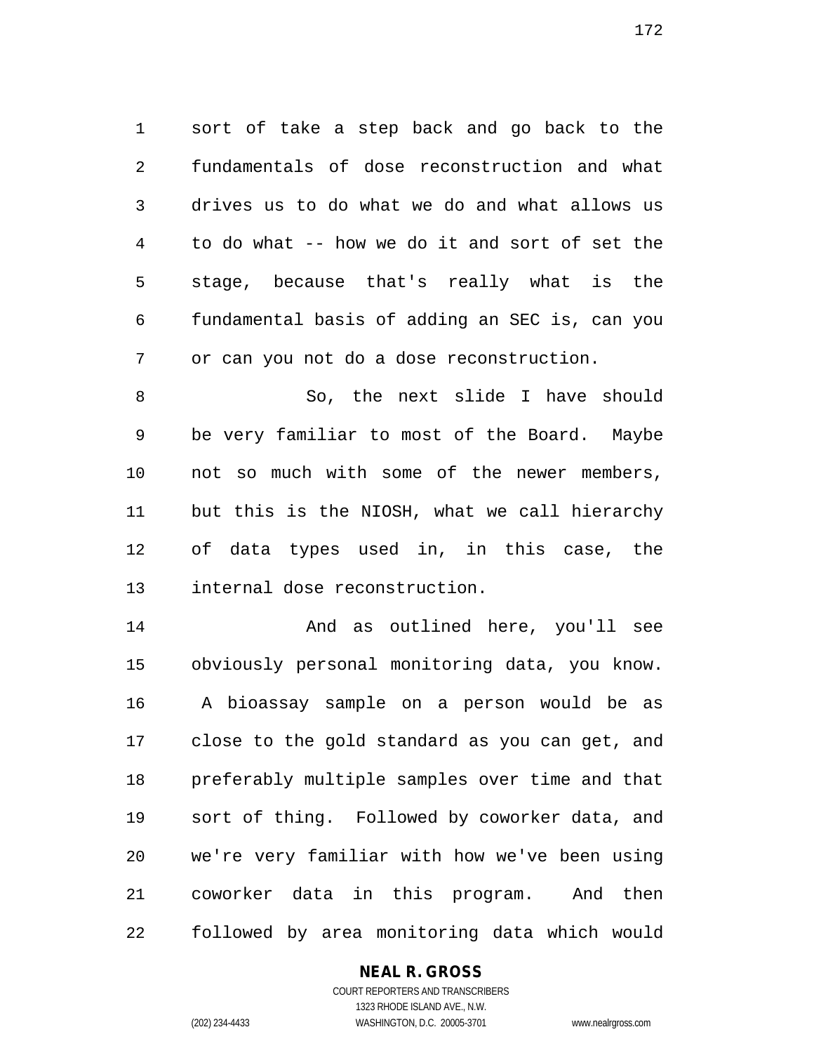sort of take a step back and go back to the fundamentals of dose reconstruction and what drives us to do what we do and what allows us to do what -- how we do it and sort of set the stage, because that's really what is the fundamental basis of adding an SEC is, can you or can you not do a dose reconstruction.

So, the next slide I have should be very familiar to most of the Board. Maybe not so much with some of the newer members, but this is the NIOSH, what we call hierarchy of data types used in, in this case, the internal dose reconstruction.

And as outlined here, you'll see obviously personal monitoring data, you know. A bioassay sample on a person would be as close to the gold standard as you can get, and preferably multiple samples over time and that sort of thing. Followed by coworker data, and we're very familiar with how we've been using coworker data in this program. And then followed by area monitoring data which would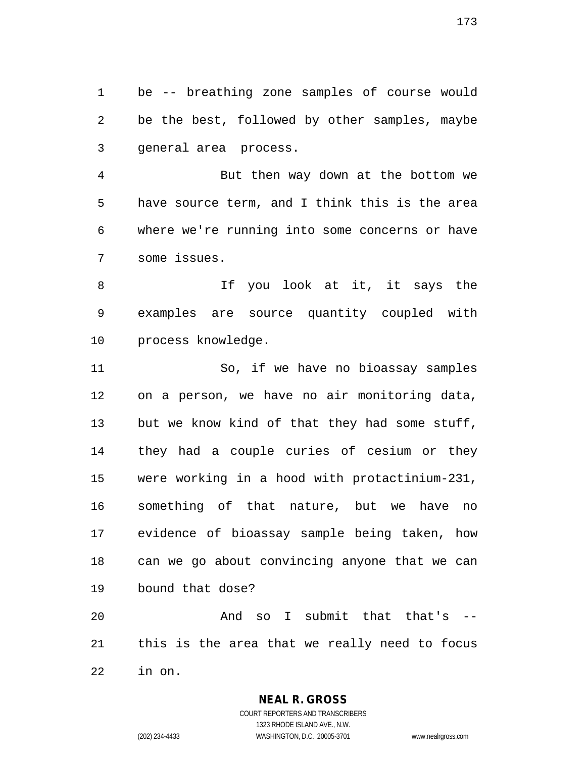be -- breathing zone samples of course would be the best, followed by other samples, maybe general area process.

But then way down at the bottom we have source term, and I think this is the area where we're running into some concerns or have some issues.

If you look at it, it says the examples are source quantity coupled with process knowledge.

So, if we have no bioassay samples on a person, we have no air monitoring data, but we know kind of that they had some stuff, they had a couple curies of cesium or they were working in a hood with protactinium-231, something of that nature, but we have no evidence of bioassay sample being taken, how can we go about convincing anyone that we can bound that dose?

And so I submit that that's -- this is the area that we really need to focus in on.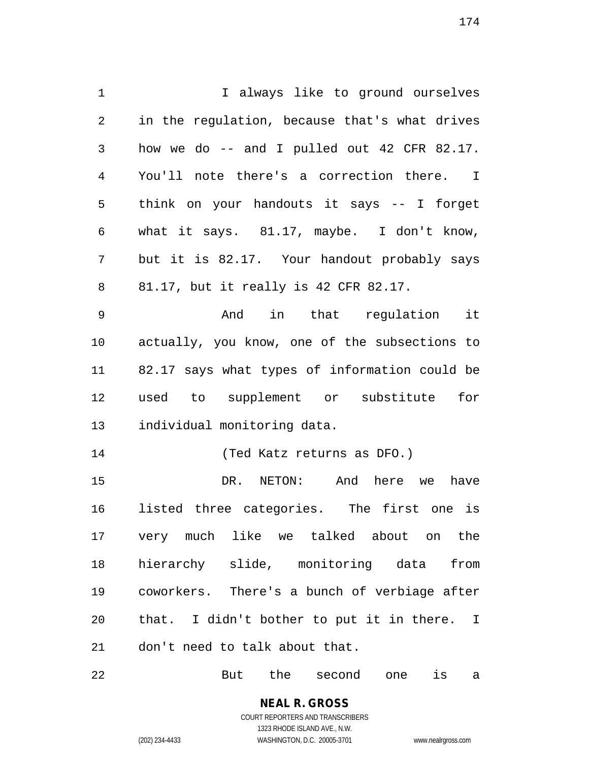I always like to ground ourselves in the regulation, because that's what drives how we do -- and I pulled out 42 CFR 82.17. You'll note there's a correction there. I think on your handouts it says -- I forget what it says. 81.17, maybe. I don't know, but it is 82.17. Your handout probably says 81.17, but it really is 42 CFR 82.17.

And in that regulation it actually, you know, one of the subsections to 82.17 says what types of information could be used to supplement or substitute for individual monitoring data.

(Ted Katz returns as DFO.)

DR. NETON: And here we have listed three categories. The first one is very much like we talked about on the hierarchy slide, monitoring data from coworkers. There's a bunch of verbiage after that. I didn't bother to put it in there. I don't need to talk about that.

But the second one is a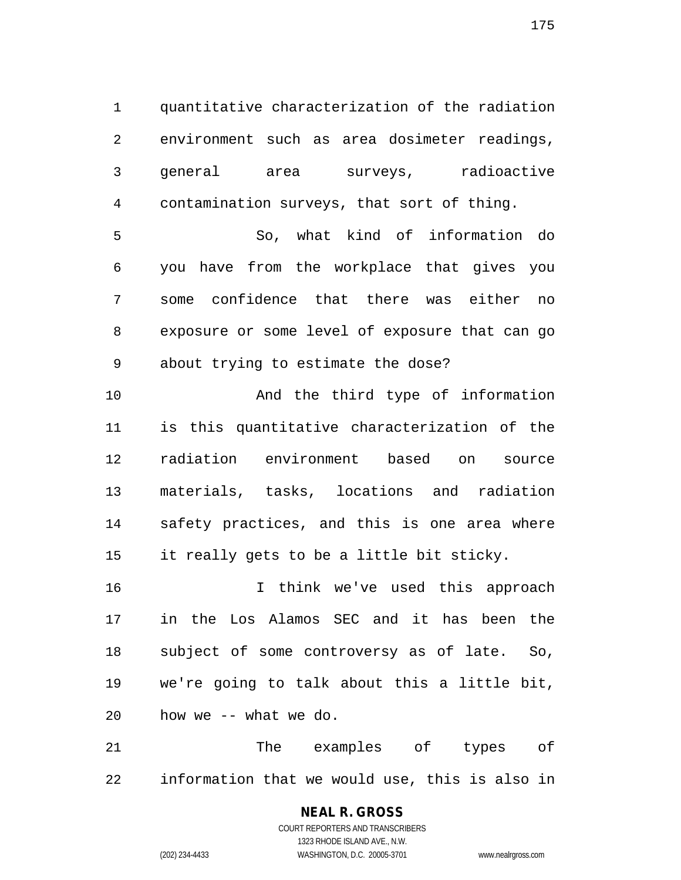quantitative characterization of the radiation environment such as area dosimeter readings, general area surveys, radioactive contamination surveys, that sort of thing.

So, what kind of information do you have from the workplace that gives you some confidence that there was either no exposure or some level of exposure that can go about trying to estimate the dose?

And the third type of information is this quantitative characterization of the radiation environment based on source materials, tasks, locations and radiation safety practices, and this is one area where it really gets to be a little bit sticky.

I think we've used this approach in the Los Alamos SEC and it has been the subject of some controversy as of late. So, we're going to talk about this a little bit, how we -- what we do.

The examples of types of information that we would use, this is also in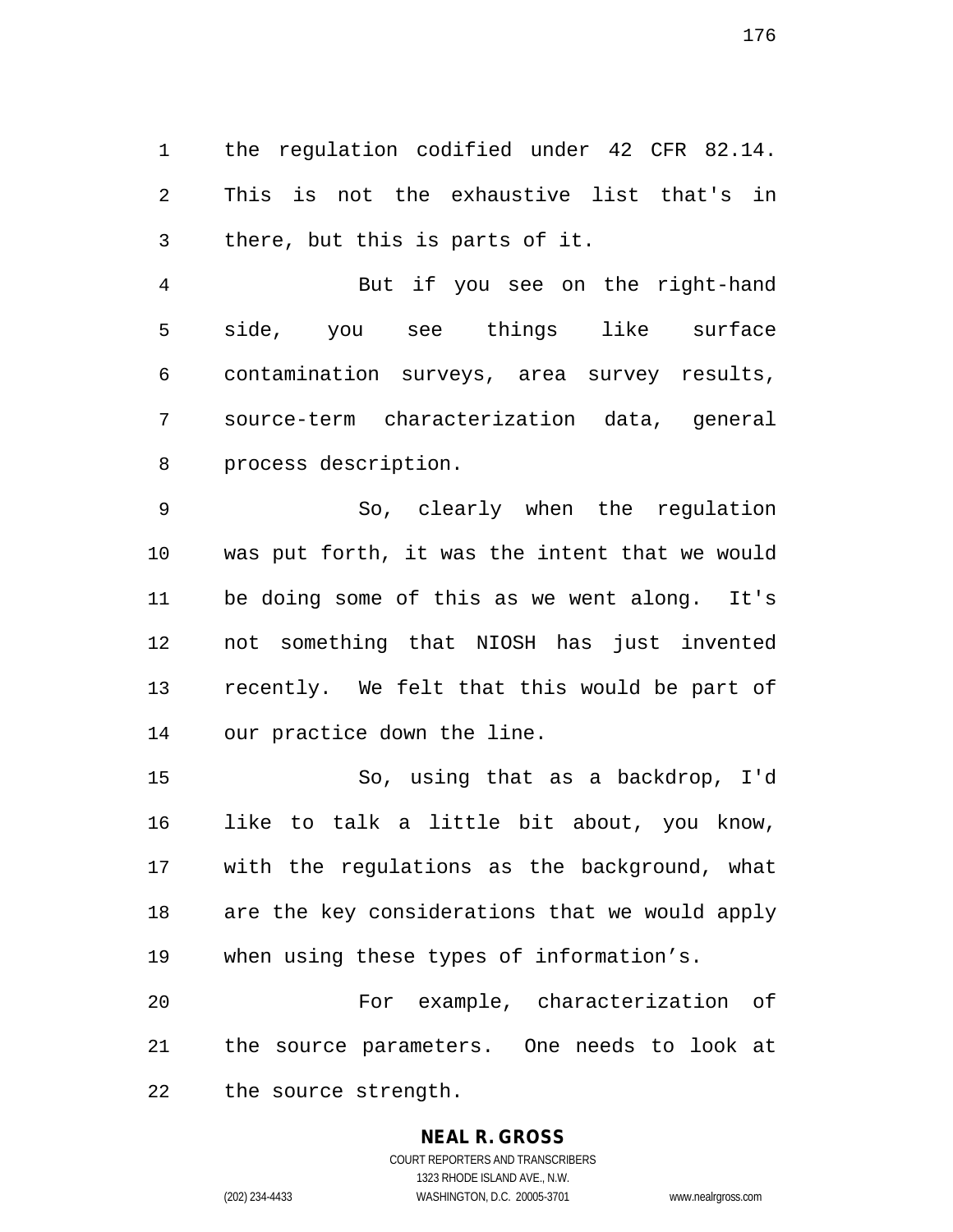the regulation codified under 42 CFR 82.14. This is not the exhaustive list that's in there, but this is parts of it.

But if you see on the right-hand side, you see things like surface contamination surveys, area survey results, source-term characterization data, general process description.

So, clearly when the regulation was put forth, it was the intent that we would be doing some of this as we went along. It's not something that NIOSH has just invented recently. We felt that this would be part of our practice down the line.

So, using that as a backdrop, I'd like to talk a little bit about, you know, with the regulations as the background, what are the key considerations that we would apply when using these types of information's.

For example, characterization of the source parameters. One needs to look at the source strength.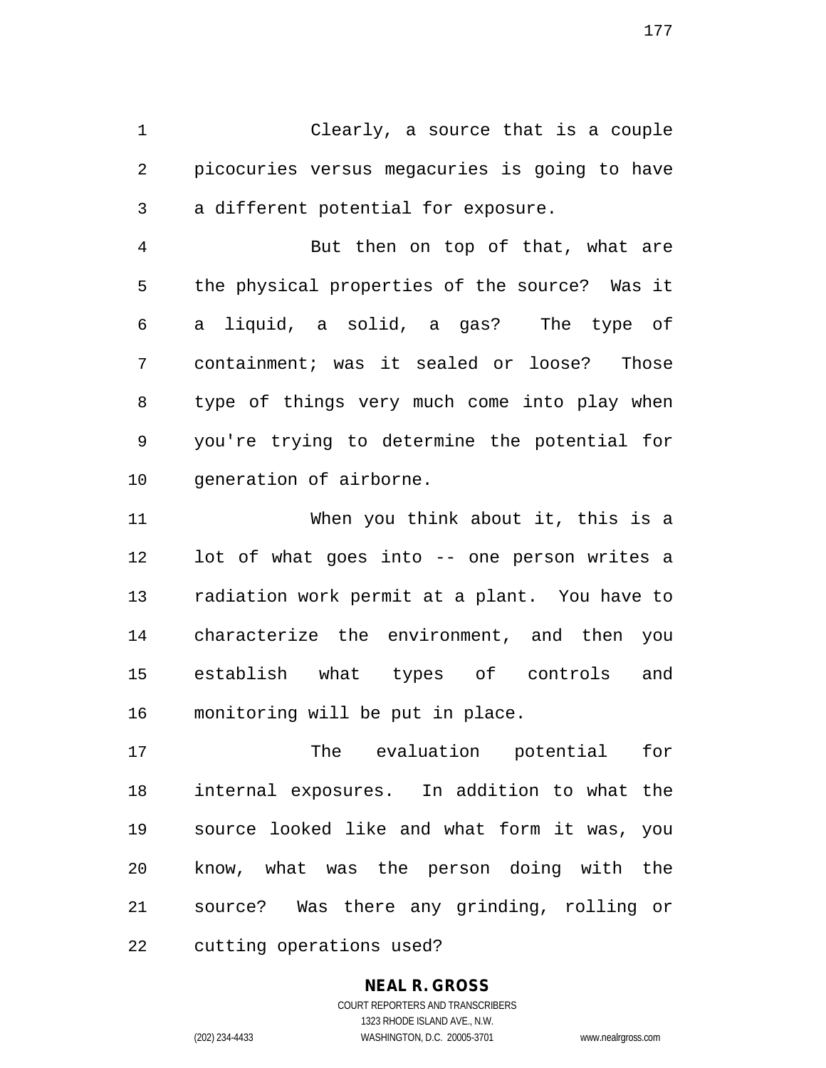Clearly, a source that is a couple picocuries versus megacuries is going to have a different potential for exposure.

But then on top of that, what are the physical properties of the source? Was it a liquid, a solid, a gas? The type of containment; was it sealed or loose? Those type of things very much come into play when you're trying to determine the potential for generation of airborne.

When you think about it, this is a lot of what goes into -- one person writes a radiation work permit at a plant. You have to characterize the environment, and then you establish what types of controls and monitoring will be put in place.

The evaluation potential for internal exposures. In addition to what the source looked like and what form it was, you know, what was the person doing with the source? Was there any grinding, rolling or cutting operations used?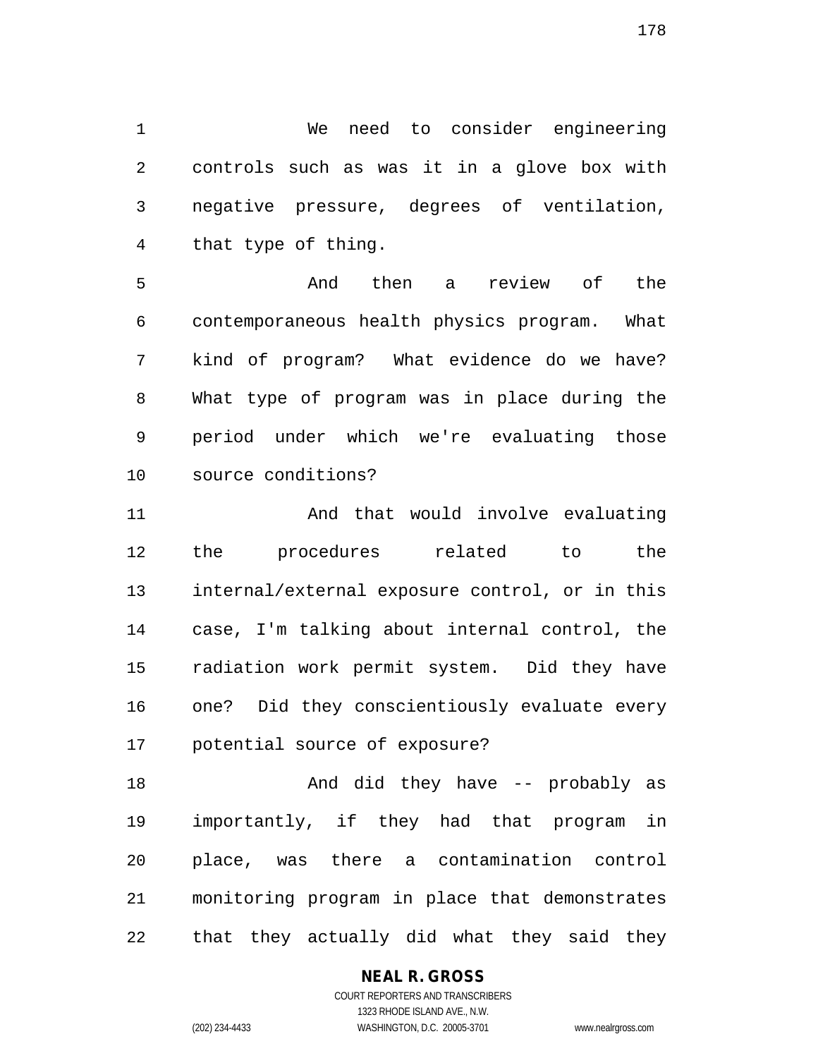We need to consider engineering controls such as was it in a glove box with negative pressure, degrees of ventilation, that type of thing.

And then a review of the contemporaneous health physics program. What kind of program? What evidence do we have? What type of program was in place during the period under which we're evaluating those source conditions?

And that would involve evaluating the procedures related to the internal/external exposure control, or in this case, I'm talking about internal control, the radiation work permit system. Did they have one? Did they conscientiously evaluate every potential source of exposure?

And did they have -- probably as importantly, if they had that program in place, was there a contamination control monitoring program in place that demonstrates that they actually did what they said they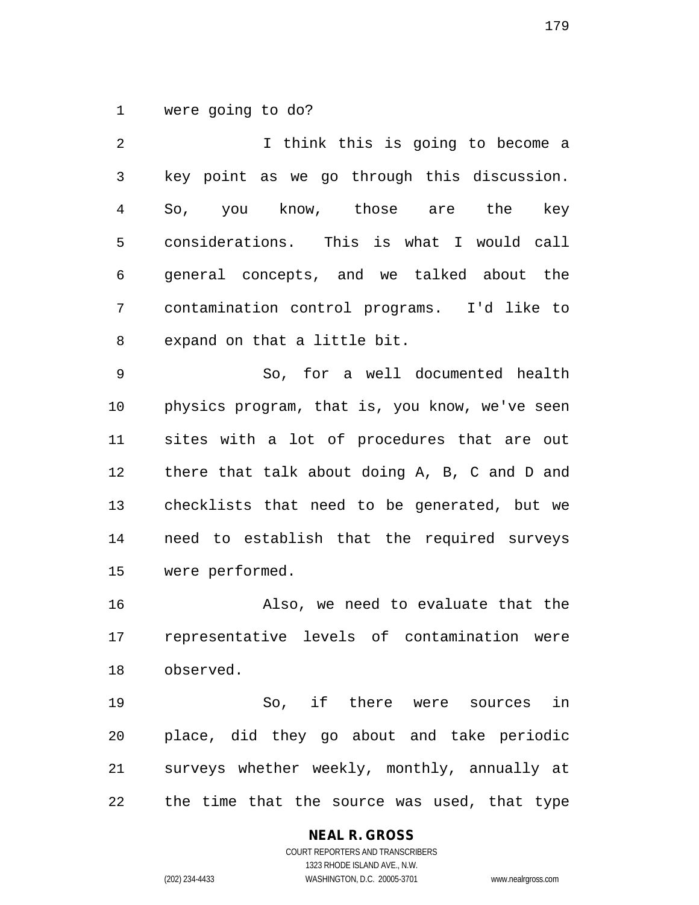were going to do?

I think this is going to become a key point as we go through this discussion. So, you know, those are the key considerations. This is what I would call general concepts, and we talked about the contamination control programs. I'd like to expand on that a little bit.

So, for a well documented health physics program, that is, you know, we've seen sites with a lot of procedures that are out there that talk about doing A, B, C and D and checklists that need to be generated, but we need to establish that the required surveys were performed.

Also, we need to evaluate that the representative levels of contamination were observed.

So, if there were sources in place, did they go about and take periodic surveys whether weekly, monthly, annually at the time that the source was used, that type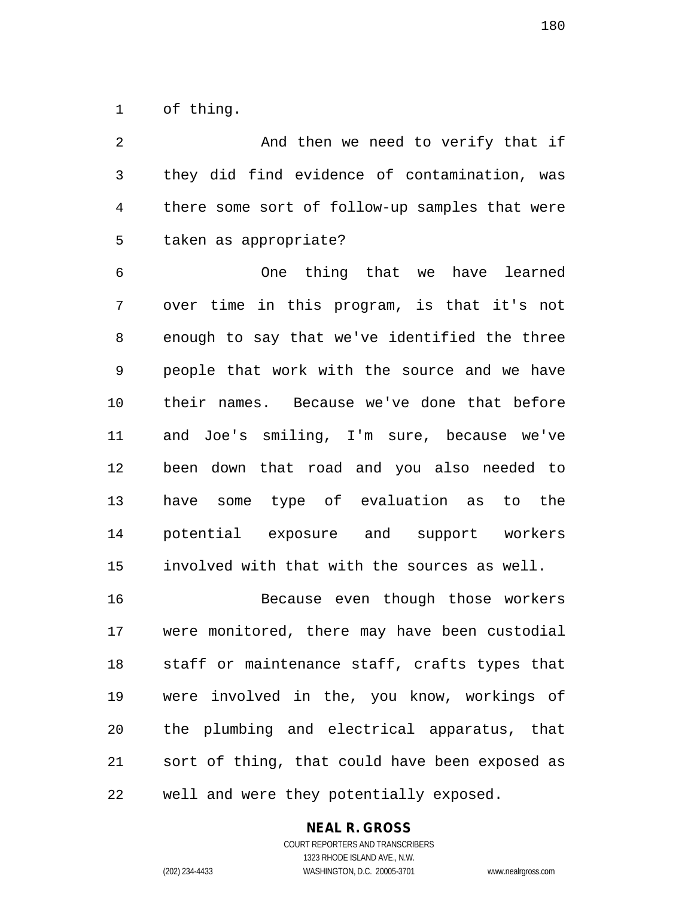of thing.

And then we need to verify that if they did find evidence of contamination, was there some sort of follow-up samples that were taken as appropriate?

One thing that we have learned over time in this program, is that it's not enough to say that we've identified the three people that work with the source and we have their names. Because we've done that before and Joe's smiling, I'm sure, because we've been down that road and you also needed to have some type of evaluation as to the potential exposure and support workers involved with that with the sources as well.

Because even though those workers were monitored, there may have been custodial staff or maintenance staff, crafts types that were involved in the, you know, workings of the plumbing and electrical apparatus, that sort of thing, that could have been exposed as well and were they potentially exposed.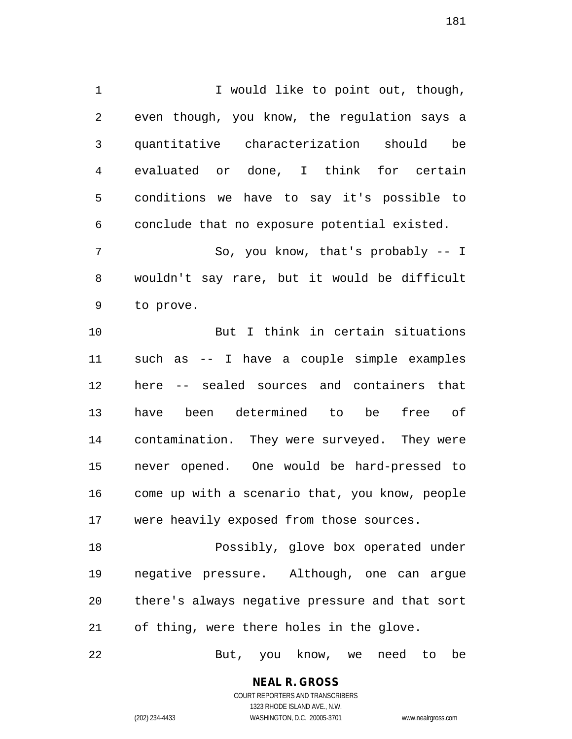I would like to point out, though, even though, you know, the regulation says a quantitative characterization should be evaluated or done, I think for certain conditions we have to say it's possible to conclude that no exposure potential existed.

So, you know, that's probably -- I wouldn't say rare, but it would be difficult to prove.

But I think in certain situations such as -- I have a couple simple examples here -- sealed sources and containers that have been determined to be free of contamination. They were surveyed. They were never opened. One would be hard-pressed to come up with a scenario that, you know, people were heavily exposed from those sources.

Possibly, glove box operated under negative pressure. Although, one can argue there's always negative pressure and that sort of thing, were there holes in the glove.

But, you know, we need to be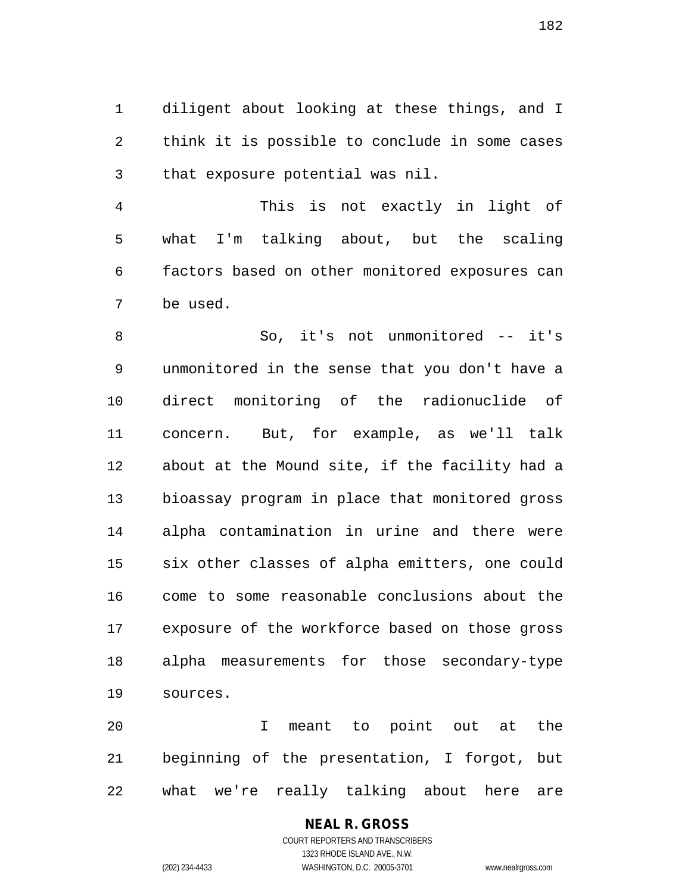diligent about looking at these things, and I think it is possible to conclude in some cases that exposure potential was nil.

This is not exactly in light of what I'm talking about, but the scaling factors based on other monitored exposures can be used.

So, it's not unmonitored -- it's unmonitored in the sense that you don't have a direct monitoring of the radionuclide of concern. But, for example, as we'll talk about at the Mound site, if the facility had a bioassay program in place that monitored gross alpha contamination in urine and there were six other classes of alpha emitters, one could come to some reasonable conclusions about the exposure of the workforce based on those gross alpha measurements for those secondary-type sources.

I meant to point out at the beginning of the presentation, I forgot, but what we're really talking about here are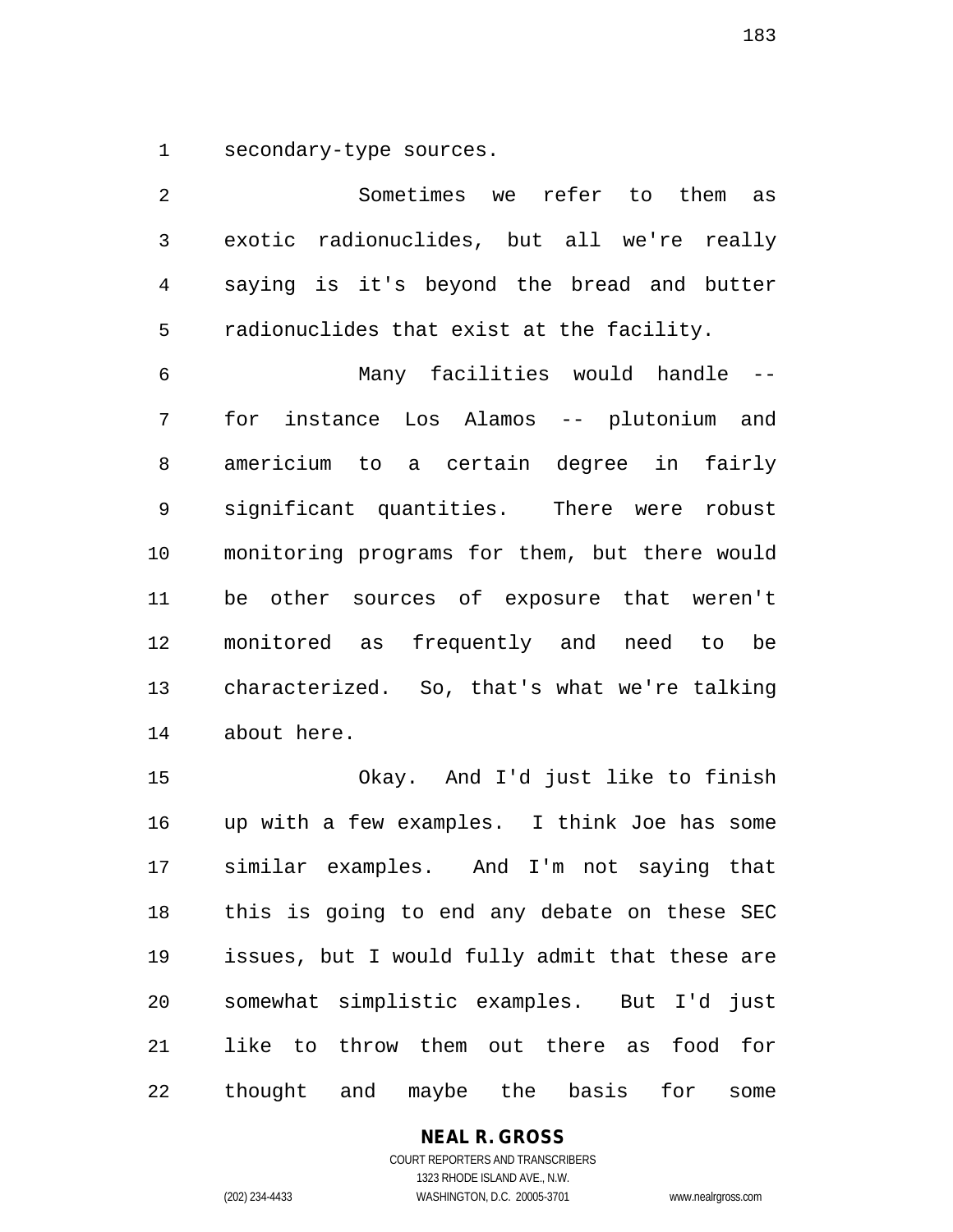secondary-type sources.

Sometimes we refer to them as exotic radionuclides, but all we're really saying is it's beyond the bread and butter radionuclides that exist at the facility.

Many facilities would handle -- for instance Los Alamos -- plutonium and americium to a certain degree in fairly significant quantities. There were robust monitoring programs for them, but there would be other sources of exposure that weren't monitored as frequently and need to be characterized. So, that's what we're talking about here.

Okay. And I'd just like to finish up with a few examples. I think Joe has some similar examples. And I'm not saying that this is going to end any debate on these SEC issues, but I would fully admit that these are somewhat simplistic examples. But I'd just like to throw them out there as food for thought and maybe the basis for some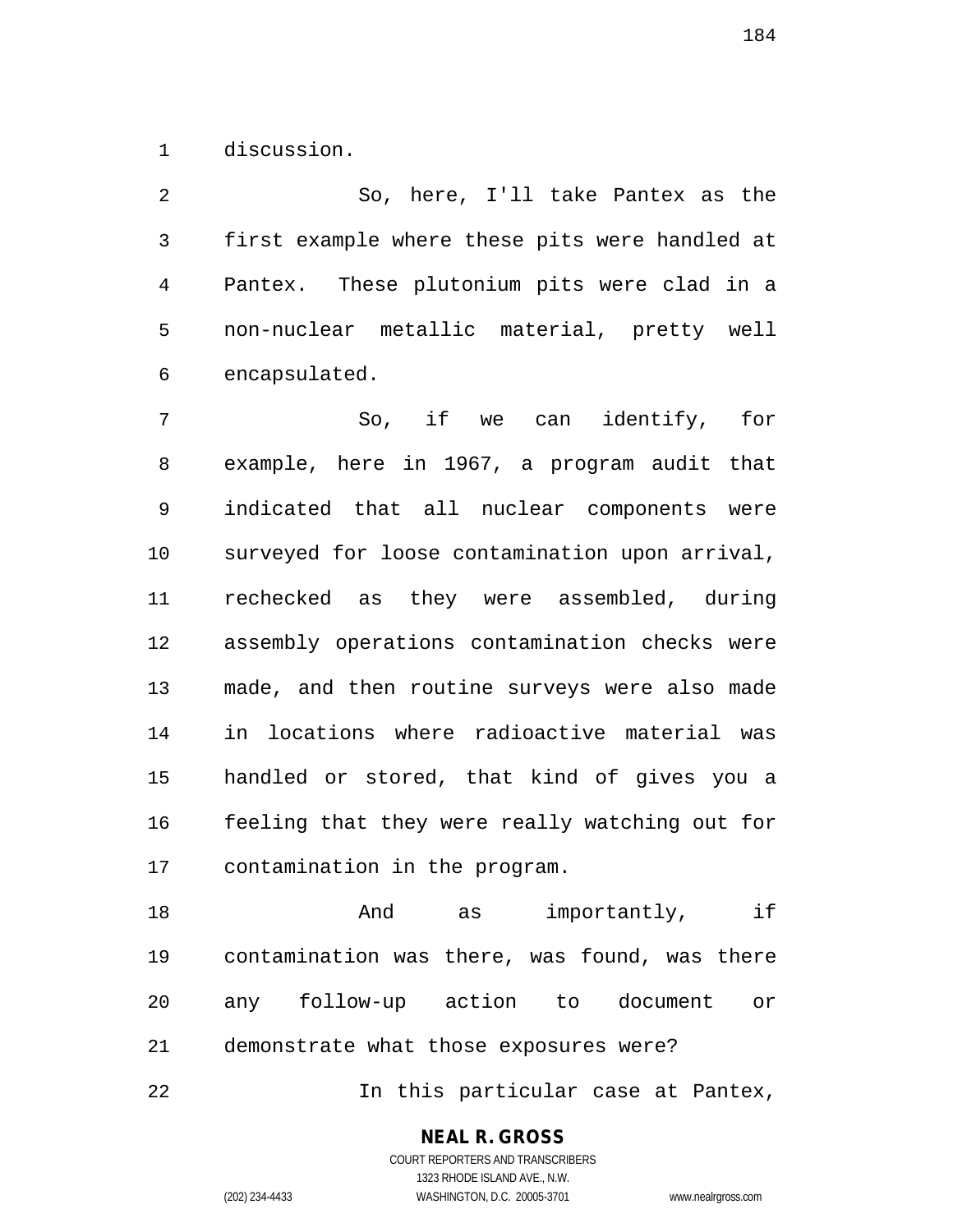discussion.

So, here, I'll take Pantex as the first example where these pits were handled at Pantex. These plutonium pits were clad in a non-nuclear metallic material, pretty well encapsulated.

So, if we can identify, for example, here in 1967, a program audit that indicated that all nuclear components were surveyed for loose contamination upon arrival, rechecked as they were assembled, during assembly operations contamination checks were made, and then routine surveys were also made in locations where radioactive material was handled or stored, that kind of gives you a feeling that they were really watching out for contamination in the program.

And as importantly, if contamination was there, was found, was there any follow-up action to document or demonstrate what those exposures were?

In this particular case at Pantex,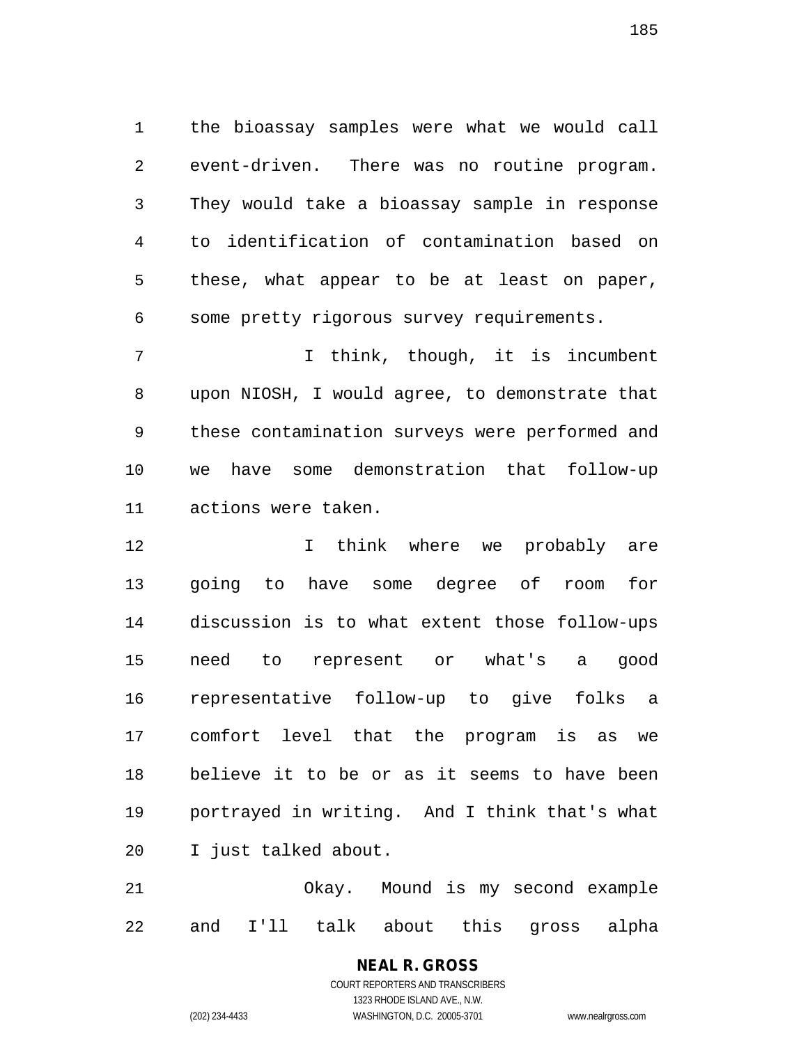the bioassay samples were what we would call event-driven. There was no routine program. They would take a bioassay sample in response to identification of contamination based on these, what appear to be at least on paper, some pretty rigorous survey requirements.

I think, though, it is incumbent upon NIOSH, I would agree, to demonstrate that these contamination surveys were performed and we have some demonstration that follow-up actions were taken.

I think where we probably are going to have some degree of room for discussion is to what extent those follow-ups need to represent or what's a good representative follow-up to give folks a comfort level that the program is as we believe it to be or as it seems to have been portrayed in writing. And I think that's what I just talked about.

Okay. Mound is my second example and I'll talk about this gross alpha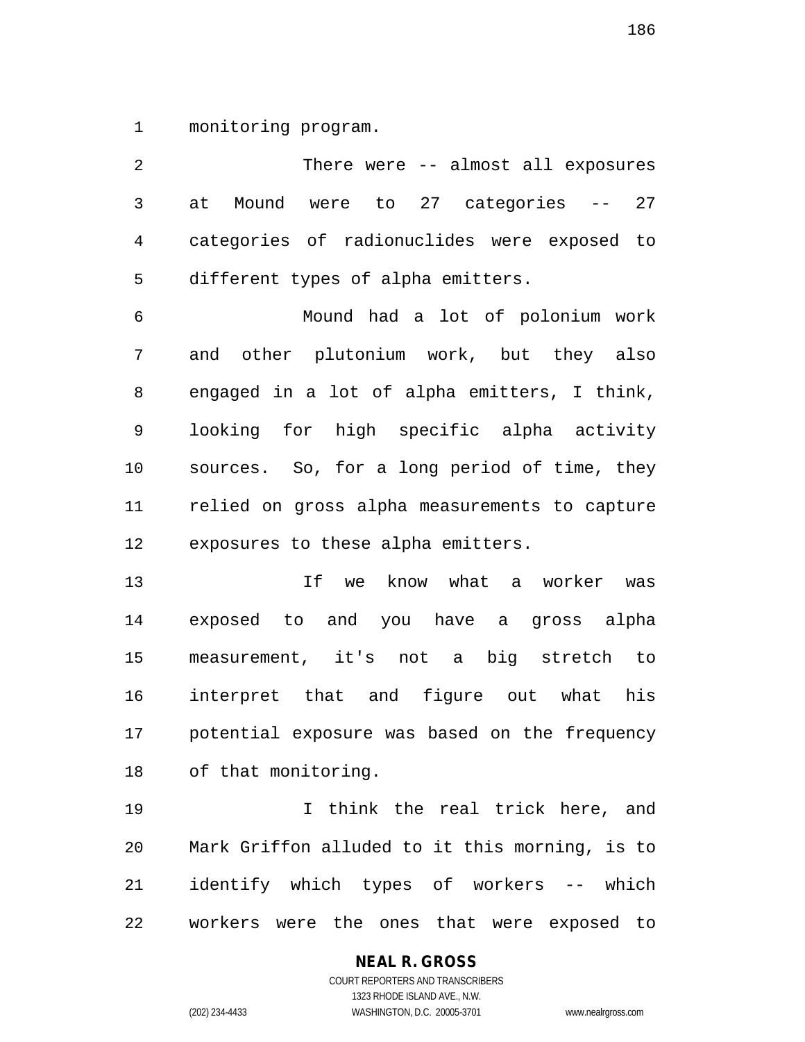monitoring program.

There were -- almost all exposures at Mound were to 27 categories -- 27 categories of radionuclides were exposed to different types of alpha emitters.

Mound had a lot of polonium work and other plutonium work, but they also engaged in a lot of alpha emitters, I think, looking for high specific alpha activity sources. So, for a long period of time, they relied on gross alpha measurements to capture exposures to these alpha emitters.

If we know what a worker was exposed to and you have a gross alpha measurement, it's not a big stretch to interpret that and figure out what his potential exposure was based on the frequency of that monitoring.

I think the real trick here, and Mark Griffon alluded to it this morning, is to identify which types of workers -- which workers were the ones that were exposed to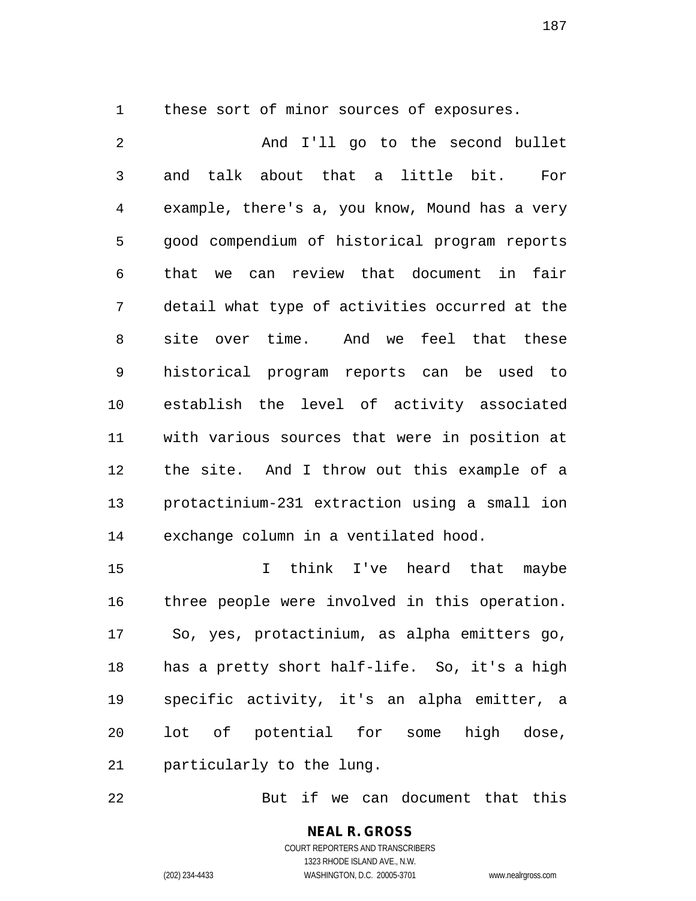these sort of minor sources of exposures.

And I'll go to the second bullet and talk about that a little bit. For example, there's a, you know, Mound has a very good compendium of historical program reports that we can review that document in fair detail what type of activities occurred at the site over time. And we feel that these historical program reports can be used to establish the level of activity associated with various sources that were in position at the site. And I throw out this example of a protactinium-231 extraction using a small ion exchange column in a ventilated hood.

I think I've heard that maybe three people were involved in this operation. So, yes, protactinium, as alpha emitters go, has a pretty short half-life. So, it's a high specific activity, it's an alpha emitter, a lot of potential for some high dose, particularly to the lung.

But if we can document that this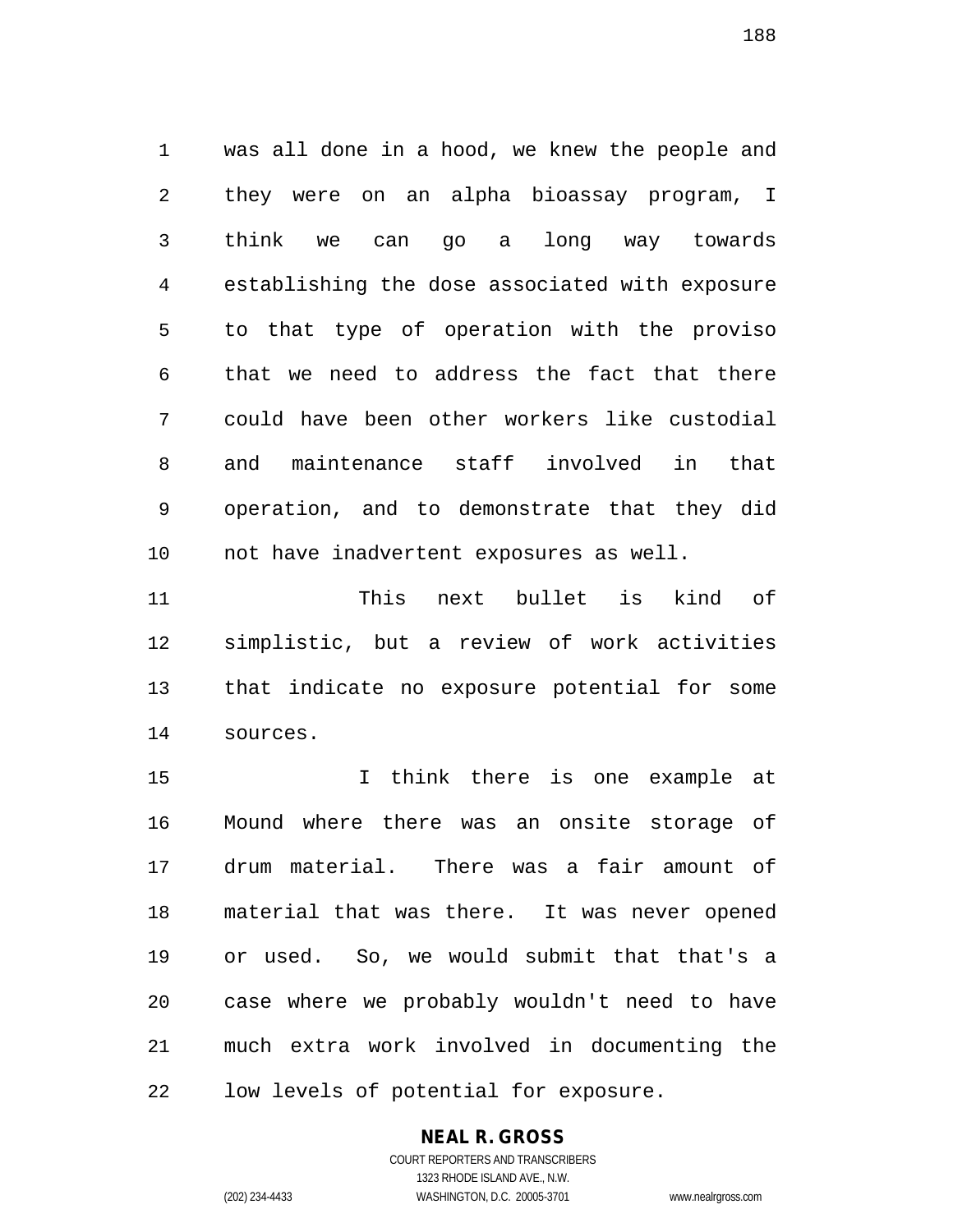was all done in a hood, we knew the people and they were on an alpha bioassay program, I think we can go a long way towards establishing the dose associated with exposure to that type of operation with the proviso that we need to address the fact that there could have been other workers like custodial and maintenance staff involved in that operation, and to demonstrate that they did not have inadvertent exposures as well.

This next bullet is kind of simplistic, but a review of work activities that indicate no exposure potential for some sources.

I think there is one example at Mound where there was an onsite storage of drum material. There was a fair amount of material that was there. It was never opened or used. So, we would submit that that's a case where we probably wouldn't need to have much extra work involved in documenting the low levels of potential for exposure.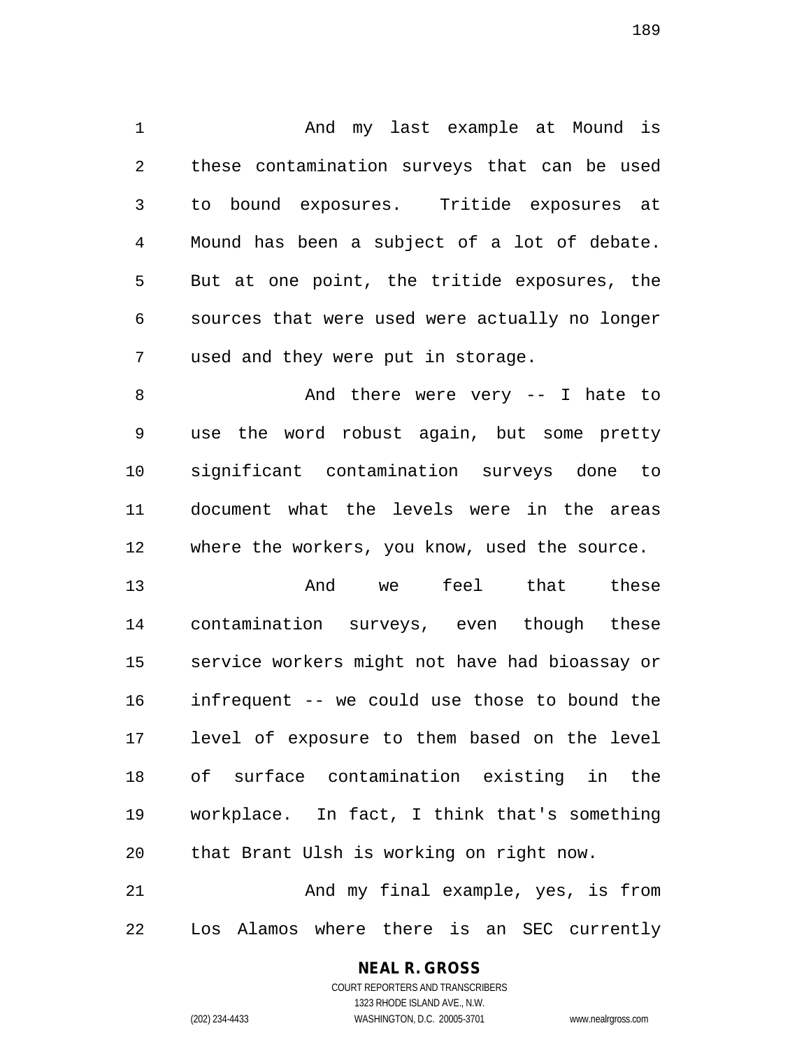And my last example at Mound is these contamination surveys that can be used to bound exposures. Tritide exposures at Mound has been a subject of a lot of debate. But at one point, the tritide exposures, the sources that were used were actually no longer used and they were put in storage.

And there were very -- I hate to use the word robust again, but some pretty significant contamination surveys done to document what the levels were in the areas where the workers, you know, used the source.

And we feel that these contamination surveys, even though these service workers might not have had bioassay or infrequent -- we could use those to bound the level of exposure to them based on the level of surface contamination existing in the workplace. In fact, I think that's something that Brant Ulsh is working on right now.

And my final example, yes, is from Los Alamos where there is an SEC currently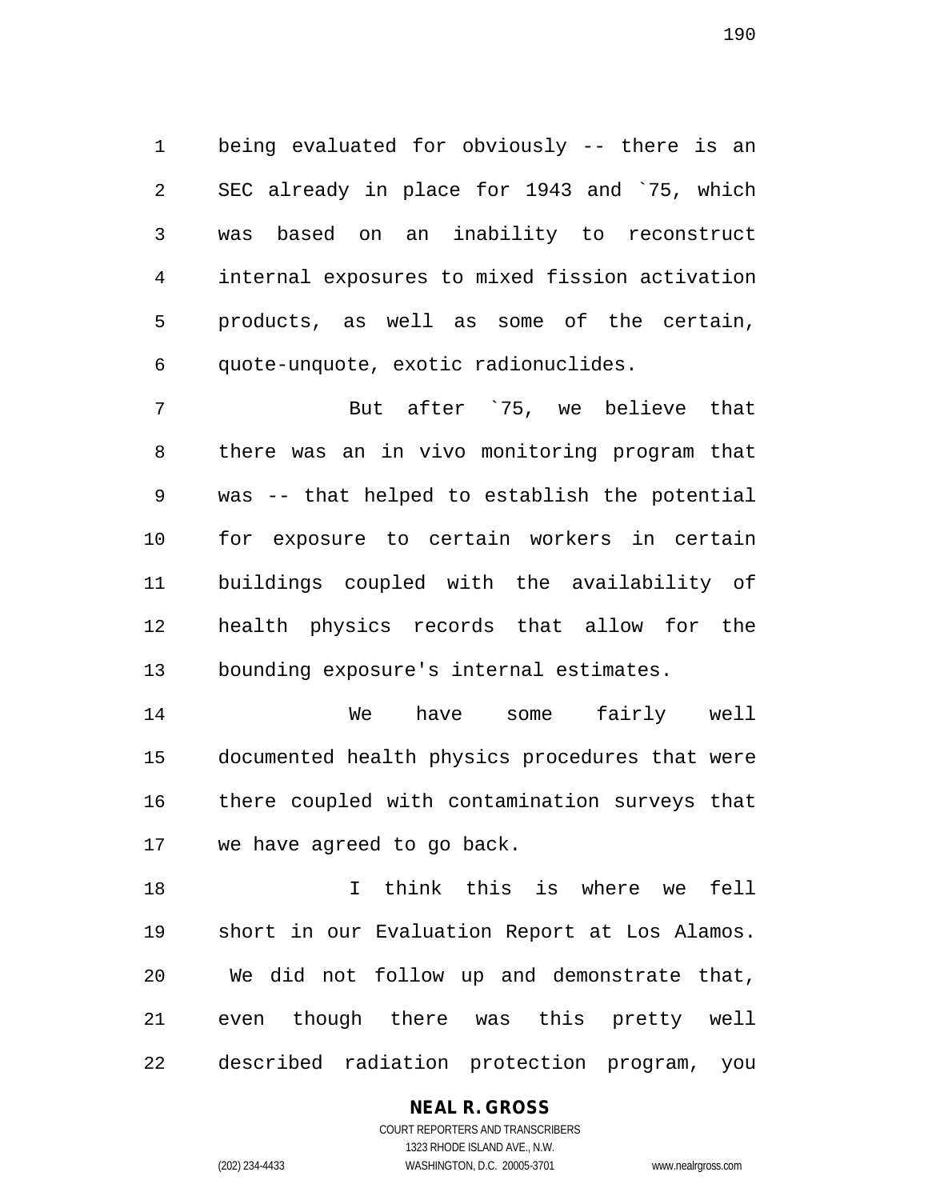being evaluated for obviously -- there is an SEC already in place for 1943 and `75, which was based on an inability to reconstruct internal exposures to mixed fission activation products, as well as some of the certain, quote-unquote, exotic radionuclides.

But after `75, we believe that there was an in vivo monitoring program that was -- that helped to establish the potential for exposure to certain workers in certain buildings coupled with the availability of health physics records that allow for the bounding exposure's internal estimates.

We have some fairly well documented health physics procedures that were there coupled with contamination surveys that we have agreed to go back.

I think this is where we fell short in our Evaluation Report at Los Alamos. We did not follow up and demonstrate that, even though there was this pretty well described radiation protection program, you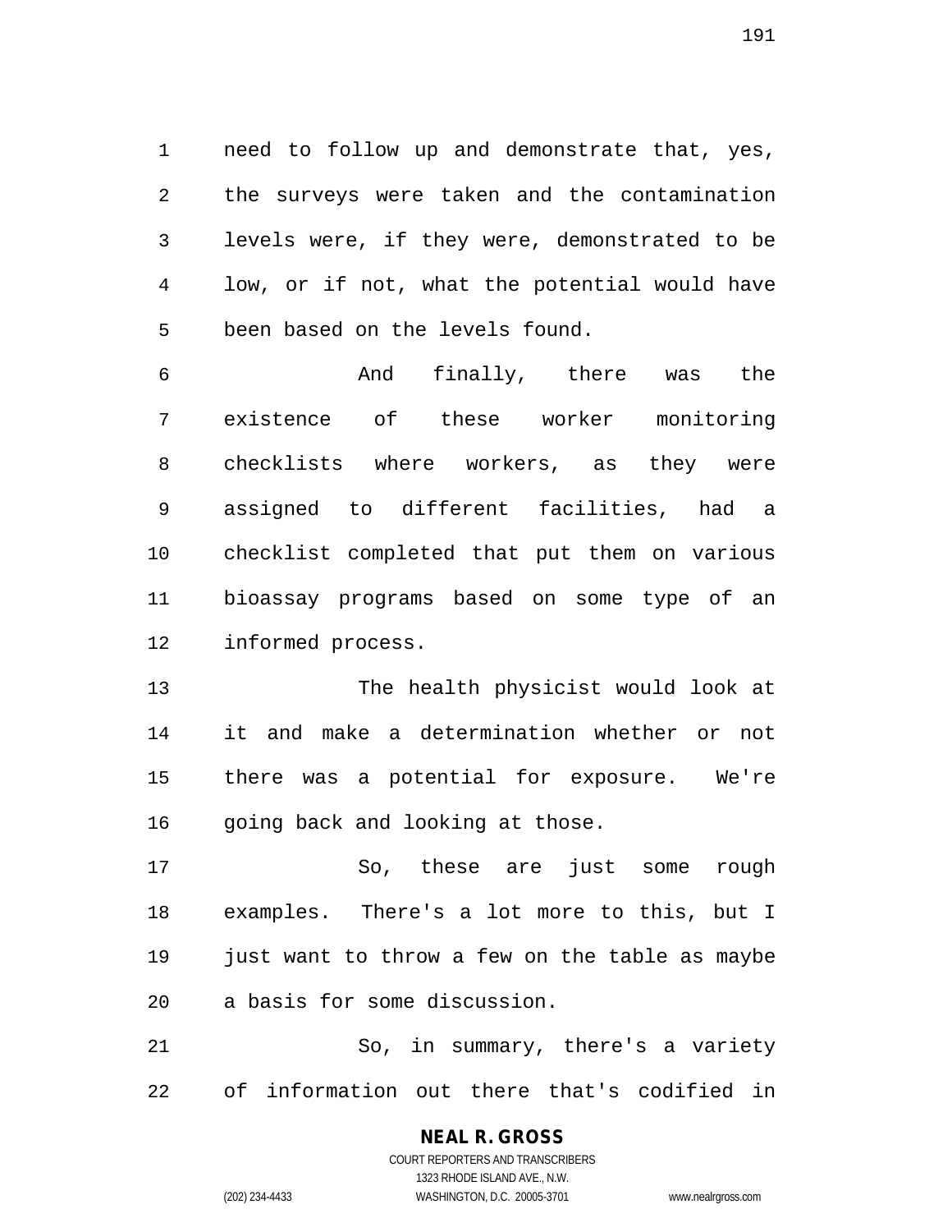need to follow up and demonstrate that, yes, the surveys were taken and the contamination levels were, if they were, demonstrated to be low, or if not, what the potential would have been based on the levels found.

And finally, there was the existence of these worker monitoring checklists where workers, as they were assigned to different facilities, had a checklist completed that put them on various bioassay programs based on some type of an informed process.

The health physicist would look at it and make a determination whether or not there was a potential for exposure. We're going back and looking at those.

So, these are just some rough examples. There's a lot more to this, but I just want to throw a few on the table as maybe a basis for some discussion.

So, in summary, there's a variety of information out there that's codified in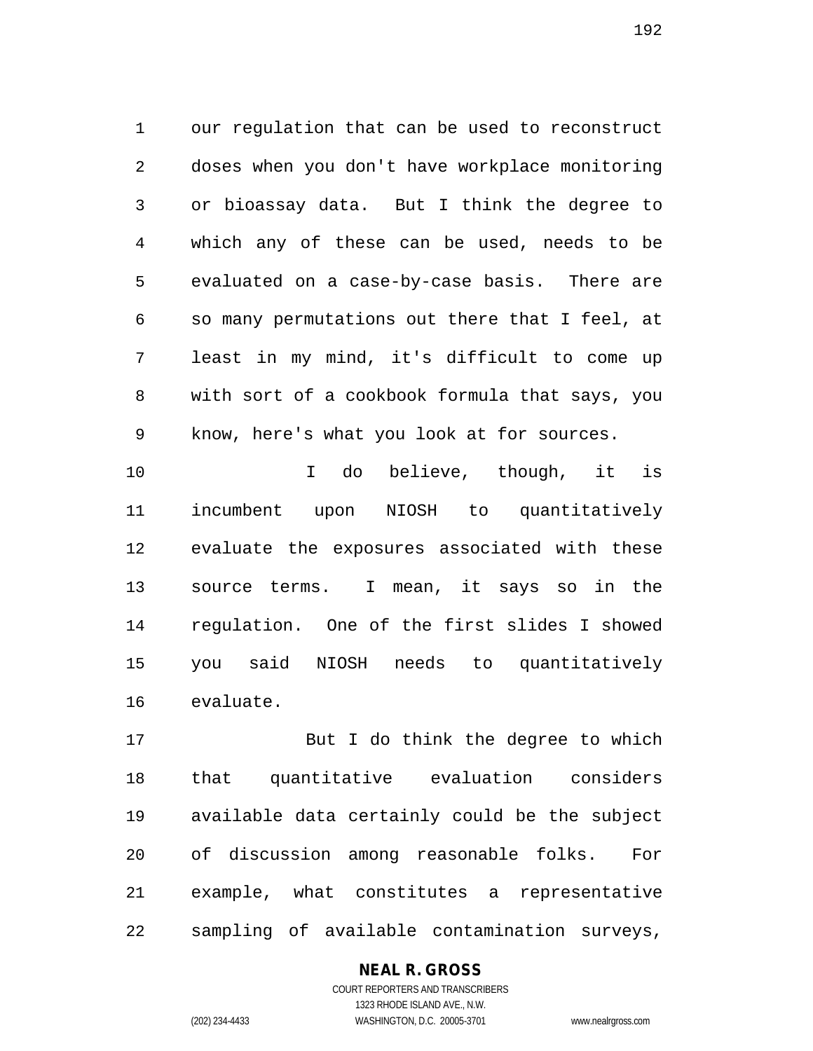our regulation that can be used to reconstruct doses when you don't have workplace monitoring or bioassay data. But I think the degree to which any of these can be used, needs to be evaluated on a case-by-case basis. There are so many permutations out there that I feel, at least in my mind, it's difficult to come up with sort of a cookbook formula that says, you know, here's what you look at for sources.

I do believe, though, it is incumbent upon NIOSH to quantitatively evaluate the exposures associated with these source terms. I mean, it says so in the regulation. One of the first slides I showed you said NIOSH needs to quantitatively evaluate.

But I do think the degree to which that quantitative evaluation considers available data certainly could be the subject of discussion among reasonable folks. For example, what constitutes a representative sampling of available contamination surveys,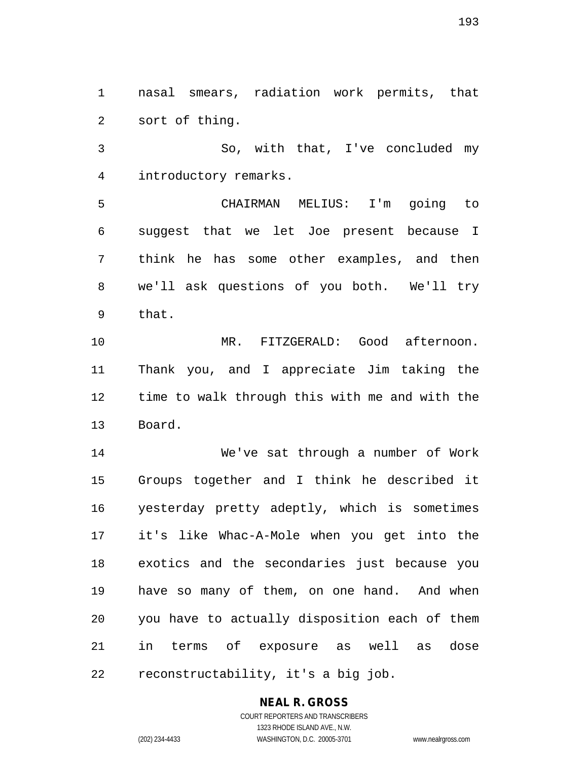nasal smears, radiation work permits, that sort of thing.

So, with that, I've concluded my introductory remarks.

CHAIRMAN MELIUS: I'm going to suggest that we let Joe present because I think he has some other examples, and then we'll ask questions of you both. We'll try that.

MR. FITZGERALD: Good afternoon. Thank you, and I appreciate Jim taking the time to walk through this with me and with the Board.

We've sat through a number of Work Groups together and I think he described it yesterday pretty adeptly, which is sometimes it's like Whac-A-Mole when you get into the exotics and the secondaries just because you have so many of them, on one hand. And when you have to actually disposition each of them in terms of exposure as well as dose reconstructability, it's a big job.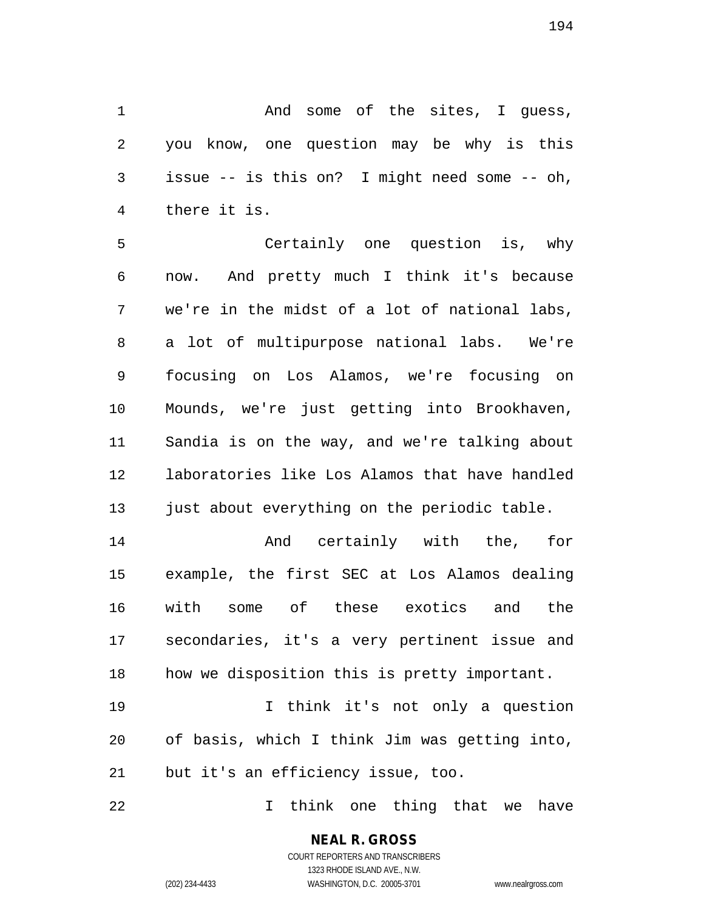And some of the sites, I guess, you know, one question may be why is this issue -- is this on? I might need some -- oh, there it is.

Certainly one question is, why now. And pretty much I think it's because we're in the midst of a lot of national labs, a lot of multipurpose national labs. We're focusing on Los Alamos, we're focusing on Mounds, we're just getting into Brookhaven, Sandia is on the way, and we're talking about laboratories like Los Alamos that have handled just about everything on the periodic table.

And certainly with the, for example, the first SEC at Los Alamos dealing with some of these exotics and the secondaries, it's a very pertinent issue and how we disposition this is pretty important.

I think it's not only a question of basis, which I think Jim was getting into, but it's an efficiency issue, too.

I think one thing that we have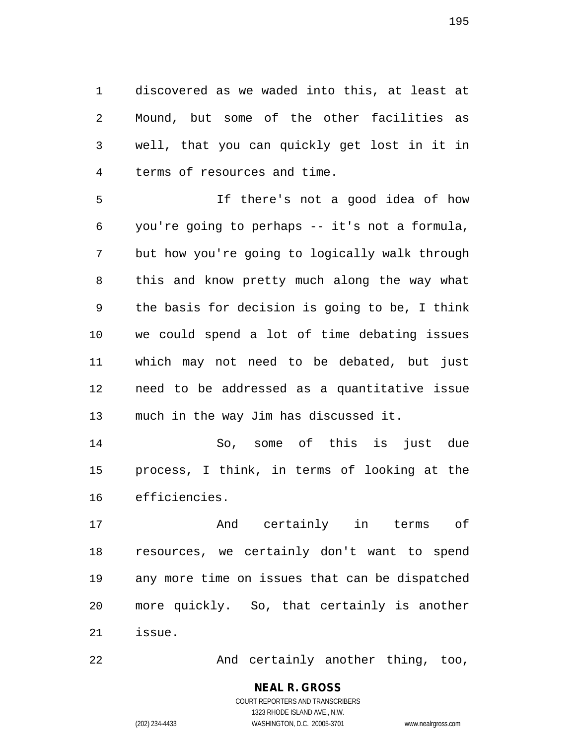discovered as we waded into this, at least at Mound, but some of the other facilities as well, that you can quickly get lost in it in terms of resources and time.

If there's not a good idea of how you're going to perhaps -- it's not a formula, but how you're going to logically walk through this and know pretty much along the way what the basis for decision is going to be, I think we could spend a lot of time debating issues which may not need to be debated, but just need to be addressed as a quantitative issue much in the way Jim has discussed it.

So, some of this is just due process, I think, in terms of looking at the efficiencies.

And certainly in terms of resources, we certainly don't want to spend any more time on issues that can be dispatched more quickly. So, that certainly is another issue.

And certainly another thing, too,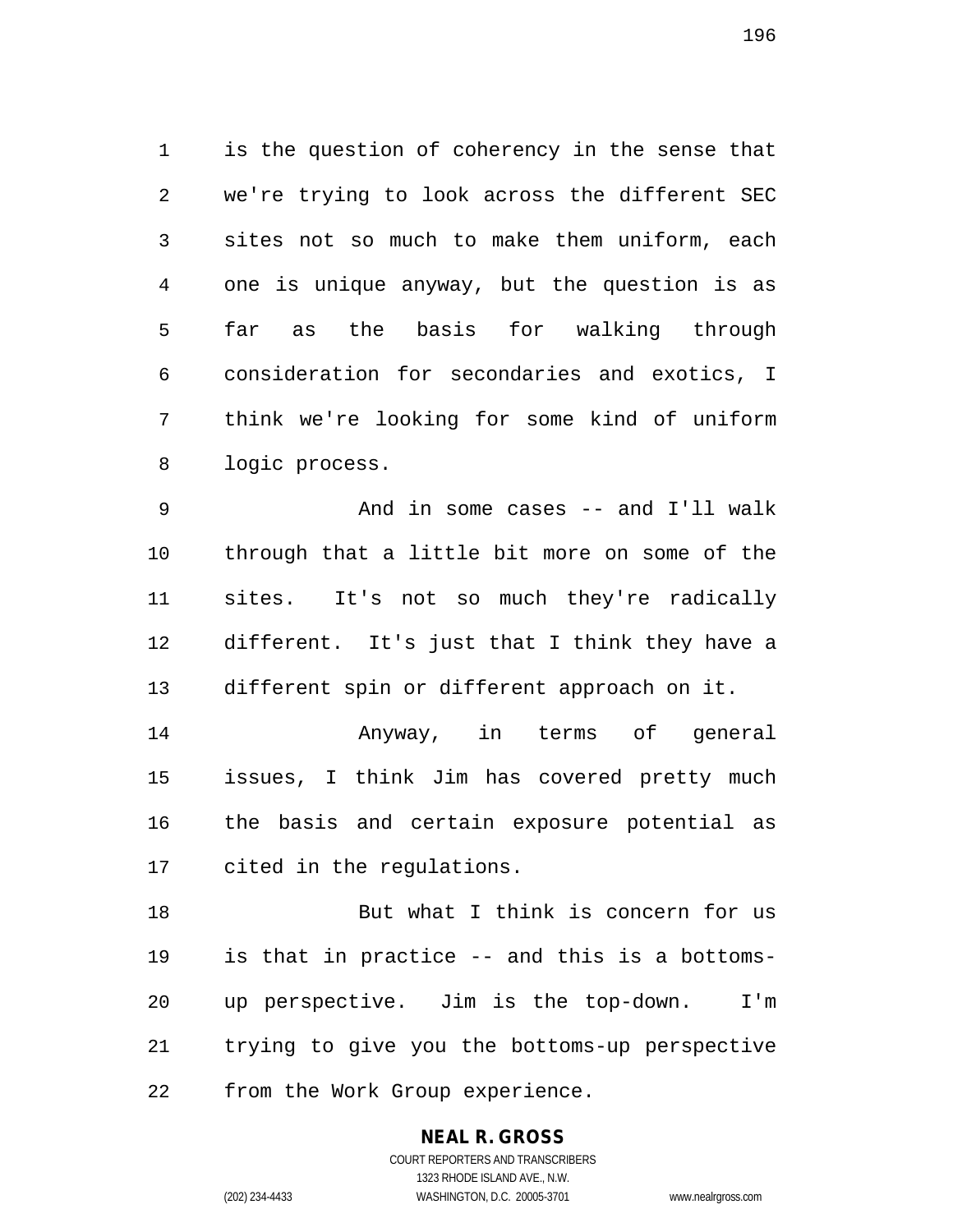is the question of coherency in the sense that we're trying to look across the different SEC sites not so much to make them uniform, each one is unique anyway, but the question is as far as the basis for walking through consideration for secondaries and exotics, I think we're looking for some kind of uniform logic process.

And in some cases -- and I'll walk through that a little bit more on some of the sites. It's not so much they're radically different. It's just that I think they have a different spin or different approach on it.

Anyway, in terms of general issues, I think Jim has covered pretty much the basis and certain exposure potential as cited in the regulations.

But what I think is concern for us is that in practice -- and this is a bottoms-up perspective. Jim is the top-down. I'm trying to give you the bottoms-up perspective from the Work Group experience.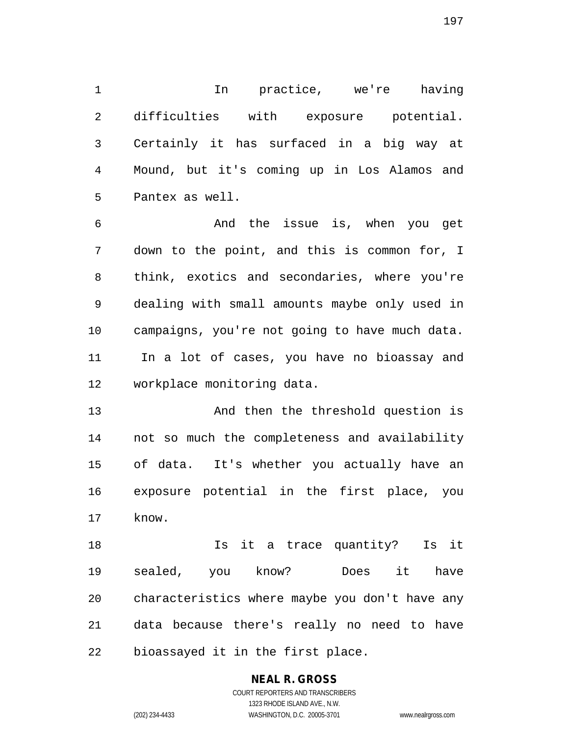In practice, we're having difficulties with exposure potential. Certainly it has surfaced in a big way at Mound, but it's coming up in Los Alamos and Pantex as well.

And the issue is, when you get down to the point, and this is common for, I think, exotics and secondaries, where you're dealing with small amounts maybe only used in campaigns, you're not going to have much data. In a lot of cases, you have no bioassay and workplace monitoring data.

And then the threshold question is not so much the completeness and availability of data. It's whether you actually have an exposure potential in the first place, you know.

Is it a trace quantity? Is it sealed, you know? Does it have characteristics where maybe you don't have any data because there's really no need to have bioassayed it in the first place.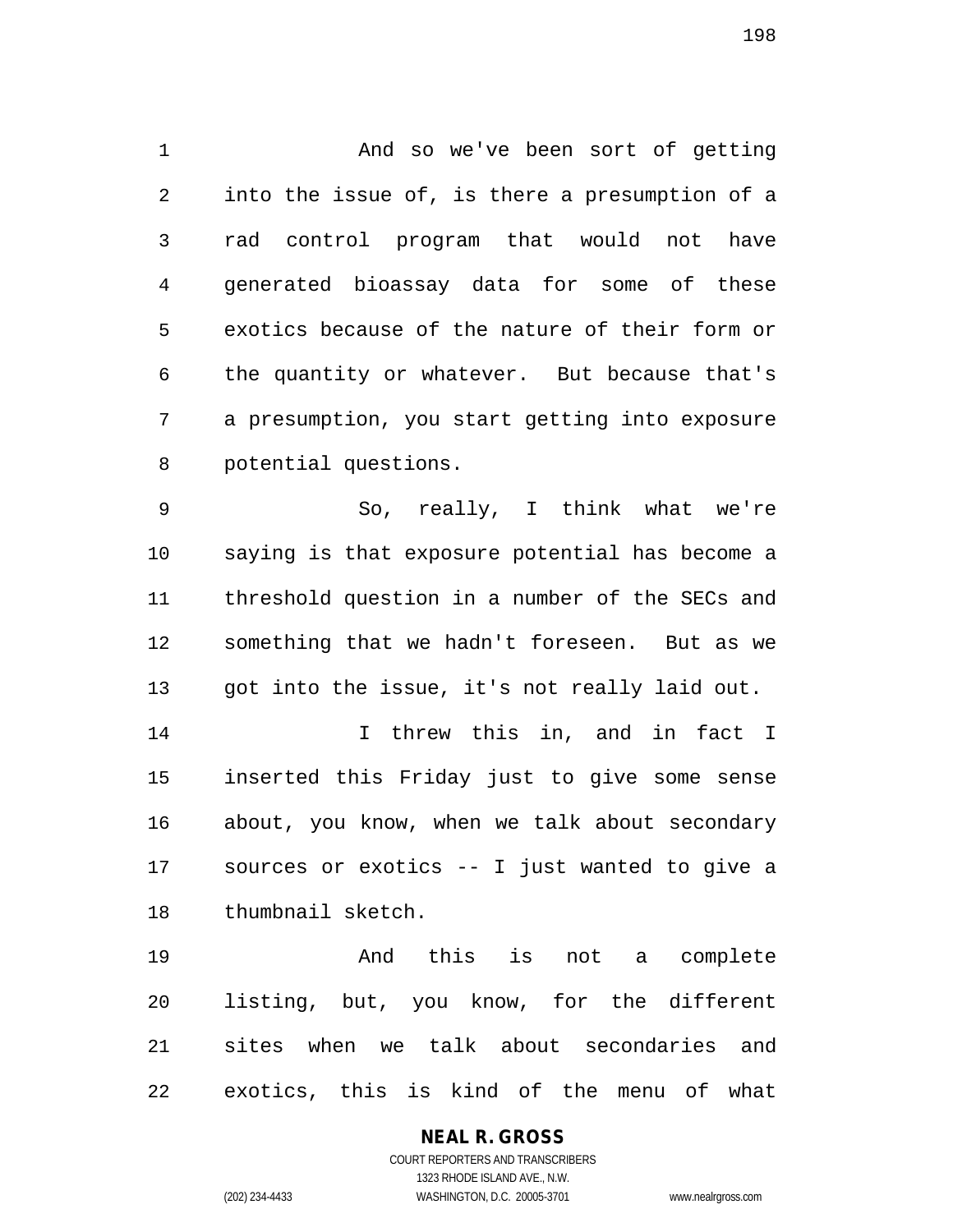And so we've been sort of getting into the issue of, is there a presumption of a rad control program that would not have generated bioassay data for some of these exotics because of the nature of their form or the quantity or whatever. But because that's a presumption, you start getting into exposure potential questions.

So, really, I think what we're saying is that exposure potential has become a threshold question in a number of the SECs and something that we hadn't foreseen. But as we got into the issue, it's not really laid out.

I threw this in, and in fact I inserted this Friday just to give some sense about, you know, when we talk about secondary sources or exotics -- I just wanted to give a thumbnail sketch.

And this is not a complete listing, but, you know, for the different sites when we talk about secondaries and exotics, this is kind of the menu of what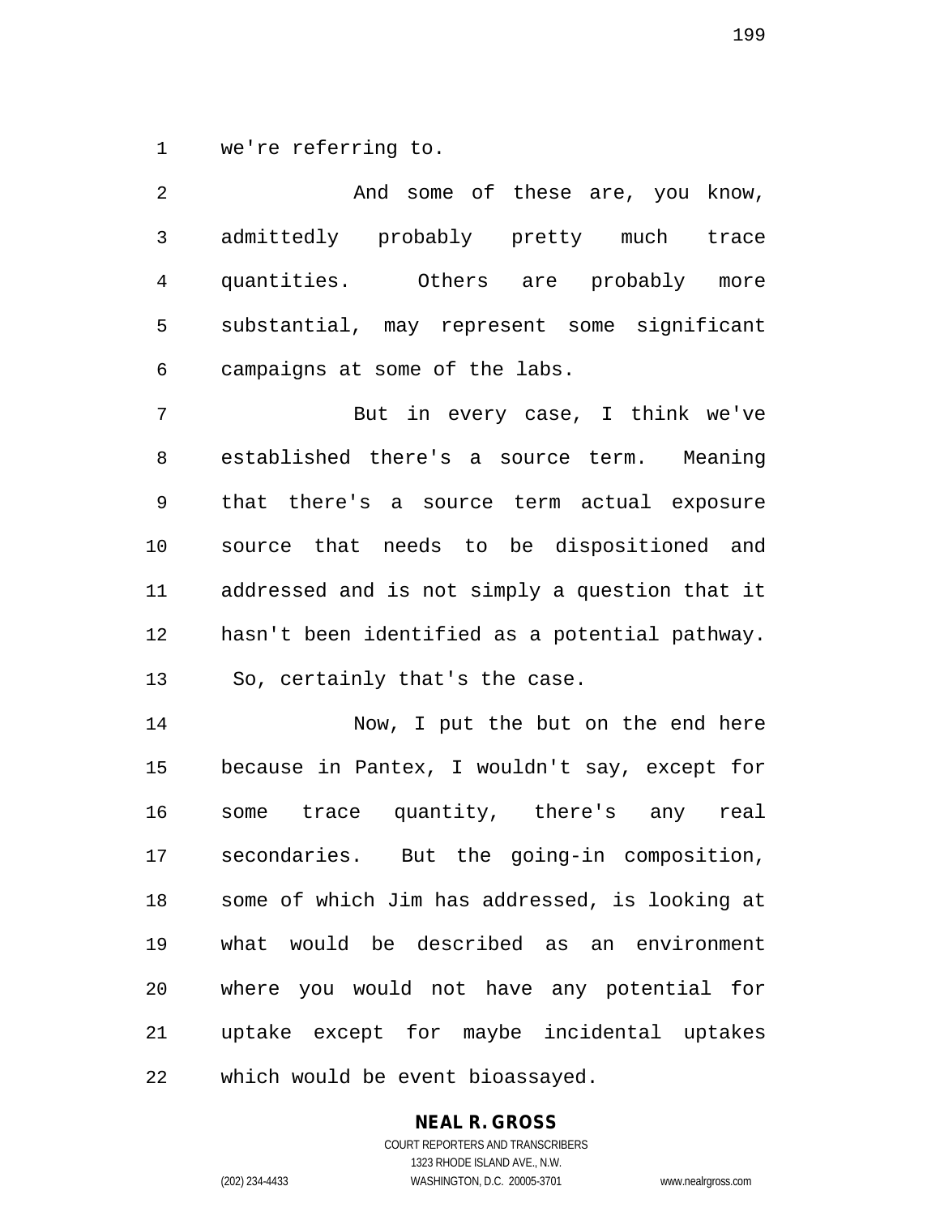we're referring to.

And some of these are, you know, admittedly probably pretty much trace quantities. Others are probably more substantial, may represent some significant campaigns at some of the labs.

But in every case, I think we've established there's a source term. Meaning that there's a source term actual exposure source that needs to be dispositioned and addressed and is not simply a question that it hasn't been identified as a potential pathway. So, certainly that's the case.

Now, I put the but on the end here because in Pantex, I wouldn't say, except for some trace quantity, there's any real secondaries. But the going-in composition, some of which Jim has addressed, is looking at what would be described as an environment where you would not have any potential for uptake except for maybe incidental uptakes which would be event bioassayed.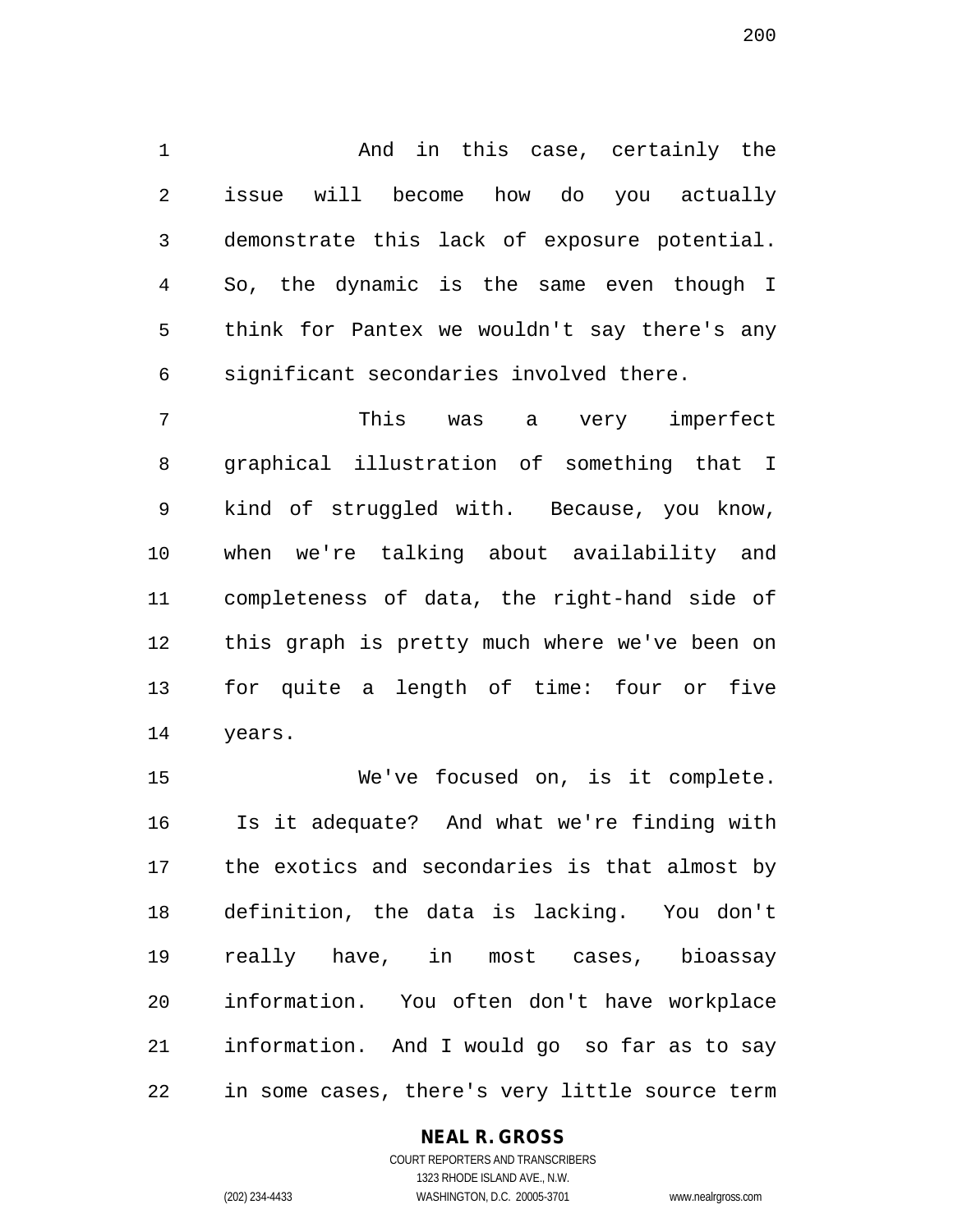And in this case, certainly the issue will become how do you actually demonstrate this lack of exposure potential. So, the dynamic is the same even though I think for Pantex we wouldn't say there's any significant secondaries involved there.

This was a very imperfect graphical illustration of something that I kind of struggled with. Because, you know, when we're talking about availability and completeness of data, the right-hand side of this graph is pretty much where we've been on for quite a length of time: four or five years.

We've focused on, is it complete. Is it adequate? And what we're finding with the exotics and secondaries is that almost by definition, the data is lacking. You don't really have, in most cases, bioassay information. You often don't have workplace information. And I would go so far as to say in some cases, there's very little source term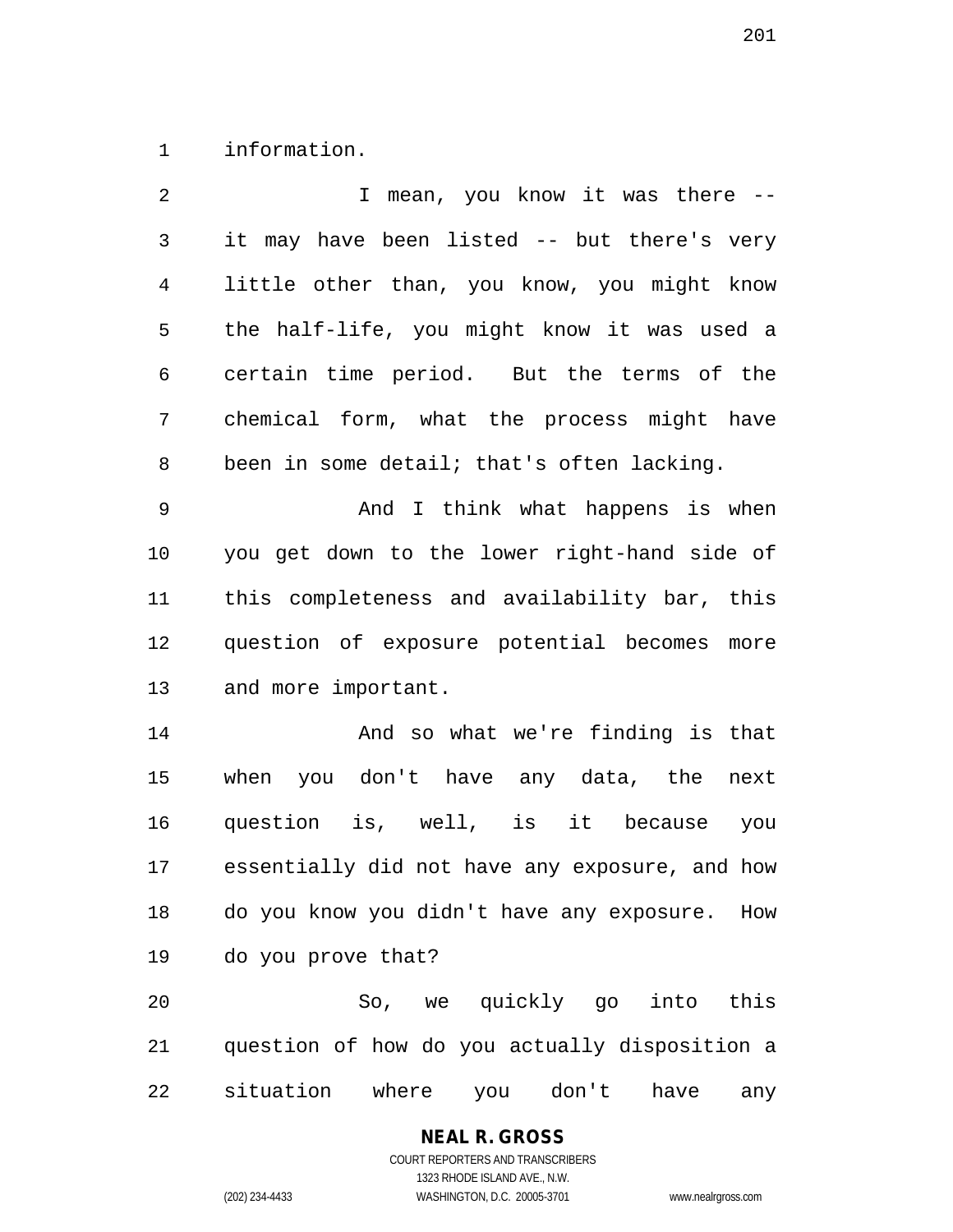information.

I mean, you know it was there -- it may have been listed -- but there's very little other than, you know, you might know the half-life, you might know it was used a certain time period. But the terms of the chemical form, what the process might have been in some detail; that's often lacking.

And I think what happens is when you get down to the lower right-hand side of this completeness and availability bar, this question of exposure potential becomes more and more important.

And so what we're finding is that when you don't have any data, the next question is, well, is it because you essentially did not have any exposure, and how do you know you didn't have any exposure. How do you prove that?

So, we quickly go into this question of how do you actually disposition a situation where you don't have any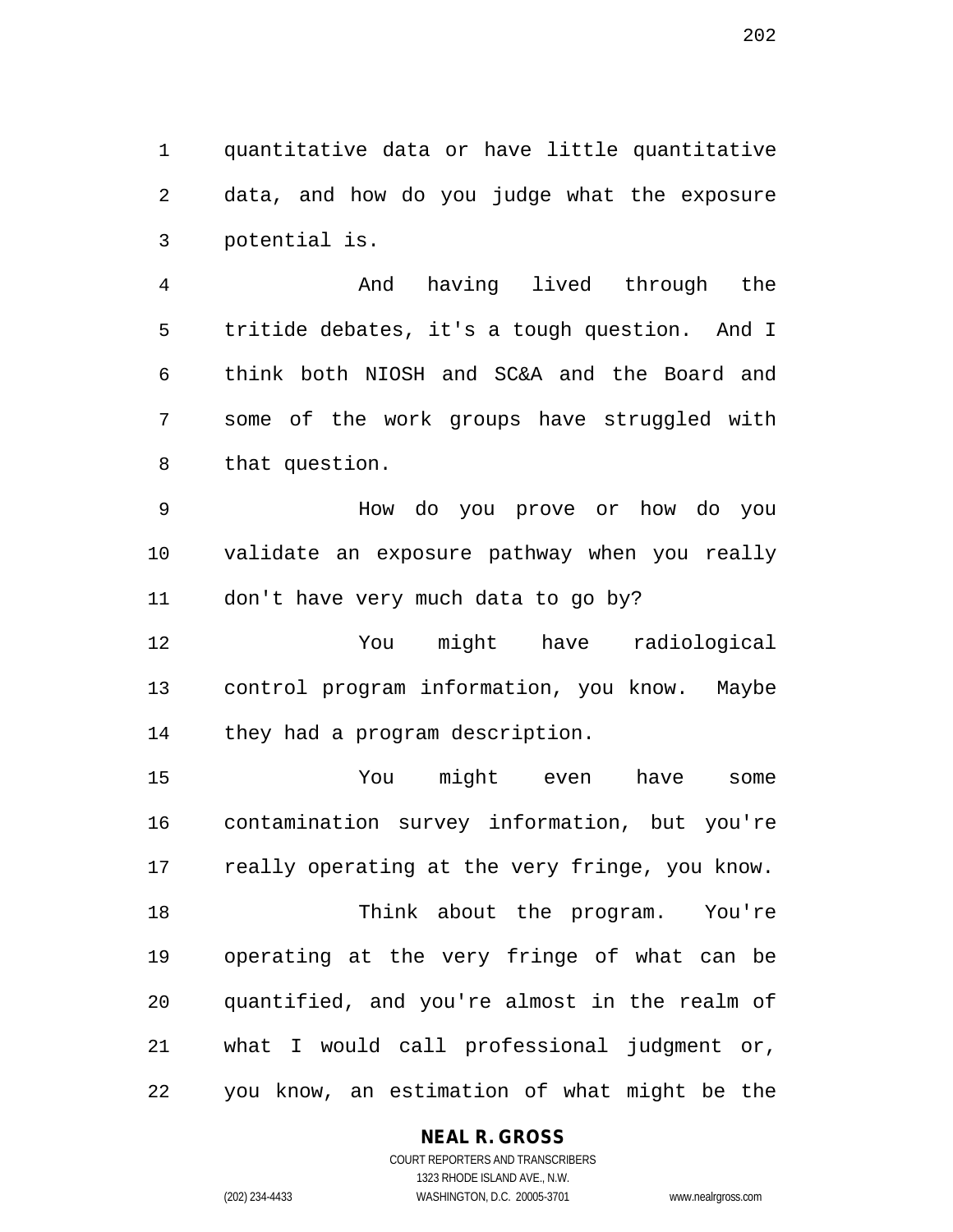quantitative data or have little quantitative data, and how do you judge what the exposure potential is.

And having lived through the tritide debates, it's a tough question. And I think both NIOSH and SC&A and the Board and some of the work groups have struggled with that question.

How do you prove or how do you validate an exposure pathway when you really don't have very much data to go by?

You might have radiological control program information, you know. Maybe they had a program description.

You might even have some contamination survey information, but you're really operating at the very fringe, you know.

Think about the program. You're operating at the very fringe of what can be quantified, and you're almost in the realm of what I would call professional judgment or, you know, an estimation of what might be the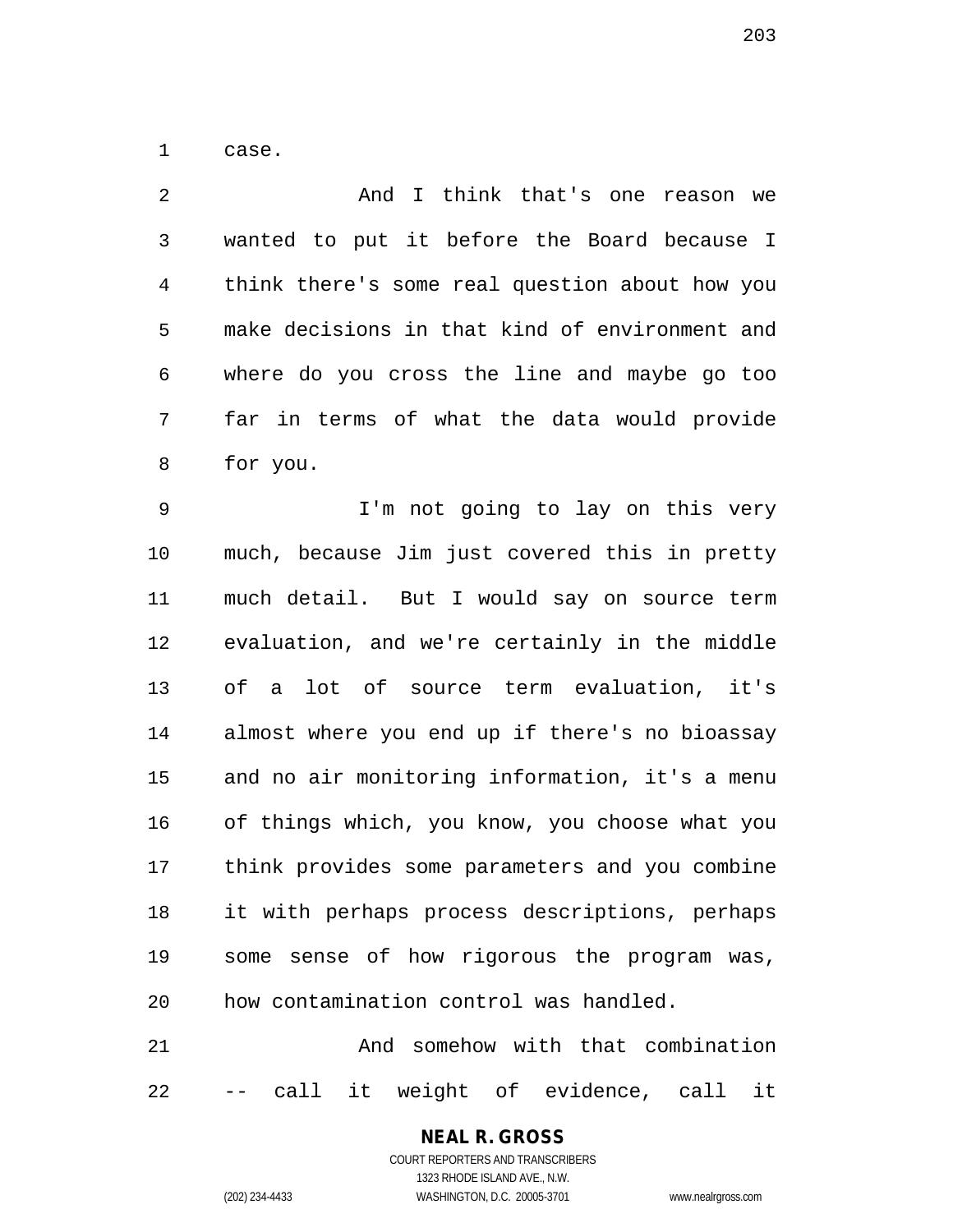case.

And I think that's one reason we wanted to put it before the Board because I think there's some real question about how you make decisions in that kind of environment and where do you cross the line and maybe go too far in terms of what the data would provide for you.

I'm not going to lay on this very much, because Jim just covered this in pretty much detail. But I would say on source term evaluation, and we're certainly in the middle of a lot of source term evaluation, it's almost where you end up if there's no bioassay and no air monitoring information, it's a menu of things which, you know, you choose what you think provides some parameters and you combine it with perhaps process descriptions, perhaps some sense of how rigorous the program was, how contamination control was handled.

And somehow with that combination -- call it weight of evidence, call it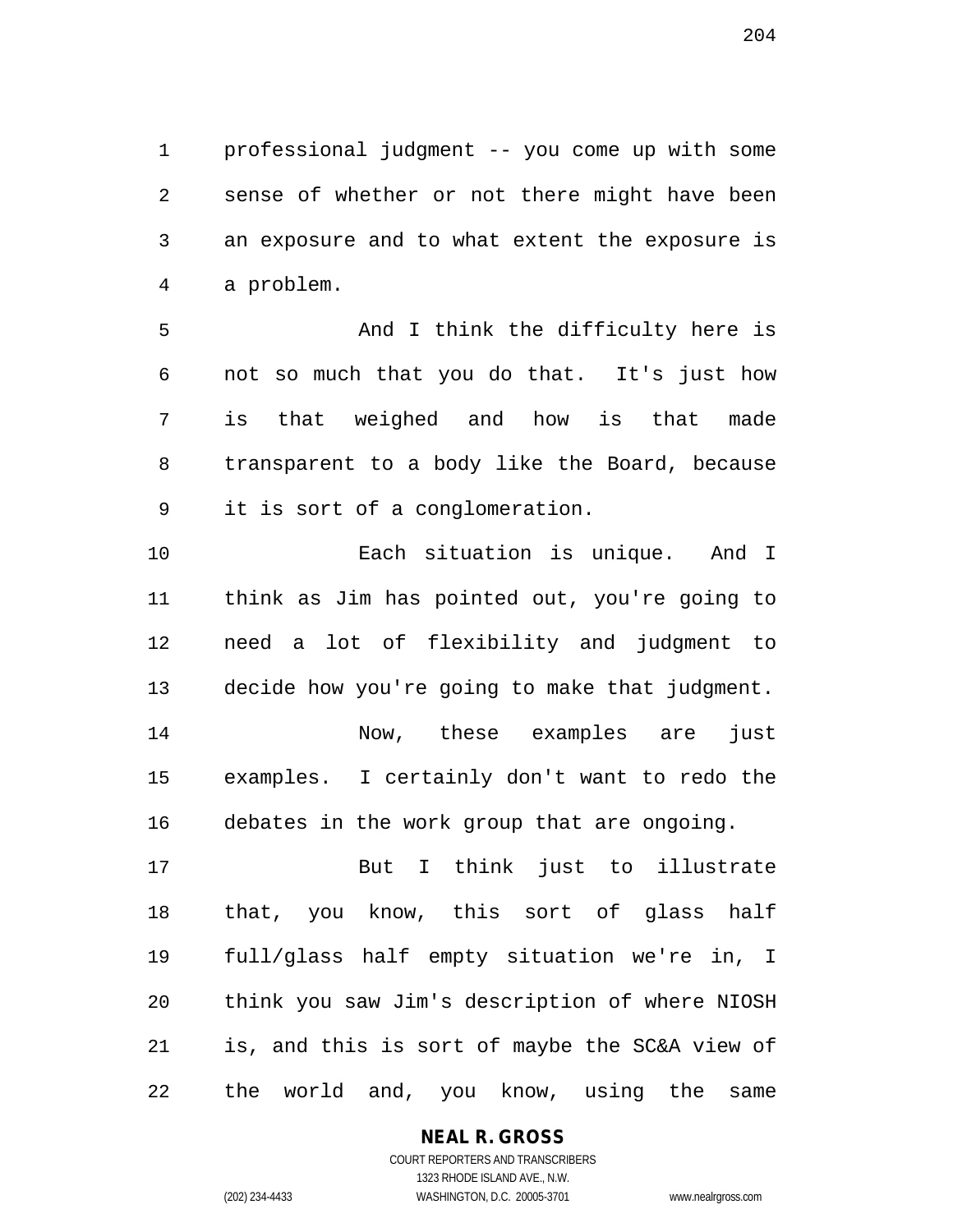professional judgment -- you come up with some sense of whether or not there might have been an exposure and to what extent the exposure is a problem.

And I think the difficulty here is not so much that you do that. It's just how is that weighed and how is that made transparent to a body like the Board, because it is sort of a conglomeration.

Each situation is unique. And I think as Jim has pointed out, you're going to need a lot of flexibility and judgment to decide how you're going to make that judgment.

Now, these examples are just examples. I certainly don't want to redo the debates in the work group that are ongoing.

But I think just to illustrate that, you know, this sort of glass half full/glass half empty situation we're in, I think you saw Jim's description of where NIOSH is, and this is sort of maybe the SC&A view of the world and, you know, using the same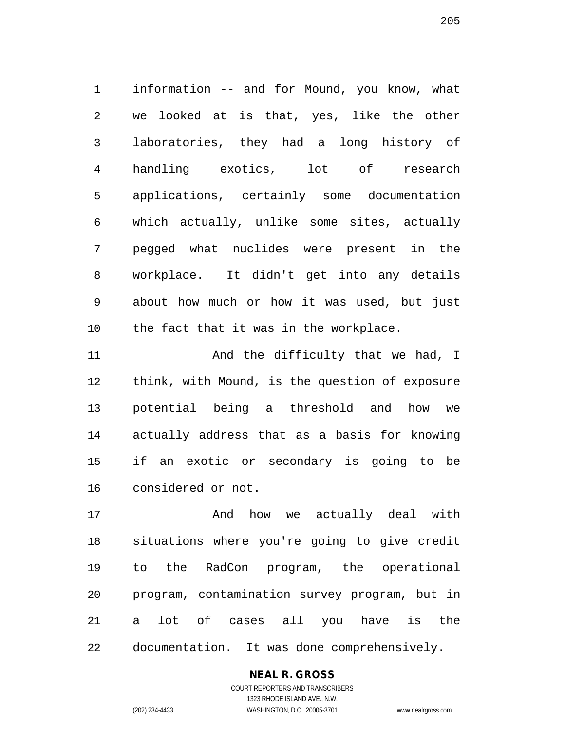information -- and for Mound, you know, what we looked at is that, yes, like the other laboratories, they had a long history of handling exotics, lot of research applications, certainly some documentation which actually, unlike some sites, actually pegged what nuclides were present in the workplace. It didn't get into any details about how much or how it was used, but just the fact that it was in the workplace.

And the difficulty that we had, I think, with Mound, is the question of exposure potential being a threshold and how we actually address that as a basis for knowing if an exotic or secondary is going to be considered or not.

And how we actually deal with situations where you're going to give credit to the RadCon program, the operational program, contamination survey program, but in a lot of cases all you have is the documentation. It was done comprehensively.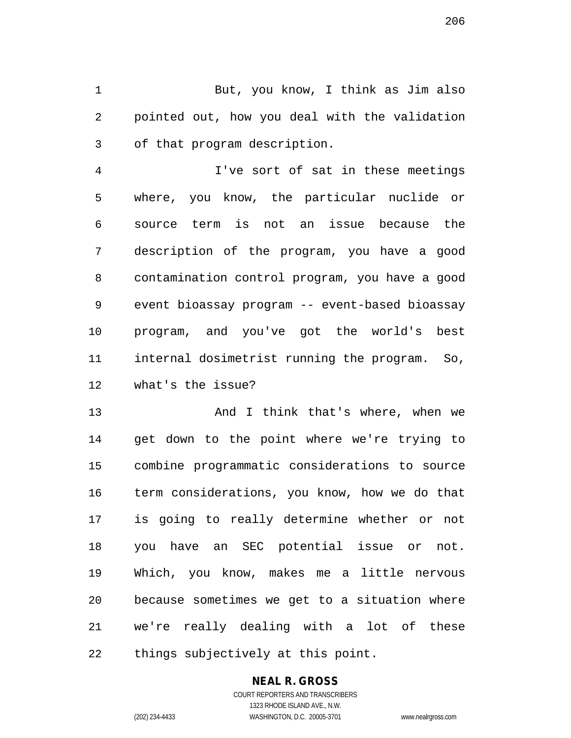But, you know, I think as Jim also pointed out, how you deal with the validation of that program description.

I've sort of sat in these meetings where, you know, the particular nuclide or source term is not an issue because the description of the program, you have a good contamination control program, you have a good event bioassay program -- event-based bioassay program, and you've got the world's best internal dosimetrist running the program. So, what's the issue?

And I think that's where, when we get down to the point where we're trying to combine programmatic considerations to source term considerations, you know, how we do that is going to really determine whether or not you have an SEC potential issue or not. Which, you know, makes me a little nervous because sometimes we get to a situation where we're really dealing with a lot of these things subjectively at this point.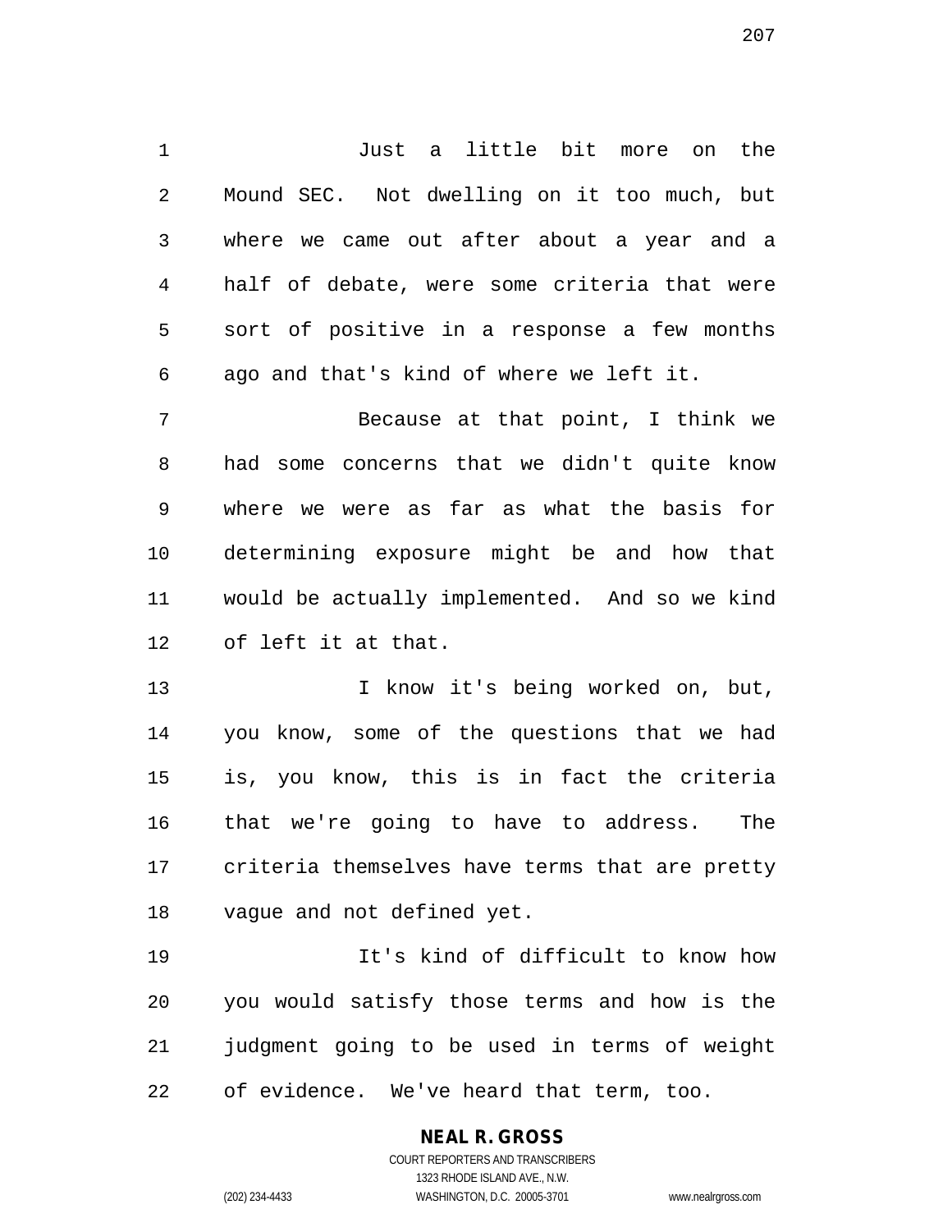Just a little bit more on the Mound SEC. Not dwelling on it too much, but where we came out after about a year and a half of debate, were some criteria that were sort of positive in a response a few months ago and that's kind of where we left it.

Because at that point, I think we had some concerns that we didn't quite know where we were as far as what the basis for determining exposure might be and how that would be actually implemented. And so we kind of left it at that.

I know it's being worked on, but, you know, some of the questions that we had is, you know, this is in fact the criteria that we're going to have to address. The criteria themselves have terms that are pretty vague and not defined yet.

It's kind of difficult to know how you would satisfy those terms and how is the judgment going to be used in terms of weight of evidence. We've heard that term, too.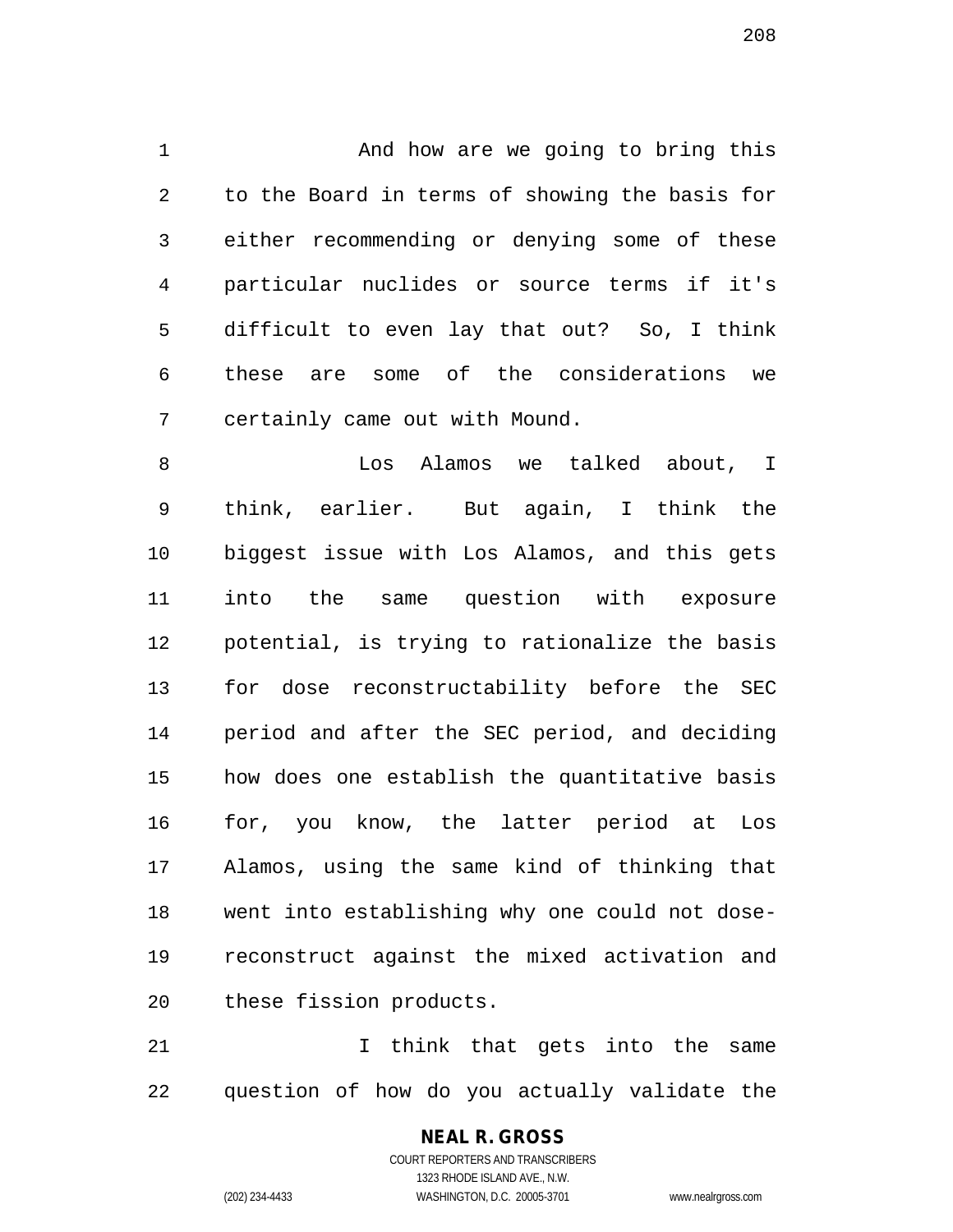And how are we going to bring this to the Board in terms of showing the basis for either recommending or denying some of these particular nuclides or source terms if it's difficult to even lay that out? So, I think these are some of the considerations we certainly came out with Mound.

Los Alamos we talked about, I think, earlier. But again, I think the biggest issue with Los Alamos, and this gets into the same question with exposure potential, is trying to rationalize the basis for dose reconstructability before the SEC period and after the SEC period, and deciding how does one establish the quantitative basis for, you know, the latter period at Los Alamos, using the same kind of thinking that went into establishing why one could not dose-reconstruct against the mixed activation and these fission products.

I think that gets into the same question of how do you actually validate the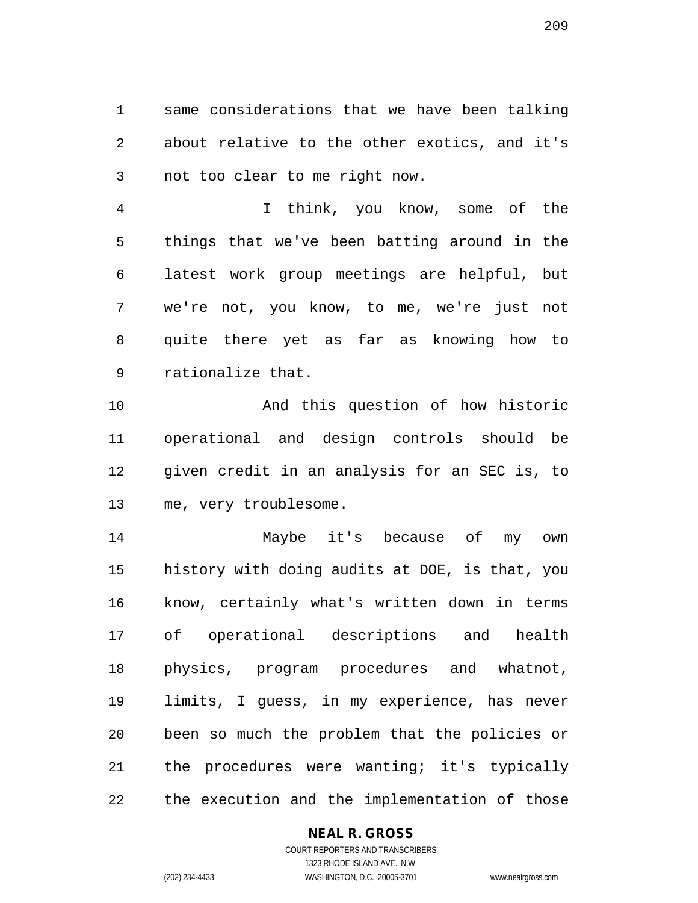same considerations that we have been talking about relative to the other exotics, and it's not too clear to me right now.

I think, you know, some of the things that we've been batting around in the latest work group meetings are helpful, but we're not, you know, to me, we're just not quite there yet as far as knowing how to rationalize that.

And this question of how historic operational and design controls should be given credit in an analysis for an SEC is, to me, very troublesome.

Maybe it's because of my own history with doing audits at DOE, is that, you know, certainly what's written down in terms of operational descriptions and health physics, program procedures and whatnot, limits, I guess, in my experience, has never been so much the problem that the policies or the procedures were wanting; it's typically the execution and the implementation of those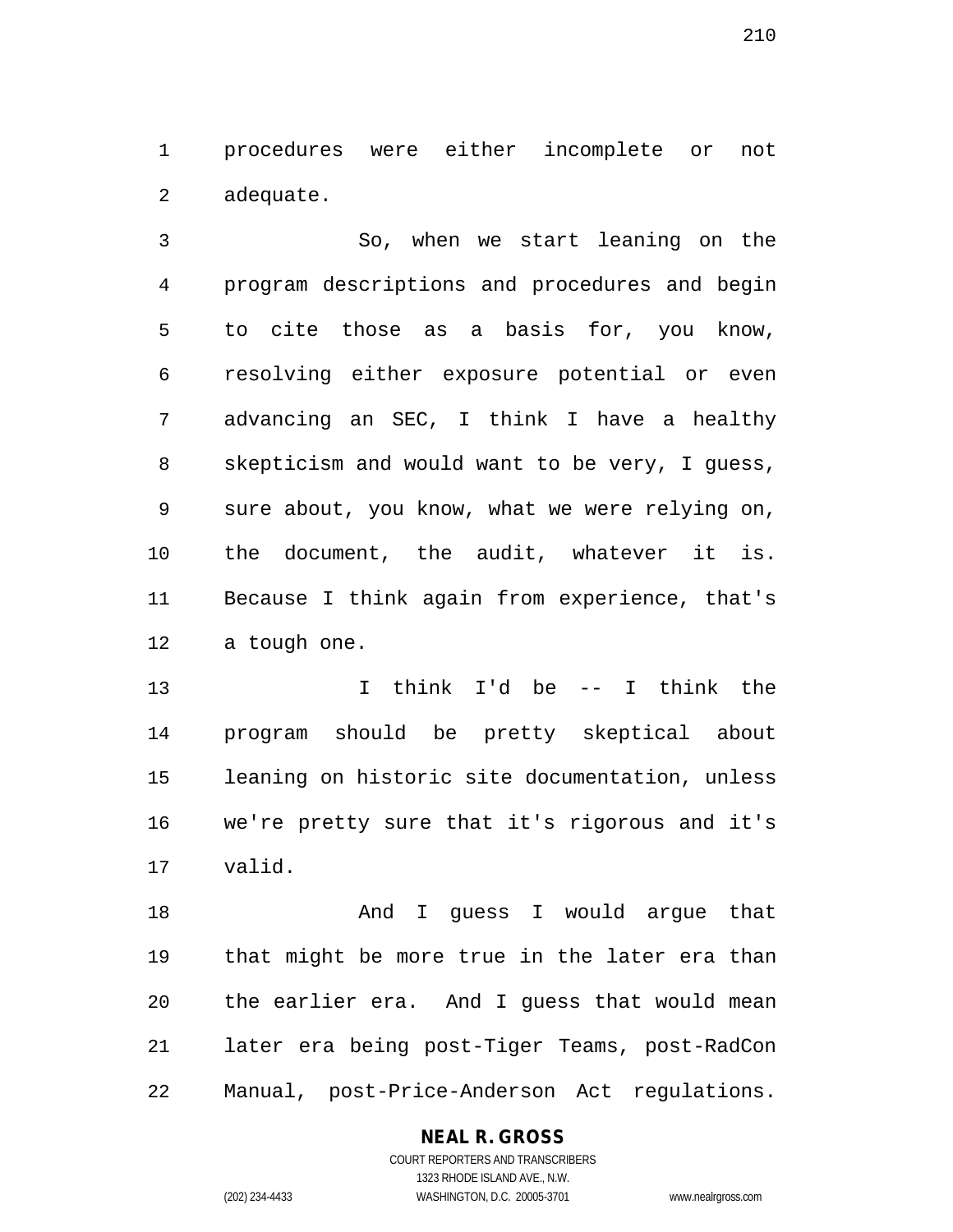procedures were either incomplete or not adequate.

So, when we start leaning on the program descriptions and procedures and begin to cite those as a basis for, you know, resolving either exposure potential or even advancing an SEC, I think I have a healthy skepticism and would want to be very, I guess, sure about, you know, what we were relying on, the document, the audit, whatever it is. Because I think again from experience, that's a tough one.

I think I'd be -- I think the program should be pretty skeptical about leaning on historic site documentation, unless we're pretty sure that it's rigorous and it's valid.

And I guess I would argue that that might be more true in the later era than the earlier era. And I guess that would mean later era being post-Tiger Teams, post-RadCon Manual, post-Price-Anderson Act regulations.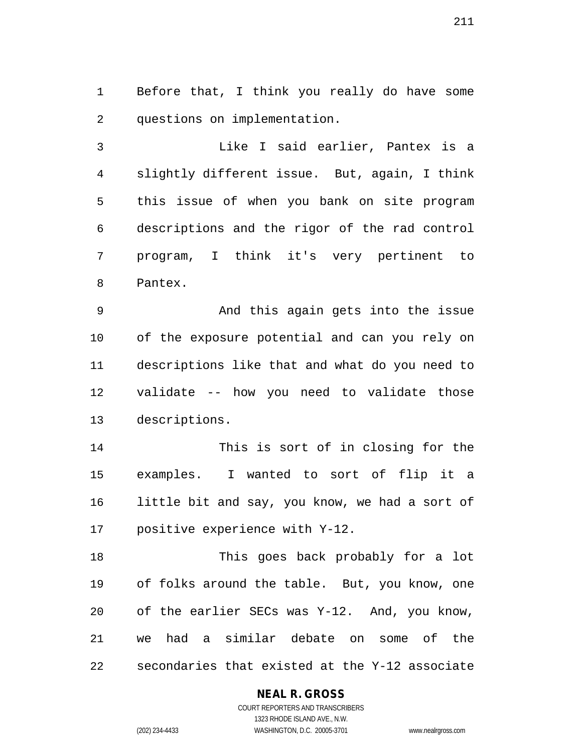Before that, I think you really do have some questions on implementation.

Like I said earlier, Pantex is a slightly different issue. But, again, I think this issue of when you bank on site program descriptions and the rigor of the rad control program, I think it's very pertinent to Pantex.

And this again gets into the issue of the exposure potential and can you rely on descriptions like that and what do you need to validate -- how you need to validate those descriptions.

This is sort of in closing for the examples. I wanted to sort of flip it a little bit and say, you know, we had a sort of positive experience with Y-12.

This goes back probably for a lot of folks around the table. But, you know, one of the earlier SECs was Y-12. And, you know, we had a similar debate on some of the secondaries that existed at the Y-12 associate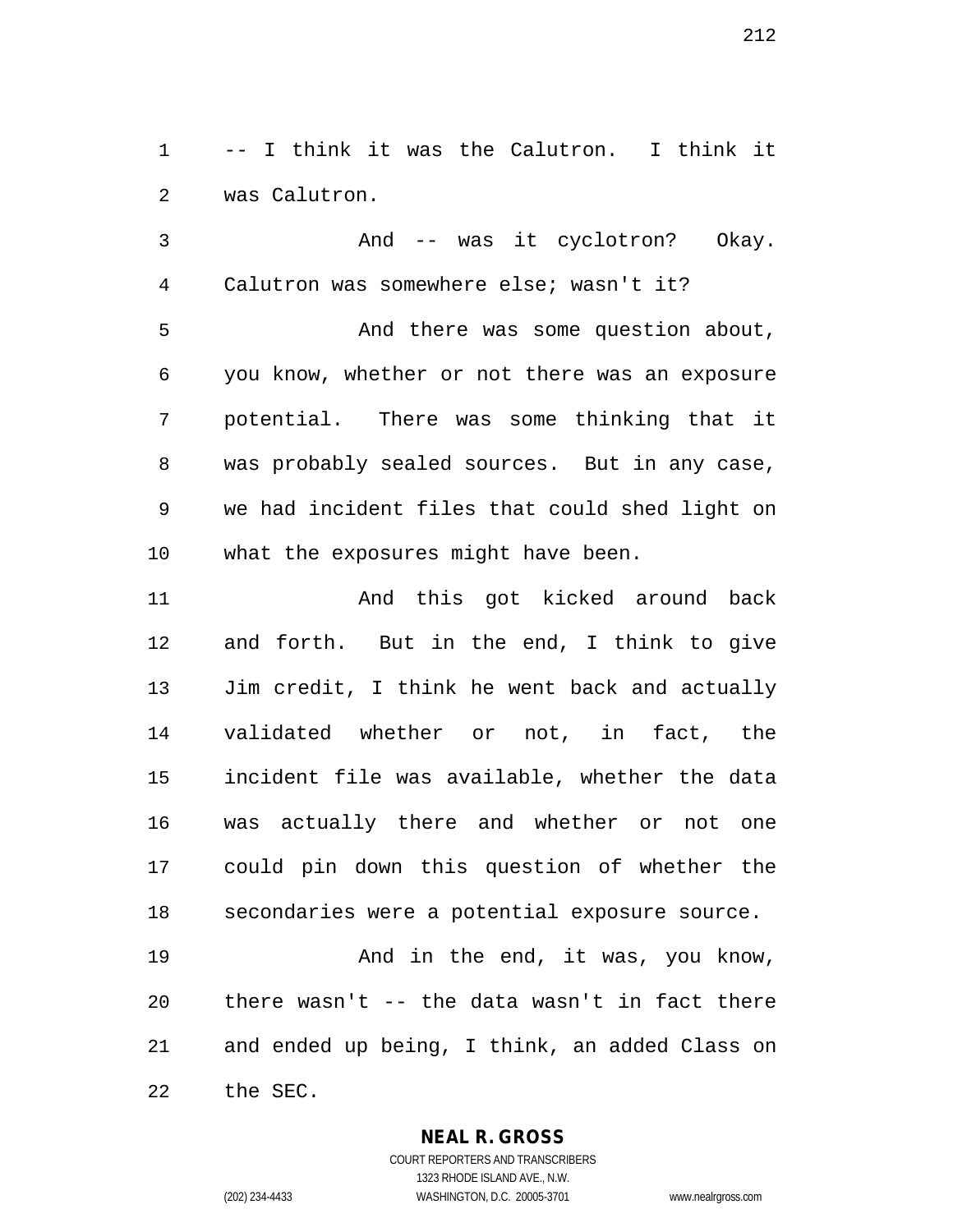-- I think it was the Calutron. I think it was Calutron.

And -- was it cyclotron? Okay. Calutron was somewhere else; wasn't it?

And there was some question about, you know, whether or not there was an exposure potential. There was some thinking that it was probably sealed sources. But in any case, we had incident files that could shed light on what the exposures might have been.

And this got kicked around back and forth. But in the end, I think to give Jim credit, I think he went back and actually validated whether or not, in fact, the incident file was available, whether the data was actually there and whether or not one could pin down this question of whether the secondaries were a potential exposure source.

And in the end, it was, you know, there wasn't -- the data wasn't in fact there and ended up being, I think, an added Class on the SEC.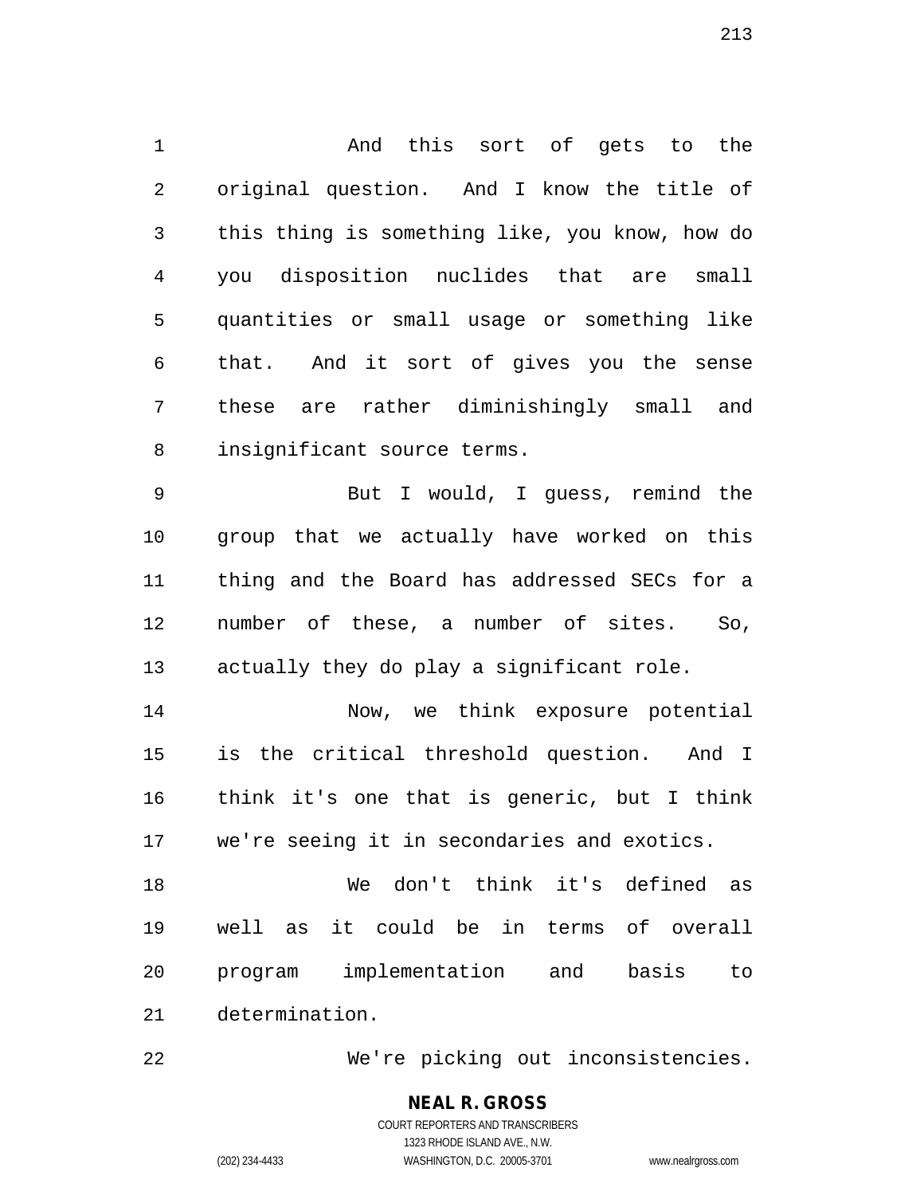And this sort of gets to the original question. And I know the title of this thing is something like, you know, how do you disposition nuclides that are small quantities or small usage or something like that. And it sort of gives you the sense these are rather diminishingly small and insignificant source terms.

But I would, I guess, remind the group that we actually have worked on this thing and the Board has addressed SECs for a number of these, a number of sites. So, actually they do play a significant role.

Now, we think exposure potential is the critical threshold question. And I think it's one that is generic, but I think we're seeing it in secondaries and exotics.

We don't think it's defined as well as it could be in terms of overall program implementation and basis to determination.

We're picking out inconsistencies.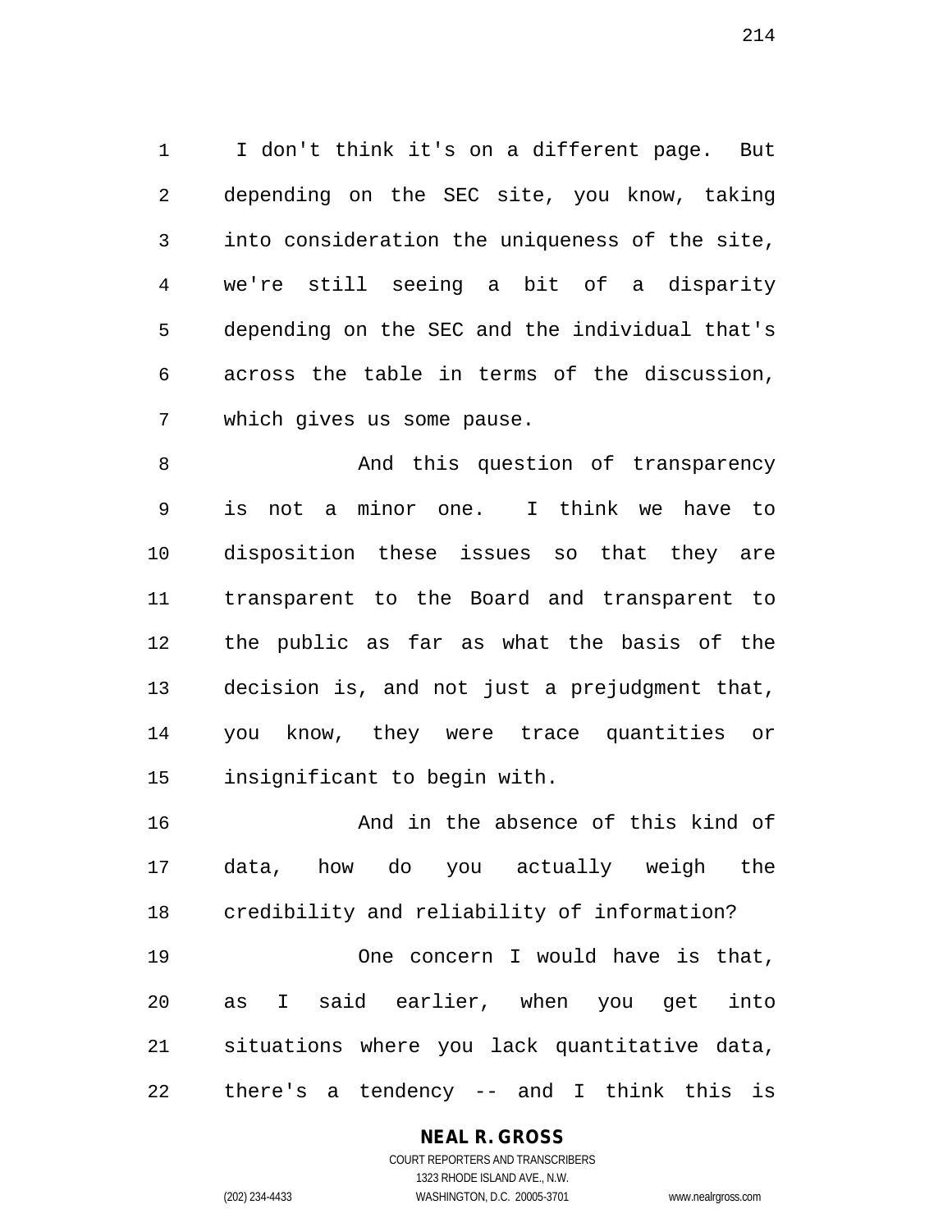I don't think it's on a different page. But depending on the SEC site, you know, taking into consideration the uniqueness of the site, we're still seeing a bit of a disparity depending on the SEC and the individual that's across the table in terms of the discussion, which gives us some pause.

And this question of transparency is not a minor one. I think we have to disposition these issues so that they are transparent to the Board and transparent to the public as far as what the basis of the decision is, and not just a prejudgment that, you know, they were trace quantities or insignificant to begin with.

And in the absence of this kind of data, how do you actually weigh the credibility and reliability of information?

One concern I would have is that, as I said earlier, when you get into situations where you lack quantitative data, there's a tendency -- and I think this is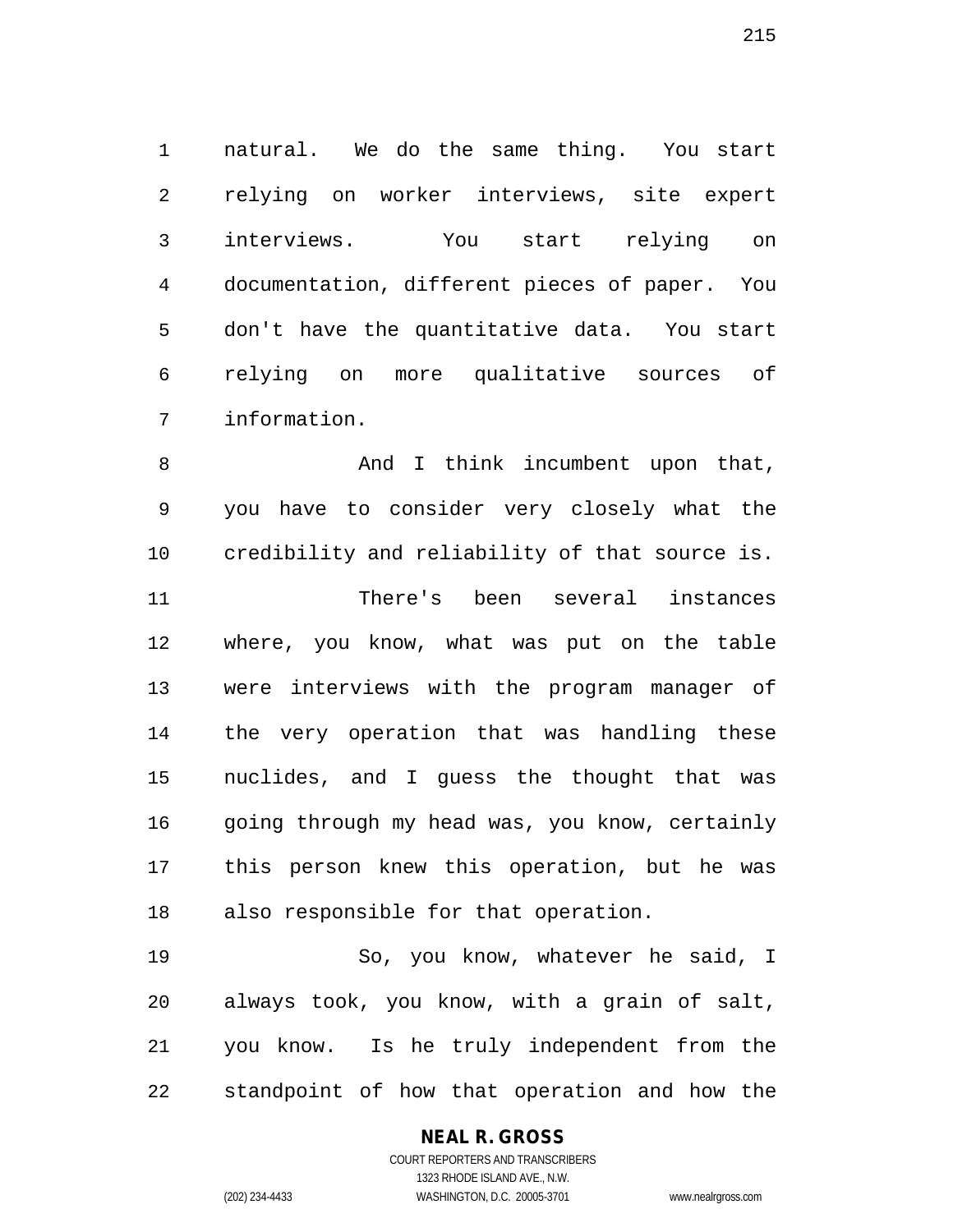natural. We do the same thing. You start relying on worker interviews, site expert interviews. You start relying on documentation, different pieces of paper. You don't have the quantitative data. You start relying on more qualitative sources of information.

And I think incumbent upon that, you have to consider very closely what the credibility and reliability of that source is.

There's been several instances where, you know, what was put on the table were interviews with the program manager of the very operation that was handling these nuclides, and I guess the thought that was going through my head was, you know, certainly this person knew this operation, but he was also responsible for that operation.

So, you know, whatever he said, I always took, you know, with a grain of salt, you know. Is he truly independent from the standpoint of how that operation and how the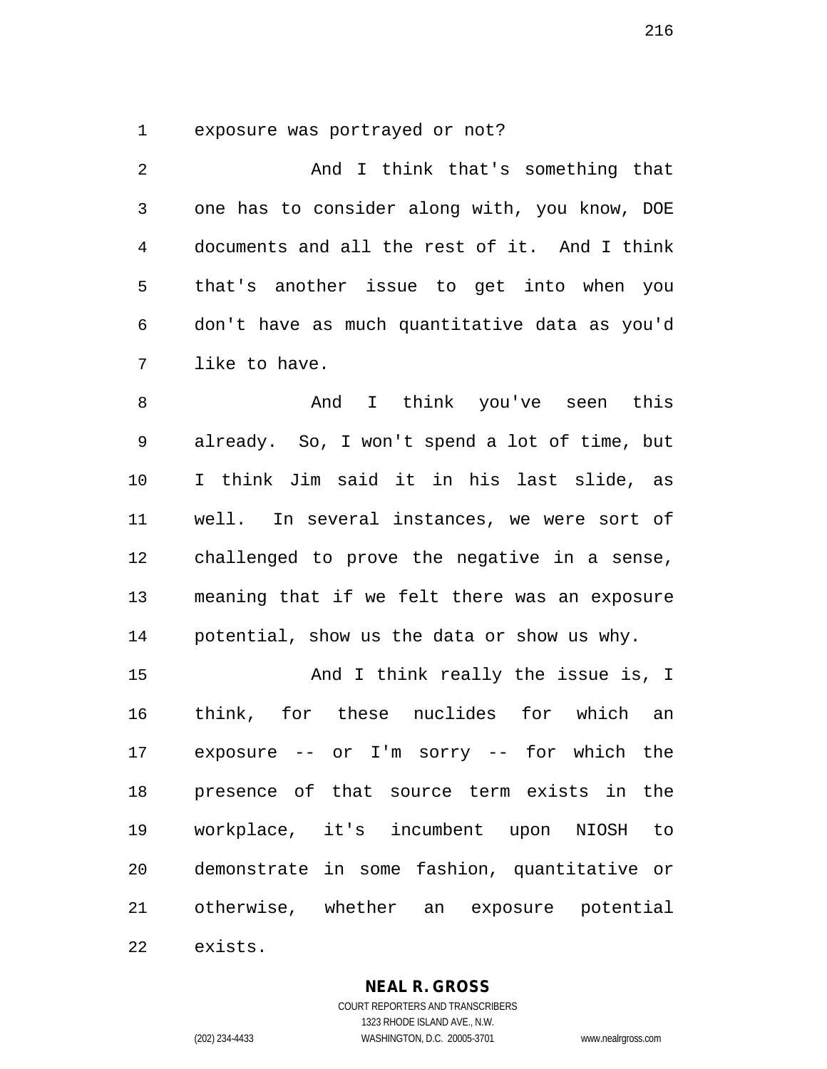exposure was portrayed or not?

And I think that's something that one has to consider along with, you know, DOE documents and all the rest of it. And I think that's another issue to get into when you don't have as much quantitative data as you'd like to have.

And I think you've seen this already. So, I won't spend a lot of time, but I think Jim said it in his last slide, as well. In several instances, we were sort of challenged to prove the negative in a sense, meaning that if we felt there was an exposure potential, show us the data or show us why.

And I think really the issue is, I think, for these nuclides for which an exposure -- or I'm sorry -- for which the presence of that source term exists in the workplace, it's incumbent upon NIOSH to demonstrate in some fashion, quantitative or otherwise, whether an exposure potential exists.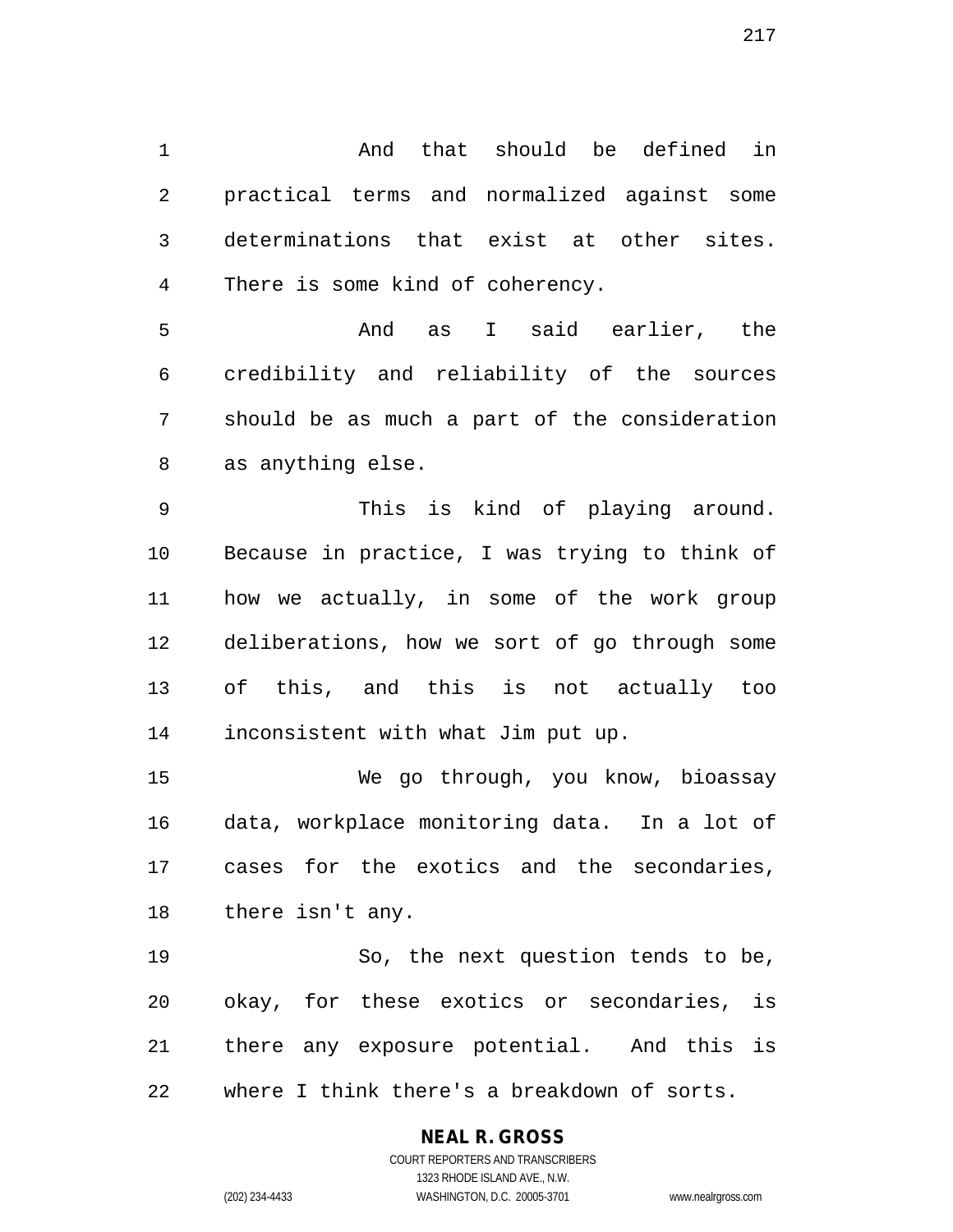And that should be defined in practical terms and normalized against some determinations that exist at other sites. There is some kind of coherency.

And as I said earlier, the credibility and reliability of the sources should be as much a part of the consideration as anything else.

This is kind of playing around. Because in practice, I was trying to think of how we actually, in some of the work group deliberations, how we sort of go through some of this, and this is not actually too inconsistent with what Jim put up.

We go through, you know, bioassay data, workplace monitoring data. In a lot of cases for the exotics and the secondaries, there isn't any.

So, the next question tends to be, okay, for these exotics or secondaries, is there any exposure potential. And this is where I think there's a breakdown of sorts.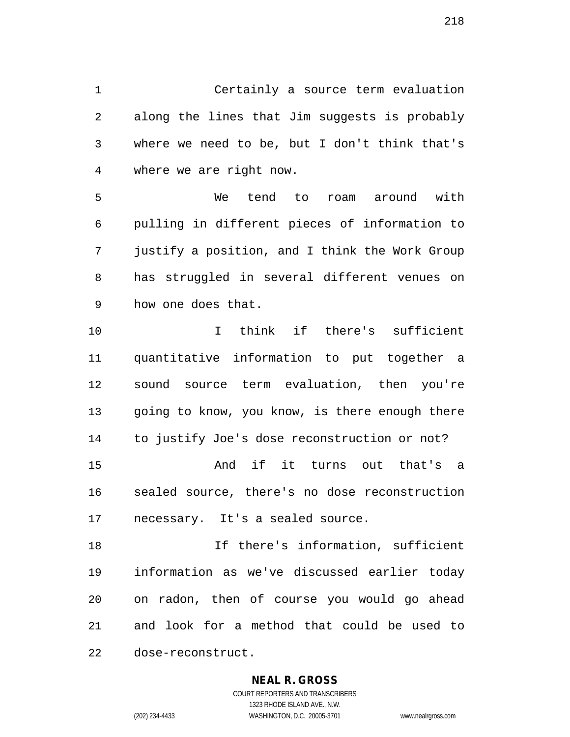Certainly a source term evaluation along the lines that Jim suggests is probably where we need to be, but I don't think that's where we are right now.

We tend to roam around with pulling in different pieces of information to justify a position, and I think the Work Group has struggled in several different venues on how one does that.

I think if there's sufficient quantitative information to put together a sound source term evaluation, then you're going to know, you know, is there enough there to justify Joe's dose reconstruction or not?

And if it turns out that's a sealed source, there's no dose reconstruction necessary. It's a sealed source.

If there's information, sufficient information as we've discussed earlier today on radon, then of course you would go ahead and look for a method that could be used to dose-reconstruct.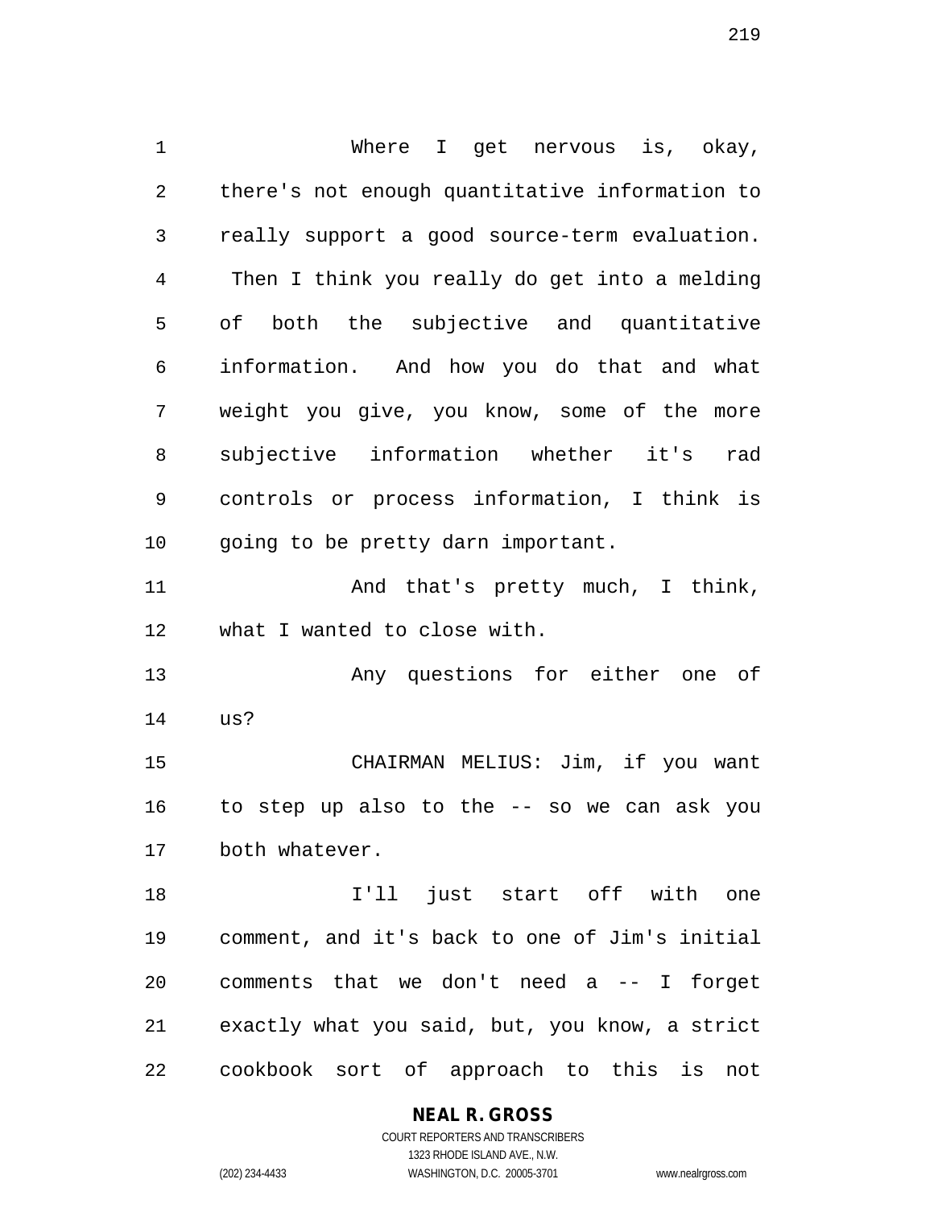Where I get nervous is, okay, there's not enough quantitative information to really support a good source-term evaluation. Then I think you really do get into a melding of both the subjective and quantitative information. And how you do that and what weight you give, you know, some of the more subjective information whether it's rad controls or process information, I think is going to be pretty darn important.

And that's pretty much, I think, what I wanted to close with.

Any questions for either one of us?

CHAIRMAN MELIUS: Jim, if you want to step up also to the -- so we can ask you both whatever.

I'll just start off with one comment, and it's back to one of Jim's initial comments that we don't need a -- I forget exactly what you said, but, you know, a strict cookbook sort of approach to this is not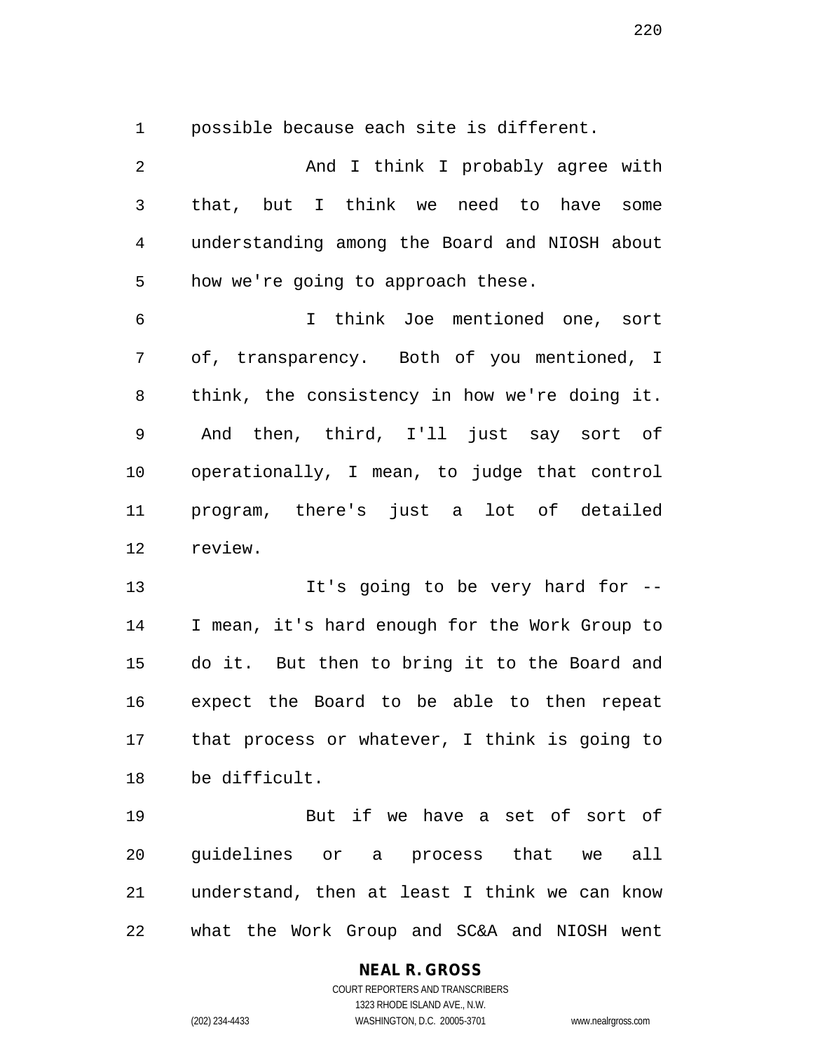possible because each site is different.

And I think I probably agree with that, but I think we need to have some understanding among the Board and NIOSH about how we're going to approach these.

I think Joe mentioned one, sort of, transparency. Both of you mentioned, I think, the consistency in how we're doing it. And then, third, I'll just say sort of operationally, I mean, to judge that control program, there's just a lot of detailed review.

It's going to be very hard for -- I mean, it's hard enough for the Work Group to do it. But then to bring it to the Board and expect the Board to be able to then repeat that process or whatever, I think is going to be difficult.

But if we have a set of sort of guidelines or a process that we all understand, then at least I think we can know what the Work Group and SC&A and NIOSH went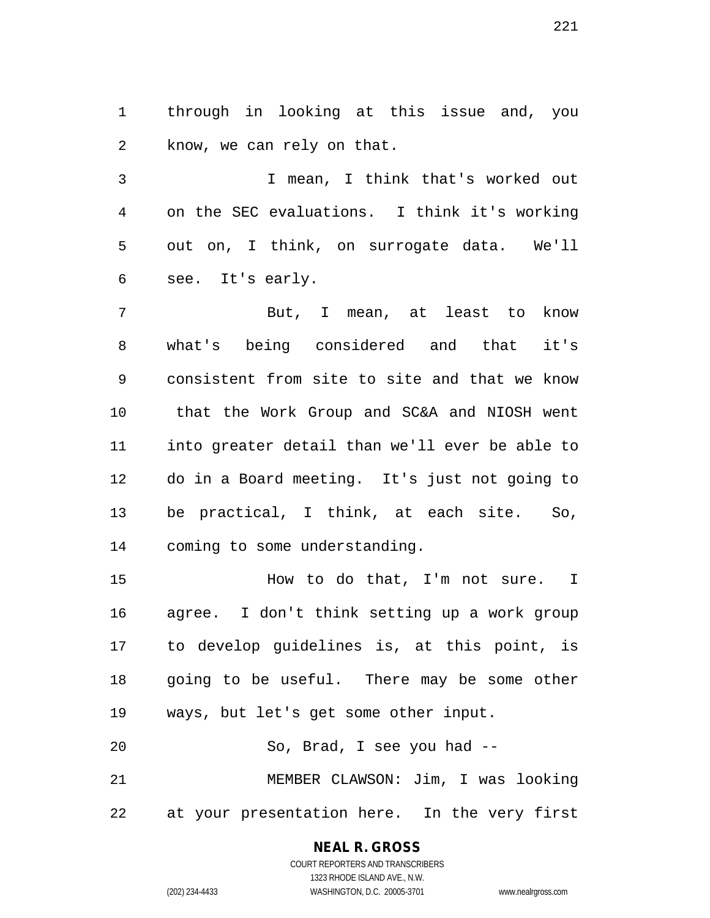through in looking at this issue and, you know, we can rely on that.

I mean, I think that's worked out on the SEC evaluations. I think it's working out on, I think, on surrogate data. We'll see. It's early.

But, I mean, at least to know what's being considered and that it's consistent from site to site and that we know that the Work Group and SC&A and NIOSH went into greater detail than we'll ever be able to do in a Board meeting. It's just not going to be practical, I think, at each site. So, coming to some understanding.

How to do that, I'm not sure. I agree. I don't think setting up a work group to develop guidelines is, at this point, is going to be useful. There may be some other ways, but let's get some other input.

So, Brad, I see you had --

MEMBER CLAWSON: Jim, I was looking at your presentation here. In the very first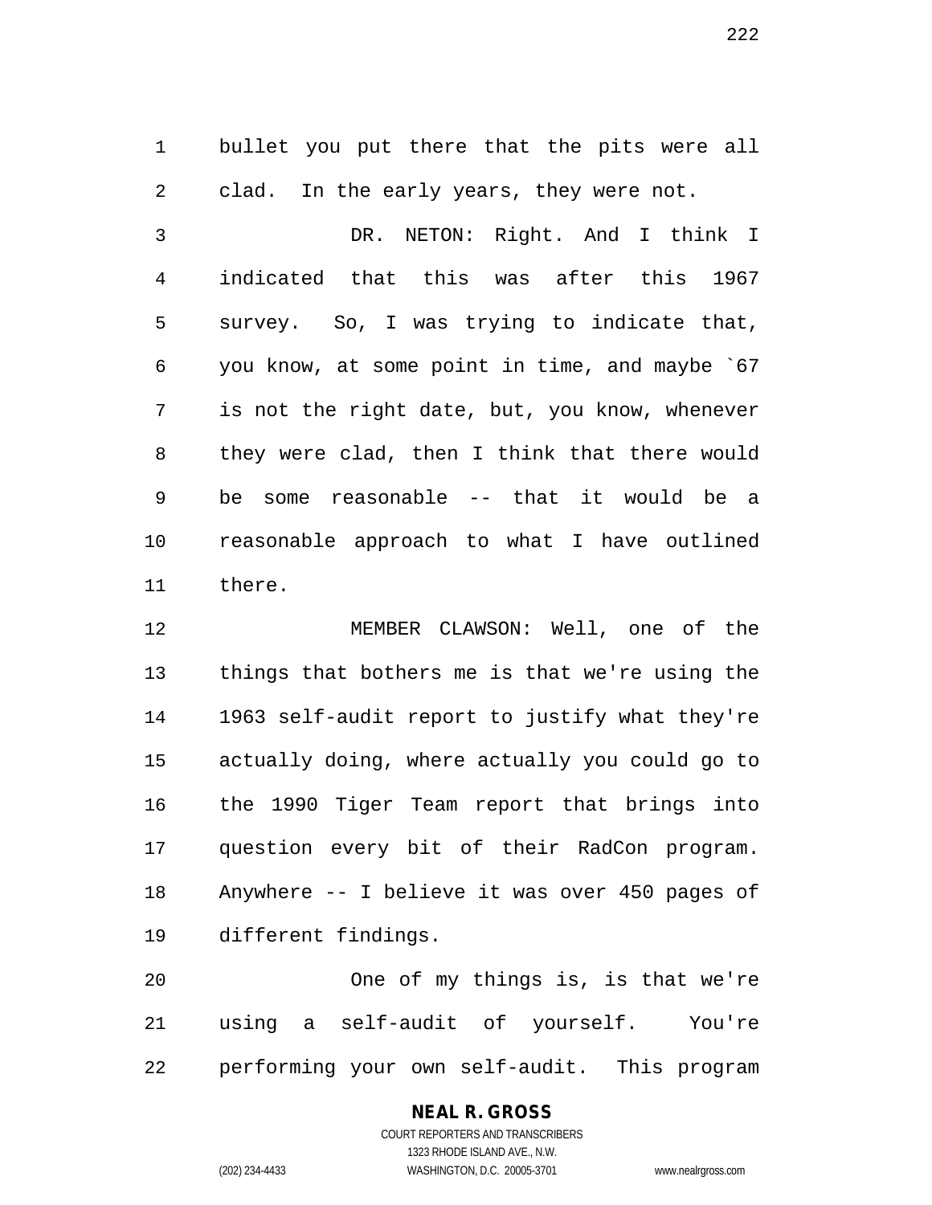bullet you put there that the pits were all clad. In the early years, they were not.

DR. NETON: Right. And I think I indicated that this was after this 1967 survey. So, I was trying to indicate that, you know, at some point in time, and maybe `67 is not the right date, but, you know, whenever they were clad, then I think that there would be some reasonable -- that it would be a reasonable approach to what I have outlined there.

MEMBER CLAWSON: Well, one of the things that bothers me is that we're using the 1963 self-audit report to justify what they're actually doing, where actually you could go to the 1990 Tiger Team report that brings into question every bit of their RadCon program. Anywhere -- I believe it was over 450 pages of different findings.

One of my things is, is that we're using a self-audit of yourself. You're performing your own self-audit. This program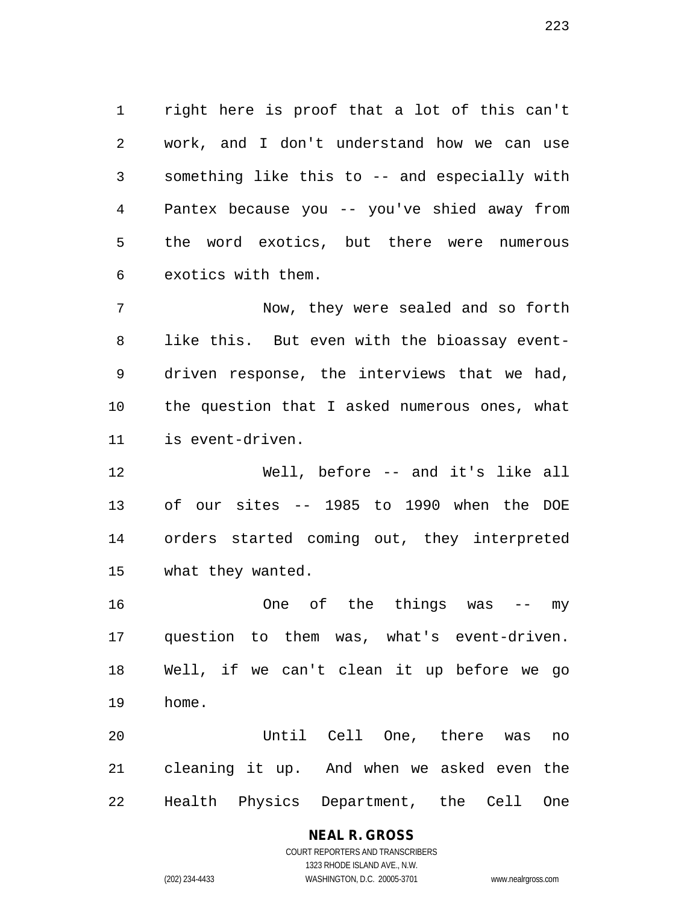right here is proof that a lot of this can't work, and I don't understand how we can use something like this to -- and especially with Pantex because you -- you've shied away from the word exotics, but there were numerous exotics with them.

Now, they were sealed and so forth like this. But even with the bioassay event-driven response, the interviews that we had, the question that I asked numerous ones, what is event-driven.

Well, before -- and it's like all of our sites -- 1985 to 1990 when the DOE orders started coming out, they interpreted what they wanted.

One of the things was -- my question to them was, what's event-driven. Well, if we can't clean it up before we go home.

Until Cell One, there was no cleaning it up. And when we asked even the Health Physics Department, the Cell One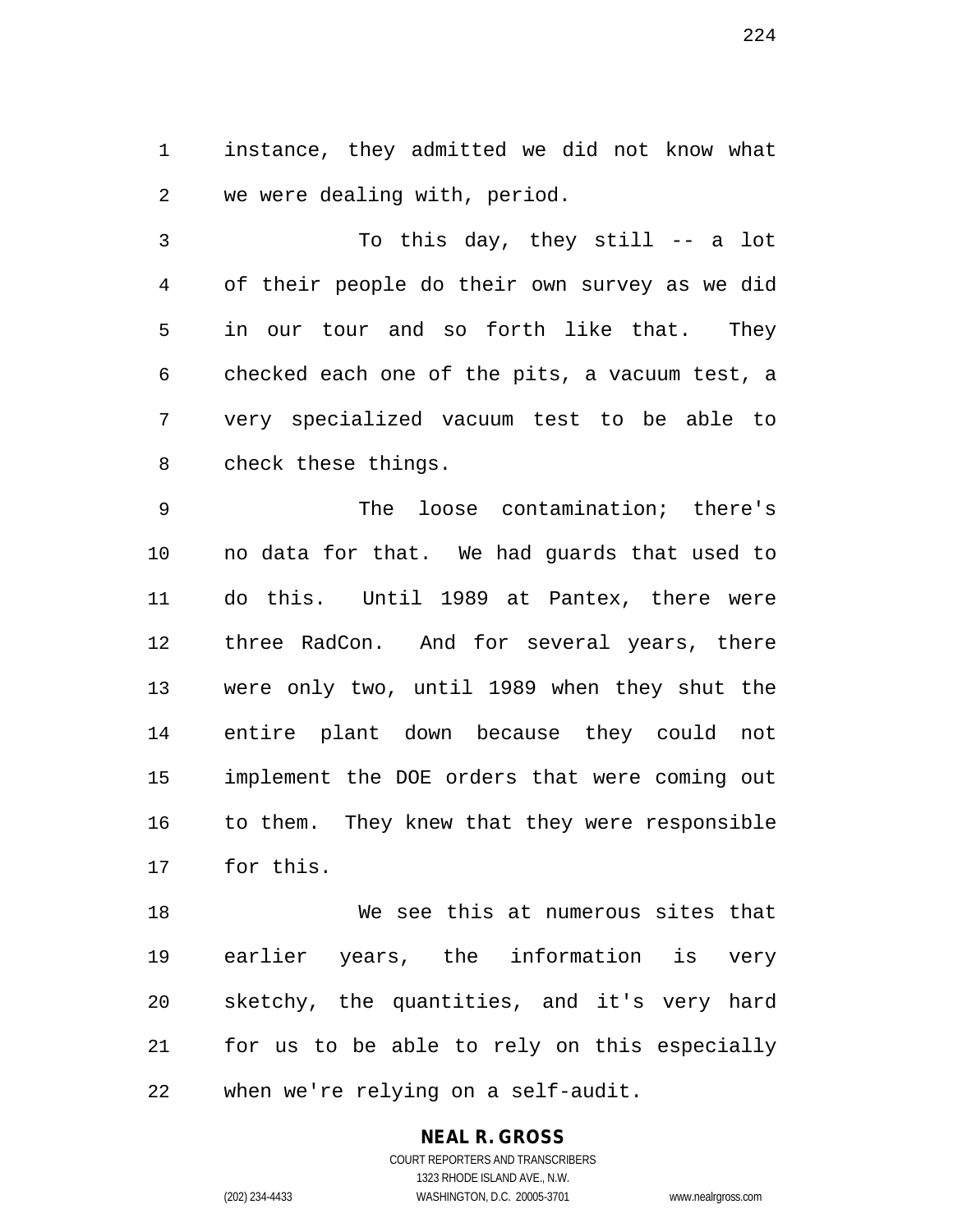instance, they admitted we did not know what we were dealing with, period.

To this day, they still -- a lot of their people do their own survey as we did in our tour and so forth like that. They checked each one of the pits, a vacuum test, a very specialized vacuum test to be able to check these things.

The loose contamination; there's no data for that. We had guards that used to do this. Until 1989 at Pantex, there were three RadCon. And for several years, there were only two, until 1989 when they shut the entire plant down because they could not implement the DOE orders that were coming out to them. They knew that they were responsible for this.

We see this at numerous sites that earlier years, the information is very sketchy, the quantities, and it's very hard for us to be able to rely on this especially when we're relying on a self-audit.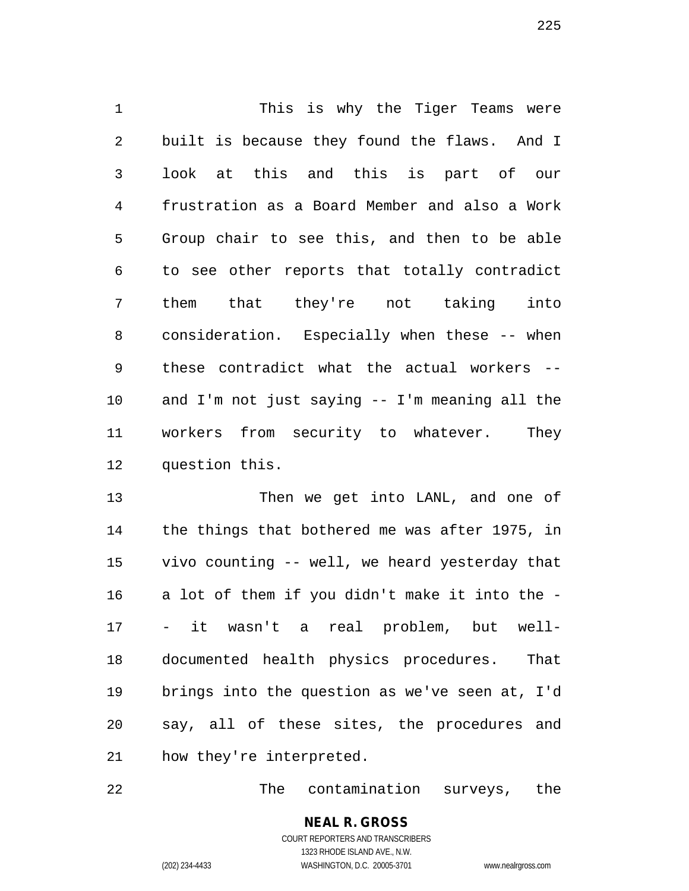This is why the Tiger Teams were built is because they found the flaws. And I look at this and this is part of our frustration as a Board Member and also a Work Group chair to see this, and then to be able to see other reports that totally contradict them that they're not taking into consideration. Especially when these -- when these contradict what the actual workers -- and I'm not just saying -- I'm meaning all the workers from security to whatever. They question this.

Then we get into LANL, and one of the things that bothered me was after 1975, in vivo counting -- well, we heard yesterday that a lot of them if you didn't make it into the -- it wasn't a real problem, but well-documented health physics procedures. That brings into the question as we've seen at, I'd say, all of these sites, the procedures and how they're interpreted.

The contamination surveys, the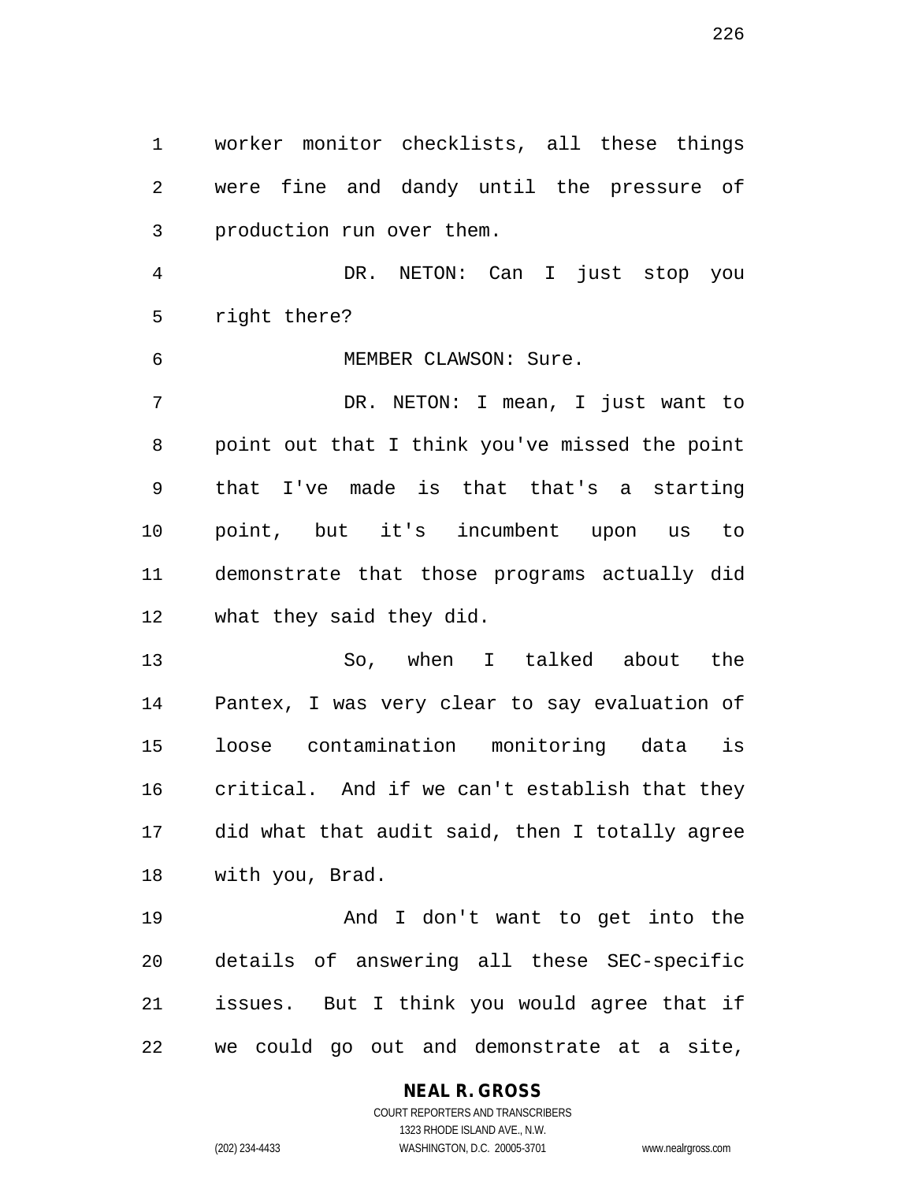worker monitor checklists, all these things were fine and dandy until the pressure of production run over them.

DR. NETON: Can I just stop you right there?

MEMBER CLAWSON: Sure.

DR. NETON: I mean, I just want to point out that I think you've missed the point that I've made is that that's a starting point, but it's incumbent upon us to demonstrate that those programs actually did what they said they did.

So, when I talked about the Pantex, I was very clear to say evaluation of loose contamination monitoring data is critical. And if we can't establish that they did what that audit said, then I totally agree with you, Brad.

And I don't want to get into the details of answering all these SEC-specific issues. But I think you would agree that if we could go out and demonstrate at a site,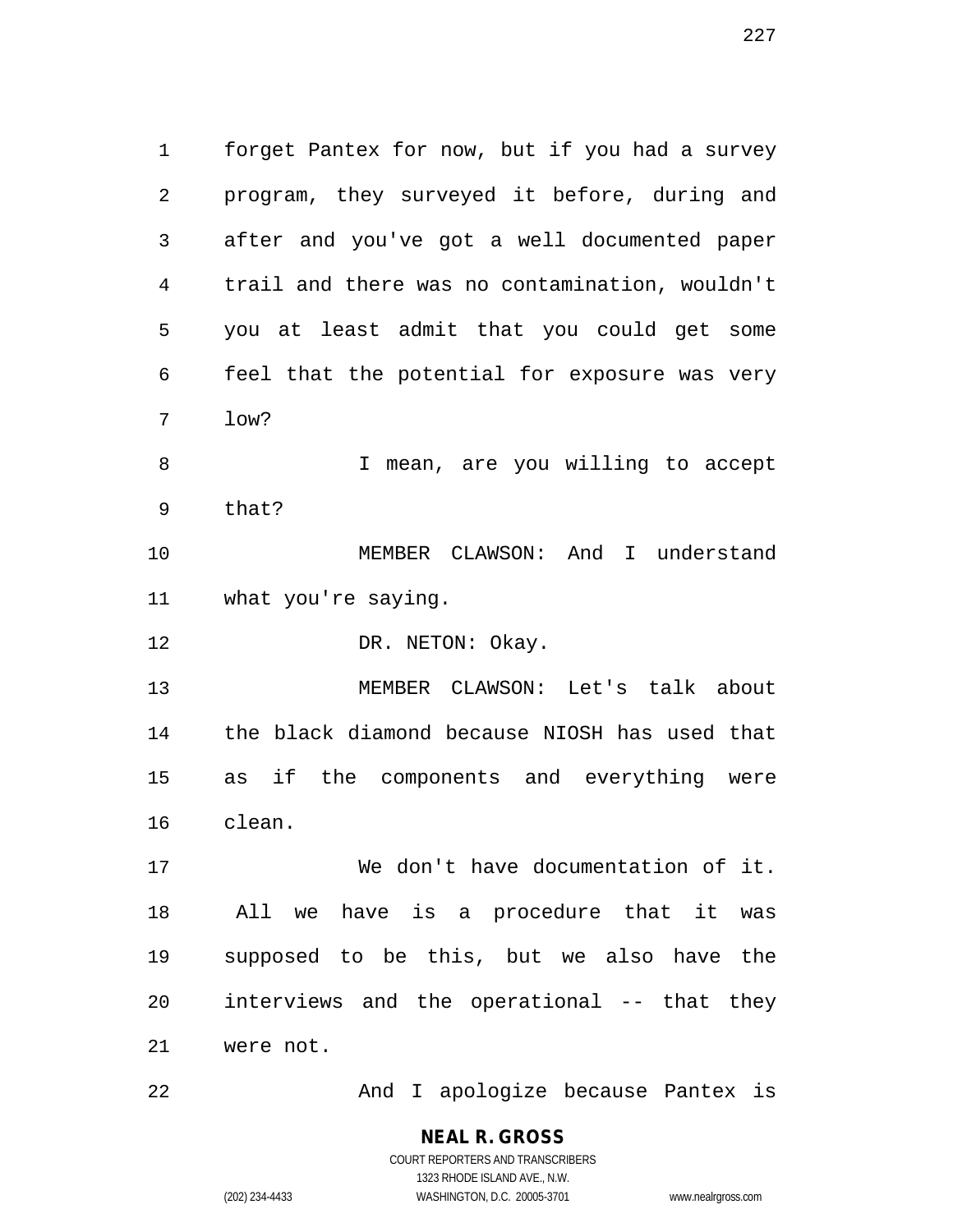forget Pantex for now, but if you had a survey program, they surveyed it before, during and after and you've got a well documented paper trail and there was no contamination, wouldn't you at least admit that you could get some feel that the potential for exposure was very low?

I mean, are you willing to accept that?

MEMBER CLAWSON: And I understand what you're saying.

DR. NETON: Okay.

MEMBER CLAWSON: Let's talk about the black diamond because NIOSH has used that as if the components and everything were clean.

We don't have documentation of it. All we have is a procedure that it was supposed to be this, but we also have the interviews and the operational -- that they were not.

And I apologize because Pantex is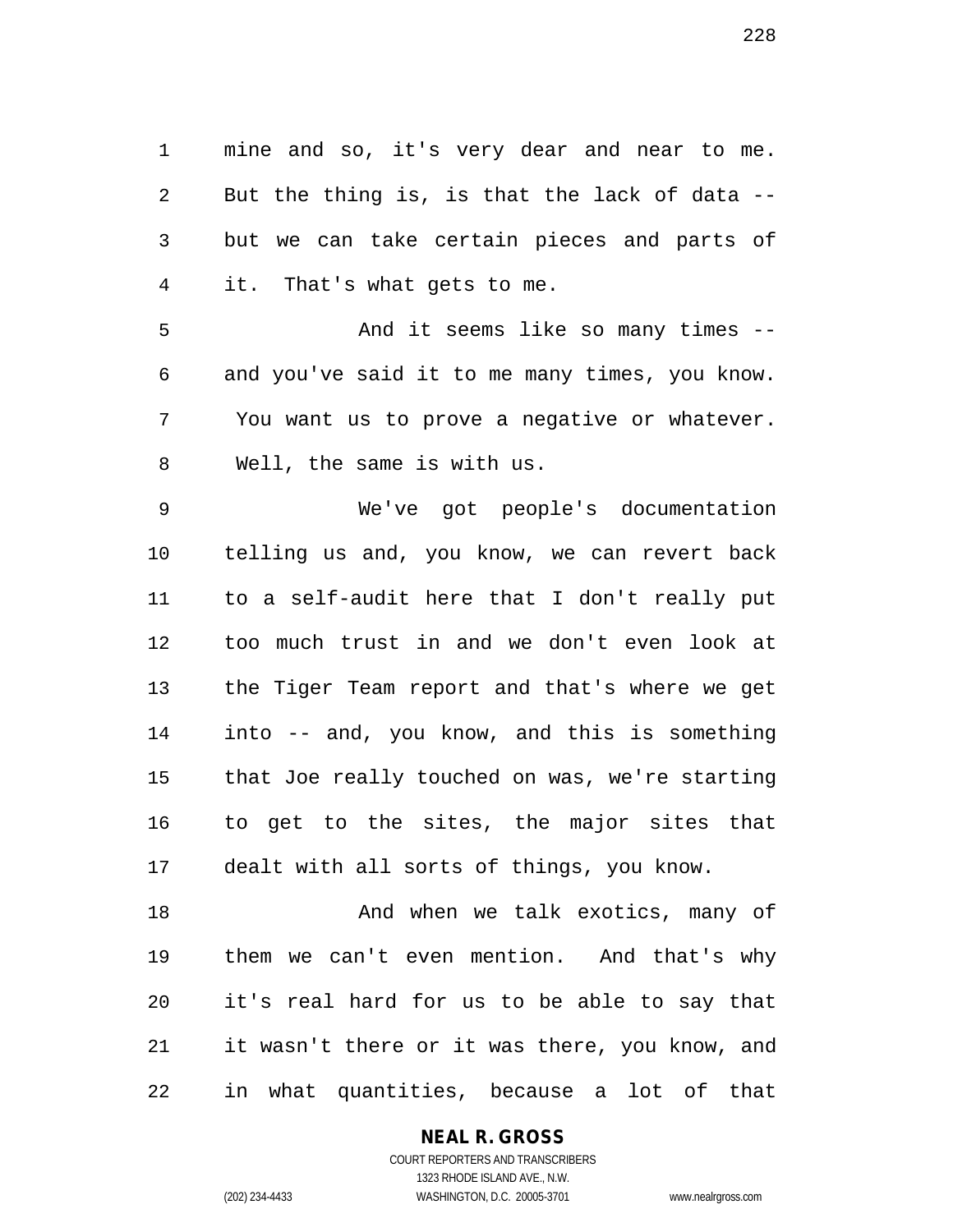mine and so, it's very dear and near to me. But the thing is, is that the lack of data -- but we can take certain pieces and parts of it. That's what gets to me.

And it seems like so many times -- and you've said it to me many times, you know. You want us to prove a negative or whatever. Well, the same is with us.

We've got people's documentation telling us and, you know, we can revert back to a self-audit here that I don't really put too much trust in and we don't even look at the Tiger Team report and that's where we get into -- and, you know, and this is something that Joe really touched on was, we're starting to get to the sites, the major sites that dealt with all sorts of things, you know.

And when we talk exotics, many of them we can't even mention. And that's why it's real hard for us to be able to say that it wasn't there or it was there, you know, and in what quantities, because a lot of that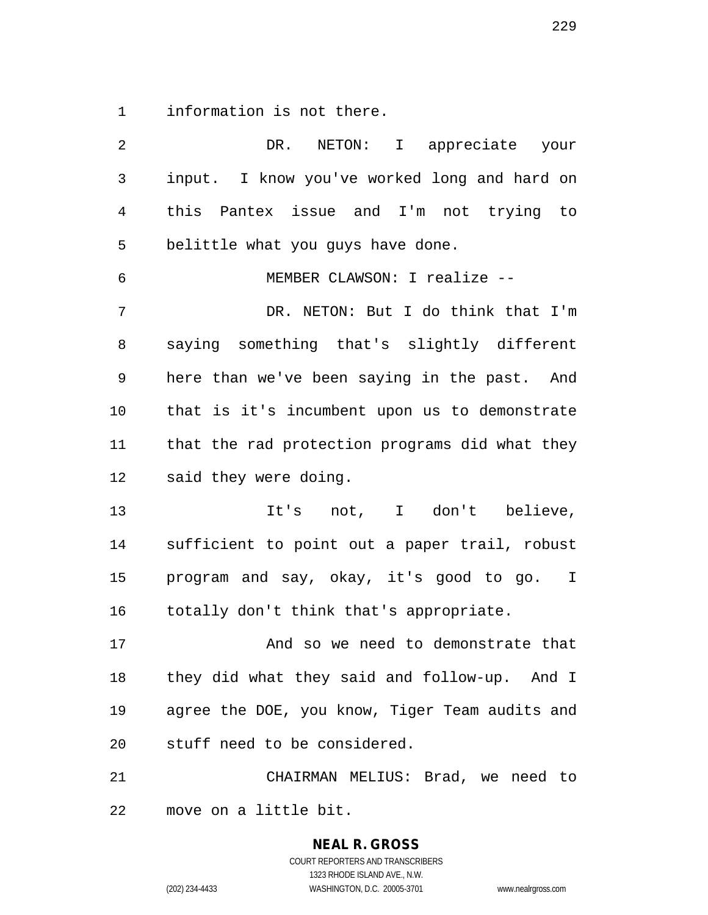information is not there.

DR. NETON: I appreciate your input. I know you've worked long and hard on this Pantex issue and I'm not trying to belittle what you guys have done.

MEMBER CLAWSON: I realize --

DR. NETON: But I do think that I'm saying something that's slightly different here than we've been saying in the past. And that is it's incumbent upon us to demonstrate that the rad protection programs did what they said they were doing.

It's not, I don't believe, sufficient to point out a paper trail, robust program and say, okay, it's good to go. I totally don't think that's appropriate.

And so we need to demonstrate that they did what they said and follow-up. And I agree the DOE, you know, Tiger Team audits and stuff need to be considered.

CHAIRMAN MELIUS: Brad, we need to move on a little bit.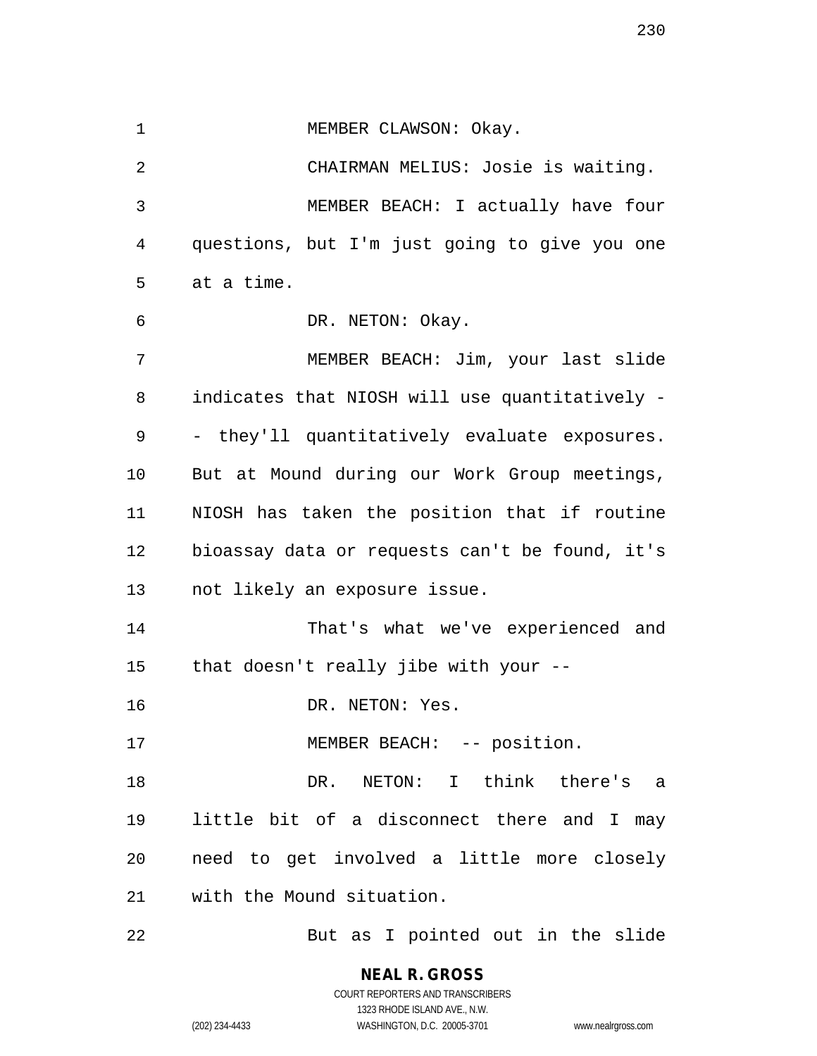MEMBER CLAWSON: Okay.

CHAIRMAN MELIUS: Josie is waiting.

MEMBER BEACH: I actually have four questions, but I'm just going to give you one at a time.

DR. NETON: Okay.

MEMBER BEACH: Jim, your last slide indicates that NIOSH will use quantitatively -- they'll quantitatively evaluate exposures. But at Mound during our Work Group meetings, NIOSH has taken the position that if routine bioassay data or requests can't be found, it's not likely an exposure issue.

That's what we've experienced and that doesn't really jibe with your --

DR. NETON: Yes.

MEMBER BEACH: -- position.

DR. NETON: I think there's a little bit of a disconnect there and I may need to get involved a little more closely with the Mound situation.

But as I pointed out in the slide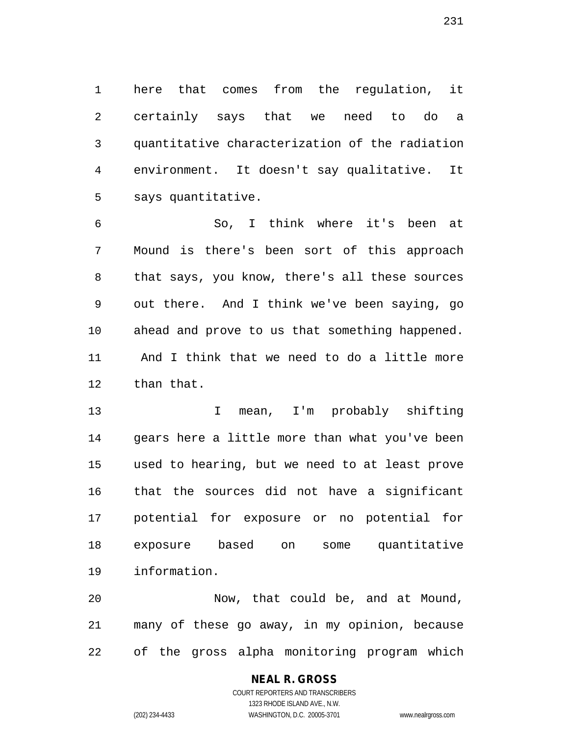here that comes from the regulation, it certainly says that we need to do a quantitative characterization of the radiation environment. It doesn't say qualitative. It says quantitative.

So, I think where it's been at Mound is there's been sort of this approach that says, you know, there's all these sources out there. And I think we've been saying, go ahead and prove to us that something happened. And I think that we need to do a little more than that.

I mean, I'm probably shifting gears here a little more than what you've been used to hearing, but we need to at least prove that the sources did not have a significant potential for exposure or no potential for exposure based on some quantitative information.

Now, that could be, and at Mound, many of these go away, in my opinion, because of the gross alpha monitoring program which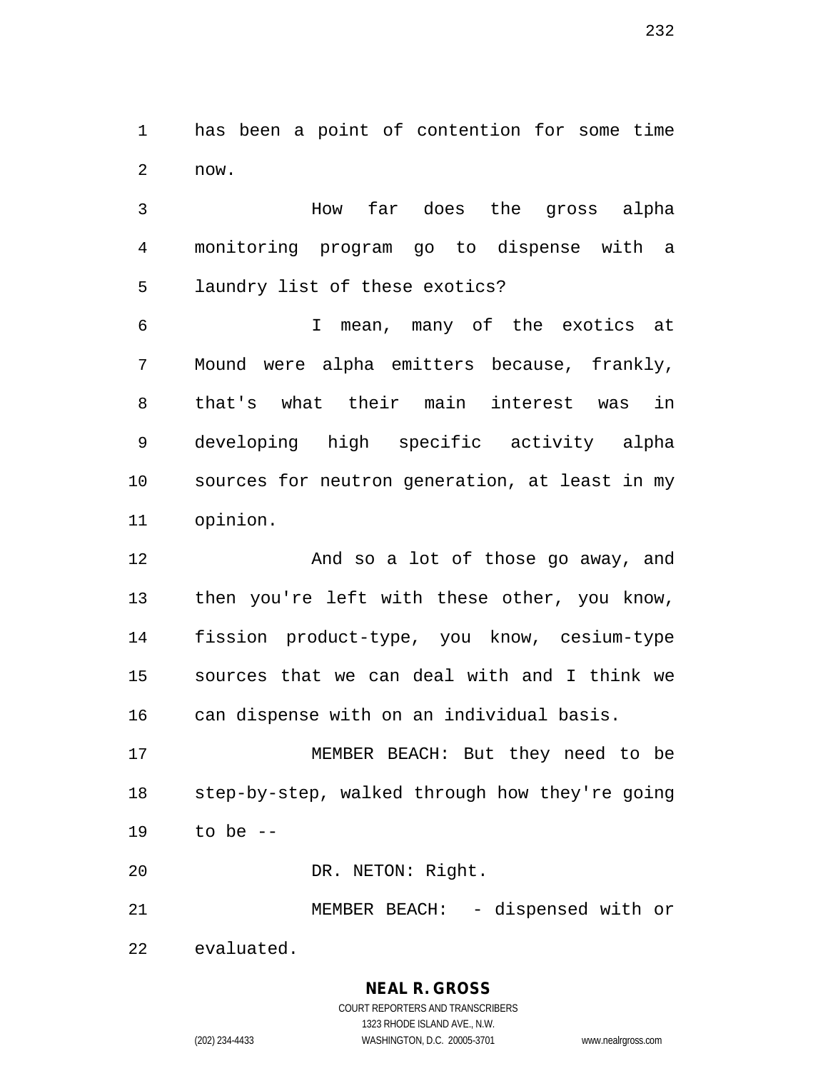has been a point of contention for some time now.

How far does the gross alpha monitoring program go to dispense with a laundry list of these exotics?

I mean, many of the exotics at Mound were alpha emitters because, frankly, that's what their main interest was in developing high specific activity alpha sources for neutron generation, at least in my opinion.

And so a lot of those go away, and then you're left with these other, you know, fission product-type, you know, cesium-type sources that we can deal with and I think we can dispense with on an individual basis.

MEMBER BEACH: But they need to be step-by-step, walked through how they're going to be --

DR. NETON: Right.

MEMBER BEACH: - dispensed with or evaluated.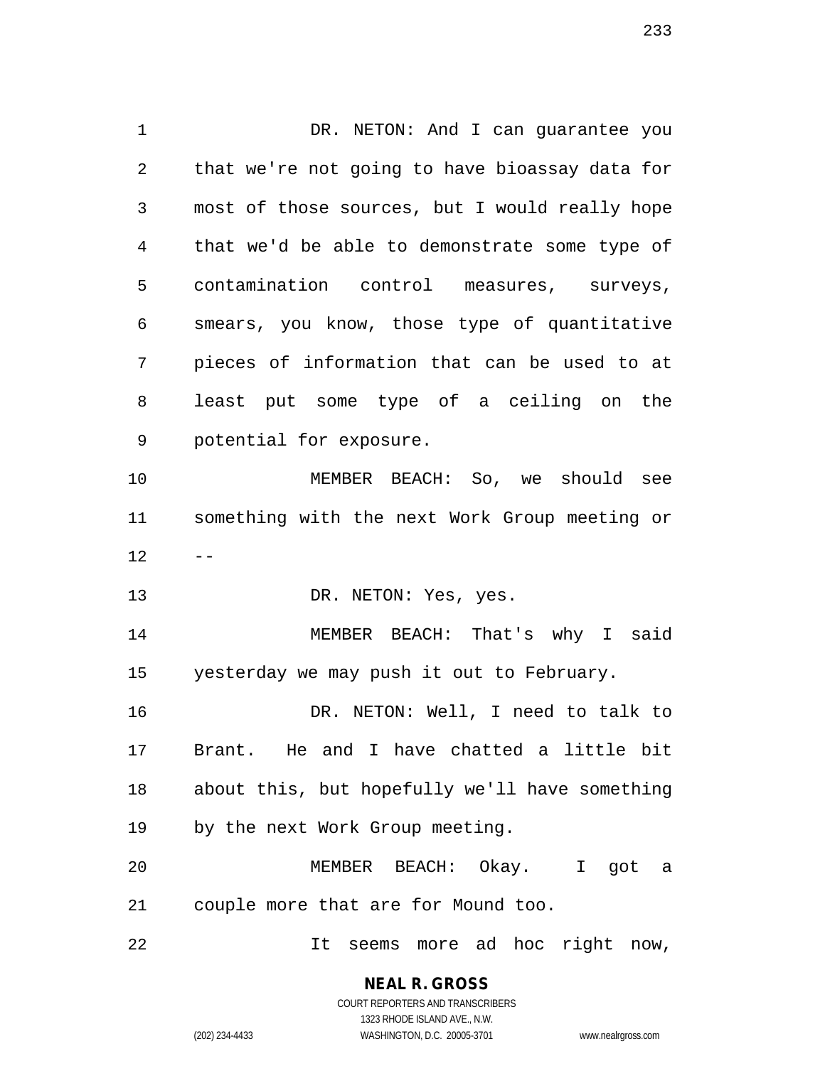DR. NETON: And I can guarantee you that we're not going to have bioassay data for most of those sources, but I would really hope that we'd be able to demonstrate some type of contamination control measures, surveys, smears, you know, those type of quantitative pieces of information that can be used to at least put some type of a ceiling on the potential for exposure.

MEMBER BEACH: So, we should see something with the next Work Group meeting or --

DR. NETON: Yes, yes.

MEMBER BEACH: That's why I said yesterday we may push it out to February.

DR. NETON: Well, I need to talk to Brant. He and I have chatted a little bit about this, but hopefully we'll have something by the next Work Group meeting.

MEMBER BEACH: Okay. I got a couple more that are for Mound too.

It seems more ad hoc right now,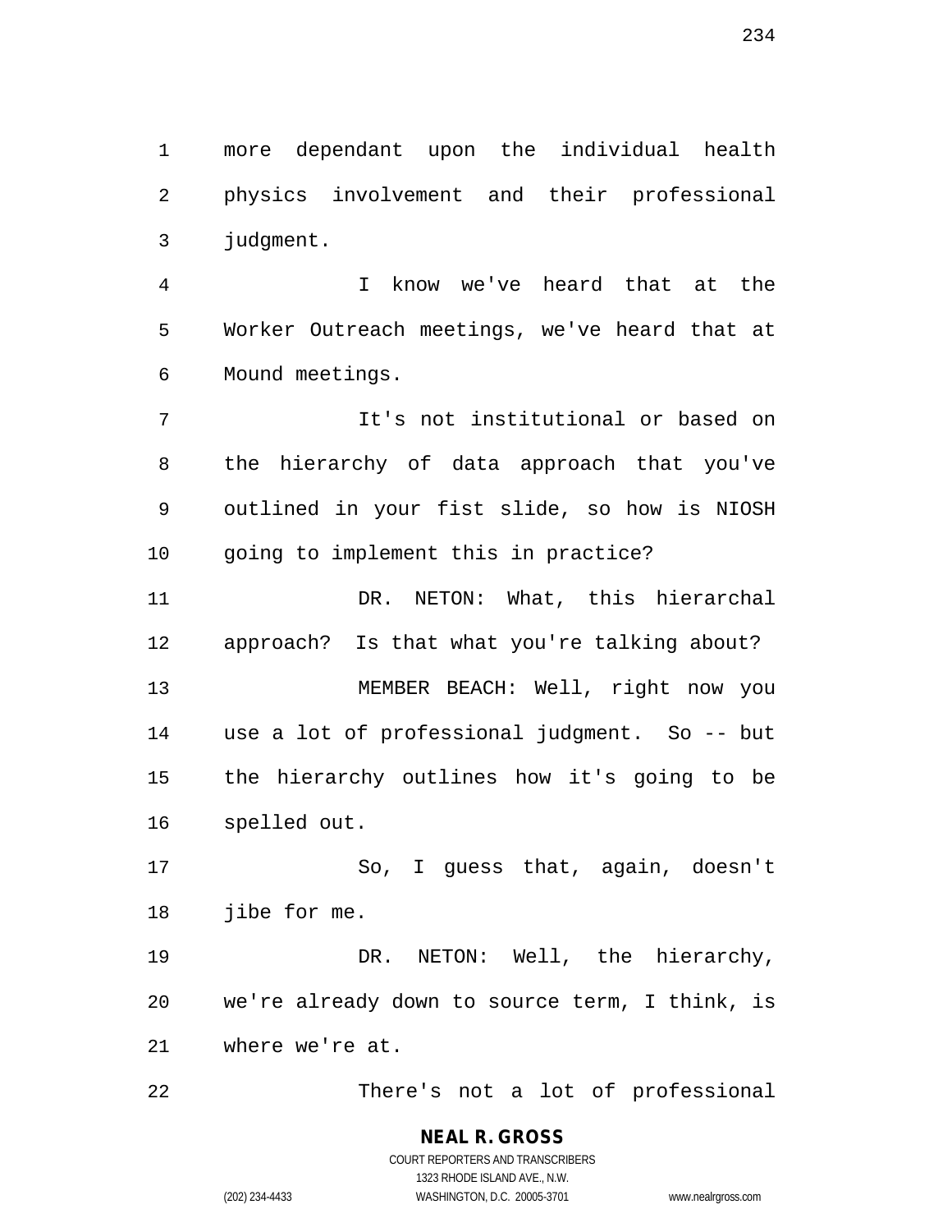more dependant upon the individual health physics involvement and their professional judgment.

I know we've heard that at the Worker Outreach meetings, we've heard that at Mound meetings.

It's not institutional or based on the hierarchy of data approach that you've outlined in your fist slide, so how is NIOSH going to implement this in practice?

DR. NETON: What, this hierarchal approach? Is that what you're talking about?

MEMBER BEACH: Well, right now you use a lot of professional judgment. So -- but the hierarchy outlines how it's going to be spelled out.

So, I guess that, again, doesn't jibe for me.

DR. NETON: Well, the hierarchy, we're already down to source term, I think, is where we're at.

There's not a lot of professional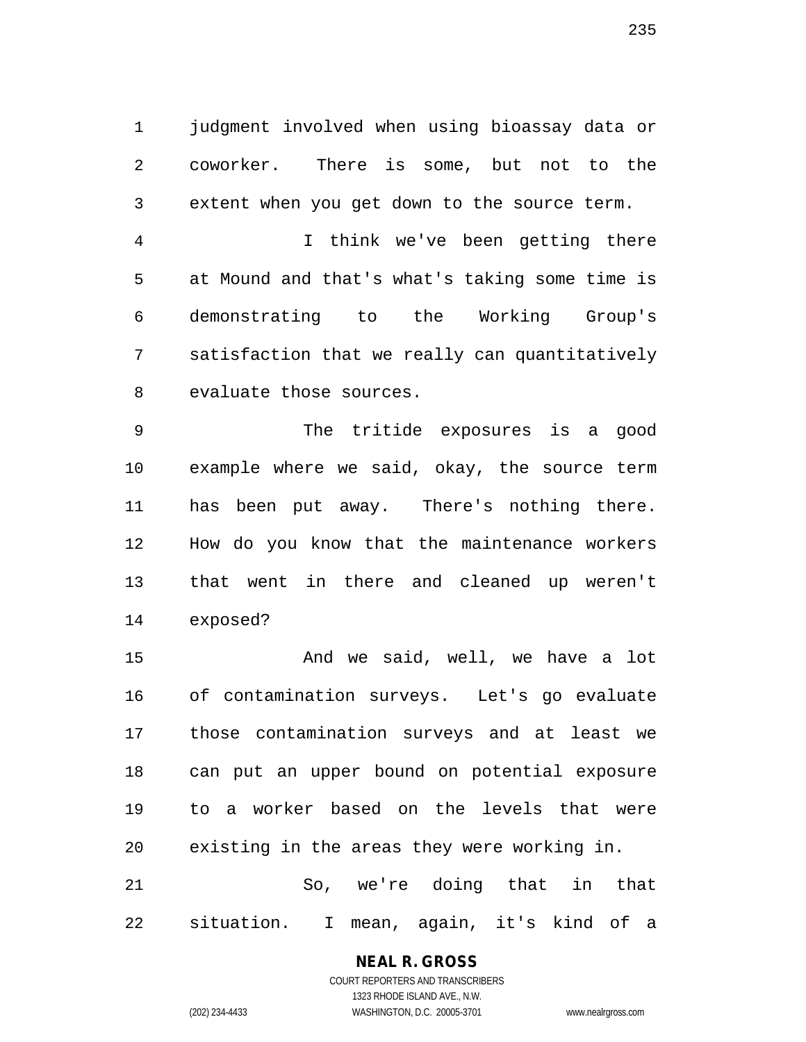judgment involved when using bioassay data or coworker. There is some, but not to the extent when you get down to the source term.

I think we've been getting there at Mound and that's what's taking some time is demonstrating to the Working Group's satisfaction that we really can quantitatively evaluate those sources.

The tritide exposures is a good example where we said, okay, the source term has been put away. There's nothing there. How do you know that the maintenance workers that went in there and cleaned up weren't exposed?

And we said, well, we have a lot of contamination surveys. Let's go evaluate those contamination surveys and at least we can put an upper bound on potential exposure to a worker based on the levels that were existing in the areas they were working in.

So, we're doing that in that situation. I mean, again, it's kind of a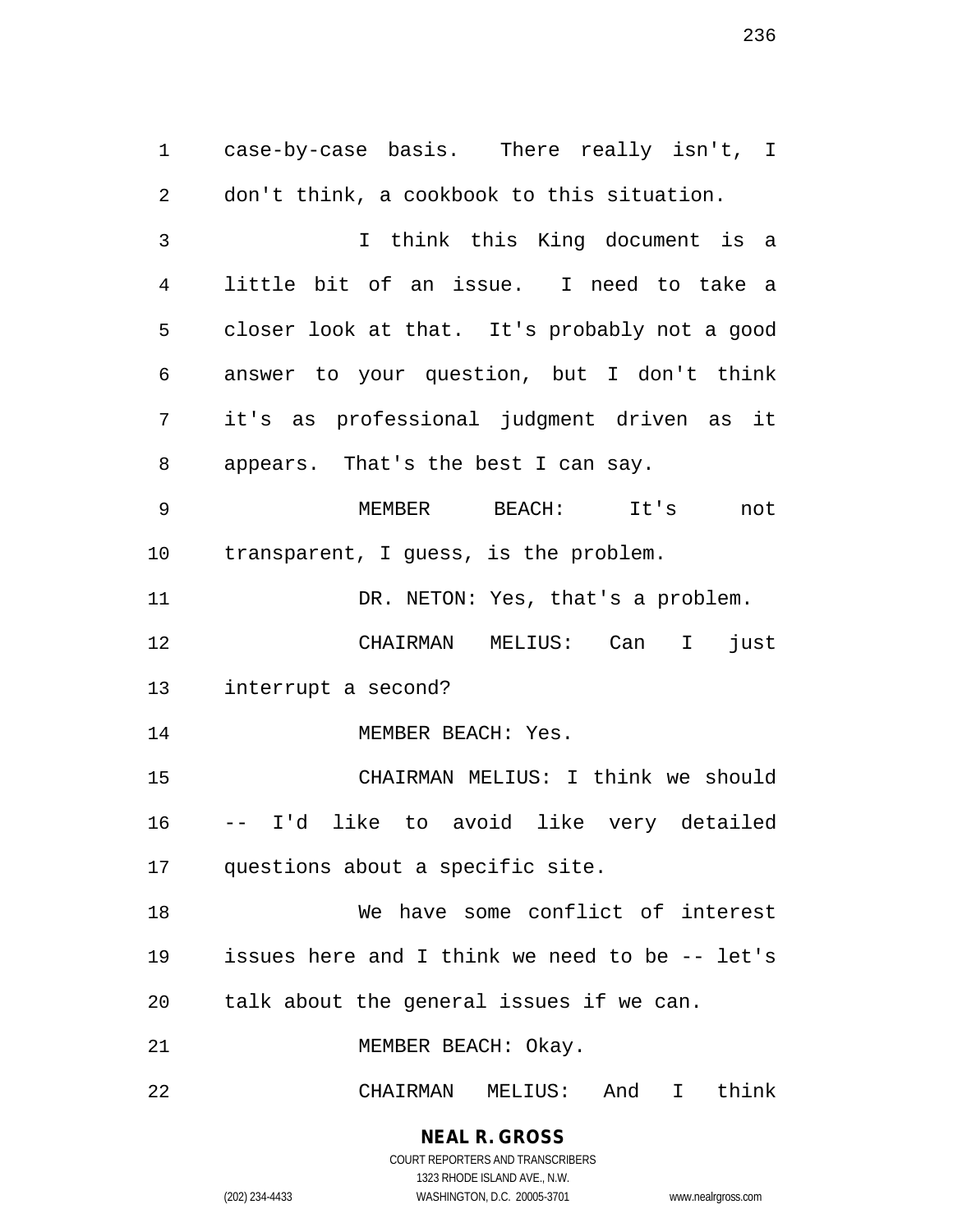case-by-case basis. There really isn't, I don't think, a cookbook to this situation.

I think this King document is a little bit of an issue. I need to take a closer look at that. It's probably not a good answer to your question, but I don't think it's as professional judgment driven as it appears. That's the best I can say.

MEMBER BEACH: It's not transparent, I guess, is the problem.

DR. NETON: Yes, that's a problem.

CHAIRMAN MELIUS: Can I just interrupt a second?

MEMBER BEACH: Yes.

CHAIRMAN MELIUS: I think we should -- I'd like to avoid like very detailed questions about a specific site.

We have some conflict of interest issues here and I think we need to be -- let's talk about the general issues if we can.

MEMBER BEACH: Okay.

CHAIRMAN MELIUS: And I think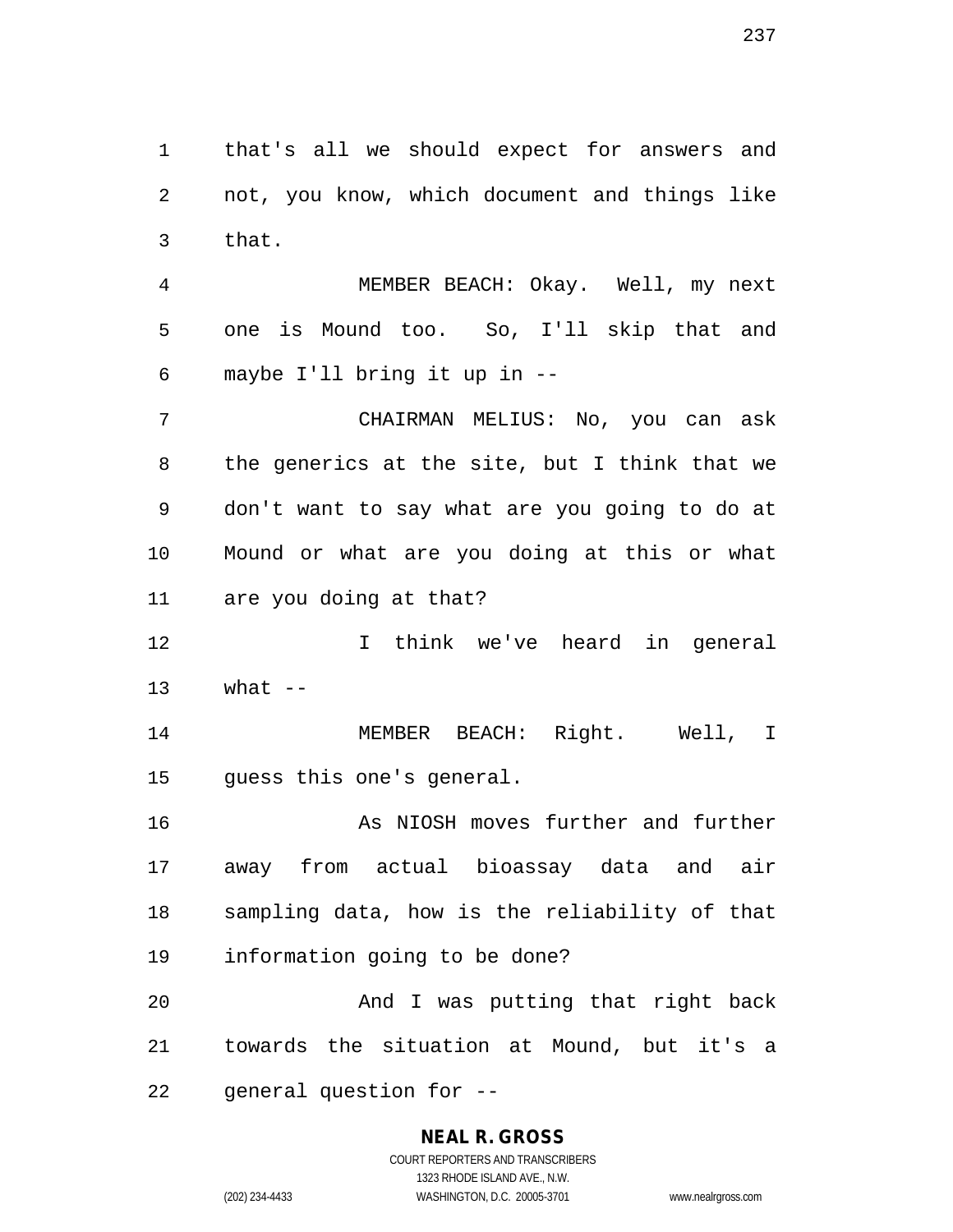that's all we should expect for answers and not, you know, which document and things like that.

MEMBER BEACH: Okay. Well, my next one is Mound too. So, I'll skip that and maybe I'll bring it up in --

CHAIRMAN MELIUS: No, you can ask the generics at the site, but I think that we don't want to say what are you going to do at Mound or what are you doing at this or what are you doing at that?

I think we've heard in general what --

MEMBER BEACH: Right. Well, I guess this one's general.

As NIOSH moves further and further away from actual bioassay data and air sampling data, how is the reliability of that information going to be done?

And I was putting that right back towards the situation at Mound, but it's a general question for --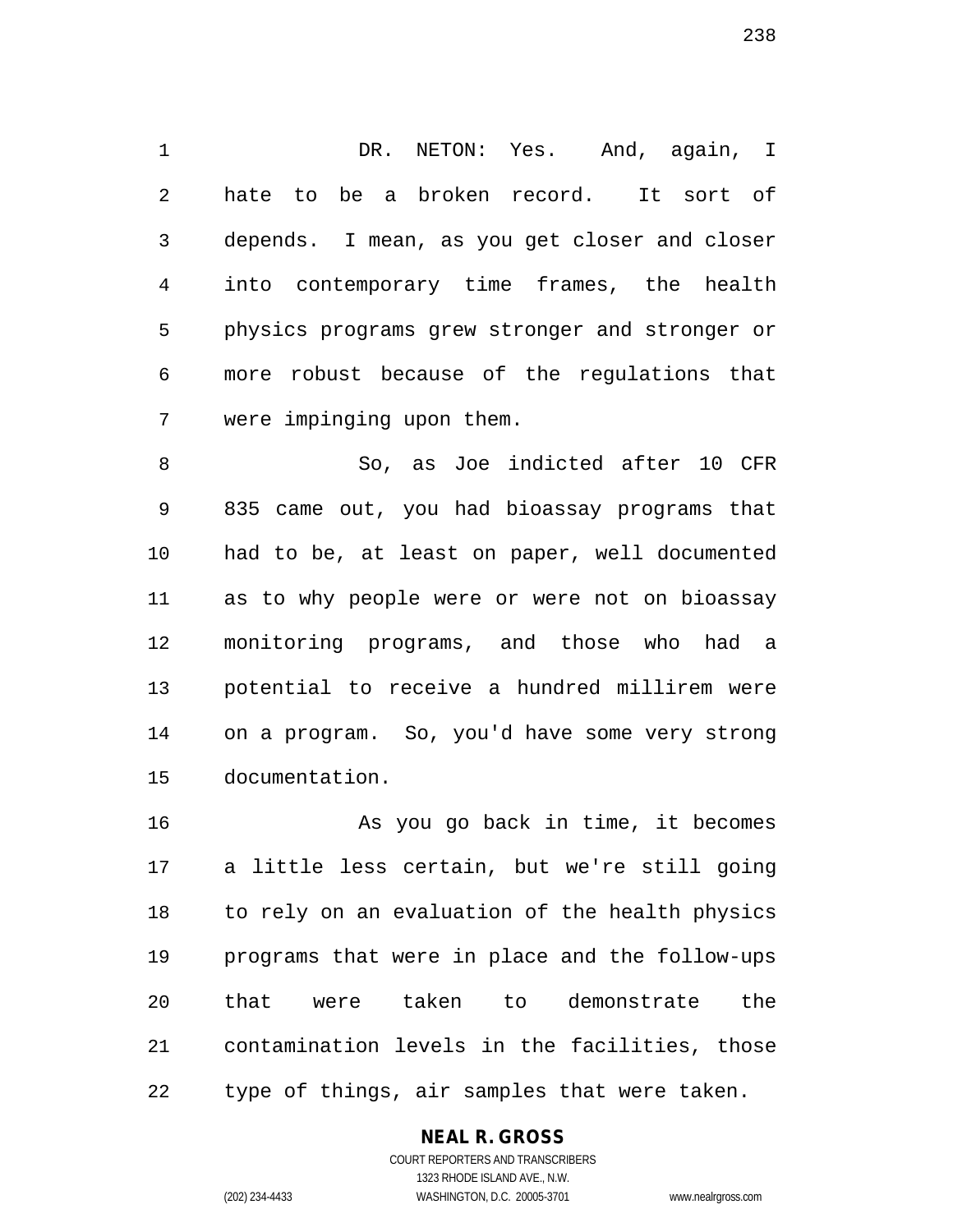DR. NETON: Yes. And, again, I hate to be a broken record. It sort of depends. I mean, as you get closer and closer into contemporary time frames, the health physics programs grew stronger and stronger or more robust because of the regulations that were impinging upon them.

So, as Joe indicted after 10 CFR 835 came out, you had bioassay programs that had to be, at least on paper, well documented as to why people were or were not on bioassay monitoring programs, and those who had a potential to receive a hundred millirem were on a program. So, you'd have some very strong documentation.

As you go back in time, it becomes a little less certain, but we're still going to rely on an evaluation of the health physics programs that were in place and the follow-ups that were taken to demonstrate the contamination levels in the facilities, those type of things, air samples that were taken.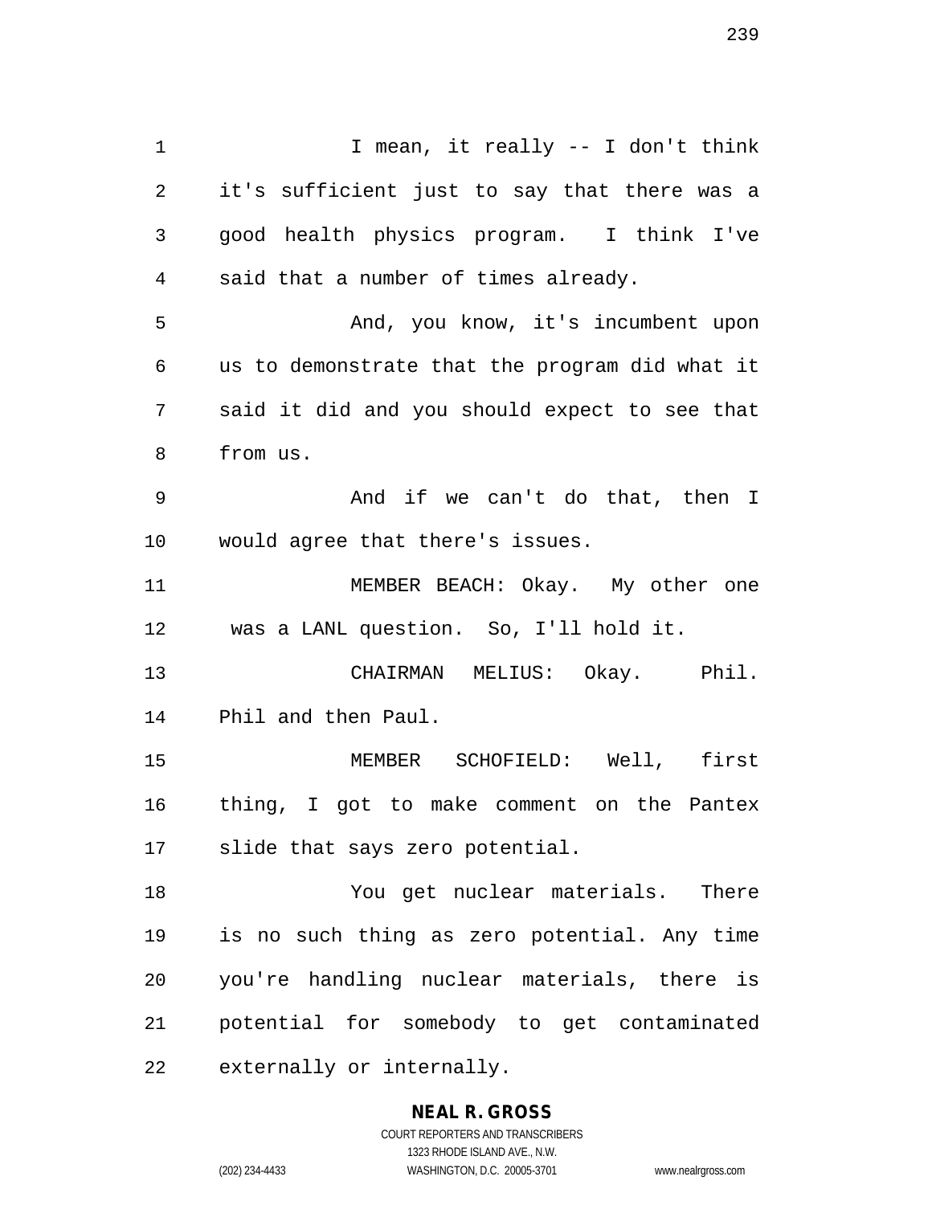I mean, it really -- I don't think it's sufficient just to say that there was a good health physics program. I think I've said that a number of times already.

And, you know, it's incumbent upon us to demonstrate that the program did what it said it did and you should expect to see that from us.

And if we can't do that, then I would agree that there's issues.

MEMBER BEACH: Okay. My other one was a LANL question. So, I'll hold it.

CHAIRMAN MELIUS: Okay. Phil. Phil and then Paul.

MEMBER SCHOFIELD: Well, first thing, I got to make comment on the Pantex slide that says zero potential.

You get nuclear materials. There is no such thing as zero potential. Any time you're handling nuclear materials, there is potential for somebody to get contaminated externally or internally.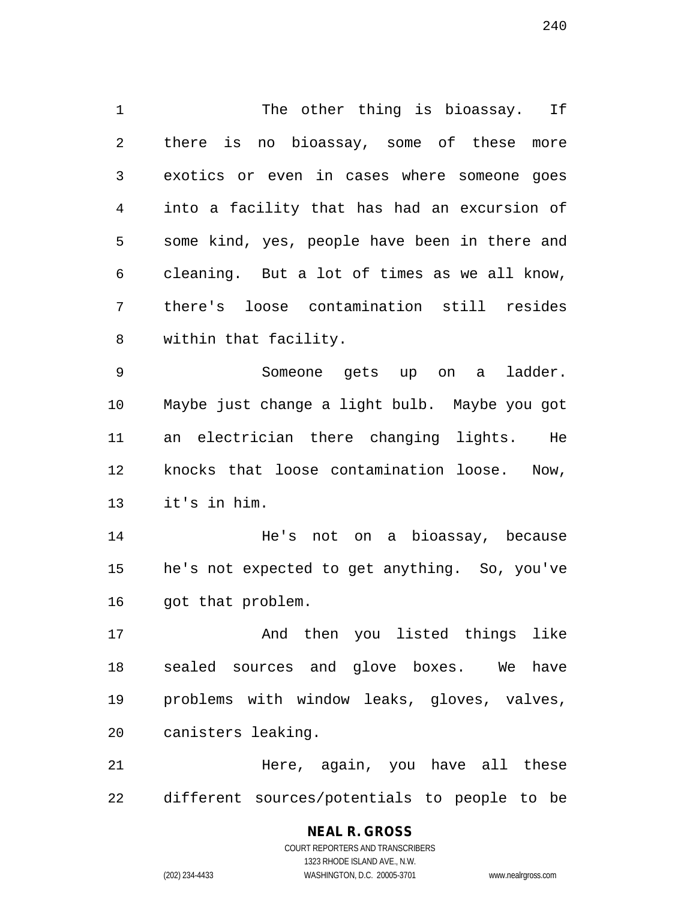The other thing is bioassay. If there is no bioassay, some of these more exotics or even in cases where someone goes into a facility that has had an excursion of some kind, yes, people have been in there and cleaning. But a lot of times as we all know, there's loose contamination still resides within that facility.

Someone gets up on a ladder. Maybe just change a light bulb. Maybe you got an electrician there changing lights. He knocks that loose contamination loose. Now, it's in him.

He's not on a bioassay, because he's not expected to get anything. So, you've got that problem.

And then you listed things like sealed sources and glove boxes. We have problems with window leaks, gloves, valves, canisters leaking.

Here, again, you have all these different sources/potentials to people to be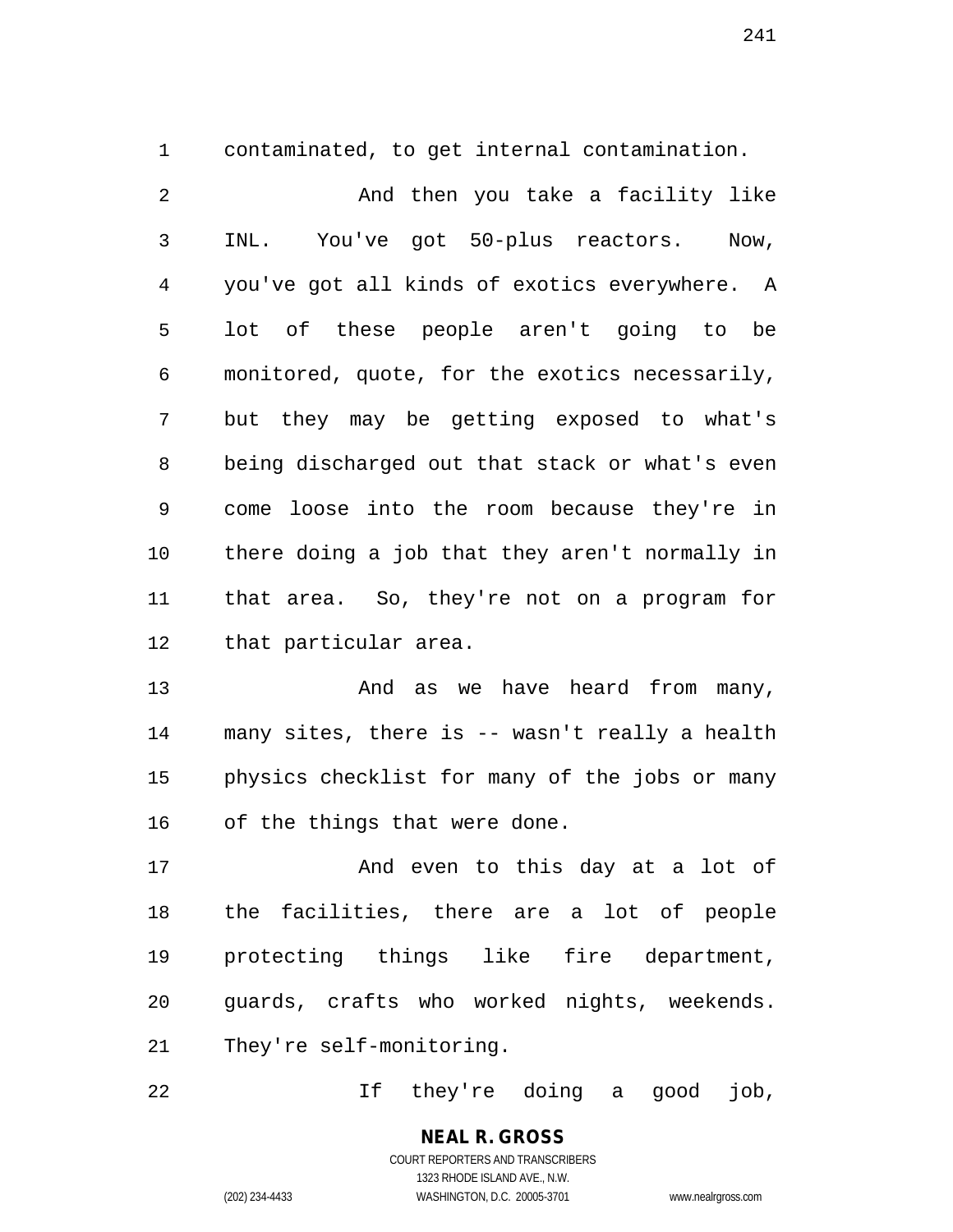contaminated, to get internal contamination.

And then you take a facility like INL. You've got 50-plus reactors. Now, you've got all kinds of exotics everywhere. A lot of these people aren't going to be monitored, quote, for the exotics necessarily, but they may be getting exposed to what's being discharged out that stack or what's even come loose into the room because they're in there doing a job that they aren't normally in that area. So, they're not on a program for that particular area.

And as we have heard from many, many sites, there is -- wasn't really a health physics checklist for many of the jobs or many of the things that were done.

And even to this day at a lot of the facilities, there are a lot of people protecting things like fire department, guards, crafts who worked nights, weekends. They're self-monitoring.

If they're doing a good job,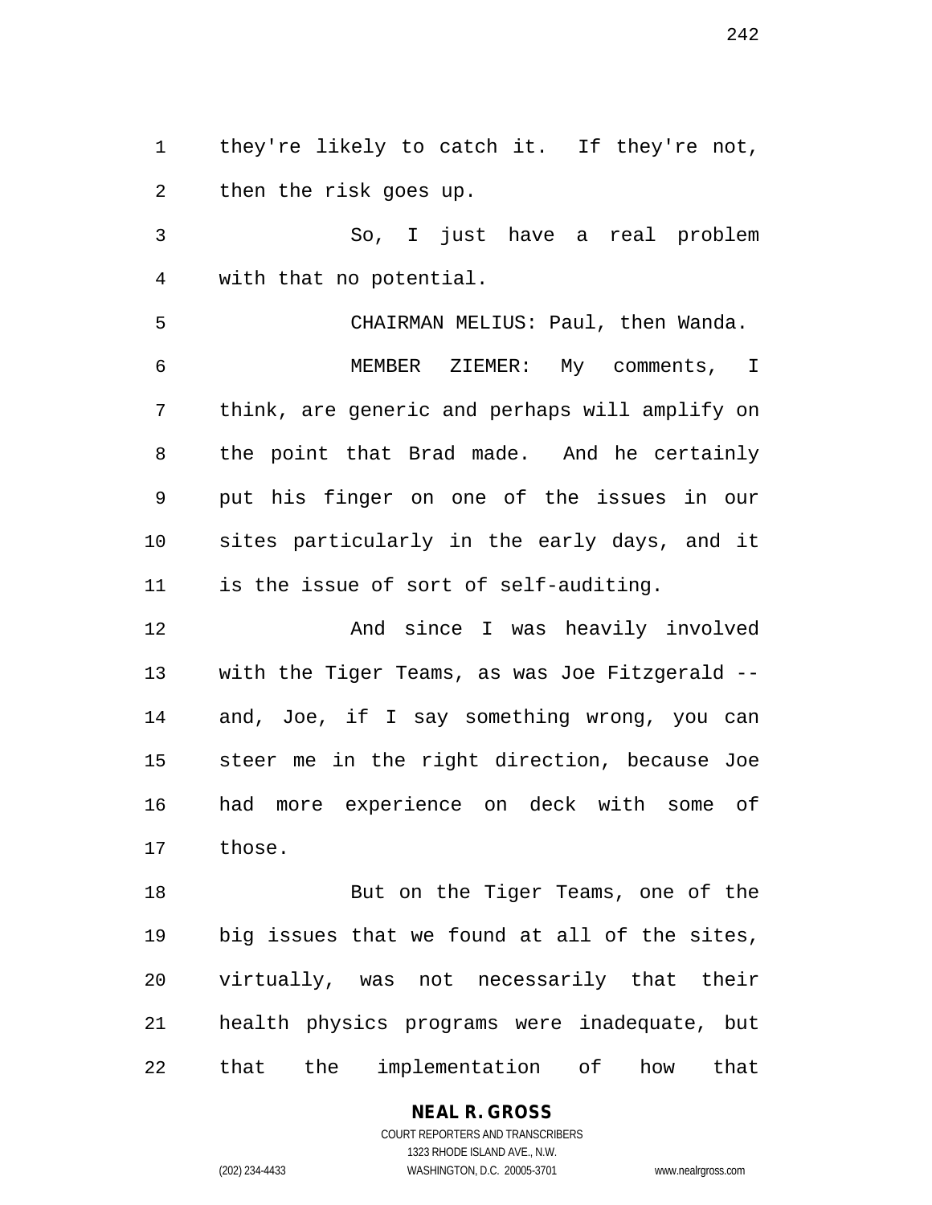they're likely to catch it. If they're not, then the risk goes up.

So, I just have a real problem with that no potential.

CHAIRMAN MELIUS: Paul, then Wanda.

MEMBER ZIEMER: My comments, I think, are generic and perhaps will amplify on the point that Brad made. And he certainly put his finger on one of the issues in our sites particularly in the early days, and it is the issue of sort of self-auditing.

And since I was heavily involved with the Tiger Teams, as was Joe Fitzgerald -- and, Joe, if I say something wrong, you can steer me in the right direction, because Joe had more experience on deck with some of those.

But on the Tiger Teams, one of the big issues that we found at all of the sites, virtually, was not necessarily that their health physics programs were inadequate, but that the implementation of how that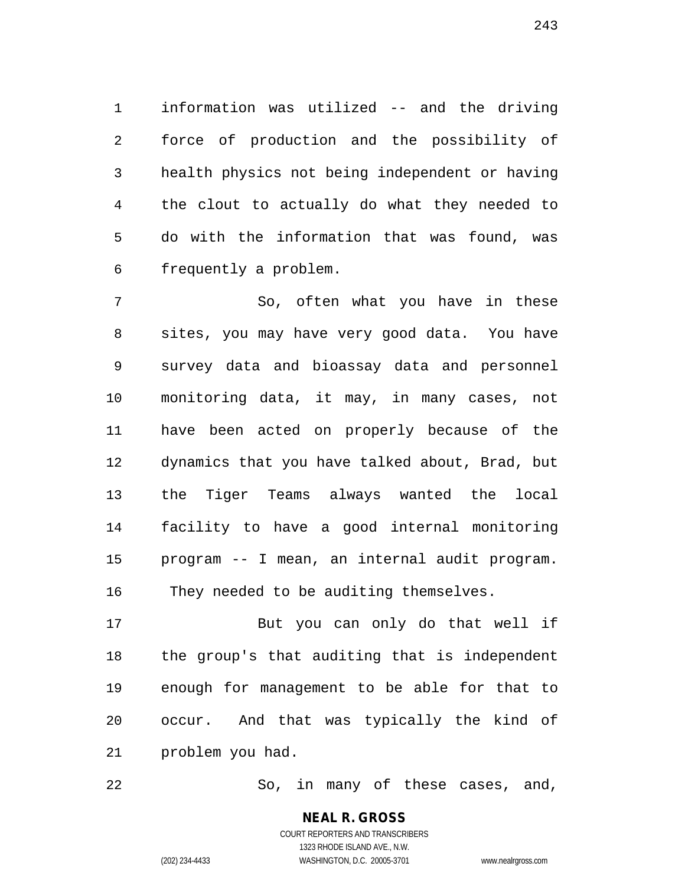information was utilized -- and the driving force of production and the possibility of health physics not being independent or having the clout to actually do what they needed to do with the information that was found, was frequently a problem.

So, often what you have in these sites, you may have very good data. You have survey data and bioassay data and personnel monitoring data, it may, in many cases, not have been acted on properly because of the dynamics that you have talked about, Brad, but the Tiger Teams always wanted the local facility to have a good internal monitoring program -- I mean, an internal audit program. They needed to be auditing themselves.

But you can only do that well if the group's that auditing that is independent enough for management to be able for that to occur. And that was typically the kind of problem you had.

So, in many of these cases, and,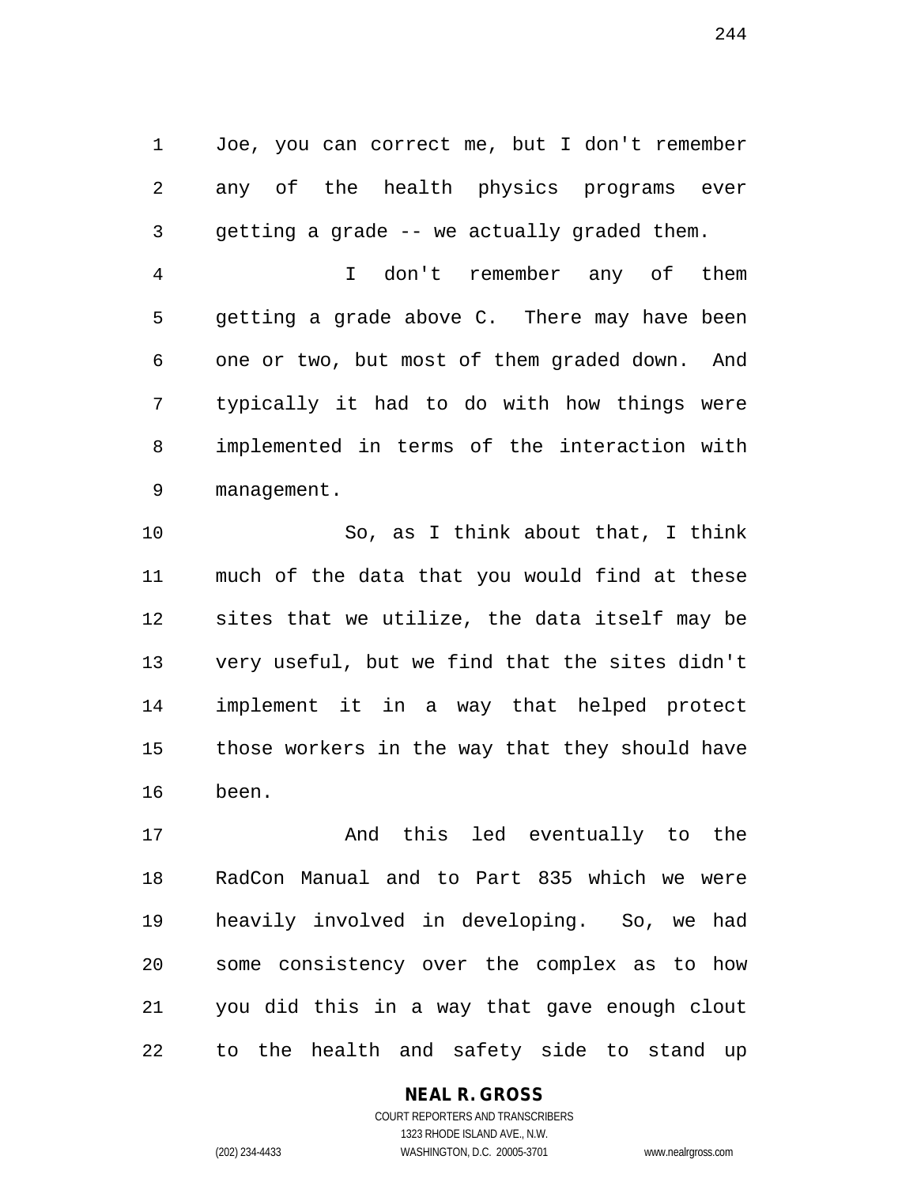Joe, you can correct me, but I don't remember any of the health physics programs ever getting a grade -- we actually graded them.

I don't remember any of them getting a grade above C. There may have been one or two, but most of them graded down. And typically it had to do with how things were implemented in terms of the interaction with management.

So, as I think about that, I think much of the data that you would find at these sites that we utilize, the data itself may be very useful, but we find that the sites didn't implement it in a way that helped protect those workers in the way that they should have been.

And this led eventually to the RadCon Manual and to Part 835 which we were heavily involved in developing. So, we had some consistency over the complex as to how you did this in a way that gave enough clout to the health and safety side to stand up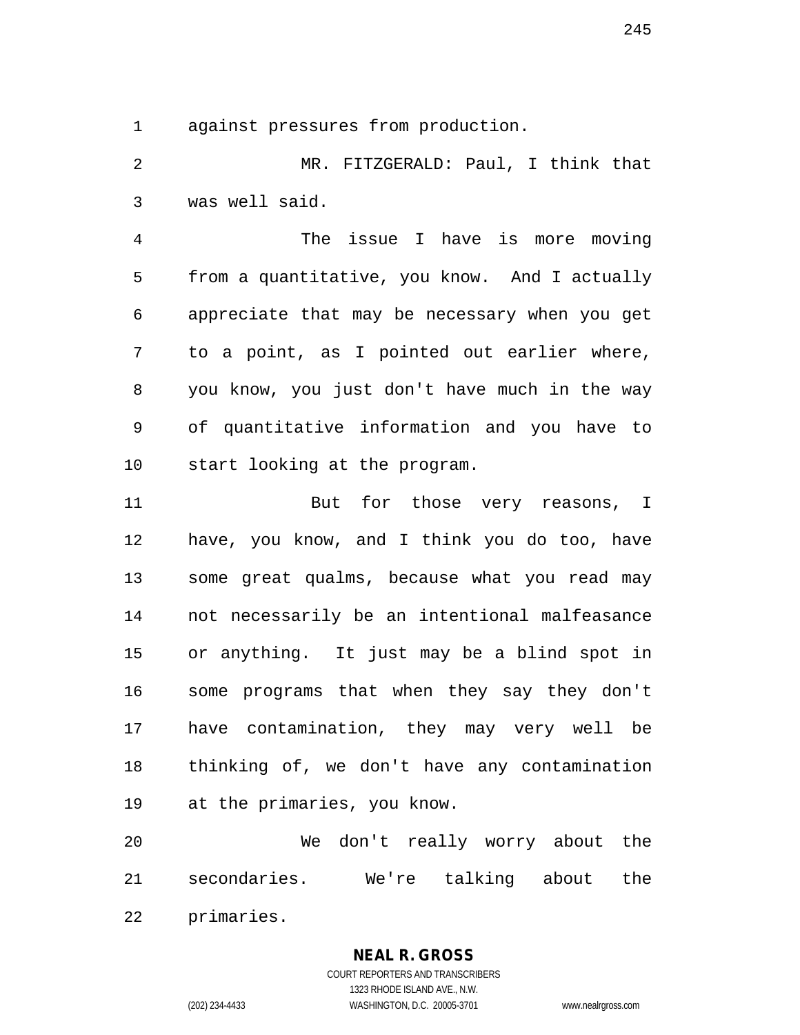against pressures from production.

MR. FITZGERALD: Paul, I think that was well said.

The issue I have is more moving from a quantitative, you know. And I actually appreciate that may be necessary when you get to a point, as I pointed out earlier where, you know, you just don't have much in the way of quantitative information and you have to start looking at the program.

But for those very reasons, I have, you know, and I think you do too, have some great qualms, because what you read may not necessarily be an intentional malfeasance or anything. It just may be a blind spot in some programs that when they say they don't have contamination, they may very well be thinking of, we don't have any contamination at the primaries, you know.

We don't really worry about the secondaries. We're talking about the primaries.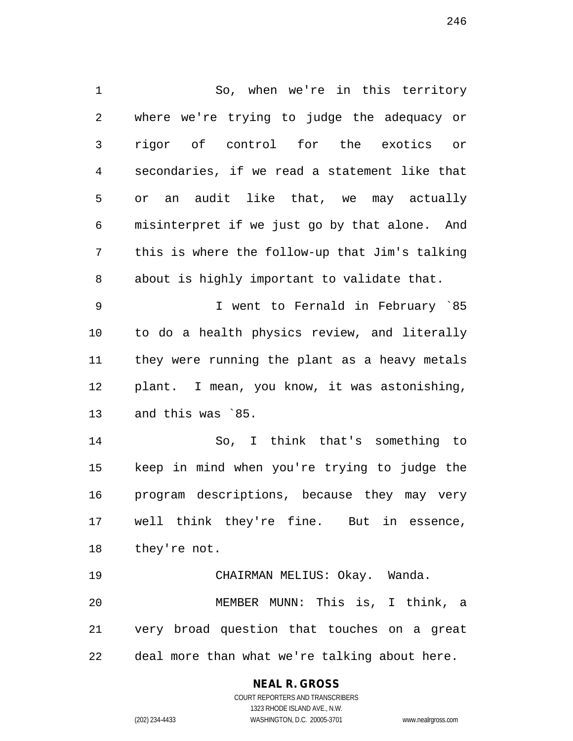So, when we're in this territory where we're trying to judge the adequacy or rigor of control for the exotics or secondaries, if we read a statement like that or an audit like that, we may actually misinterpret if we just go by that alone. And this is where the follow-up that Jim's talking about is highly important to validate that.

I went to Fernald in February `85 to do a health physics review, and literally they were running the plant as a heavy metals plant. I mean, you know, it was astonishing, and this was `85.

So, I think that's something to keep in mind when you're trying to judge the program descriptions, because they may very well think they're fine. But in essence, they're not.

CHAIRMAN MELIUS: Okay. Wanda.

MEMBER MUNN: This is, I think, a very broad question that touches on a great deal more than what we're talking about here.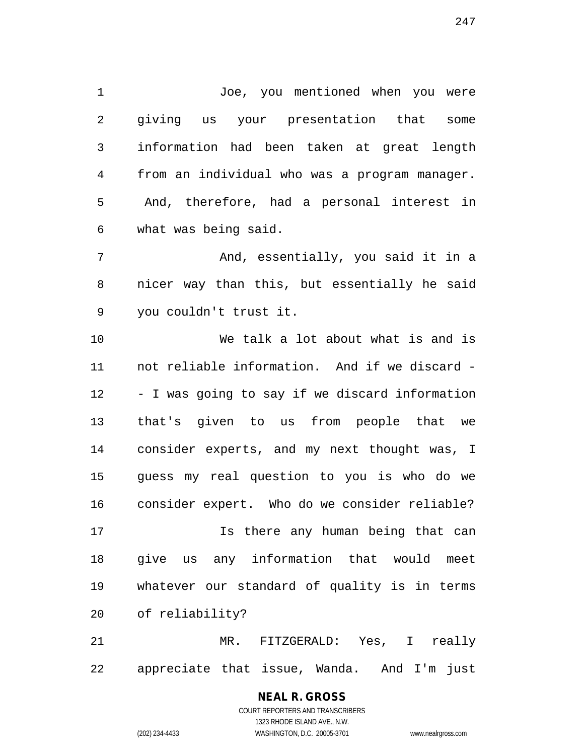Joe, you mentioned when you were giving us your presentation that some information had been taken at great length from an individual who was a program manager. And, therefore, had a personal interest in what was being said.

And, essentially, you said it in a nicer way than this, but essentially he said you couldn't trust it.

We talk a lot about what is and is not reliable information. And if we discard -- I was going to say if we discard information that's given to us from people that we consider experts, and my next thought was, I guess my real question to you is who do we consider expert. Who do we consider reliable?

Is there any human being that can give us any information that would meet whatever our standard of quality is in terms of reliability?

MR. FITZGERALD: Yes, I really appreciate that issue, Wanda. And I'm just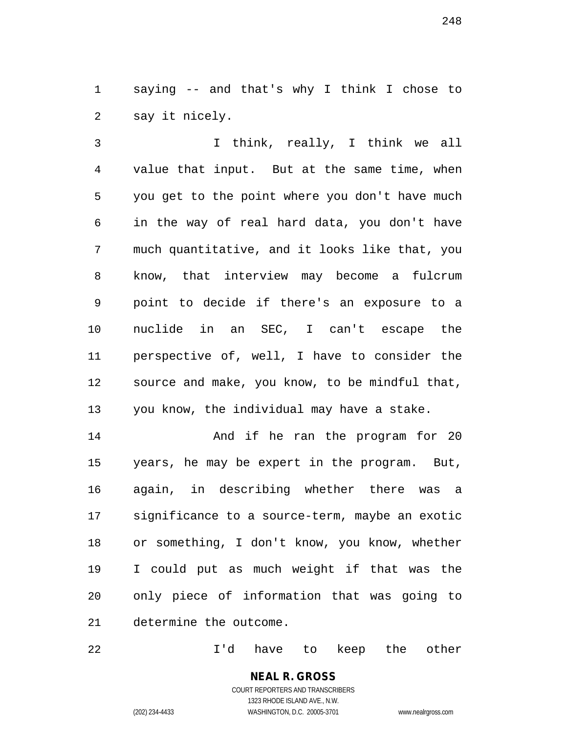saying -- and that's why I think I chose to say it nicely.

I think, really, I think we all value that input. But at the same time, when you get to the point where you don't have much in the way of real hard data, you don't have much quantitative, and it looks like that, you know, that interview may become a fulcrum point to decide if there's an exposure to a nuclide in an SEC, I can't escape the perspective of, well, I have to consider the source and make, you know, to be mindful that, you know, the individual may have a stake.

And if he ran the program for 20 years, he may be expert in the program. But, again, in describing whether there was a significance to a source-term, maybe an exotic or something, I don't know, you know, whether I could put as much weight if that was the only piece of information that was going to determine the outcome.

I'd have to keep the other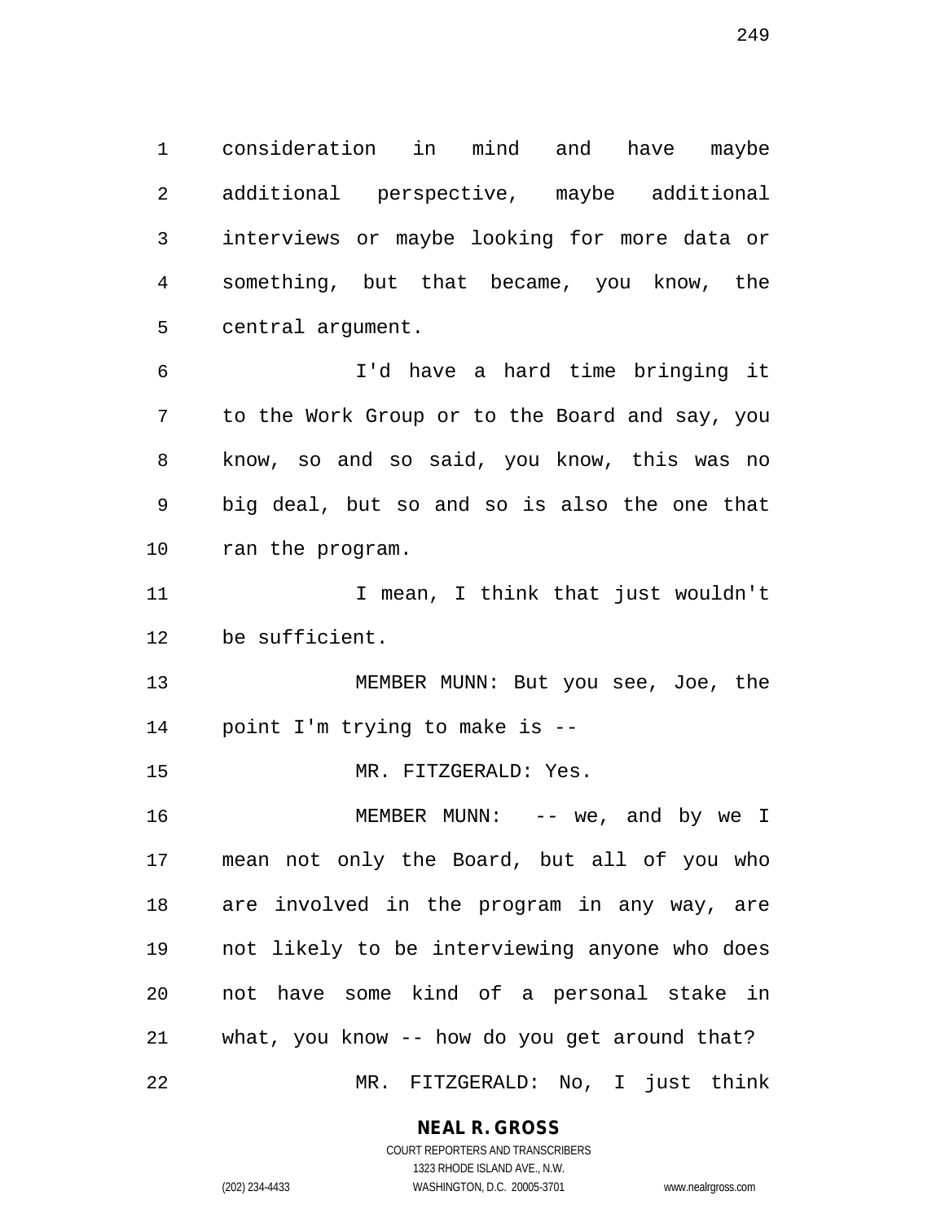consideration in mind and have maybe additional perspective, maybe additional interviews or maybe looking for more data or something, but that became, you know, the central argument.

I'd have a hard time bringing it to the Work Group or to the Board and say, you know, so and so said, you know, this was no big deal, but so and so is also the one that ran the program.

I mean, I think that just wouldn't be sufficient.

MEMBER MUNN: But you see, Joe, the point I'm trying to make is --

MR. FITZGERALD: Yes.

MEMBER MUNN: -- we, and by we I mean not only the Board, but all of you who are involved in the program in any way, are not likely to be interviewing anyone who does not have some kind of a personal stake in what, you know -- how do you get around that?

MR. FITZGERALD: No, I just think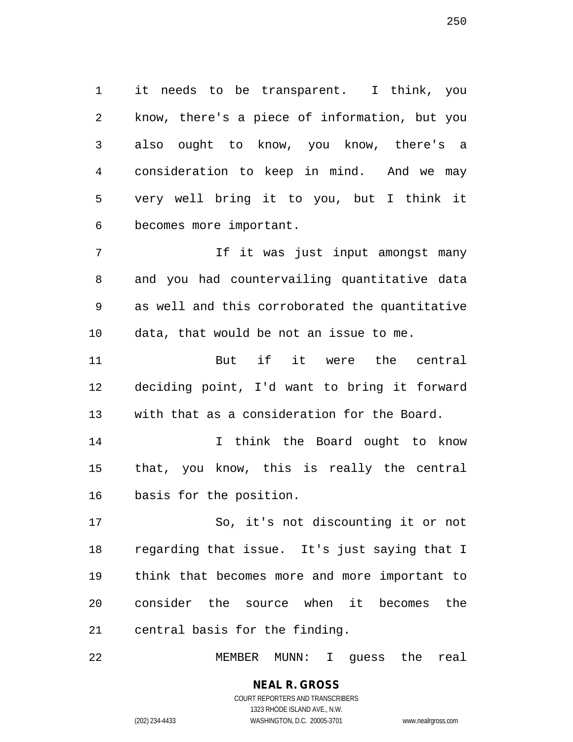it needs to be transparent. I think, you know, there's a piece of information, but you also ought to know, you know, there's a consideration to keep in mind. And we may very well bring it to you, but I think it becomes more important.

If it was just input amongst many and you had countervailing quantitative data as well and this corroborated the quantitative data, that would be not an issue to me.

But if it were the central deciding point, I'd want to bring it forward with that as a consideration for the Board.

I think the Board ought to know that, you know, this is really the central basis for the position.

So, it's not discounting it or not regarding that issue. It's just saying that I think that becomes more and more important to consider the source when it becomes the central basis for the finding.

MEMBER MUNN: I guess the real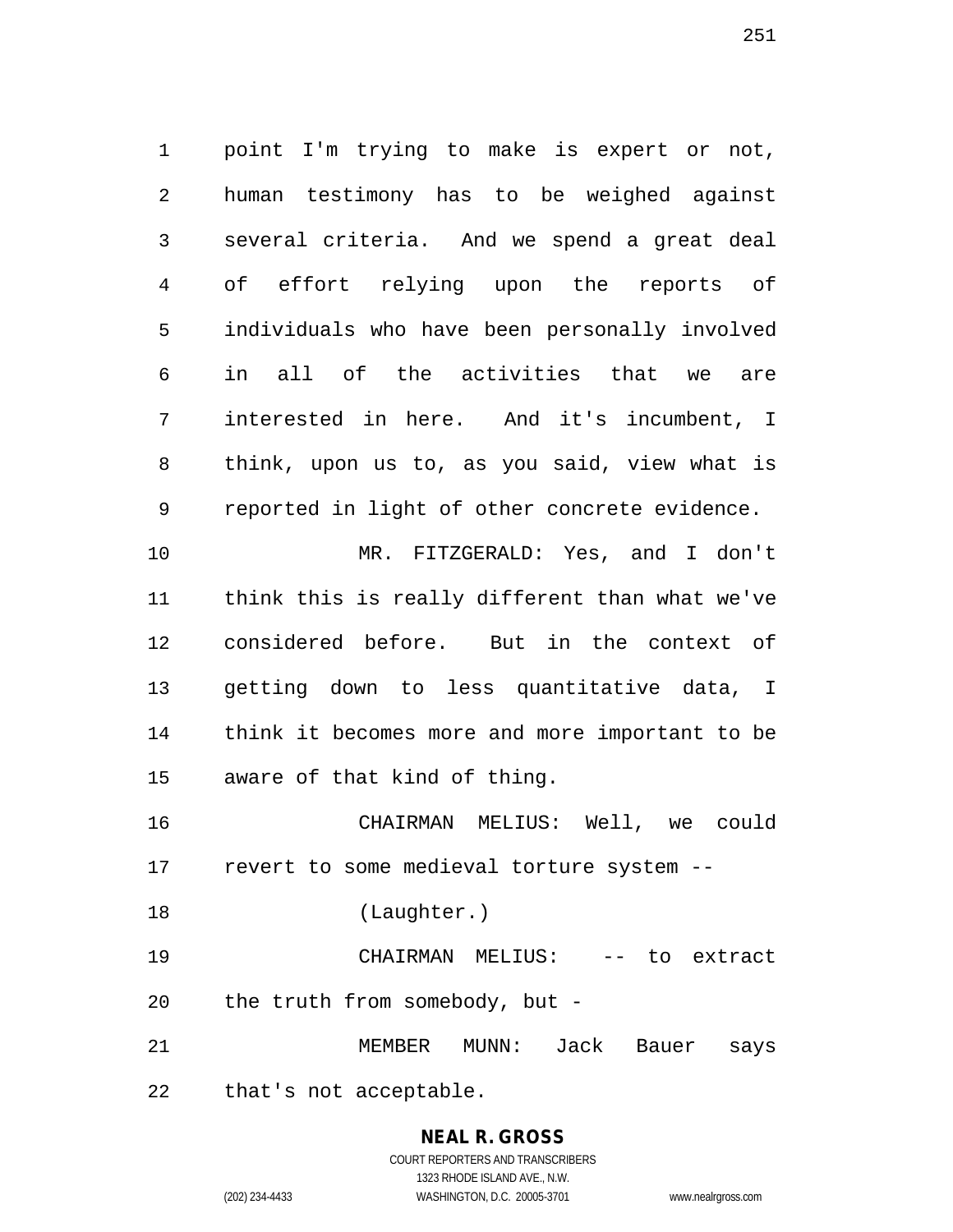point I'm trying to make is expert or not, human testimony has to be weighed against several criteria. And we spend a great deal of effort relying upon the reports of individuals who have been personally involved in all of the activities that we are interested in here. And it's incumbent, I think, upon us to, as you said, view what is reported in light of other concrete evidence.

MR. FITZGERALD: Yes, and I don't think this is really different than what we've considered before. But in the context of getting down to less quantitative data, I think it becomes more and more important to be aware of that kind of thing.

CHAIRMAN MELIUS: Well, we could revert to some medieval torture system --

(Laughter.)

CHAIRMAN MELIUS: -- to extract the truth from somebody, but -

MEMBER MUNN: Jack Bauer says that's not acceptable.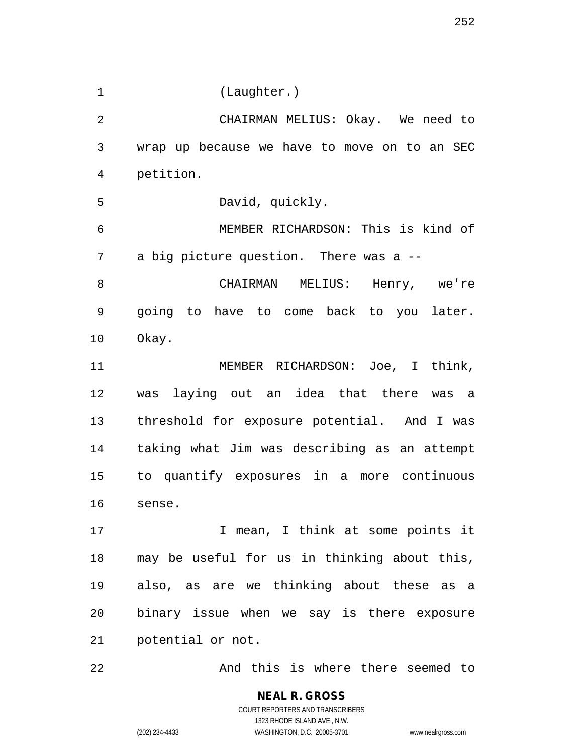(Laughter.)

CHAIRMAN MELIUS: Okay. We need to wrap up because we have to move on to an SEC petition.

David, quickly.

MEMBER RICHARDSON: This is kind of a big picture question. There was a --

CHAIRMAN MELIUS: Henry, we're going to have to come back to you later. Okay.

MEMBER RICHARDSON: Joe, I think, was laying out an idea that there was a threshold for exposure potential. And I was taking what Jim was describing as an attempt to quantify exposures in a more continuous sense.

I mean, I think at some points it may be useful for us in thinking about this, also, as are we thinking about these as a binary issue when we say is there exposure potential or not.

And this is where there seemed to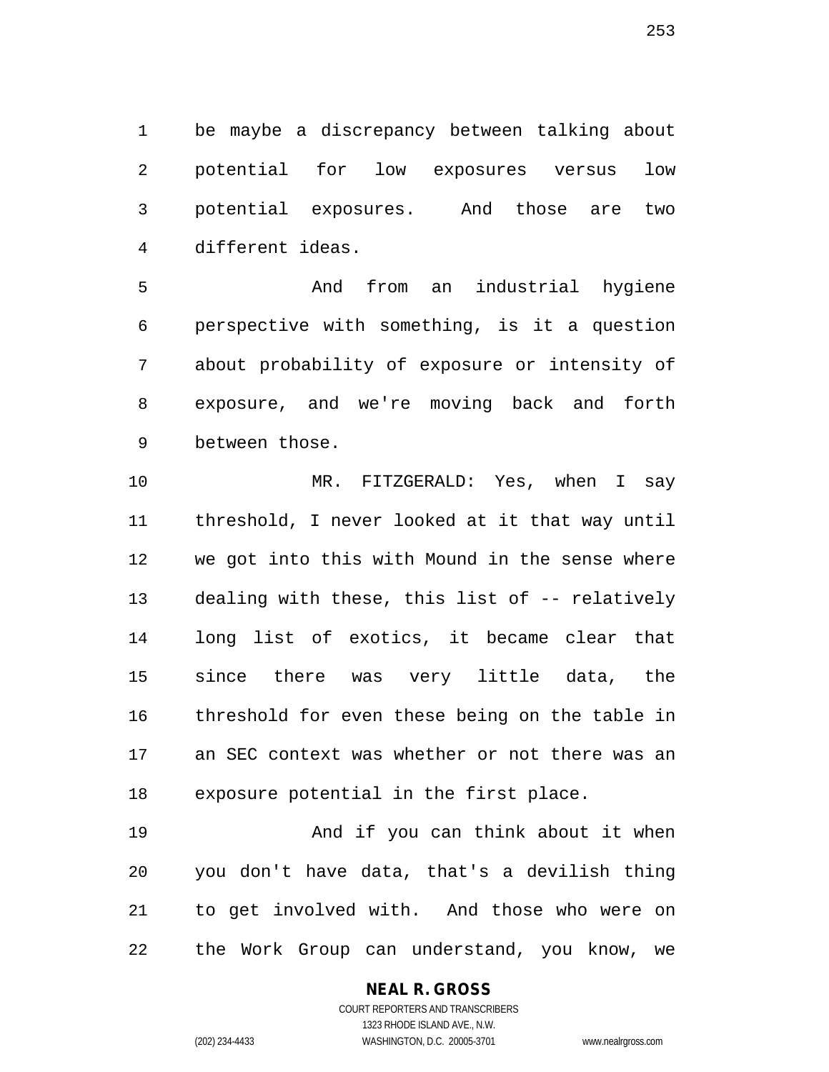be maybe a discrepancy between talking about potential for low exposures versus low potential exposures. And those are two different ideas.

And from an industrial hygiene perspective with something, is it a question about probability of exposure or intensity of exposure, and we're moving back and forth between those.

MR. FITZGERALD: Yes, when I say threshold, I never looked at it that way until we got into this with Mound in the sense where dealing with these, this list of -- relatively long list of exotics, it became clear that since there was very little data, the threshold for even these being on the table in an SEC context was whether or not there was an exposure potential in the first place.

And if you can think about it when you don't have data, that's a devilish thing to get involved with. And those who were on the Work Group can understand, you know, we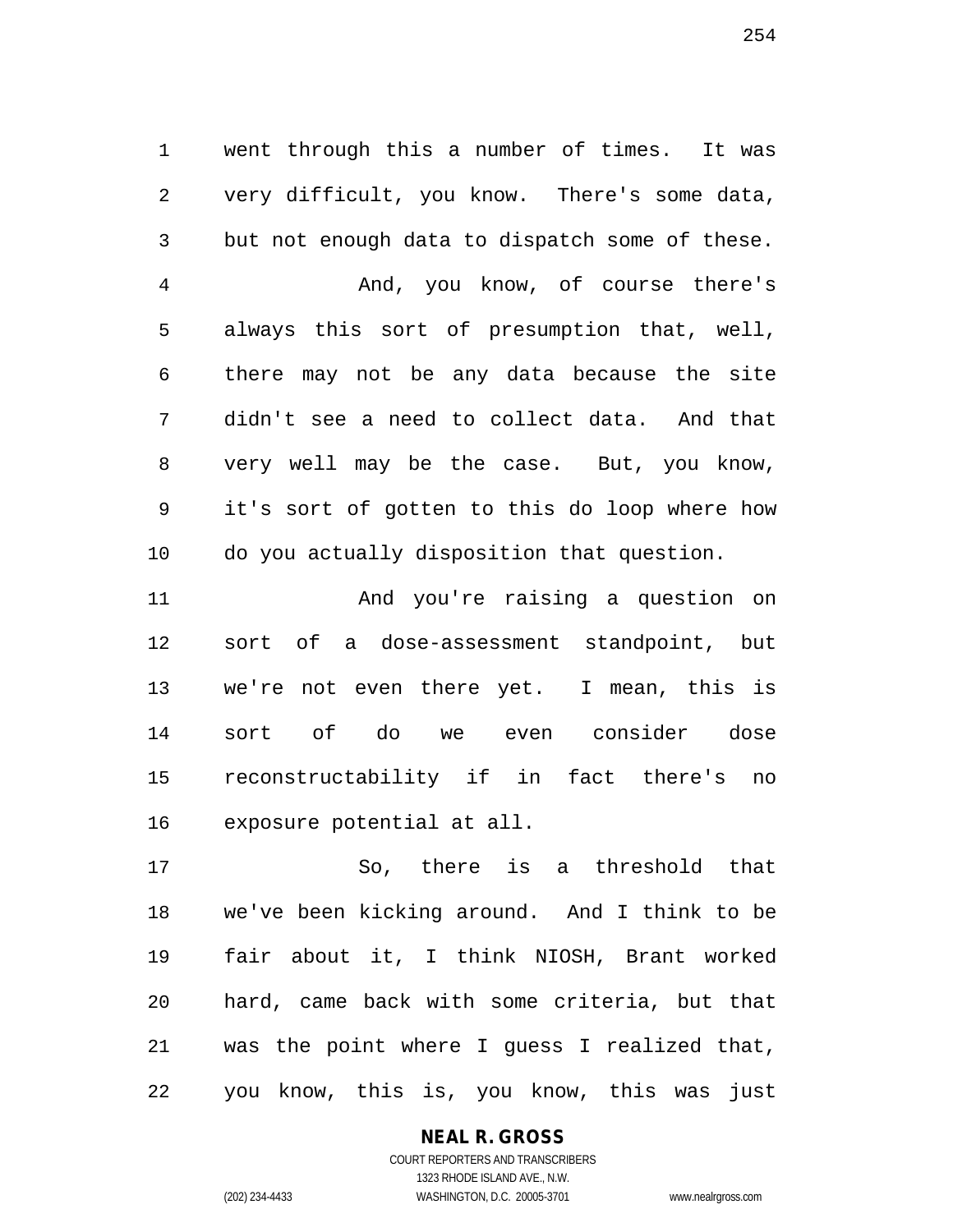went through this a number of times. It was very difficult, you know. There's some data, but not enough data to dispatch some of these.

And, you know, of course there's always this sort of presumption that, well, there may not be any data because the site didn't see a need to collect data. And that very well may be the case. But, you know, it's sort of gotten to this do loop where how do you actually disposition that question.

And you're raising a question on sort of a dose-assessment standpoint, but we're not even there yet. I mean, this is sort of do we even consider dose reconstructability if in fact there's no exposure potential at all.

So, there is a threshold that we've been kicking around. And I think to be fair about it, I think NIOSH, Brant worked hard, came back with some criteria, but that was the point where I guess I realized that, you know, this is, you know, this was just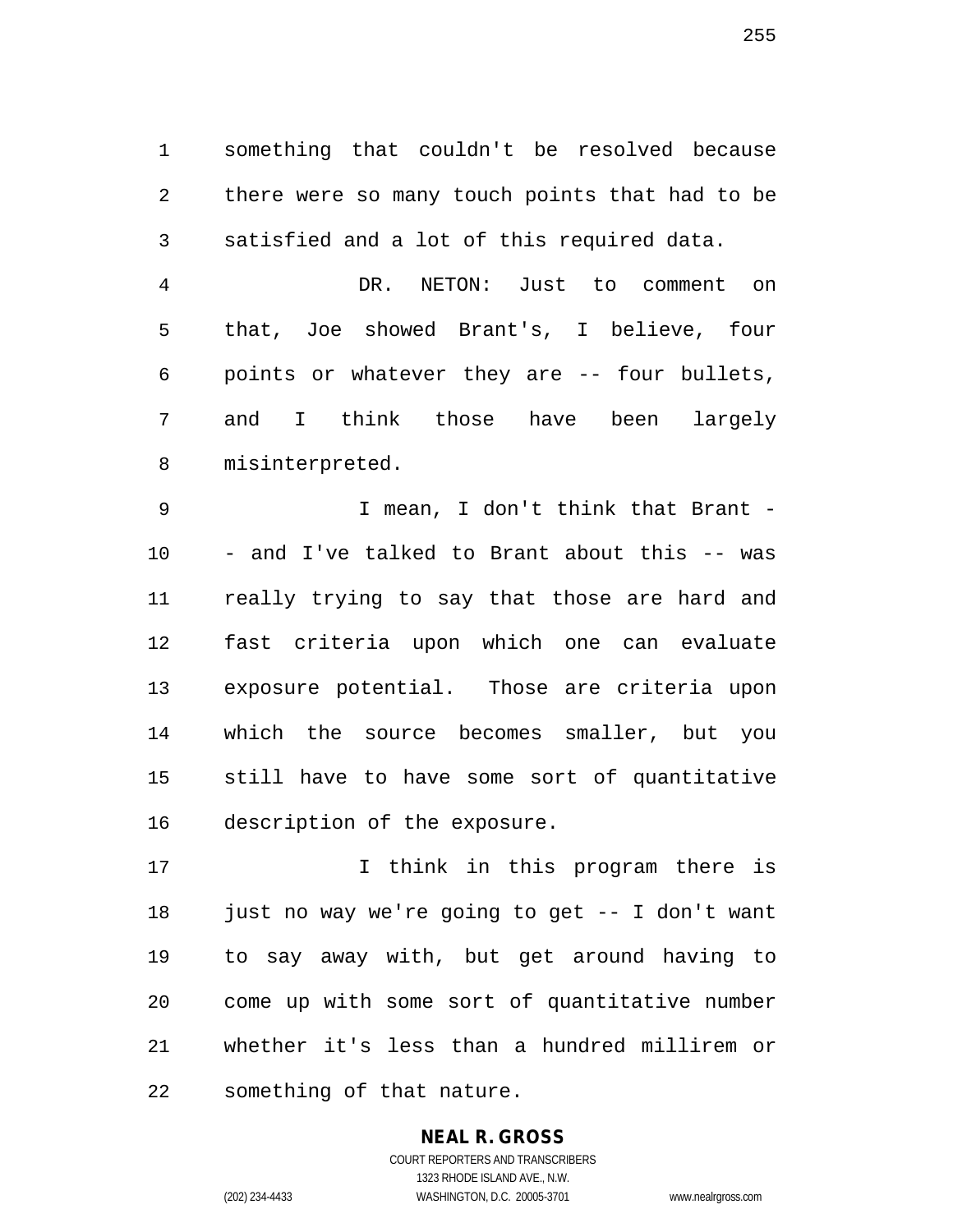something that couldn't be resolved because there were so many touch points that had to be satisfied and a lot of this required data.

DR. NETON: Just to comment on that, Joe showed Brant's, I believe, four points or whatever they are -- four bullets, and I think those have been largely misinterpreted.

I mean, I don't think that Brant -- and I've talked to Brant about this -- was really trying to say that those are hard and fast criteria upon which one can evaluate exposure potential. Those are criteria upon which the source becomes smaller, but you still have to have some sort of quantitative description of the exposure.

I think in this program there is just no way we're going to get -- I don't want to say away with, but get around having to come up with some sort of quantitative number whether it's less than a hundred millirem or something of that nature.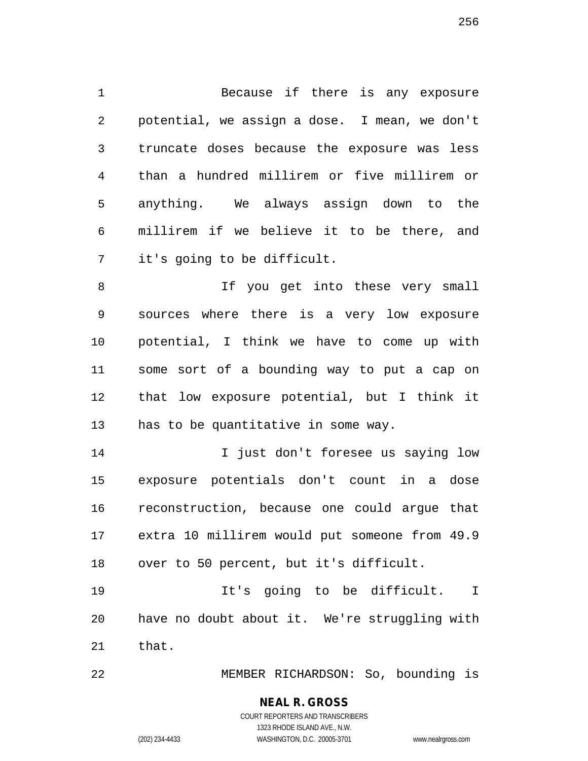Because if there is any exposure potential, we assign a dose. I mean, we don't truncate doses because the exposure was less than a hundred millirem or five millirem or anything. We always assign down to the millirem if we believe it to be there, and it's going to be difficult.

If you get into these very small sources where there is a very low exposure potential, I think we have to come up with some sort of a bounding way to put a cap on that low exposure potential, but I think it has to be quantitative in some way.

I just don't foresee us saying low exposure potentials don't count in a dose reconstruction, because one could argue that extra 10 millirem would put someone from 49.9 over to 50 percent, but it's difficult.

It's going to be difficult. I have no doubt about it. We're struggling with that.

MEMBER RICHARDSON: So, bounding is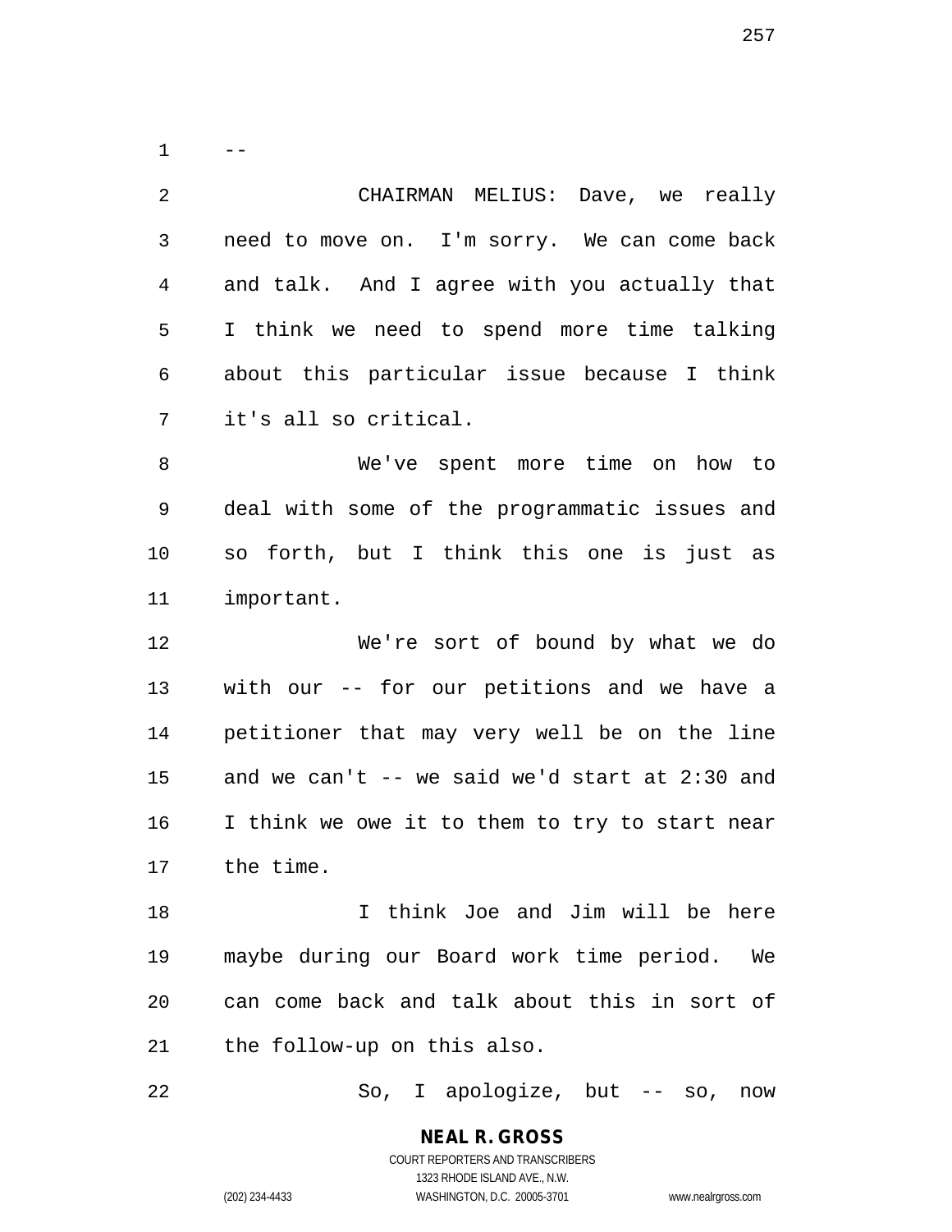--

CHAIRMAN MELIUS: Dave, we really need to move on. I'm sorry. We can come back and talk. And I agree with you actually that I think we need to spend more time talking about this particular issue because I think it's all so critical.

We've spent more time on how to deal with some of the programmatic issues and so forth, but I think this one is just as important.

We're sort of bound by what we do with our -- for our petitions and we have a petitioner that may very well be on the line and we can't -- we said we'd start at 2:30 and I think we owe it to them to try to start near the time.

I think Joe and Jim will be here maybe during our Board work time period. We can come back and talk about this in sort of the follow-up on this also.

So, I apologize, but -- so, now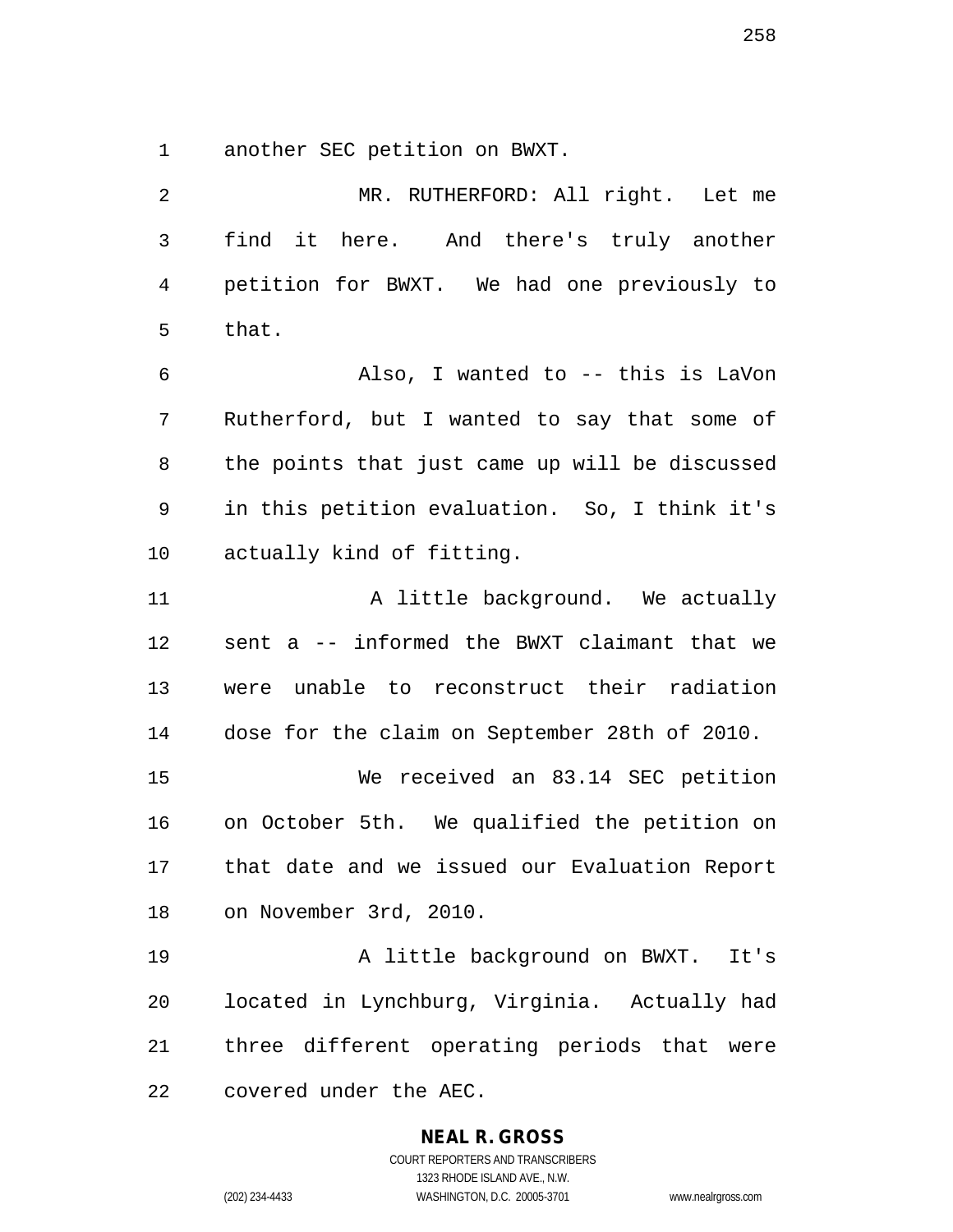another SEC petition on BWXT.

MR. RUTHERFORD: All right. Let me find it here. And there's truly another petition for BWXT. We had one previously to that.

Also, I wanted to -- this is LaVon Rutherford, but I wanted to say that some of the points that just came up will be discussed in this petition evaluation. So, I think it's actually kind of fitting.

A little background. We actually sent a -- informed the BWXT claimant that we were unable to reconstruct their radiation dose for the claim on September 28th of 2010.

We received an 83.14 SEC petition on October 5th. We qualified the petition on that date and we issued our Evaluation Report on November 3rd, 2010.

A little background on BWXT. It's located in Lynchburg, Virginia. Actually had three different operating periods that were covered under the AEC.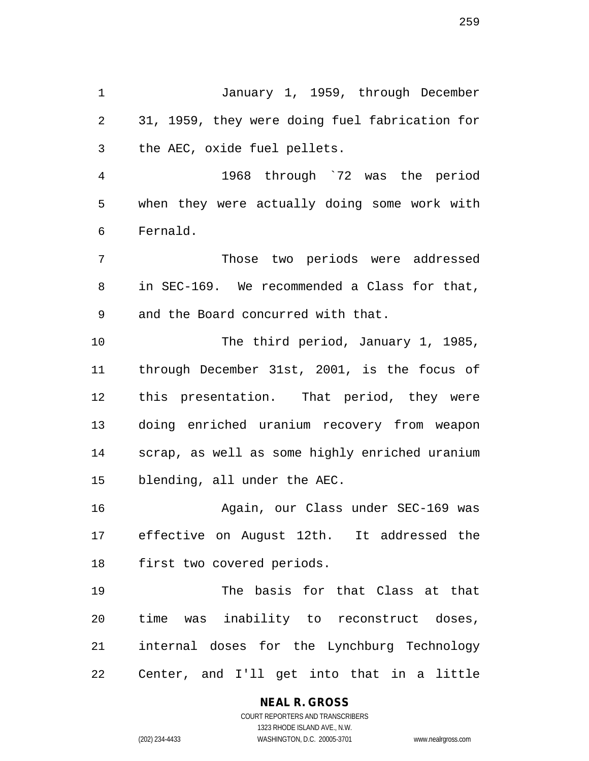January 1, 1959, through December 31, 1959, they were doing fuel fabrication for the AEC, oxide fuel pellets.

1968 through `72 was the period when they were actually doing some work with Fernald.

Those two periods were addressed in SEC-169. We recommended a Class for that, and the Board concurred with that.

The third period, January 1, 1985, through December 31st, 2001, is the focus of this presentation. That period, they were doing enriched uranium recovery from weapon scrap, as well as some highly enriched uranium blending, all under the AEC.

Again, our Class under SEC-169 was effective on August 12th. It addressed the first two covered periods.

The basis for that Class at that time was inability to reconstruct doses, internal doses for the Lynchburg Technology Center, and I'll get into that in a little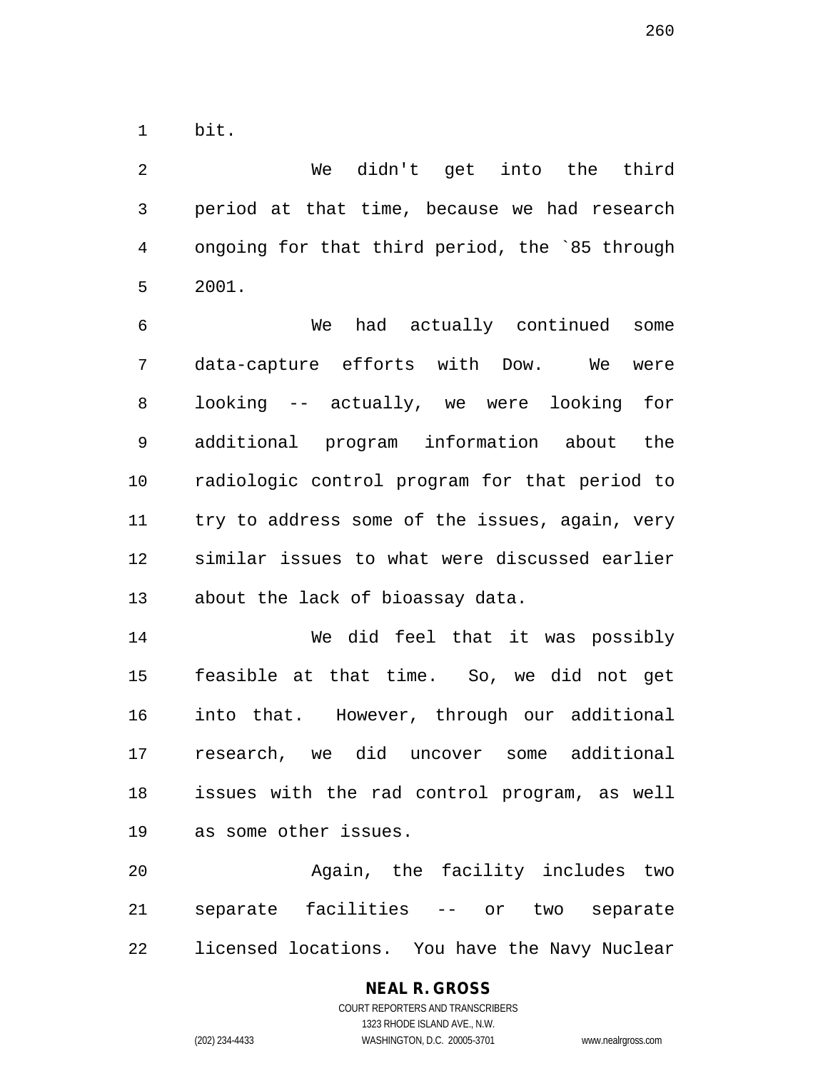bit.

We didn't get into the third period at that time, because we had research ongoing for that third period, the `85 through 2001.

We had actually continued some data-capture efforts with Dow. We were looking -- actually, we were looking for additional program information about the radiologic control program for that period to try to address some of the issues, again, very similar issues to what were discussed earlier about the lack of bioassay data.

We did feel that it was possibly feasible at that time. So, we did not get into that. However, through our additional research, we did uncover some additional issues with the rad control program, as well as some other issues.

Again, the facility includes two separate facilities -- or two separate licensed locations. You have the Navy Nuclear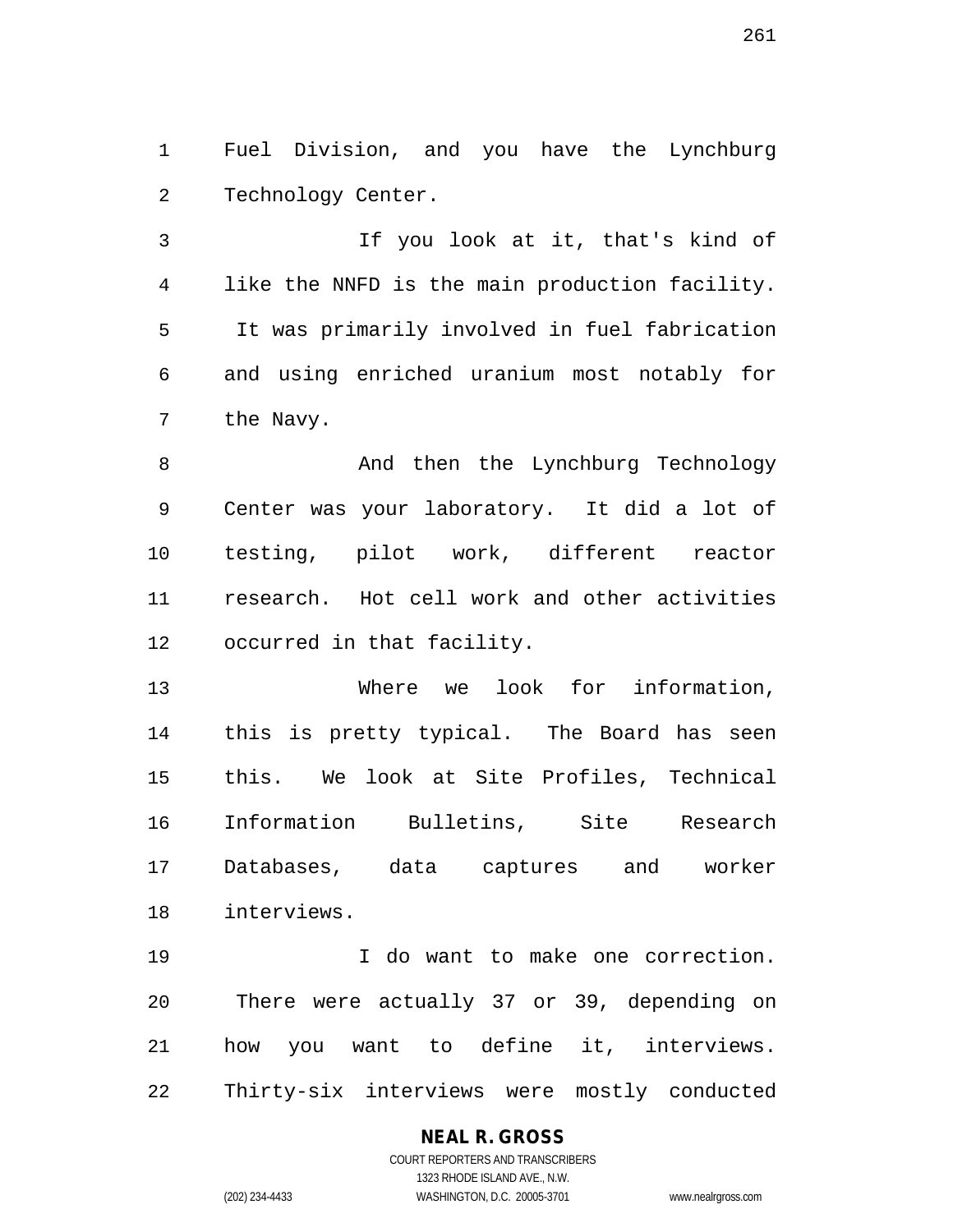Fuel Division, and you have the Lynchburg Technology Center.

If you look at it, that's kind of like the NNFD is the main production facility. It was primarily involved in fuel fabrication and using enriched uranium most notably for the Navy.

And then the Lynchburg Technology Center was your laboratory. It did a lot of testing, pilot work, different reactor research. Hot cell work and other activities occurred in that facility.

Where we look for information, this is pretty typical. The Board has seen this. We look at Site Profiles, Technical Information Bulletins, Site Research Databases, data captures and worker interviews.

I do want to make one correction. There were actually 37 or 39, depending on how you want to define it, interviews. Thirty-six interviews were mostly conducted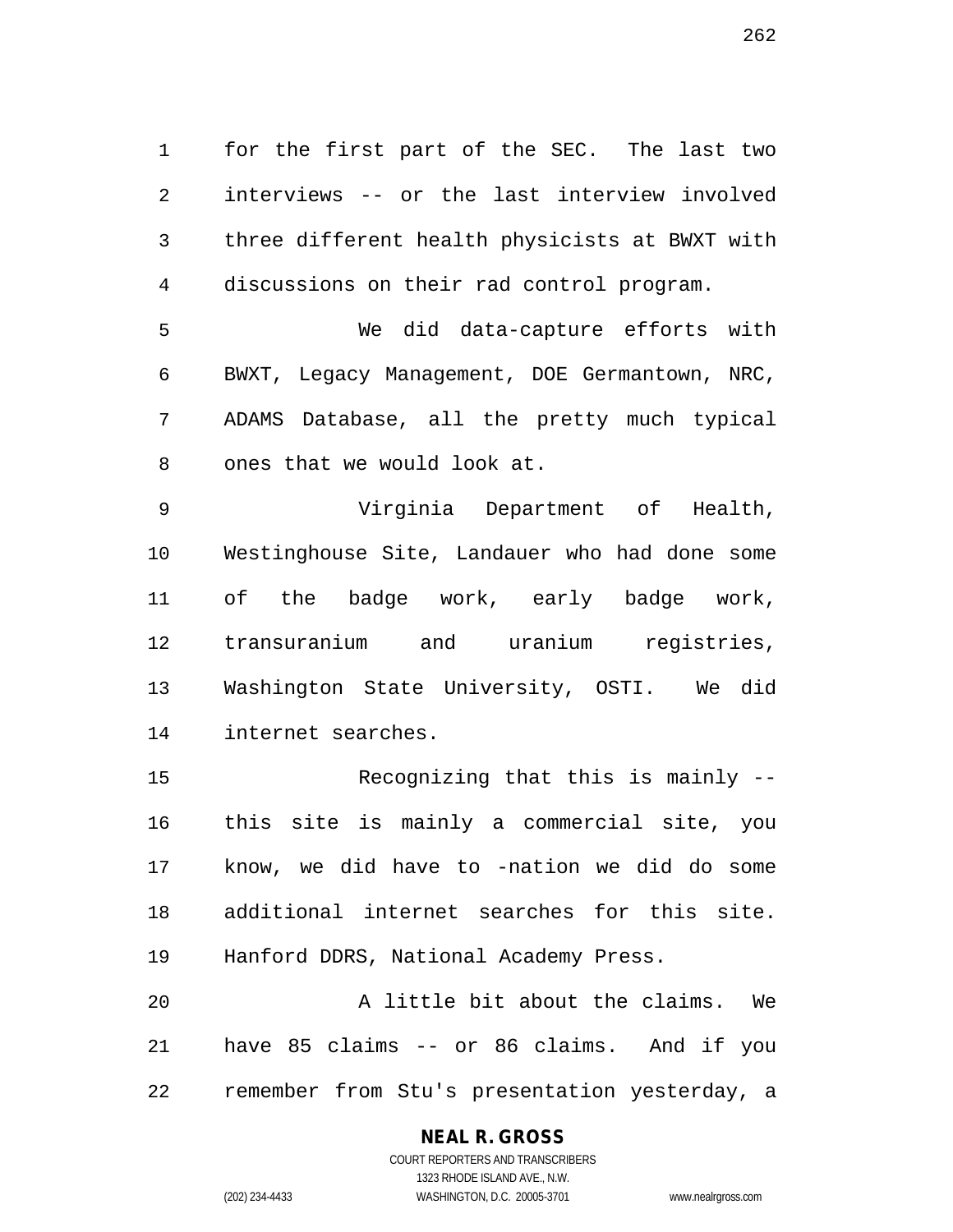for the first part of the SEC. The last two interviews -- or the last interview involved three different health physicists at BWXT with discussions on their rad control program.

We did data-capture efforts with BWXT, Legacy Management, DOE Germantown, NRC, ADAMS Database, all the pretty much typical ones that we would look at.

Virginia Department of Health, Westinghouse Site, Landauer who had done some of the badge work, early badge work, transuranium and uranium registries, Washington State University, OSTI. We did internet searches.

Recognizing that this is mainly -- this site is mainly a commercial site, you know, we did have to -nation we did do some additional internet searches for this site. Hanford DDRS, National Academy Press.

A little bit about the claims. We have 85 claims -- or 86 claims. And if you remember from Stu's presentation yesterday, a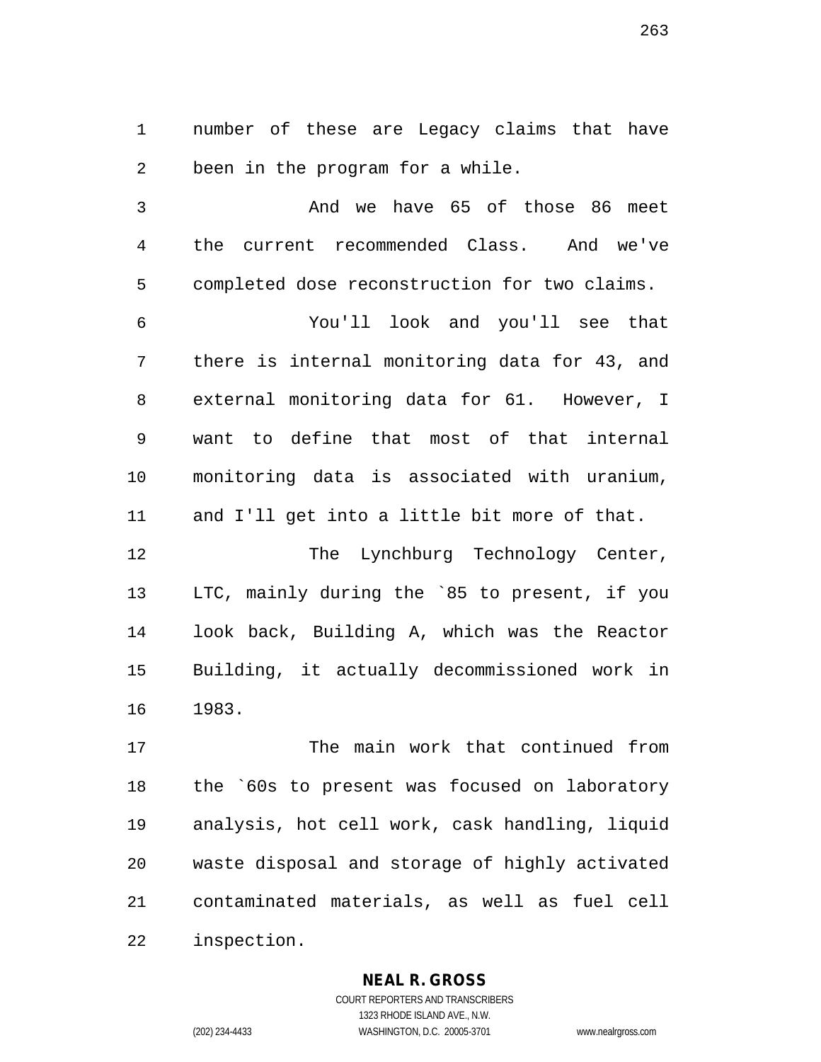number of these are Legacy claims that have been in the program for a while.

And we have 65 of those 86 meet the current recommended Class. And we've completed dose reconstruction for two claims.

You'll look and you'll see that there is internal monitoring data for 43, and external monitoring data for 61. However, I want to define that most of that internal monitoring data is associated with uranium, and I'll get into a little bit more of that.

The Lynchburg Technology Center, LTC, mainly during the `85 to present, if you look back, Building A, which was the Reactor Building, it actually decommissioned work in 1983.

The main work that continued from the `60s to present was focused on laboratory analysis, hot cell work, cask handling, liquid waste disposal and storage of highly activated contaminated materials, as well as fuel cell inspection.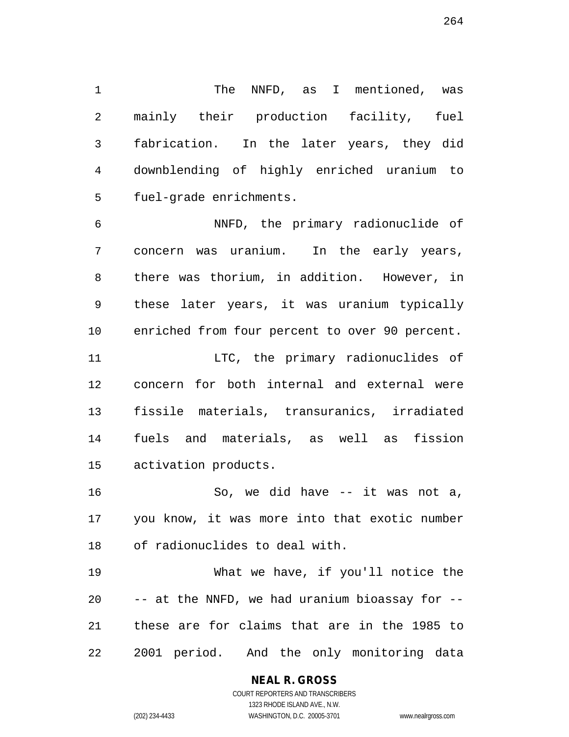The NNFD, as I mentioned, was mainly their production facility, fuel fabrication. In the later years, they did downblending of highly enriched uranium to fuel-grade enrichments.

NNFD, the primary radionuclide of concern was uranium. In the early years, there was thorium, in addition. However, in these later years, it was uranium typically enriched from four percent to over 90 percent.

LTC, the primary radionuclides of concern for both internal and external were fissile materials, transuranics, irradiated fuels and materials, as well as fission activation products.

So, we did have -- it was not a, you know, it was more into that exotic number of radionuclides to deal with.

What we have, if you'll notice the -- at the NNFD, we had uranium bioassay for -- these are for claims that are in the 1985 to 2001 period. And the only monitoring data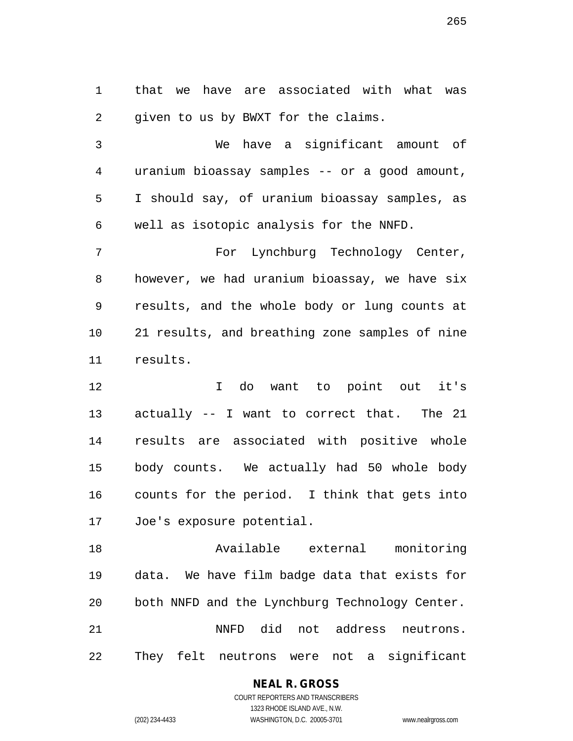that we have are associated with what was given to us by BWXT for the claims.

We have a significant amount of uranium bioassay samples -- or a good amount, I should say, of uranium bioassay samples, as well as isotopic analysis for the NNFD.

For Lynchburg Technology Center, however, we had uranium bioassay, we have six results, and the whole body or lung counts at 21 results, and breathing zone samples of nine results.

I do want to point out it's actually -- I want to correct that. The 21 results are associated with positive whole body counts. We actually had 50 whole body counts for the period. I think that gets into Joe's exposure potential.

Available external monitoring data. We have film badge data that exists for both NNFD and the Lynchburg Technology Center.

NNFD did not address neutrons. They felt neutrons were not a significant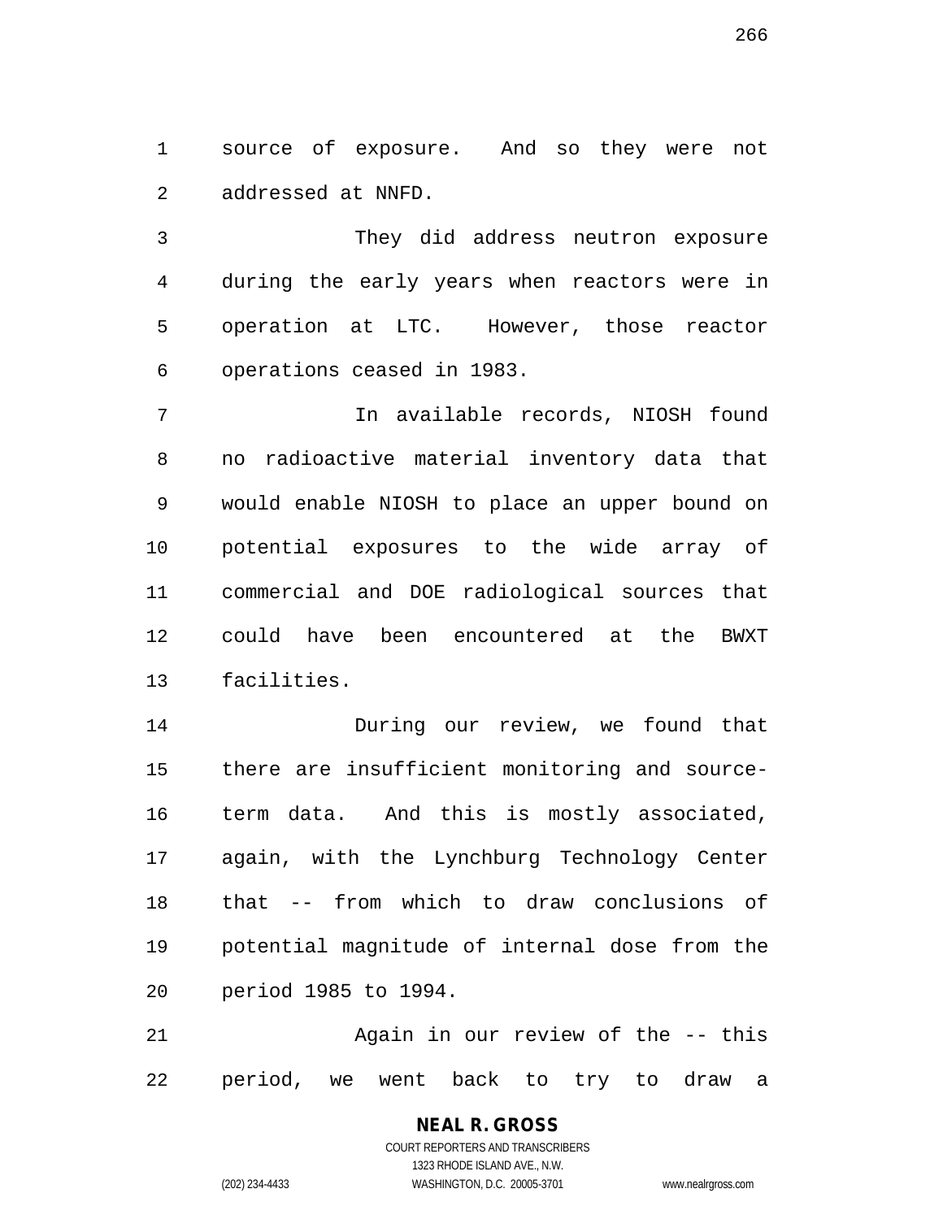source of exposure. And so they were not addressed at NNFD.

They did address neutron exposure during the early years when reactors were in operation at LTC. However, those reactor operations ceased in 1983.

In available records, NIOSH found no radioactive material inventory data that would enable NIOSH to place an upper bound on potential exposures to the wide array of commercial and DOE radiological sources that could have been encountered at the BWXT facilities.

During our review, we found that there are insufficient monitoring and source-term data. And this is mostly associated, again, with the Lynchburg Technology Center that -- from which to draw conclusions of potential magnitude of internal dose from the period 1985 to 1994.

Again in our review of the -- this period, we went back to try to draw a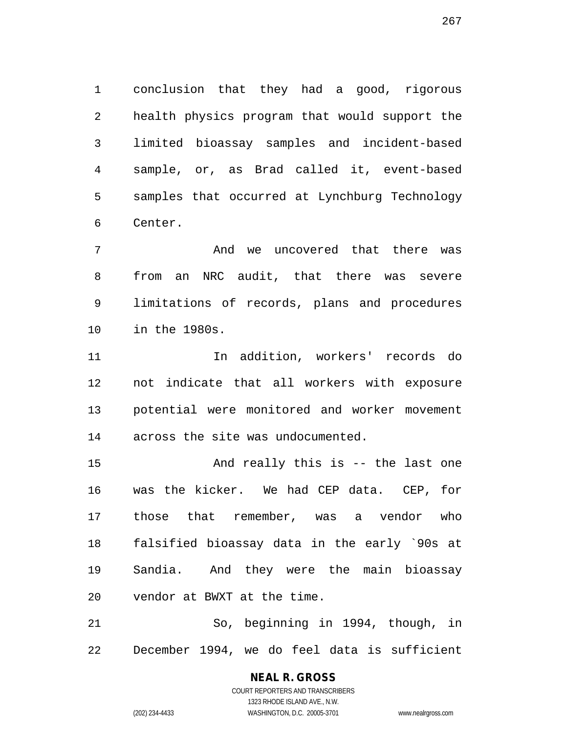conclusion that they had a good, rigorous health physics program that would support the limited bioassay samples and incident-based sample, or, as Brad called it, event-based samples that occurred at Lynchburg Technology Center.

And we uncovered that there was from an NRC audit, that there was severe limitations of records, plans and procedures in the 1980s.

In addition, workers' records do not indicate that all workers with exposure potential were monitored and worker movement across the site was undocumented.

And really this is -- the last one was the kicker. We had CEP data. CEP, for those that remember, was a vendor who falsified bioassay data in the early `90s at Sandia. And they were the main bioassay vendor at BWXT at the time.

So, beginning in 1994, though, in December 1994, we do feel data is sufficient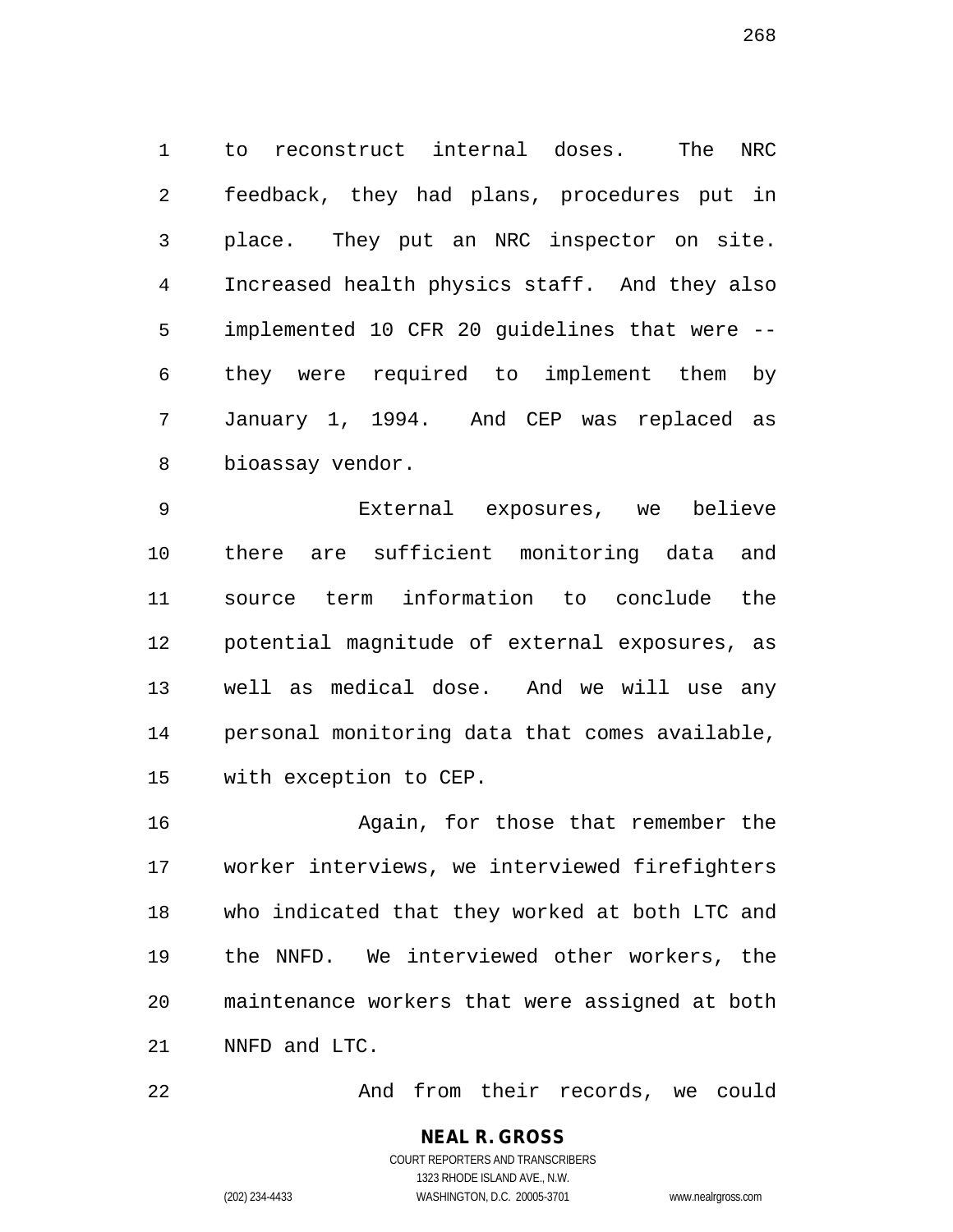to reconstruct internal doses. The NRC feedback, they had plans, procedures put in place. They put an NRC inspector on site. Increased health physics staff. And they also implemented 10 CFR 20 guidelines that were -- they were required to implement them by January 1, 1994. And CEP was replaced as bioassay vendor.

External exposures, we believe there are sufficient monitoring data and source term information to conclude the potential magnitude of external exposures, as well as medical dose. And we will use any personal monitoring data that comes available, with exception to CEP.

Again, for those that remember the worker interviews, we interviewed firefighters who indicated that they worked at both LTC and the NNFD. We interviewed other workers, the maintenance workers that were assigned at both NNFD and LTC.

And from their records, we could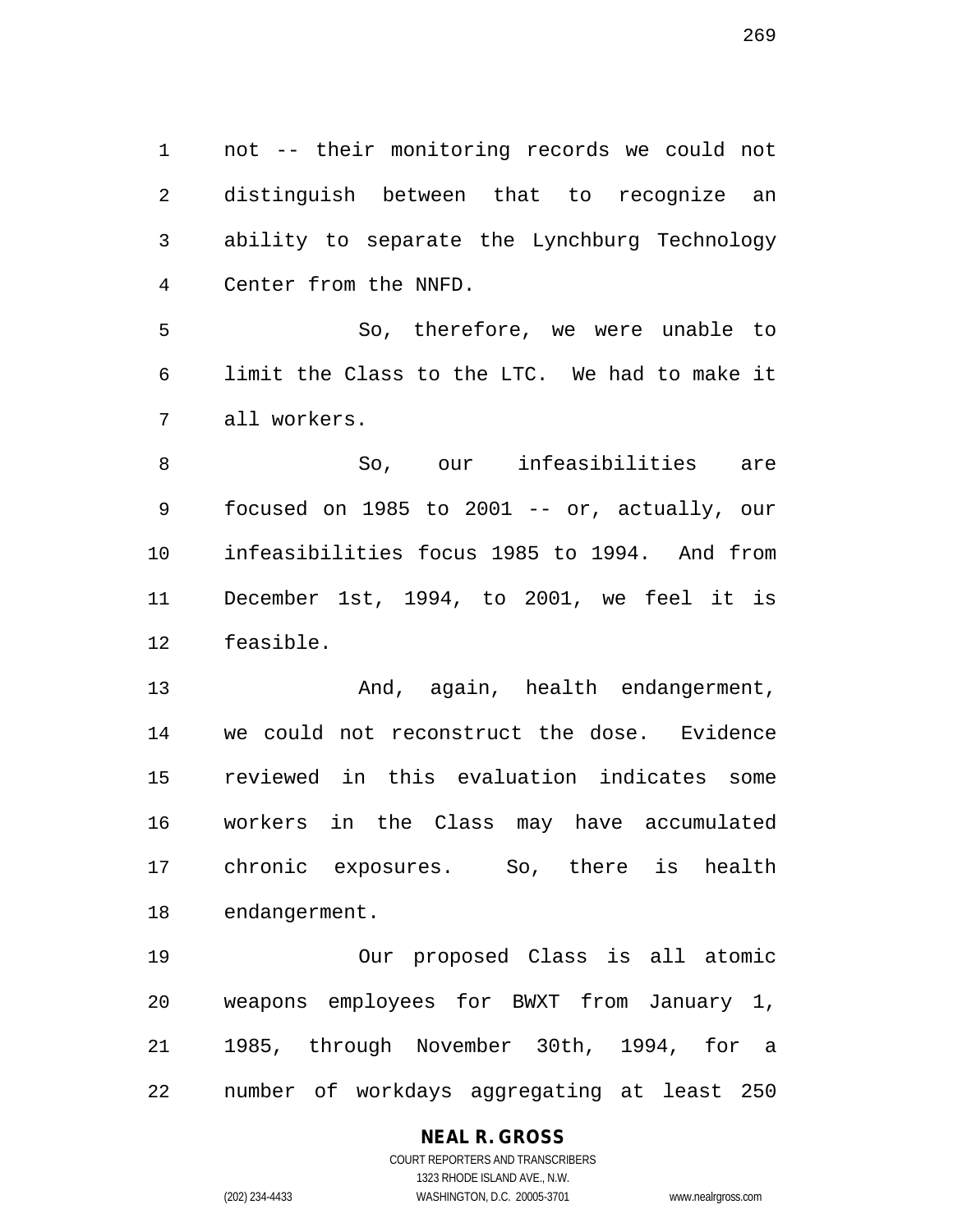not -- their monitoring records we could not distinguish between that to recognize an ability to separate the Lynchburg Technology Center from the NNFD.

So, therefore, we were unable to limit the Class to the LTC. We had to make it all workers.

So, our infeasibilities are focused on 1985 to 2001 -- or, actually, our infeasibilities focus 1985 to 1994. And from December 1st, 1994, to 2001, we feel it is feasible.

And, again, health endangerment, we could not reconstruct the dose. Evidence reviewed in this evaluation indicates some workers in the Class may have accumulated chronic exposures. So, there is health endangerment.

Our proposed Class is all atomic weapons employees for BWXT from January 1, 1985, through November 30th, 1994, for a number of workdays aggregating at least 250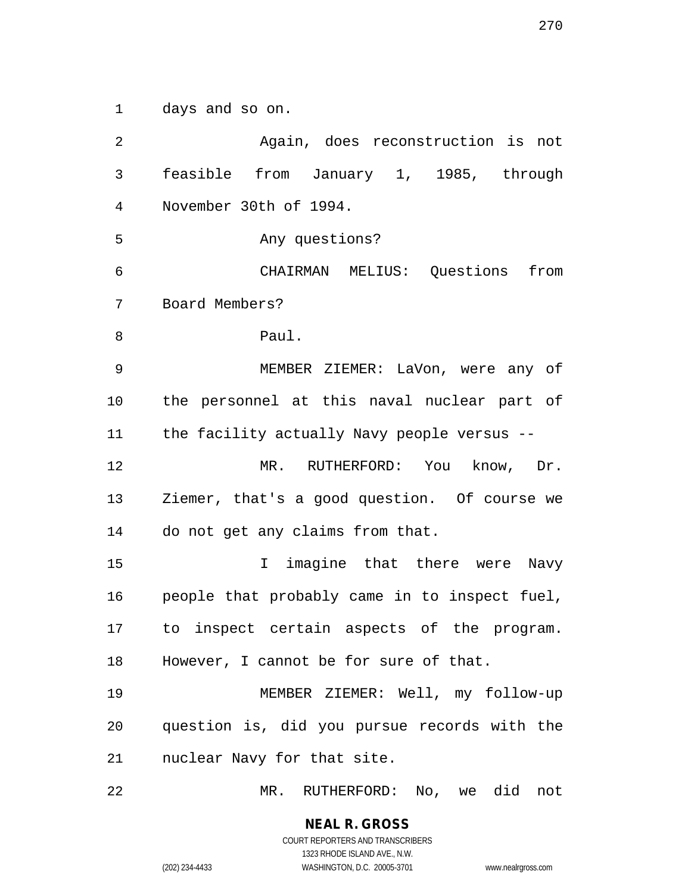days and so on.

Again, does reconstruction is not feasible from January 1, 1985, through November 30th of 1994.

Any questions?

CHAIRMAN MELIUS: Questions from Board Members?

Paul.

MEMBER ZIEMER: LaVon, were any of the personnel at this naval nuclear part of the facility actually Navy people versus --

MR. RUTHERFORD: You know, Dr. Ziemer, that's a good question. Of course we do not get any claims from that.

I imagine that there were Navy people that probably came in to inspect fuel, to inspect certain aspects of the program. However, I cannot be for sure of that.

MEMBER ZIEMER: Well, my follow-up question is, did you pursue records with the nuclear Navy for that site.

MR. RUTHERFORD: No, we did not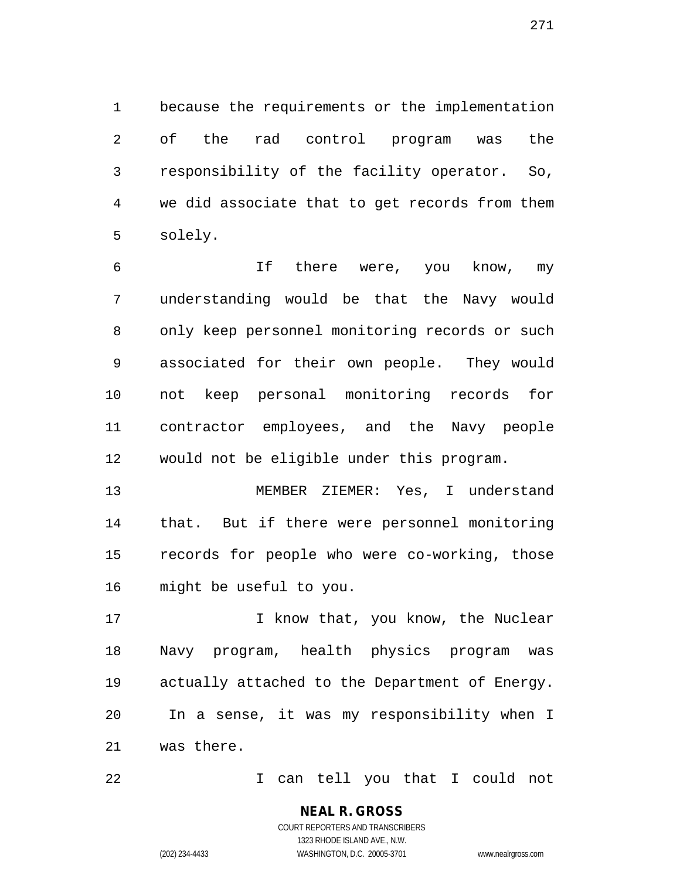because the requirements or the implementation of the rad control program was the responsibility of the facility operator. So, we did associate that to get records from them solely.

If there were, you know, my understanding would be that the Navy would only keep personnel monitoring records or such associated for their own people. They would not keep personal monitoring records for contractor employees, and the Navy people would not be eligible under this program.

MEMBER ZIEMER: Yes, I understand that. But if there were personnel monitoring records for people who were co-working, those might be useful to you.

I know that, you know, the Nuclear Navy program, health physics program was actually attached to the Department of Energy. In a sense, it was my responsibility when I was there.

I can tell you that I could not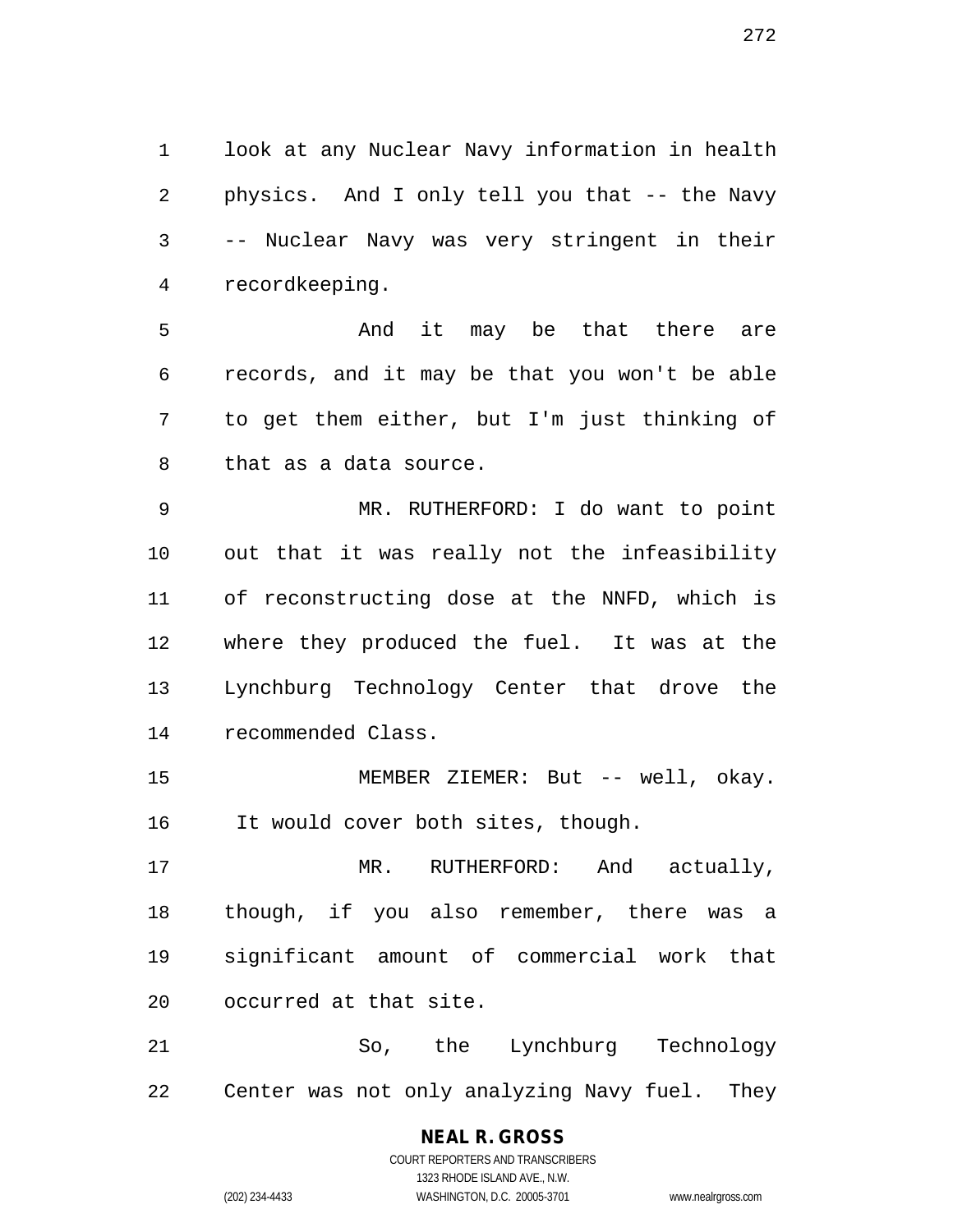look at any Nuclear Navy information in health physics. And I only tell you that -- the Navy -- Nuclear Navy was very stringent in their recordkeeping.

And it may be that there are records, and it may be that you won't be able to get them either, but I'm just thinking of that as a data source.

MR. RUTHERFORD: I do want to point out that it was really not the infeasibility of reconstructing dose at the NNFD, which is where they produced the fuel. It was at the Lynchburg Technology Center that drove the recommended Class.

MEMBER ZIEMER: But -- well, okay. It would cover both sites, though.

MR. RUTHERFORD: And actually, though, if you also remember, there was a significant amount of commercial work that occurred at that site.

So, the Lynchburg Technology Center was not only analyzing Navy fuel. They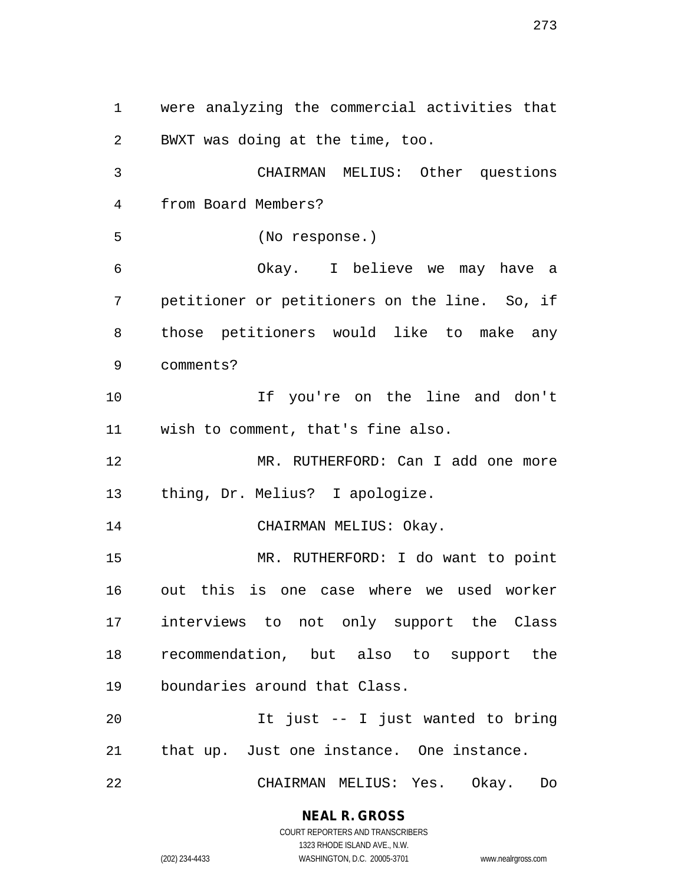were analyzing the commercial activities that BWXT was doing at the time, too.

CHAIRMAN MELIUS: Other questions from Board Members?

(No response.)

Okay. I believe we may have a petitioner or petitioners on the line. So, if those petitioners would like to make any comments?

If you're on the line and don't wish to comment, that's fine also.

MR. RUTHERFORD: Can I add one more thing, Dr. Melius? I apologize.

CHAIRMAN MELIUS: Okay.

MR. RUTHERFORD: I do want to point out this is one case where we used worker interviews to not only support the Class recommendation, but also to support the boundaries around that Class.

It just -- I just wanted to bring that up. Just one instance. One instance.

CHAIRMAN MELIUS: Yes. Okay. Do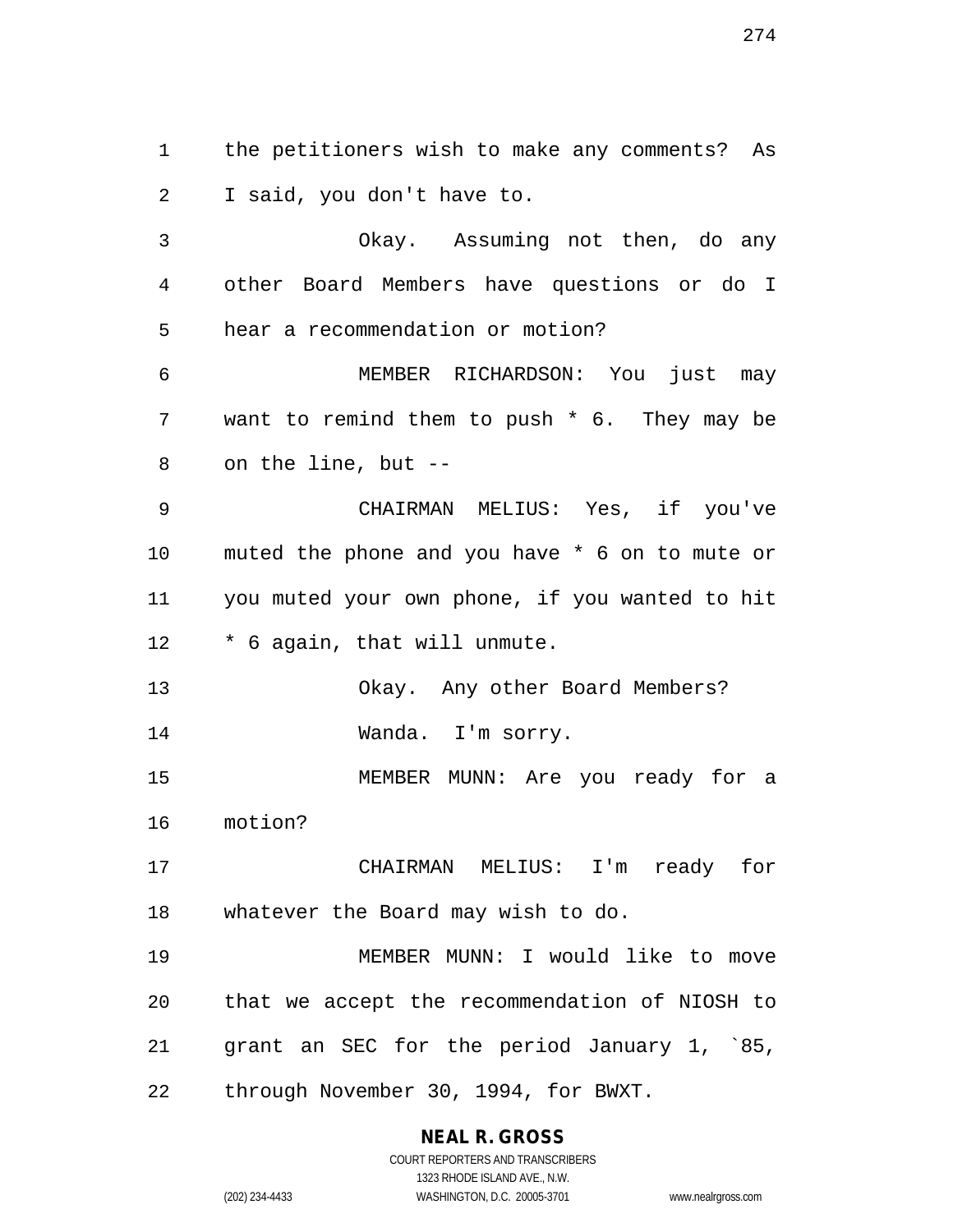the petitioners wish to make any comments? As I said, you don't have to.

Okay. Assuming not then, do any other Board Members have questions or do I hear a recommendation or motion?

MEMBER RICHARDSON: You just may want to remind them to push * 6. They may be on the line, but --

CHAIRMAN MELIUS: Yes, if you've muted the phone and you have * 6 on to mute or you muted your own phone, if you wanted to hit * 6 again, that will unmute.

Okay. Any other Board Members?

Wanda. I'm sorry.

MEMBER MUNN: Are you ready for a motion?

CHAIRMAN MELIUS: I'm ready for whatever the Board may wish to do.

MEMBER MUNN: I would like to move that we accept the recommendation of NIOSH to grant an SEC for the period January 1, `85, through November 30, 1994, for BWXT.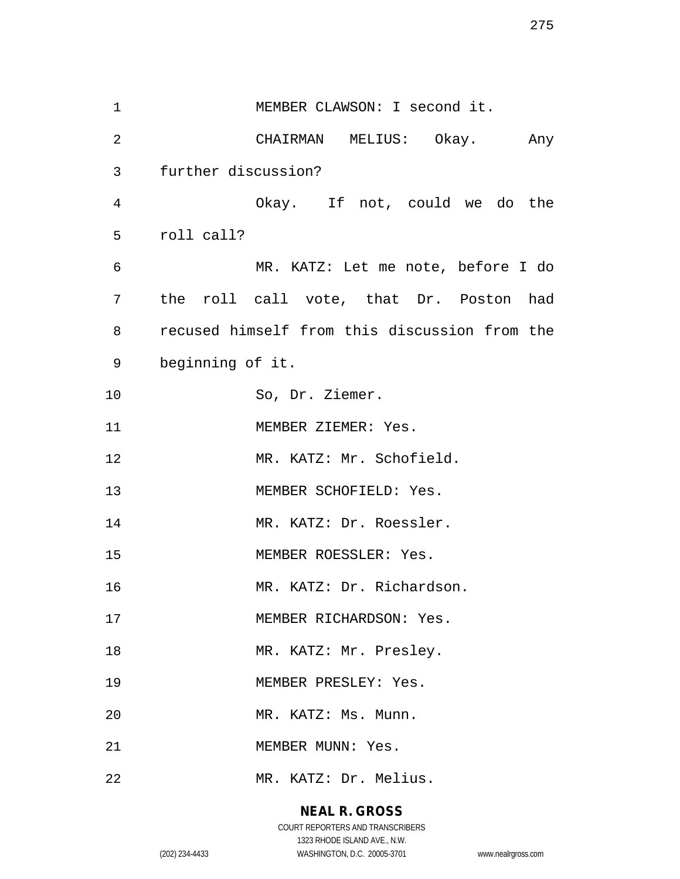MEMBER CLAWSON: I second it.

CHAIRMAN MELIUS: Okay. Any further discussion?

Okay. If not, could we do the roll call?

MR. KATZ: Let me note, before I do the roll call vote, that Dr. Poston had recused himself from this discussion from the beginning of it.

So, Dr. Ziemer.

MEMBER ZIEMER: Yes.

MR. KATZ: Mr. Schofield.

MEMBER SCHOFIELD: Yes.

MR. KATZ: Dr. Roessler.

MEMBER ROESSLER: Yes.

MR. KATZ: Dr. Richardson.

MEMBER RICHARDSON: Yes.

MR. KATZ: Mr. Presley.

MEMBER PRESLEY: Yes.

MR. KATZ: Ms. Munn.

MEMBER MUNN: Yes.

MR. KATZ: Dr. Melius.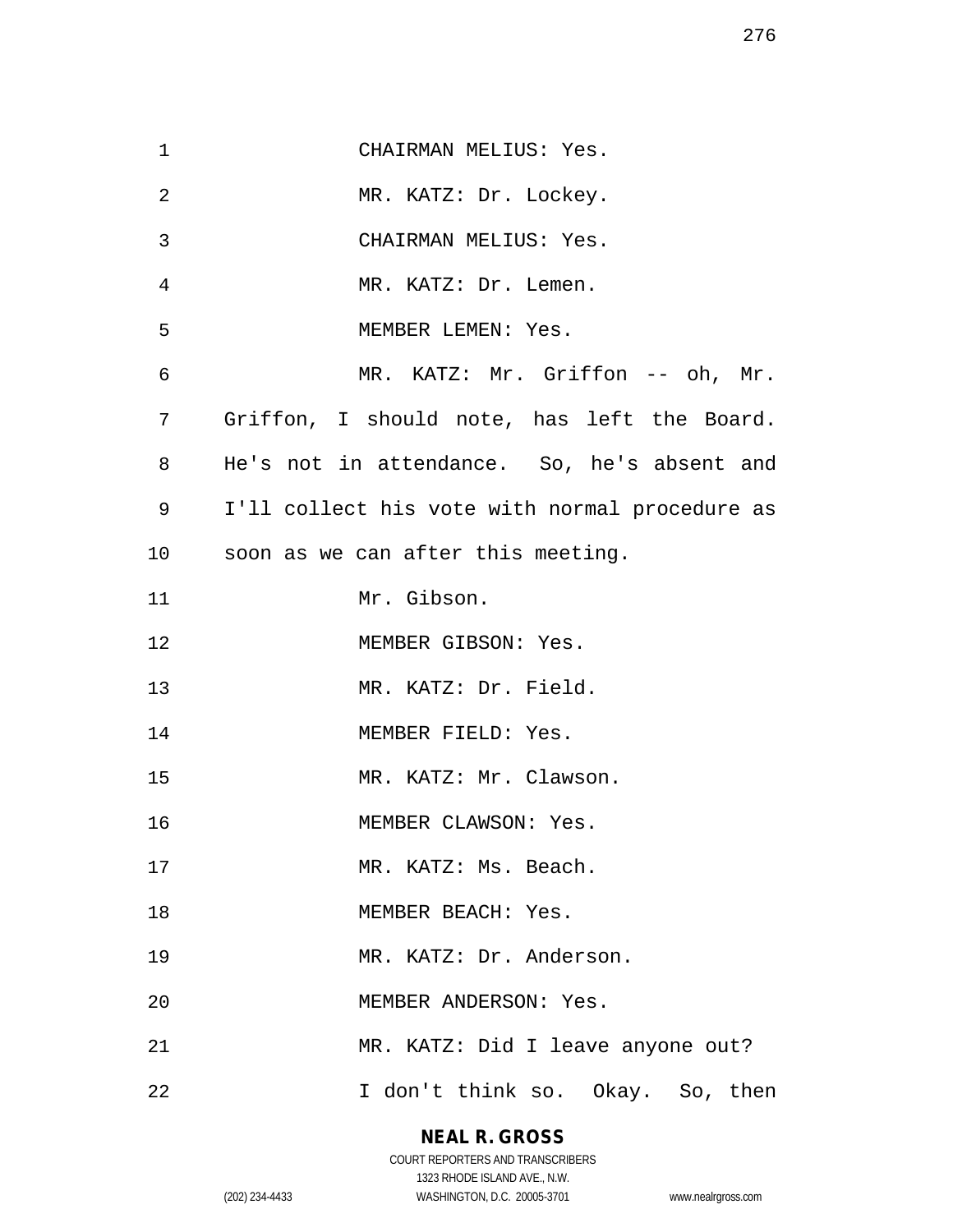CHAIRMAN MELIUS: Yes.

MR. KATZ: Dr. Lockey.

CHAIRMAN MELIUS: Yes.

MR. KATZ: Dr. Lemen.

MEMBER LEMEN: Yes.

MR. KATZ: Mr. Griffon -- oh, Mr. Griffon, I should note, has left the Board. He's not in attendance. So, he's absent and I'll collect his vote with normal procedure as soon as we can after this meeting.

Mr. Gibson.

MEMBER GIBSON: Yes.

MR. KATZ: Dr. Field.

MEMBER FIELD: Yes.

MR. KATZ: Mr. Clawson.

MEMBER CLAWSON: Yes.

MR. KATZ: Ms. Beach.

MEMBER BEACH: Yes.

MR. KATZ: Dr. Anderson.

MEMBER ANDERSON: Yes.

MR. KATZ: Did I leave anyone out?

I don't think so. Okay. So, then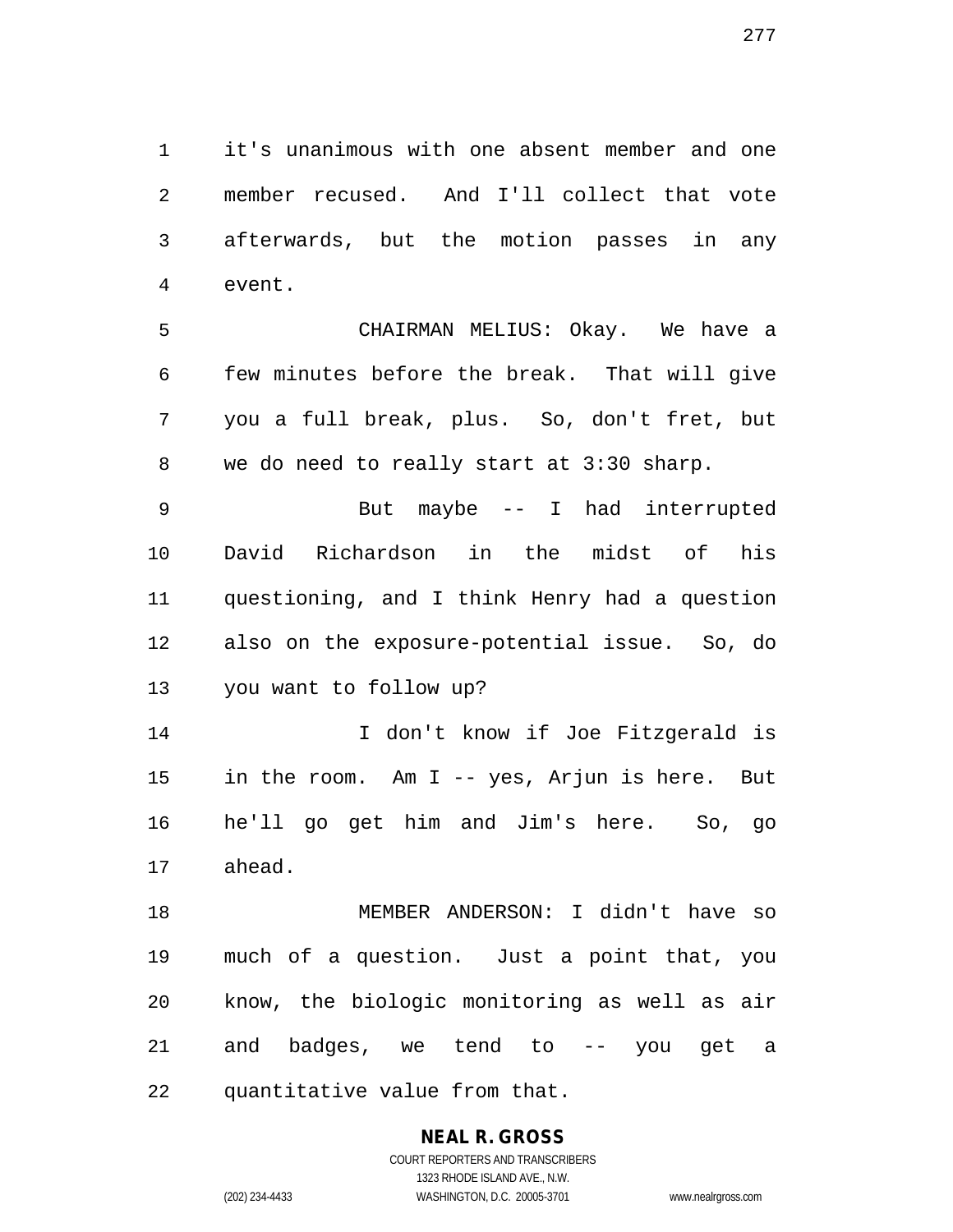it's unanimous with one absent member and one member recused. And I'll collect that vote afterwards, but the motion passes in any event.

CHAIRMAN MELIUS: Okay. We have a few minutes before the break. That will give you a full break, plus. So, don't fret, but we do need to really start at 3:30 sharp.

But maybe -- I had interrupted David Richardson in the midst of his questioning, and I think Henry had a question also on the exposure-potential issue. So, do you want to follow up?

I don't know if Joe Fitzgerald is in the room. Am I -- yes, Arjun is here. But he'll go get him and Jim's here. So, go ahead.

MEMBER ANDERSON: I didn't have so much of a question. Just a point that, you know, the biologic monitoring as well as air and badges, we tend to -- you get a quantitative value from that.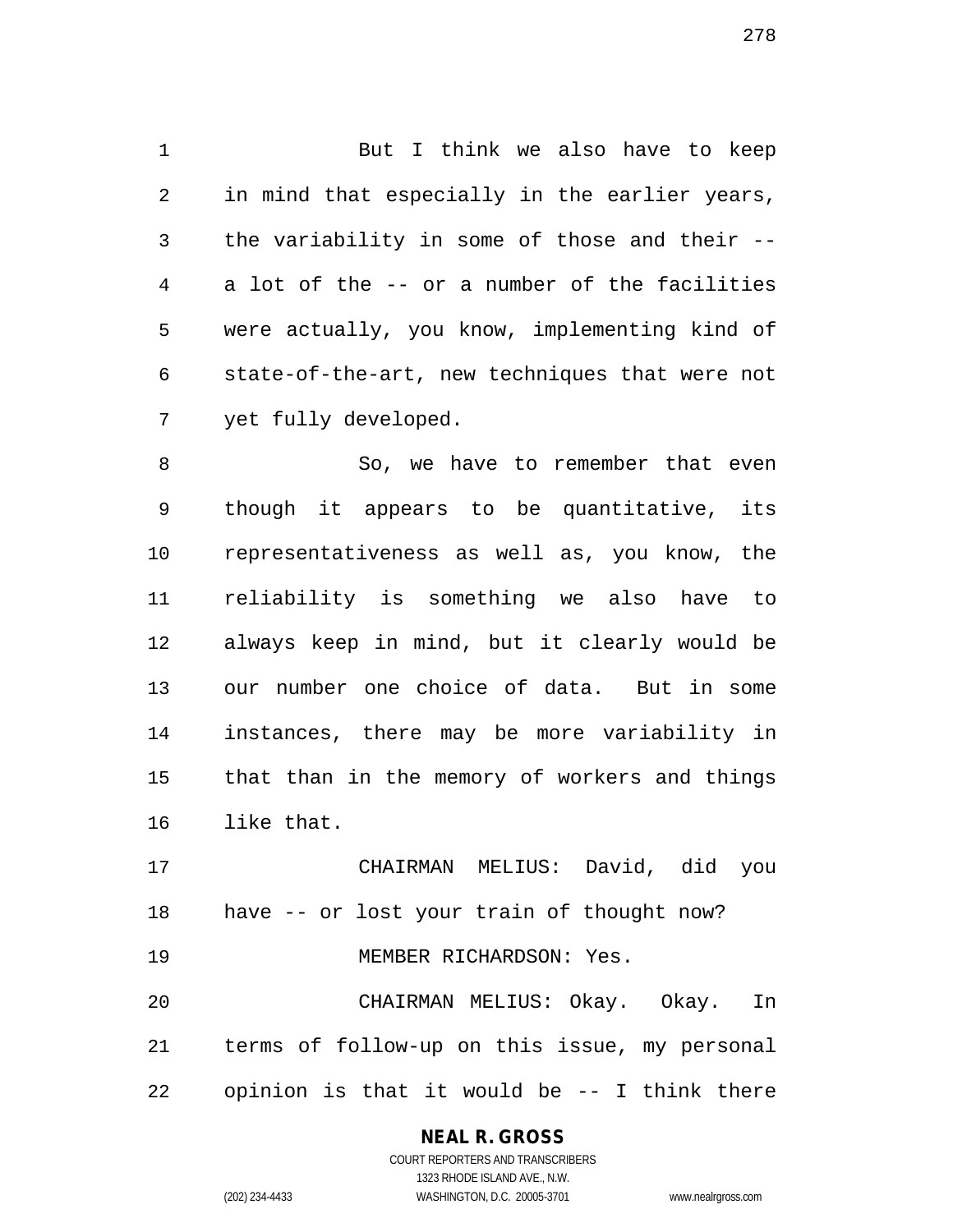But I think we also have to keep in mind that especially in the earlier years, the variability in some of those and their -- a lot of the -- or a number of the facilities were actually, you know, implementing kind of state-of-the-art, new techniques that were not yet fully developed.

So, we have to remember that even though it appears to be quantitative, its representativeness as well as, you know, the reliability is something we also have to always keep in mind, but it clearly would be our number one choice of data. But in some instances, there may be more variability in that than in the memory of workers and things like that.

CHAIRMAN MELIUS: David, did you have -- or lost your train of thought now?

MEMBER RICHARDSON: Yes.

CHAIRMAN MELIUS: Okay. Okay. In terms of follow-up on this issue, my personal opinion is that it would be -- I think there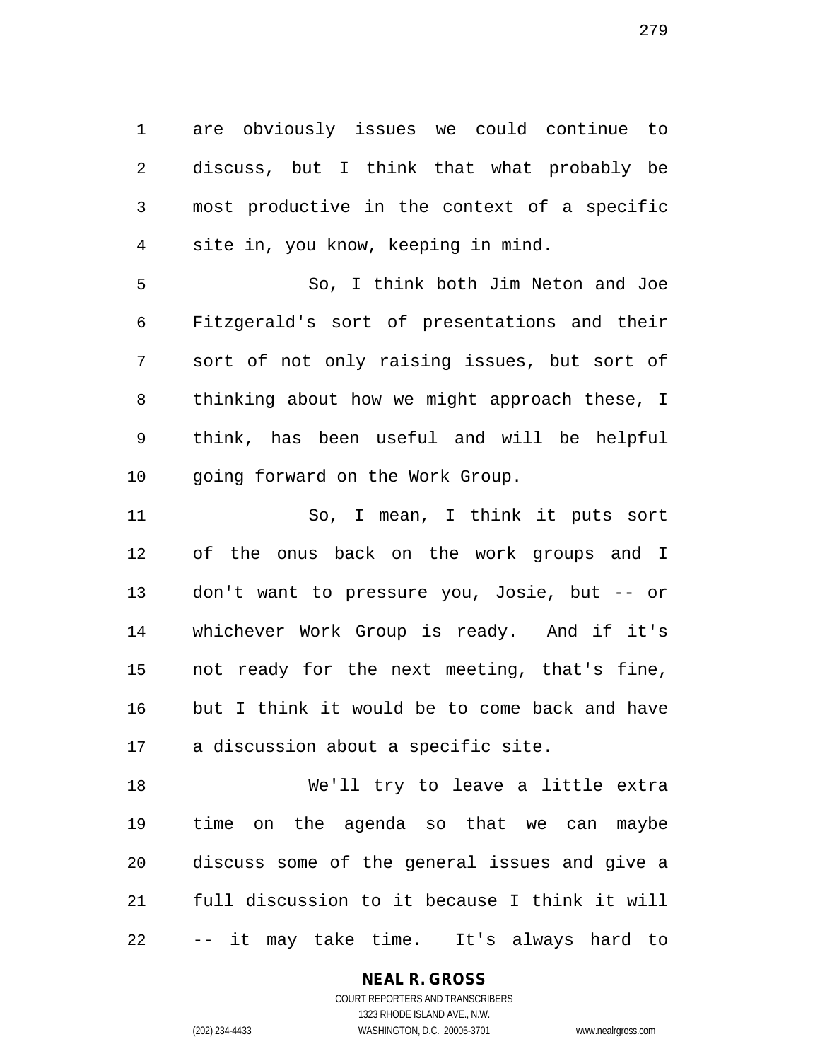are obviously issues we could continue to discuss, but I think that what probably be most productive in the context of a specific site in, you know, keeping in mind.

So, I think both Jim Neton and Joe Fitzgerald's sort of presentations and their sort of not only raising issues, but sort of thinking about how we might approach these, I think, has been useful and will be helpful going forward on the Work Group.

So, I mean, I think it puts sort of the onus back on the work groups and I don't want to pressure you, Josie, but -- or whichever Work Group is ready. And if it's not ready for the next meeting, that's fine, but I think it would be to come back and have a discussion about a specific site.

We'll try to leave a little extra time on the agenda so that we can maybe discuss some of the general issues and give a full discussion to it because I think it will -- it may take time. It's always hard to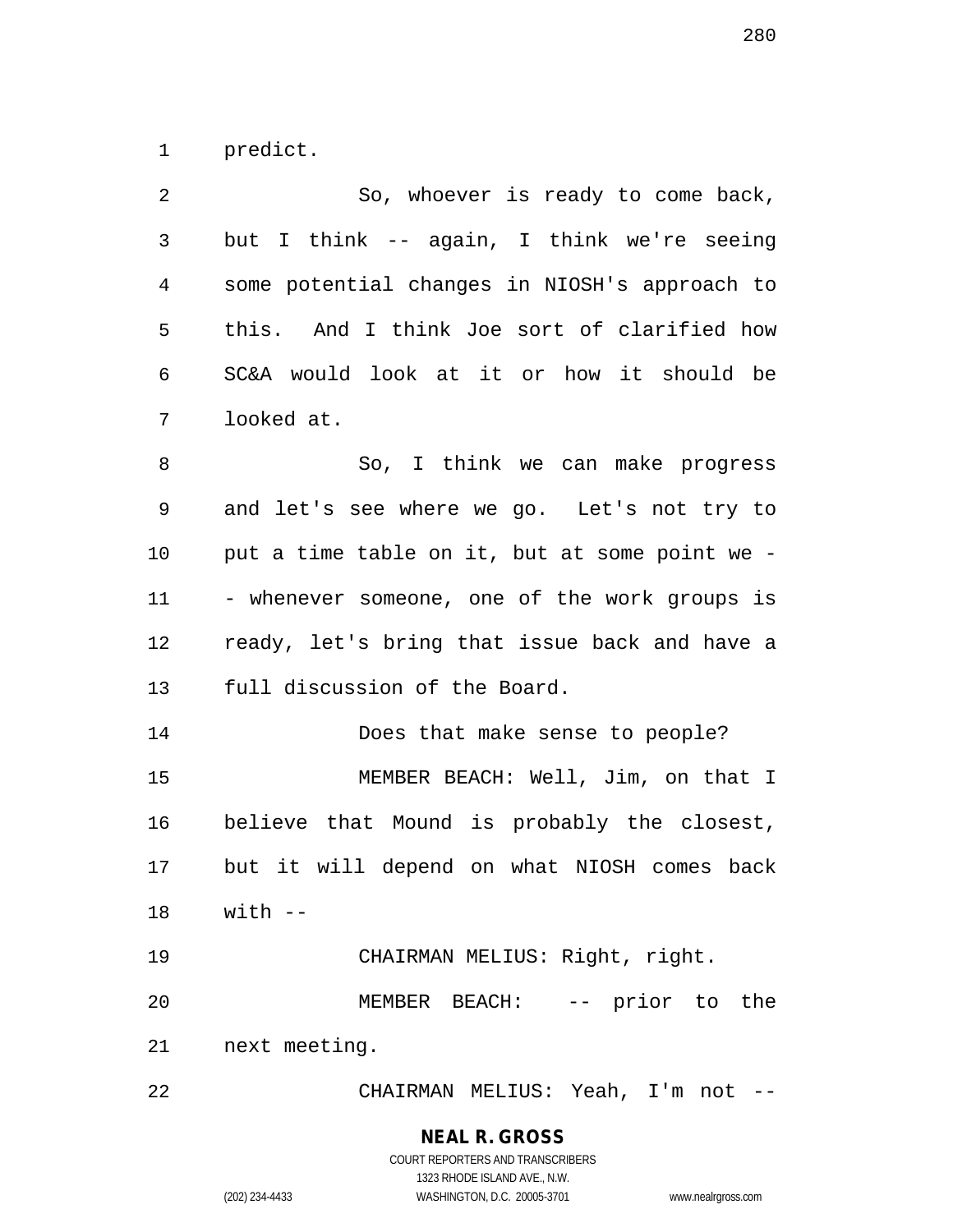predict.

So, whoever is ready to come back, but I think -- again, I think we're seeing some potential changes in NIOSH's approach to this. And I think Joe sort of clarified how SC&A would look at it or how it should be looked at.

So, I think we can make progress and let's see where we go. Let's not try to put a time table on it, but at some point we -- whenever someone, one of the work groups is ready, let's bring that issue back and have a full discussion of the Board.

Does that make sense to people?

MEMBER BEACH: Well, Jim, on that I believe that Mound is probably the closest, but it will depend on what NIOSH comes back with --

CHAIRMAN MELIUS: Right, right.

MEMBER BEACH: -- prior to the next meeting.

CHAIRMAN MELIUS: Yeah, I'm not --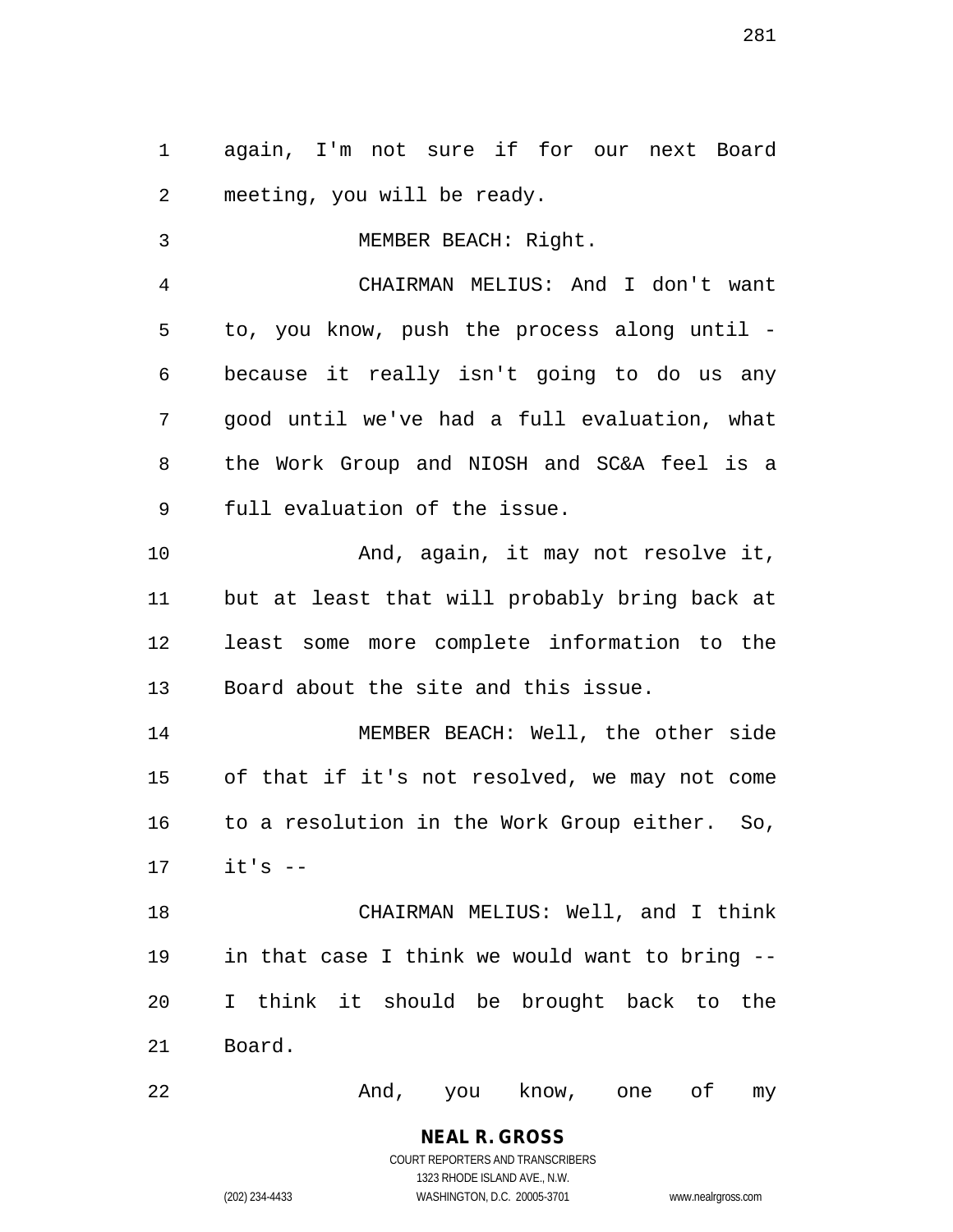again, I'm not sure if for our next Board meeting, you will be ready.

MEMBER BEACH: Right.

CHAIRMAN MELIUS: And I don't want to, you know, push the process along until - because it really isn't going to do us any good until we've had a full evaluation, what the Work Group and NIOSH and SC&A feel is a full evaluation of the issue.

And, again, it may not resolve it, but at least that will probably bring back at least some more complete information to the Board about the site and this issue.

MEMBER BEACH: Well, the other side of that if it's not resolved, we may not come to a resolution in the Work Group either. So, it's --

CHAIRMAN MELIUS: Well, and I think in that case I think we would want to bring -- I think it should be brought back to the Board.

And, you know, one of my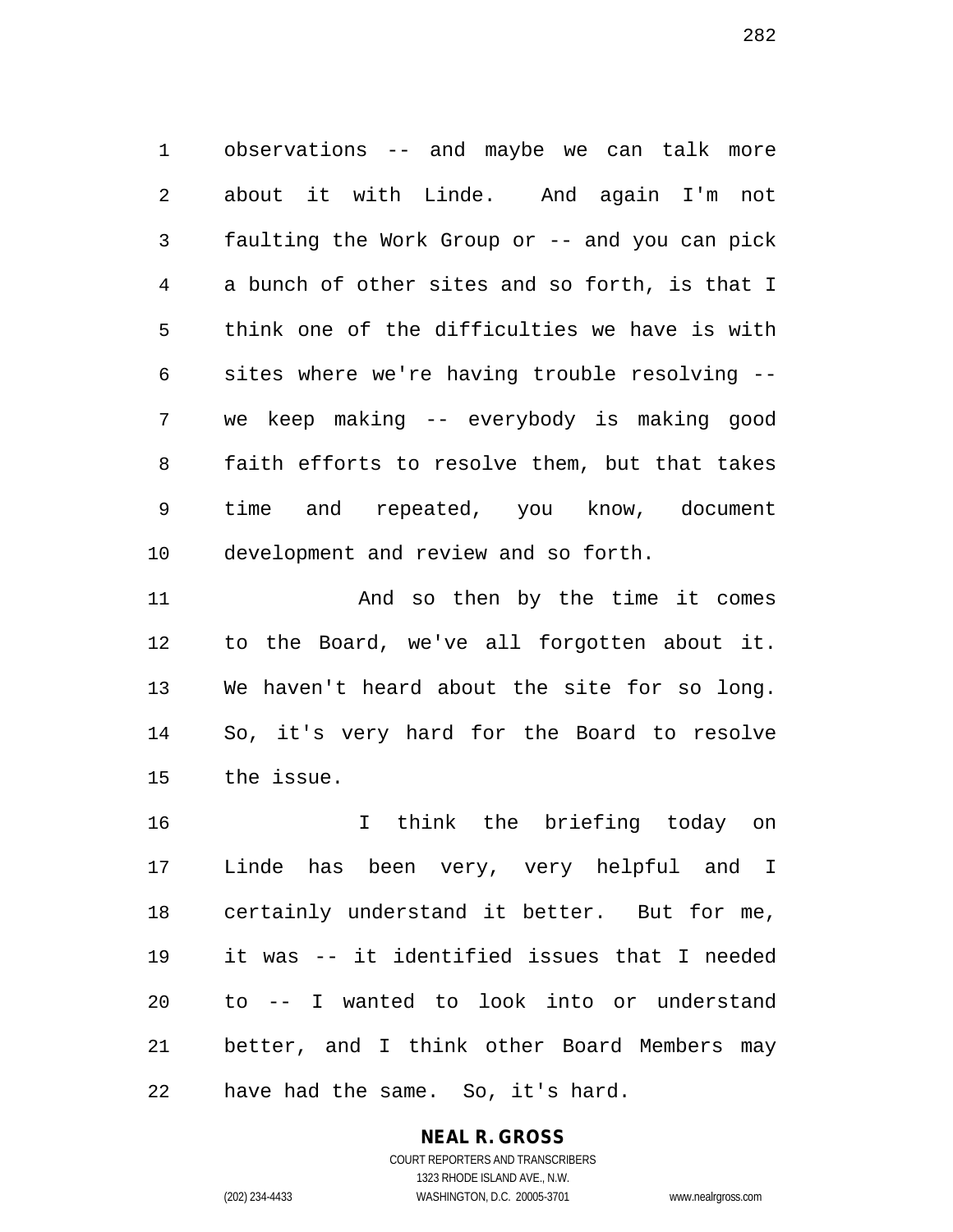observations -- and maybe we can talk more about it with Linde. And again I'm not faulting the Work Group or -- and you can pick a bunch of other sites and so forth, is that I think one of the difficulties we have is with sites where we're having trouble resolving -- we keep making -- everybody is making good faith efforts to resolve them, but that takes time and repeated, you know, document development and review and so forth.

And so then by the time it comes to the Board, we've all forgotten about it. We haven't heard about the site for so long. So, it's very hard for the Board to resolve the issue.

I think the briefing today on Linde has been very, very helpful and I certainly understand it better. But for me, it was -- it identified issues that I needed to -- I wanted to look into or understand better, and I think other Board Members may have had the same. So, it's hard.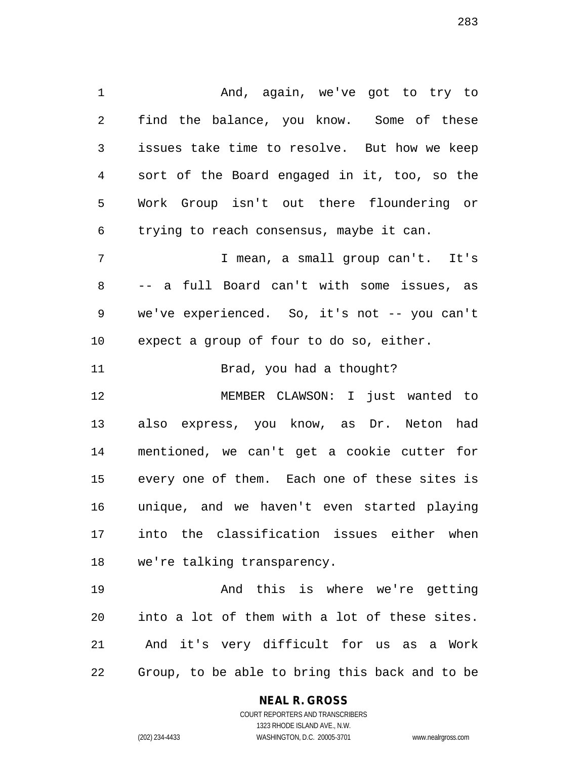And, again, we've got to try to find the balance, you know. Some of these issues take time to resolve. But how we keep sort of the Board engaged in it, too, so the Work Group isn't out there floundering or trying to reach consensus, maybe it can.

I mean, a small group can't. It's -- a full Board can't with some issues, as we've experienced. So, it's not -- you can't expect a group of four to do so, either.

Brad, you had a thought?

MEMBER CLAWSON: I just wanted to also express, you know, as Dr. Neton had mentioned, we can't get a cookie cutter for every one of them. Each one of these sites is unique, and we haven't even started playing into the classification issues either when we're talking transparency.

And this is where we're getting into a lot of them with a lot of these sites. And it's very difficult for us as a Work Group, to be able to bring this back and to be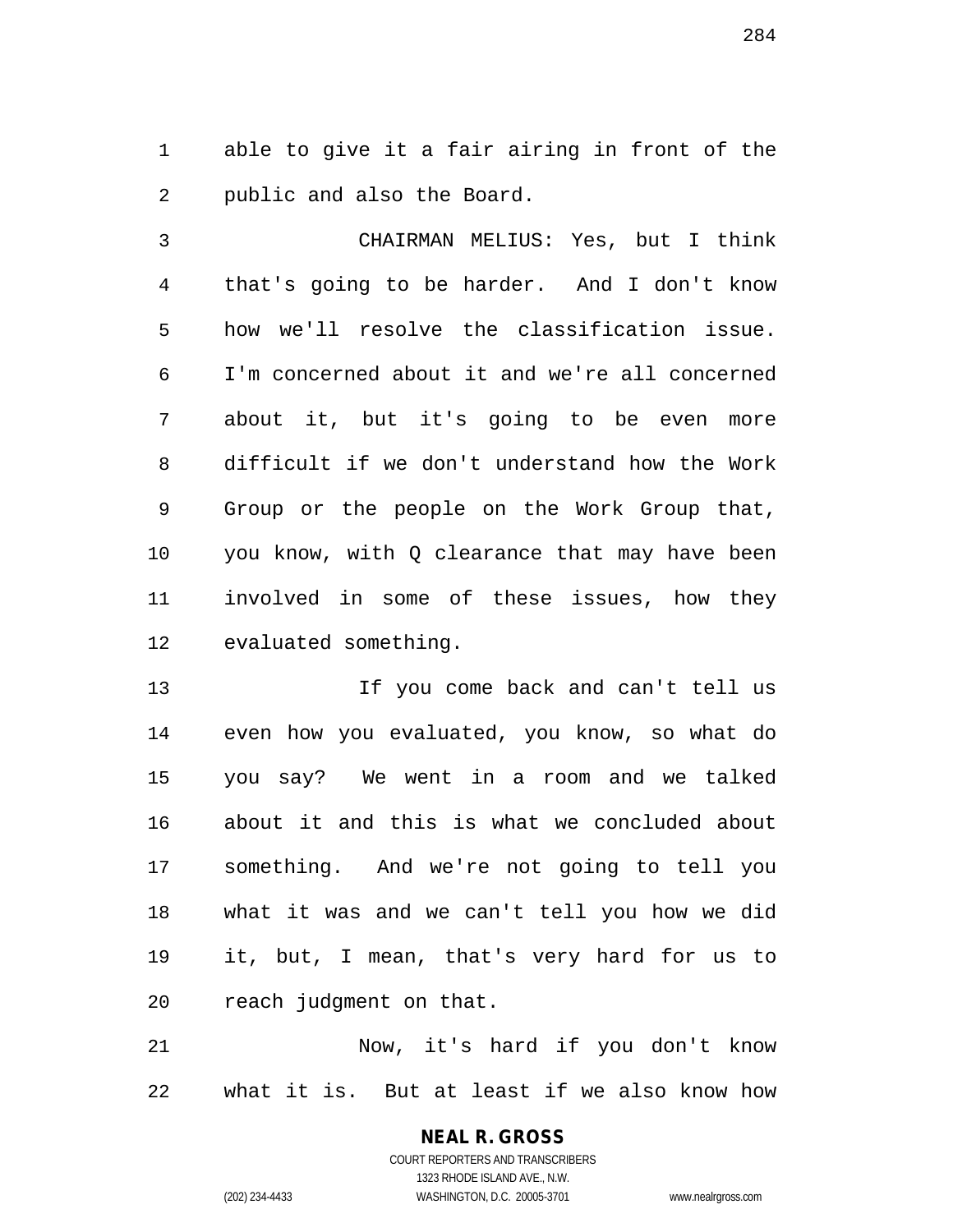able to give it a fair airing in front of the public and also the Board.

CHAIRMAN MELIUS: Yes, but I think that's going to be harder. And I don't know how we'll resolve the classification issue. I'm concerned about it and we're all concerned about it, but it's going to be even more difficult if we don't understand how the Work Group or the people on the Work Group that, you know, with Q clearance that may have been involved in some of these issues, how they evaluated something.

If you come back and can't tell us even how you evaluated, you know, so what do you say? We went in a room and we talked about it and this is what we concluded about something. And we're not going to tell you what it was and we can't tell you how we did it, but, I mean, that's very hard for us to reach judgment on that.

Now, it's hard if you don't know what it is. But at least if we also know how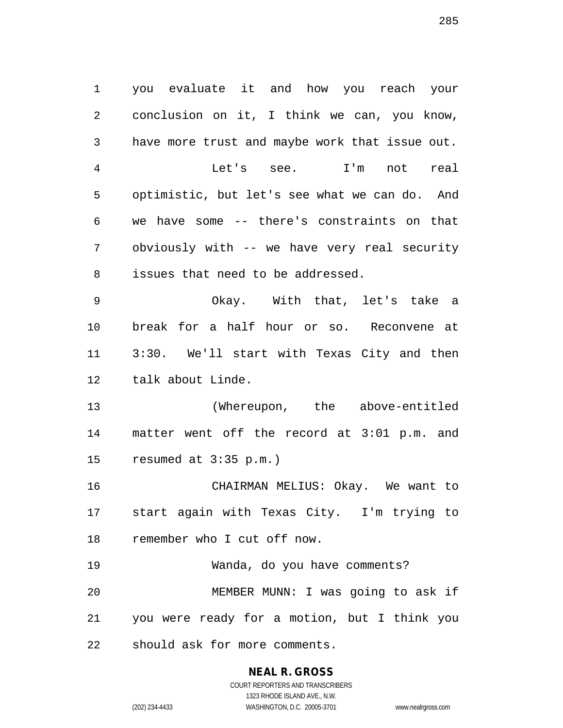you evaluate it and how you reach your conclusion on it, I think we can, you know, have more trust and maybe work that issue out.

Let's see. I'm not real optimistic, but let's see what we can do. And we have some -- there's constraints on that obviously with -- we have very real security issues that need to be addressed.

Okay. With that, let's take a break for a half hour or so. Reconvene at 3:30. We'll start with Texas City and then talk about Linde.

(Whereupon, the above-entitled matter went off the record at 3:01 p.m. and resumed at 3:35 p.m.)

CHAIRMAN MELIUS: Okay. We want to start again with Texas City. I'm trying to remember who I cut off now.

Wanda, do you have comments?

MEMBER MUNN: I was going to ask if you were ready for a motion, but I think you should ask for more comments.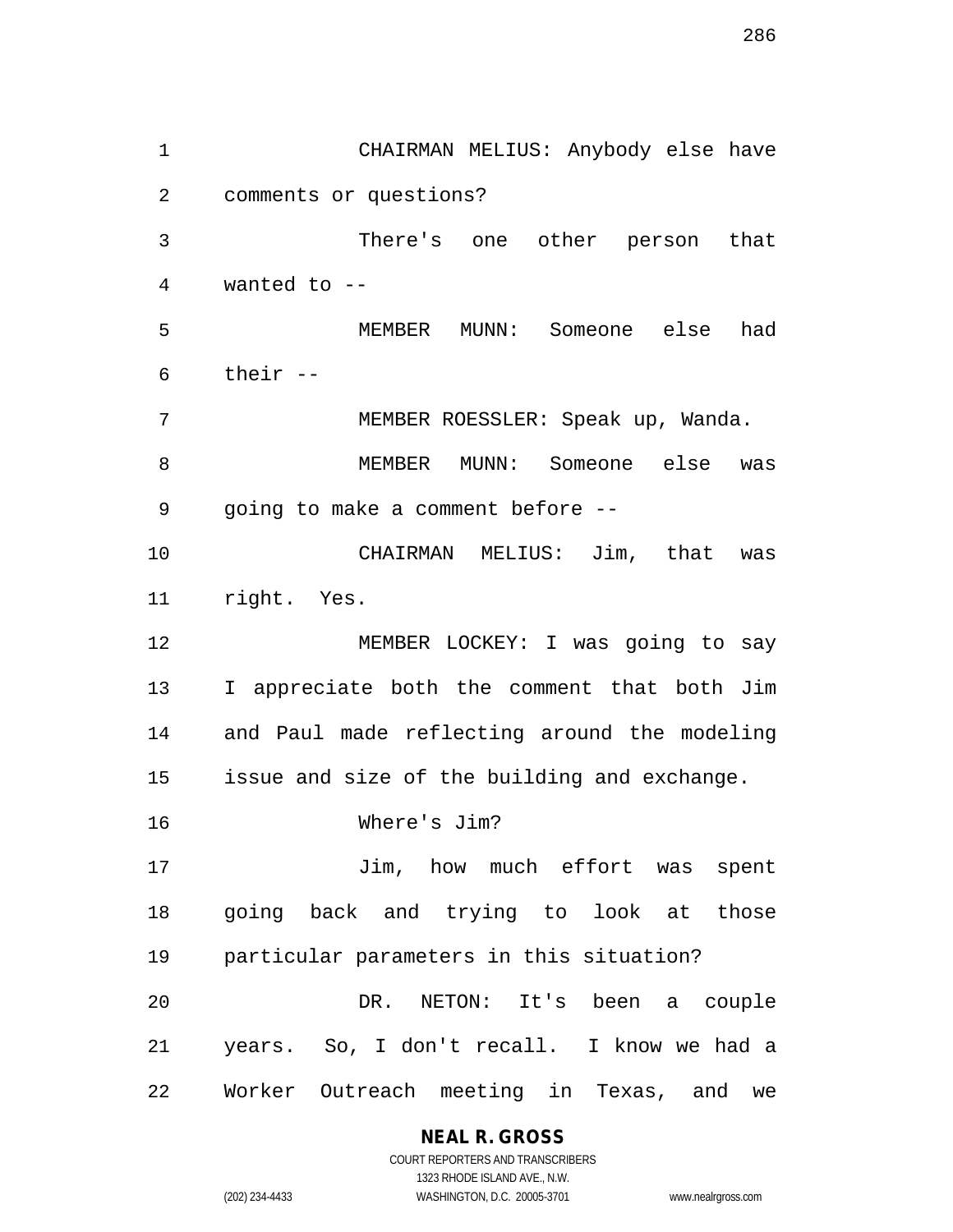CHAIRMAN MELIUS: Anybody else have comments or questions?

There's one other person that wanted to --

MEMBER MUNN: Someone else had their --

MEMBER ROESSLER: Speak up, Wanda.

MEMBER MUNN: Someone else was going to make a comment before --

CHAIRMAN MELIUS: Jim, that was right. Yes.

MEMBER LOCKEY: I was going to say I appreciate both the comment that both Jim and Paul made reflecting around the modeling issue and size of the building and exchange.

Where's Jim?

Jim, how much effort was spent going back and trying to look at those particular parameters in this situation?

DR. NETON: It's been a couple years. So, I don't recall. I know we had a Worker Outreach meeting in Texas, and we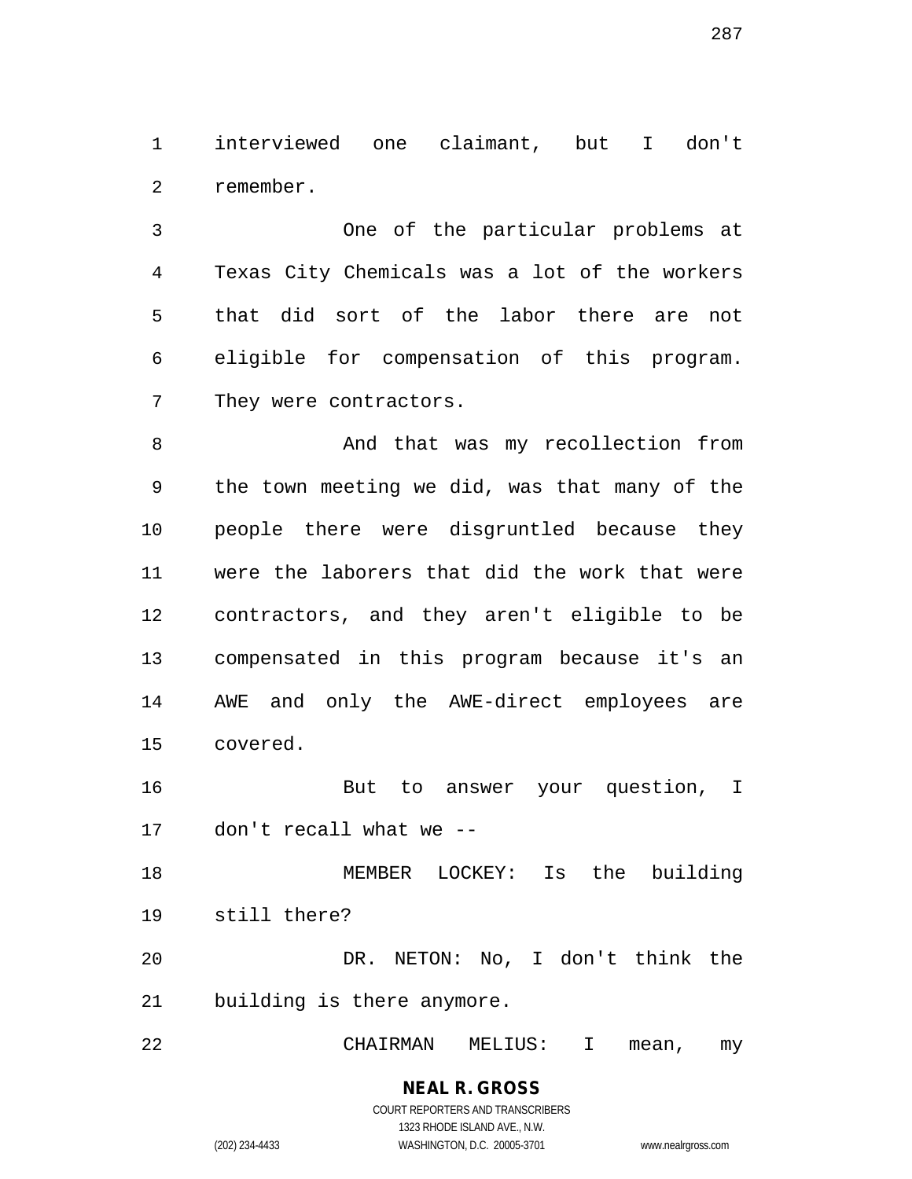interviewed one claimant, but I don't remember.

One of the particular problems at Texas City Chemicals was a lot of the workers that did sort of the labor there are not eligible for compensation of this program. They were contractors.

And that was my recollection from the town meeting we did, was that many of the people there were disgruntled because they were the laborers that did the work that were contractors, and they aren't eligible to be compensated in this program because it's an AWE and only the AWE-direct employees are covered.

But to answer your question, I don't recall what we --

MEMBER LOCKEY: Is the building still there?

DR. NETON: No, I don't think the building is there anymore.

CHAIRMAN MELIUS: I mean, my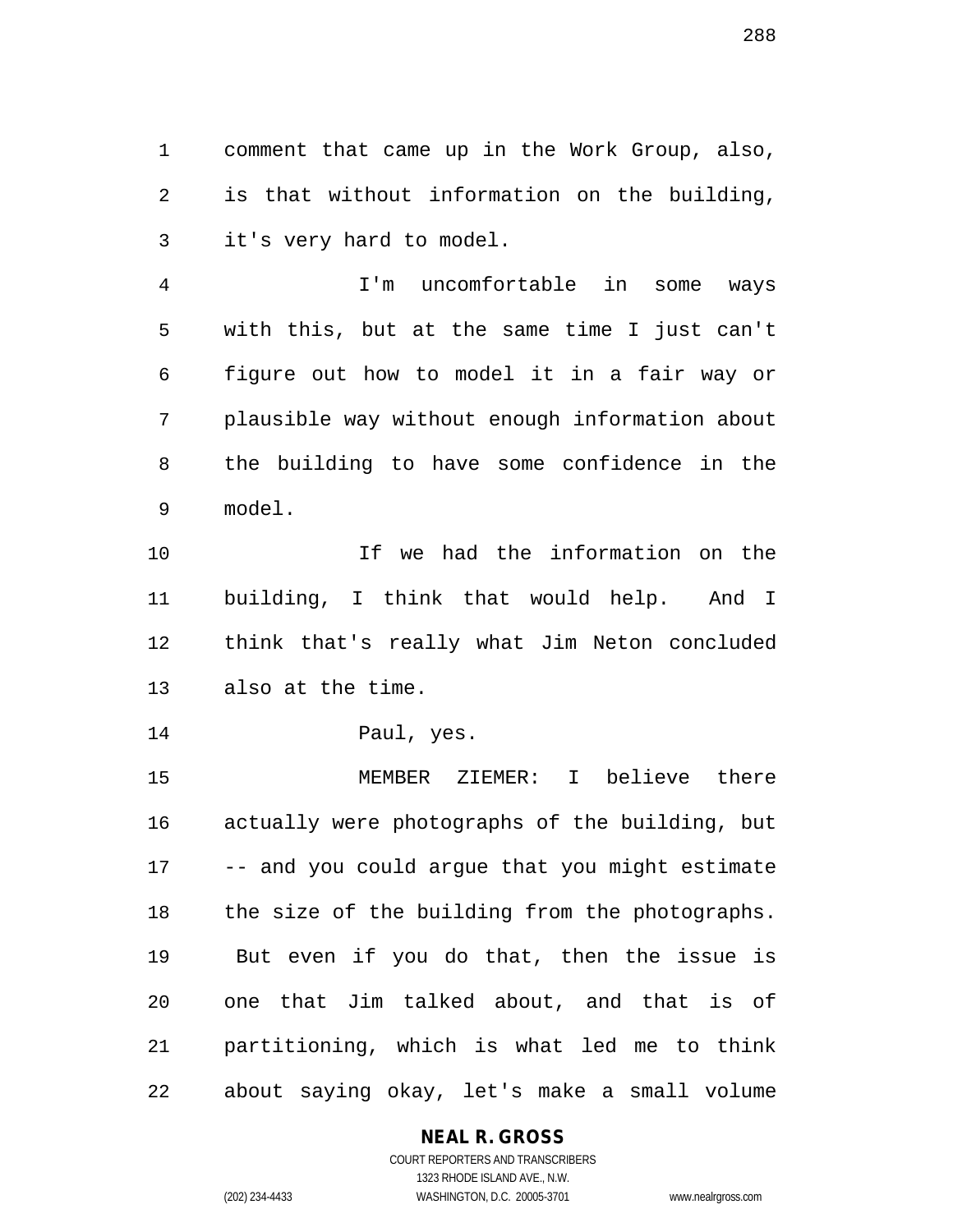comment that came up in the Work Group, also, is that without information on the building, it's very hard to model.

I'm uncomfortable in some ways with this, but at the same time I just can't figure out how to model it in a fair way or plausible way without enough information about the building to have some confidence in the model.

If we had the information on the building, I think that would help. And I think that's really what Jim Neton concluded also at the time.

Paul, yes.

MEMBER ZIEMER: I believe there actually were photographs of the building, but -- and you could argue that you might estimate the size of the building from the photographs. But even if you do that, then the issue is one that Jim talked about, and that is of partitioning, which is what led me to think about saying okay, let's make a small volume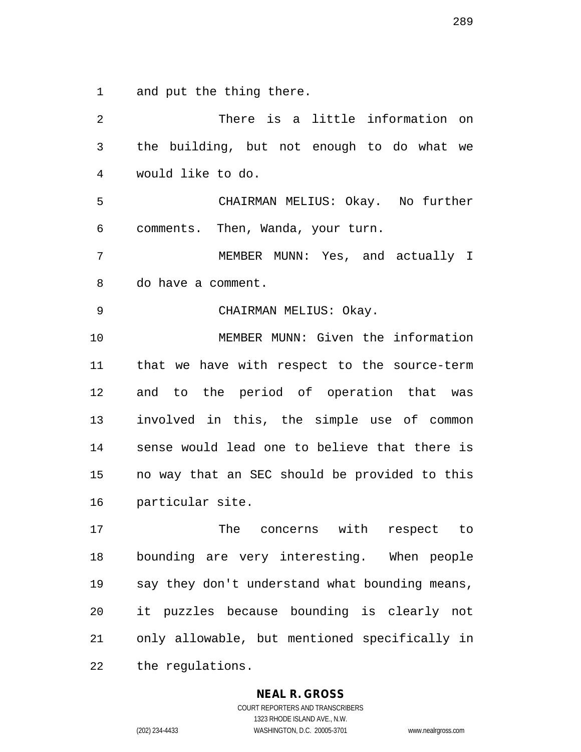and put the thing there.

There is a little information on the building, but not enough to do what we would like to do.

CHAIRMAN MELIUS: Okay. No further comments. Then, Wanda, your turn.

MEMBER MUNN: Yes, and actually I do have a comment.

CHAIRMAN MELIUS: Okay.

MEMBER MUNN: Given the information that we have with respect to the source-term and to the period of operation that was involved in this, the simple use of common sense would lead one to believe that there is no way that an SEC should be provided to this particular site.

The concerns with respect to bounding are very interesting. When people say they don't understand what bounding means, it puzzles because bounding is clearly not only allowable, but mentioned specifically in the regulations.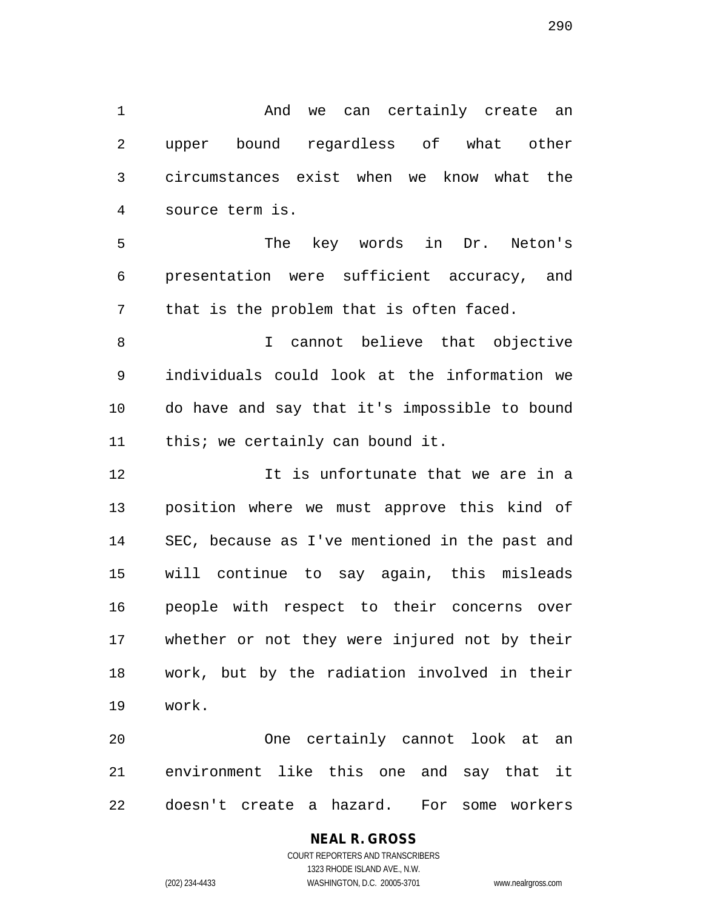And we can certainly create an upper bound regardless of what other circumstances exist when we know what the source term is.

The key words in Dr. Neton's presentation were sufficient accuracy, and that is the problem that is often faced.

I cannot believe that objective individuals could look at the information we do have and say that it's impossible to bound this; we certainly can bound it.

It is unfortunate that we are in a position where we must approve this kind of SEC, because as I've mentioned in the past and will continue to say again, this misleads people with respect to their concerns over whether or not they were injured not by their work, but by the radiation involved in their work.

One certainly cannot look at an environment like this one and say that it doesn't create a hazard. For some workers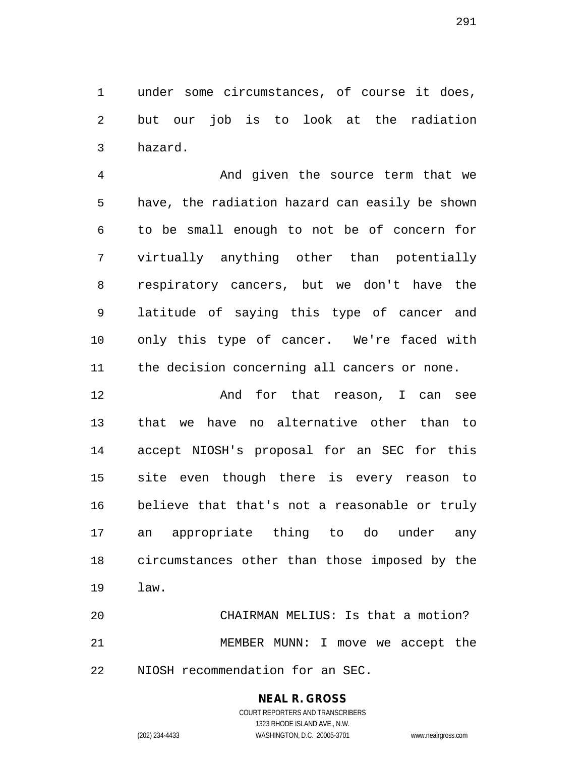under some circumstances, of course it does, but our job is to look at the radiation hazard.

And given the source term that we have, the radiation hazard can easily be shown to be small enough to not be of concern for virtually anything other than potentially respiratory cancers, but we don't have the latitude of saying this type of cancer and only this type of cancer. We're faced with the decision concerning all cancers or none.

And for that reason, I can see that we have no alternative other than to accept NIOSH's proposal for an SEC for this site even though there is every reason to believe that that's not a reasonable or truly an appropriate thing to do under any circumstances other than those imposed by the law.

CHAIRMAN MELIUS: Is that a motion?

MEMBER MUNN: I move we accept the NIOSH recommendation for an SEC.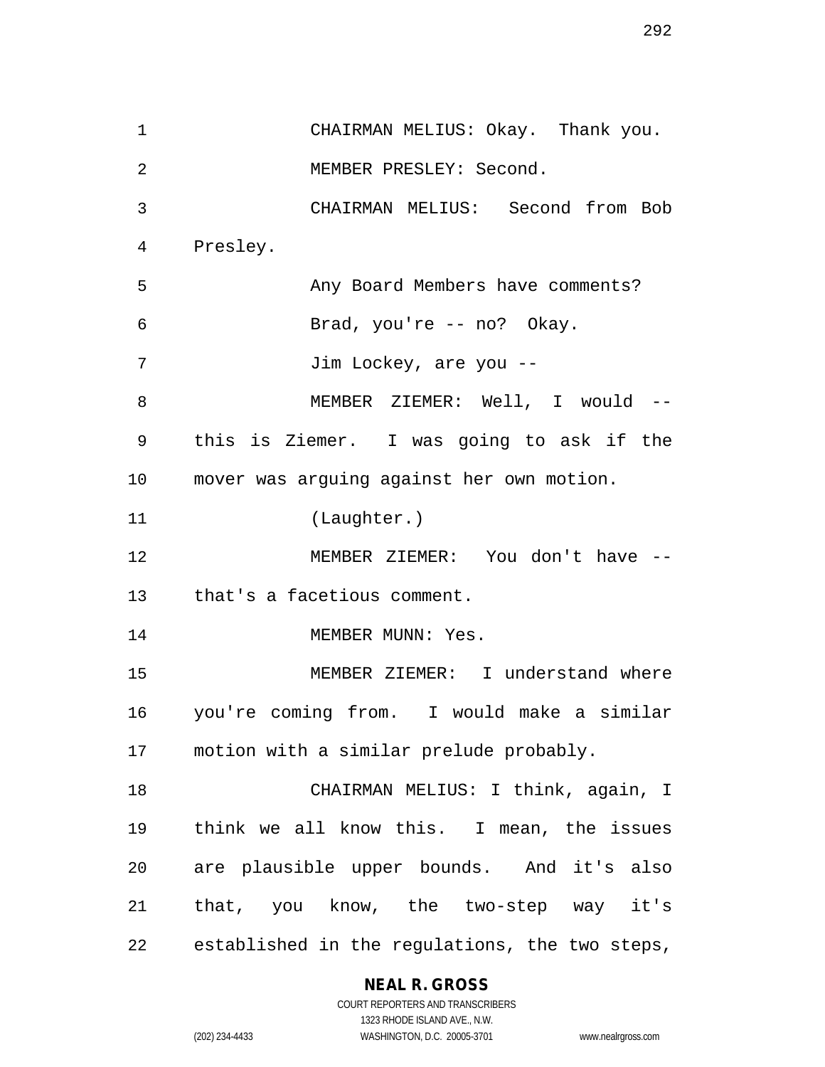CHAIRMAN MELIUS: Okay. Thank you.

MEMBER PRESLEY: Second.

CHAIRMAN MELIUS: Second from Bob Presley.

Any Board Members have comments?

Brad, you're -- no? Okay.

Jim Lockey, are you --

MEMBER ZIEMER: Well, I would -- this is Ziemer. I was going to ask if the mover was arguing against her own motion.

(Laughter.)

MEMBER ZIEMER: You don't have -- that's a facetious comment.

MEMBER MUNN: Yes.

MEMBER ZIEMER: I understand where you're coming from. I would make a similar motion with a similar prelude probably.

CHAIRMAN MELIUS: I think, again, I think we all know this. I mean, the issues are plausible upper bounds. And it's also that, you know, the two-step way it's established in the regulations, the two steps,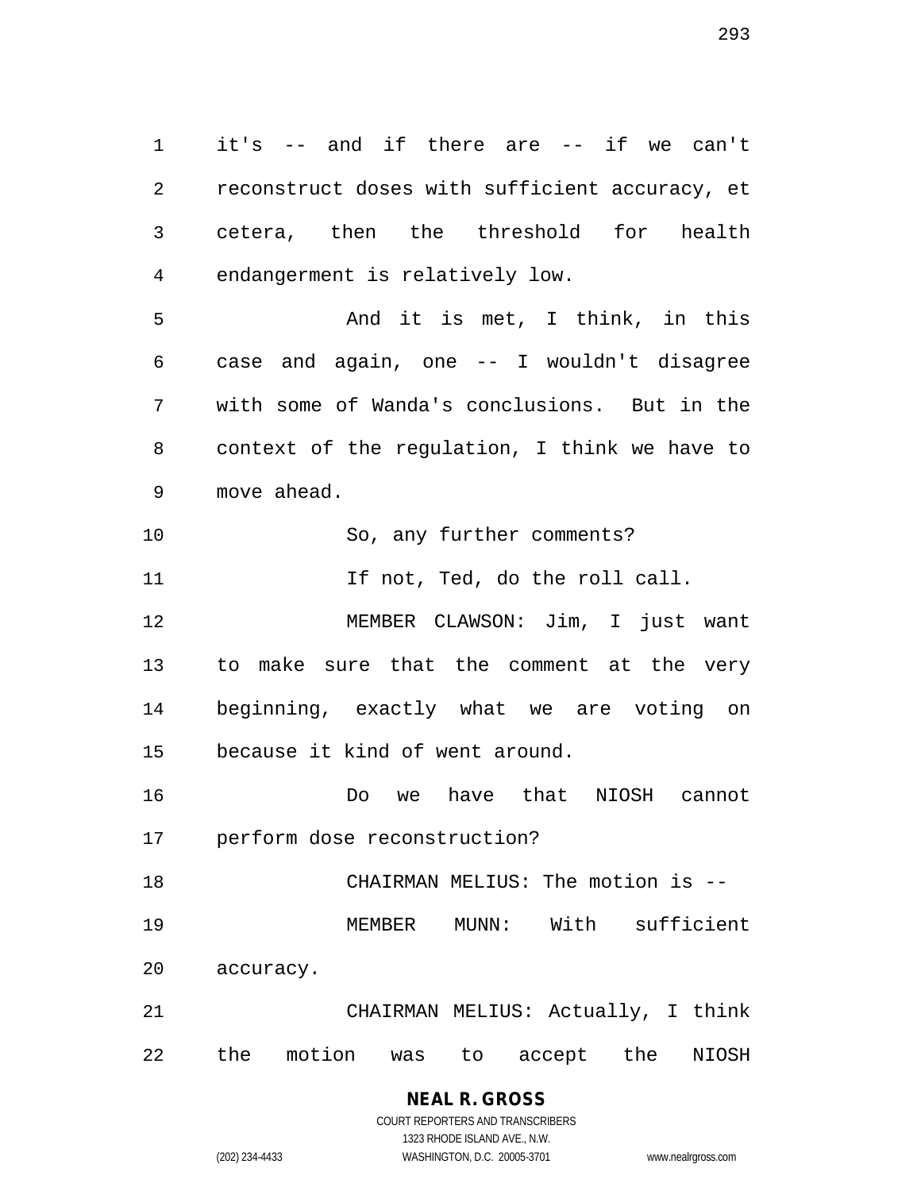it's -- and if there are -- if we can't reconstruct doses with sufficient accuracy, et cetera, then the threshold for health endangerment is relatively low.

And it is met, I think, in this case and again, one -- I wouldn't disagree with some of Wanda's conclusions. But in the context of the regulation, I think we have to move ahead.

So, any further comments?

If not, Ted, do the roll call.

MEMBER CLAWSON: Jim, I just want to make sure that the comment at the very beginning, exactly what we are voting on because it kind of went around.

Do we have that NIOSH cannot perform dose reconstruction?

CHAIRMAN MELIUS: The motion is --

MEMBER MUNN: With sufficient accuracy.

CHAIRMAN MELIUS: Actually, I think the motion was to accept the NIOSH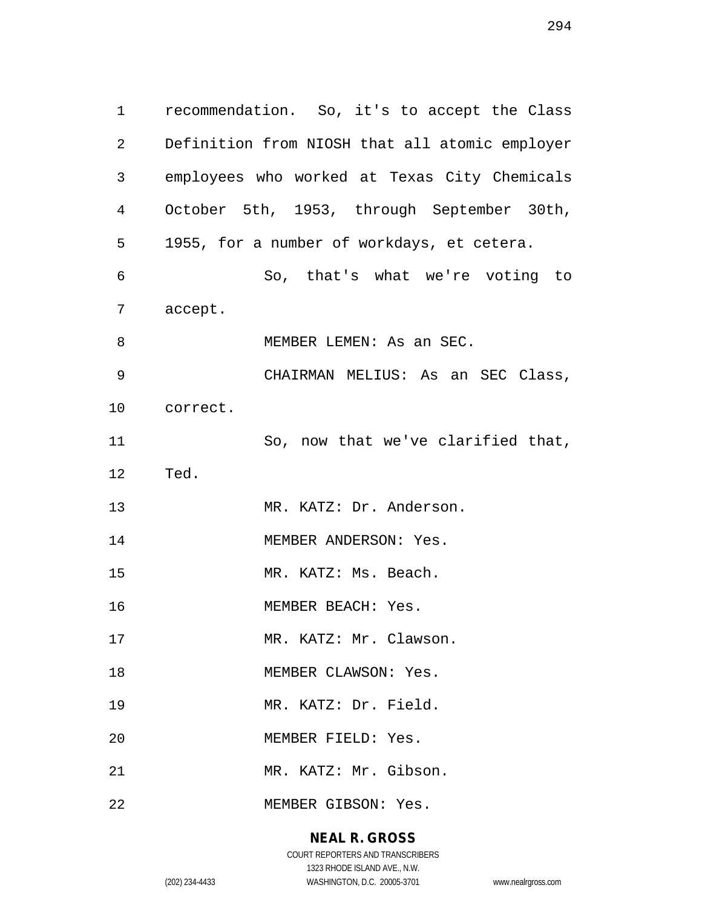recommendation. So, it's to accept the Class Definition from NIOSH that all atomic employer employees who worked at Texas City Chemicals October 5th, 1953, through September 30th, 1955, for a number of workdays, et cetera.

So, that's what we're voting to accept.

MEMBER LEMEN: As an SEC.

CHAIRMAN MELIUS: As an SEC Class, correct.

So, now that we've clarified that, Ted.

MR. KATZ: Dr. Anderson.

MEMBER ANDERSON: Yes.

MR. KATZ: Ms. Beach.

MEMBER BEACH: Yes.

MR. KATZ: Mr. Clawson.

MEMBER CLAWSON: Yes.

MR. KATZ: Dr. Field.

MEMBER FIELD: Yes.

MR. KATZ: Mr. Gibson.

MEMBER GIBSON: Yes.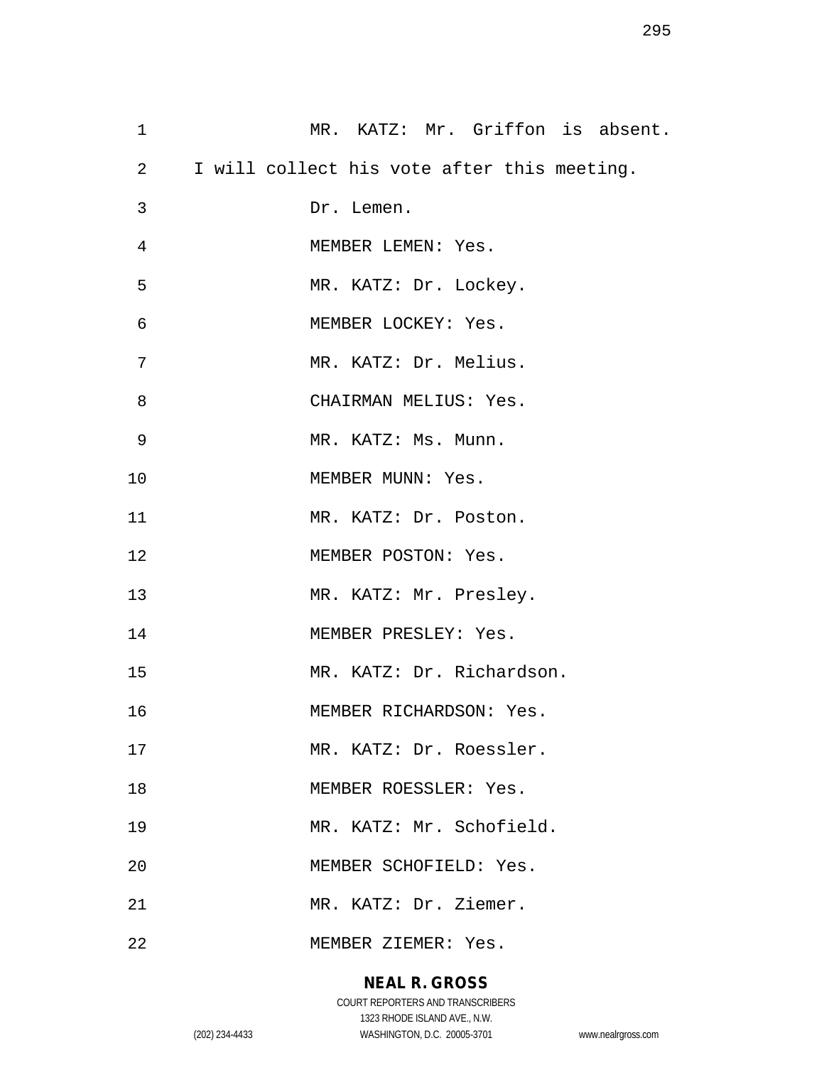MR. KATZ: Mr. Griffon is absent. I will collect his vote after this meeting.

Dr. Lemen.

MEMBER LEMEN: Yes.

MR. KATZ: Dr. Lockey.

MEMBER LOCKEY: Yes.

MR. KATZ: Dr. Melius.

CHAIRMAN MELIUS: Yes.

MR. KATZ: Ms. Munn.

MEMBER MUNN: Yes.

MR. KATZ: Dr. Poston.

MEMBER POSTON: Yes.

MR. KATZ: Mr. Presley.

MEMBER PRESLEY: Yes.

MR. KATZ: Dr. Richardson.

MEMBER RICHARDSON: Yes.

MR. KATZ: Dr. Roessler.

MEMBER ROESSLER: Yes.

MR. KATZ: Mr. Schofield.

MEMBER SCHOFIELD: Yes.

MR. KATZ: Dr. Ziemer.

MEMBER ZIEMER: Yes.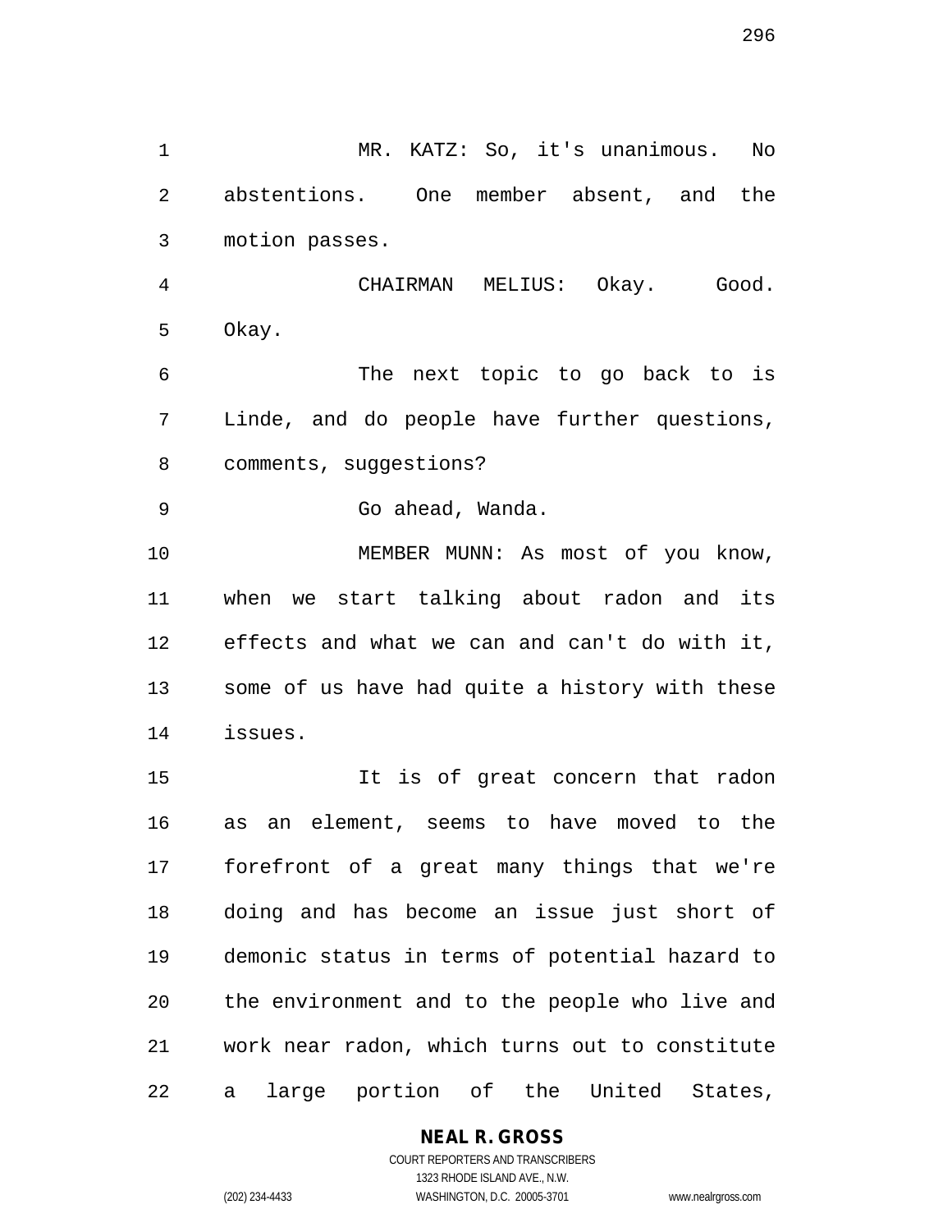MR. KATZ: So, it's unanimous. No abstentions. One member absent, and the motion passes.

CHAIRMAN MELIUS: Okay. Good. Okay.

The next topic to go back to is Linde, and do people have further questions, comments, suggestions?

Go ahead, Wanda.

MEMBER MUNN: As most of you know, when we start talking about radon and its effects and what we can and can't do with it, some of us have had quite a history with these issues.

It is of great concern that radon as an element, seems to have moved to the forefront of a great many things that we're doing and has become an issue just short of demonic status in terms of potential hazard to the environment and to the people who live and work near radon, which turns out to constitute a large portion of the United States,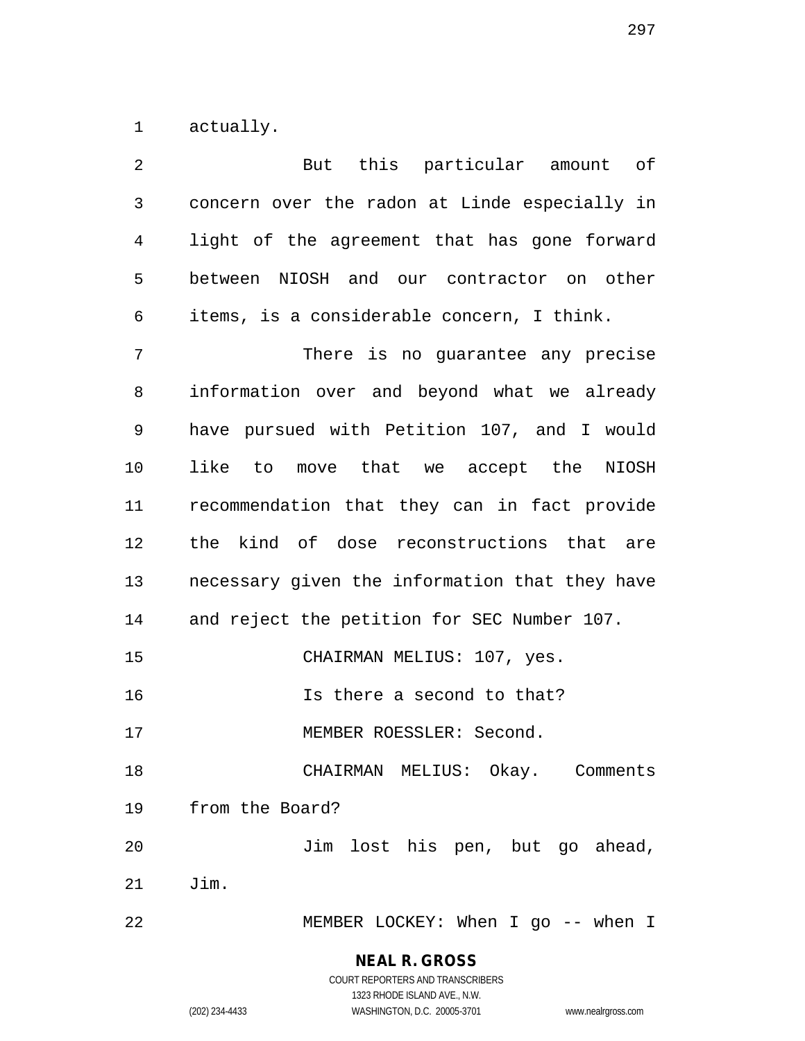actually.

But this particular amount of concern over the radon at Linde especially in light of the agreement that has gone forward between NIOSH and our contractor on other items, is a considerable concern, I think.

There is no guarantee any precise information over and beyond what we already have pursued with Petition 107, and I would like to move that we accept the NIOSH recommendation that they can in fact provide the kind of dose reconstructions that are necessary given the information that they have and reject the petition for SEC Number 107.

CHAIRMAN MELIUS: 107, yes.

Is there a second to that?

MEMBER ROESSLER: Second.

CHAIRMAN MELIUS: Okay. Comments from the Board?

Jim lost his pen, but go ahead, Jim.

MEMBER LOCKEY: When I go -- when I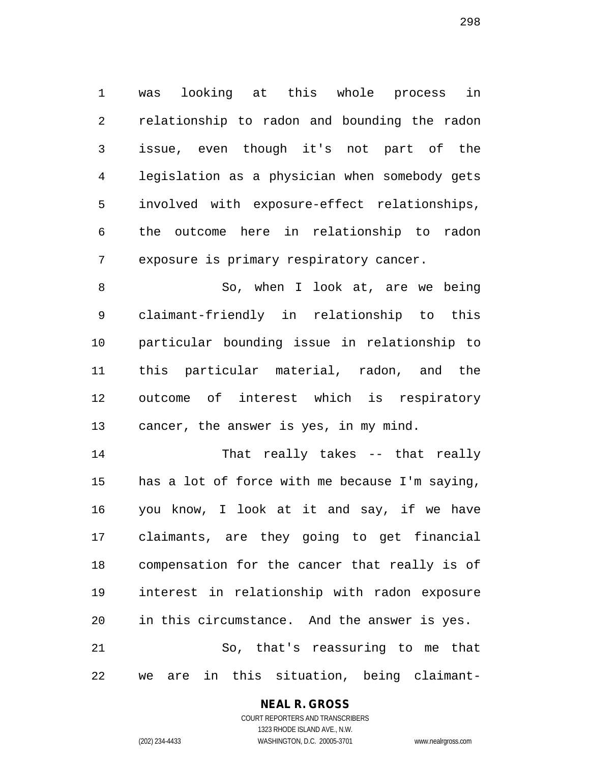was looking at this whole process in relationship to radon and bounding the radon issue, even though it's not part of the legislation as a physician when somebody gets involved with exposure-effect relationships, the outcome here in relationship to radon exposure is primary respiratory cancer.

So, when I look at, are we being claimant-friendly in relationship to this particular bounding issue in relationship to this particular material, radon, and the outcome of interest which is respiratory cancer, the answer is yes, in my mind.

That really takes -- that really has a lot of force with me because I'm saying, you know, I look at it and say, if we have claimants, are they going to get financial compensation for the cancer that really is of interest in relationship with radon exposure in this circumstance. And the answer is yes.

So, that's reassuring to me that we are in this situation, being claimant-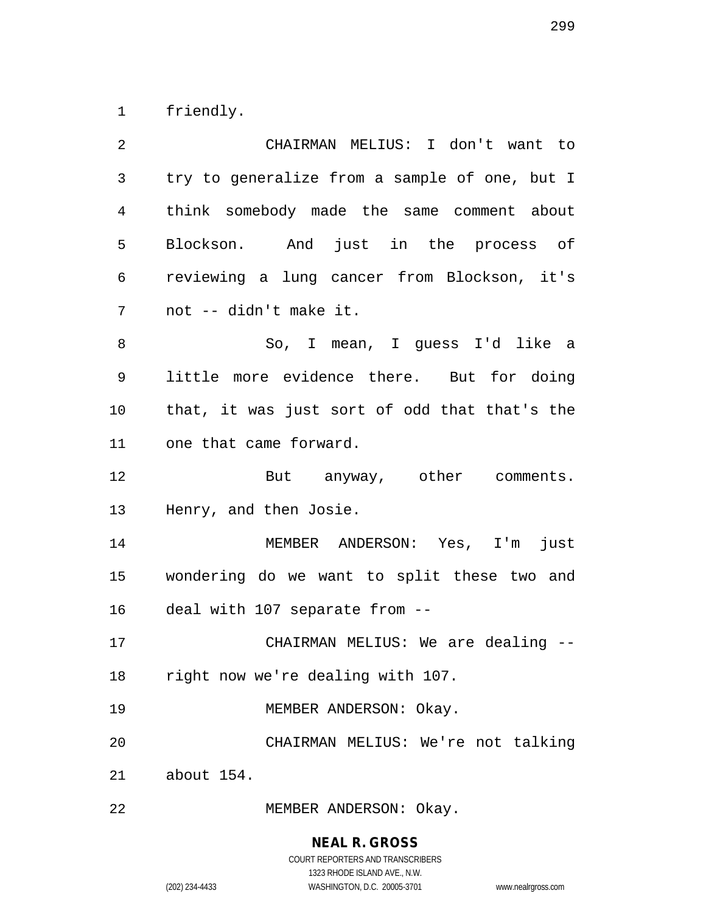friendly.

CHAIRMAN MELIUS: I don't want to try to generalize from a sample of one, but I think somebody made the same comment about Blockson. And just in the process of reviewing a lung cancer from Blockson, it's not -- didn't make it.

So, I mean, I guess I'd like a little more evidence there. But for doing that, it was just sort of odd that that's the one that came forward.

But anyway, other comments. Henry, and then Josie.

MEMBER ANDERSON: Yes, I'm just wondering do we want to split these two and deal with 107 separate from --

CHAIRMAN MELIUS: We are dealing -- right now we're dealing with 107.

MEMBER ANDERSON: Okay.

CHAIRMAN MELIUS: We're not talking about 154.

MEMBER ANDERSON: Okay.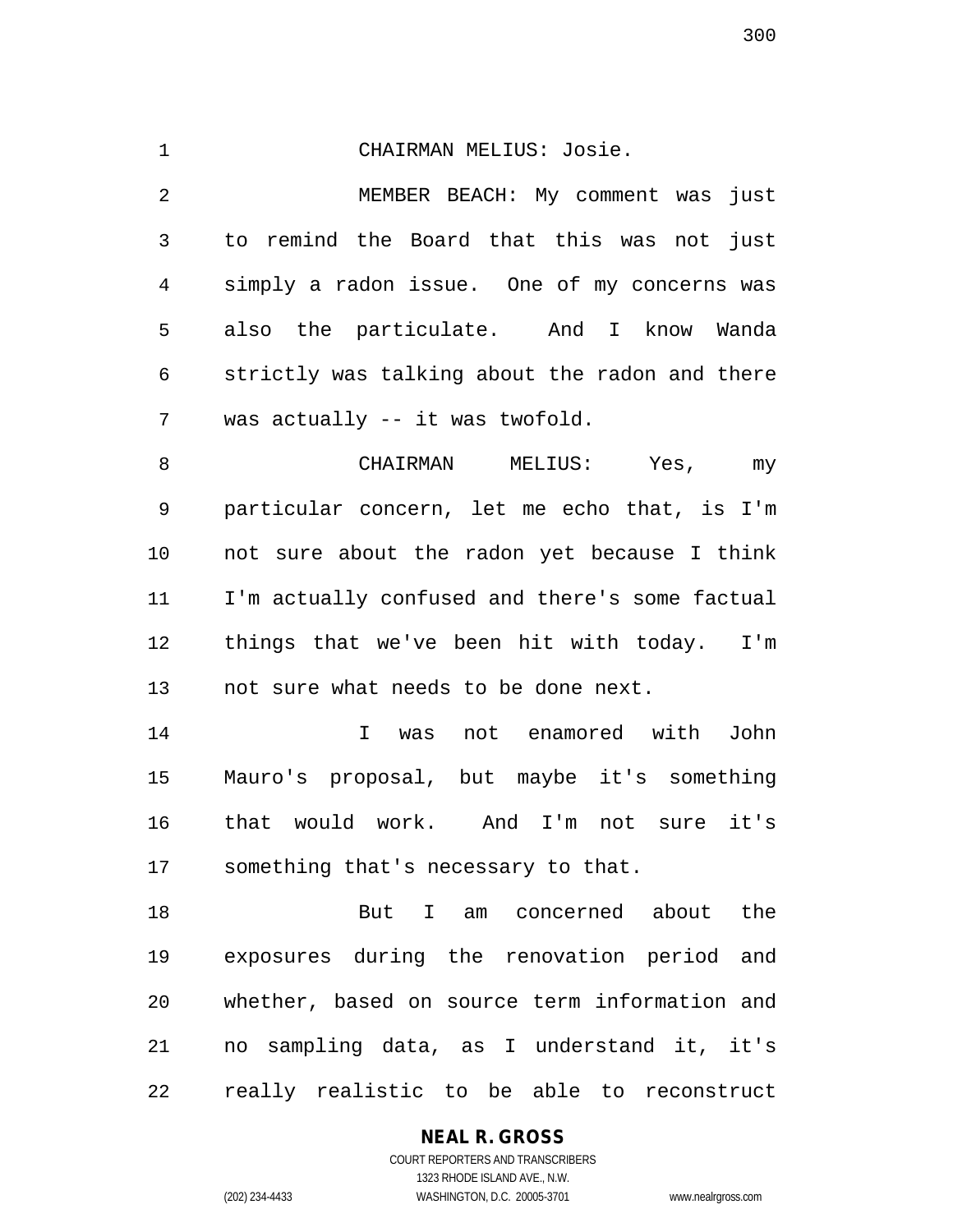CHAIRMAN MELIUS: Josie.

MEMBER BEACH: My comment was just to remind the Board that this was not just simply a radon issue. One of my concerns was also the particulate. And I know Wanda strictly was talking about the radon and there was actually -- it was twofold.

CHAIRMAN MELIUS: Yes, my particular concern, let me echo that, is I'm not sure about the radon yet because I think I'm actually confused and there's some factual things that we've been hit with today. I'm not sure what needs to be done next.

I was not enamored with John Mauro's proposal, but maybe it's something that would work. And I'm not sure it's something that's necessary to that.

But I am concerned about the exposures during the renovation period and whether, based on source term information and no sampling data, as I understand it, it's really realistic to be able to reconstruct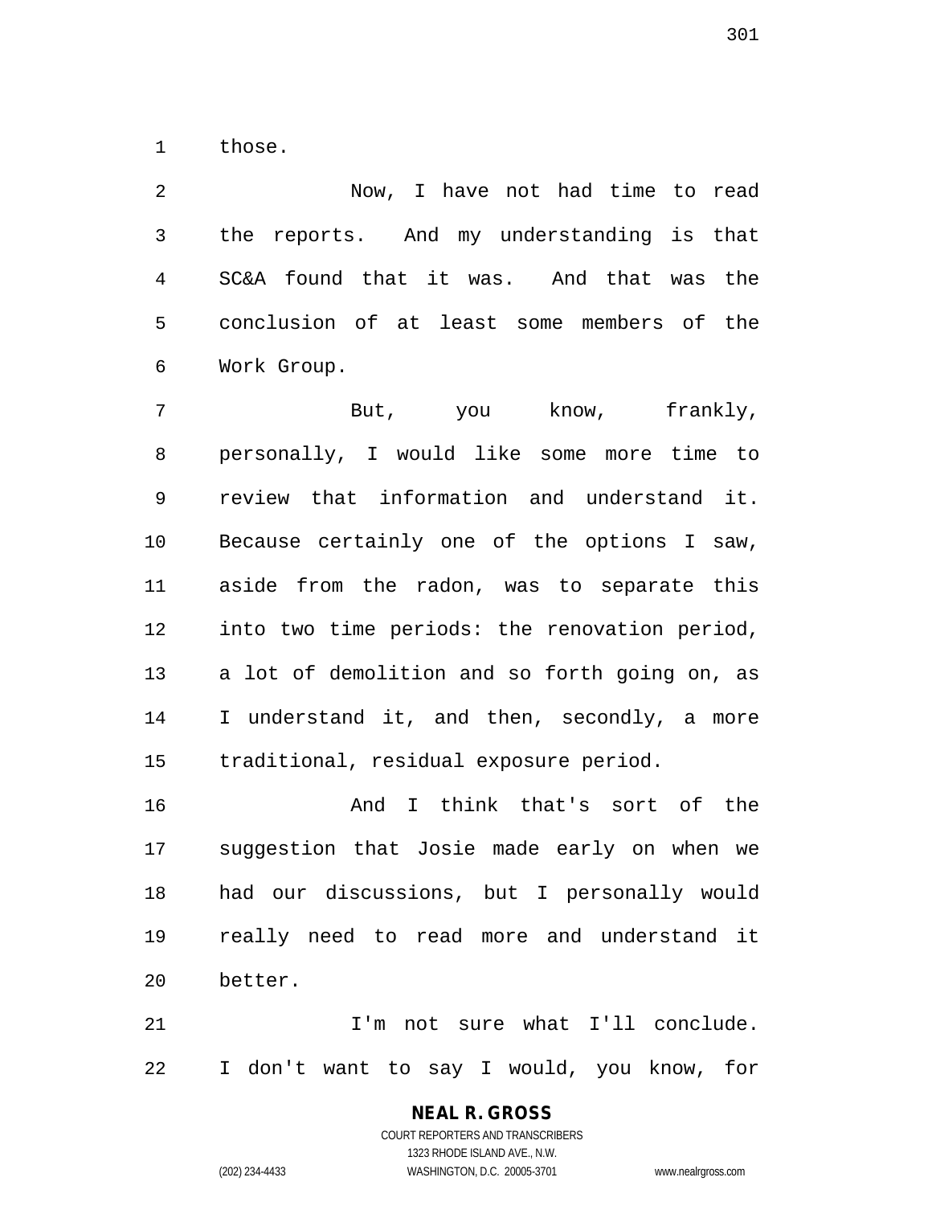those.

Now, I have not had time to read the reports. And my understanding is that SC&A found that it was. And that was the conclusion of at least some members of the Work Group.

But, you know, frankly, personally, I would like some more time to review that information and understand it. Because certainly one of the options I saw, aside from the radon, was to separate this into two time periods: the renovation period, a lot of demolition and so forth going on, as I understand it, and then, secondly, a more traditional, residual exposure period.

And I think that's sort of the suggestion that Josie made early on when we had our discussions, but I personally would really need to read more and understand it better.

I'm not sure what I'll conclude. I don't want to say I would, you know, for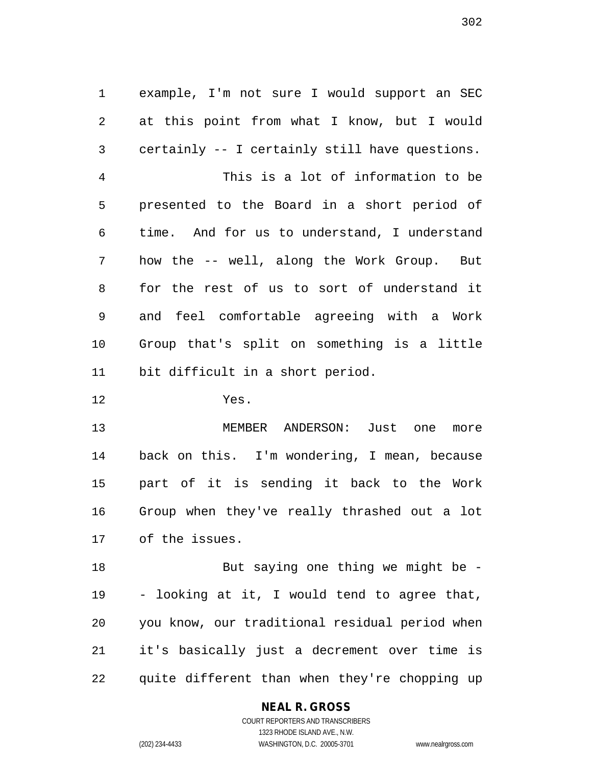example, I'm not sure I would support an SEC at this point from what I know, but I would certainly -- I certainly still have questions.

This is a lot of information to be presented to the Board in a short period of time. And for us to understand, I understand how the -- well, along the Work Group. But for the rest of us to sort of understand it and feel comfortable agreeing with a Work Group that's split on something is a little bit difficult in a short period.

Yes.

MEMBER ANDERSON: Just one more back on this. I'm wondering, I mean, because part of it is sending it back to the Work Group when they've really thrashed out a lot of the issues.

But saying one thing we might be -- looking at it, I would tend to agree that, you know, our traditional residual period when it's basically just a decrement over time is quite different than when they're chopping up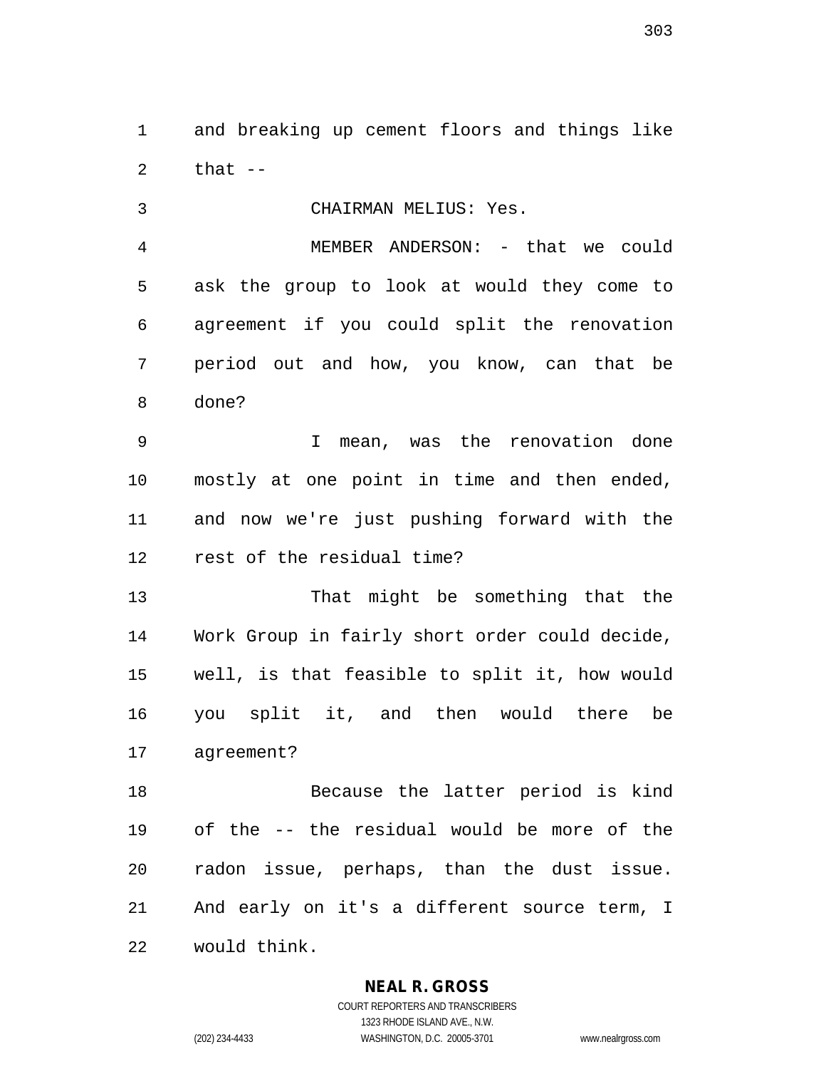and breaking up cement floors and things like that --

CHAIRMAN MELIUS: Yes.

MEMBER ANDERSON: - that we could ask the group to look at would they come to agreement if you could split the renovation period out and how, you know, can that be done?

I mean, was the renovation done mostly at one point in time and then ended, and now we're just pushing forward with the rest of the residual time?

That might be something that the Work Group in fairly short order could decide, well, is that feasible to split it, how would you split it, and then would there be agreement?

Because the latter period is kind of the -- the residual would be more of the radon issue, perhaps, than the dust issue. And early on it's a different source term, I would think.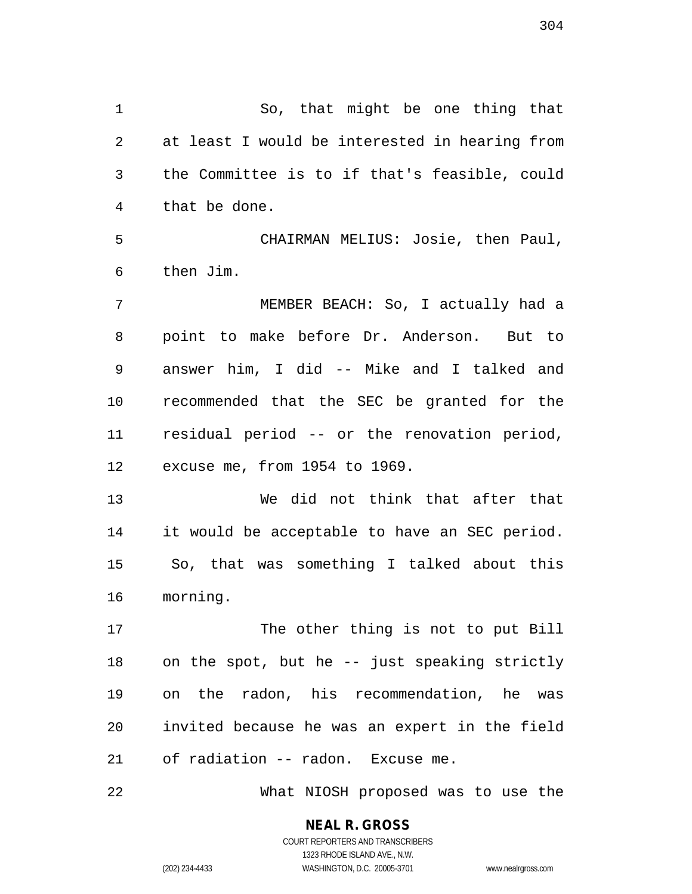So, that might be one thing that at least I would be interested in hearing from the Committee is to if that's feasible, could that be done.

CHAIRMAN MELIUS: Josie, then Paul, then Jim.

MEMBER BEACH: So, I actually had a point to make before Dr. Anderson. But to answer him, I did -- Mike and I talked and recommended that the SEC be granted for the residual period -- or the renovation period, excuse me, from 1954 to 1969.

We did not think that after that it would be acceptable to have an SEC period. So, that was something I talked about this morning.

The other thing is not to put Bill on the spot, but he -- just speaking strictly on the radon, his recommendation, he was invited because he was an expert in the field of radiation -- radon. Excuse me.

What NIOSH proposed was to use the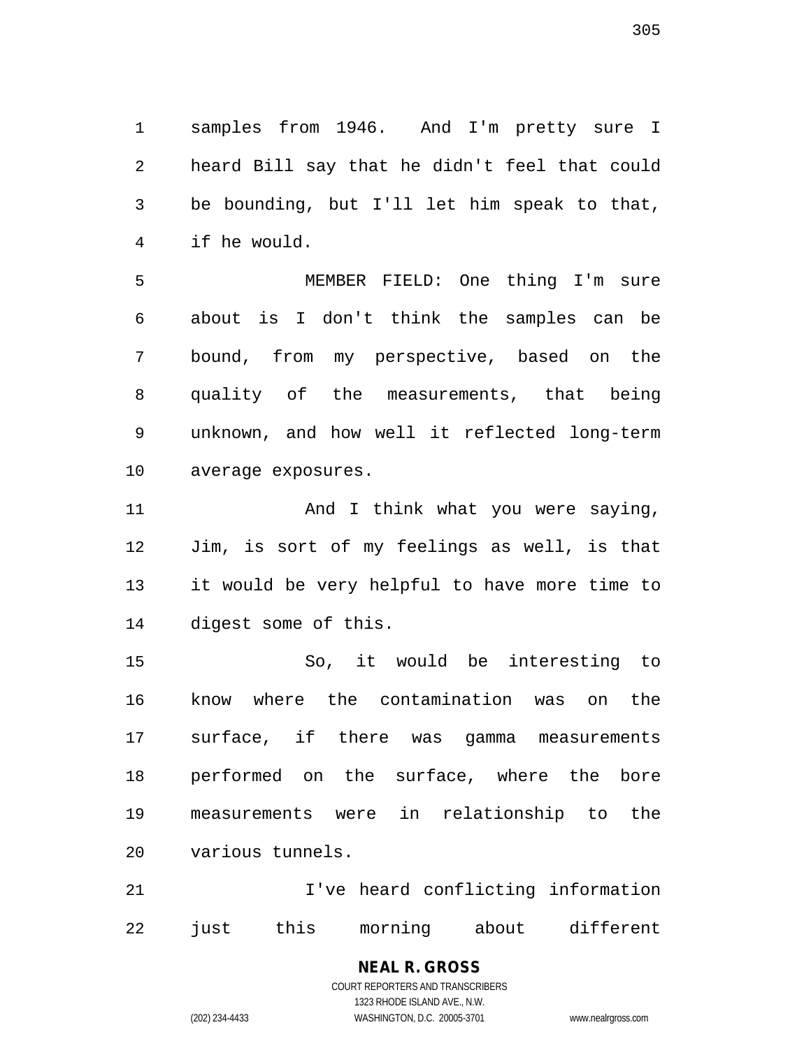samples from 1946. And I'm pretty sure I heard Bill say that he didn't feel that could be bounding, but I'll let him speak to that, if he would.

MEMBER FIELD: One thing I'm sure about is I don't think the samples can be bound, from my perspective, based on the quality of the measurements, that being unknown, and how well it reflected long-term average exposures.

And I think what you were saying, Jim, is sort of my feelings as well, is that it would be very helpful to have more time to digest some of this.

So, it would be interesting to know where the contamination was on the surface, if there was gamma measurements performed on the surface, where the bore measurements were in relationship to the various tunnels.

I've heard conflicting information just this morning about different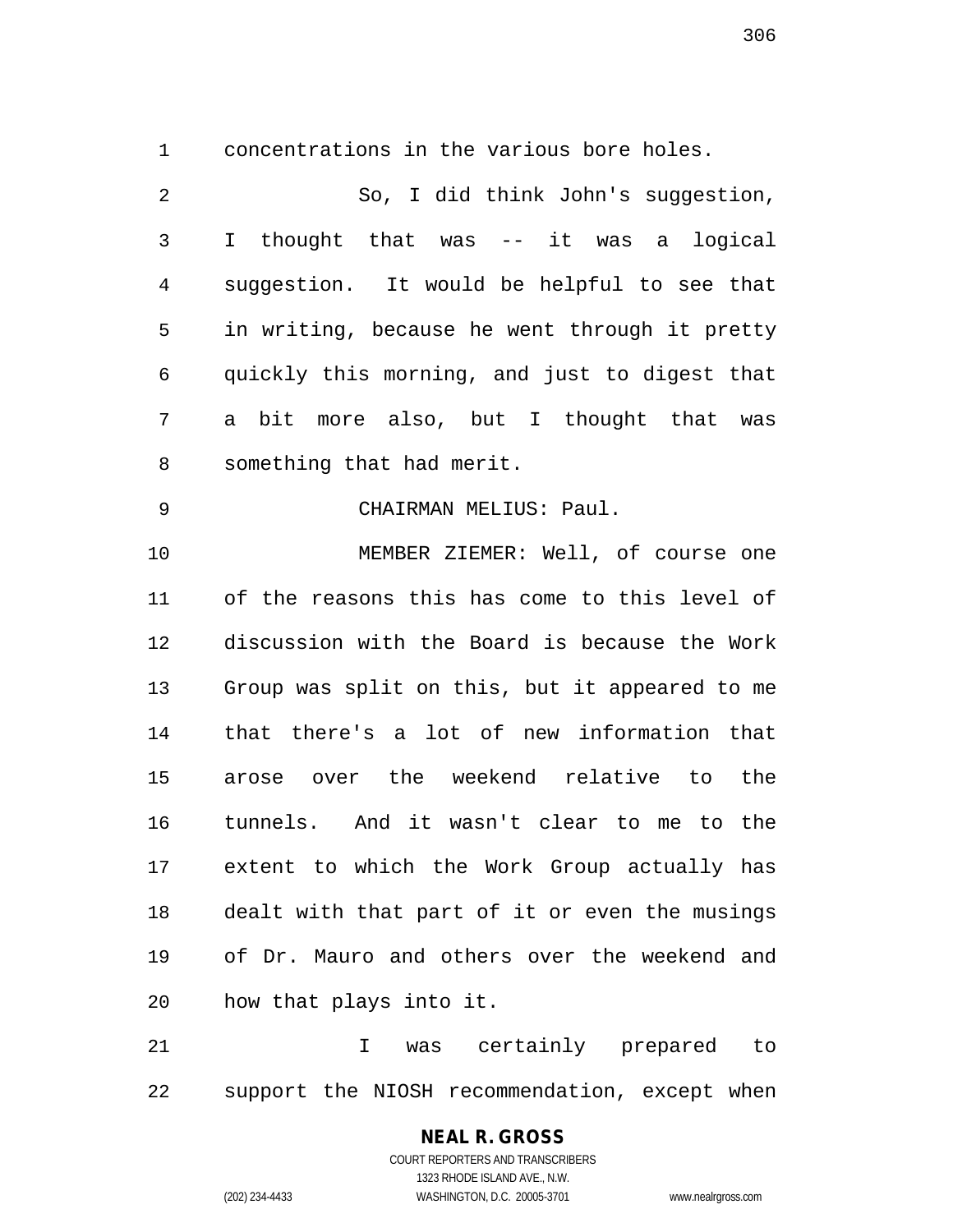concentrations in the various bore holes.

So, I did think John's suggestion, I thought that was -- it was a logical suggestion. It would be helpful to see that in writing, because he went through it pretty quickly this morning, and just to digest that a bit more also, but I thought that was something that had merit.

CHAIRMAN MELIUS: Paul.

MEMBER ZIEMER: Well, of course one of the reasons this has come to this level of discussion with the Board is because the Work Group was split on this, but it appeared to me that there's a lot of new information that arose over the weekend relative to the tunnels. And it wasn't clear to me to the extent to which the Work Group actually has dealt with that part of it or even the musings of Dr. Mauro and others over the weekend and how that plays into it.

I was certainly prepared to support the NIOSH recommendation, except when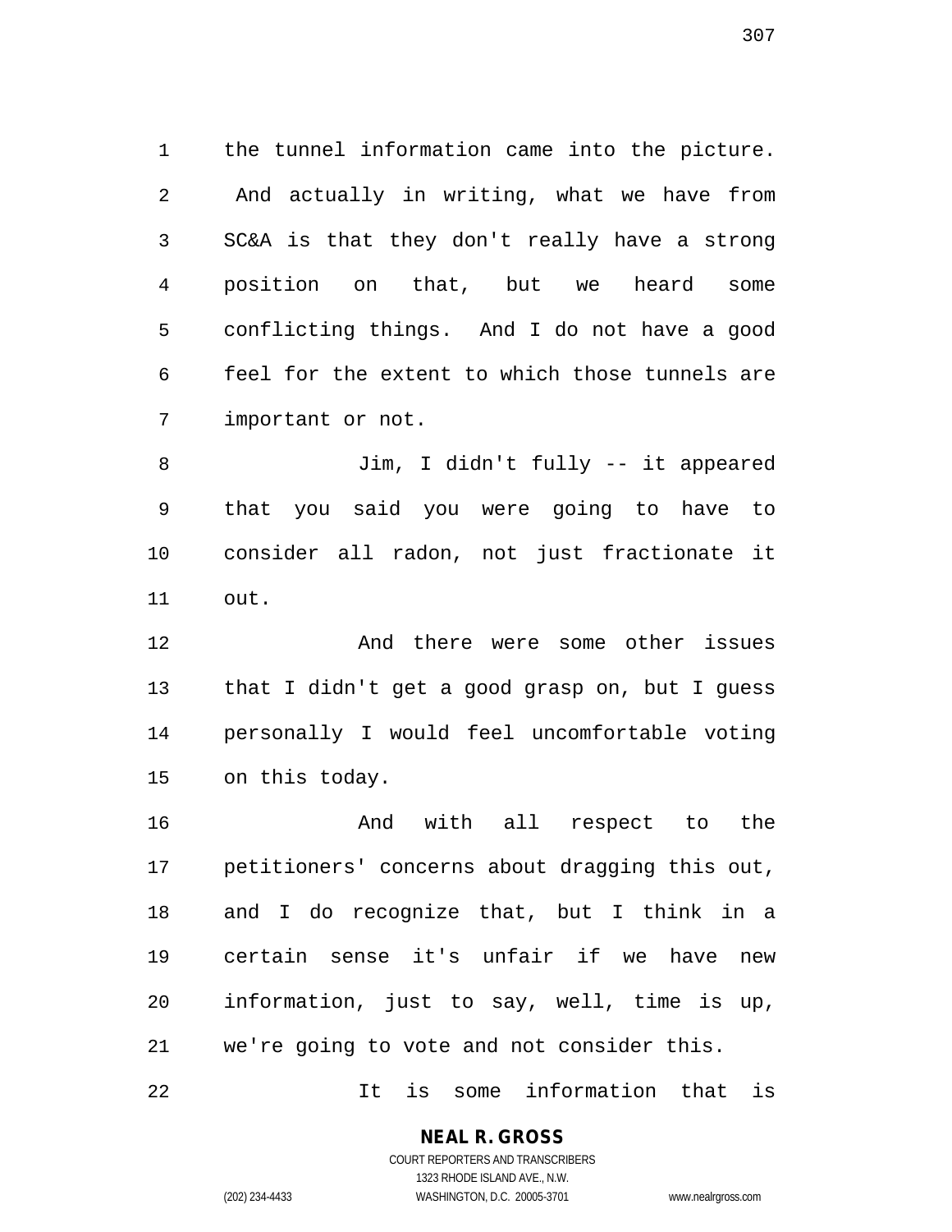the tunnel information came into the picture. And actually in writing, what we have from SC&A is that they don't really have a strong position on that, but we heard some conflicting things. And I do not have a good feel for the extent to which those tunnels are important or not.

Jim, I didn't fully -- it appeared that you said you were going to have to consider all radon, not just fractionate it out.

And there were some other issues that I didn't get a good grasp on, but I guess personally I would feel uncomfortable voting on this today.

And with all respect to the petitioners' concerns about dragging this out, and I do recognize that, but I think in a certain sense it's unfair if we have new information, just to say, well, time is up, we're going to vote and not consider this.

It is some information that is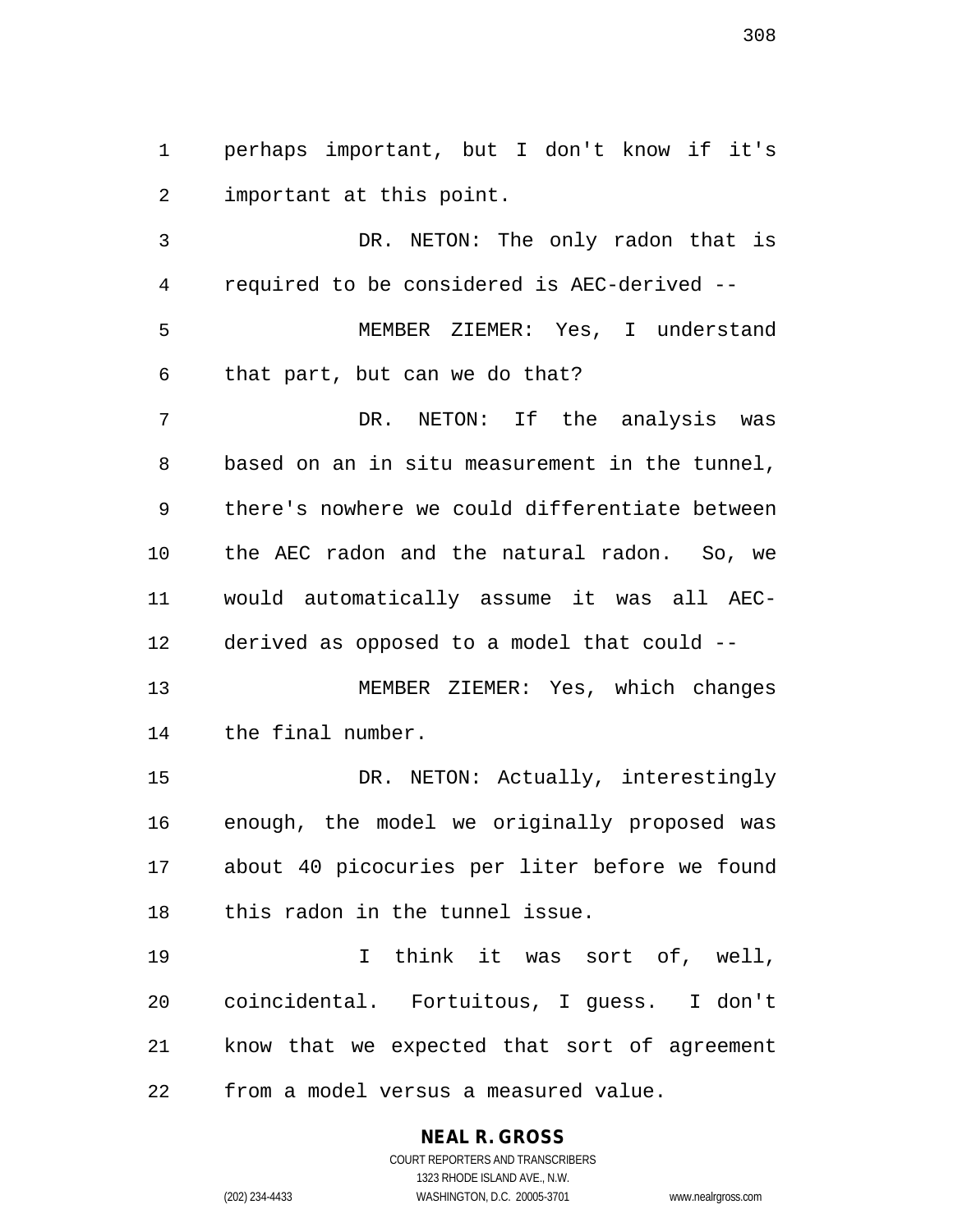perhaps important, but I don't know if it's important at this point.

DR. NETON: The only radon that is required to be considered is AEC-derived --

MEMBER ZIEMER: Yes, I understand that part, but can we do that?

DR. NETON: If the analysis was based on an in situ measurement in the tunnel, there's nowhere we could differentiate between the AEC radon and the natural radon. So, we would automatically assume it was all AEC-derived as opposed to a model that could --

MEMBER ZIEMER: Yes, which changes the final number.

DR. NETON: Actually, interestingly enough, the model we originally proposed was about 40 picocuries per liter before we found this radon in the tunnel issue.

I think it was sort of, well, coincidental. Fortuitous, I guess. I don't know that we expected that sort of agreement from a model versus a measured value.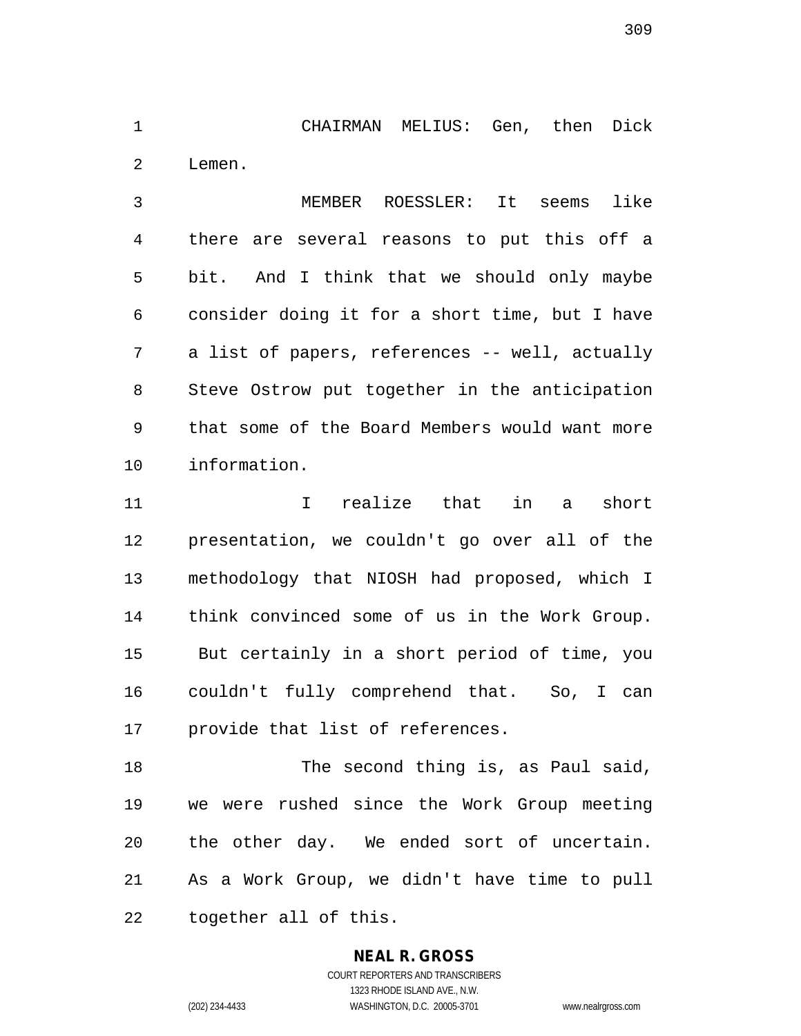CHAIRMAN MELIUS: Gen, then Dick Lemen.

MEMBER ROESSLER: It seems like there are several reasons to put this off a bit. And I think that we should only maybe consider doing it for a short time, but I have a list of papers, references -- well, actually Steve Ostrow put together in the anticipation that some of the Board Members would want more information.

I realize that in a short presentation, we couldn't go over all of the methodology that NIOSH had proposed, which I think convinced some of us in the Work Group. But certainly in a short period of time, you couldn't fully comprehend that. So, I can provide that list of references.

The second thing is, as Paul said, we were rushed since the Work Group meeting the other day. We ended sort of uncertain. As a Work Group, we didn't have time to pull together all of this.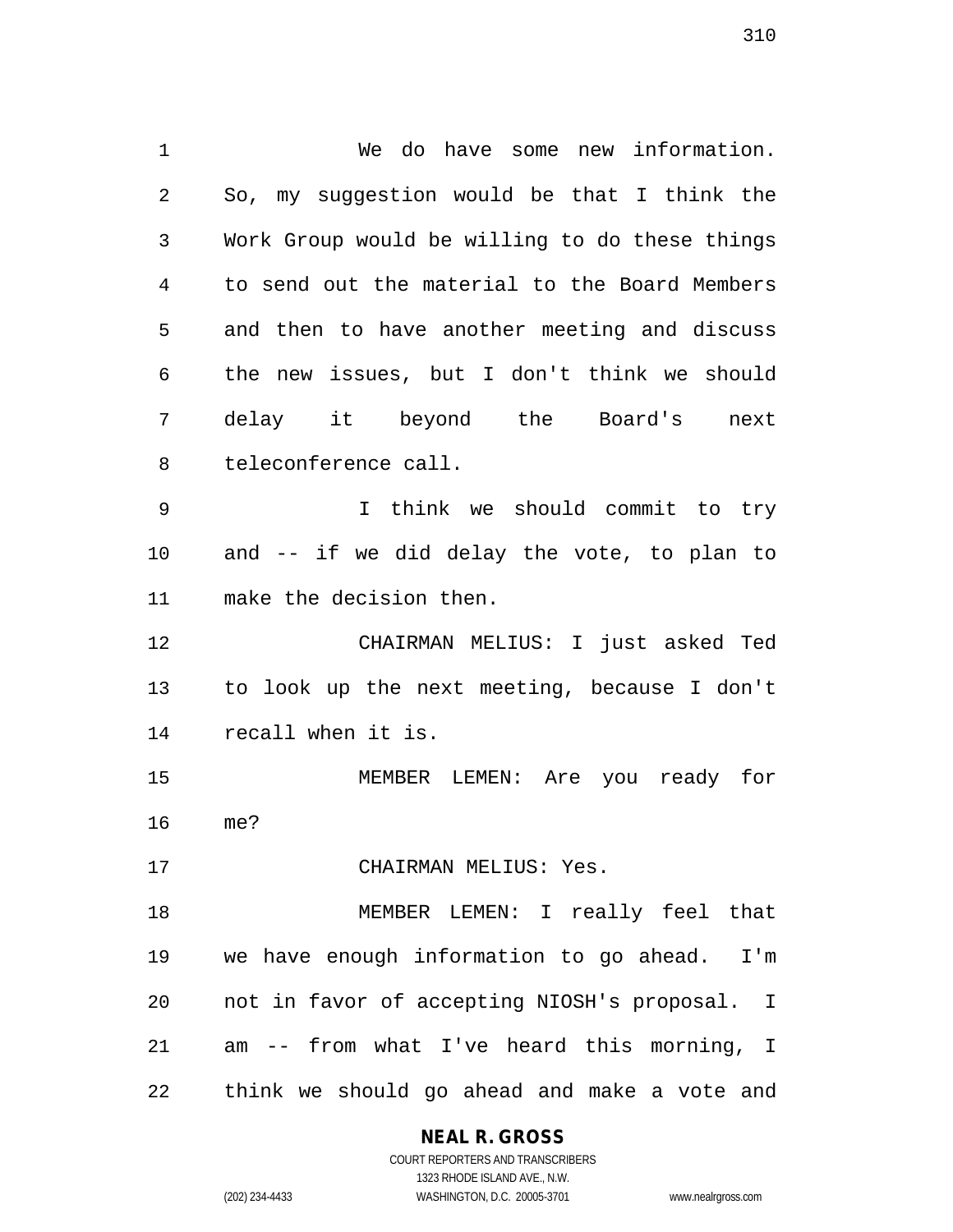We do have some new information. So, my suggestion would be that I think the Work Group would be willing to do these things to send out the material to the Board Members and then to have another meeting and discuss the new issues, but I don't think we should delay it beyond the Board's next teleconference call.

I think we should commit to try and -- if we did delay the vote, to plan to make the decision then.

CHAIRMAN MELIUS: I just asked Ted to look up the next meeting, because I don't recall when it is.

MEMBER LEMEN: Are you ready for me?

CHAIRMAN MELIUS: Yes.

MEMBER LEMEN: I really feel that we have enough information to go ahead. I'm not in favor of accepting NIOSH's proposal. I am -- from what I've heard this morning, I think we should go ahead and make a vote and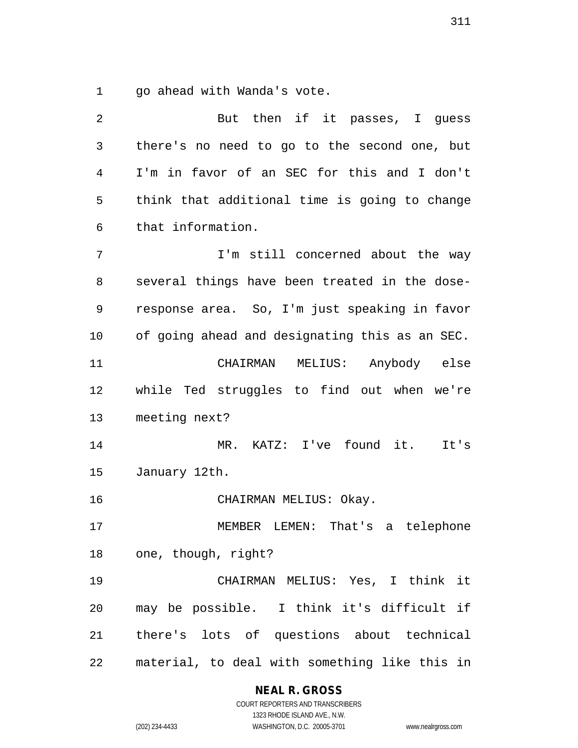go ahead with Wanda's vote.

But then if it passes, I guess there's no need to go to the second one, but I'm in favor of an SEC for this and I don't think that additional time is going to change that information.

I'm still concerned about the way several things have been treated in the dose-response area. So, I'm just speaking in favor of going ahead and designating this as an SEC.

CHAIRMAN MELIUS: Anybody else while Ted struggles to find out when we're meeting next?

MR. KATZ: I've found it. It's January 12th.

CHAIRMAN MELIUS: Okay.

MEMBER LEMEN: That's a telephone one, though, right?

CHAIRMAN MELIUS: Yes, I think it may be possible. I think it's difficult if there's lots of questions about technical material, to deal with something like this in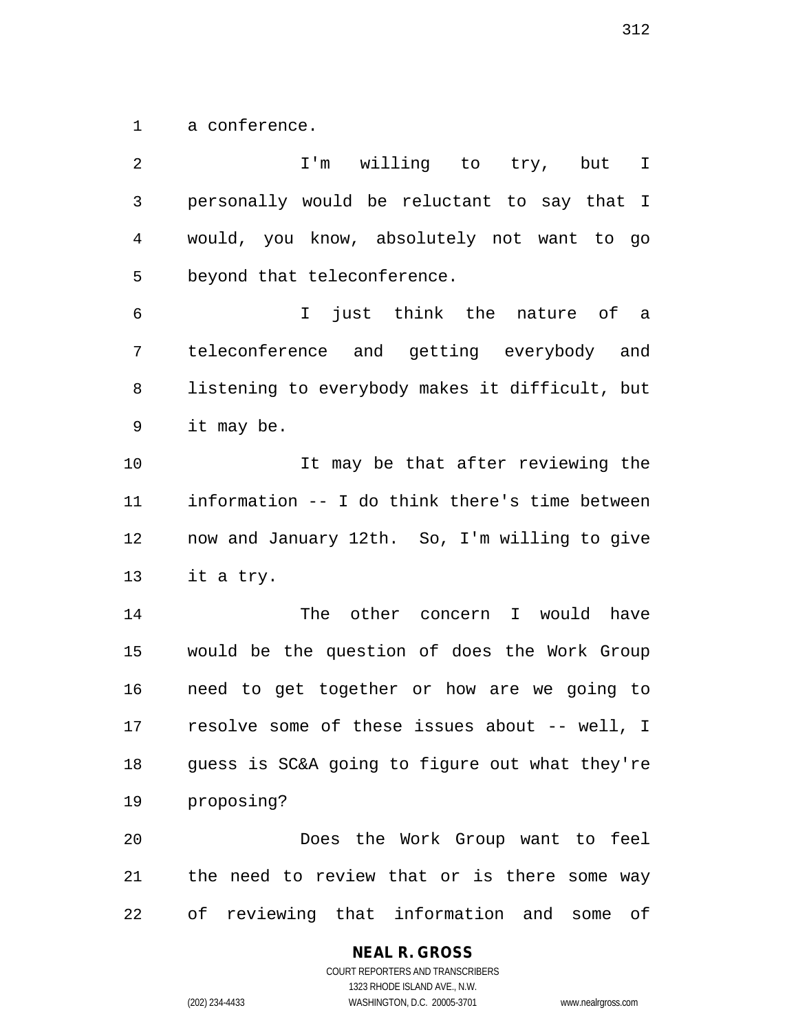a conference.

I'm willing to try, but I personally would be reluctant to say that I would, you know, absolutely not want to go beyond that teleconference.

I just think the nature of a teleconference and getting everybody and listening to everybody makes it difficult, but it may be.

It may be that after reviewing the information -- I do think there's time between now and January 12th. So, I'm willing to give it a try.

The other concern I would have would be the question of does the Work Group need to get together or how are we going to resolve some of these issues about -- well, I guess is SC&A going to figure out what they're proposing?

Does the Work Group want to feel the need to review that or is there some way of reviewing that information and some of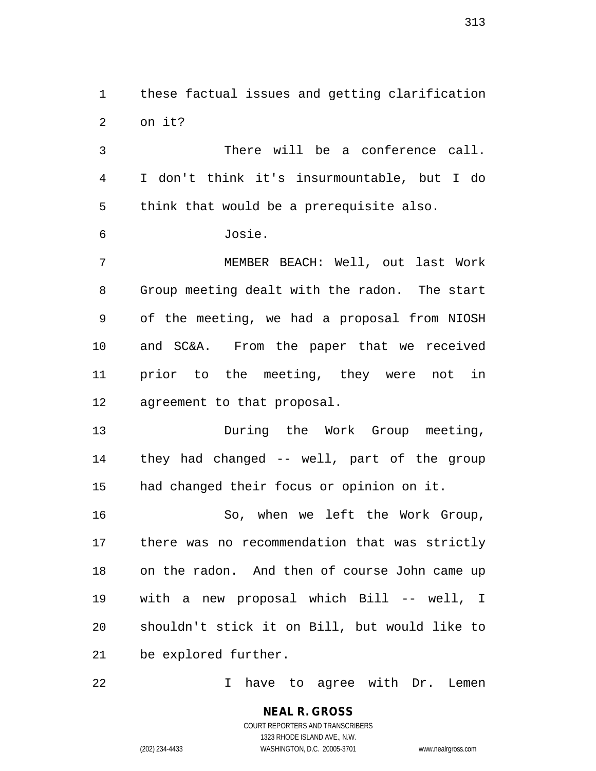these factual issues and getting clarification on it?

There will be a conference call. I don't think it's insurmountable, but I do think that would be a prerequisite also.

Josie.

MEMBER BEACH: Well, out last Work Group meeting dealt with the radon. The start of the meeting, we had a proposal from NIOSH and SC&A. From the paper that we received prior to the meeting, they were not in agreement to that proposal.

During the Work Group meeting, they had changed -- well, part of the group had changed their focus or opinion on it.

So, when we left the Work Group, there was no recommendation that was strictly on the radon. And then of course John came up with a new proposal which Bill -- well, I shouldn't stick it on Bill, but would like to be explored further.

I have to agree with Dr. Lemen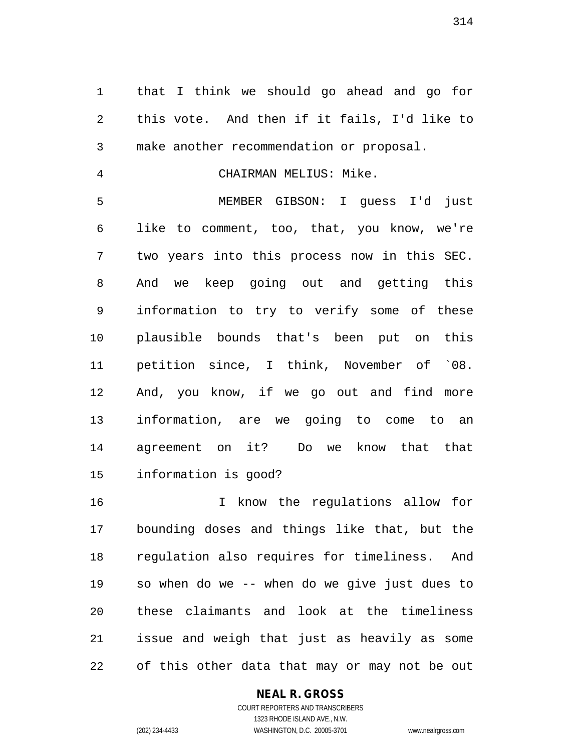that I think we should go ahead and go for this vote. And then if it fails, I'd like to make another recommendation or proposal.

CHAIRMAN MELIUS: Mike.

MEMBER GIBSON: I guess I'd just like to comment, too, that, you know, we're two years into this process now in this SEC. And we keep going out and getting this information to try to verify some of these plausible bounds that's been put on this petition since, I think, November of `08. And, you know, if we go out and find more information, are we going to come to an agreement on it? Do we know that that information is good?

I know the regulations allow for bounding doses and things like that, but the regulation also requires for timeliness. And so when do we -- when do we give just dues to these claimants and look at the timeliness issue and weigh that just as heavily as some of this other data that may or may not be out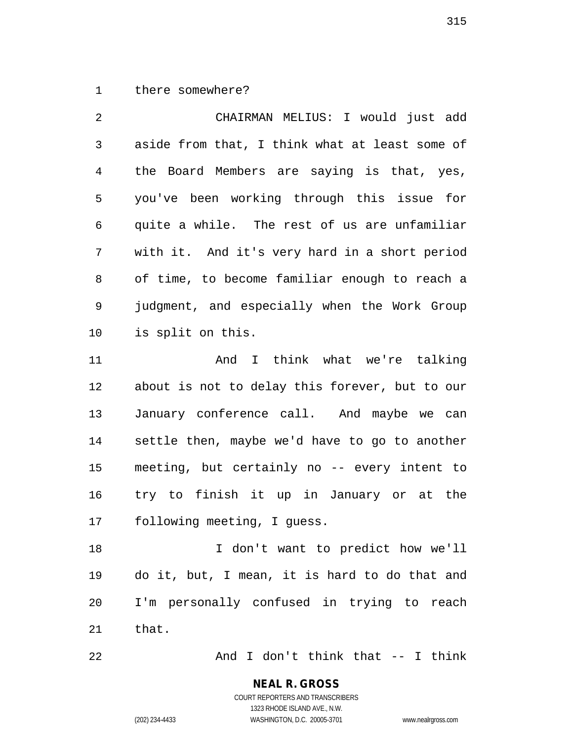there somewhere?

CHAIRMAN MELIUS: I would just add aside from that, I think what at least some of the Board Members are saying is that, yes, you've been working through this issue for quite a while. The rest of us are unfamiliar with it. And it's very hard in a short period of time, to become familiar enough to reach a judgment, and especially when the Work Group is split on this.

And I think what we're talking about is not to delay this forever, but to our January conference call. And maybe we can settle then, maybe we'd have to go to another meeting, but certainly no -- every intent to try to finish it up in January or at the following meeting, I guess.

I don't want to predict how we'll do it, but, I mean, it is hard to do that and I'm personally confused in trying to reach that.

And I don't think that -- I think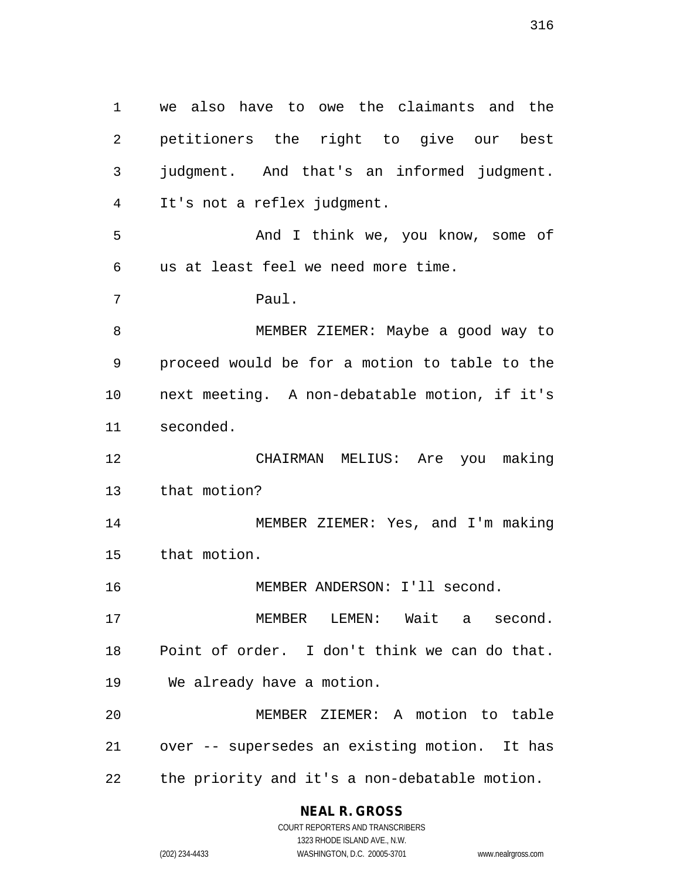we also have to owe the claimants and the petitioners the right to give our best judgment. And that's an informed judgment. It's not a reflex judgment.

And I think we, you know, some of us at least feel we need more time.

Paul.

MEMBER ZIEMER: Maybe a good way to proceed would be for a motion to table to the next meeting. A non-debatable motion, if it's seconded.

CHAIRMAN MELIUS: Are you making that motion?

MEMBER ZIEMER: Yes, and I'm making that motion.

MEMBER ANDERSON: I'll second.

MEMBER LEMEN: Wait a second. Point of order. I don't think we can do that. We already have a motion.

MEMBER ZIEMER: A motion to table over -- supersedes an existing motion. It has the priority and it's a non-debatable motion.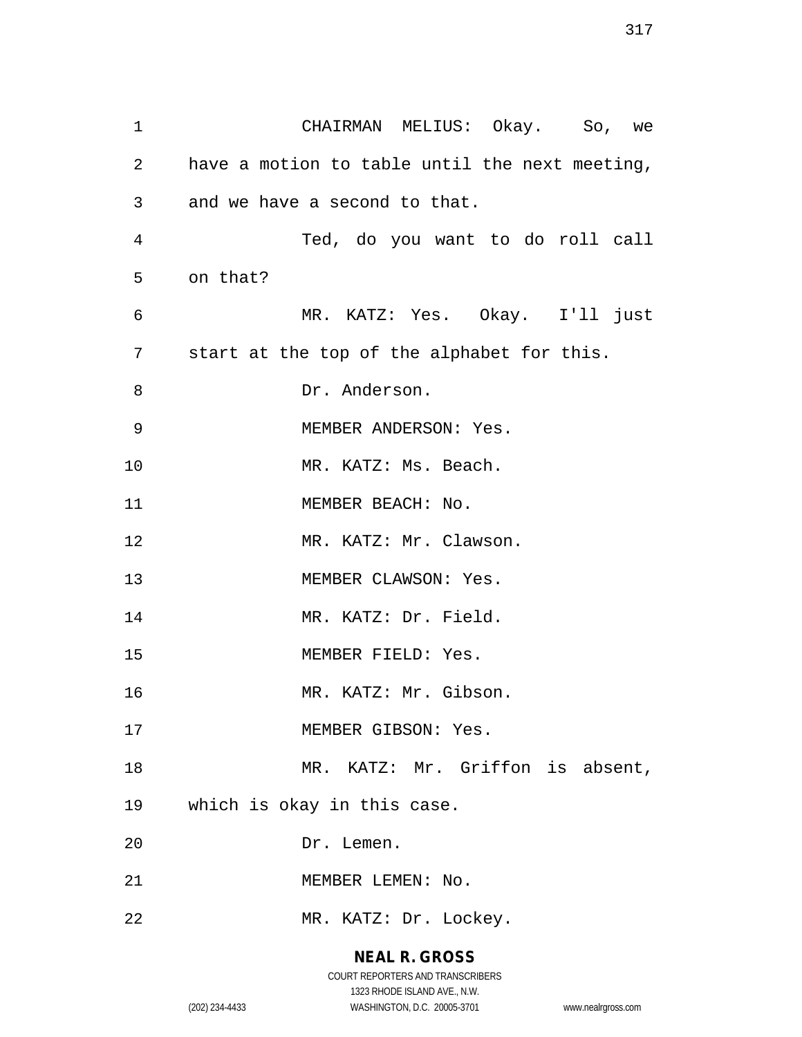CHAIRMAN MELIUS: Okay. So, we have a motion to table until the next meeting, and we have a second to that.

Ted, do you want to do roll call on that?

MR. KATZ: Yes. Okay. I'll just start at the top of the alphabet for this.

Dr. Anderson.

MEMBER ANDERSON: Yes.

MR. KATZ: Ms. Beach.

MEMBER BEACH: No.

MR. KATZ: Mr. Clawson.

MEMBER CLAWSON: Yes.

MR. KATZ: Dr. Field.

MEMBER FIELD: Yes.

MR. KATZ: Mr. Gibson.

MEMBER GIBSON: Yes.

MR. KATZ: Mr. Griffon is absent, which is okay in this case.

Dr. Lemen.

MEMBER LEMEN: No.

MR. KATZ: Dr. Lockey.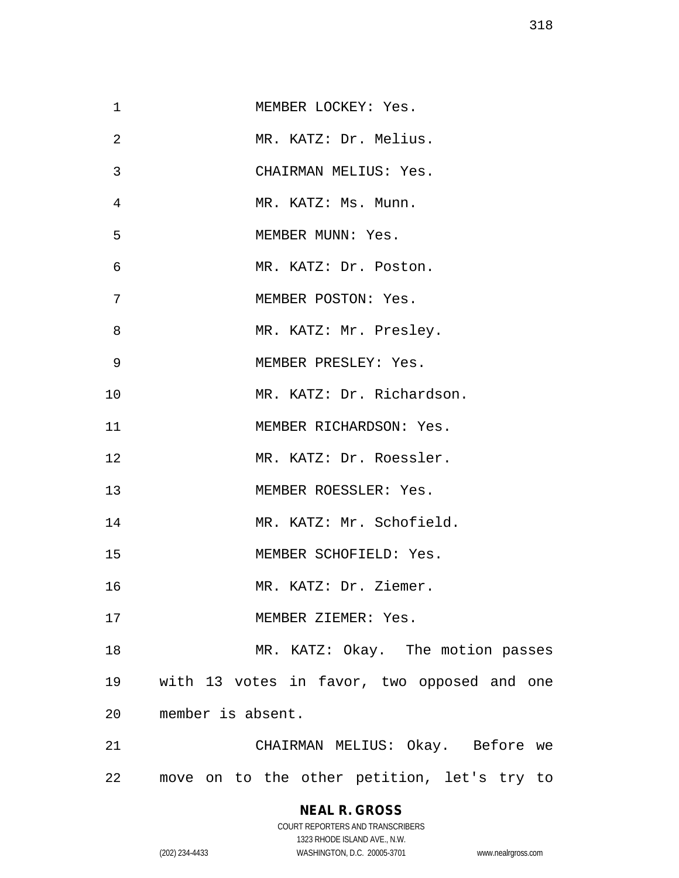MEMBER LOCKEY: Yes.

MR. KATZ: Dr. Melius.

CHAIRMAN MELIUS: Yes.

MR. KATZ: Ms. Munn.

MEMBER MUNN: Yes.

MR. KATZ: Dr. Poston.

MEMBER POSTON: Yes.

MR. KATZ: Mr. Presley.

MEMBER PRESLEY: Yes.

MR. KATZ: Dr. Richardson.

MEMBER RICHARDSON: Yes.

MR. KATZ: Dr. Roessler.

MEMBER ROESSLER: Yes.

MR. KATZ: Mr. Schofield.

MEMBER SCHOFIELD: Yes.

MR. KATZ: Dr. Ziemer.

MEMBER ZIEMER: Yes.

MR. KATZ: Okay. The motion passes with 13 votes in favor, two opposed and one member is absent.

CHAIRMAN MELIUS: Okay. Before we move on to the other petition, let's try to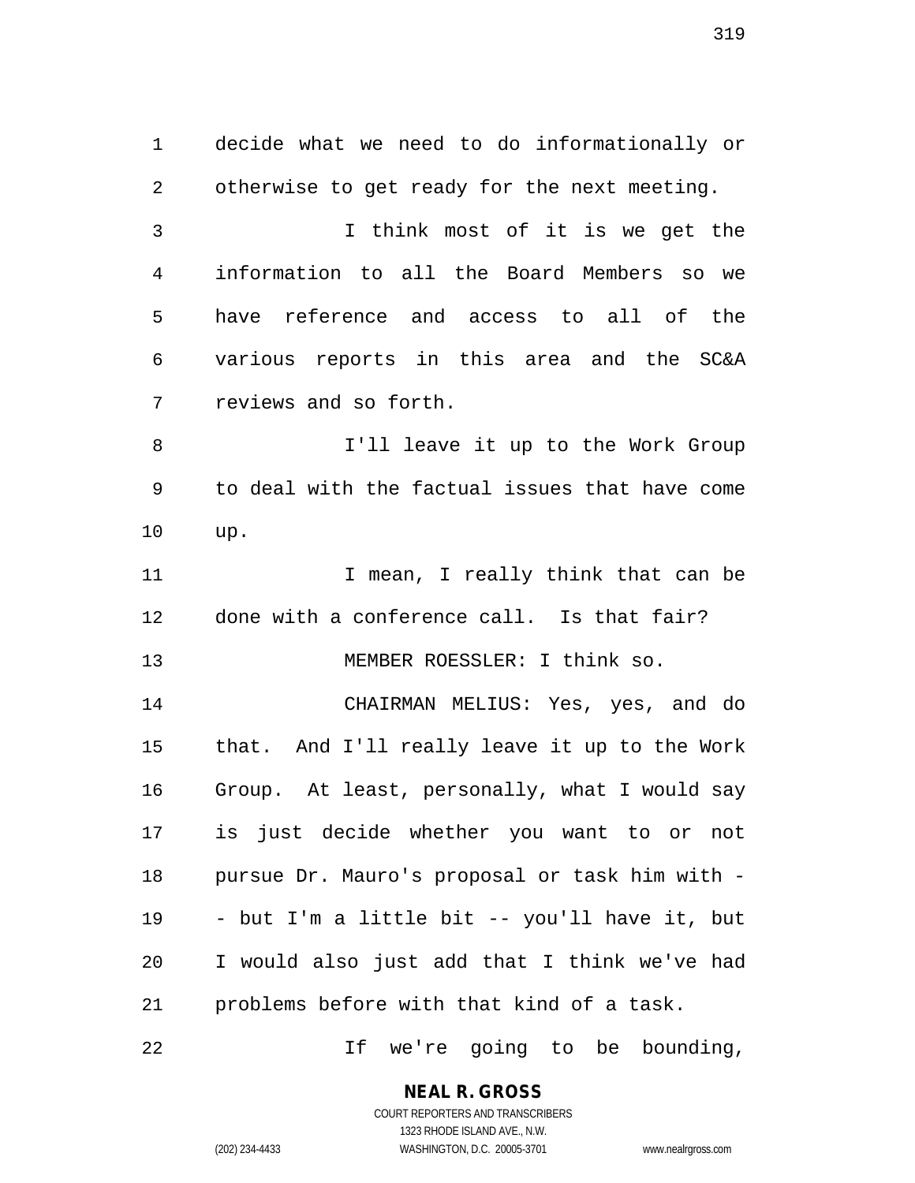decide what we need to do informationally or otherwise to get ready for the next meeting.

I think most of it is we get the information to all the Board Members so we have reference and access to all of the various reports in this area and the SC&A reviews and so forth.

I'll leave it up to the Work Group to deal with the factual issues that have come up.

I mean, I really think that can be done with a conference call. Is that fair?

MEMBER ROESSLER: I think so.

CHAIRMAN MELIUS: Yes, yes, and do that. And I'll really leave it up to the Work Group. At least, personally, what I would say is just decide whether you want to or not pursue Dr. Mauro's proposal or task him with -- but I'm a little bit -- you'll have it, but I would also just add that I think we've had problems before with that kind of a task.

If we're going to be bounding,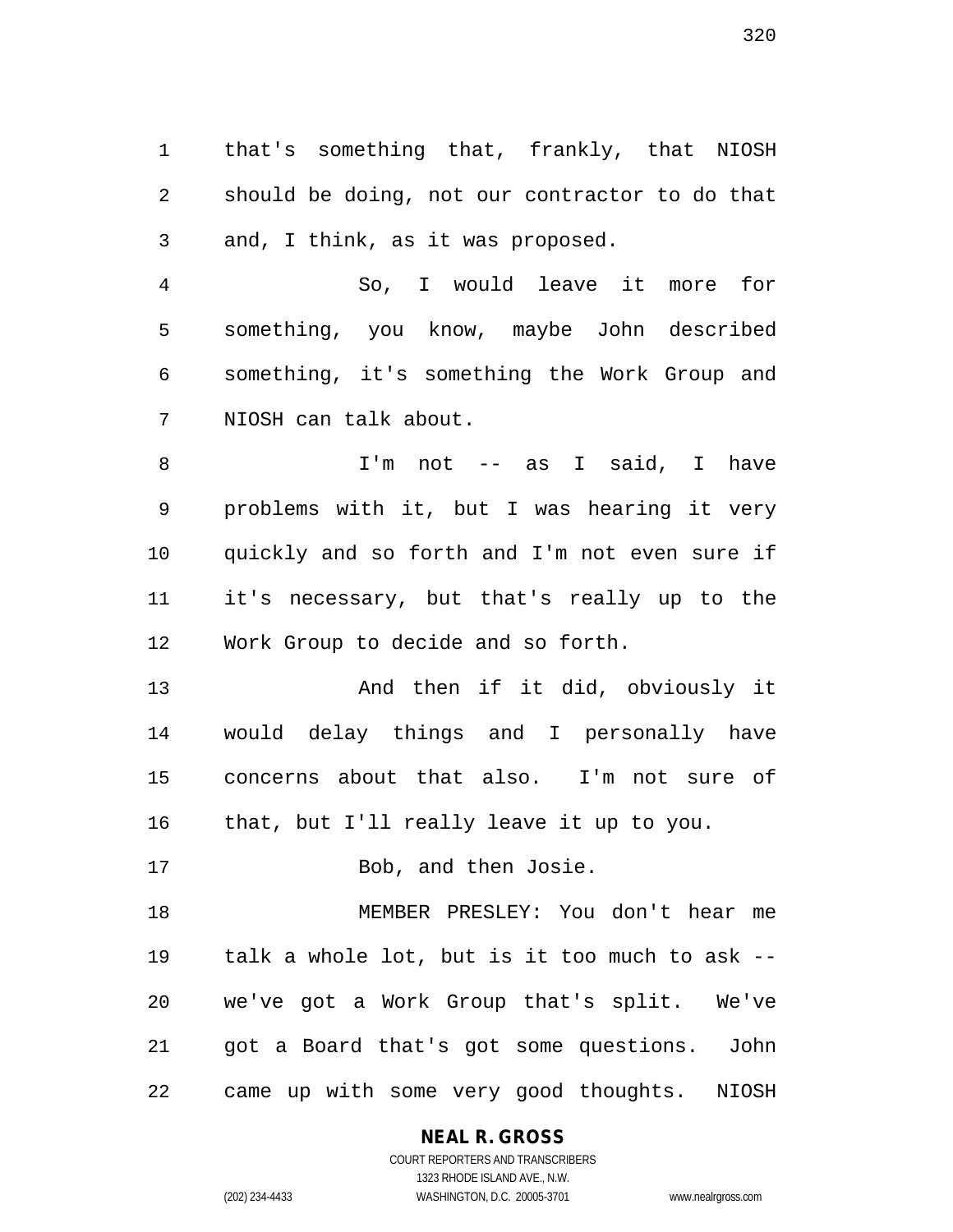that's something that, frankly, that NIOSH should be doing, not our contractor to do that and, I think, as it was proposed.

So, I would leave it more for something, you know, maybe John described something, it's something the Work Group and NIOSH can talk about.

I'm not -- as I said, I have problems with it, but I was hearing it very quickly and so forth and I'm not even sure if it's necessary, but that's really up to the Work Group to decide and so forth.

And then if it did, obviously it would delay things and I personally have concerns about that also. I'm not sure of that, but I'll really leave it up to you.

Bob, and then Josie.

MEMBER PRESLEY: You don't hear me talk a whole lot, but is it too much to ask -- we've got a Work Group that's split. We've got a Board that's got some questions. John came up with some very good thoughts. NIOSH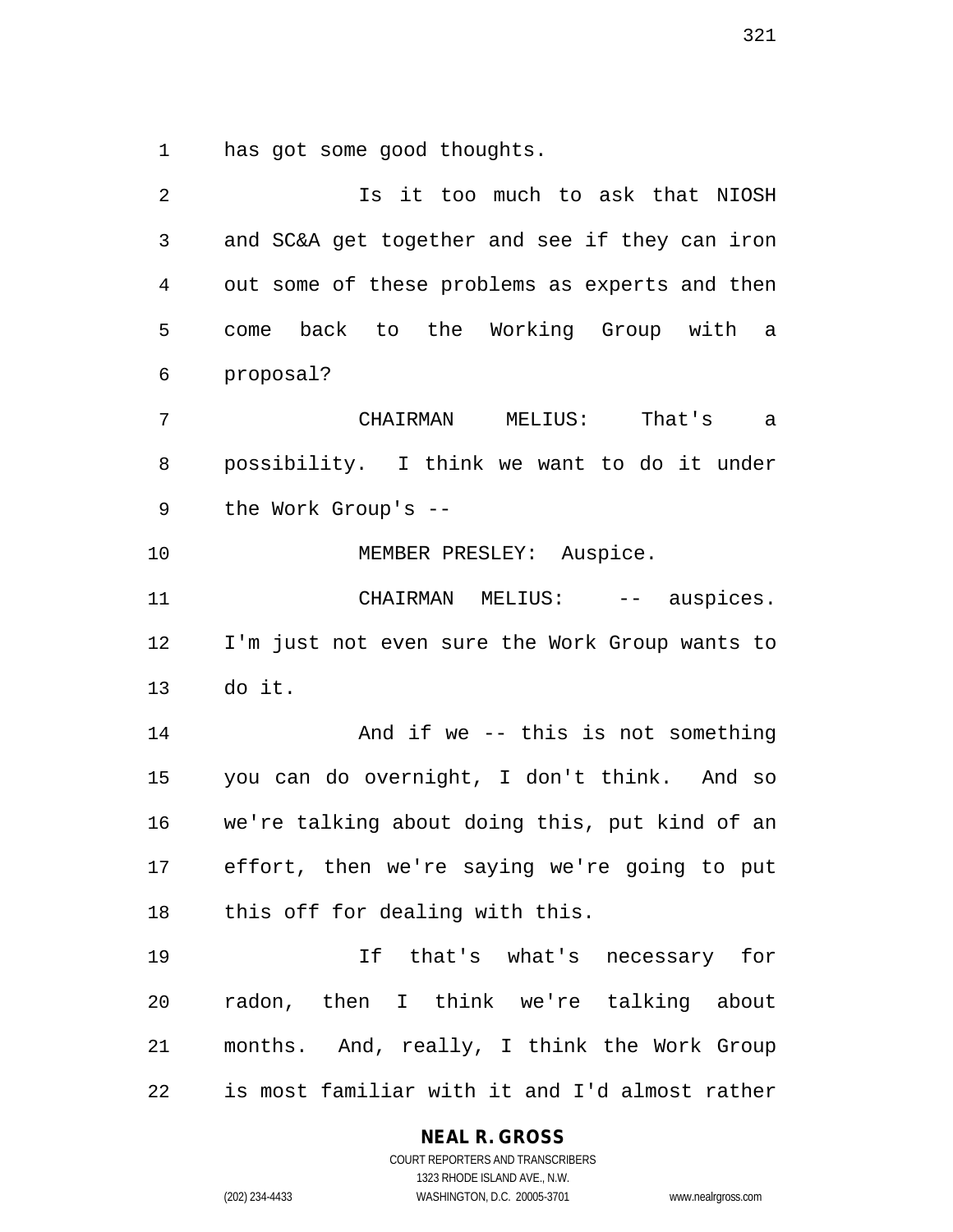has got some good thoughts.

Is it too much to ask that NIOSH and SC&A get together and see if they can iron out some of these problems as experts and then come back to the Working Group with a proposal?

CHAIRMAN MELIUS: That's a possibility. I think we want to do it under the Work Group's --

MEMBER PRESLEY: Auspice.

CHAIRMAN MELIUS: -- auspices. I'm just not even sure the Work Group wants to do it.

And if we -- this is not something you can do overnight, I don't think. And so we're talking about doing this, put kind of an effort, then we're saying we're going to put this off for dealing with this.

If that's what's necessary for radon, then I think we're talking about months. And, really, I think the Work Group is most familiar with it and I'd almost rather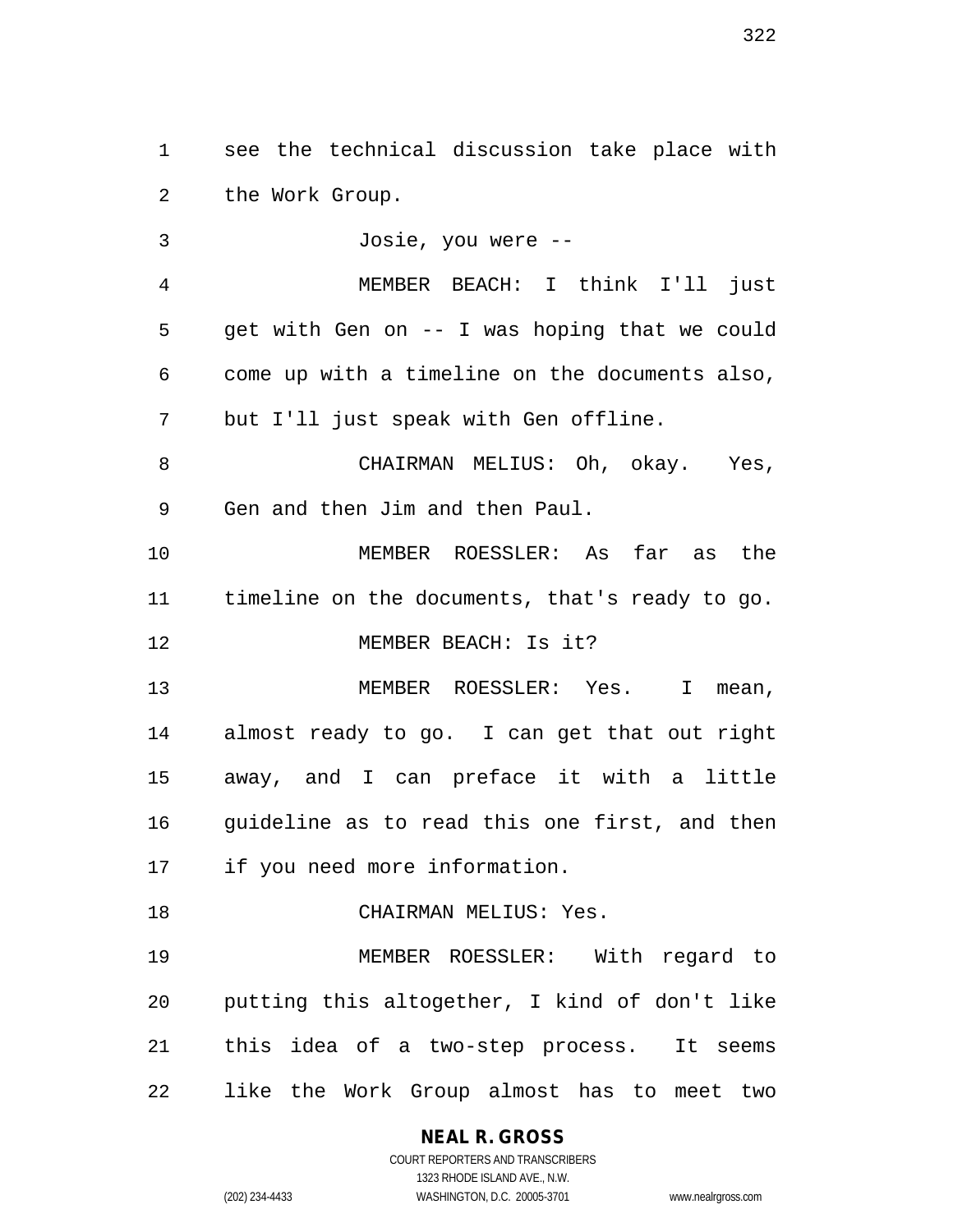see the technical discussion take place with the Work Group.

Josie, you were --

MEMBER BEACH: I think I'll just get with Gen on -- I was hoping that we could come up with a timeline on the documents also, but I'll just speak with Gen offline.

CHAIRMAN MELIUS: Oh, okay. Yes, Gen and then Jim and then Paul.

MEMBER ROESSLER: As far as the timeline on the documents, that's ready to go.

MEMBER BEACH: Is it?

MEMBER ROESSLER: Yes. I mean, almost ready to go. I can get that out right away, and I can preface it with a little guideline as to read this one first, and then if you need more information.

CHAIRMAN MELIUS: Yes.

MEMBER ROESSLER: With regard to putting this altogether, I kind of don't like this idea of a two-step process. It seems like the Work Group almost has to meet two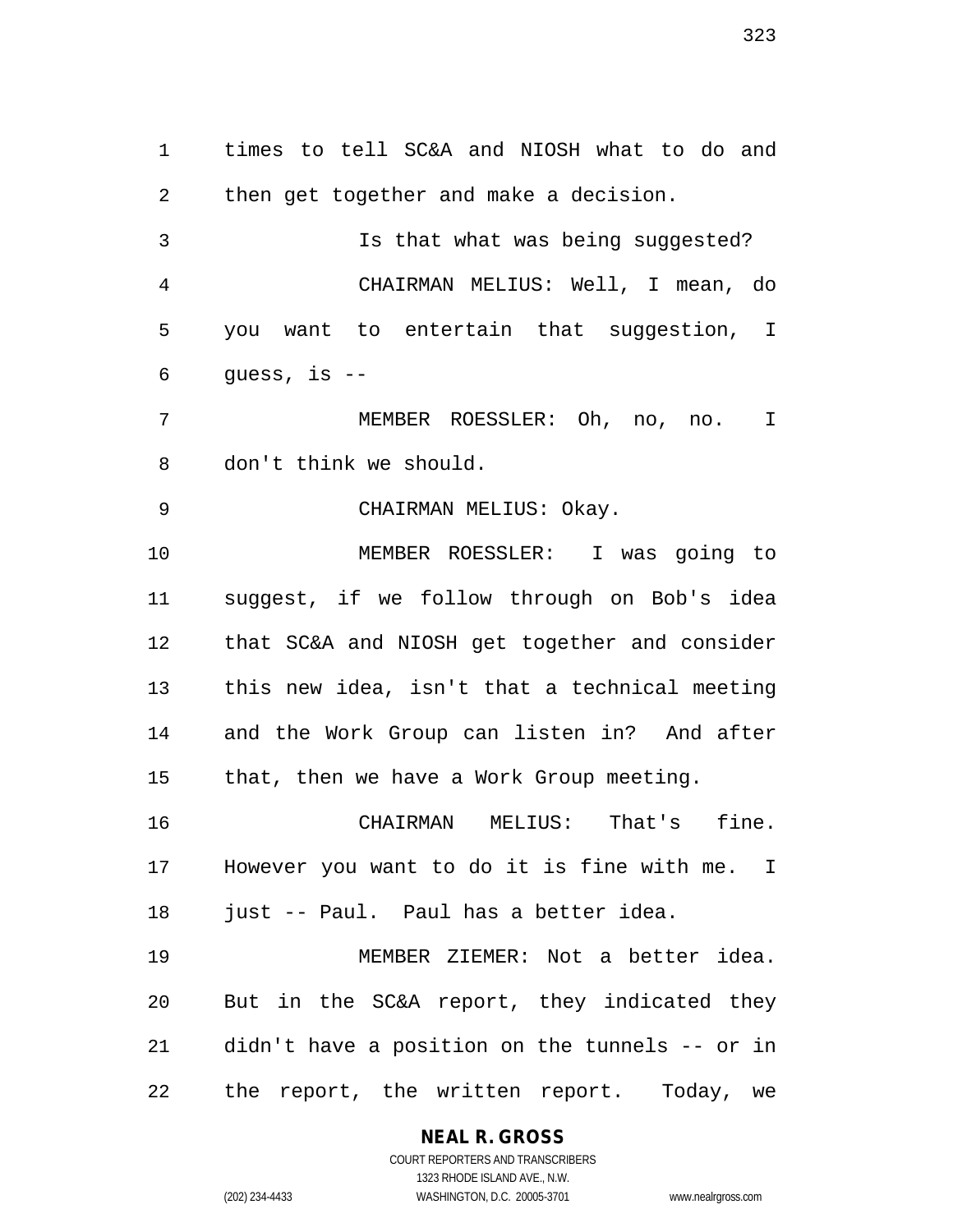times to tell SC&A and NIOSH what to do and then get together and make a decision.

Is that what was being suggested?

CHAIRMAN MELIUS: Well, I mean, do you want to entertain that suggestion, I guess, is --

MEMBER ROESSLER: Oh, no, no. I don't think we should.

CHAIRMAN MELIUS: Okay.

MEMBER ROESSLER: I was going to suggest, if we follow through on Bob's idea that SC&A and NIOSH get together and consider this new idea, isn't that a technical meeting and the Work Group can listen in? And after that, then we have a Work Group meeting.

CHAIRMAN MELIUS: That's fine. However you want to do it is fine with me. I just -- Paul. Paul has a better idea.

MEMBER ZIEMER: Not a better idea. But in the SC&A report, they indicated they didn't have a position on the tunnels -- or in the report, the written report. Today, we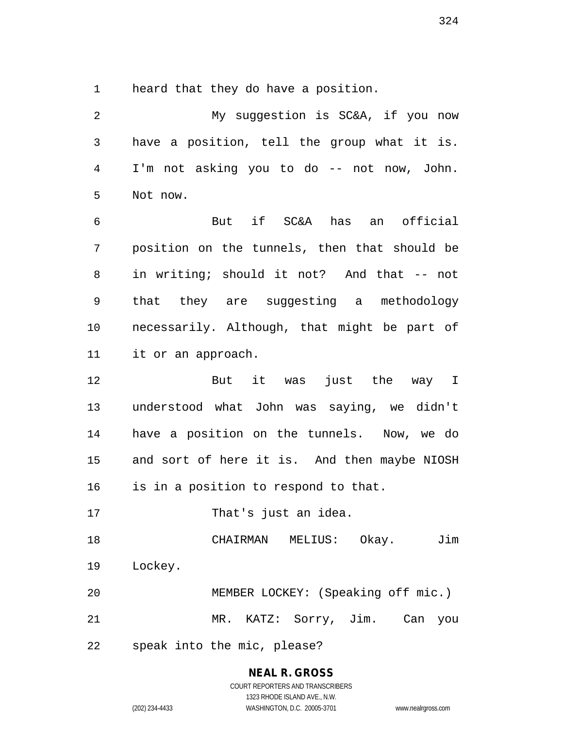heard that they do have a position.

My suggestion is SC&A, if you now have a position, tell the group what it is. I'm not asking you to do -- not now, John. Not now.

But if SC&A has an official position on the tunnels, then that should be in writing; should it not? And that -- not that they are suggesting a methodology necessarily. Although, that might be part of it or an approach.

But it was just the way I understood what John was saying, we didn't have a position on the tunnels. Now, we do and sort of here it is. And then maybe NIOSH is in a position to respond to that.

That's just an idea.

CHAIRMAN MELIUS: Okay. Jim Lockey.

MEMBER LOCKEY: (Speaking off mic.)

MR. KATZ: Sorry, Jim. Can you speak into the mic, please?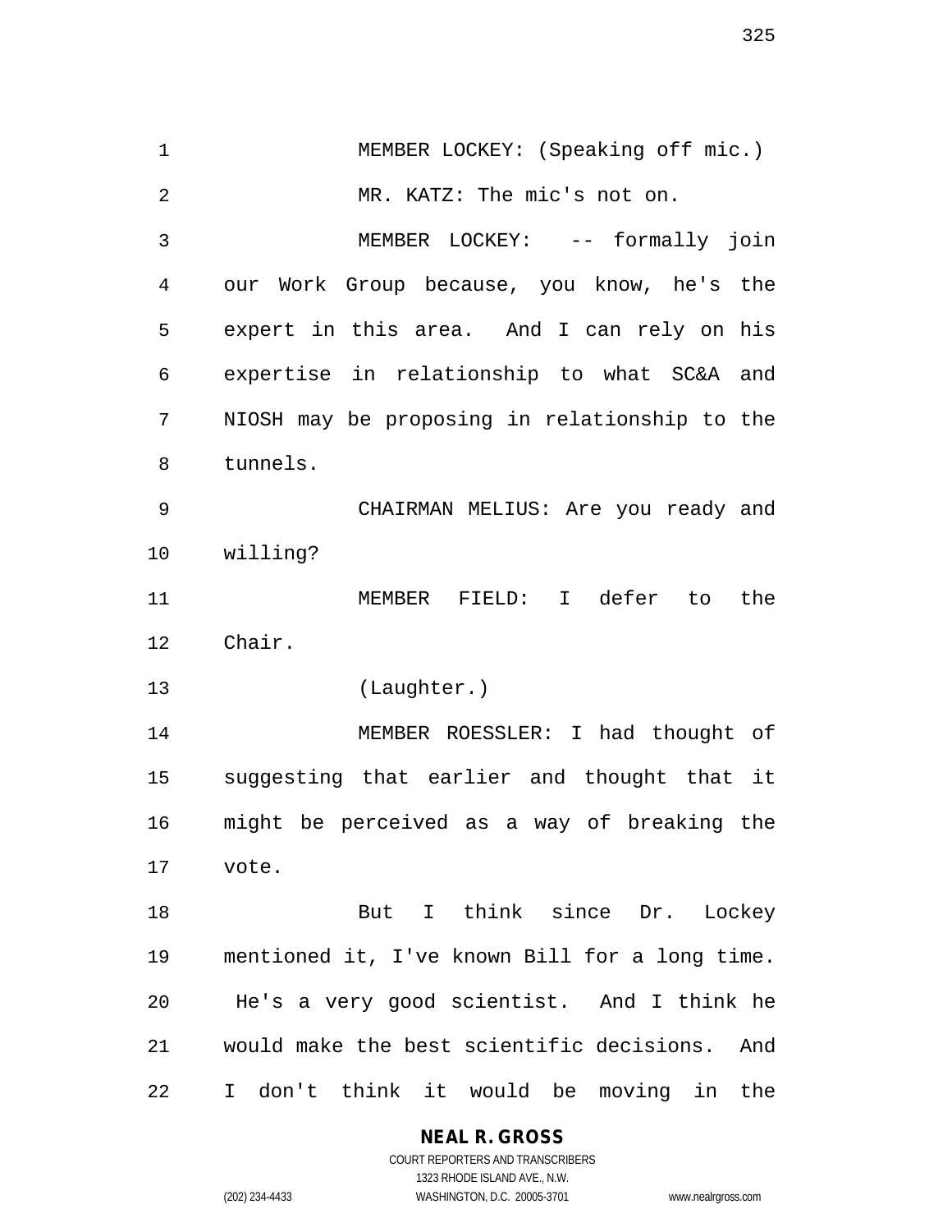MEMBER LOCKEY: (Speaking off mic.)

MR. KATZ: The mic's not on.

MEMBER LOCKEY: -- formally join our Work Group because, you know, he's the expert in this area. And I can rely on his expertise in relationship to what SC&A and NIOSH may be proposing in relationship to the tunnels.

CHAIRMAN MELIUS: Are you ready and willing?

MEMBER FIELD: I defer to the Chair.

(Laughter.)

MEMBER ROESSLER: I had thought of suggesting that earlier and thought that it might be perceived as a way of breaking the vote.

But I think since Dr. Lockey mentioned it, I've known Bill for a long time. He's a very good scientist. And I think he would make the best scientific decisions. And I don't think it would be moving in the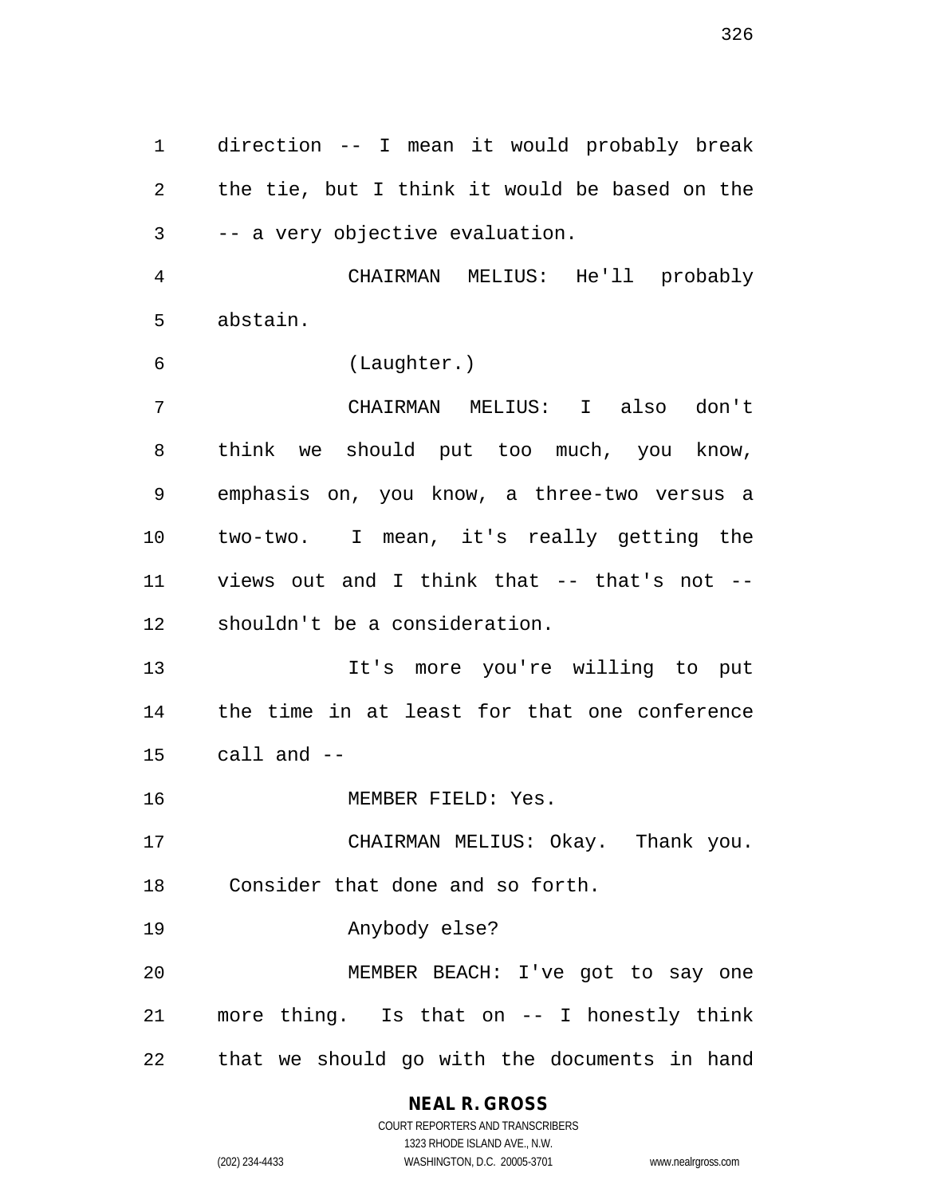direction -- I mean it would probably break the tie, but I think it would be based on the -- a very objective evaluation.

CHAIRMAN MELIUS: He'll probably abstain.

(Laughter.)

CHAIRMAN MELIUS: I also don't think we should put too much, you know, emphasis on, you know, a three-two versus a two-two. I mean, it's really getting the views out and I think that -- that's not -- shouldn't be a consideration.

It's more you're willing to put the time in at least for that one conference call and --

MEMBER FIELD: Yes.

CHAIRMAN MELIUS: Okay. Thank you. Consider that done and so forth.

Anybody else?

MEMBER BEACH: I've got to say one more thing. Is that on -- I honestly think that we should go with the documents in hand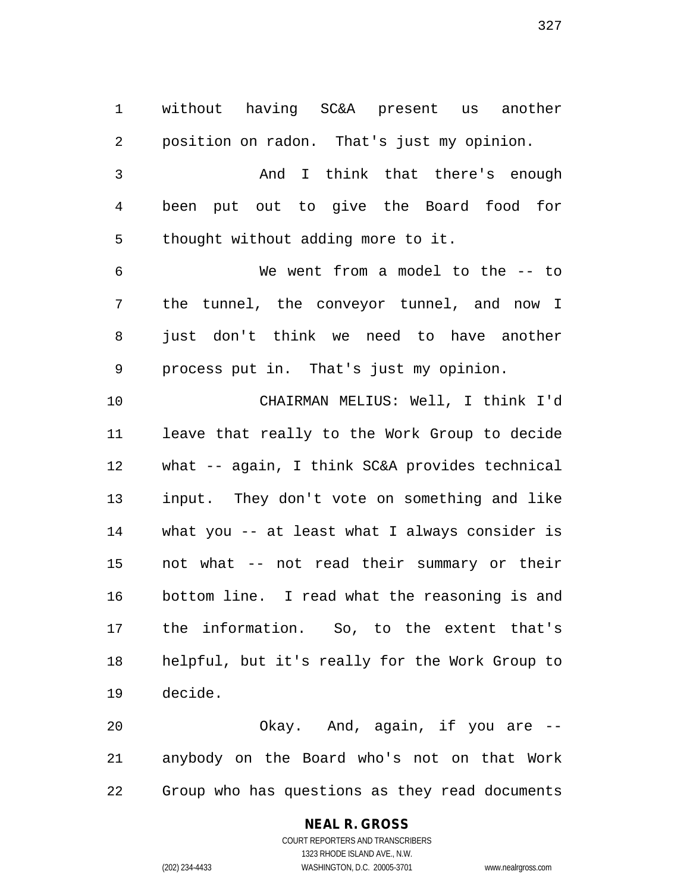without having SC&A present us another position on radon. That's just my opinion.

And I think that there's enough been put out to give the Board food for thought without adding more to it.

We went from a model to the -- to the tunnel, the conveyor tunnel, and now I just don't think we need to have another process put in. That's just my opinion.

CHAIRMAN MELIUS: Well, I think I'd leave that really to the Work Group to decide what -- again, I think SC&A provides technical input. They don't vote on something and like what you -- at least what I always consider is not what -- not read their summary or their bottom line. I read what the reasoning is and the information. So, to the extent that's helpful, but it's really for the Work Group to decide.

Okay. And, again, if you are -- anybody on the Board who's not on that Work Group who has questions as they read documents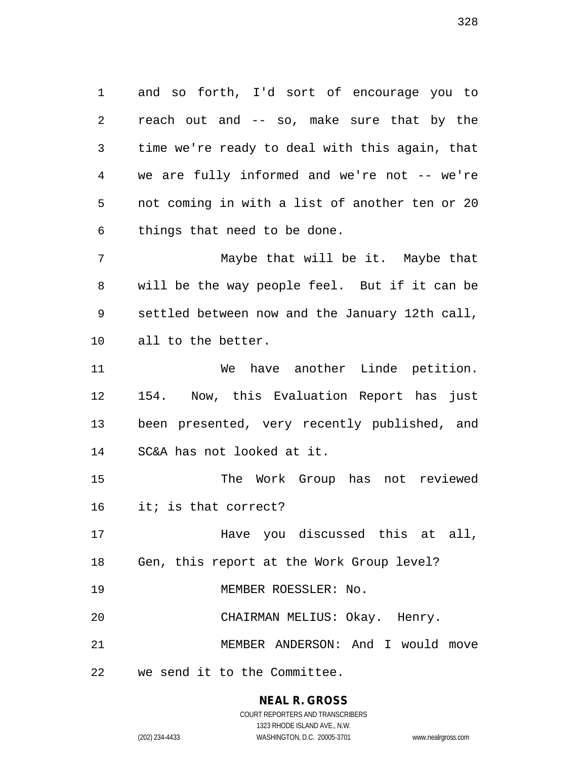and so forth, I'd sort of encourage you to reach out and -- so, make sure that by the time we're ready to deal with this again, that we are fully informed and we're not -- we're not coming in with a list of another ten or 20 things that need to be done.

Maybe that will be it. Maybe that will be the way people feel. But if it can be settled between now and the January 12th call, all to the better.

We have another Linde petition. 154. Now, this Evaluation Report has just been presented, very recently published, and SC&A has not looked at it.

The Work Group has not reviewed it; is that correct?

Have you discussed this at all, Gen, this report at the Work Group level?

MEMBER ROESSLER: No.

CHAIRMAN MELIUS: Okay. Henry.

MEMBER ANDERSON: And I would move we send it to the Committee.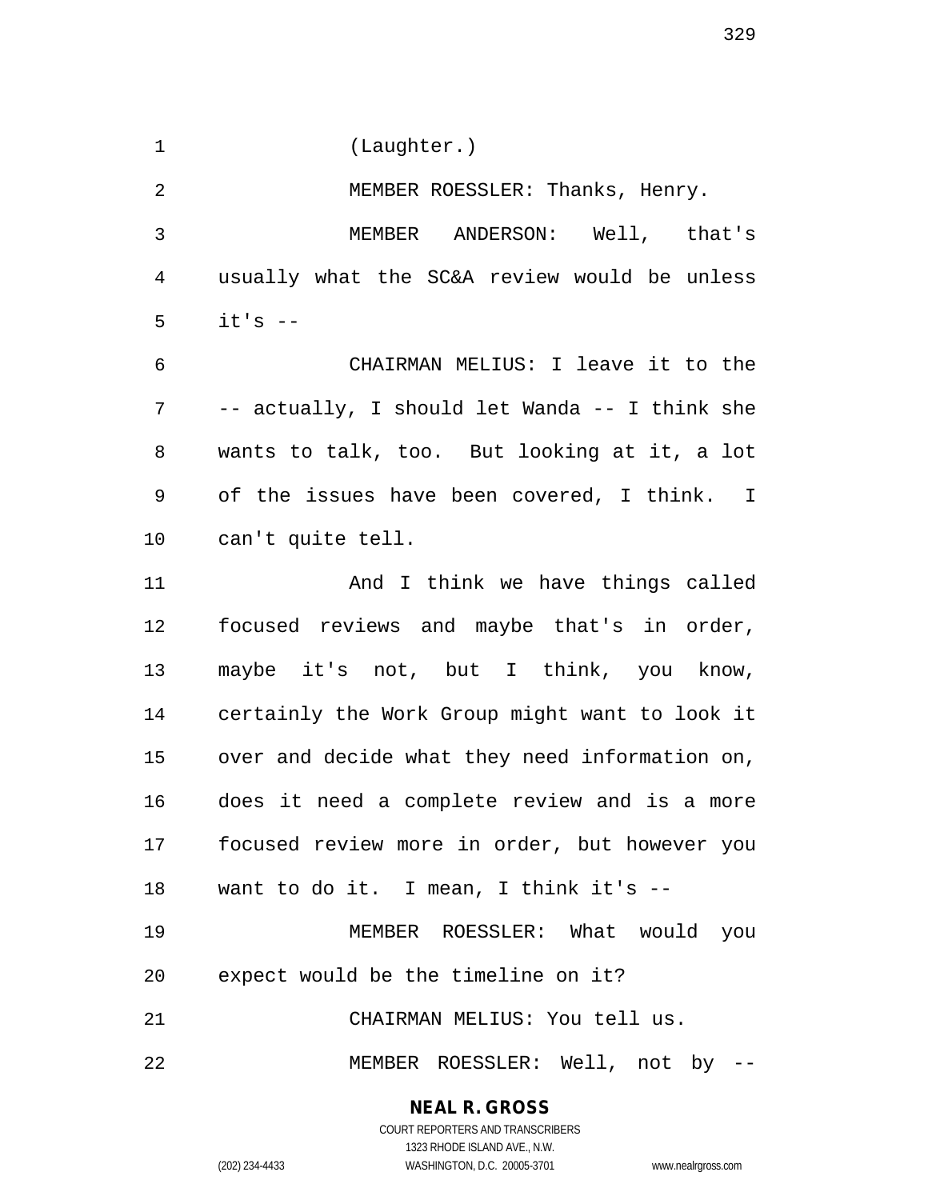(Laughter.)

MEMBER ROESSLER: Thanks, Henry.

MEMBER ANDERSON: Well, that's usually what the SC&A review would be unless it's --

CHAIRMAN MELIUS: I leave it to the -- actually, I should let Wanda -- I think she wants to talk, too. But looking at it, a lot of the issues have been covered, I think. I can't quite tell.

And I think we have things called focused reviews and maybe that's in order, maybe it's not, but I think, you know, certainly the Work Group might want to look it over and decide what they need information on, does it need a complete review and is a more focused review more in order, but however you want to do it. I mean, I think it's --

MEMBER ROESSLER: What would you expect would be the timeline on it?

CHAIRMAN MELIUS: You tell us.

MEMBER ROESSLER: Well, not by --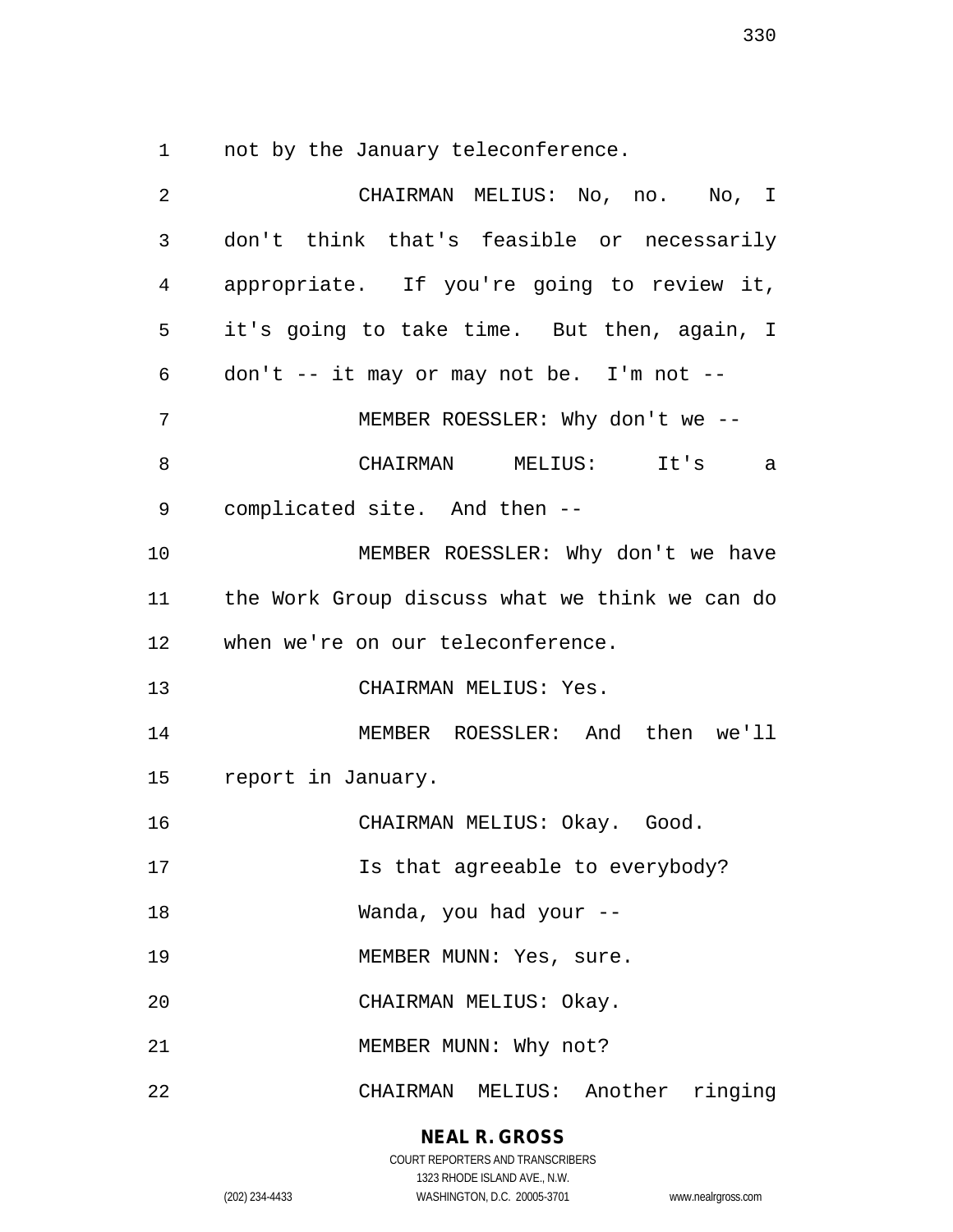not by the January teleconference.

CHAIRMAN MELIUS: No, no. No, I don't think that's feasible or necessarily appropriate. If you're going to review it, it's going to take time. But then, again, I don't -- it may or may not be. I'm not --

MEMBER ROESSLER: Why don't we --

CHAIRMAN MELIUS: It's a complicated site. And then --

MEMBER ROESSLER: Why don't we have the Work Group discuss what we think we can do when we're on our teleconference.

CHAIRMAN MELIUS: Yes.

MEMBER ROESSLER: And then we'll report in January.

CHAIRMAN MELIUS: Okay. Good.

Is that agreeable to everybody?

Wanda, you had your --

MEMBER MUNN: Yes, sure.

CHAIRMAN MELIUS: Okay.

MEMBER MUNN: Why not?

CHAIRMAN MELIUS: Another ringing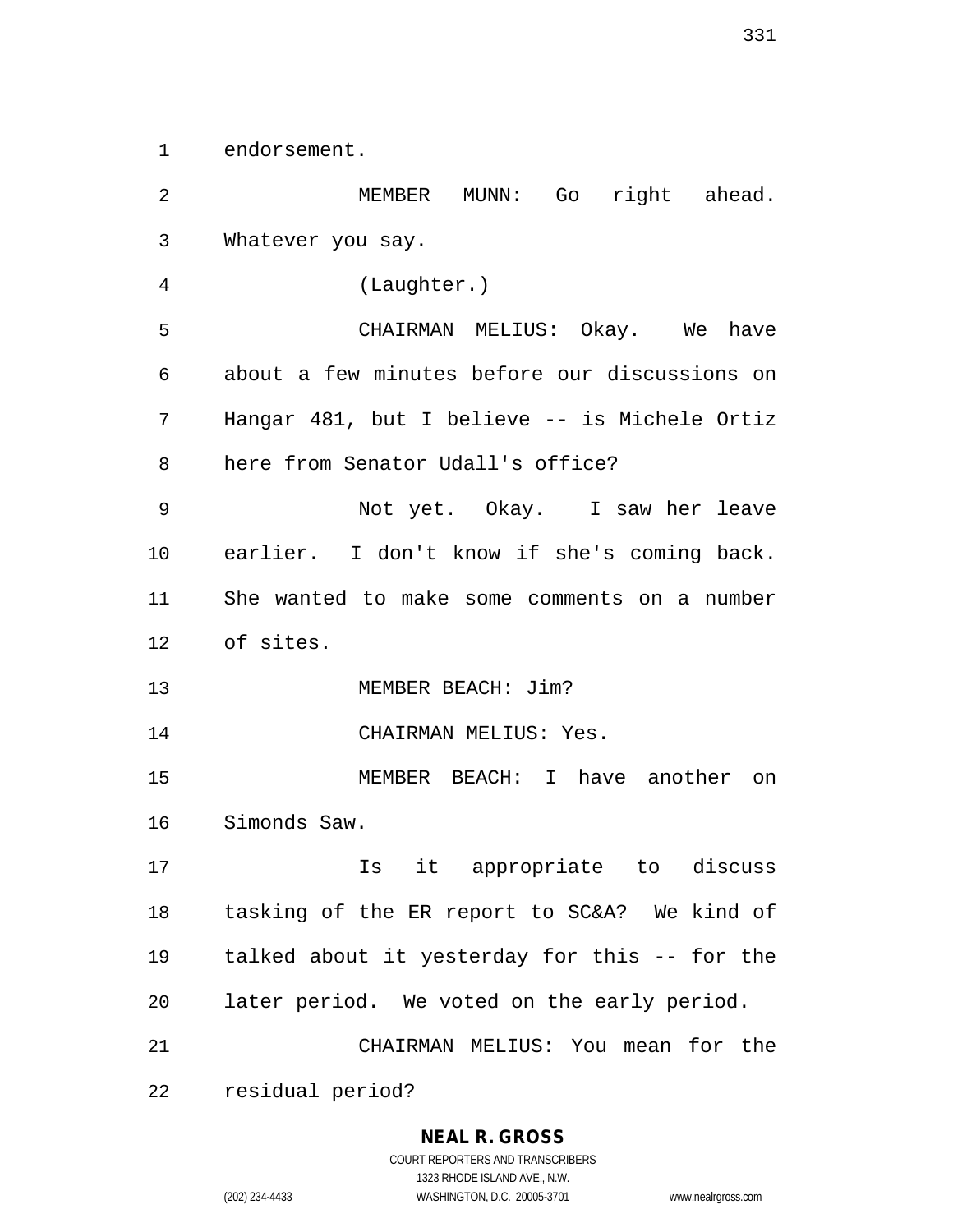endorsement.

MEMBER MUNN: Go right ahead. Whatever you say.

(Laughter.)

CHAIRMAN MELIUS: Okay. We have about a few minutes before our discussions on Hangar 481, but I believe -- is Michele Ortiz here from Senator Udall's office?

Not yet. Okay. I saw her leave earlier. I don't know if she's coming back. She wanted to make some comments on a number of sites.

MEMBER BEACH: Jim?

CHAIRMAN MELIUS: Yes.

MEMBER BEACH: I have another on Simonds Saw.

Is it appropriate to discuss tasking of the ER report to SC&A? We kind of talked about it yesterday for this -- for the later period. We voted on the early period.

CHAIRMAN MELIUS: You mean for the residual period?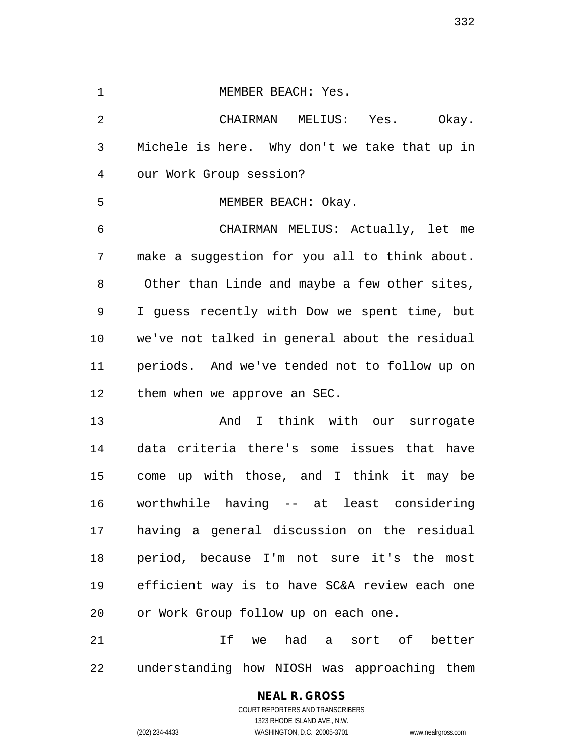MEMBER BEACH: Yes.

CHAIRMAN MELIUS: Yes. Okay. Michele is here. Why don't we take that up in our Work Group session?

MEMBER BEACH: Okay.

CHAIRMAN MELIUS: Actually, let me make a suggestion for you all to think about. Other than Linde and maybe a few other sites, I guess recently with Dow we spent time, but we've not talked in general about the residual periods. And we've tended not to follow up on them when we approve an SEC.

And I think with our surrogate data criteria there's some issues that have come up with those, and I think it may be worthwhile having -- at least considering having a general discussion on the residual period, because I'm not sure it's the most efficient way is to have SC&A review each one or Work Group follow up on each one.

If we had a sort of better understanding how NIOSH was approaching them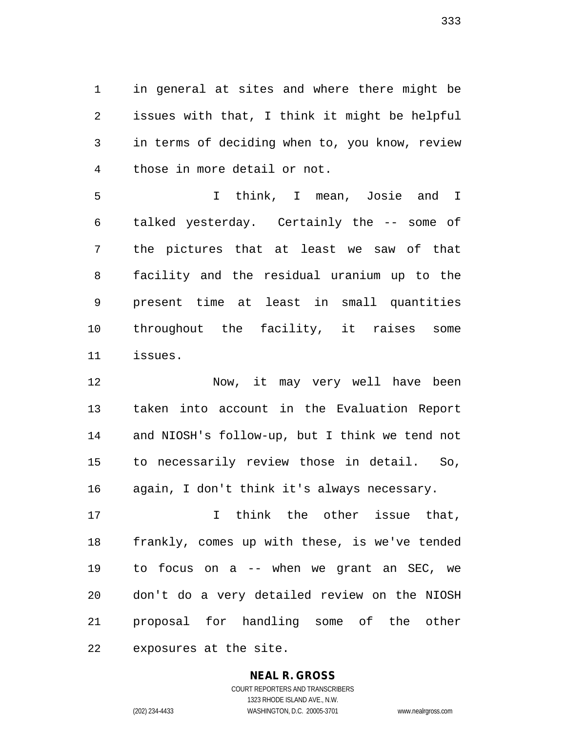in general at sites and where there might be issues with that, I think it might be helpful in terms of deciding when to, you know, review those in more detail or not.

I think, I mean, Josie and I talked yesterday. Certainly the -- some of the pictures that at least we saw of that facility and the residual uranium up to the present time at least in small quantities throughout the facility, it raises some issues.

Now, it may very well have been taken into account in the Evaluation Report and NIOSH's follow-up, but I think we tend not to necessarily review those in detail. So, again, I don't think it's always necessary.

I think the other issue that, frankly, comes up with these, is we've tended to focus on a -- when we grant an SEC, we don't do a very detailed review on the NIOSH proposal for handling some of the other exposures at the site.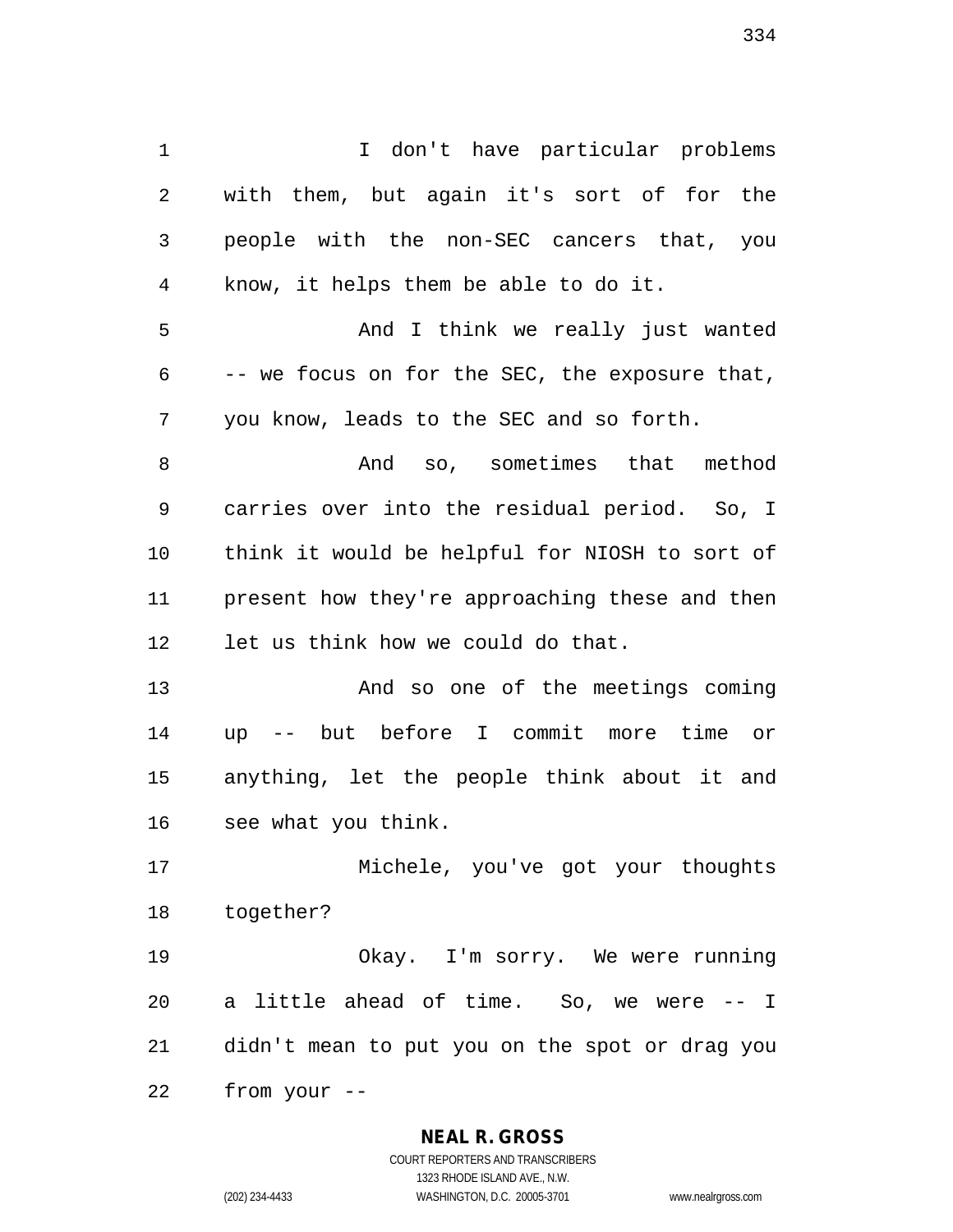I don't have particular problems with them, but again it's sort of for the people with the non-SEC cancers that, you know, it helps them be able to do it.

And I think we really just wanted -- we focus on for the SEC, the exposure that, you know, leads to the SEC and so forth.

And so, sometimes that method carries over into the residual period. So, I think it would be helpful for NIOSH to sort of present how they're approaching these and then let us think how we could do that.

And so one of the meetings coming up -- but before I commit more time or anything, let the people think about it and see what you think.

Michele, you've got your thoughts together?

Okay. I'm sorry. We were running a little ahead of time. So, we were -- I didn't mean to put you on the spot or drag you from your --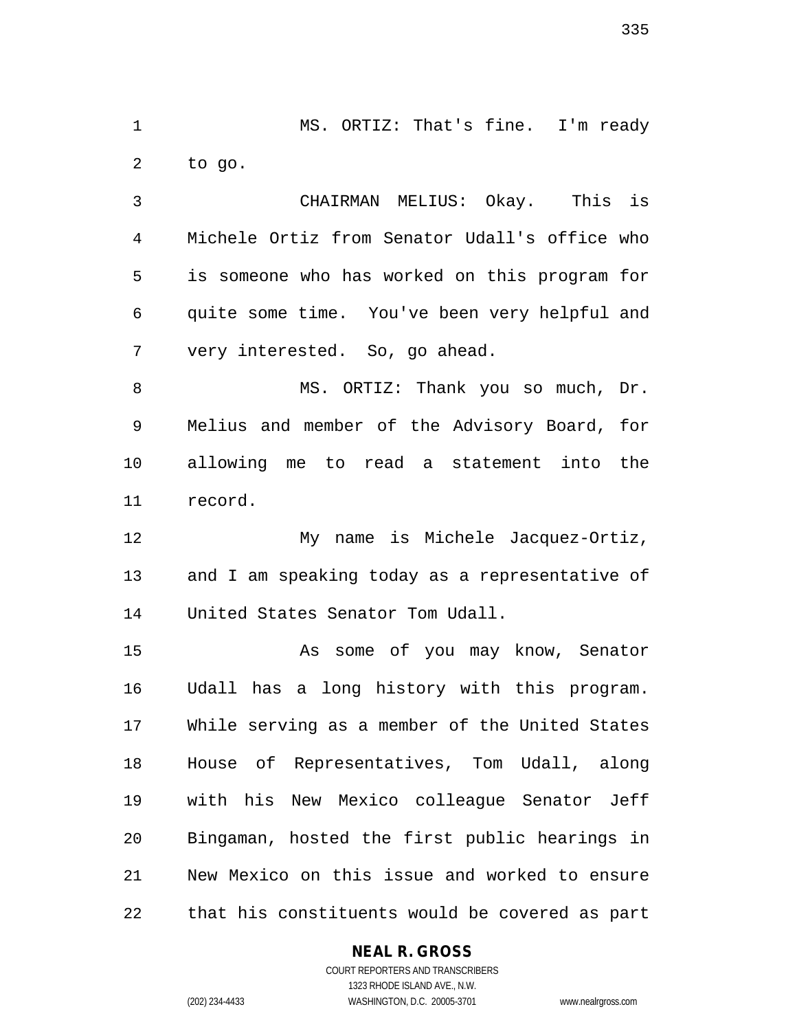MS. ORTIZ: That's fine. I'm ready to go.

CHAIRMAN MELIUS: Okay. This is Michele Ortiz from Senator Udall's office who is someone who has worked on this program for quite some time. You've been very helpful and very interested. So, go ahead.

MS. ORTIZ: Thank you so much, Dr. Melius and member of the Advisory Board, for allowing me to read a statement into the record.

My name is Michele Jacquez-Ortiz, and I am speaking today as a representative of United States Senator Tom Udall.

As some of you may know, Senator Udall has a long history with this program. While serving as a member of the United States House of Representatives, Tom Udall, along with his New Mexico colleague Senator Jeff Bingaman, hosted the first public hearings in New Mexico on this issue and worked to ensure that his constituents would be covered as part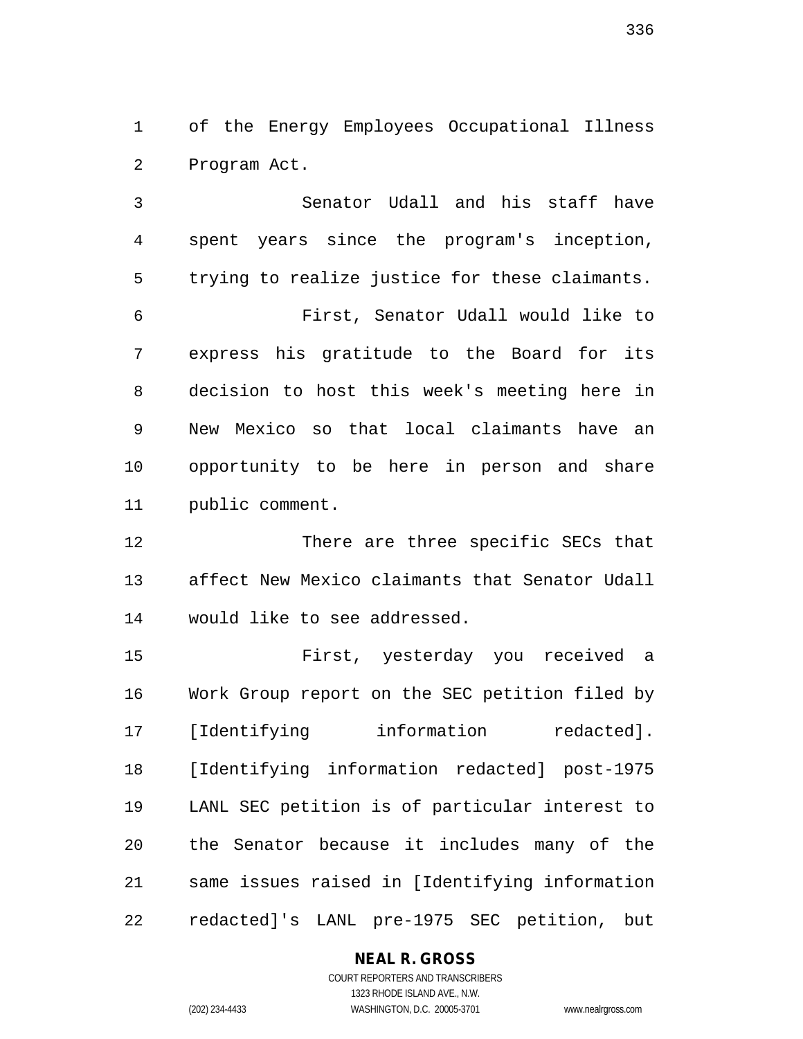of the Energy Employees Occupational Illness Program Act.

Senator Udall and his staff have spent years since the program's inception, trying to realize justice for these claimants.

First, Senator Udall would like to express his gratitude to the Board for its decision to host this week's meeting here in New Mexico so that local claimants have an opportunity to be here in person and share public comment.

There are three specific SECs that affect New Mexico claimants that Senator Udall would like to see addressed.

First, yesterday you received a Work Group report on the SEC petition filed by [Identifying information redacted]. [Identifying information redacted] post-1975 LANL SEC petition is of particular interest to the Senator because it includes many of the same issues raised in [Identifying information redacted]'s LANL pre-1975 SEC petition, but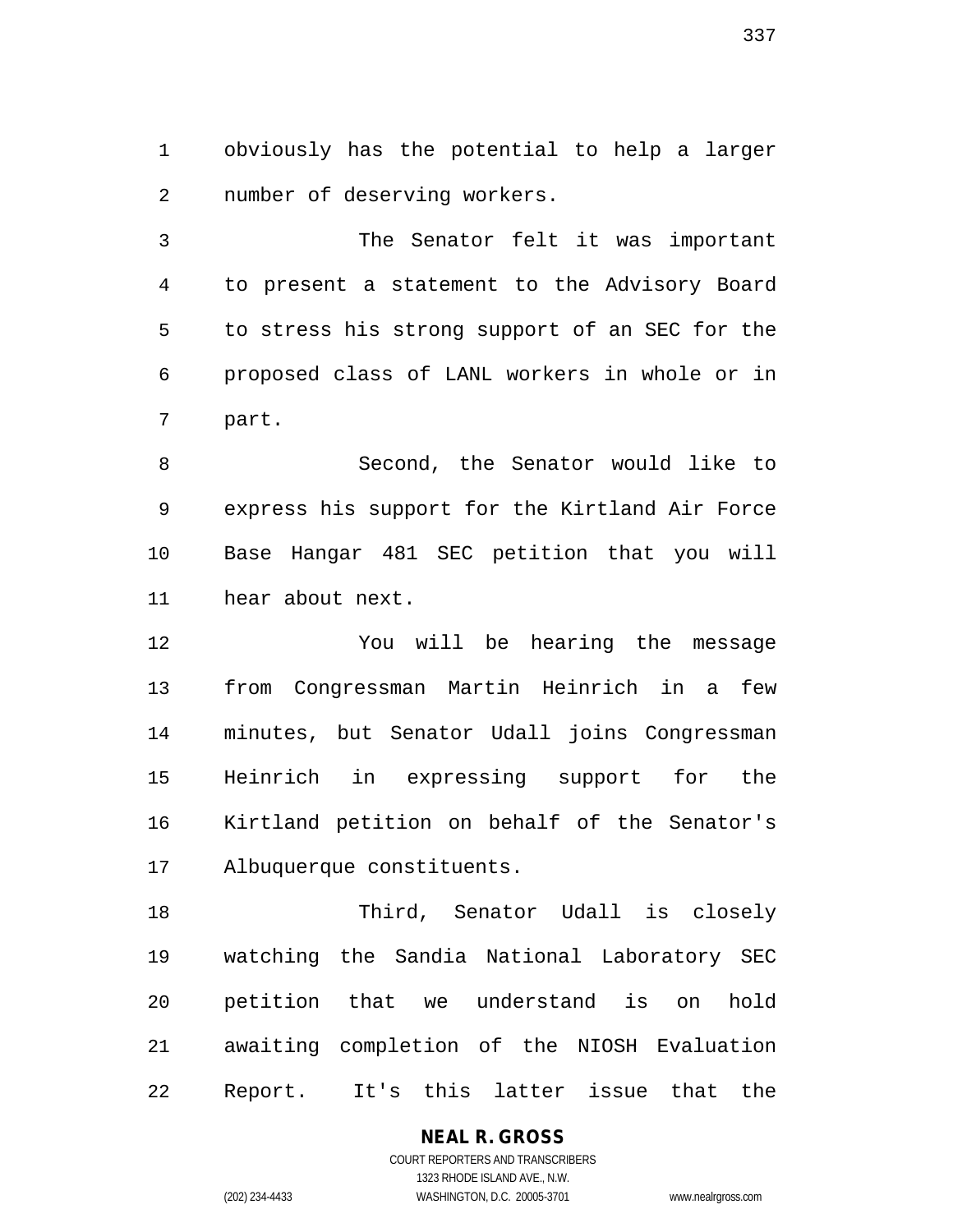obviously has the potential to help a larger number of deserving workers.

The Senator felt it was important to present a statement to the Advisory Board to stress his strong support of an SEC for the proposed class of LANL workers in whole or in part.

Second, the Senator would like to express his support for the Kirtland Air Force Base Hangar 481 SEC petition that you will hear about next.

You will be hearing the message from Congressman Martin Heinrich in a few minutes, but Senator Udall joins Congressman Heinrich in expressing support for the Kirtland petition on behalf of the Senator's Albuquerque constituents.

Third, Senator Udall is closely watching the Sandia National Laboratory SEC petition that we understand is on hold awaiting completion of the NIOSH Evaluation Report. It's this latter issue that the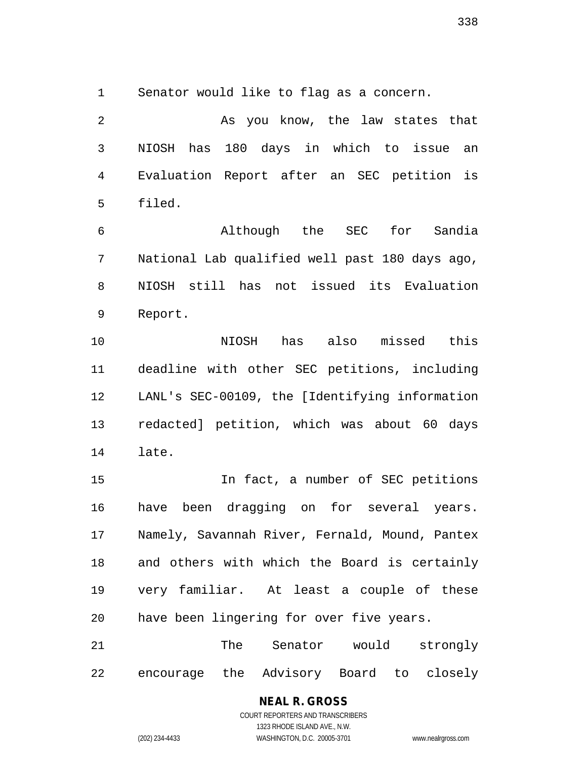Senator would like to flag as a concern.

As you know, the law states that NIOSH has 180 days in which to issue an Evaluation Report after an SEC petition is filed.

Although the SEC for Sandia National Lab qualified well past 180 days ago, NIOSH still has not issued its Evaluation Report.

NIOSH has also missed this deadline with other SEC petitions, including LANL's SEC-00109, the [Identifying information redacted] petition, which was about 60 days late.

In fact, a number of SEC petitions have been dragging on for several years. Namely, Savannah River, Fernald, Mound, Pantex and others with which the Board is certainly very familiar. At least a couple of these have been lingering for over five years.

The Senator would strongly encourage the Advisory Board to closely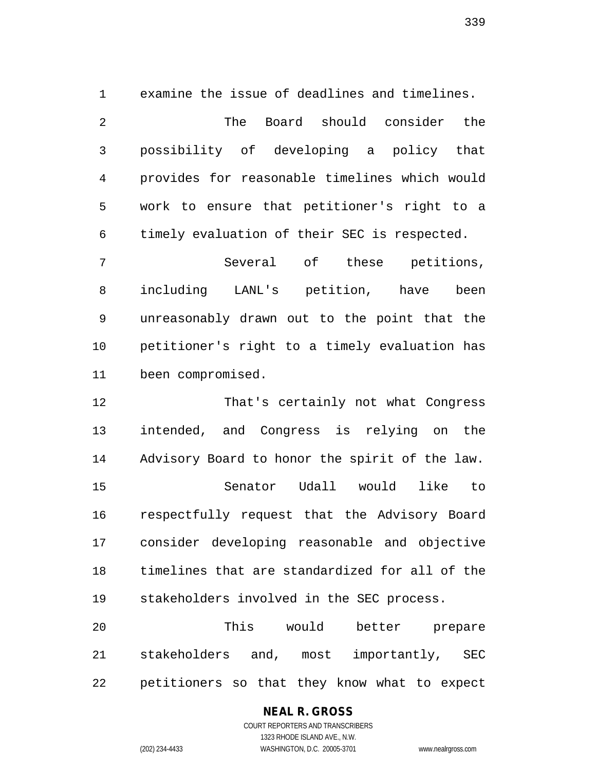examine the issue of deadlines and timelines.

The Board should consider the possibility of developing a policy that provides for reasonable timelines which would work to ensure that petitioner's right to a timely evaluation of their SEC is respected.

Several of these petitions, including LANL's petition, have been unreasonably drawn out to the point that the petitioner's right to a timely evaluation has been compromised.

That's certainly not what Congress intended, and Congress is relying on the Advisory Board to honor the spirit of the law.

Senator Udall would like to respectfully request that the Advisory Board consider developing reasonable and objective timelines that are standardized for all of the stakeholders involved in the SEC process.

This would better prepare stakeholders and, most importantly, SEC petitioners so that they know what to expect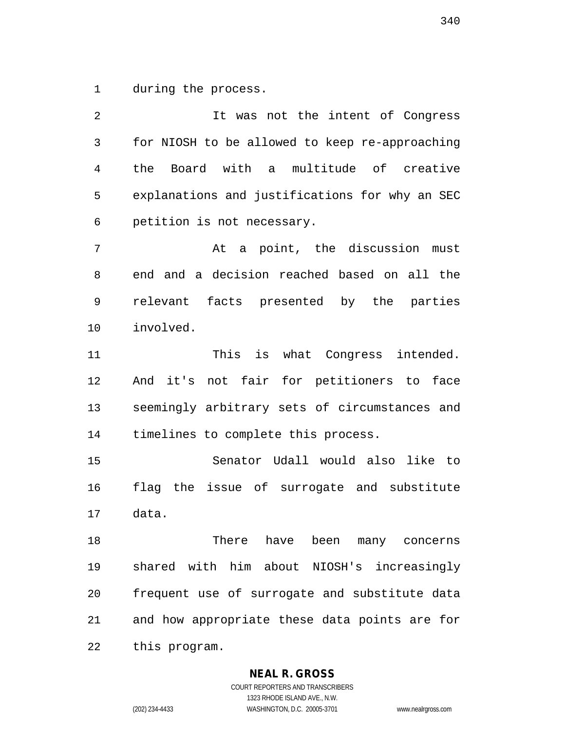during the process.

It was not the intent of Congress for NIOSH to be allowed to keep re-approaching the Board with a multitude of creative explanations and justifications for why an SEC petition is not necessary.

At a point, the discussion must end and a decision reached based on all the relevant facts presented by the parties involved.

This is what Congress intended. And it's not fair for petitioners to face seemingly arbitrary sets of circumstances and timelines to complete this process.

Senator Udall would also like to flag the issue of surrogate and substitute data.

There have been many concerns shared with him about NIOSH's increasingly frequent use of surrogate and substitute data and how appropriate these data points are for this program.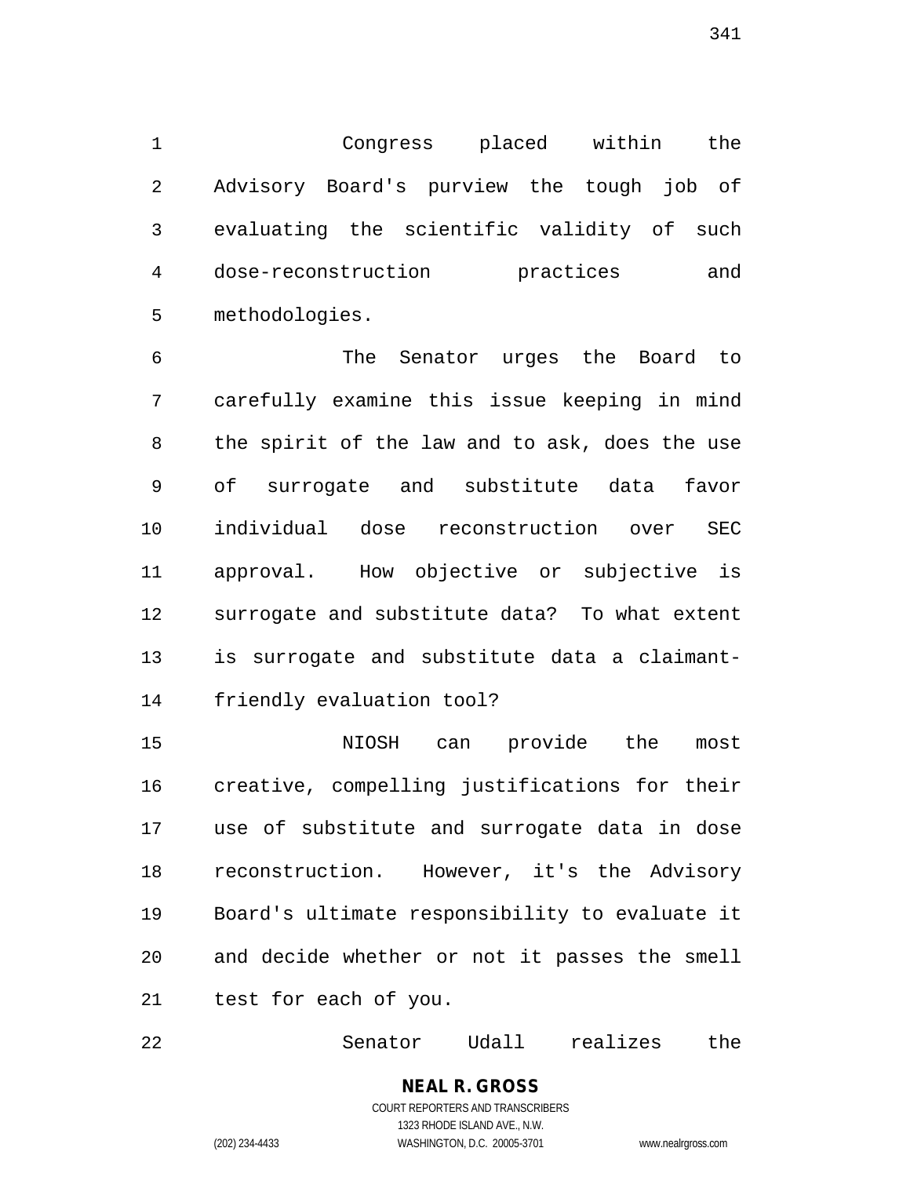Congress placed within the Advisory Board's purview the tough job of evaluating the scientific validity of such dose-reconstruction practices and methodologies.

The Senator urges the Board to carefully examine this issue keeping in mind the spirit of the law and to ask, does the use of surrogate and substitute data favor individual dose reconstruction over SEC approval. How objective or subjective is surrogate and substitute data? To what extent is surrogate and substitute data a claimant-friendly evaluation tool?

NIOSH can provide the most creative, compelling justifications for their use of substitute and surrogate data in dose reconstruction. However, it's the Advisory Board's ultimate responsibility to evaluate it and decide whether or not it passes the smell test for each of you.

Senator Udall realizes the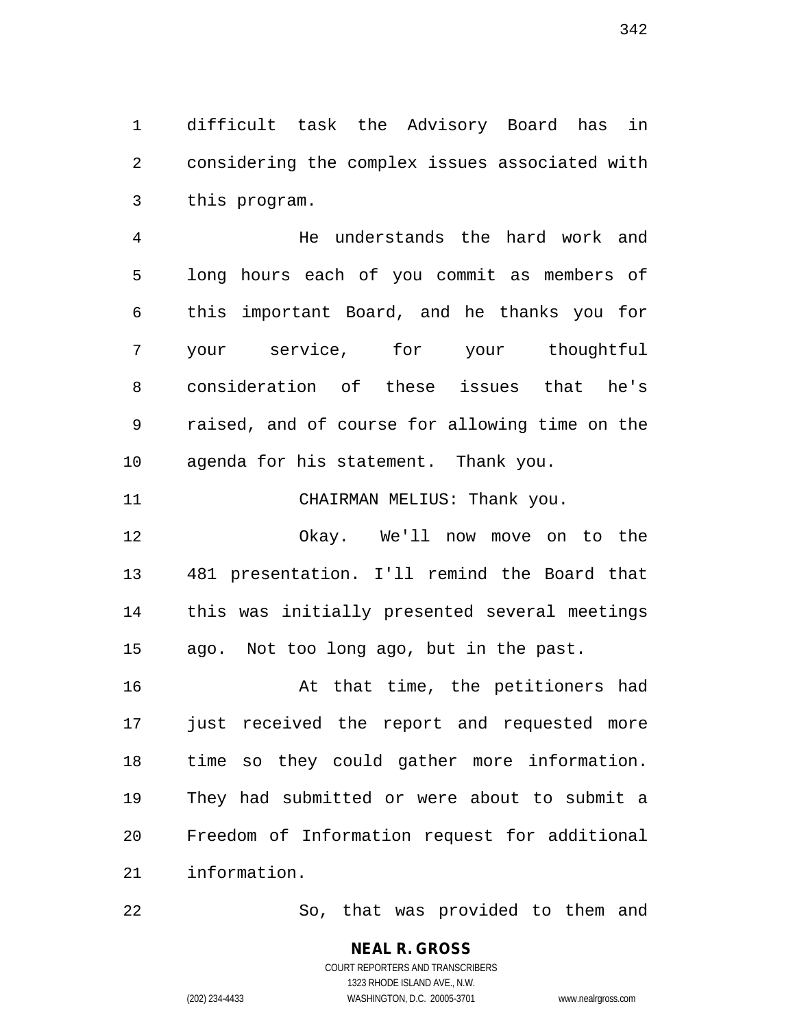difficult task the Advisory Board has in considering the complex issues associated with this program.

He understands the hard work and long hours each of you commit as members of this important Board, and he thanks you for your service, for your thoughtful consideration of these issues that he's raised, and of course for allowing time on the agenda for his statement. Thank you.

CHAIRMAN MELIUS: Thank you.

Okay. We'll now move on to the 481 presentation. I'll remind the Board that this was initially presented several meetings ago. Not too long ago, but in the past.

At that time, the petitioners had just received the report and requested more time so they could gather more information. They had submitted or were about to submit a Freedom of Information request for additional information.

So, that was provided to them and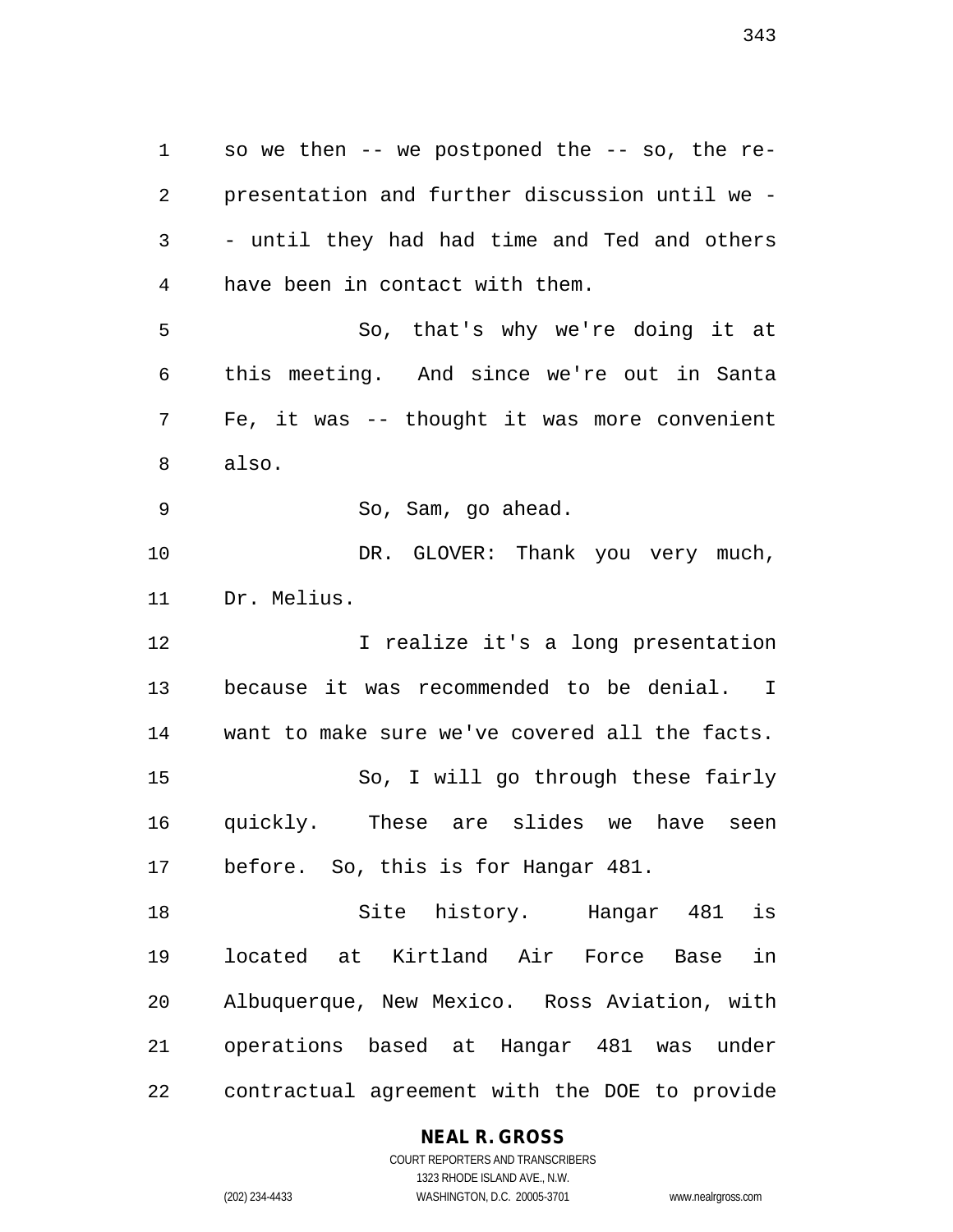so we then -- we postponed the -- so, the re-presentation and further discussion until we -- until they had had time and Ted and others have been in contact with them.

So, that's why we're doing it at this meeting. And since we're out in Santa Fe, it was -- thought it was more convenient also.

So, Sam, go ahead.

DR. GLOVER: Thank you very much, Dr. Melius.

I realize it's a long presentation because it was recommended to be denial. I want to make sure we've covered all the facts.

So, I will go through these fairly quickly. These are slides we have seen before. So, this is for Hangar 481.

Site history. Hangar 481 is located at Kirtland Air Force Base in Albuquerque, New Mexico. Ross Aviation, with operations based at Hangar 481 was under contractual agreement with the DOE to provide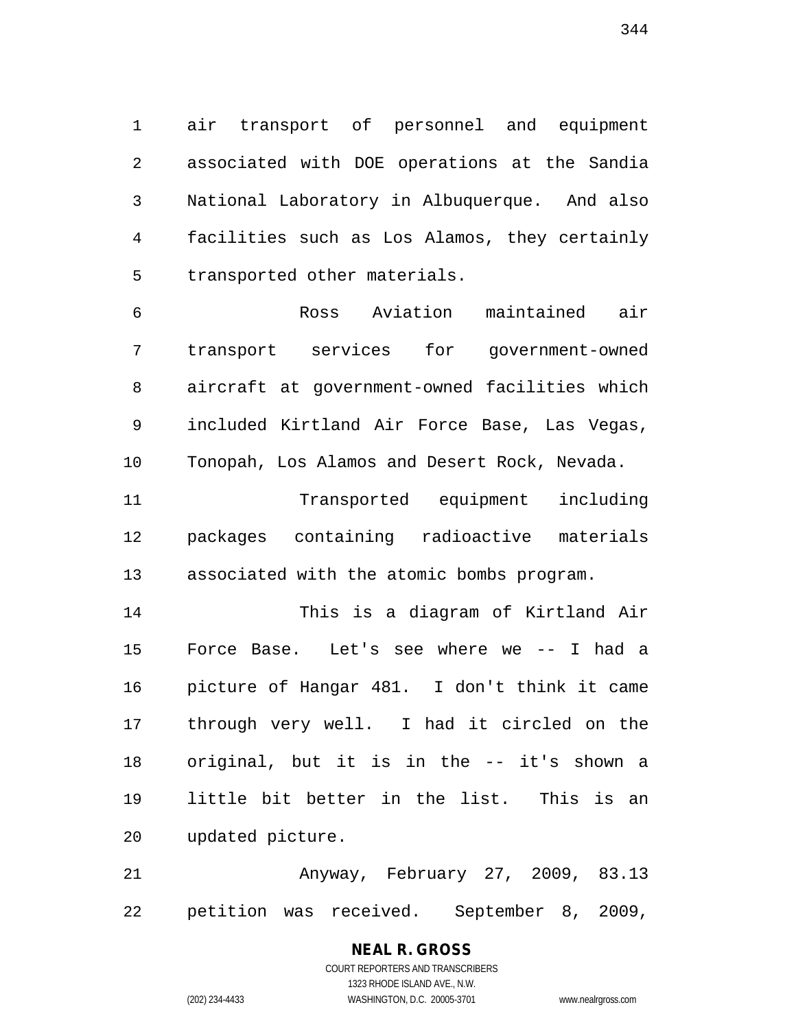air transport of personnel and equipment associated with DOE operations at the Sandia National Laboratory in Albuquerque. And also facilities such as Los Alamos, they certainly transported other materials.

Ross Aviation maintained air transport services for government-owned aircraft at government-owned facilities which included Kirtland Air Force Base, Las Vegas, Tonopah, Los Alamos and Desert Rock, Nevada.

Transported equipment including packages containing radioactive materials associated with the atomic bombs program.

This is a diagram of Kirtland Air Force Base. Let's see where we -- I had a picture of Hangar 481. I don't think it came through very well. I had it circled on the original, but it is in the -- it's shown a little bit better in the list. This is an updated picture.

Anyway, February 27, 2009, 83.13 petition was received. September 8, 2009,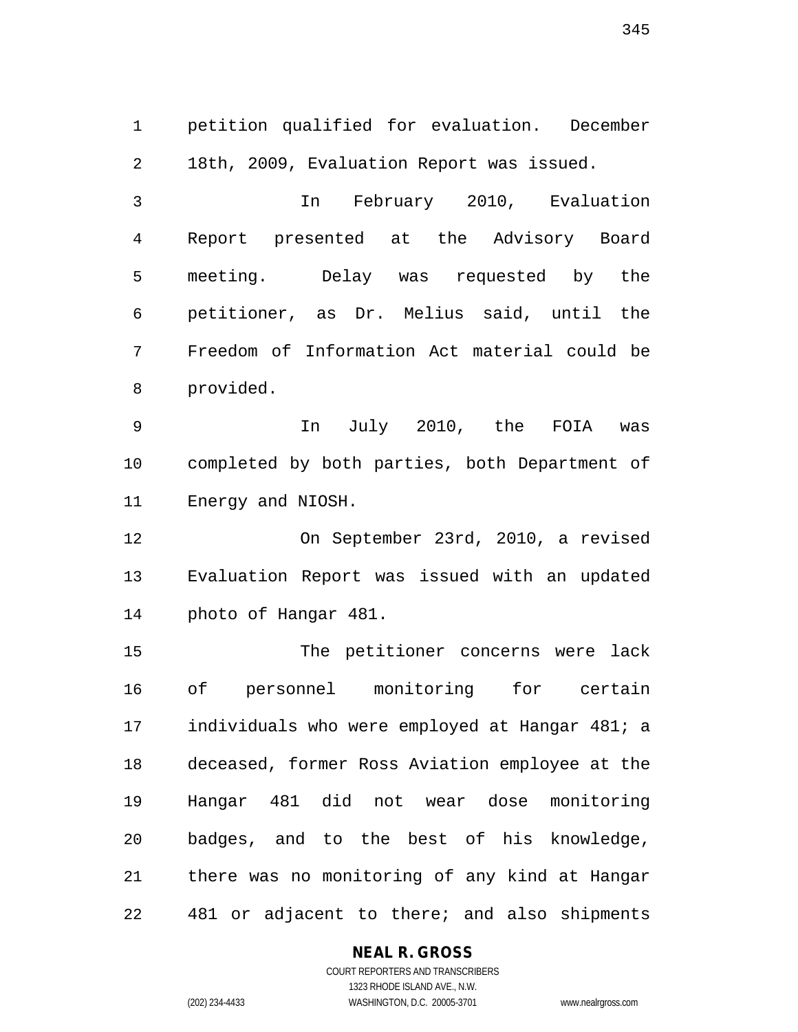petition qualified for evaluation. December 18th, 2009, Evaluation Report was issued.

In February 2010, Evaluation Report presented at the Advisory Board meeting. Delay was requested by the petitioner, as Dr. Melius said, until the Freedom of Information Act material could be provided.

In July 2010, the FOIA was completed by both parties, both Department of Energy and NIOSH.

On September 23rd, 2010, a revised Evaluation Report was issued with an updated photo of Hangar 481.

The petitioner concerns were lack of personnel monitoring for certain individuals who were employed at Hangar 481; a deceased, former Ross Aviation employee at the Hangar 481 did not wear dose monitoring badges, and to the best of his knowledge, there was no monitoring of any kind at Hangar 481 or adjacent to there; and also shipments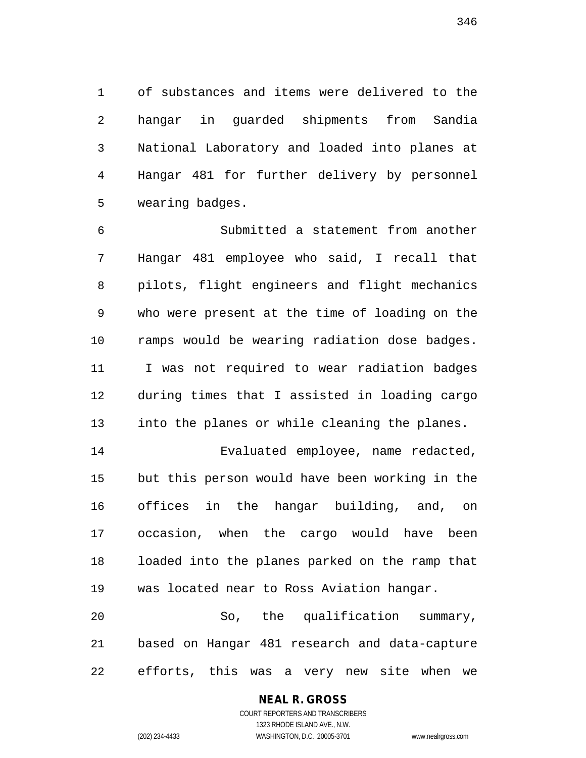of substances and items were delivered to the hangar in guarded shipments from Sandia National Laboratory and loaded into planes at Hangar 481 for further delivery by personnel wearing badges.

Submitted a statement from another Hangar 481 employee who said, I recall that pilots, flight engineers and flight mechanics who were present at the time of loading on the ramps would be wearing radiation dose badges. I was not required to wear radiation badges during times that I assisted in loading cargo into the planes or while cleaning the planes.

Evaluated employee, name redacted, but this person would have been working in the offices in the hangar building, and, on occasion, when the cargo would have been loaded into the planes parked on the ramp that was located near to Ross Aviation hangar.

So, the qualification summary, based on Hangar 481 research and data-capture efforts, this was a very new site when we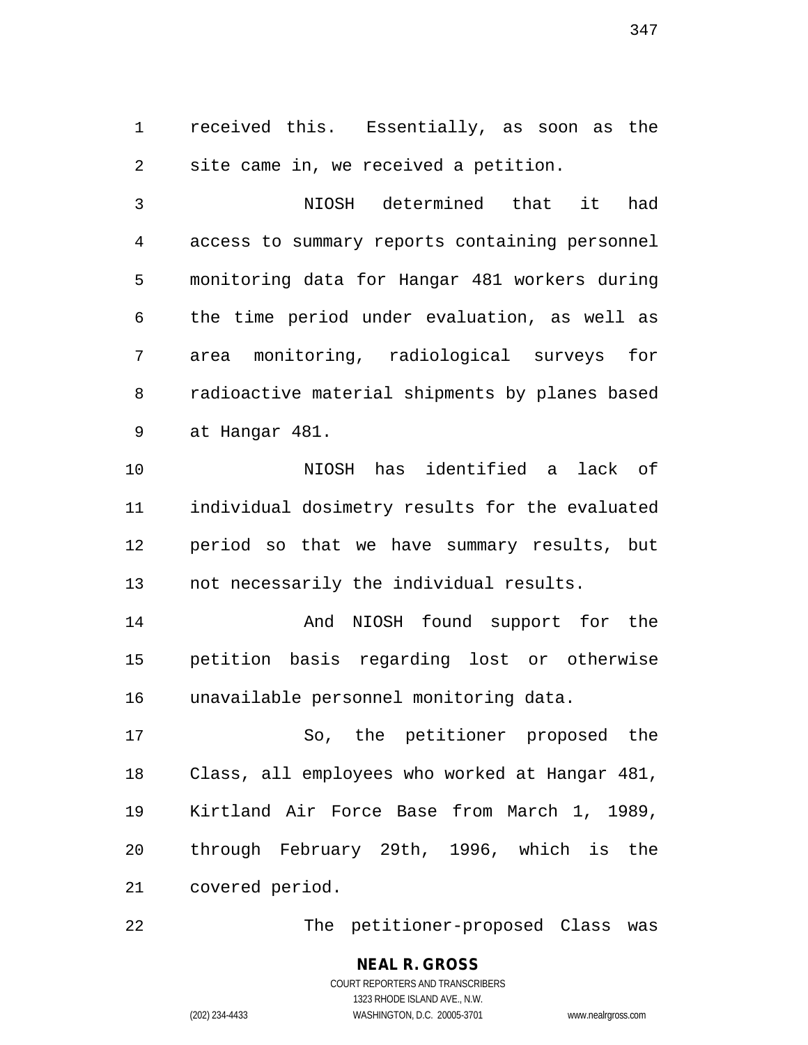received this. Essentially, as soon as the site came in, we received a petition.

NIOSH determined that it had access to summary reports containing personnel monitoring data for Hangar 481 workers during the time period under evaluation, as well as area monitoring, radiological surveys for radioactive material shipments by planes based at Hangar 481.

NIOSH has identified a lack of individual dosimetry results for the evaluated period so that we have summary results, but not necessarily the individual results.

And NIOSH found support for the petition basis regarding lost or otherwise unavailable personnel monitoring data.

So, the petitioner proposed the Class, all employees who worked at Hangar 481, Kirtland Air Force Base from March 1, 1989, through February 29th, 1996, which is the covered period.

The petitioner-proposed Class was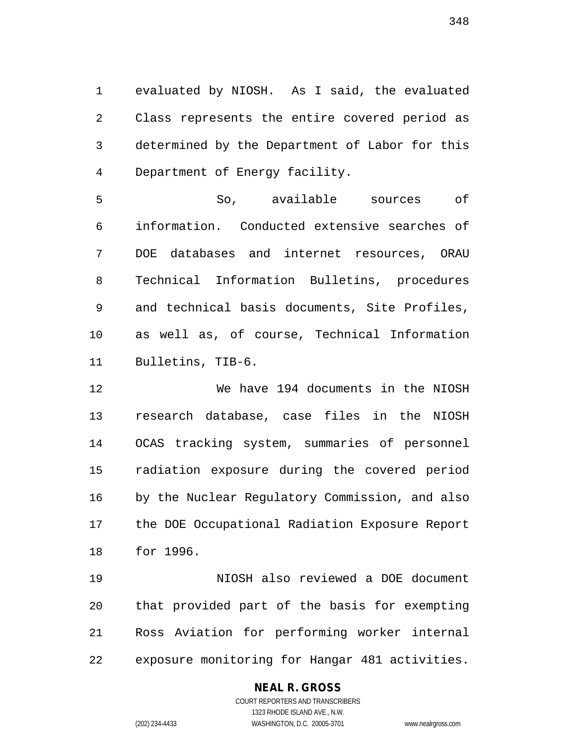evaluated by NIOSH. As I said, the evaluated Class represents the entire covered period as determined by the Department of Labor for this Department of Energy facility.

So, available sources of information. Conducted extensive searches of DOE databases and internet resources, ORAU Technical Information Bulletins, procedures and technical basis documents, Site Profiles, as well as, of course, Technical Information Bulletins, TIB-6.

We have 194 documents in the NIOSH research database, case files in the NIOSH OCAS tracking system, summaries of personnel radiation exposure during the covered period by the Nuclear Regulatory Commission, and also the DOE Occupational Radiation Exposure Report for 1996.

NIOSH also reviewed a DOE document that provided part of the basis for exempting Ross Aviation for performing worker internal exposure monitoring for Hangar 481 activities.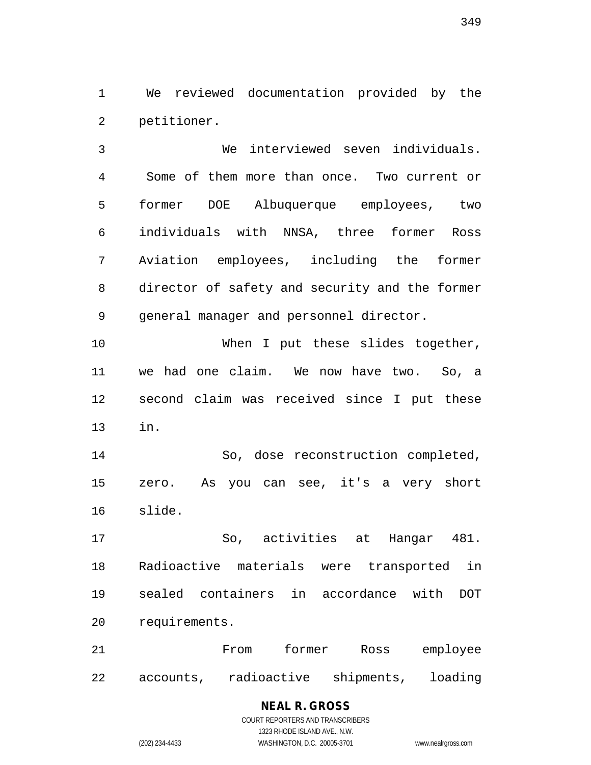We reviewed documentation provided by the petitioner.

We interviewed seven individuals. Some of them more than once. Two current or former DOE Albuquerque employees, two individuals with NNSA, three former Ross Aviation employees, including the former director of safety and security and the former general manager and personnel director.

When I put these slides together, we had one claim. We now have two. So, a second claim was received since I put these in.

So, dose reconstruction completed, zero. As you can see, it's a very short slide.

So, activities at Hangar 481. Radioactive materials were transported in sealed containers in accordance with DOT requirements.

From former Ross employee accounts, radioactive shipments, loading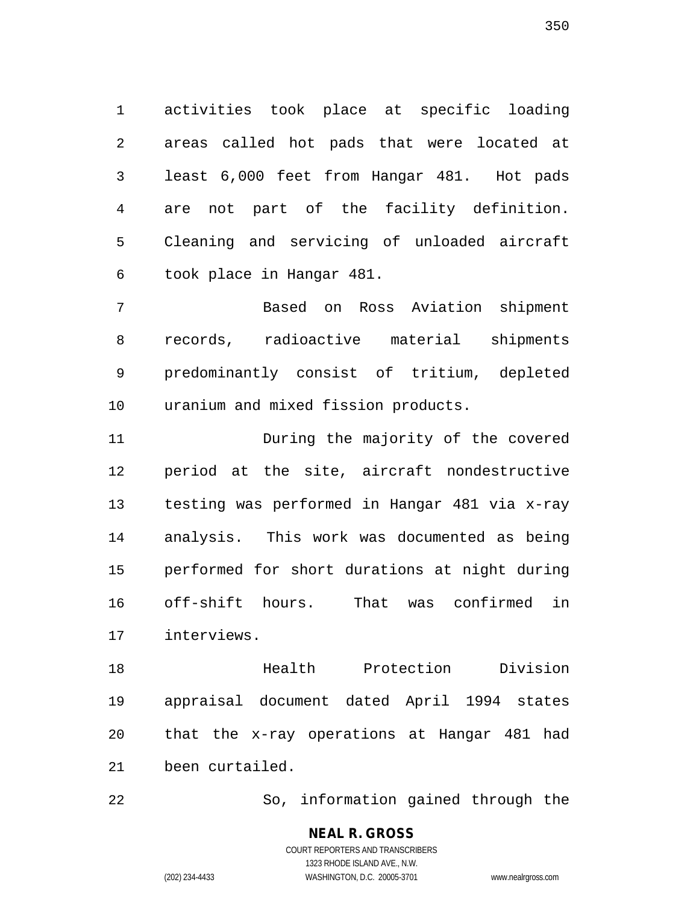activities took place at specific loading areas called hot pads that were located at least 6,000 feet from Hangar 481. Hot pads are not part of the facility definition. Cleaning and servicing of unloaded aircraft took place in Hangar 481.

Based on Ross Aviation shipment records, radioactive material shipments predominantly consist of tritium, depleted uranium and mixed fission products.

During the majority of the covered period at the site, aircraft nondestructive testing was performed in Hangar 481 via x-ray analysis. This work was documented as being performed for short durations at night during off-shift hours. That was confirmed in interviews.

Health Protection Division appraisal document dated April 1994 states that the x-ray operations at Hangar 481 had been curtailed.

So, information gained through the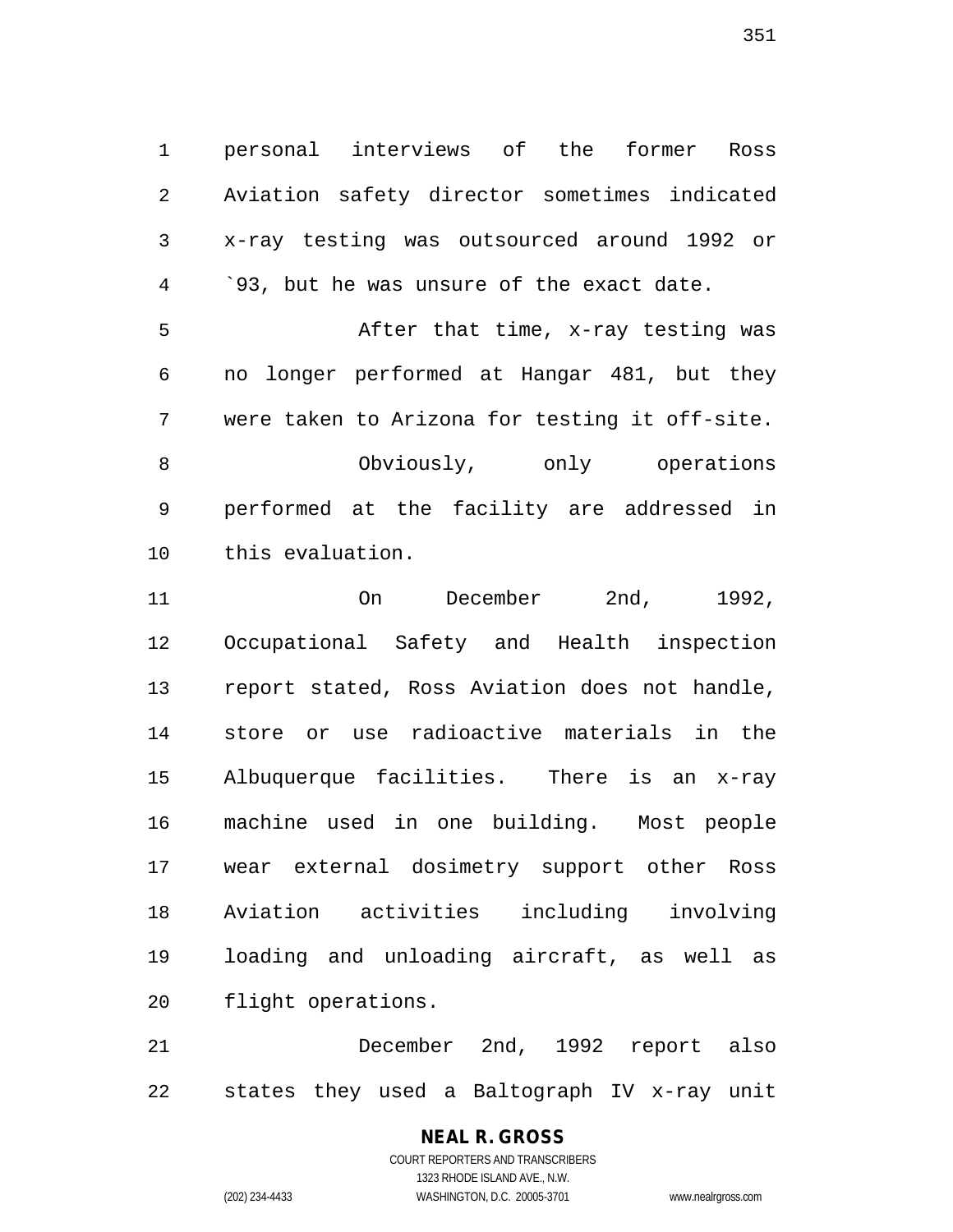personal interviews of the former Ross Aviation safety director sometimes indicated x-ray testing was outsourced around 1992 or `93, but he was unsure of the exact date.

After that time, x-ray testing was no longer performed at Hangar 481, but they were taken to Arizona for testing it off-site.

Obviously, only operations performed at the facility are addressed in this evaluation.

On December 2nd, 1992, Occupational Safety and Health inspection report stated, Ross Aviation does not handle, store or use radioactive materials in the Albuquerque facilities. There is an x-ray machine used in one building. Most people wear external dosimetry support other Ross Aviation activities including involving loading and unloading aircraft, as well as flight operations.

December 2nd, 1992 report also states they used a Baltograph IV x-ray unit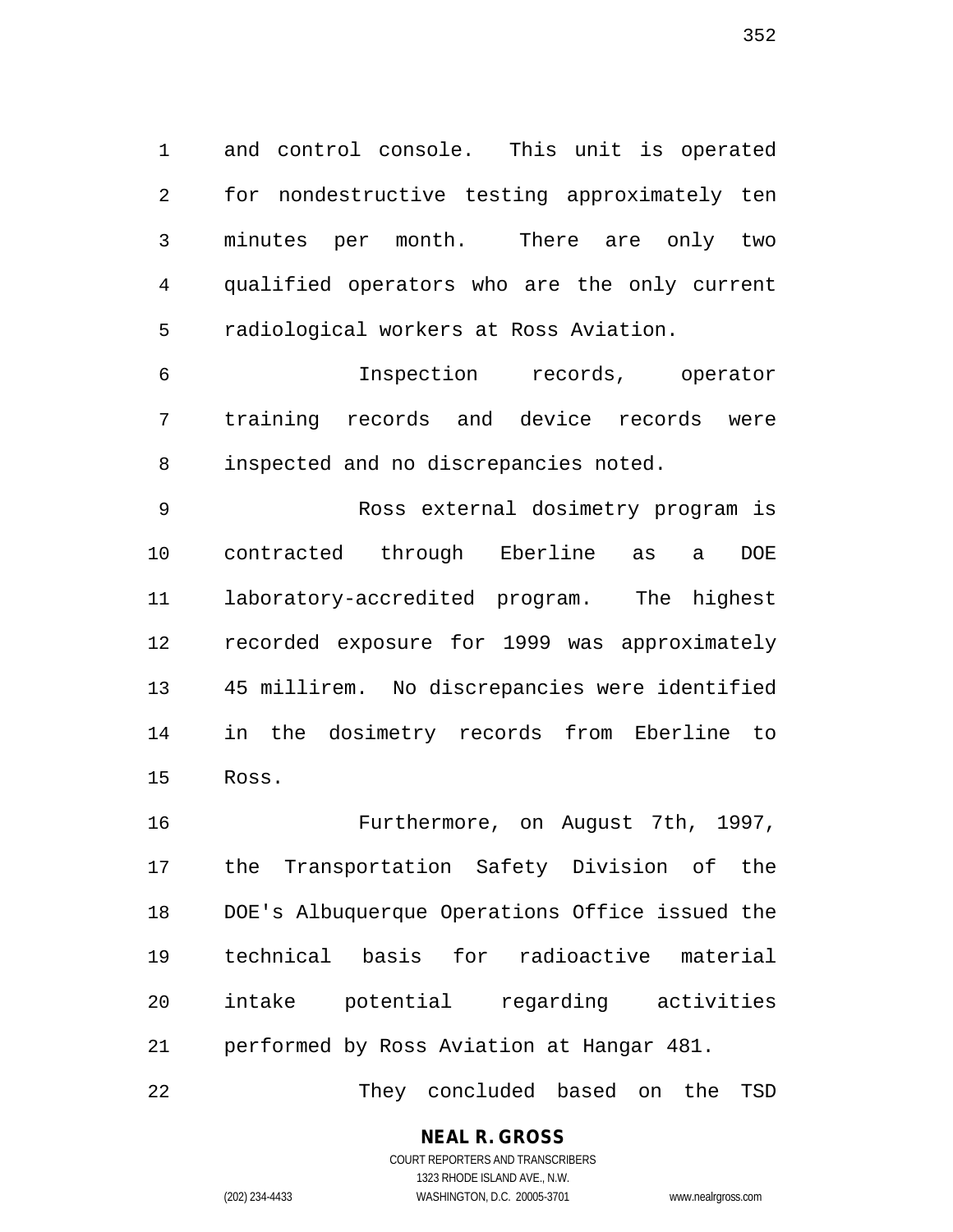and control console. This unit is operated for nondestructive testing approximately ten minutes per month. There are only two qualified operators who are the only current radiological workers at Ross Aviation.

Inspection records, operator training records and device records were inspected and no discrepancies noted.

Ross external dosimetry program is contracted through Eberline as a DOE laboratory-accredited program. The highest recorded exposure for 1999 was approximately 45 millirem. No discrepancies were identified in the dosimetry records from Eberline to Ross.

Furthermore, on August 7th, 1997, the Transportation Safety Division of the DOE's Albuquerque Operations Office issued the technical basis for radioactive material intake potential regarding activities performed by Ross Aviation at Hangar 481.

They concluded based on the TSD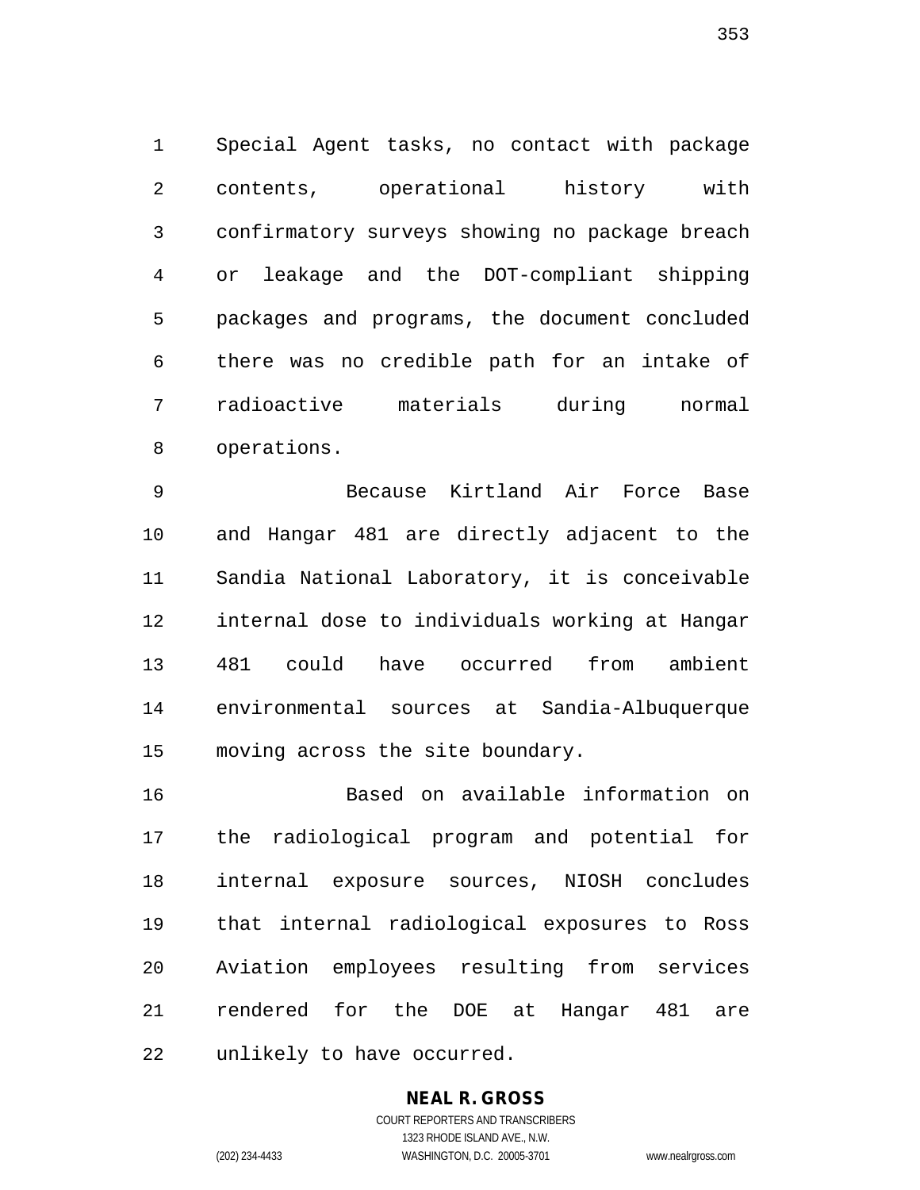Special Agent tasks, no contact with package contents, operational history with confirmatory surveys showing no package breach or leakage and the DOT-compliant shipping packages and programs, the document concluded there was no credible path for an intake of radioactive materials during normal operations.

Because Kirtland Air Force Base and Hangar 481 are directly adjacent to the Sandia National Laboratory, it is conceivable internal dose to individuals working at Hangar 481 could have occurred from ambient environmental sources at Sandia-Albuquerque moving across the site boundary.

Based on available information on the radiological program and potential for internal exposure sources, NIOSH concludes that internal radiological exposures to Ross Aviation employees resulting from services rendered for the DOE at Hangar 481 are unlikely to have occurred.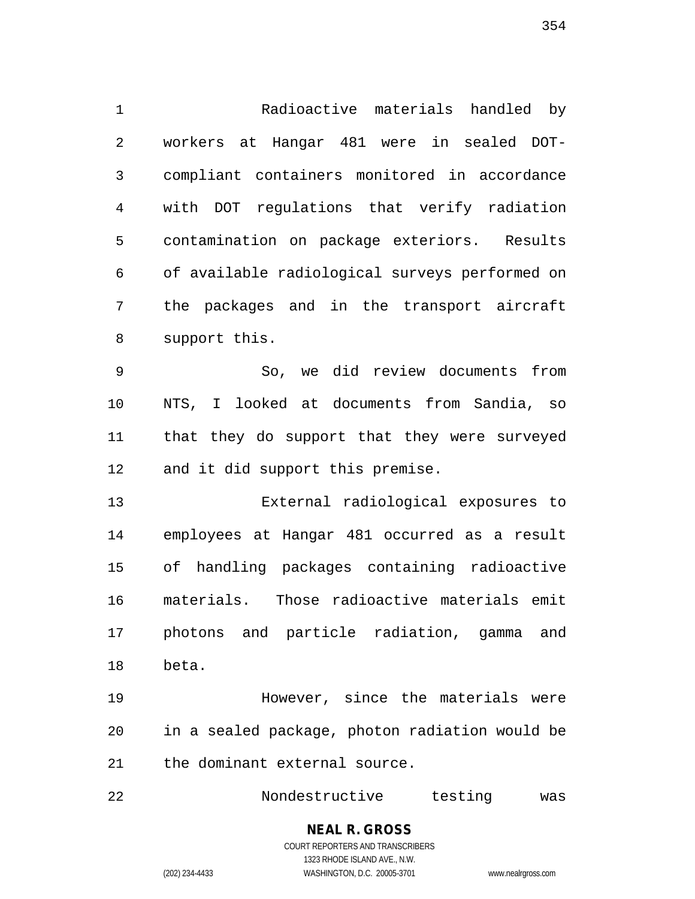Radioactive materials handled by workers at Hangar 481 were in sealed DOT-compliant containers monitored in accordance with DOT regulations that verify radiation contamination on package exteriors. Results of available radiological surveys performed on the packages and in the transport aircraft support this.

So, we did review documents from NTS, I looked at documents from Sandia, so that they do support that they were surveyed and it did support this premise.

External radiological exposures to employees at Hangar 481 occurred as a result of handling packages containing radioactive materials. Those radioactive materials emit photons and particle radiation, gamma and beta.

However, since the materials were in a sealed package, photon radiation would be the dominant external source.

Nondestructive testing was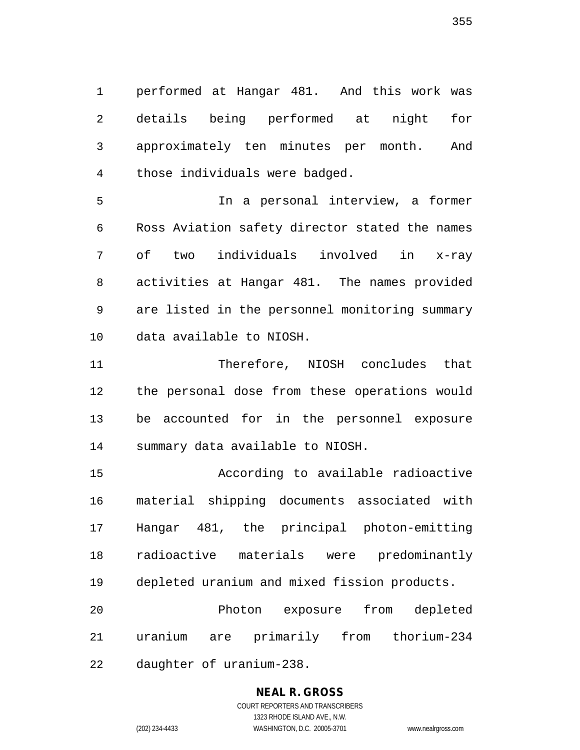performed at Hangar 481. And this work was details being performed at night for approximately ten minutes per month. And those individuals were badged.

In a personal interview, a former Ross Aviation safety director stated the names of two individuals involved in x-ray activities at Hangar 481. The names provided are listed in the personnel monitoring summary data available to NIOSH.

Therefore, NIOSH concludes that the personal dose from these operations would be accounted for in the personnel exposure summary data available to NIOSH.

According to available radioactive material shipping documents associated with Hangar 481, the principal photon-emitting radioactive materials were predominantly depleted uranium and mixed fission products.

Photon exposure from depleted uranium are primarily from thorium-234 daughter of uranium-238.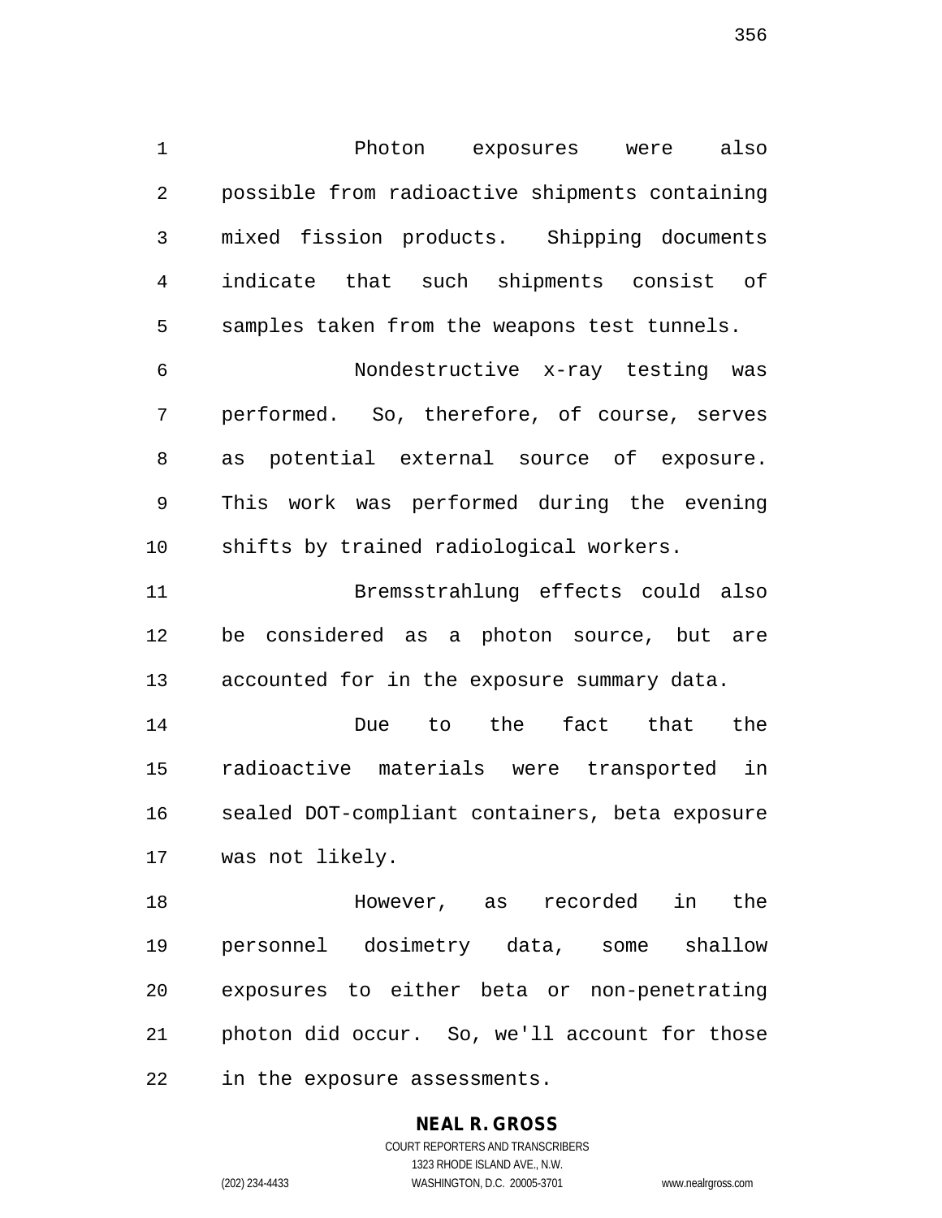Photon exposures were also possible from radioactive shipments containing mixed fission products. Shipping documents indicate that such shipments consist of samples taken from the weapons test tunnels.

Nondestructive x-ray testing was performed. So, therefore, of course, serves as potential external source of exposure. This work was performed during the evening shifts by trained radiological workers.

Bremsstrahlung effects could also be considered as a photon source, but are accounted for in the exposure summary data.

Due to the fact that the radioactive materials were transported in sealed DOT-compliant containers, beta exposure was not likely.

However, as recorded in the personnel dosimetry data, some shallow exposures to either beta or non-penetrating photon did occur. So, we'll account for those in the exposure assessments.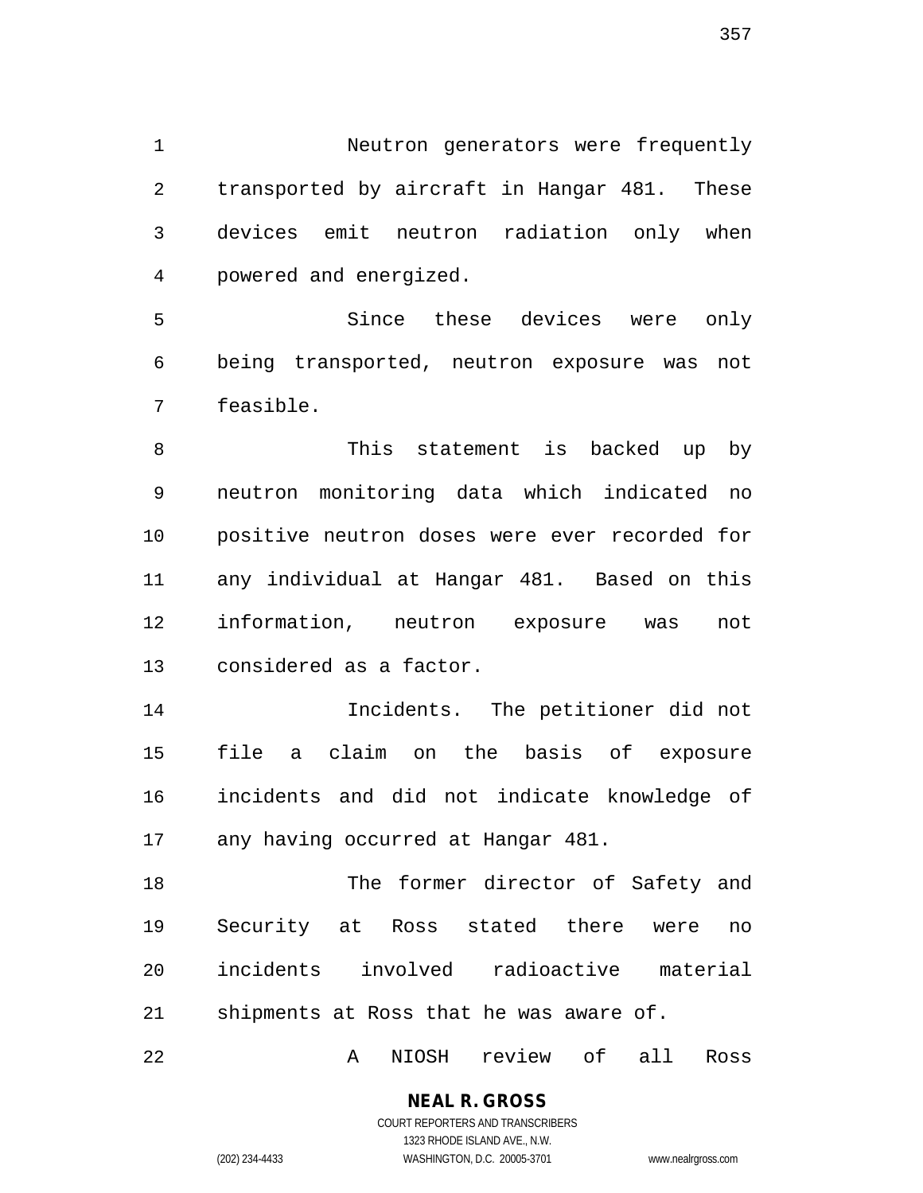Neutron generators were frequently transported by aircraft in Hangar 481. These devices emit neutron radiation only when powered and energized.

Since these devices were only being transported, neutron exposure was not feasible.

This statement is backed up by neutron monitoring data which indicated no positive neutron doses were ever recorded for any individual at Hangar 481. Based on this information, neutron exposure was not considered as a factor.

Incidents. The petitioner did not file a claim on the basis of exposure incidents and did not indicate knowledge of any having occurred at Hangar 481.

The former director of Safety and Security at Ross stated there were no incidents involved radioactive material shipments at Ross that he was aware of.

A NIOSH review of all Ross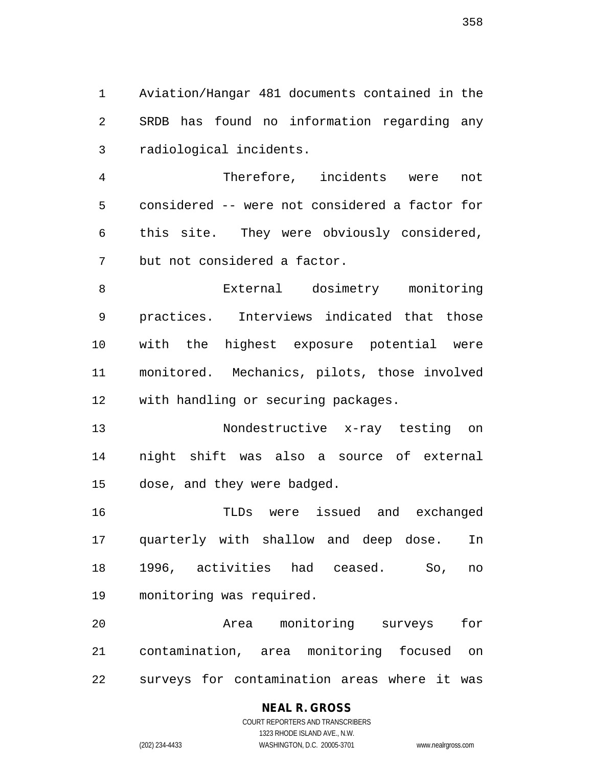Aviation/Hangar 481 documents contained in the SRDB has found no information regarding any radiological incidents.

Therefore, incidents were not considered -- were not considered a factor for this site. They were obviously considered, but not considered a factor.

External dosimetry monitoring practices. Interviews indicated that those with the highest exposure potential were monitored. Mechanics, pilots, those involved with handling or securing packages.

Nondestructive x-ray testing on night shift was also a source of external dose, and they were badged.

TLDs were issued and exchanged quarterly with shallow and deep dose. In 1996, activities had ceased. So, no monitoring was required.

Area monitoring surveys for contamination, area monitoring focused on surveys for contamination areas where it was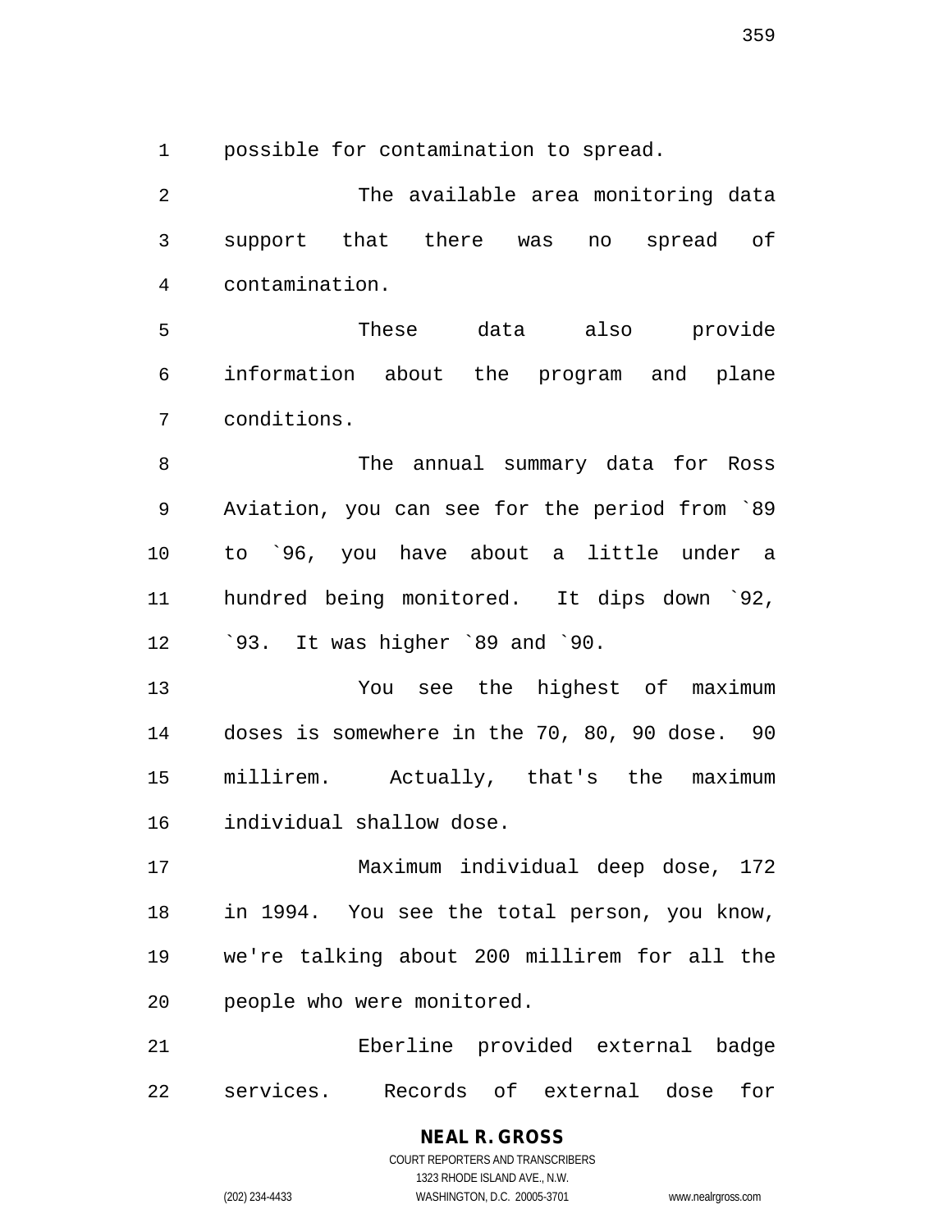possible for contamination to spread.

The available area monitoring data support that there was no spread of contamination.

These data also provide information about the program and plane conditions.

The annual summary data for Ross Aviation, you can see for the period from `89 to `96, you have about a little under a hundred being monitored. It dips down `92, `93. It was higher `89 and `90.

You see the highest of maximum doses is somewhere in the 70, 80, 90 dose. 90 millirem. Actually, that's the maximum individual shallow dose.

Maximum individual deep dose, 172 in 1994. You see the total person, you know, we're talking about 200 millirem for all the people who were monitored.

Eberline provided external badge services. Records of external dose for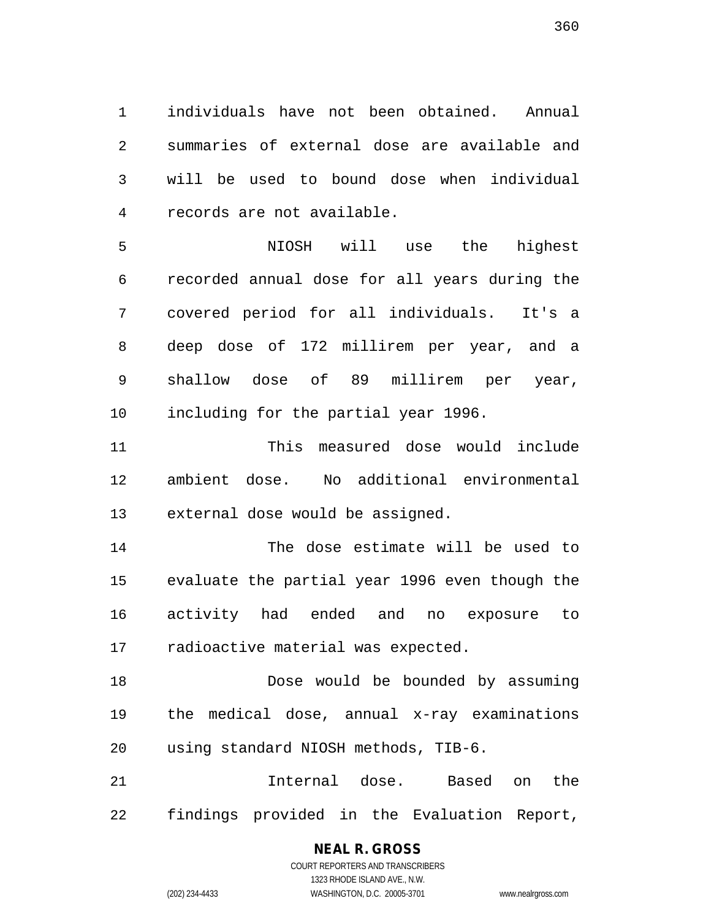individuals have not been obtained. Annual summaries of external dose are available and will be used to bound dose when individual records are not available.

NIOSH will use the highest recorded annual dose for all years during the covered period for all individuals. It's a deep dose of 172 millirem per year, and a shallow dose of 89 millirem per year, including for the partial year 1996.

This measured dose would include ambient dose. No additional environmental external dose would be assigned.

The dose estimate will be used to evaluate the partial year 1996 even though the activity had ended and no exposure to radioactive material was expected.

Dose would be bounded by assuming the medical dose, annual x-ray examinations using standard NIOSH methods, TIB-6.

Internal dose. Based on the findings provided in the Evaluation Report,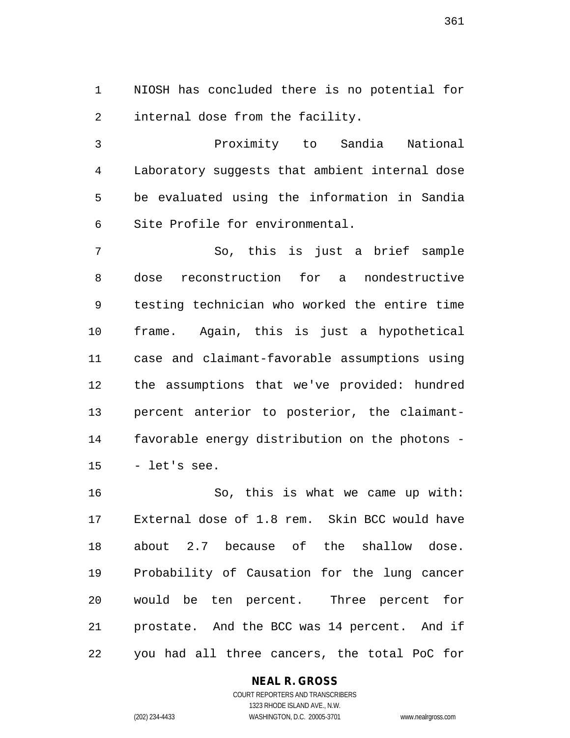NIOSH has concluded there is no potential for internal dose from the facility.

Proximity to Sandia National Laboratory suggests that ambient internal dose be evaluated using the information in Sandia Site Profile for environmental.

So, this is just a brief sample dose reconstruction for a nondestructive testing technician who worked the entire time frame. Again, this is just a hypothetical case and claimant-favorable assumptions using the assumptions that we've provided: hundred percent anterior to posterior, the claimant-favorable energy distribution on the photons -- let's see.

So, this is what we came up with: External dose of 1.8 rem. Skin BCC would have about 2.7 because of the shallow dose. Probability of Causation for the lung cancer would be ten percent. Three percent for prostate. And the BCC was 14 percent. And if you had all three cancers, the total PoC for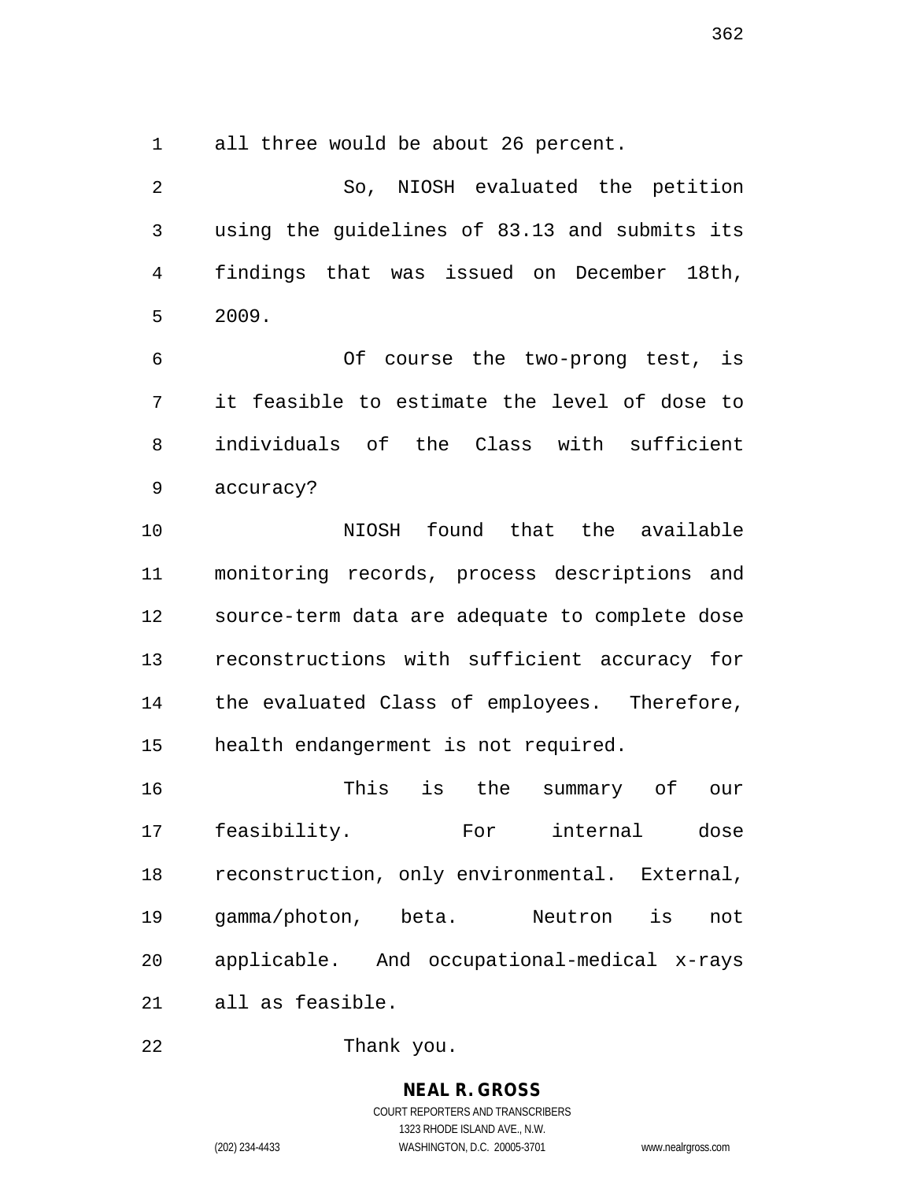all three would be about 26 percent.

So, NIOSH evaluated the petition using the guidelines of 83.13 and submits its findings that was issued on December 18th, 2009.

Of course the two-prong test, is it feasible to estimate the level of dose to individuals of the Class with sufficient accuracy?

NIOSH found that the available monitoring records, process descriptions and source-term data are adequate to complete dose reconstructions with sufficient accuracy for the evaluated Class of employees. Therefore, health endangerment is not required.

This is the summary of our feasibility. For internal dose reconstruction, only environmental. External, gamma/photon, beta. Neutron is not applicable. And occupational-medical x-rays all as feasible.

Thank you.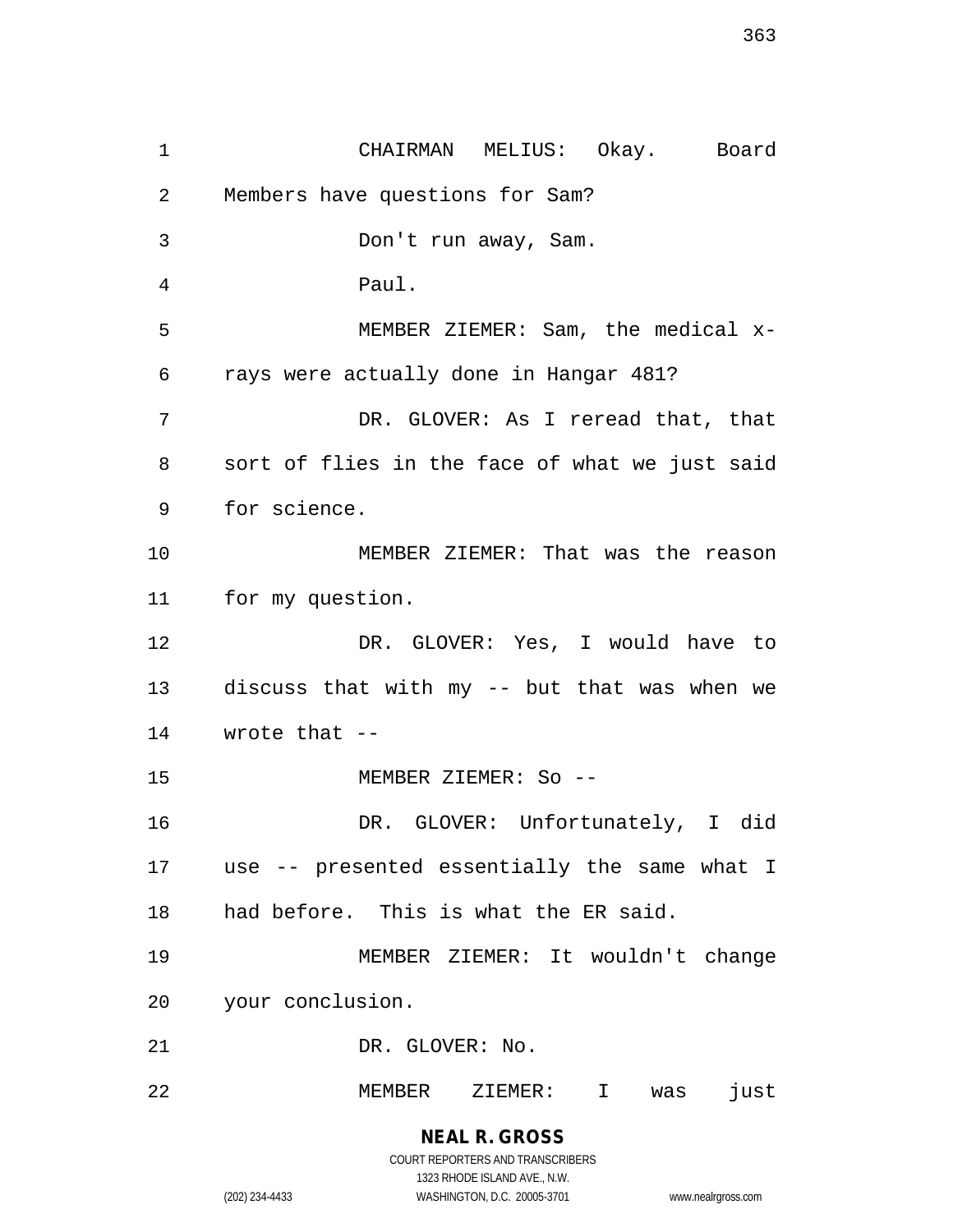CHAIRMAN MELIUS: Okay. Board Members have questions for Sam?

Don't run away, Sam.

Paul.

MEMBER ZIEMER: Sam, the medical x-rays were actually done in Hangar 481?

DR. GLOVER: As I reread that, that sort of flies in the face of what we just said for science.

MEMBER ZIEMER: That was the reason for my question.

DR. GLOVER: Yes, I would have to discuss that with my -- but that was when we wrote that --

MEMBER ZIEMER: So --

DR. GLOVER: Unfortunately, I did use -- presented essentially the same what I had before. This is what the ER said.

MEMBER ZIEMER: It wouldn't change your conclusion.

DR. GLOVER: No.

MEMBER ZIEMER: I was just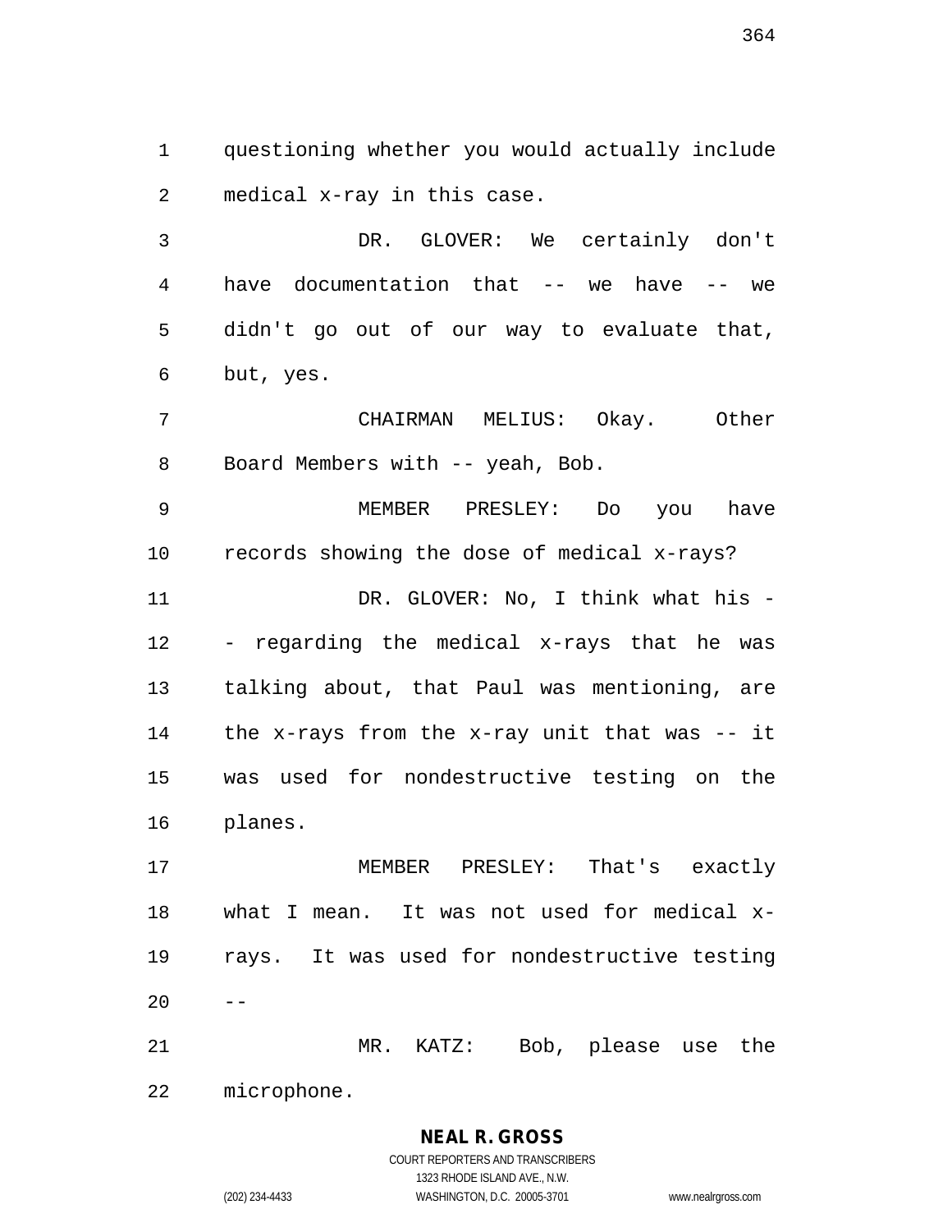questioning whether you would actually include medical x-ray in this case.

DR. GLOVER: We certainly don't have documentation that -- we have -- we didn't go out of our way to evaluate that, but, yes.

CHAIRMAN MELIUS: Okay. Other Board Members with -- yeah, Bob.

MEMBER PRESLEY: Do you have records showing the dose of medical x-rays?

DR. GLOVER: No, I think what his -- regarding the medical x-rays that he was talking about, that Paul was mentioning, are the x-rays from the x-ray unit that was -- it was used for nondestructive testing on the planes.

MEMBER PRESLEY: That's exactly what I mean. It was not used for medical x-rays. It was used for nondestructive testing --

MR. KATZ: Bob, please use the microphone.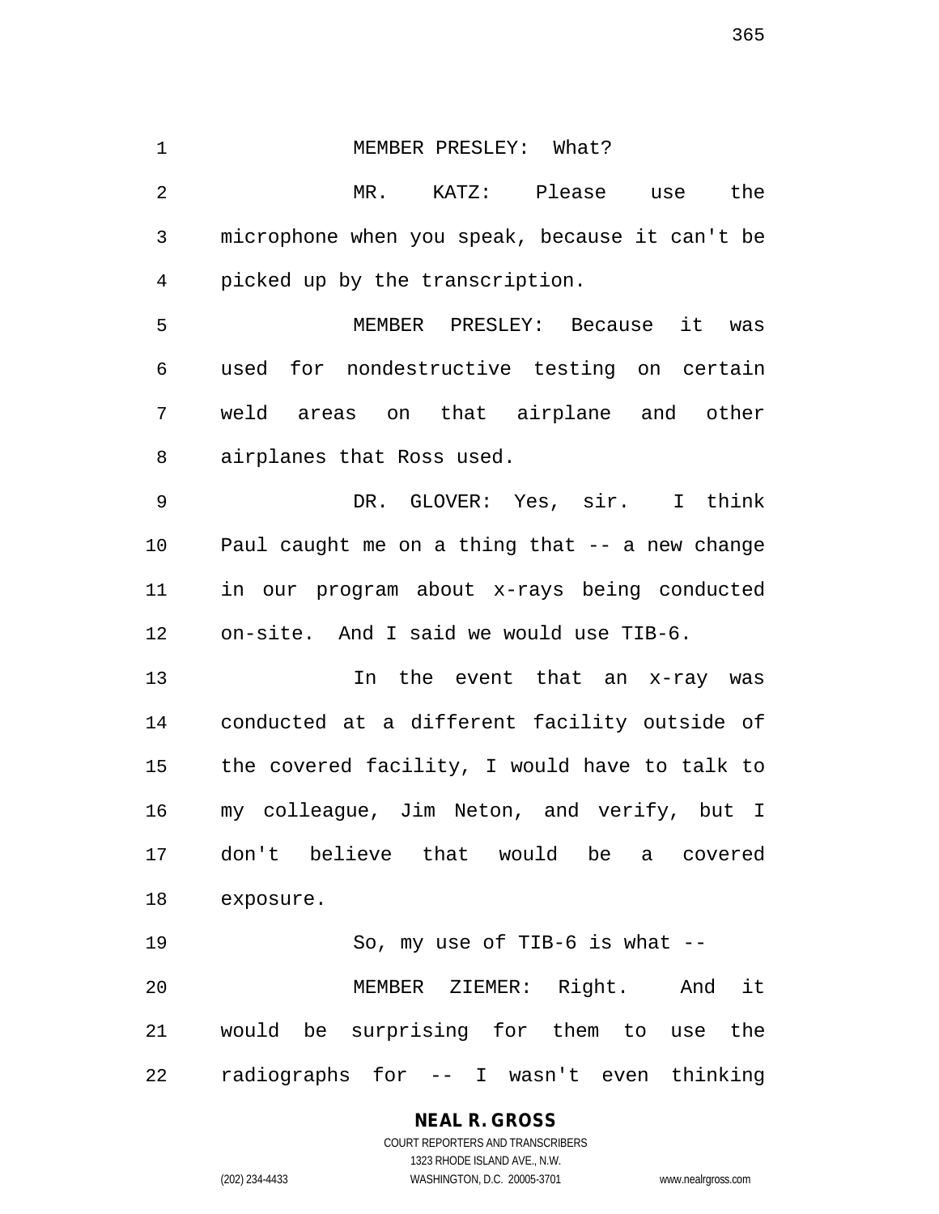MEMBER PRESLEY: What?

MR. KATZ: Please use the microphone when you speak, because it can't be picked up by the transcription.

MEMBER PRESLEY: Because it was used for nondestructive testing on certain weld areas on that airplane and other airplanes that Ross used.

DR. GLOVER: Yes, sir. I think Paul caught me on a thing that -- a new change in our program about x-rays being conducted on-site. And I said we would use TIB-6.

In the event that an x-ray was conducted at a different facility outside of the covered facility, I would have to talk to my colleague, Jim Neton, and verify, but I don't believe that would be a covered exposure.

So, my use of TIB-6 is what --

MEMBER ZIEMER: Right. And it would be surprising for them to use the radiographs for -- I wasn't even thinking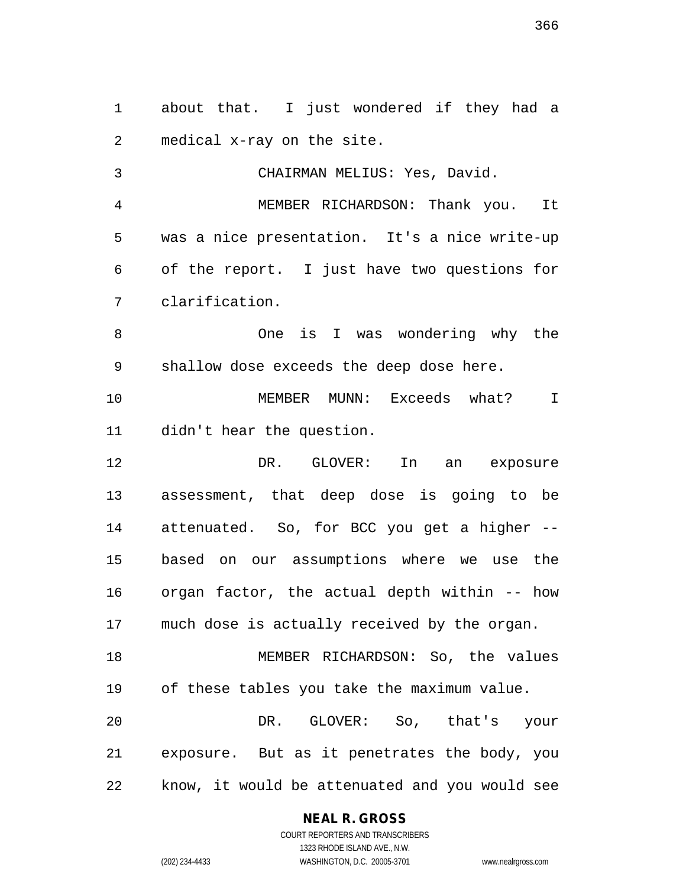about that. I just wondered if they had a medical x-ray on the site.

CHAIRMAN MELIUS: Yes, David.

MEMBER RICHARDSON: Thank you. It was a nice presentation. It's a nice write-up of the report. I just have two questions for clarification.

One is I was wondering why the shallow dose exceeds the deep dose here.

MEMBER MUNN: Exceeds what? I didn't hear the question.

DR. GLOVER: In an exposure assessment, that deep dose is going to be attenuated. So, for BCC you get a higher -- based on our assumptions where we use the organ factor, the actual depth within -- how much dose is actually received by the organ.

MEMBER RICHARDSON: So, the values of these tables you take the maximum value.

DR. GLOVER: So, that's your exposure. But as it penetrates the body, you know, it would be attenuated and you would see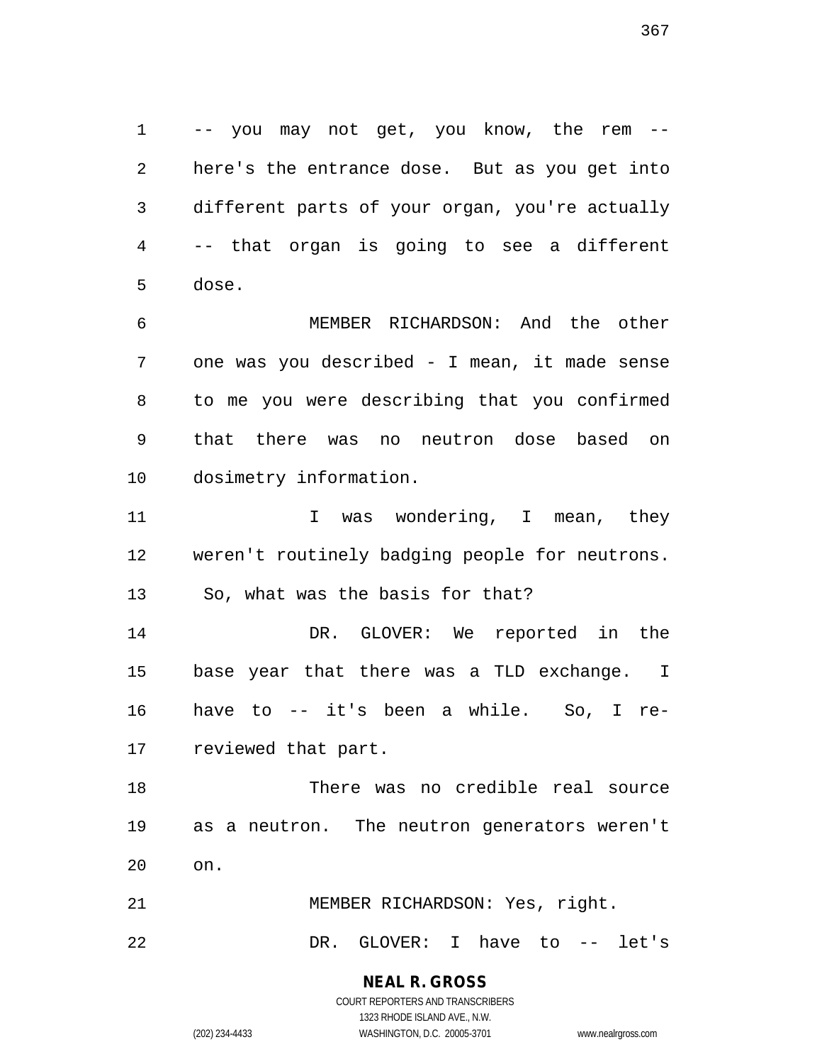-- you may not get, you know, the rem -- here's the entrance dose. But as you get into different parts of your organ, you're actually -- that organ is going to see a different dose.

MEMBER RICHARDSON: And the other one was you described - I mean, it made sense to me you were describing that you confirmed that there was no neutron dose based on dosimetry information.

I was wondering, I mean, they weren't routinely badging people for neutrons. So, what was the basis for that?

DR. GLOVER: We reported in the base year that there was a TLD exchange. I have to -- it's been a while. So, I re-reviewed that part.

There was no credible real source as a neutron. The neutron generators weren't on.

MEMBER RICHARDSON: Yes, right.

DR. GLOVER: I have to -- let's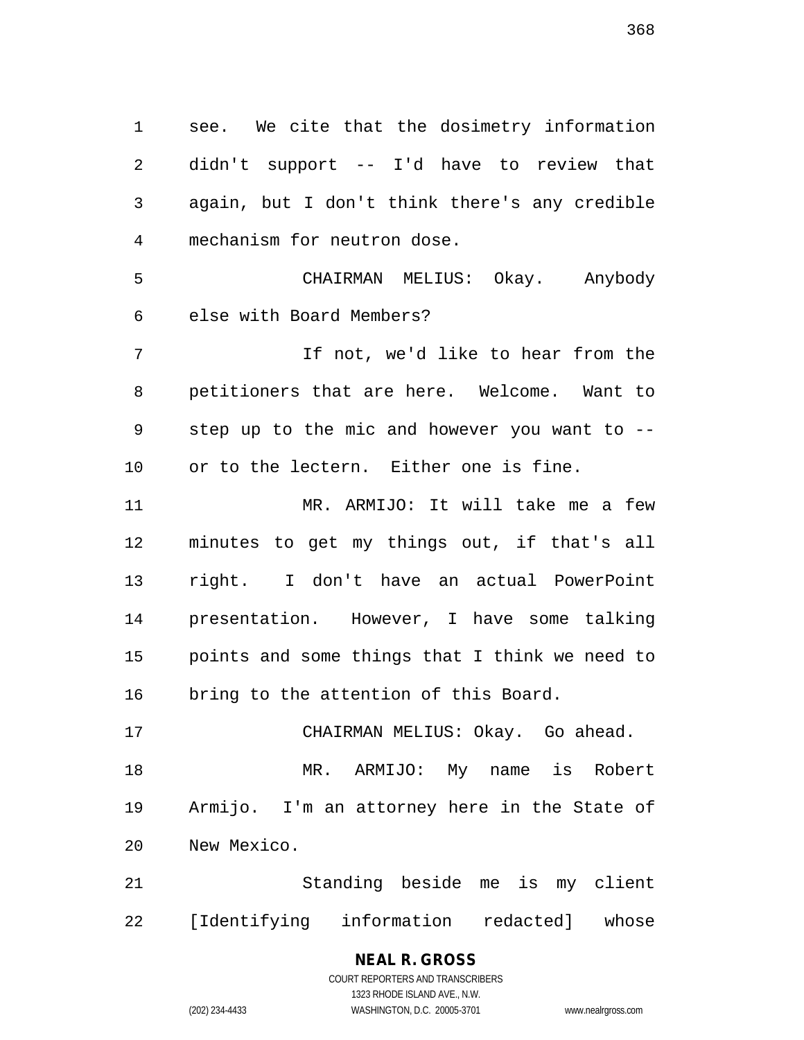see. We cite that the dosimetry information didn't support -- I'd have to review that again, but I don't think there's any credible mechanism for neutron dose.

CHAIRMAN MELIUS: Okay. Anybody else with Board Members?

If not, we'd like to hear from the petitioners that are here. Welcome. Want to step up to the mic and however you want to -- or to the lectern. Either one is fine.

MR. ARMIJO: It will take me a few minutes to get my things out, if that's all right. I don't have an actual PowerPoint presentation. However, I have some talking points and some things that I think we need to bring to the attention of this Board.

CHAIRMAN MELIUS: Okay. Go ahead.

MR. ARMIJO: My name is Robert Armijo. I'm an attorney here in the State of New Mexico.

Standing beside me is my client [Identifying information redacted] whose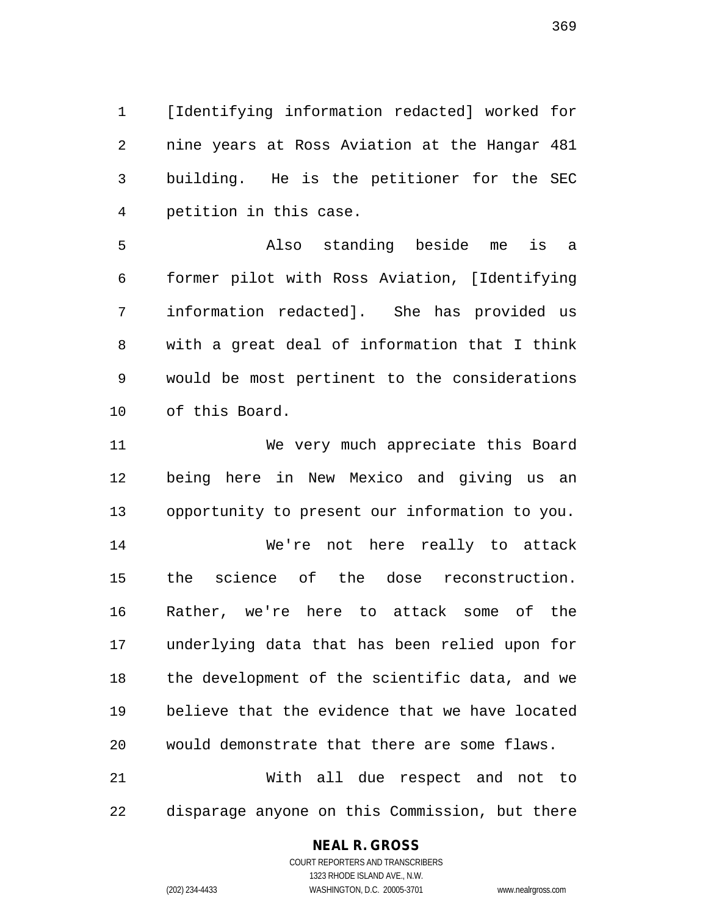[Identifying information redacted] worked for nine years at Ross Aviation at the Hangar 481 building. He is the petitioner for the SEC petition in this case.

Also standing beside me is a former pilot with Ross Aviation, [Identifying information redacted]. She has provided us with a great deal of information that I think would be most pertinent to the considerations of this Board.

We very much appreciate this Board being here in New Mexico and giving us an opportunity to present our information to you.

We're not here really to attack the science of the dose reconstruction. Rather, we're here to attack some of the underlying data that has been relied upon for the development of the scientific data, and we believe that the evidence that we have located would demonstrate that there are some flaws.

With all due respect and not to disparage anyone on this Commission, but there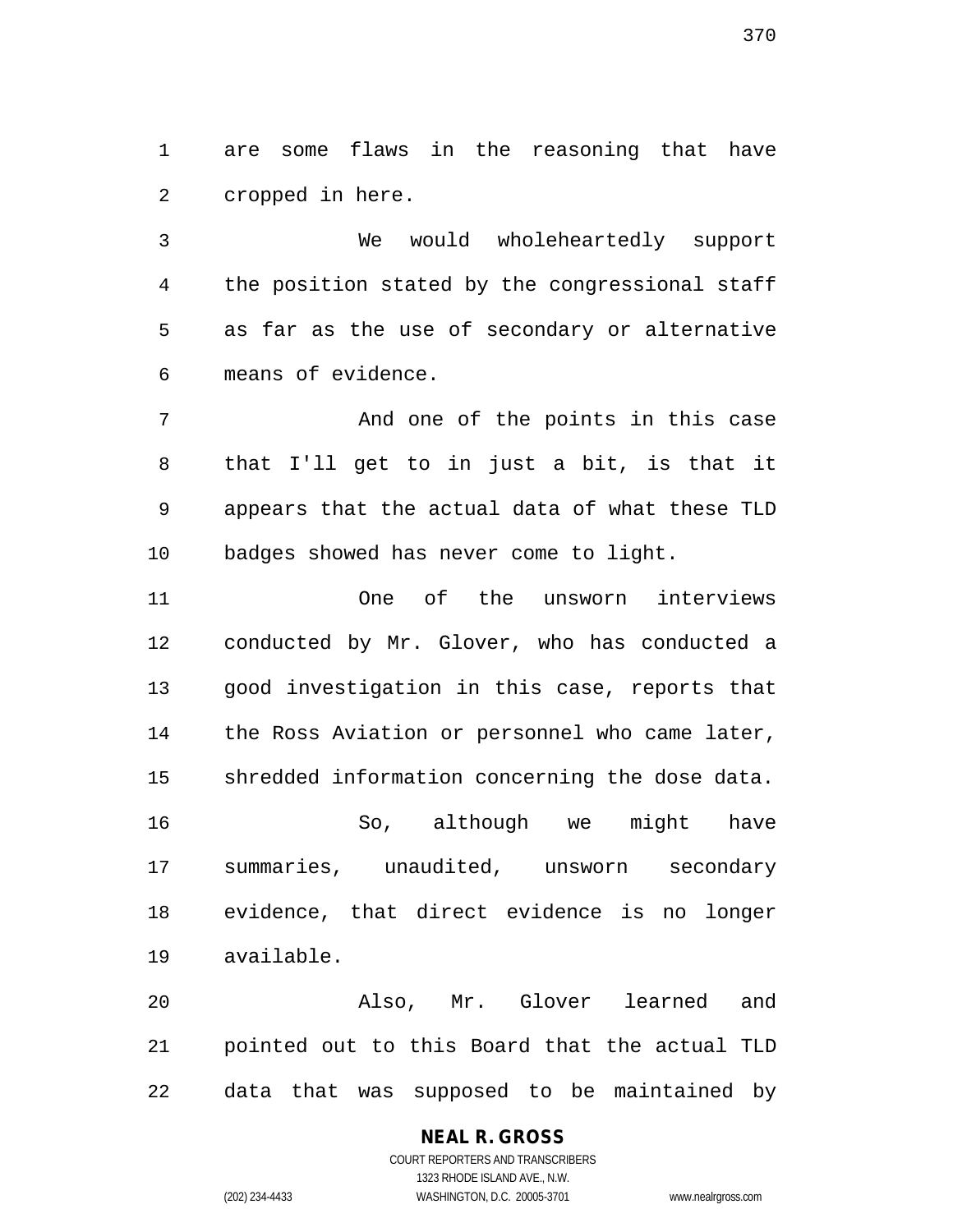are some flaws in the reasoning that have cropped in here.

We would wholeheartedly support the position stated by the congressional staff as far as the use of secondary or alternative means of evidence.

And one of the points in this case that I'll get to in just a bit, is that it appears that the actual data of what these TLD badges showed has never come to light.

One of the unsworn interviews conducted by Mr. Glover, who has conducted a good investigation in this case, reports that the Ross Aviation or personnel who came later, shredded information concerning the dose data.

So, although we might have summaries, unaudited, unsworn secondary evidence, that direct evidence is no longer available.

Also, Mr. Glover learned and pointed out to this Board that the actual TLD data that was supposed to be maintained by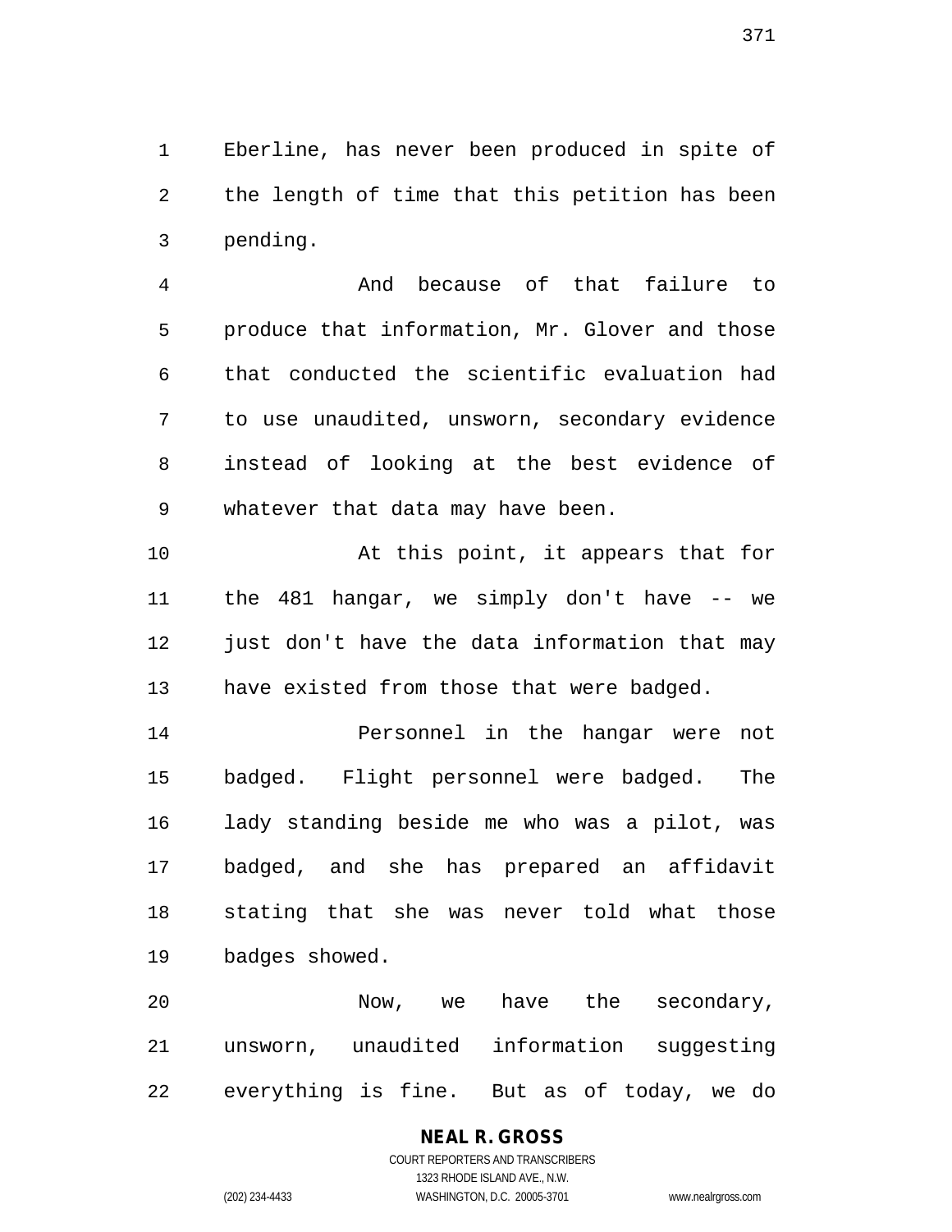Eberline, has never been produced in spite of the length of time that this petition has been pending.

And because of that failure to produce that information, Mr. Glover and those that conducted the scientific evaluation had to use unaudited, unsworn, secondary evidence instead of looking at the best evidence of whatever that data may have been.

At this point, it appears that for the 481 hangar, we simply don't have -- we just don't have the data information that may have existed from those that were badged.

Personnel in the hangar were not badged. Flight personnel were badged. The lady standing beside me who was a pilot, was badged, and she has prepared an affidavit stating that she was never told what those badges showed.

Now, we have the secondary, unsworn, unaudited information suggesting everything is fine. But as of today, we do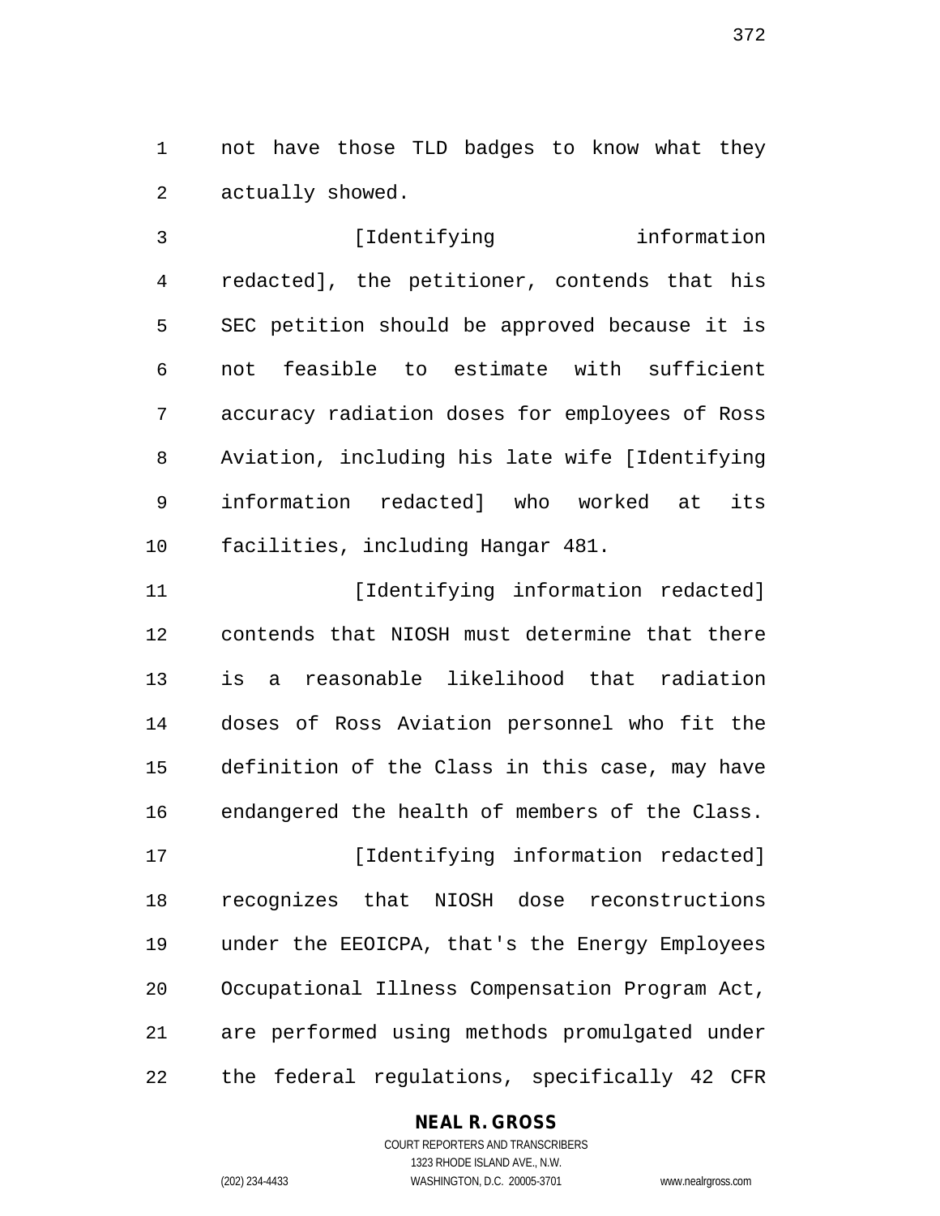not have those TLD badges to know what they actually showed.

[Identifying information redacted], the petitioner, contends that his SEC petition should be approved because it is not feasible to estimate with sufficient accuracy radiation doses for employees of Ross Aviation, including his late wife [Identifying information redacted] who worked at its facilities, including Hangar 481.

[Identifying information redacted] contends that NIOSH must determine that there is a reasonable likelihood that radiation doses of Ross Aviation personnel who fit the definition of the Class in this case, may have endangered the health of members of the Class.

[Identifying information redacted] recognizes that NIOSH dose reconstructions under the EEOICPA, that's the Energy Employees Occupational Illness Compensation Program Act, are performed using methods promulgated under the federal regulations, specifically 42 CFR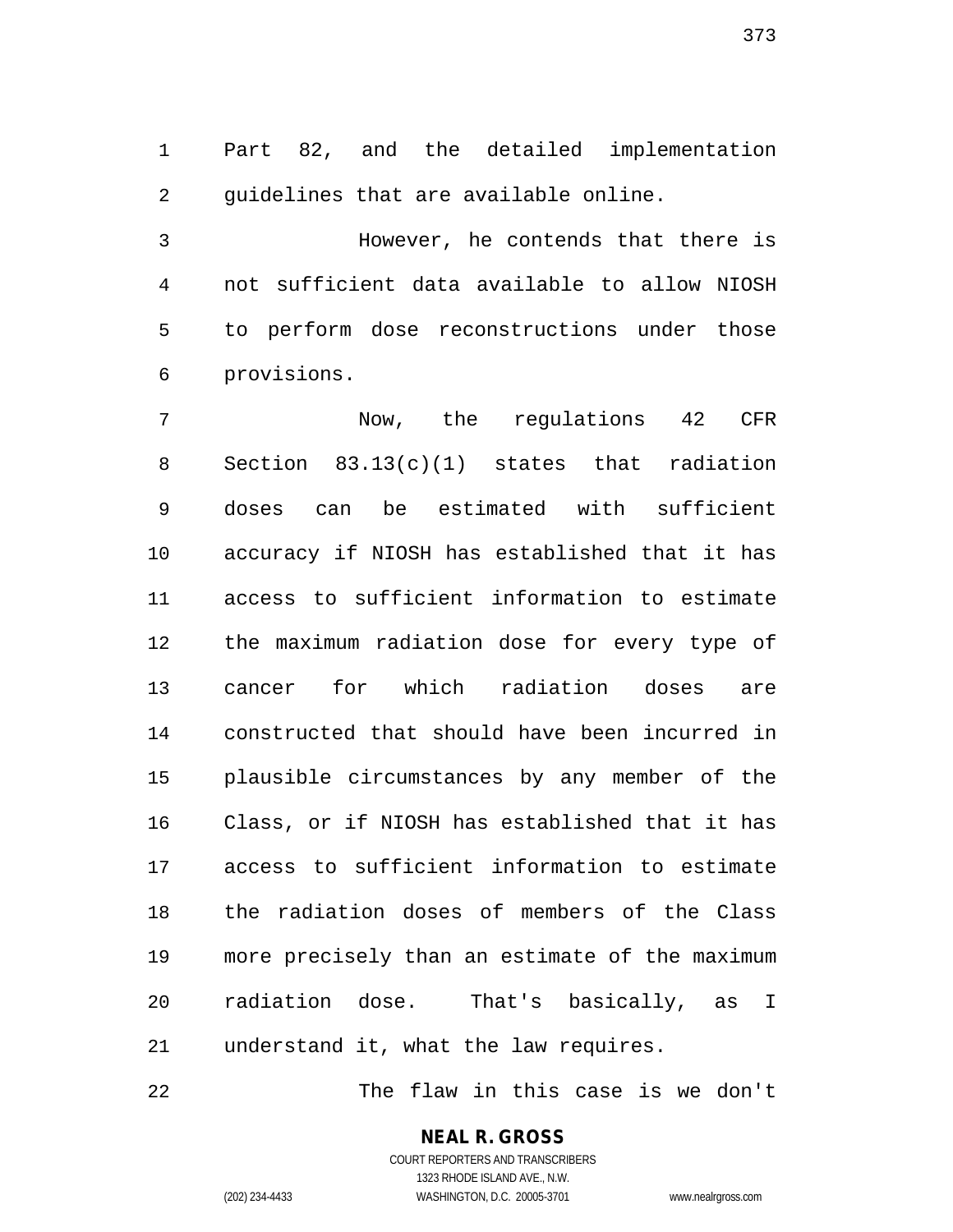Part 82, and the detailed implementation guidelines that are available online.

However, he contends that there is not sufficient data available to allow NIOSH to perform dose reconstructions under those provisions.

Now, the regulations 42 CFR Section 83.13(c)(1) states that radiation doses can be estimated with sufficient accuracy if NIOSH has established that it has access to sufficient information to estimate the maximum radiation dose for every type of cancer for which radiation doses are constructed that should have been incurred in plausible circumstances by any member of the Class, or if NIOSH has established that it has access to sufficient information to estimate the radiation doses of members of the Class more precisely than an estimate of the maximum radiation dose. That's basically, as I understand it, what the law requires.

The flaw in this case is we don't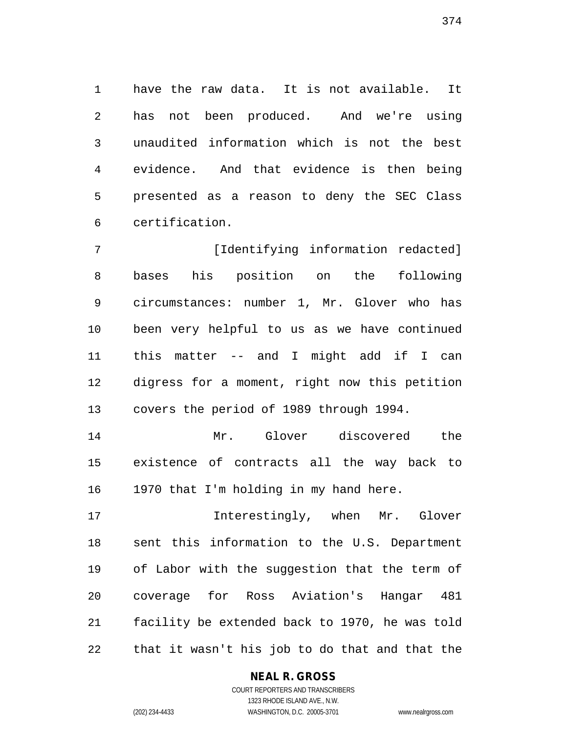have the raw data. It is not available. It has not been produced. And we're using unaudited information which is not the best evidence. And that evidence is then being presented as a reason to deny the SEC Class certification.

[Identifying information redacted] bases his position on the following circumstances: number 1, Mr. Glover who has been very helpful to us as we have continued this matter -- and I might add if I can digress for a moment, right now this petition covers the period of 1989 through 1994.

Mr. Glover discovered the existence of contracts all the way back to 1970 that I'm holding in my hand here.

Interestingly, when Mr. Glover sent this information to the U.S. Department of Labor with the suggestion that the term of coverage for Ross Aviation's Hangar 481 facility be extended back to 1970, he was told that it wasn't his job to do that and that the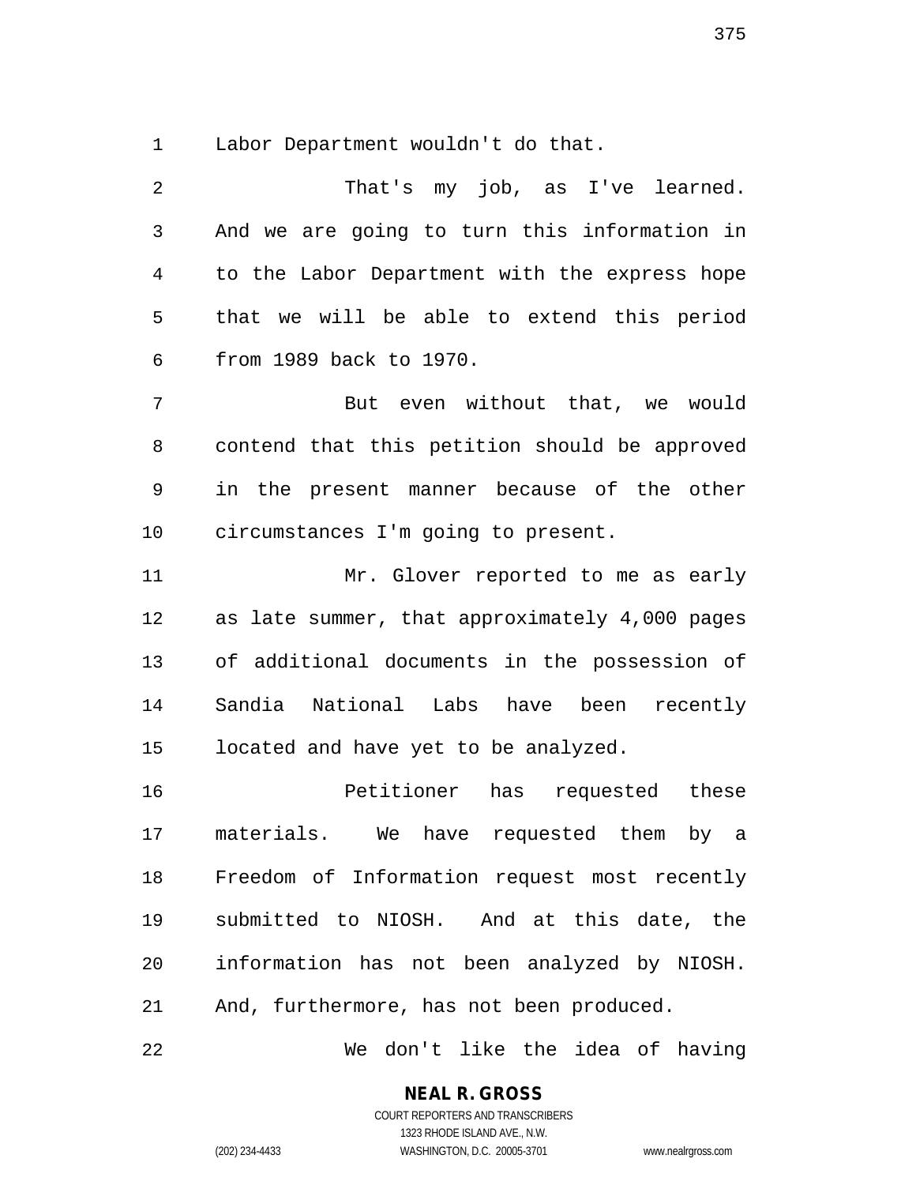Labor Department wouldn't do that.

That's my job, as I've learned. And we are going to turn this information in to the Labor Department with the express hope that we will be able to extend this period from 1989 back to 1970.

But even without that, we would contend that this petition should be approved in the present manner because of the other circumstances I'm going to present.

Mr. Glover reported to me as early as late summer, that approximately 4,000 pages of additional documents in the possession of Sandia National Labs have been recently located and have yet to be analyzed.

Petitioner has requested these materials. We have requested them by a Freedom of Information request most recently submitted to NIOSH. And at this date, the information has not been analyzed by NIOSH. And, furthermore, has not been produced.

We don't like the idea of having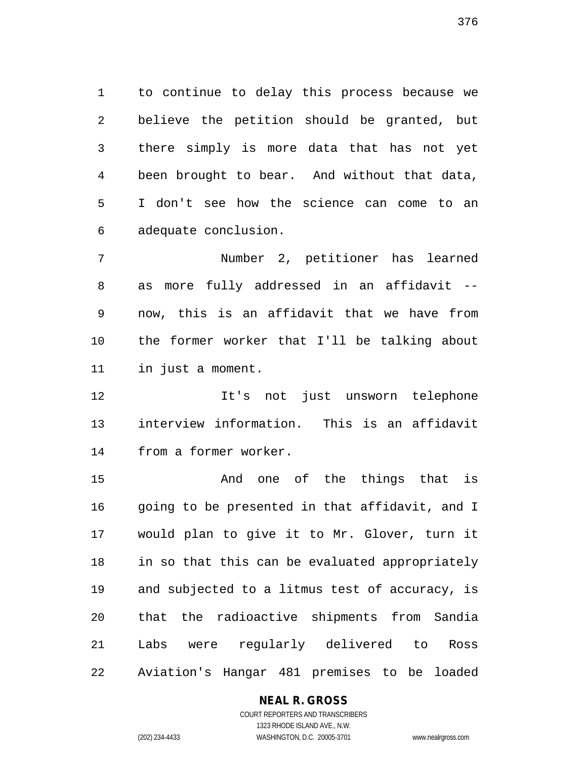to continue to delay this process because we believe the petition should be granted, but there simply is more data that has not yet been brought to bear. And without that data, I don't see how the science can come to an adequate conclusion.

Number 2, petitioner has learned as more fully addressed in an affidavit -- now, this is an affidavit that we have from the former worker that I'll be talking about in just a moment.

It's not just unsworn telephone interview information. This is an affidavit from a former worker.

And one of the things that is going to be presented in that affidavit, and I would plan to give it to Mr. Glover, turn it in so that this can be evaluated appropriately and subjected to a litmus test of accuracy, is that the radioactive shipments from Sandia Labs were regularly delivered to Ross Aviation's Hangar 481 premises to be loaded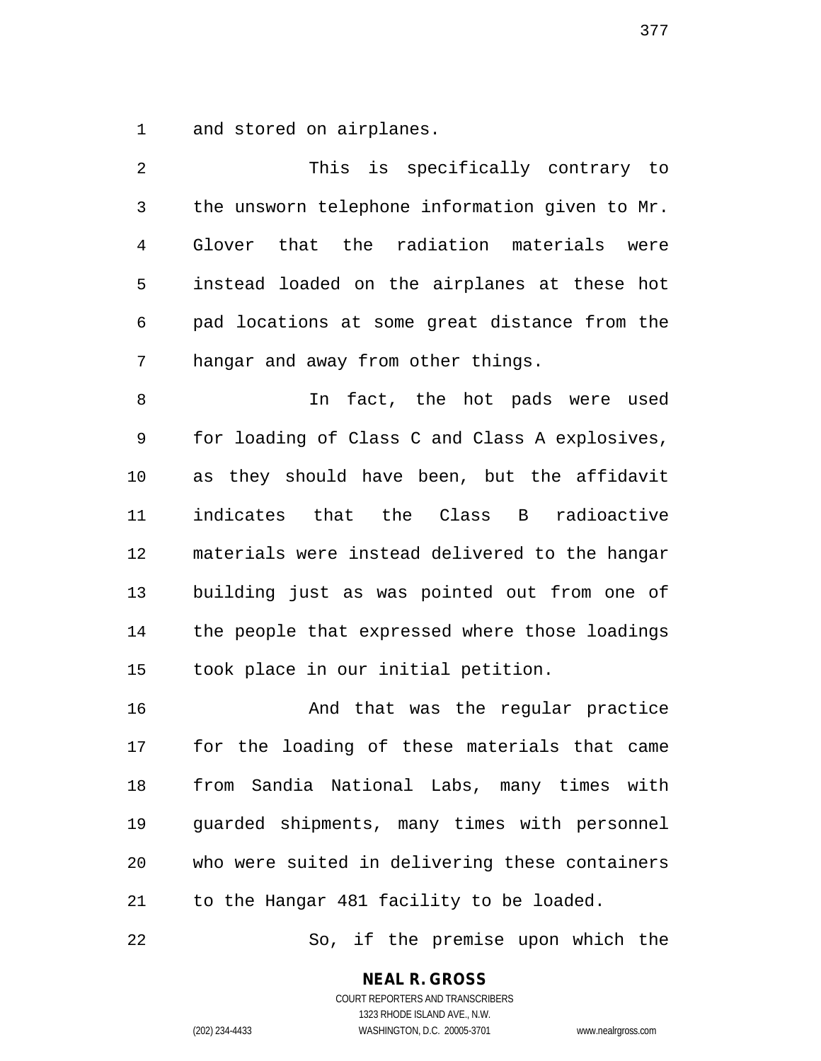and stored on airplanes.

This is specifically contrary to the unsworn telephone information given to Mr. Glover that the radiation materials were instead loaded on the airplanes at these hot pad locations at some great distance from the hangar and away from other things.

In fact, the hot pads were used for loading of Class C and Class A explosives, as they should have been, but the affidavit indicates that the Class B radioactive materials were instead delivered to the hangar building just as was pointed out from one of the people that expressed where those loadings took place in our initial petition.

And that was the regular practice for the loading of these materials that came from Sandia National Labs, many times with guarded shipments, many times with personnel who were suited in delivering these containers to the Hangar 481 facility to be loaded.

So, if the premise upon which the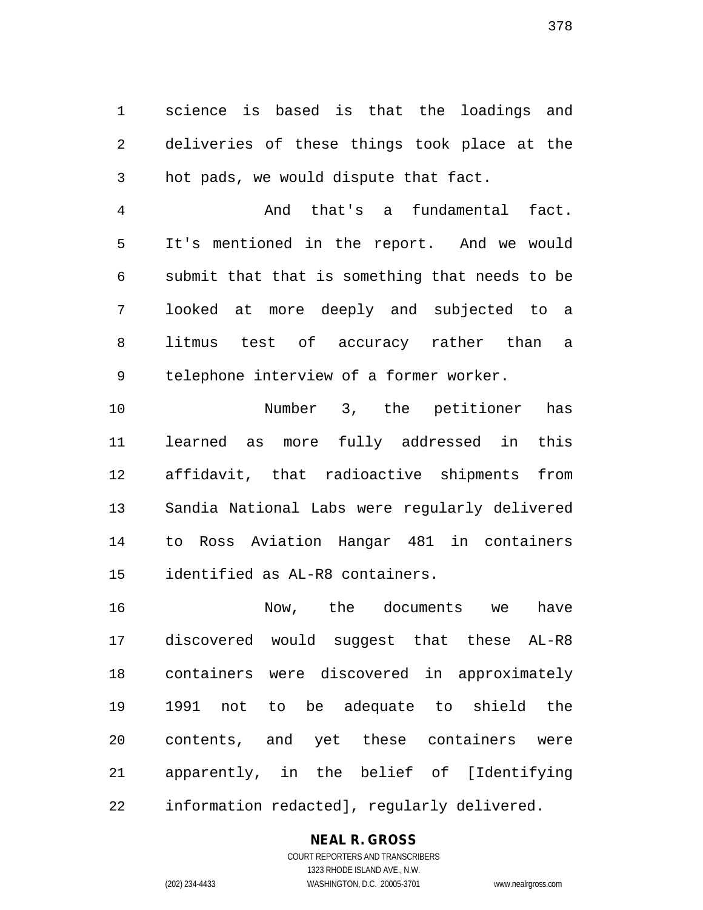science is based is that the loadings and deliveries of these things took place at the hot pads, we would dispute that fact.

And that's a fundamental fact. It's mentioned in the report. And we would submit that that is something that needs to be looked at more deeply and subjected to a litmus test of accuracy rather than a telephone interview of a former worker.

Number 3, the petitioner has learned as more fully addressed in this affidavit, that radioactive shipments from Sandia National Labs were regularly delivered to Ross Aviation Hangar 481 in containers identified as AL-R8 containers.

Now, the documents we have discovered would suggest that these AL-R8 containers were discovered in approximately 1991 not to be adequate to shield the contents, and yet these containers were apparently, in the belief of [Identifying information redacted], regularly delivered.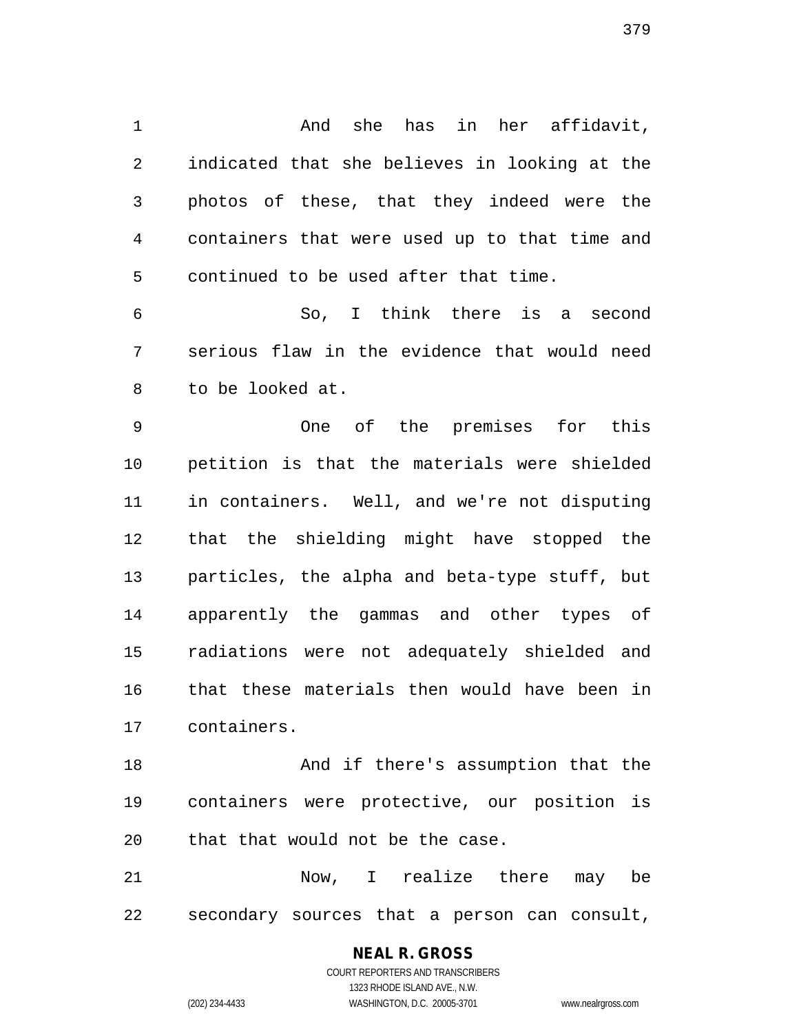And she has in her affidavit, indicated that she believes in looking at the photos of these, that they indeed were the containers that were used up to that time and continued to be used after that time.

So, I think there is a second serious flaw in the evidence that would need to be looked at.

One of the premises for this petition is that the materials were shielded in containers. Well, and we're not disputing that the shielding might have stopped the particles, the alpha and beta-type stuff, but apparently the gammas and other types of radiations were not adequately shielded and that these materials then would have been in containers.

And if there's assumption that the containers were protective, our position is that that would not be the case.

Now, I realize there may be secondary sources that a person can consult,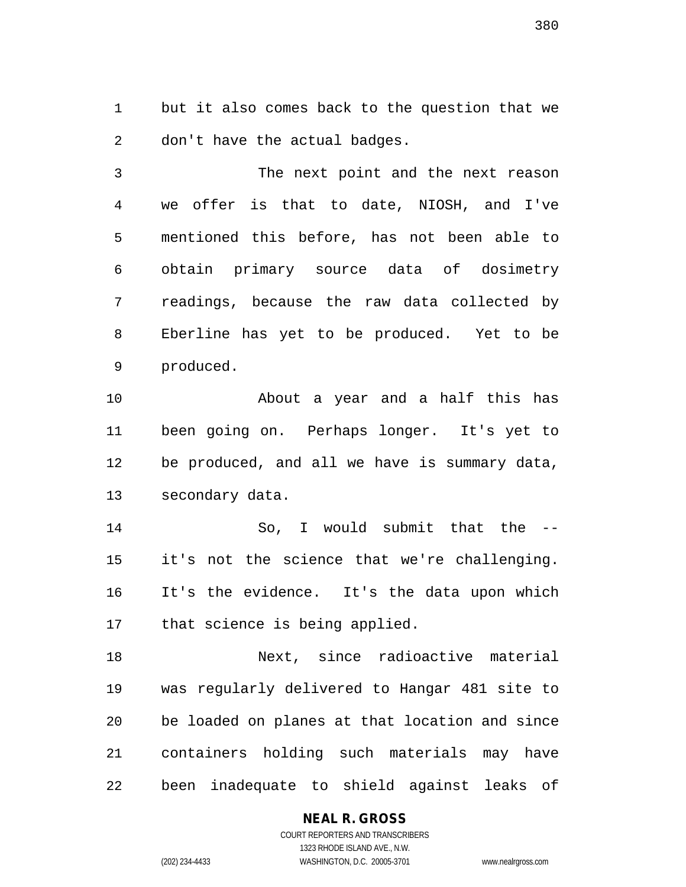but it also comes back to the question that we don't have the actual badges.

The next point and the next reason we offer is that to date, NIOSH, and I've mentioned this before, has not been able to obtain primary source data of dosimetry readings, because the raw data collected by Eberline has yet to be produced. Yet to be produced.

About a year and a half this has been going on. Perhaps longer. It's yet to be produced, and all we have is summary data, secondary data.

So, I would submit that the -- it's not the science that we're challenging. It's the evidence. It's the data upon which that science is being applied.

Next, since radioactive material was regularly delivered to Hangar 481 site to be loaded on planes at that location and since containers holding such materials may have been inadequate to shield against leaks of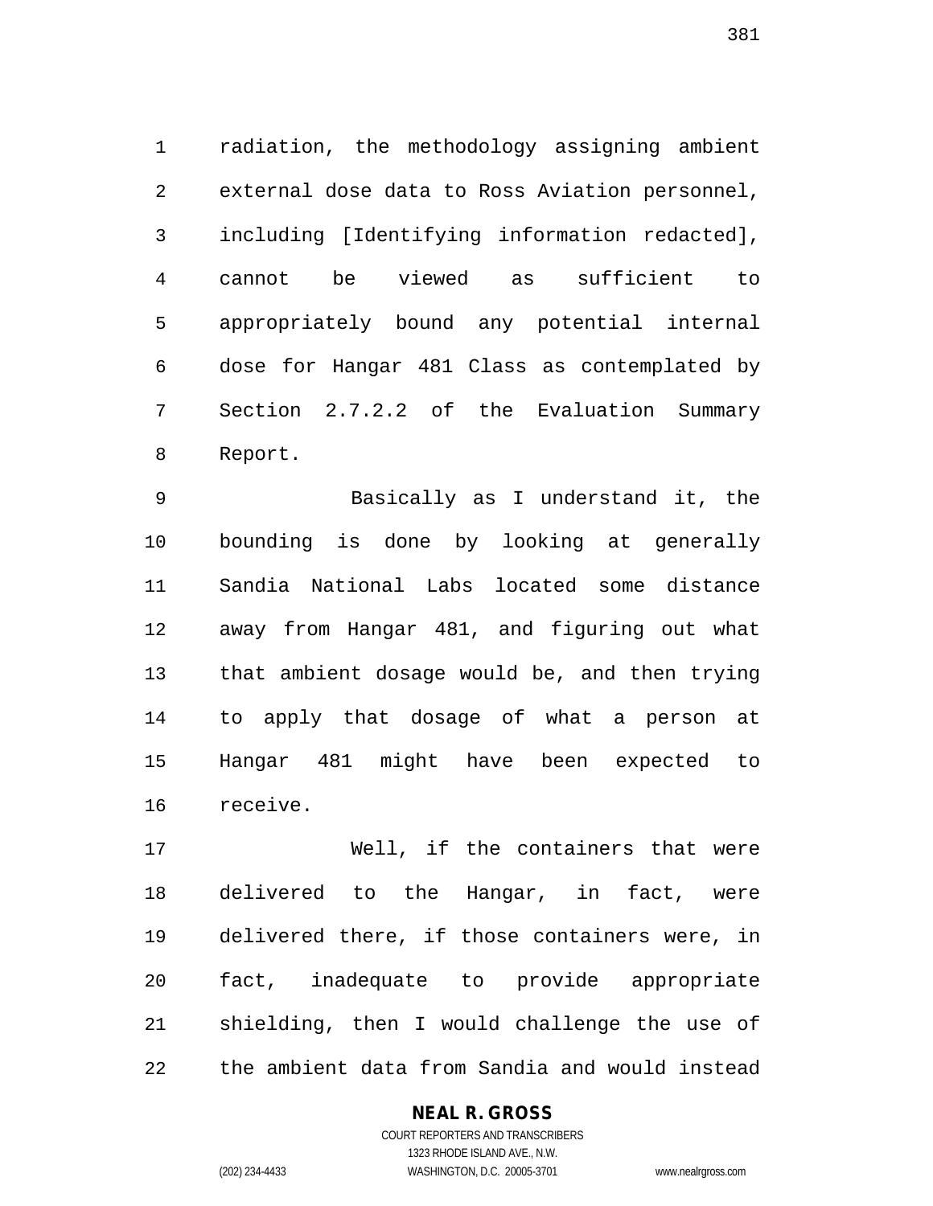radiation, the methodology assigning ambient external dose data to Ross Aviation personnel, including [Identifying information redacted], cannot be viewed as sufficient to appropriately bound any potential internal dose for Hangar 481 Class as contemplated by Section 2.7.2.2 of the Evaluation Summary Report.

Basically as I understand it, the bounding is done by looking at generally Sandia National Labs located some distance away from Hangar 481, and figuring out what that ambient dosage would be, and then trying to apply that dosage of what a person at Hangar 481 might have been expected to receive.

Well, if the containers that were delivered to the Hangar, in fact, were delivered there, if those containers were, in fact, inadequate to provide appropriate shielding, then I would challenge the use of the ambient data from Sandia and would instead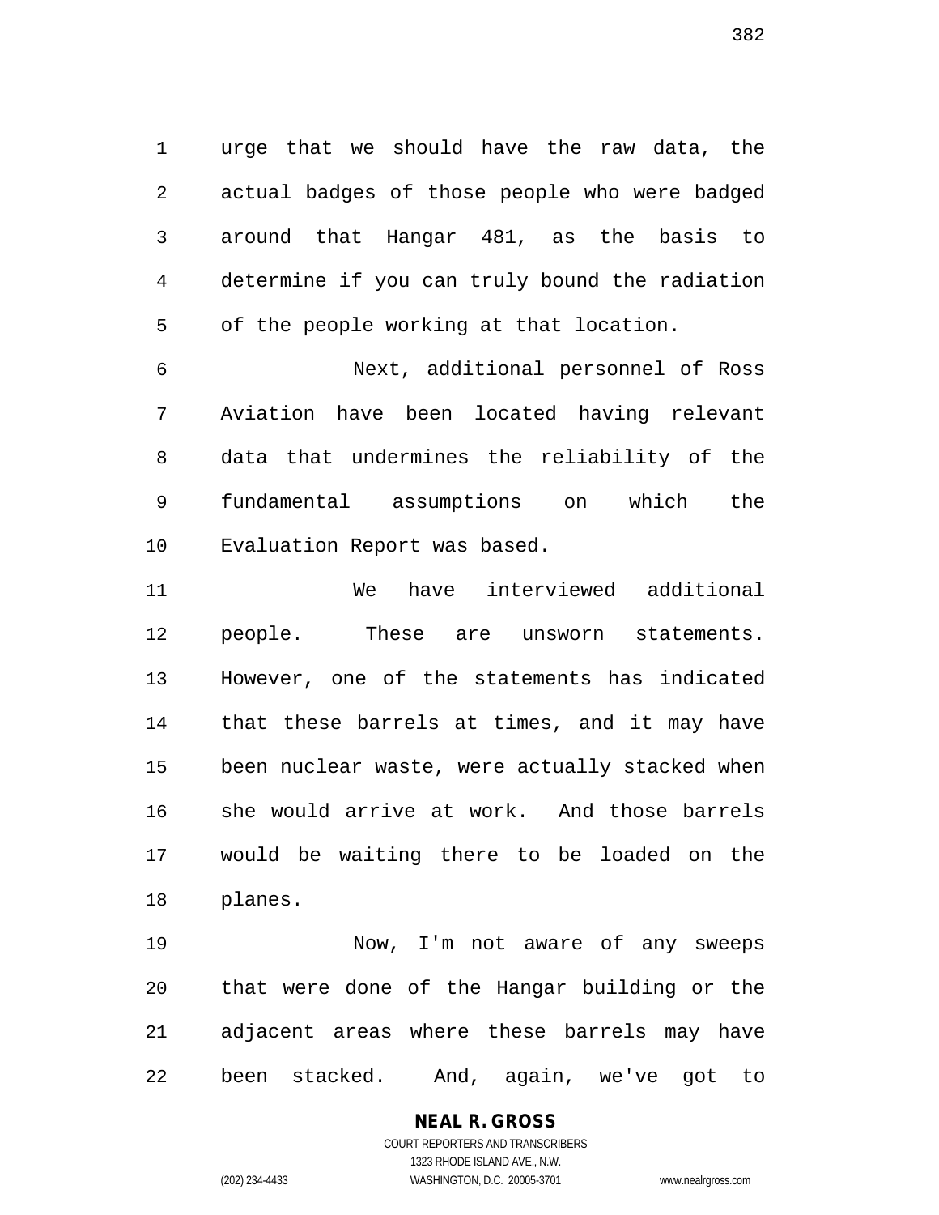urge that we should have the raw data, the actual badges of those people who were badged around that Hangar 481, as the basis to determine if you can truly bound the radiation of the people working at that location.

Next, additional personnel of Ross Aviation have been located having relevant data that undermines the reliability of the fundamental assumptions on which the Evaluation Report was based.

We have interviewed additional people. These are unsworn statements. However, one of the statements has indicated that these barrels at times, and it may have been nuclear waste, were actually stacked when she would arrive at work. And those barrels would be waiting there to be loaded on the planes.

Now, I'm not aware of any sweeps that were done of the Hangar building or the adjacent areas where these barrels may have been stacked. And, again, we've got to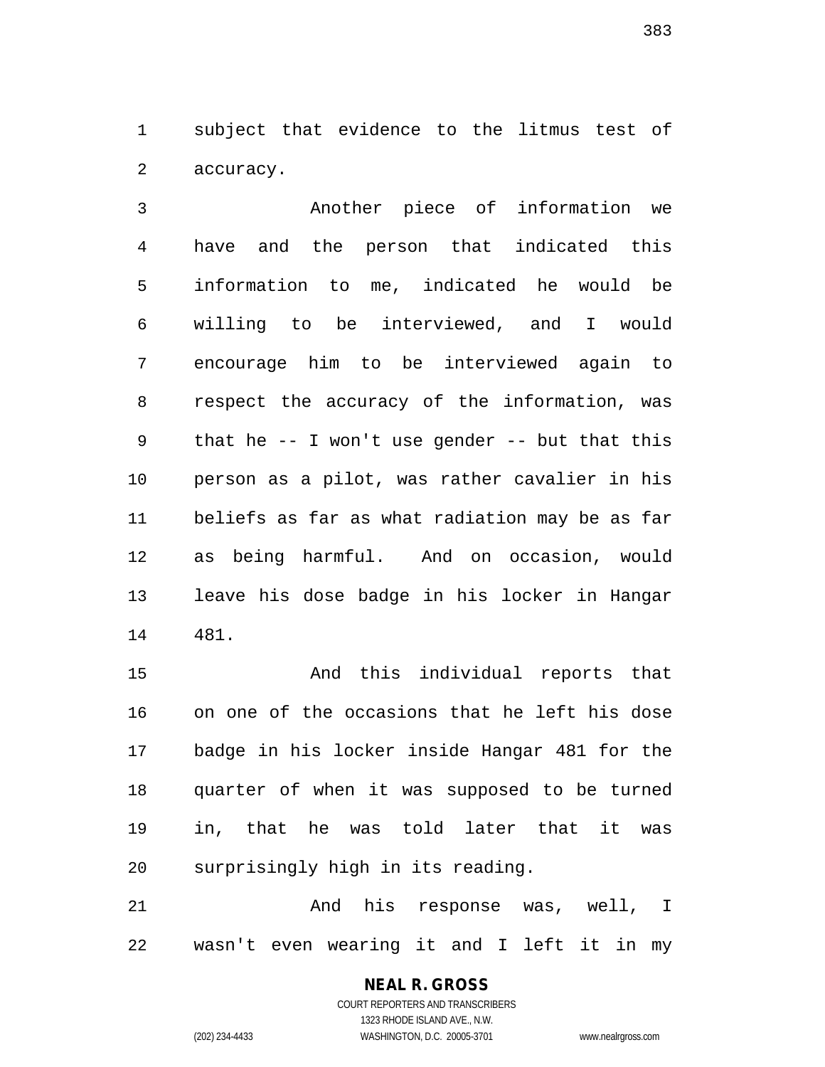subject that evidence to the litmus test of accuracy.

Another piece of information we have and the person that indicated this information to me, indicated he would be willing to be interviewed, and I would encourage him to be interviewed again to respect the accuracy of the information, was that he -- I won't use gender -- but that this person as a pilot, was rather cavalier in his beliefs as far as what radiation may be as far as being harmful. And on occasion, would leave his dose badge in his locker in Hangar 481.

And this individual reports that on one of the occasions that he left his dose badge in his locker inside Hangar 481 for the quarter of when it was supposed to be turned in, that he was told later that it was surprisingly high in its reading.

And his response was, well, I wasn't even wearing it and I left it in my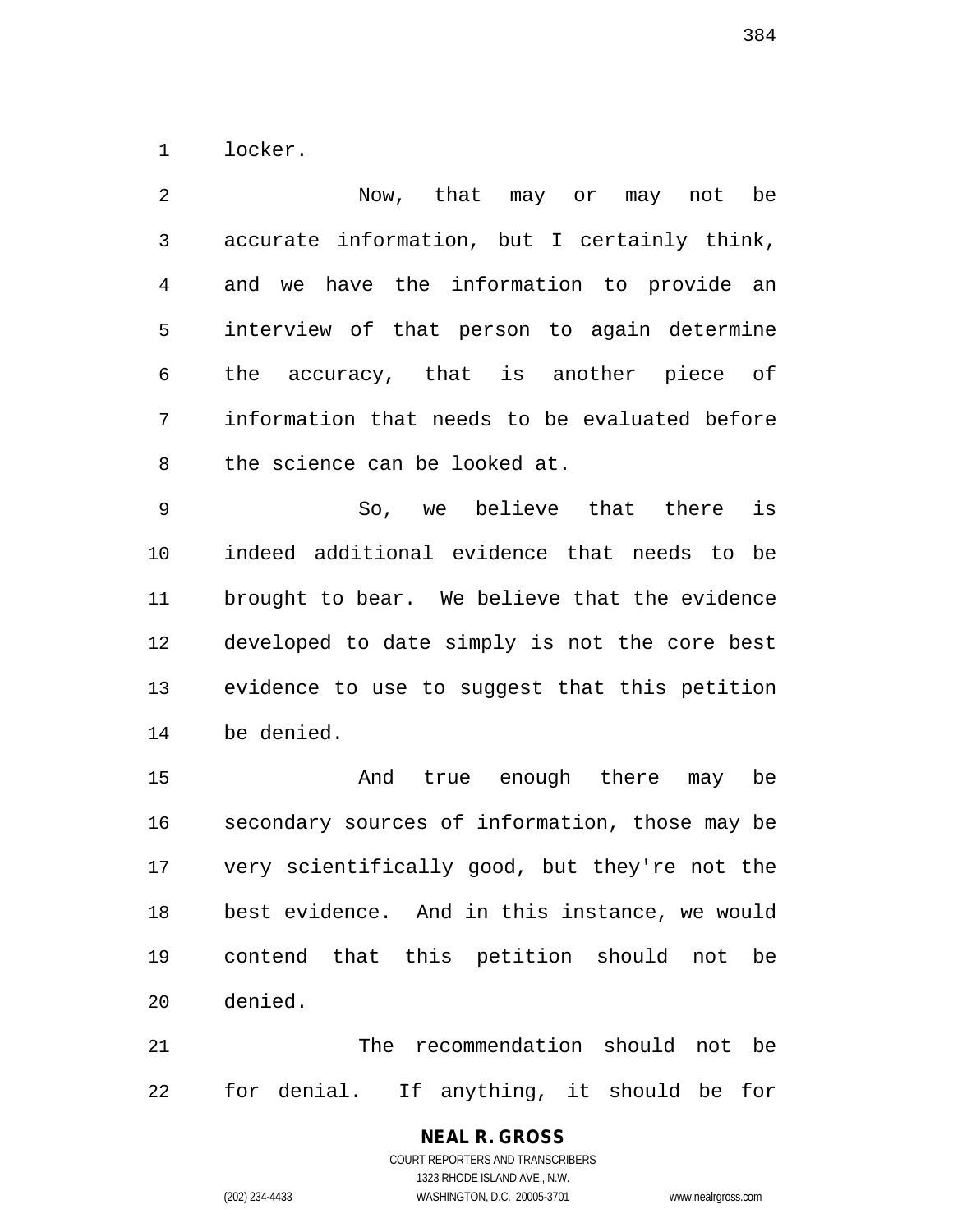locker.

Now, that may or may not be accurate information, but I certainly think, and we have the information to provide an interview of that person to again determine the accuracy, that is another piece of information that needs to be evaluated before the science can be looked at.

So, we believe that there is indeed additional evidence that needs to be brought to bear. We believe that the evidence developed to date simply is not the core best evidence to use to suggest that this petition be denied.

And true enough there may be secondary sources of information, those may be very scientifically good, but they're not the best evidence. And in this instance, we would contend that this petition should not be denied.

The recommendation should not be for denial. If anything, it should be for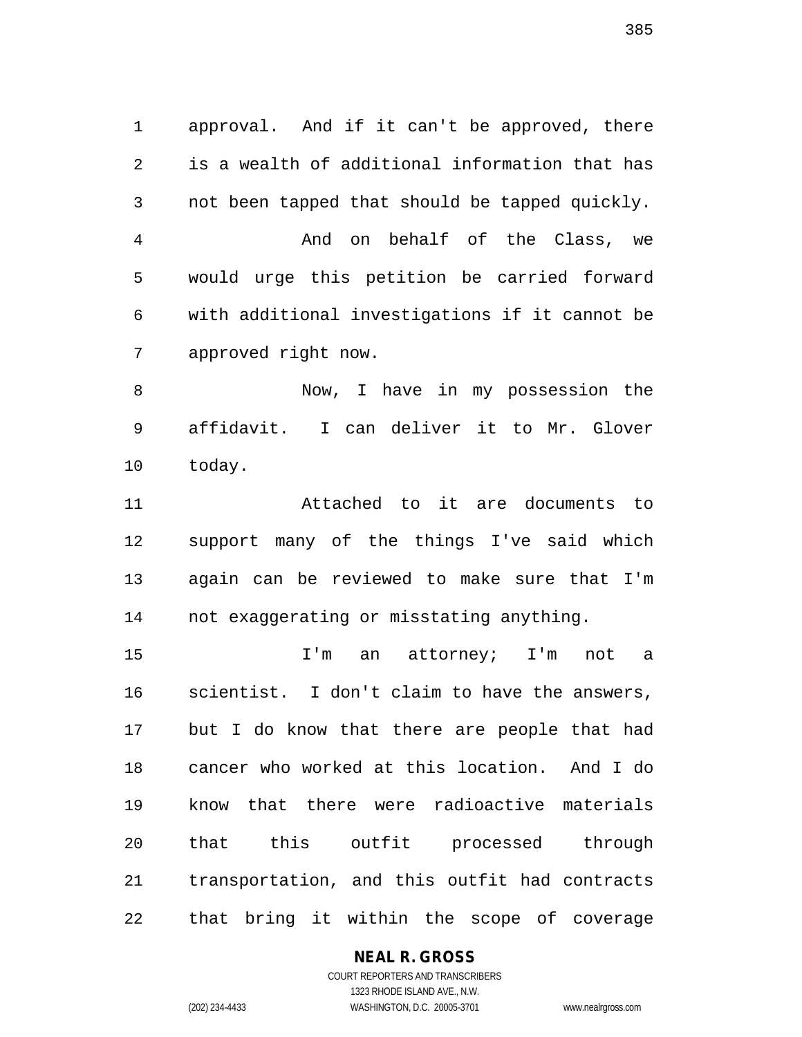approval. And if it can't be approved, there is a wealth of additional information that has not been tapped that should be tapped quickly.

And on behalf of the Class, we would urge this petition be carried forward with additional investigations if it cannot be approved right now.

Now, I have in my possession the affidavit. I can deliver it to Mr. Glover today.

Attached to it are documents to support many of the things I've said which again can be reviewed to make sure that I'm not exaggerating or misstating anything.

I'm an attorney; I'm not a scientist. I don't claim to have the answers, but I do know that there are people that had cancer who worked at this location. And I do know that there were radioactive materials that this outfit processed through transportation, and this outfit had contracts that bring it within the scope of coverage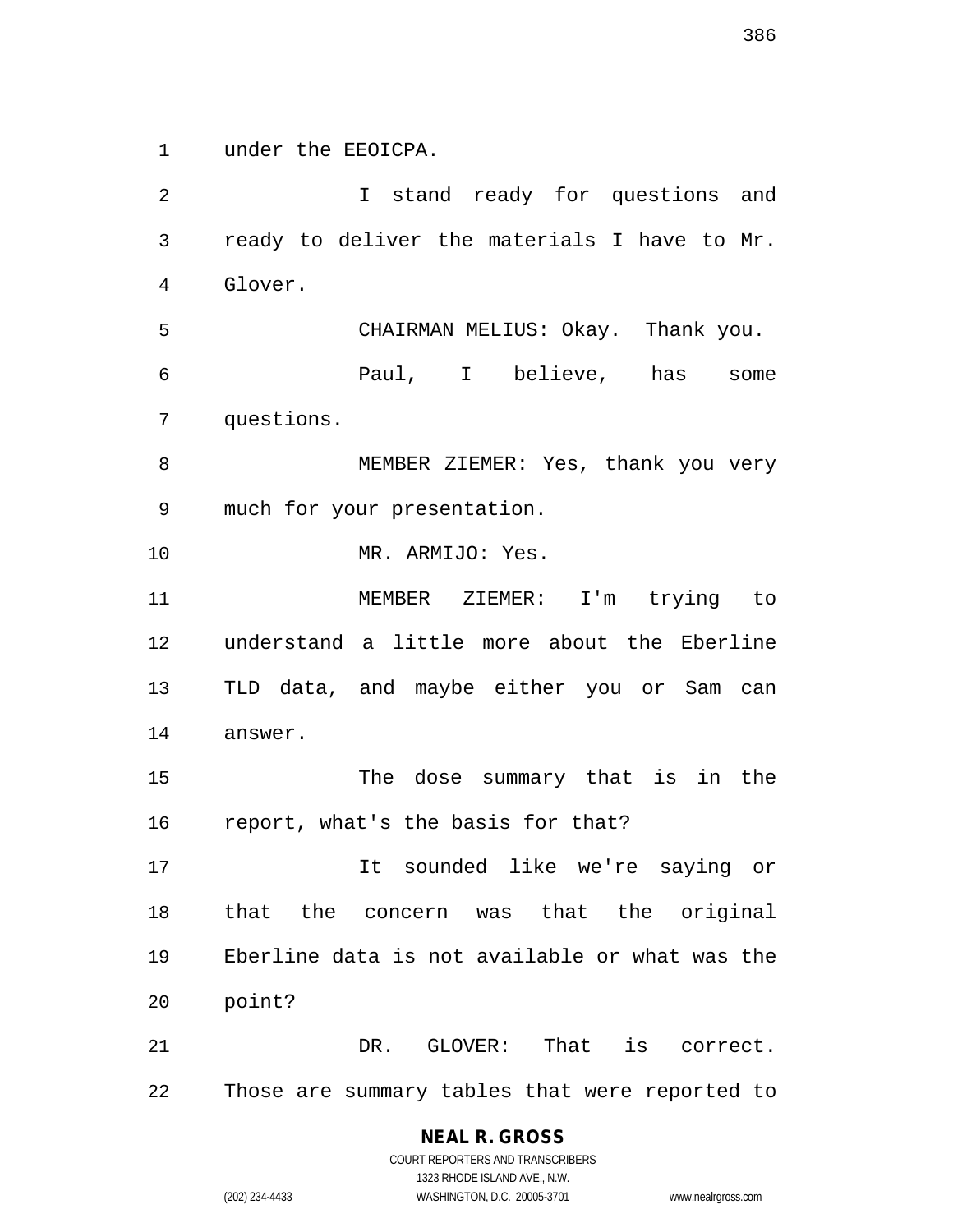under the EEOICPA.

I stand ready for questions and ready to deliver the materials I have to Mr. Glover.

CHAIRMAN MELIUS: Okay. Thank you.

Paul, I believe, has some questions.

MEMBER ZIEMER: Yes, thank you very much for your presentation.

MR. ARMIJO: Yes.

MEMBER ZIEMER: I'm trying to understand a little more about the Eberline TLD data, and maybe either you or Sam can answer.

The dose summary that is in the report, what's the basis for that?

It sounded like we're saying or that the concern was that the original Eberline data is not available or what was the point?

DR. GLOVER: That is correct. Those are summary tables that were reported to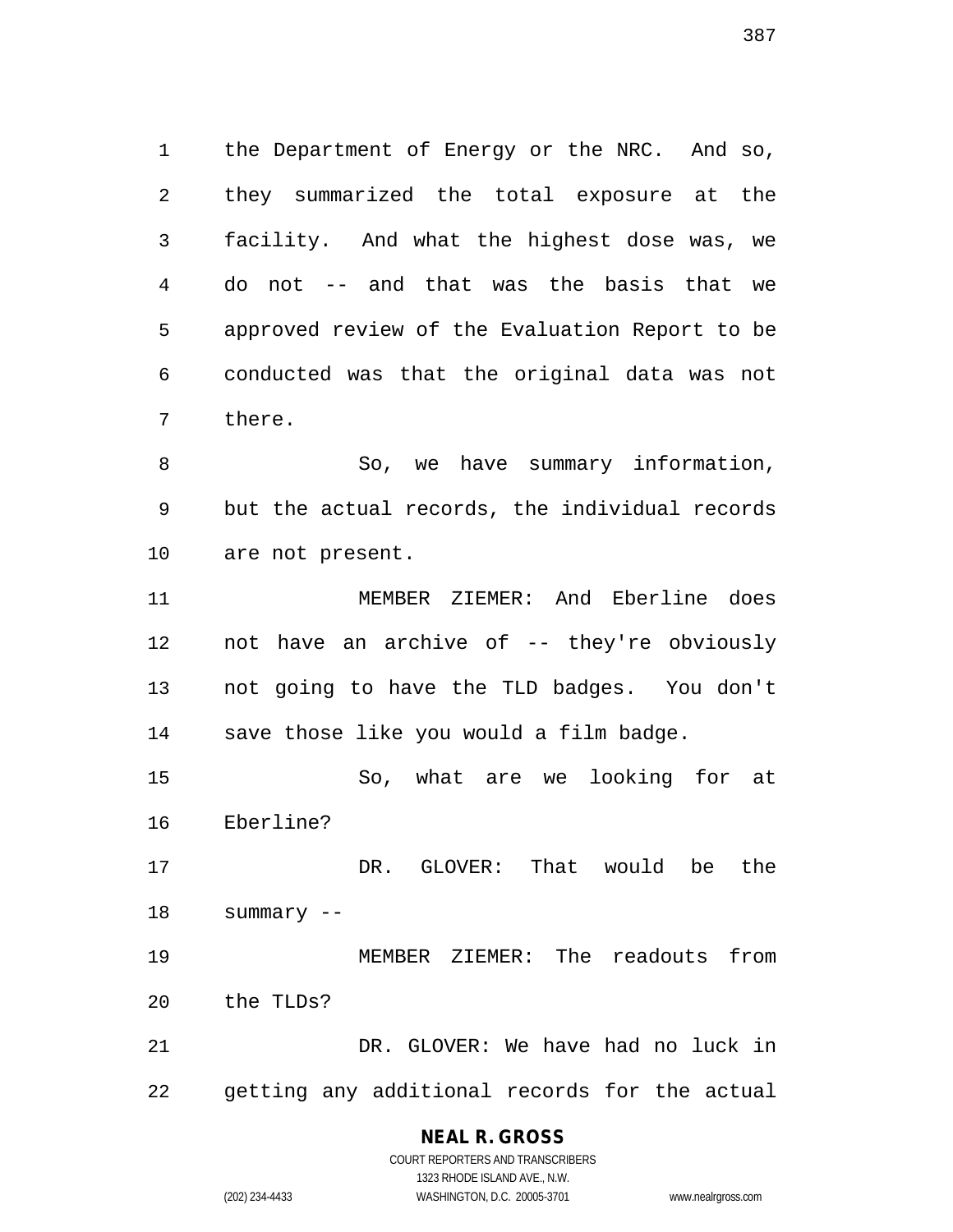the Department of Energy or the NRC. And so, they summarized the total exposure at the facility. And what the highest dose was, we do not -- and that was the basis that we approved review of the Evaluation Report to be conducted was that the original data was not there.

So, we have summary information, but the actual records, the individual records are not present.

MEMBER ZIEMER: And Eberline does not have an archive of -- they're obviously not going to have the TLD badges. You don't save those like you would a film badge.

So, what are we looking for at Eberline?

DR. GLOVER: That would be the summary --

MEMBER ZIEMER: The readouts from the TLDs?

DR. GLOVER: We have had no luck in getting any additional records for the actual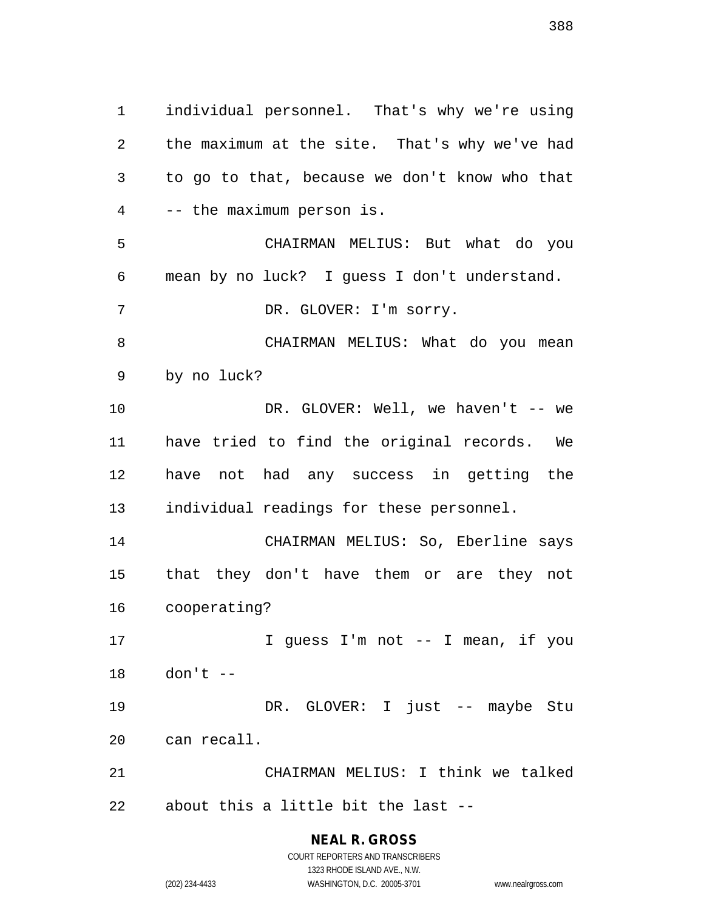individual personnel. That's why we're using the maximum at the site. That's why we've had to go to that, because we don't know who that -- the maximum person is.

CHAIRMAN MELIUS: But what do you mean by no luck? I guess I don't understand.

DR. GLOVER: I'm sorry.

CHAIRMAN MELIUS: What do you mean by no luck?

DR. GLOVER: Well, we haven't -- we have tried to find the original records. We have not had any success in getting the individual readings for these personnel.

CHAIRMAN MELIUS: So, Eberline says that they don't have them or are they not cooperating?

I guess I'm not -- I mean, if you don't --

DR. GLOVER: I just -- maybe Stu can recall.

CHAIRMAN MELIUS: I think we talked about this a little bit the last --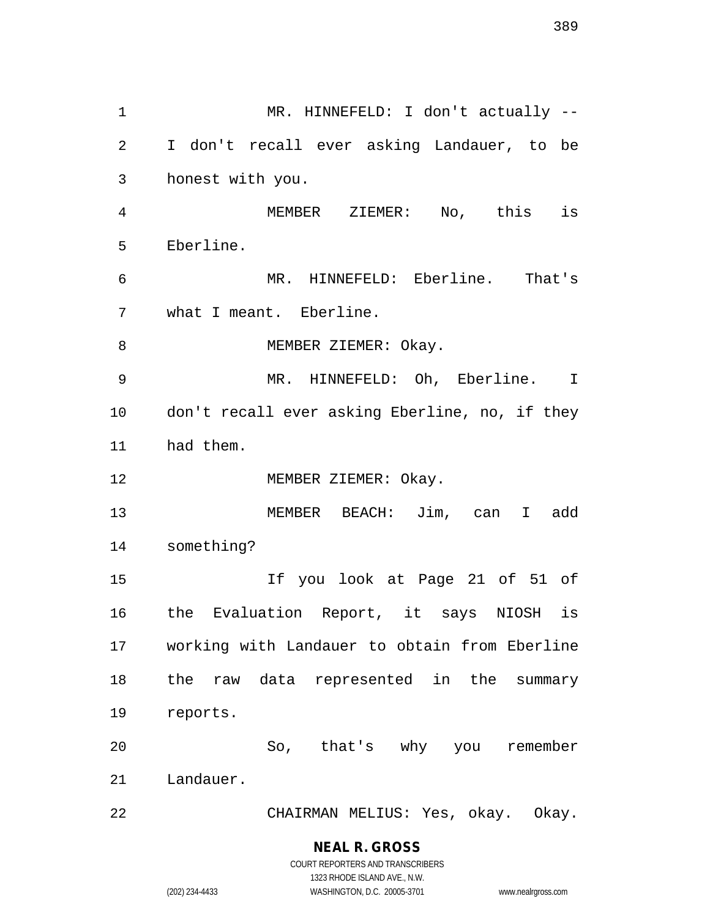MR. HINNEFELD: I don't actually -- I don't recall ever asking Landauer, to be honest with you.

MEMBER ZIEMER: No, this is Eberline.

MR. HINNEFELD: Eberline. That's what I meant. Eberline.

MEMBER ZIEMER: Okay.

MR. HINNEFELD: Oh, Eberline. I don't recall ever asking Eberline, no, if they had them.

MEMBER ZIEMER: Okay.

MEMBER BEACH: Jim, can I add something?

If you look at Page 21 of 51 of the Evaluation Report, it says NIOSH is working with Landauer to obtain from Eberline the raw data represented in the summary reports.

So, that's why you remember Landauer.

CHAIRMAN MELIUS: Yes, okay. Okay.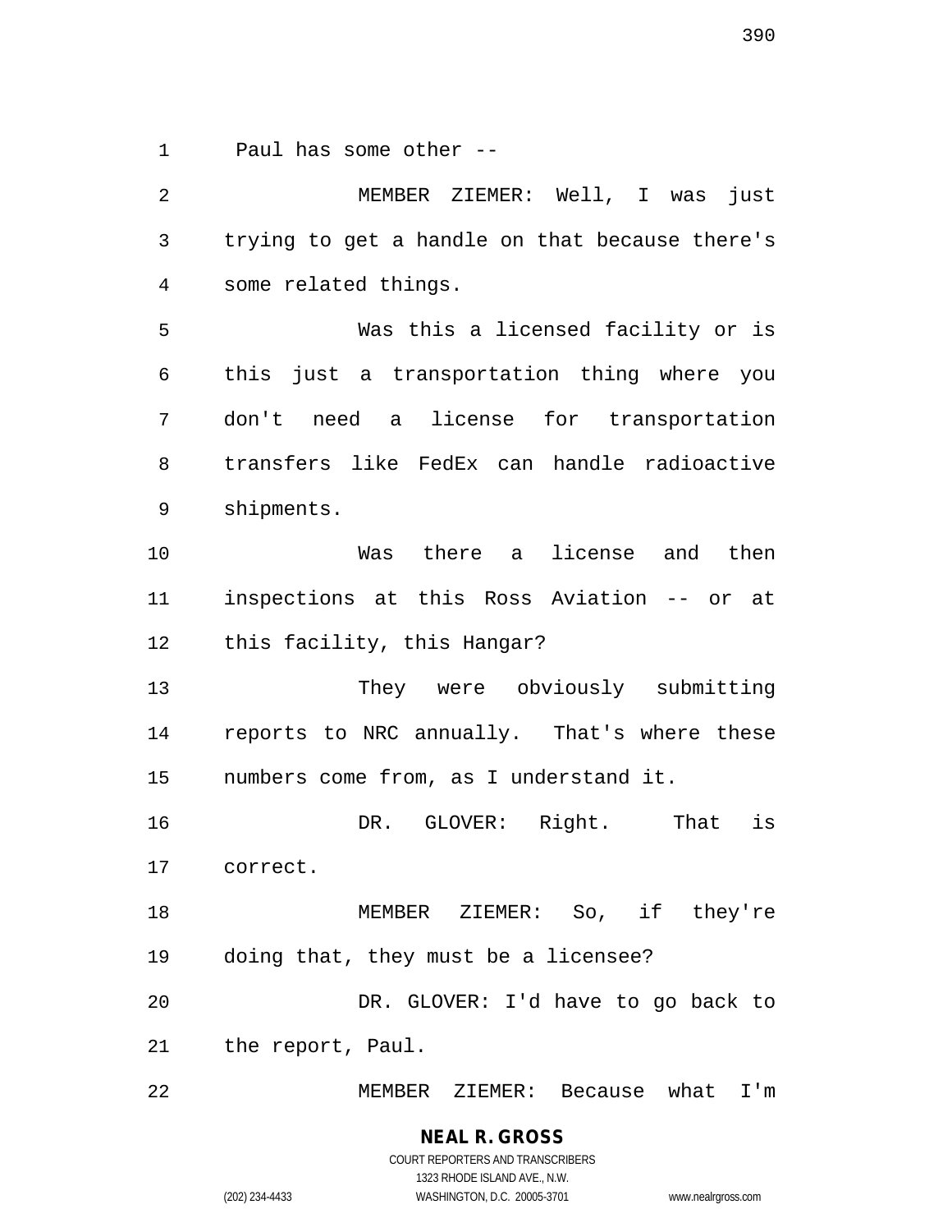Paul has some other --

MEMBER ZIEMER: Well, I was just trying to get a handle on that because there's some related things.

Was this a licensed facility or is this just a transportation thing where you don't need a license for transportation transfers like FedEx can handle radioactive shipments.

Was there a license and then inspections at this Ross Aviation -- or at this facility, this Hangar?

They were obviously submitting reports to NRC annually. That's where these numbers come from, as I understand it.

DR. GLOVER: Right. That is correct.

MEMBER ZIEMER: So, if they're doing that, they must be a licensee?

DR. GLOVER: I'd have to go back to the report, Paul.

MEMBER ZIEMER: Because what I'm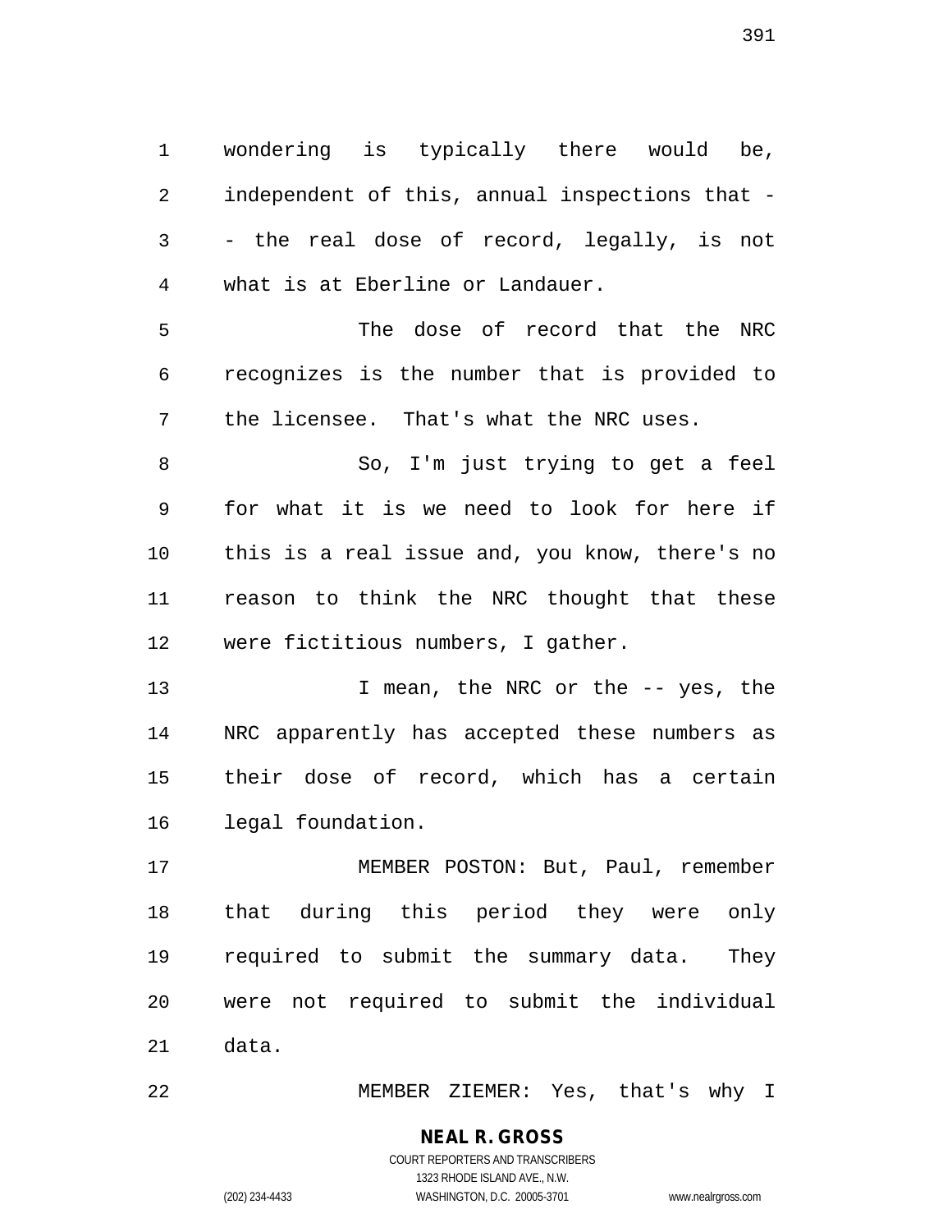wondering is typically there would be, independent of this, annual inspections that -- the real dose of record, legally, is not what is at Eberline or Landauer.

The dose of record that the NRC recognizes is the number that is provided to the licensee. That's what the NRC uses.

So, I'm just trying to get a feel for what it is we need to look for here if this is a real issue and, you know, there's no reason to think the NRC thought that these were fictitious numbers, I gather.

I mean, the NRC or the -- yes, the NRC apparently has accepted these numbers as their dose of record, which has a certain legal foundation.

MEMBER POSTON: But, Paul, remember that during this period they were only required to submit the summary data. They were not required to submit the individual data.

MEMBER ZIEMER: Yes, that's why I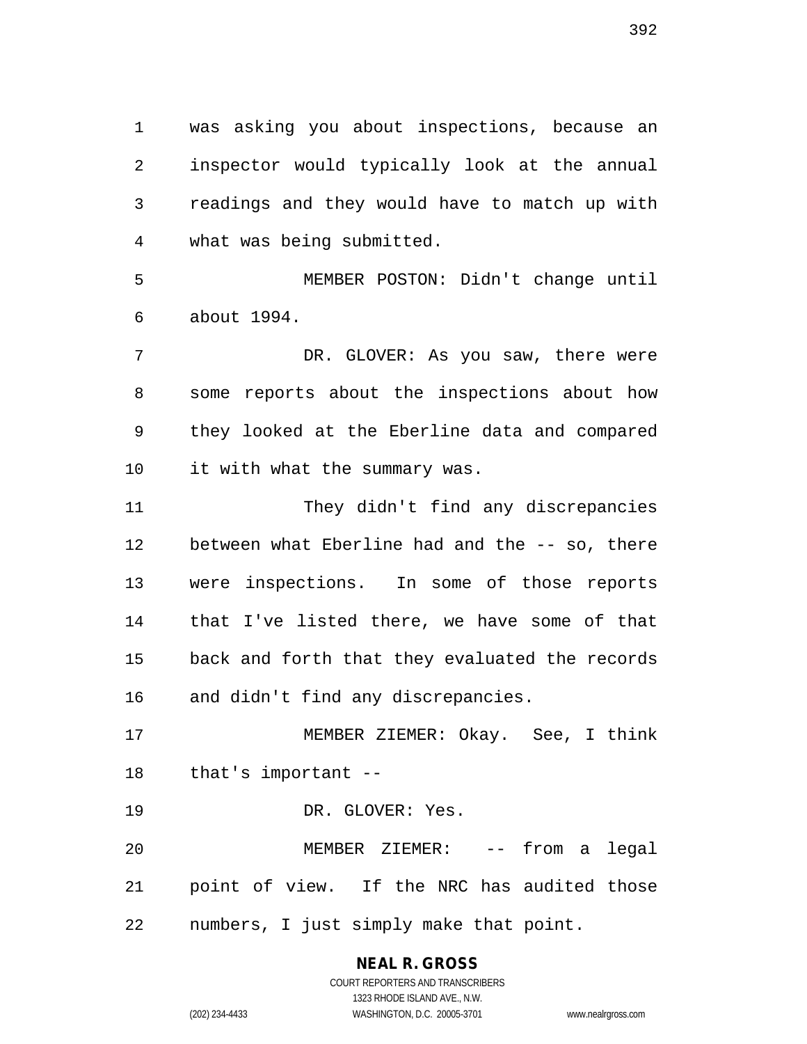was asking you about inspections, because an inspector would typically look at the annual readings and they would have to match up with what was being submitted.

MEMBER POSTON: Didn't change until about 1994.

DR. GLOVER: As you saw, there were some reports about the inspections about how they looked at the Eberline data and compared it with what the summary was.

They didn't find any discrepancies between what Eberline had and the -- so, there were inspections. In some of those reports that I've listed there, we have some of that back and forth that they evaluated the records and didn't find any discrepancies.

MEMBER ZIEMER: Okay. See, I think that's important --

DR. GLOVER: Yes.

MEMBER ZIEMER: -- from a legal point of view. If the NRC has audited those numbers, I just simply make that point.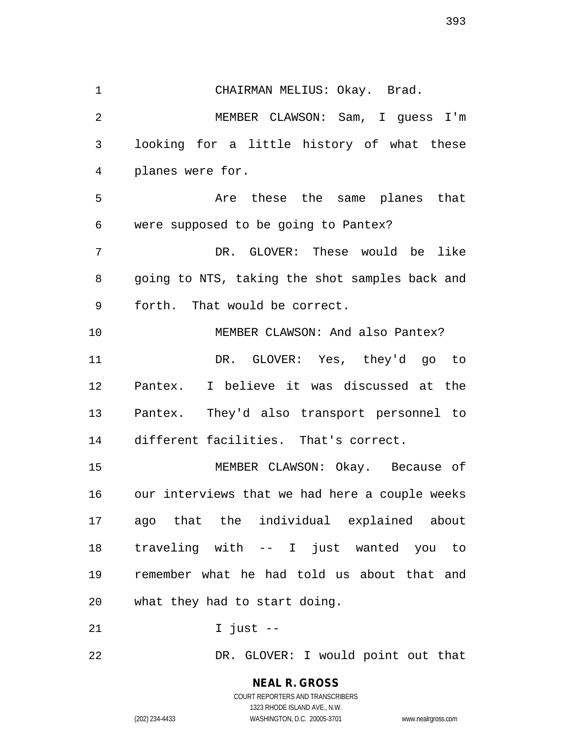CHAIRMAN MELIUS: Okay. Brad.

MEMBER CLAWSON: Sam, I guess I'm looking for a little history of what these planes were for.

Are these the same planes that were supposed to be going to Pantex?

DR. GLOVER: These would be like going to NTS, taking the shot samples back and forth. That would be correct.

MEMBER CLAWSON: And also Pantex?

DR. GLOVER: Yes, they'd go to Pantex. I believe it was discussed at the Pantex. They'd also transport personnel to different facilities. That's correct.

MEMBER CLAWSON: Okay. Because of our interviews that we had here a couple weeks ago that the individual explained about traveling with -- I just wanted you to remember what he had told us about that and what they had to start doing.

I just --

DR. GLOVER: I would point out that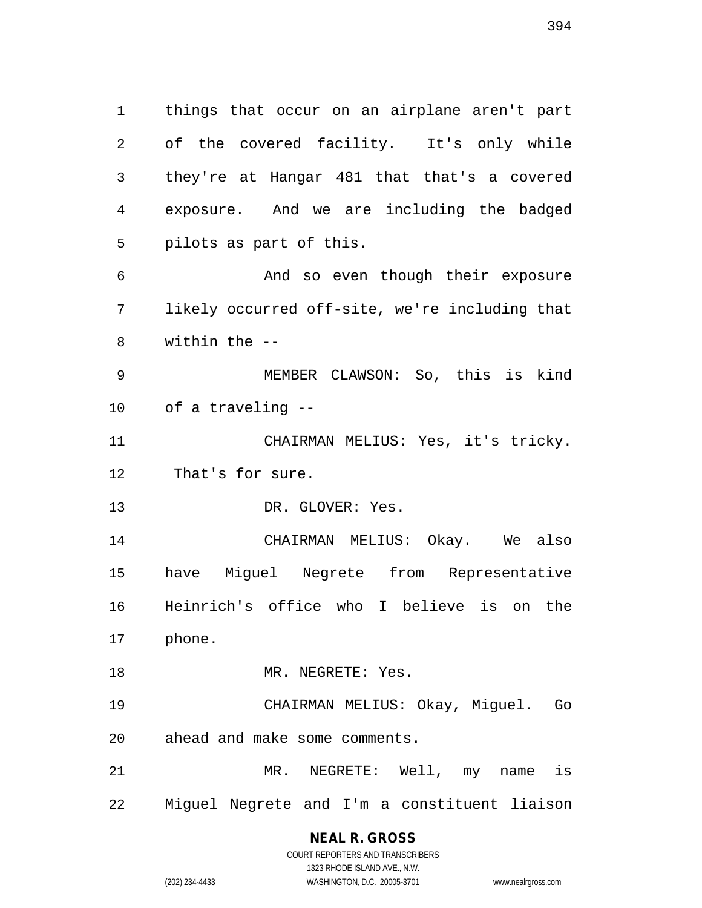things that occur on an airplane aren't part of the covered facility. It's only while they're at Hangar 481 that that's a covered exposure. And we are including the badged pilots as part of this.

And so even though their exposure likely occurred off-site, we're including that within the --

MEMBER CLAWSON: So, this is kind of a traveling --

CHAIRMAN MELIUS: Yes, it's tricky. That's for sure.

DR. GLOVER: Yes.

CHAIRMAN MELIUS: Okay. We also have Miguel Negrete from Representative Heinrich's office who I believe is on the phone.

MR. NEGRETE: Yes.

CHAIRMAN MELIUS: Okay, Miguel. Go ahead and make some comments.

MR. NEGRETE: Well, my name is Miguel Negrete and I'm a constituent liaison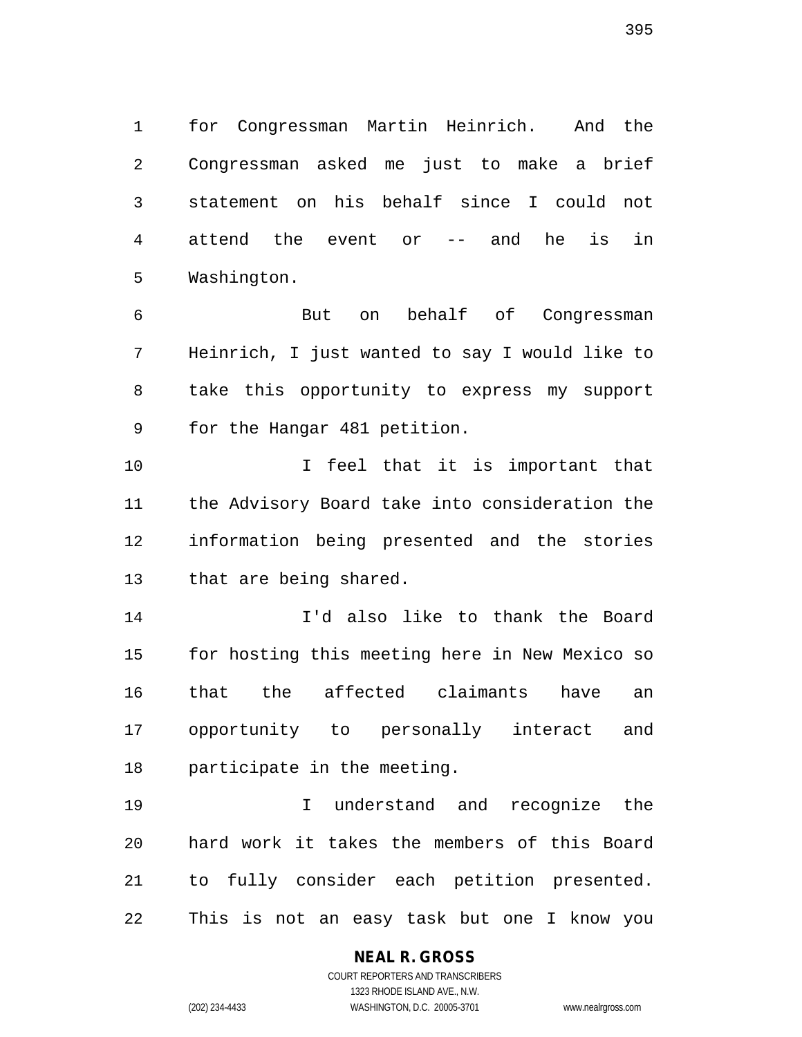for Congressman Martin Heinrich. And the Congressman asked me just to make a brief statement on his behalf since I could not attend the event or -- and he is in Washington.

But on behalf of Congressman Heinrich, I just wanted to say I would like to take this opportunity to express my support for the Hangar 481 petition.

I feel that it is important that the Advisory Board take into consideration the information being presented and the stories that are being shared.

I'd also like to thank the Board for hosting this meeting here in New Mexico so that the affected claimants have an opportunity to personally interact and participate in the meeting.

I understand and recognize the hard work it takes the members of this Board to fully consider each petition presented. This is not an easy task but one I know you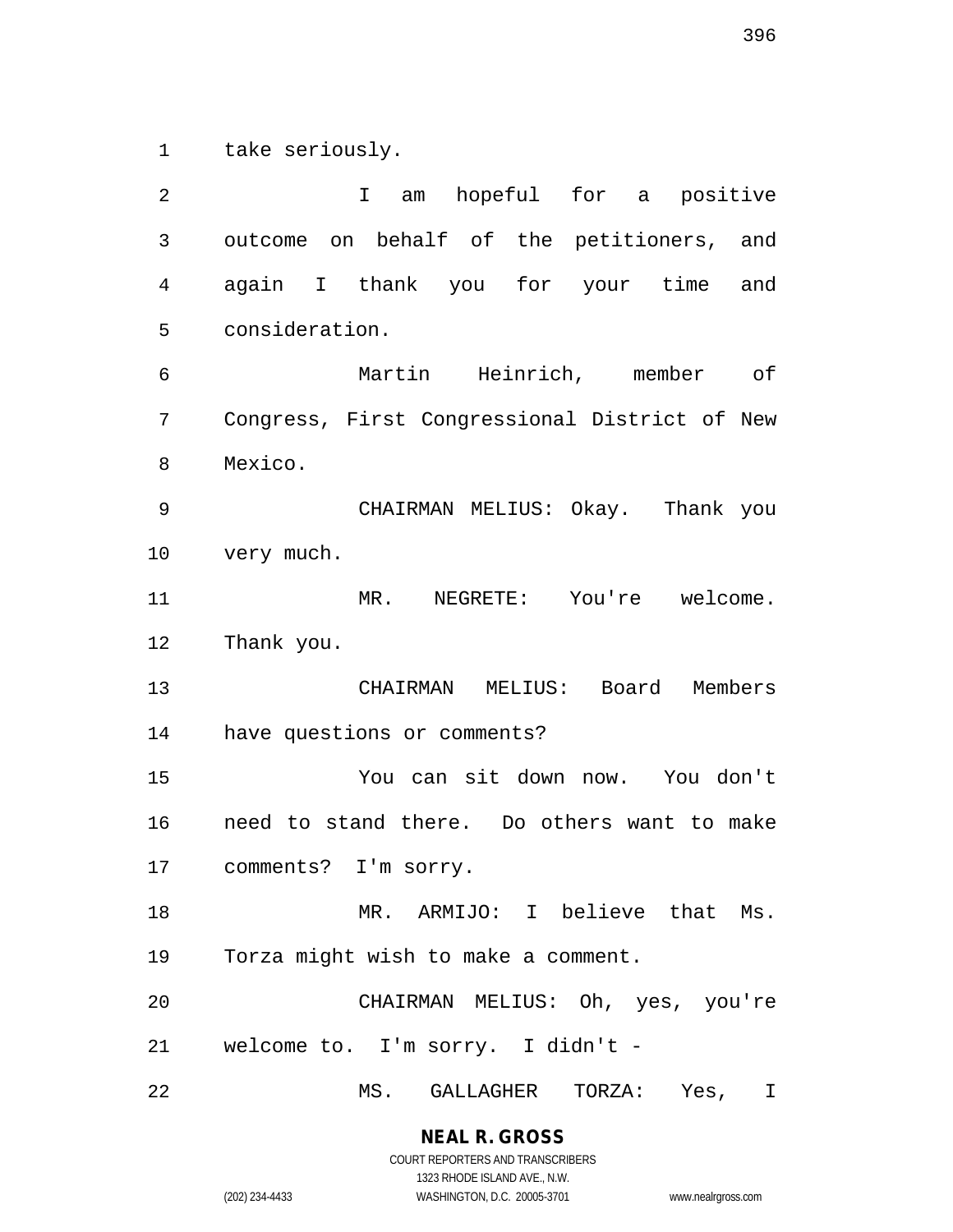take seriously.

I am hopeful for a positive outcome on behalf of the petitioners, and again I thank you for your time and consideration.

Martin Heinrich, member of Congress, First Congressional District of New Mexico.

CHAIRMAN MELIUS: Okay. Thank you very much.

MR. NEGRETE: You're welcome. Thank you.

CHAIRMAN MELIUS: Board Members have questions or comments?

You can sit down now. You don't need to stand there. Do others want to make comments? I'm sorry.

MR. ARMIJO: I believe that Ms. Torza might wish to make a comment.

CHAIRMAN MELIUS: Oh, yes, you're welcome to. I'm sorry. I didn't -

MS. GALLAGHER TORZA: Yes, I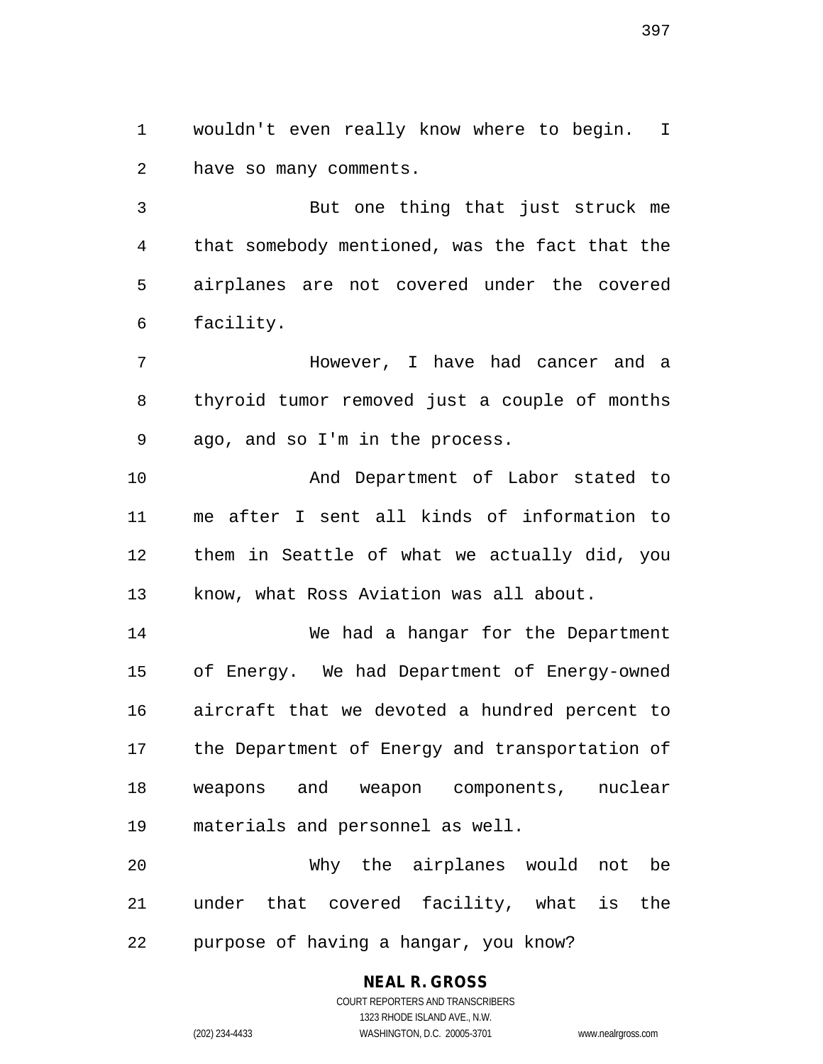wouldn't even really know where to begin. I have so many comments.

But one thing that just struck me that somebody mentioned, was the fact that the airplanes are not covered under the covered facility.

However, I have had cancer and a thyroid tumor removed just a couple of months ago, and so I'm in the process.

And Department of Labor stated to me after I sent all kinds of information to them in Seattle of what we actually did, you know, what Ross Aviation was all about.

We had a hangar for the Department of Energy. We had Department of Energy-owned aircraft that we devoted a hundred percent to the Department of Energy and transportation of weapons and weapon components, nuclear materials and personnel as well.

Why the airplanes would not be under that covered facility, what is the purpose of having a hangar, you know?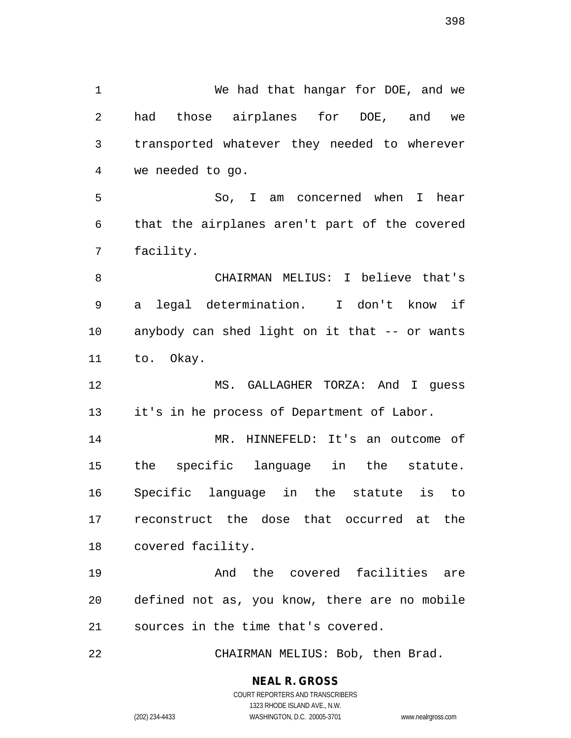We had that hangar for DOE, and we had those airplanes for DOE, and we transported whatever they needed to wherever we needed to go.

So, I am concerned when I hear that the airplanes aren't part of the covered facility.

CHAIRMAN MELIUS: I believe that's a legal determination. I don't know if anybody can shed light on it that -- or wants to. Okay.

MS. GALLAGHER TORZA: And I guess it's in he process of Department of Labor.

MR. HINNEFELD: It's an outcome of the specific language in the statute. Specific language in the statute is to reconstruct the dose that occurred at the covered facility.

And the covered facilities are defined not as, you know, there are no mobile sources in the time that's covered.

CHAIRMAN MELIUS: Bob, then Brad.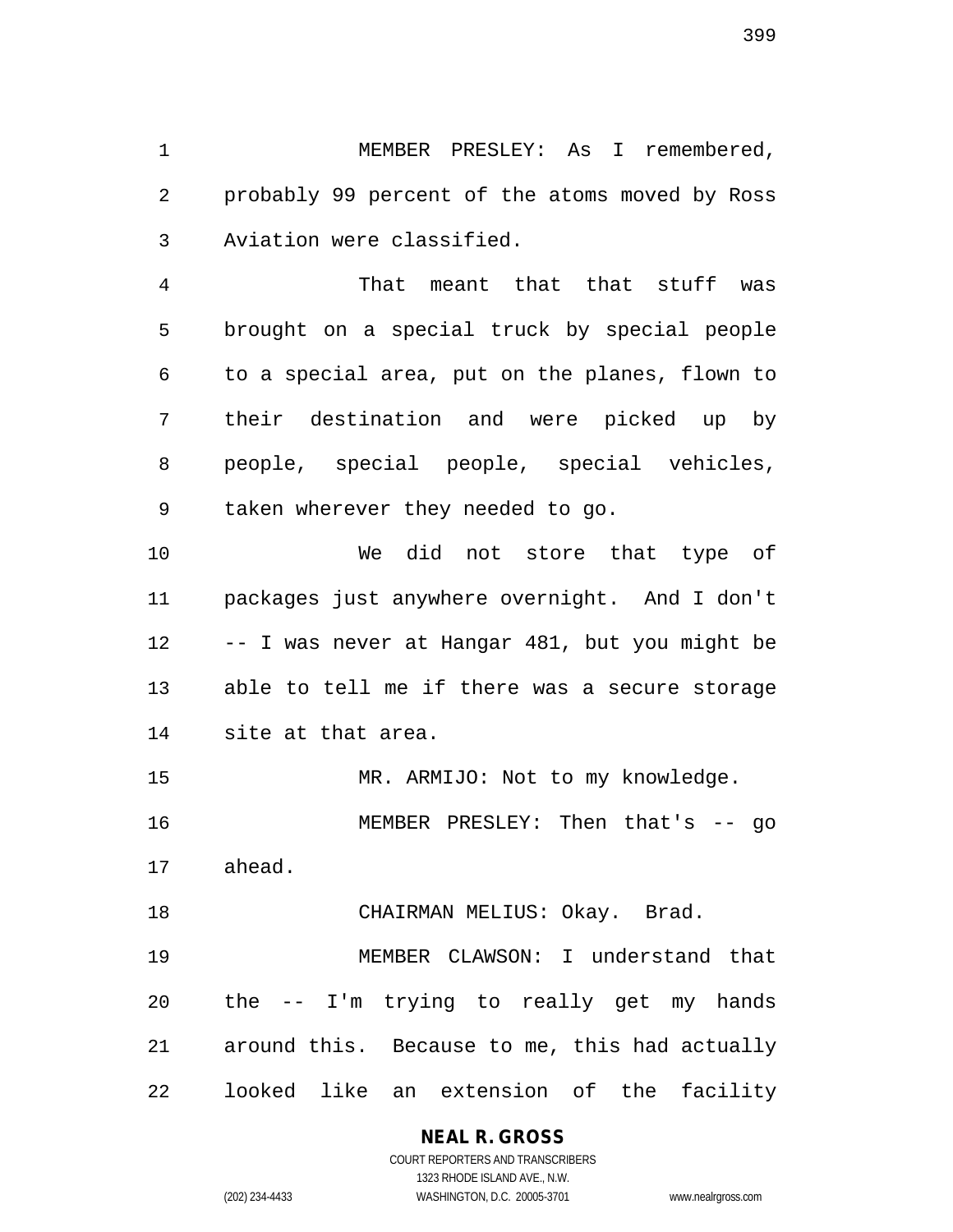MEMBER PRESLEY: As I remembered, probably 99 percent of the atoms moved by Ross Aviation were classified.

That meant that that stuff was brought on a special truck by special people to a special area, put on the planes, flown to their destination and were picked up by people, special people, special vehicles, taken wherever they needed to go.

We did not store that type of packages just anywhere overnight. And I don't -- I was never at Hangar 481, but you might be able to tell me if there was a secure storage site at that area.

MR. ARMIJO: Not to my knowledge.

MEMBER PRESLEY: Then that's -- go ahead.

CHAIRMAN MELIUS: Okay. Brad.

MEMBER CLAWSON: I understand that the -- I'm trying to really get my hands around this. Because to me, this had actually looked like an extension of the facility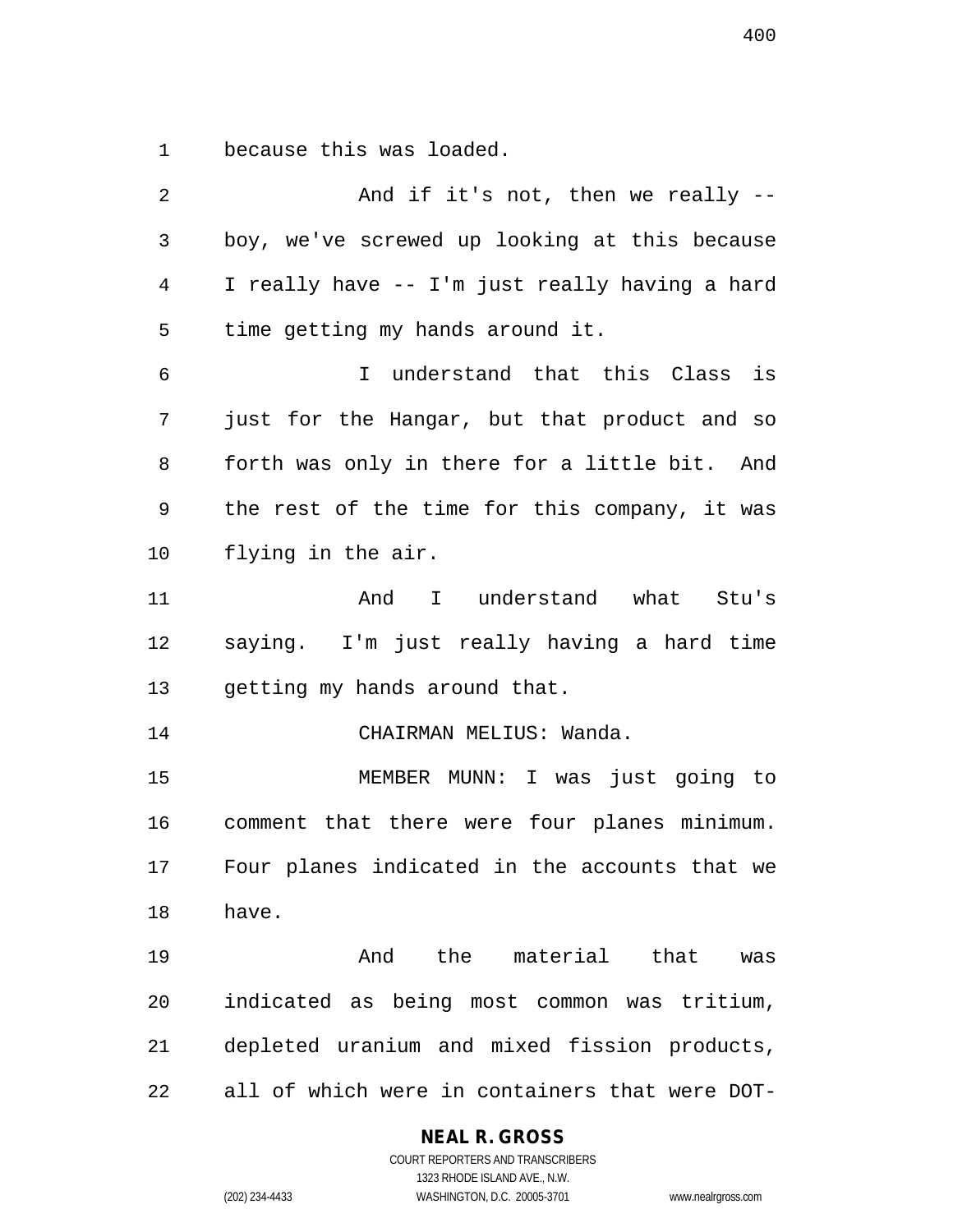because this was loaded.

And if it's not, then we really -- boy, we've screwed up looking at this because I really have -- I'm just really having a hard time getting my hands around it.

I understand that this Class is just for the Hangar, but that product and so forth was only in there for a little bit. And the rest of the time for this company, it was flying in the air.

And I understand what Stu's saying. I'm just really having a hard time getting my hands around that.

CHAIRMAN MELIUS: Wanda.

MEMBER MUNN: I was just going to comment that there were four planes minimum. Four planes indicated in the accounts that we have.

And the material that was indicated as being most common was tritium, depleted uranium and mixed fission products, all of which were in containers that were DOT-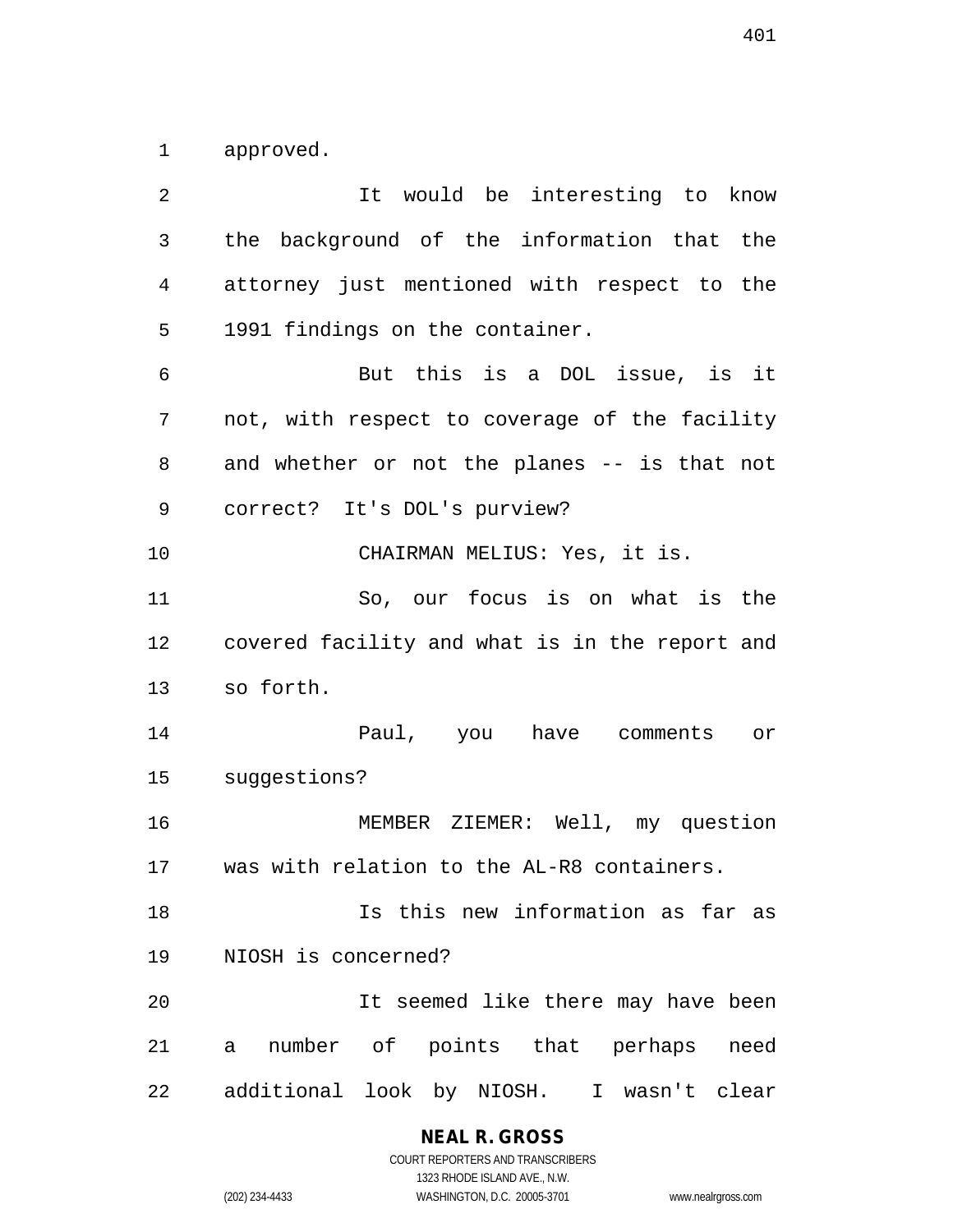approved.

It would be interesting to know the background of the information that the attorney just mentioned with respect to the 1991 findings on the container.

But this is a DOL issue, is it not, with respect to coverage of the facility and whether or not the planes -- is that not correct? It's DOL's purview?

CHAIRMAN MELIUS: Yes, it is.

So, our focus is on what is the covered facility and what is in the report and so forth.

Paul, you have comments or suggestions?

MEMBER ZIEMER: Well, my question was with relation to the AL-R8 containers.

Is this new information as far as NIOSH is concerned?

It seemed like there may have been a number of points that perhaps need additional look by NIOSH. I wasn't clear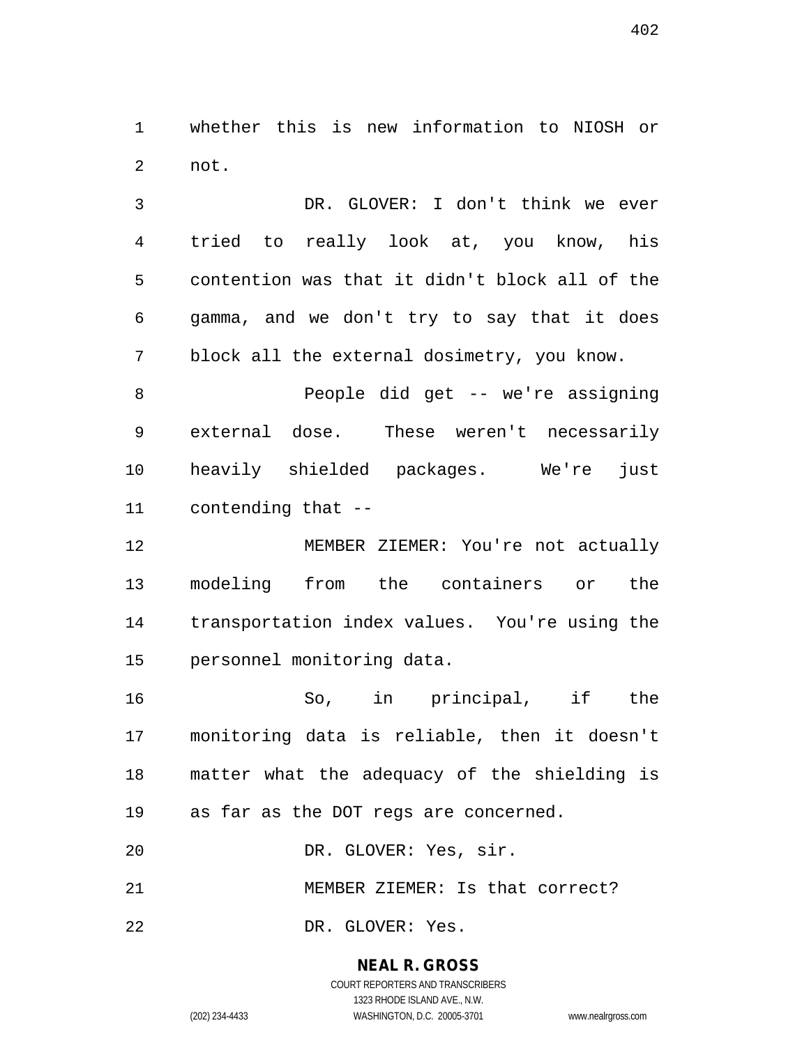whether this is new information to NIOSH or not.

DR. GLOVER: I don't think we ever tried to really look at, you know, his contention was that it didn't block all of the gamma, and we don't try to say that it does block all the external dosimetry, you know.

People did get -- we're assigning external dose. These weren't necessarily heavily shielded packages. We're just contending that --

MEMBER ZIEMER: You're not actually modeling from the containers or the transportation index values. You're using the personnel monitoring data.

So, in principal, if the monitoring data is reliable, then it doesn't matter what the adequacy of the shielding is as far as the DOT regs are concerned.

DR. GLOVER: Yes, sir.

MEMBER ZIEMER: Is that correct?

DR. GLOVER: Yes.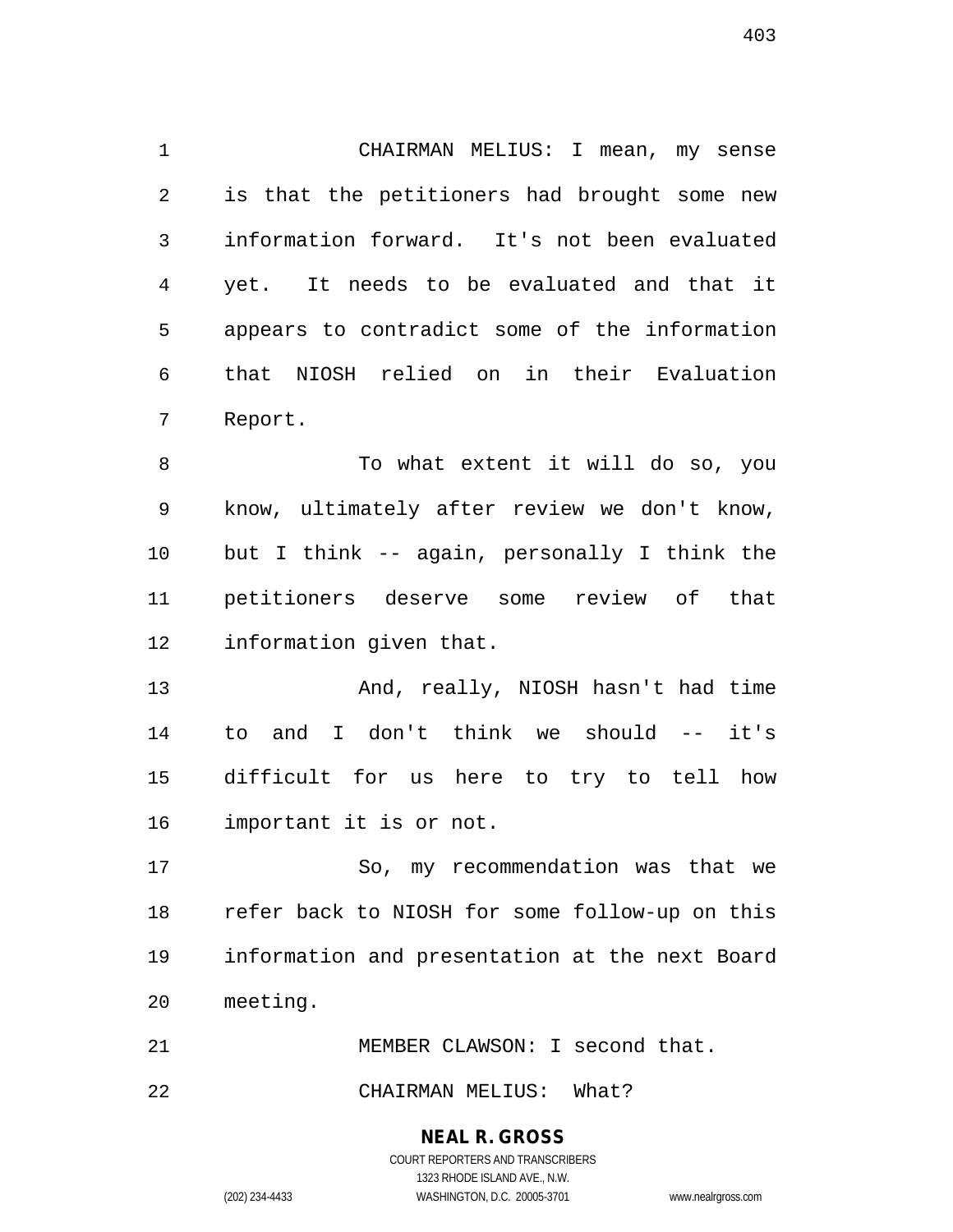CHAIRMAN MELIUS: I mean, my sense is that the petitioners had brought some new information forward. It's not been evaluated yet. It needs to be evaluated and that it appears to contradict some of the information that NIOSH relied on in their Evaluation Report.

To what extent it will do so, you know, ultimately after review we don't know, but I think -- again, personally I think the petitioners deserve some review of that information given that.

And, really, NIOSH hasn't had time to and I don't think we should -- it's difficult for us here to try to tell how important it is or not.

So, my recommendation was that we refer back to NIOSH for some follow-up on this information and presentation at the next Board meeting.

MEMBER CLAWSON: I second that.

CHAIRMAN MELIUS: What?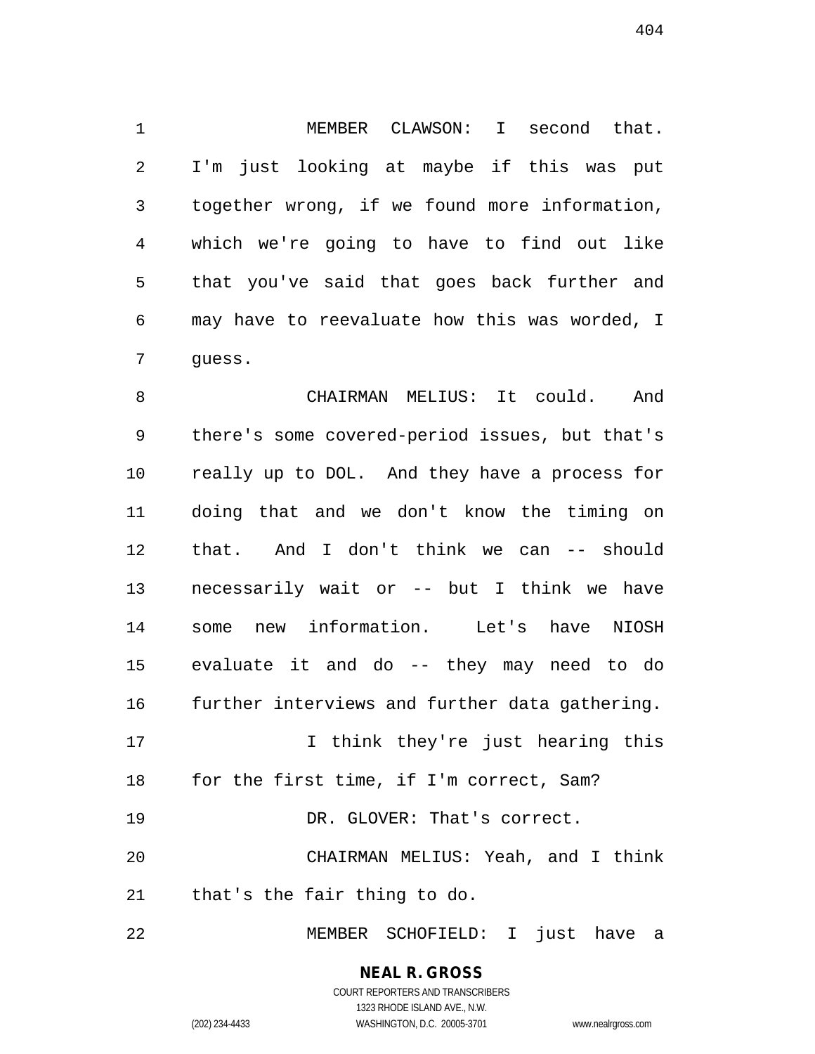MEMBER CLAWSON: I second that. I'm just looking at maybe if this was put together wrong, if we found more information, which we're going to have to find out like that you've said that goes back further and may have to reevaluate how this was worded, I guess.

CHAIRMAN MELIUS: It could. And there's some covered-period issues, but that's really up to DOL. And they have a process for doing that and we don't know the timing on that. And I don't think we can -- should necessarily wait or -- but I think we have some new information. Let's have NIOSH evaluate it and do -- they may need to do further interviews and further data gathering.

I think they're just hearing this for the first time, if I'm correct, Sam?

DR. GLOVER: That's correct.

CHAIRMAN MELIUS: Yeah, and I think that's the fair thing to do.

MEMBER SCHOFIELD: I just have a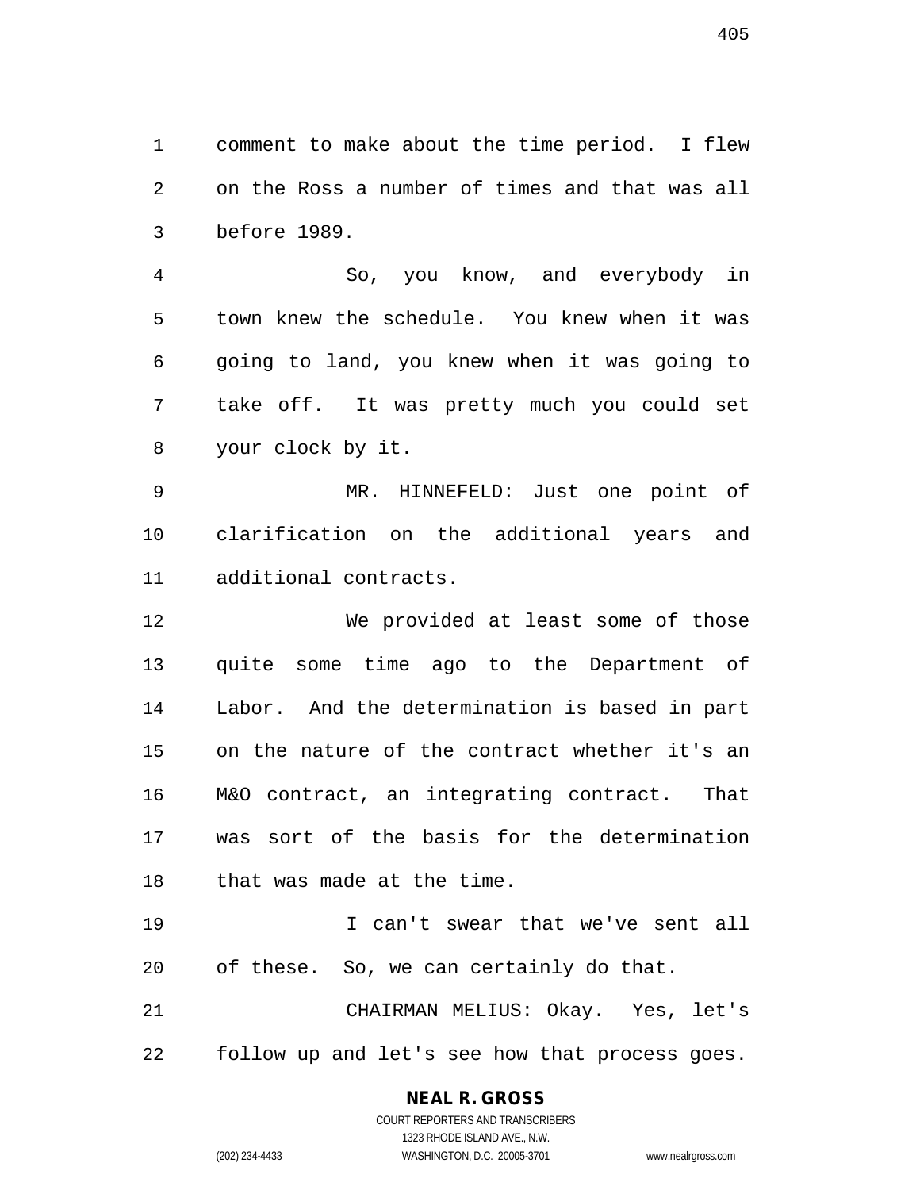comment to make about the time period. I flew on the Ross a number of times and that was all before 1989.

So, you know, and everybody in town knew the schedule. You knew when it was going to land, you knew when it was going to take off. It was pretty much you could set your clock by it.

MR. HINNEFELD: Just one point of clarification on the additional years and additional contracts.

We provided at least some of those quite some time ago to the Department of Labor. And the determination is based in part on the nature of the contract whether it's an M&O contract, an integrating contract. That was sort of the basis for the determination that was made at the time.

I can't swear that we've sent all of these. So, we can certainly do that.

CHAIRMAN MELIUS: Okay. Yes, let's follow up and let's see how that process goes.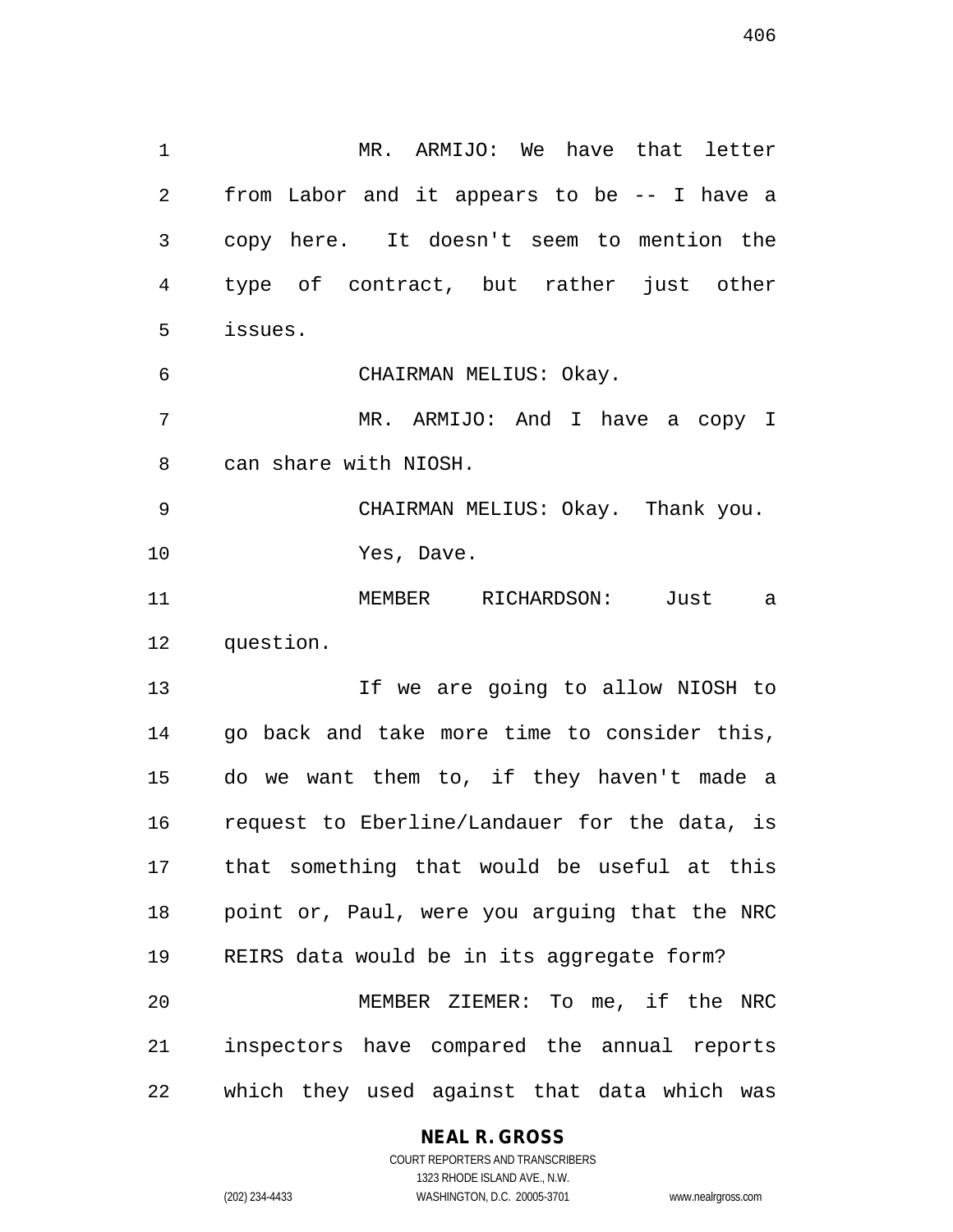MR. ARMIJO: We have that letter from Labor and it appears to be -- I have a copy here. It doesn't seem to mention the type of contract, but rather just other issues.

CHAIRMAN MELIUS: Okay.

MR. ARMIJO: And I have a copy I can share with NIOSH.

CHAIRMAN MELIUS: Okay. Thank you.

Yes, Dave.

MEMBER RICHARDSON: Just a question.

If we are going to allow NIOSH to go back and take more time to consider this, do we want them to, if they haven't made a request to Eberline/Landauer for the data, is that something that would be useful at this point or, Paul, were you arguing that the NRC REIRS data would be in its aggregate form?

MEMBER ZIEMER: To me, if the NRC inspectors have compared the annual reports which they used against that data which was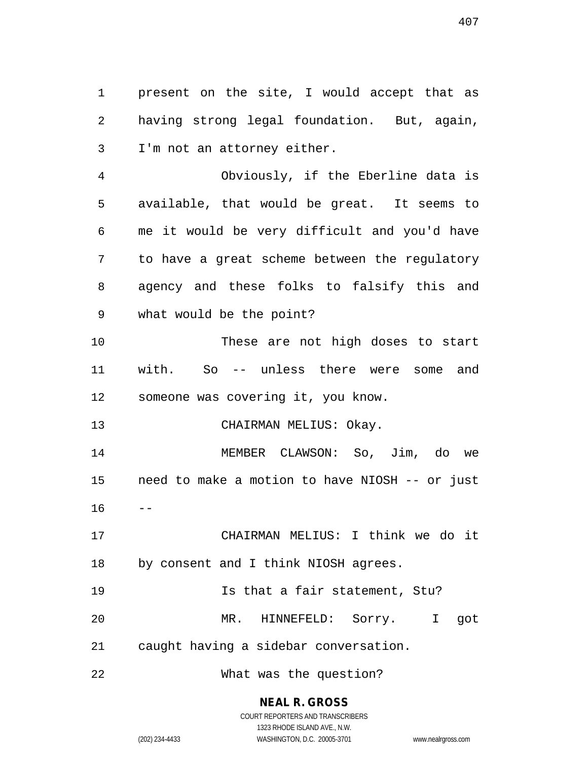present on the site, I would accept that as having strong legal foundation. But, again, I'm not an attorney either.

Obviously, if the Eberline data is available, that would be great. It seems to me it would be very difficult and you'd have to have a great scheme between the regulatory agency and these folks to falsify this and what would be the point?

These are not high doses to start with. So -- unless there were some and someone was covering it, you know.

CHAIRMAN MELIUS: Okay.

MEMBER CLAWSON: So, Jim, do we need to make a motion to have NIOSH -- or just --

CHAIRMAN MELIUS: I think we do it by consent and I think NIOSH agrees.

Is that a fair statement, Stu?

MR. HINNEFELD: Sorry. I got caught having a sidebar conversation.

What was the question?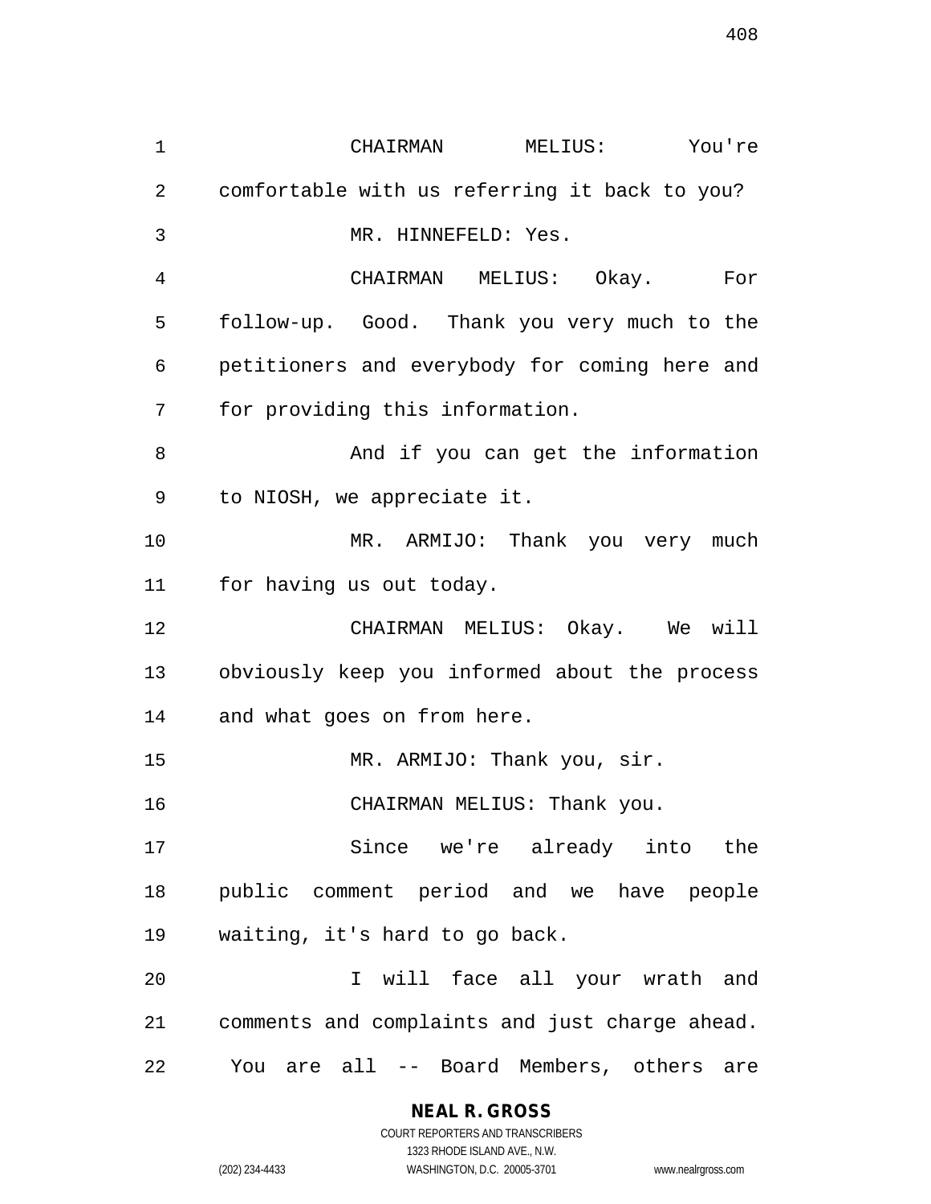CHAIRMAN MELIUS: You're comfortable with us referring it back to you?

MR. HINNEFELD: Yes.

CHAIRMAN MELIUS: Okay. For follow-up. Good. Thank you very much to the petitioners and everybody for coming here and for providing this information.

And if you can get the information to NIOSH, we appreciate it.

MR. ARMIJO: Thank you very much for having us out today.

CHAIRMAN MELIUS: Okay. We will obviously keep you informed about the process and what goes on from here.

MR. ARMIJO: Thank you, sir.

CHAIRMAN MELIUS: Thank you.

Since we're already into the public comment period and we have people waiting, it's hard to go back.

I will face all your wrath and comments and complaints and just charge ahead. You are all -- Board Members, others are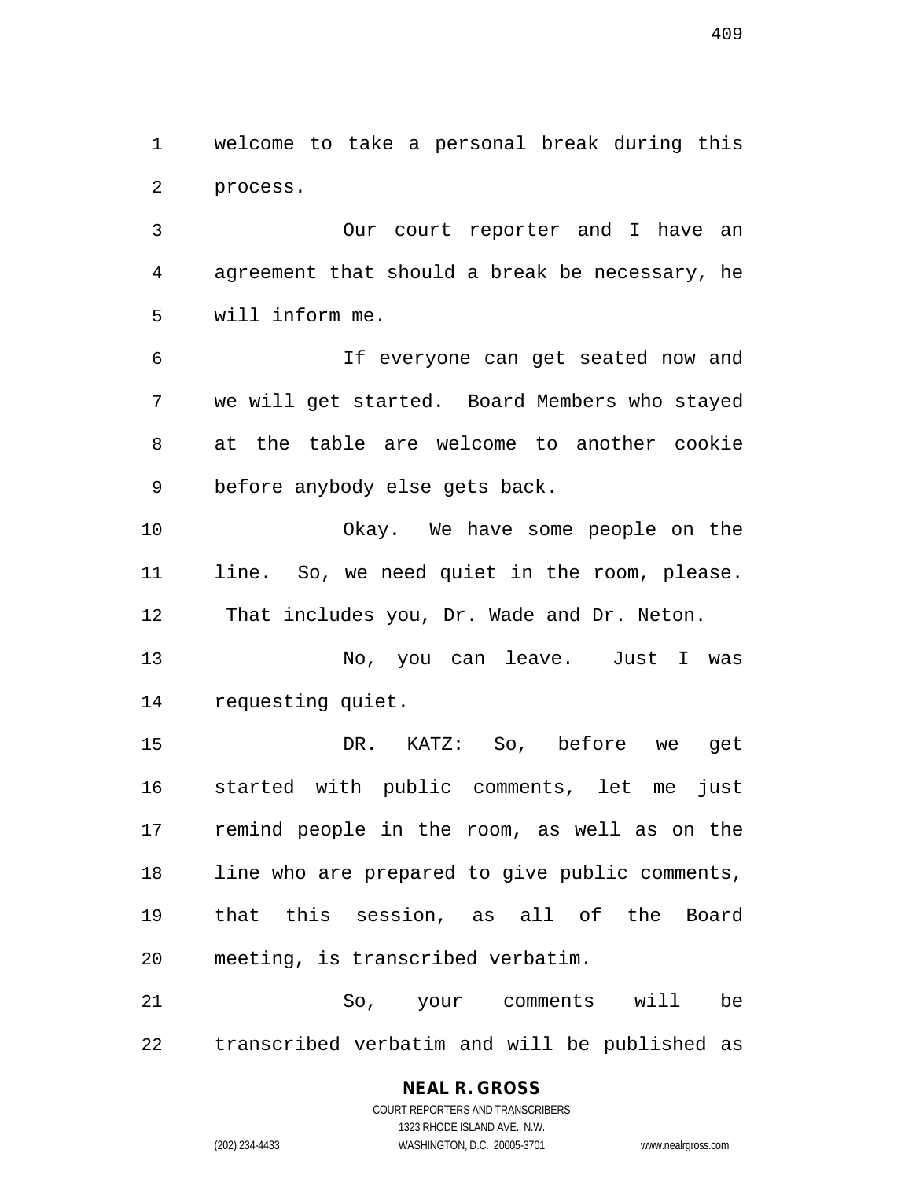welcome to take a personal break during this process.

Our court reporter and I have an agreement that should a break be necessary, he will inform me.

If everyone can get seated now and we will get started. Board Members who stayed at the table are welcome to another cookie before anybody else gets back.

Okay. We have some people on the line. So, we need quiet in the room, please. That includes you, Dr. Wade and Dr. Neton.

No, you can leave. Just I was requesting quiet.

DR. KATZ: So, before we get started with public comments, let me just remind people in the room, as well as on the line who are prepared to give public comments, that this session, as all of the Board meeting, is transcribed verbatim.

So, your comments will be transcribed verbatim and will be published as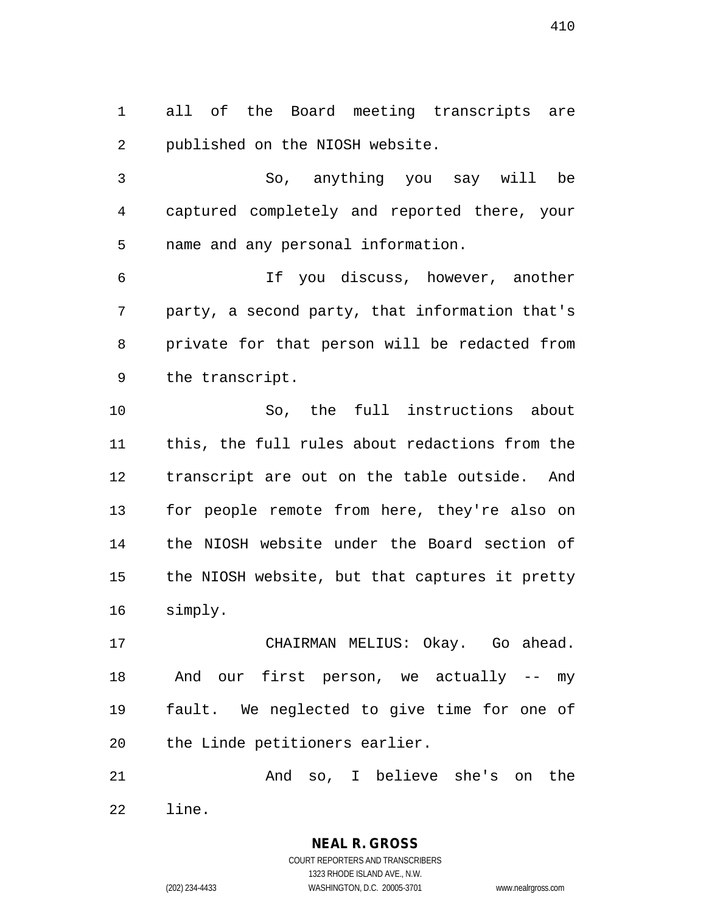all of the Board meeting transcripts are published on the NIOSH website.

So, anything you say will be captured completely and reported there, your name and any personal information.

If you discuss, however, another party, a second party, that information that's private for that person will be redacted from the transcript.

So, the full instructions about this, the full rules about redactions from the transcript are out on the table outside. And for people remote from here, they're also on the NIOSH website under the Board section of the NIOSH website, but that captures it pretty simply.

CHAIRMAN MELIUS: Okay. Go ahead. And our first person, we actually -- my fault. We neglected to give time for one of the Linde petitioners earlier.

And so, I believe she's on the line.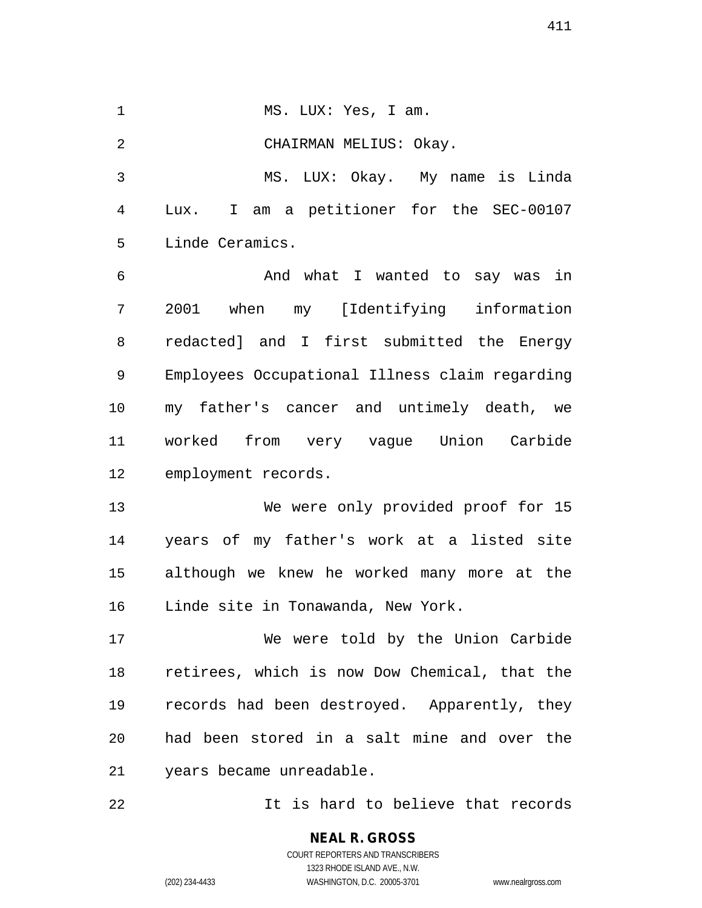MS. LUX: Yes, I am.

CHAIRMAN MELIUS: Okay.

MS. LUX: Okay. My name is Linda Lux. I am a petitioner for the SEC-00107 Linde Ceramics.

And what I wanted to say was in 2001 when my [Identifying information redacted] and I first submitted the Energy Employees Occupational Illness claim regarding my father's cancer and untimely death, we worked from very vague Union Carbide employment records.

We were only provided proof for 15 years of my father's work at a listed site although we knew he worked many more at the Linde site in Tonawanda, New York.

We were told by the Union Carbide retirees, which is now Dow Chemical, that the records had been destroyed. Apparently, they had been stored in a salt mine and over the years became unreadable.

It is hard to believe that records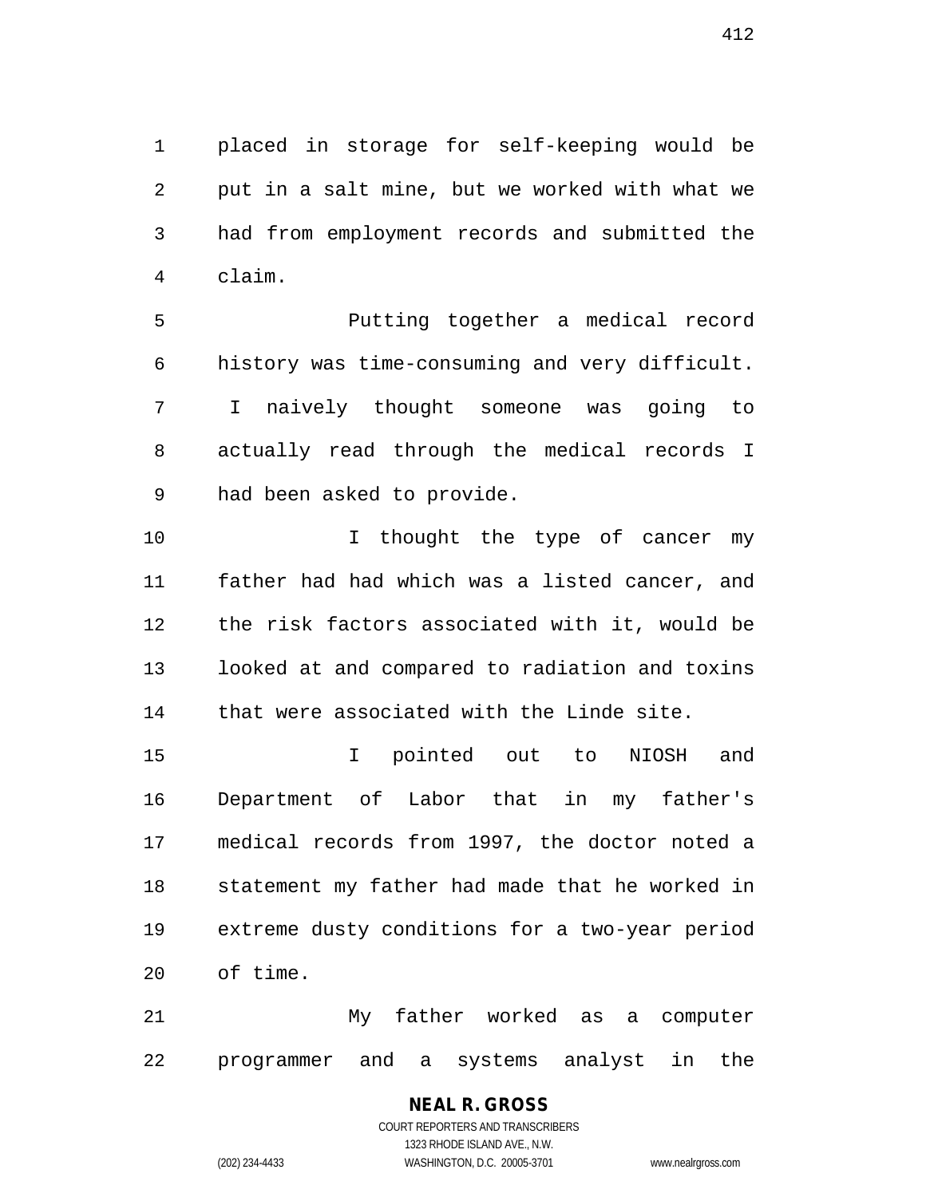placed in storage for self-keeping would be put in a salt mine, but we worked with what we had from employment records and submitted the claim.

Putting together a medical record history was time-consuming and very difficult. I naively thought someone was going to actually read through the medical records I had been asked to provide.

I thought the type of cancer my father had had which was a listed cancer, and the risk factors associated with it, would be looked at and compared to radiation and toxins that were associated with the Linde site.

I pointed out to NIOSH and Department of Labor that in my father's medical records from 1997, the doctor noted a statement my father had made that he worked in extreme dusty conditions for a two-year period of time.

My father worked as a computer programmer and a systems analyst in the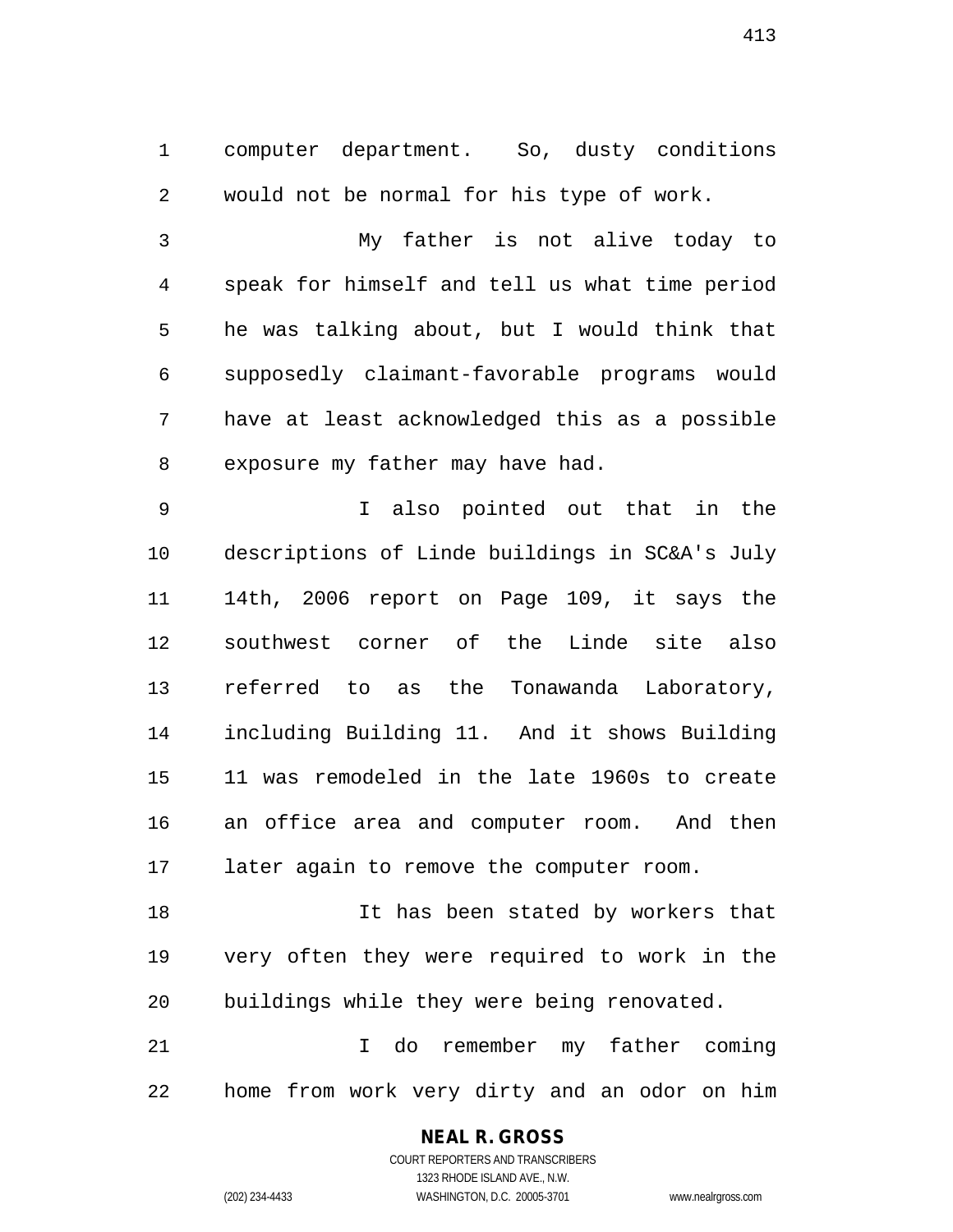computer department. So, dusty conditions would not be normal for his type of work.

My father is not alive today to speak for himself and tell us what time period he was talking about, but I would think that supposedly claimant-favorable programs would have at least acknowledged this as a possible exposure my father may have had.

I also pointed out that in the descriptions of Linde buildings in SC&A's July 14th, 2006 report on Page 109, it says the southwest corner of the Linde site also referred to as the Tonawanda Laboratory, including Building 11. And it shows Building 11 was remodeled in the late 1960s to create an office area and computer room. And then later again to remove the computer room.

It has been stated by workers that very often they were required to work in the buildings while they were being renovated.

I do remember my father coming home from work very dirty and an odor on him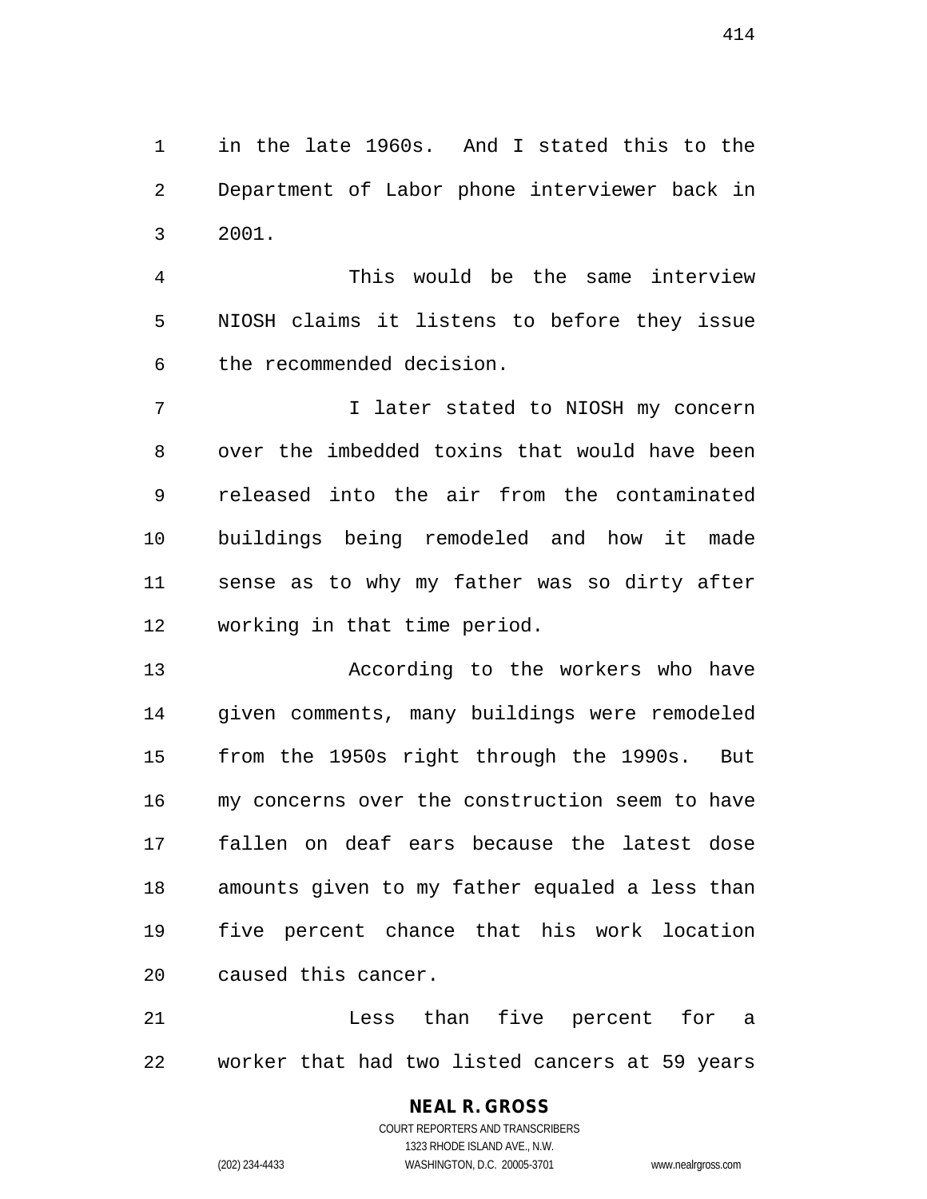in the late 1960s. And I stated this to the Department of Labor phone interviewer back in 2001.

This would be the same interview NIOSH claims it listens to before they issue the recommended decision.

I later stated to NIOSH my concern over the imbedded toxins that would have been released into the air from the contaminated buildings being remodeled and how it made sense as to why my father was so dirty after working in that time period.

According to the workers who have given comments, many buildings were remodeled from the 1950s right through the 1990s. But my concerns over the construction seem to have fallen on deaf ears because the latest dose amounts given to my father equaled a less than five percent chance that his work location caused this cancer.

Less than five percent for a worker that had two listed cancers at 59 years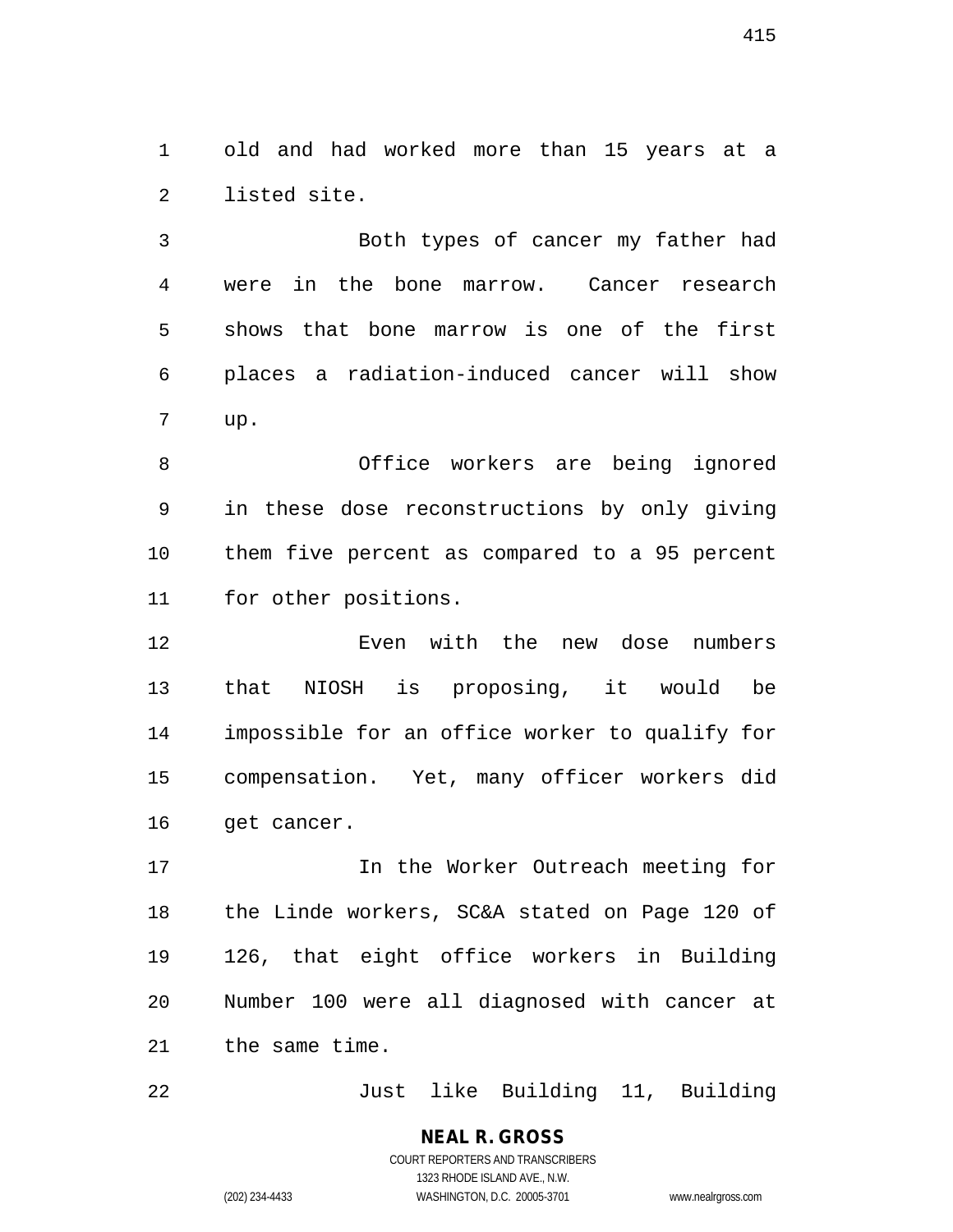old and had worked more than 15 years at a listed site.

Both types of cancer my father had were in the bone marrow. Cancer research shows that bone marrow is one of the first places a radiation-induced cancer will show up.

Office workers are being ignored in these dose reconstructions by only giving them five percent as compared to a 95 percent for other positions.

Even with the new dose numbers that NIOSH is proposing, it would be impossible for an office worker to qualify for compensation. Yet, many officer workers did get cancer.

In the Worker Outreach meeting for the Linde workers, SC&A stated on Page 120 of 126, that eight office workers in Building Number 100 were all diagnosed with cancer at the same time.

Just like Building 11, Building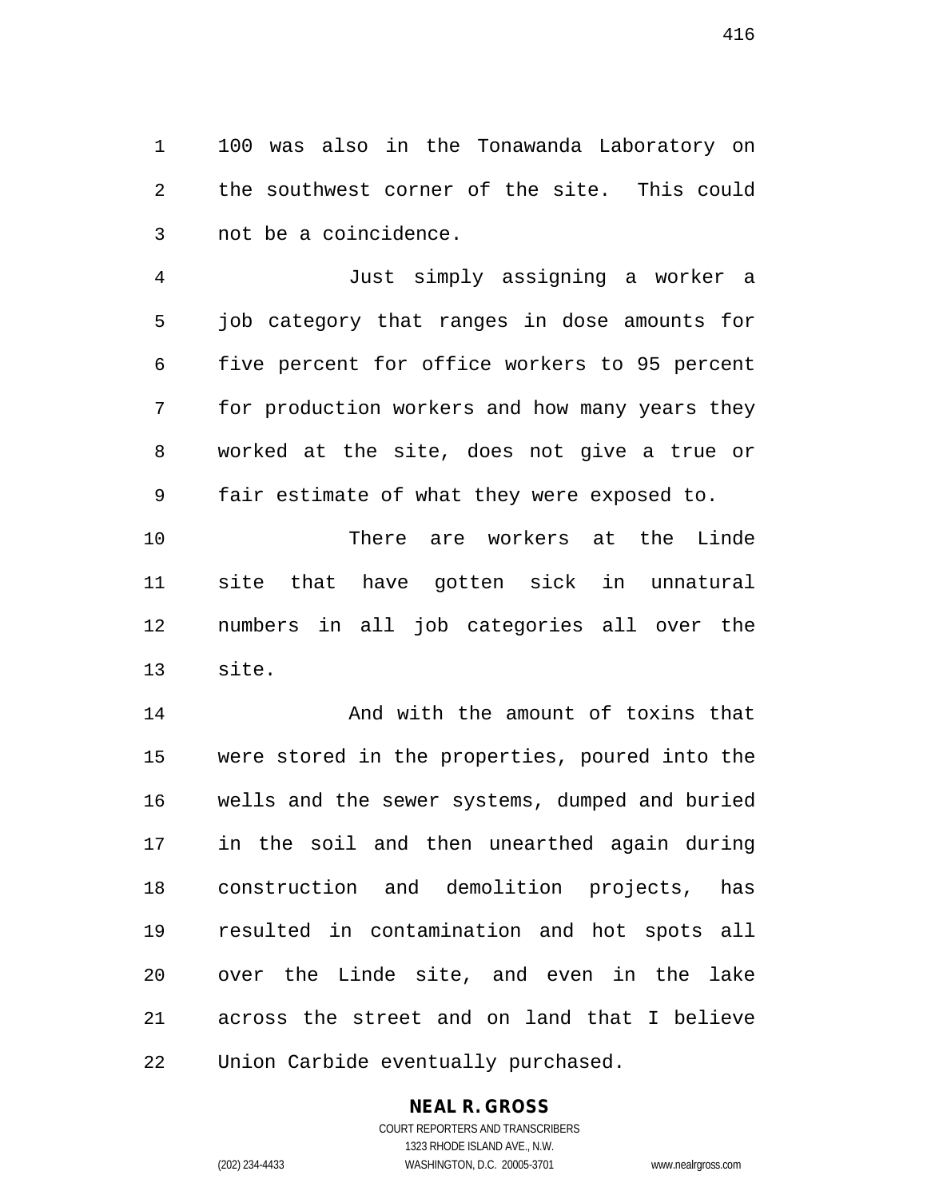100 was also in the Tonawanda Laboratory on the southwest corner of the site. This could not be a coincidence.

Just simply assigning a worker a job category that ranges in dose amounts for five percent for office workers to 95 percent for production workers and how many years they worked at the site, does not give a true or fair estimate of what they were exposed to.

There are workers at the Linde site that have gotten sick in unnatural numbers in all job categories all over the site.

And with the amount of toxins that were stored in the properties, poured into the wells and the sewer systems, dumped and buried in the soil and then unearthed again during construction and demolition projects, has resulted in contamination and hot spots all over the Linde site, and even in the lake across the street and on land that I believe Union Carbide eventually purchased.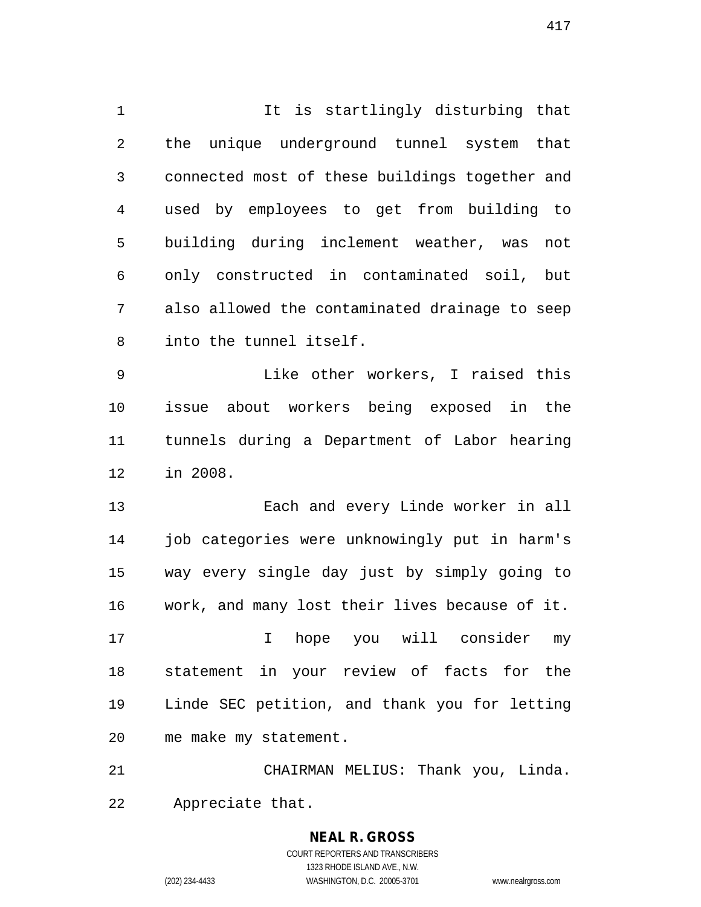It is startlingly disturbing that the unique underground tunnel system that connected most of these buildings together and used by employees to get from building to building during inclement weather, was not only constructed in contaminated soil, but also allowed the contaminated drainage to seep into the tunnel itself.

Like other workers, I raised this issue about workers being exposed in the tunnels during a Department of Labor hearing in 2008.

Each and every Linde worker in all job categories were unknowingly put in harm's way every single day just by simply going to work, and many lost their lives because of it.

I hope you will consider my statement in your review of facts for the Linde SEC petition, and thank you for letting me make my statement.

CHAIRMAN MELIUS: Thank you, Linda. Appreciate that.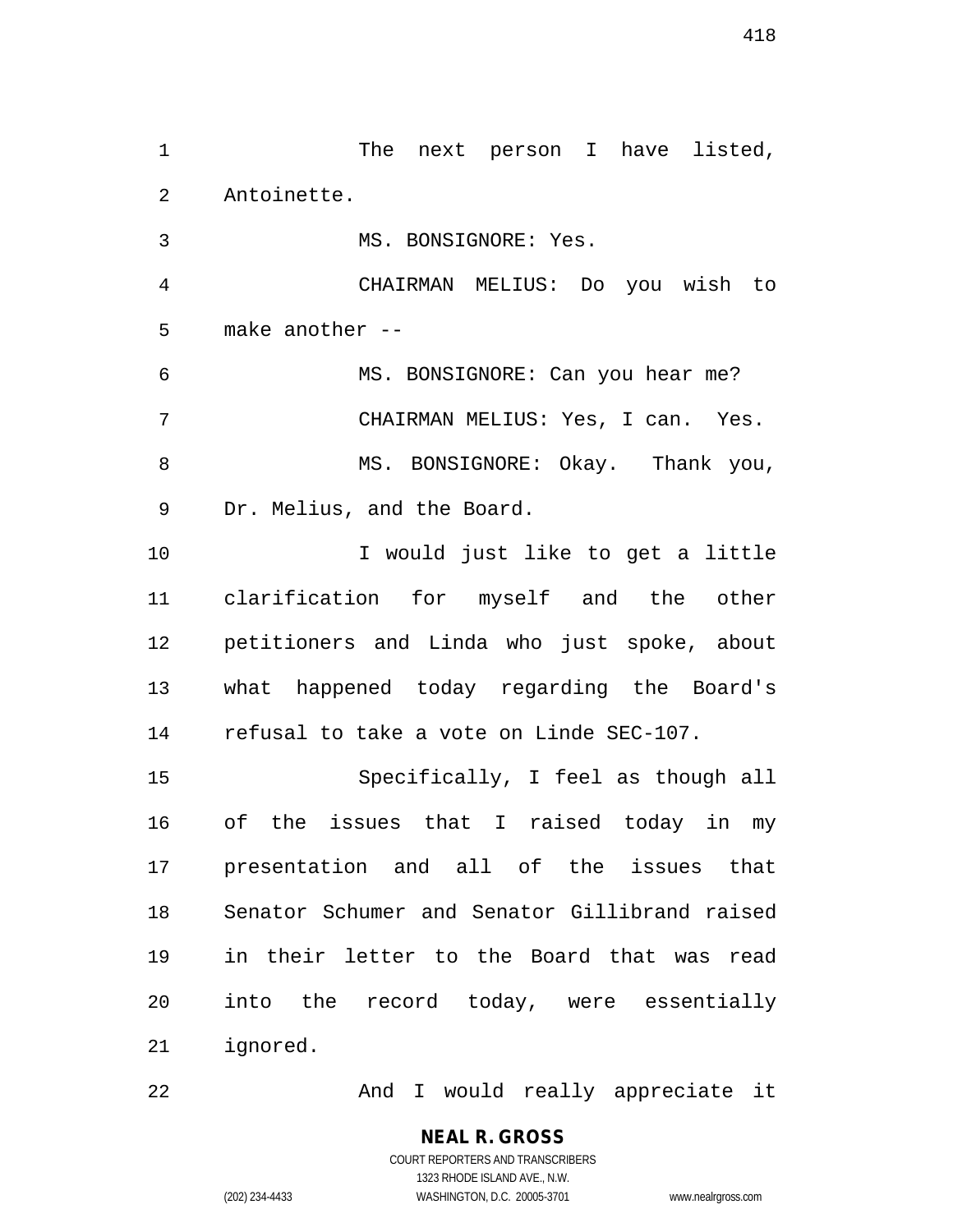The next person I have listed, Antoinette.

MS. BONSIGNORE: Yes.

CHAIRMAN MELIUS: Do you wish to make another --

MS. BONSIGNORE: Can you hear me?

CHAIRMAN MELIUS: Yes, I can. Yes.

MS. BONSIGNORE: Okay. Thank you, Dr. Melius, and the Board.

I would just like to get a little clarification for myself and the other petitioners and Linda who just spoke, about what happened today regarding the Board's refusal to take a vote on Linde SEC-107.

Specifically, I feel as though all of the issues that I raised today in my presentation and all of the issues that Senator Schumer and Senator Gillibrand raised in their letter to the Board that was read into the record today, were essentially ignored.

And I would really appreciate it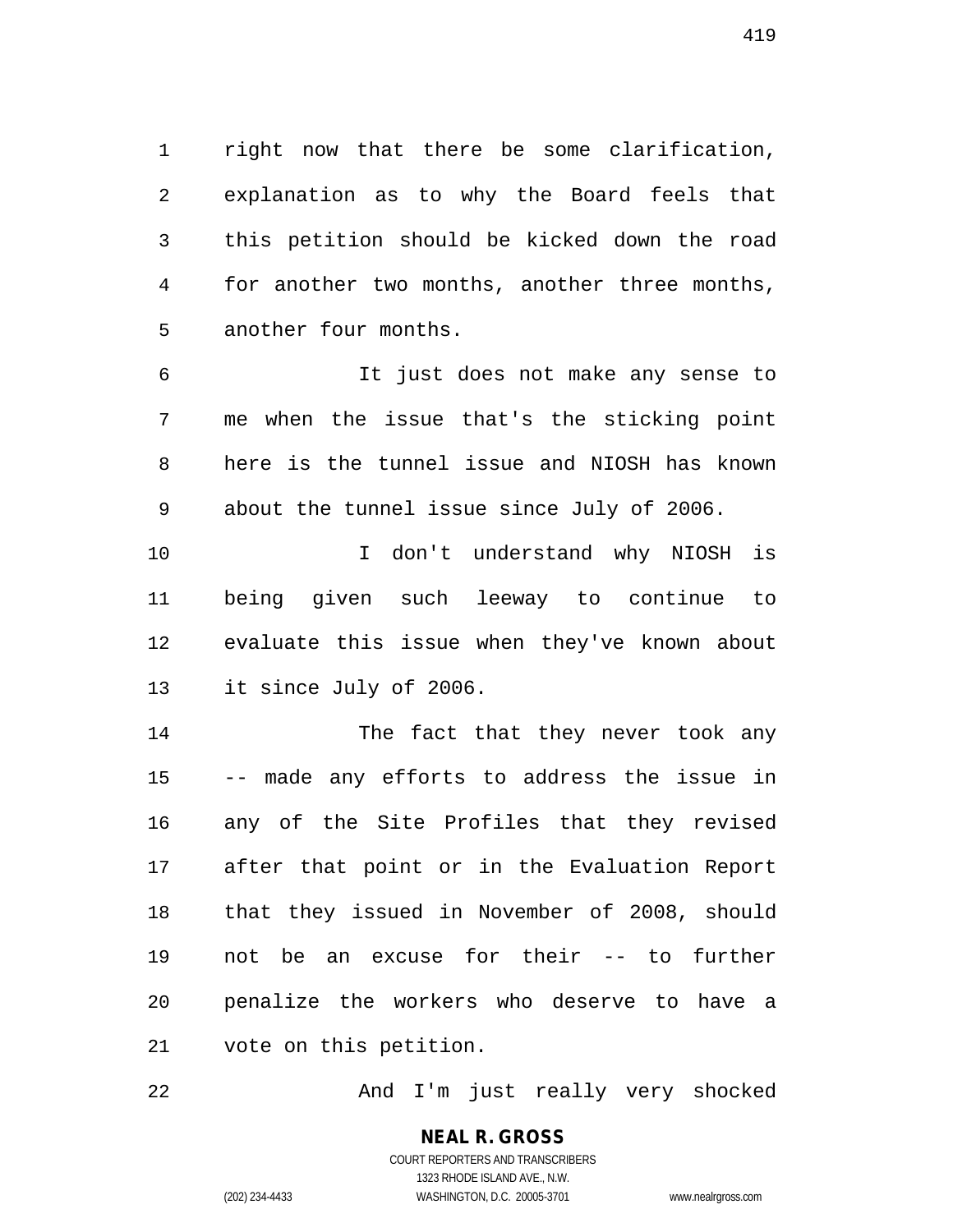right now that there be some clarification, explanation as to why the Board feels that this petition should be kicked down the road for another two months, another three months, another four months.

It just does not make any sense to me when the issue that's the sticking point here is the tunnel issue and NIOSH has known about the tunnel issue since July of 2006.

I don't understand why NIOSH is being given such leeway to continue to evaluate this issue when they've known about it since July of 2006.

The fact that they never took any -- made any efforts to address the issue in any of the Site Profiles that they revised after that point or in the Evaluation Report that they issued in November of 2008, should not be an excuse for their -- to further penalize the workers who deserve to have a vote on this petition.

And I'm just really very shocked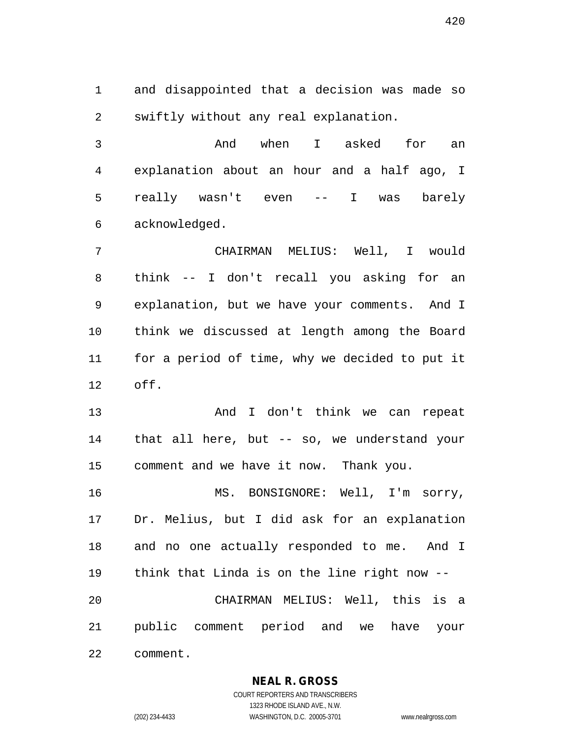and disappointed that a decision was made so swiftly without any real explanation.

And when I asked for an explanation about an hour and a half ago, I really wasn't even -- I was barely acknowledged.

CHAIRMAN MELIUS: Well, I would think -- I don't recall you asking for an explanation, but we have your comments. And I think we discussed at length among the Board for a period of time, why we decided to put it off.

And I don't think we can repeat that all here, but -- so, we understand your comment and we have it now. Thank you.

MS. BONSIGNORE: Well, I'm sorry, Dr. Melius, but I did ask for an explanation and no one actually responded to me. And I think that Linda is on the line right now --

CHAIRMAN MELIUS: Well, this is a public comment period and we have your comment.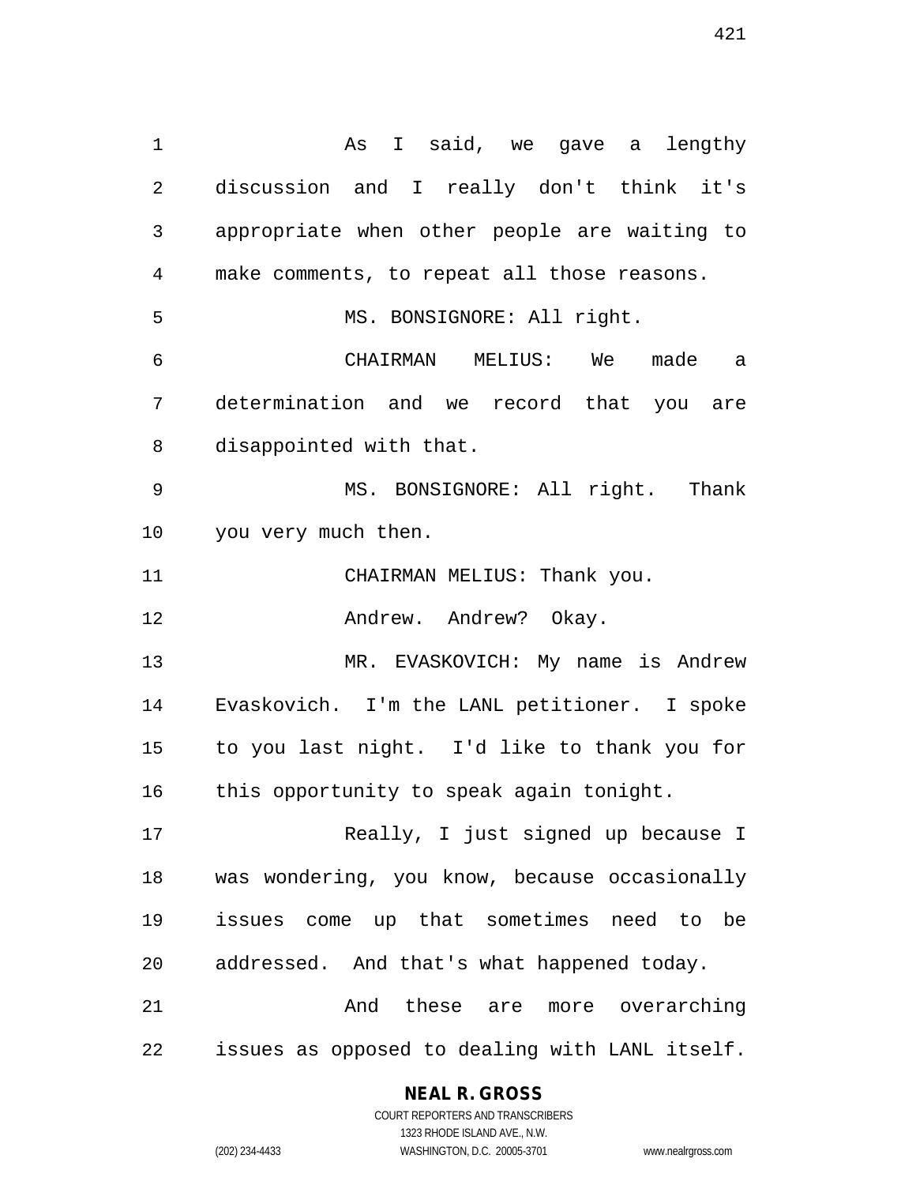As I said, we gave a lengthy discussion and I really don't think it's appropriate when other people are waiting to make comments, to repeat all those reasons.

MS. BONSIGNORE: All right.

CHAIRMAN MELIUS: We made a determination and we record that you are disappointed with that.

MS. BONSIGNORE: All right. Thank you very much then.

CHAIRMAN MELIUS: Thank you.

Andrew. Andrew? Okay.

MR. EVASKOVICH: My name is Andrew Evaskovich. I'm the LANL petitioner. I spoke to you last night. I'd like to thank you for this opportunity to speak again tonight.

Really, I just signed up because I was wondering, you know, because occasionally issues come up that sometimes need to be addressed. And that's what happened today.

And these are more overarching issues as opposed to dealing with LANL itself.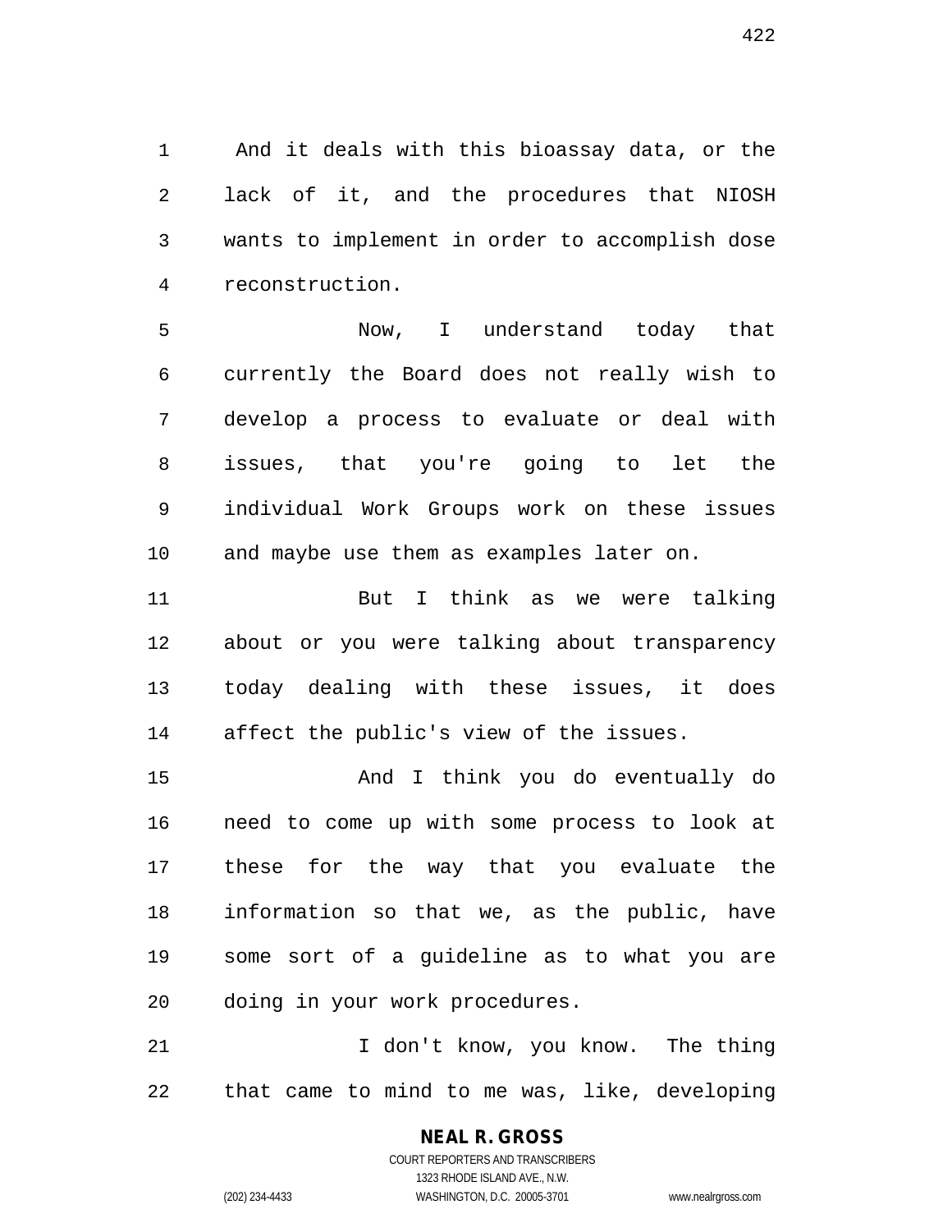And it deals with this bioassay data, or the lack of it, and the procedures that NIOSH wants to implement in order to accomplish dose reconstruction.

Now, I understand today that currently the Board does not really wish to develop a process to evaluate or deal with issues, that you're going to let the individual Work Groups work on these issues and maybe use them as examples later on.

But I think as we were talking about or you were talking about transparency today dealing with these issues, it does affect the public's view of the issues.

And I think you do eventually do need to come up with some process to look at these for the way that you evaluate the information so that we, as the public, have some sort of a guideline as to what you are doing in your work procedures.

I don't know, you know. The thing that came to mind to me was, like, developing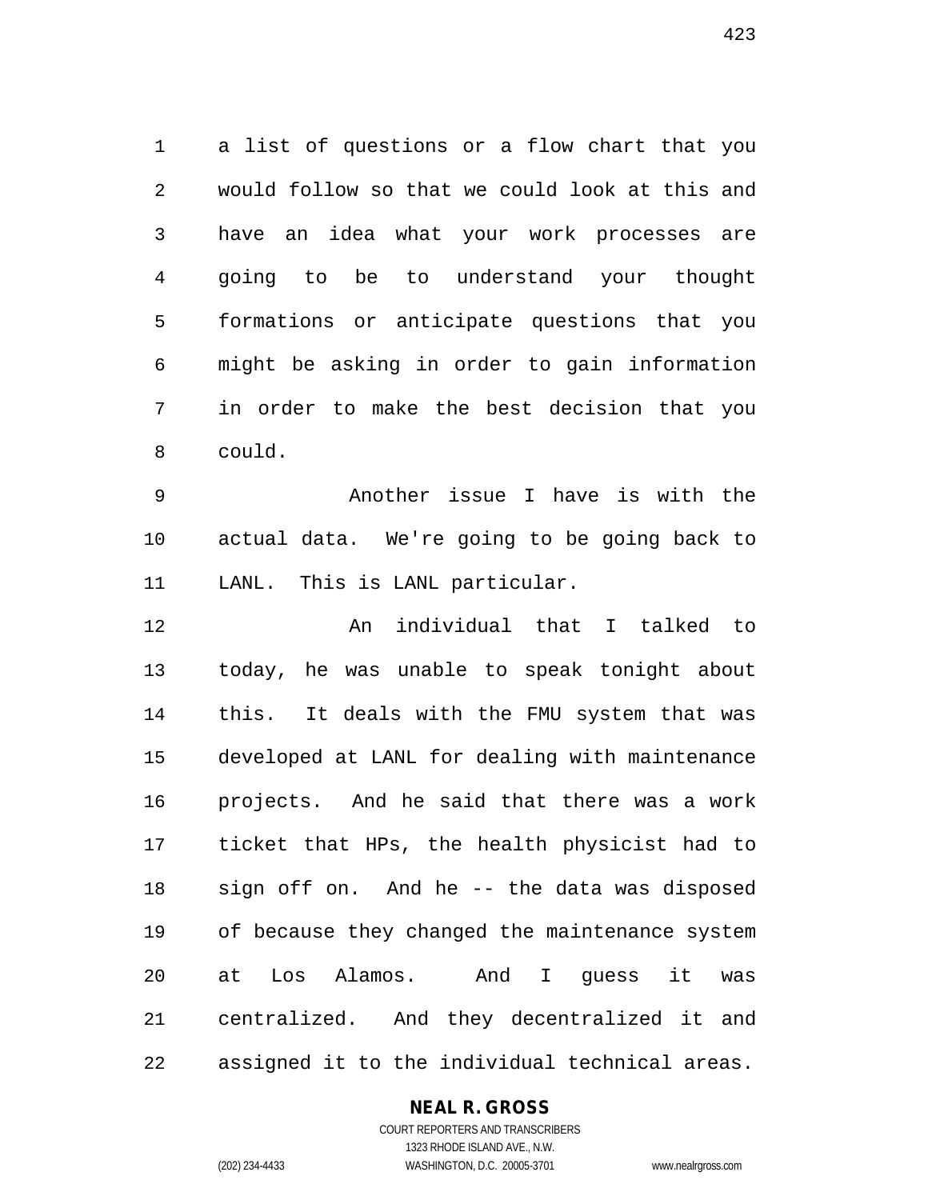a list of questions or a flow chart that you would follow so that we could look at this and have an idea what your work processes are going to be to understand your thought formations or anticipate questions that you might be asking in order to gain information in order to make the best decision that you could.

Another issue I have is with the actual data. We're going to be going back to LANL. This is LANL particular.

An individual that I talked to today, he was unable to speak tonight about this. It deals with the FMU system that was developed at LANL for dealing with maintenance projects. And he said that there was a work ticket that HPs, the health physicist had to sign off on. And he -- the data was disposed of because they changed the maintenance system at Los Alamos. And I guess it was centralized. And they decentralized it and assigned it to the individual technical areas.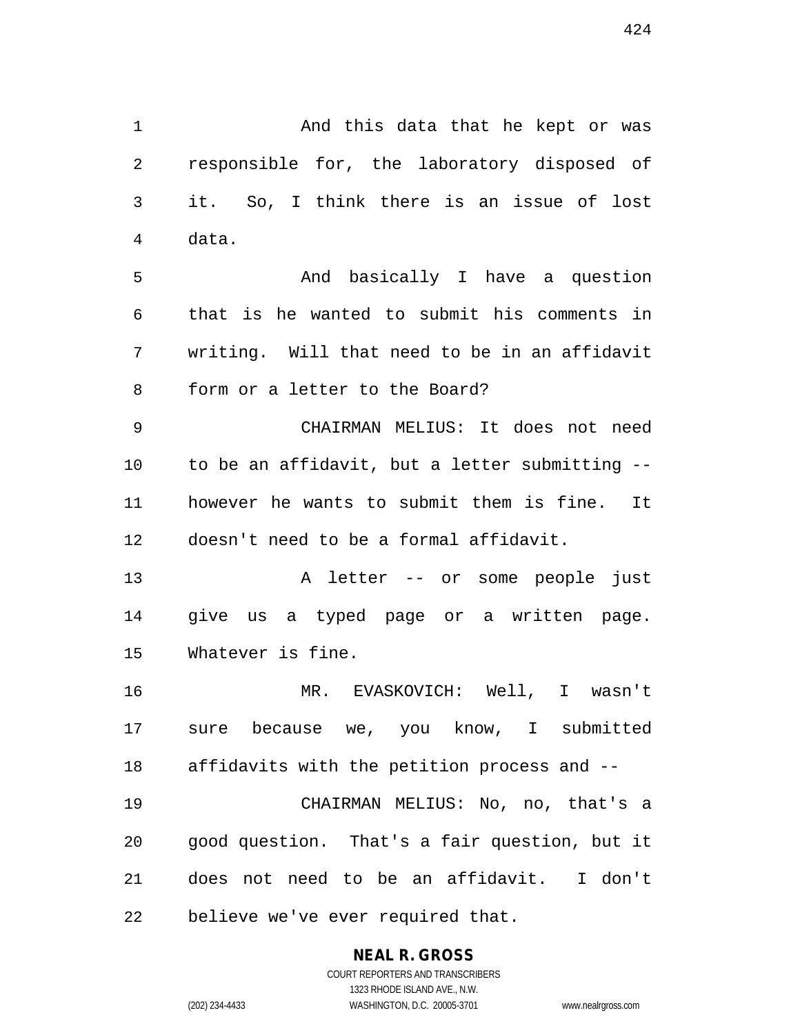And this data that he kept or was responsible for, the laboratory disposed of it. So, I think there is an issue of lost data.

And basically I have a question that is he wanted to submit his comments in writing. Will that need to be in an affidavit form or a letter to the Board?

CHAIRMAN MELIUS: It does not need to be an affidavit, but a letter submitting -- however he wants to submit them is fine. It doesn't need to be a formal affidavit.

A letter -- or some people just give us a typed page or a written page. Whatever is fine.

MR. EVASKOVICH: Well, I wasn't sure because we, you know, I submitted affidavits with the petition process and --

CHAIRMAN MELIUS: No, no, that's a good question. That's a fair question, but it does not need to be an affidavit. I don't believe we've ever required that.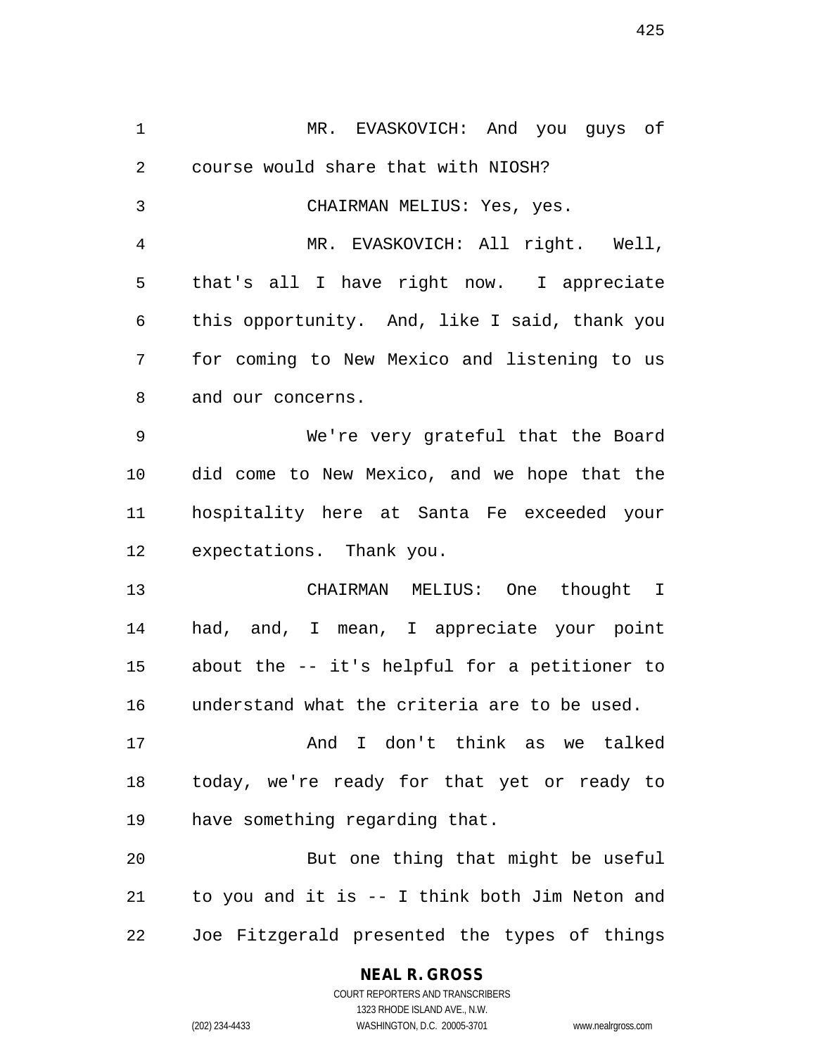MR. EVASKOVICH: And you guys of course would share that with NIOSH?

CHAIRMAN MELIUS: Yes, yes.

MR. EVASKOVICH: All right. Well, that's all I have right now. I appreciate this opportunity. And, like I said, thank you for coming to New Mexico and listening to us and our concerns.

We're very grateful that the Board did come to New Mexico, and we hope that the hospitality here at Santa Fe exceeded your expectations. Thank you.

CHAIRMAN MELIUS: One thought I had, and, I mean, I appreciate your point about the -- it's helpful for a petitioner to understand what the criteria are to be used.

And I don't think as we talked today, we're ready for that yet or ready to have something regarding that.

But one thing that might be useful to you and it is -- I think both Jim Neton and Joe Fitzgerald presented the types of things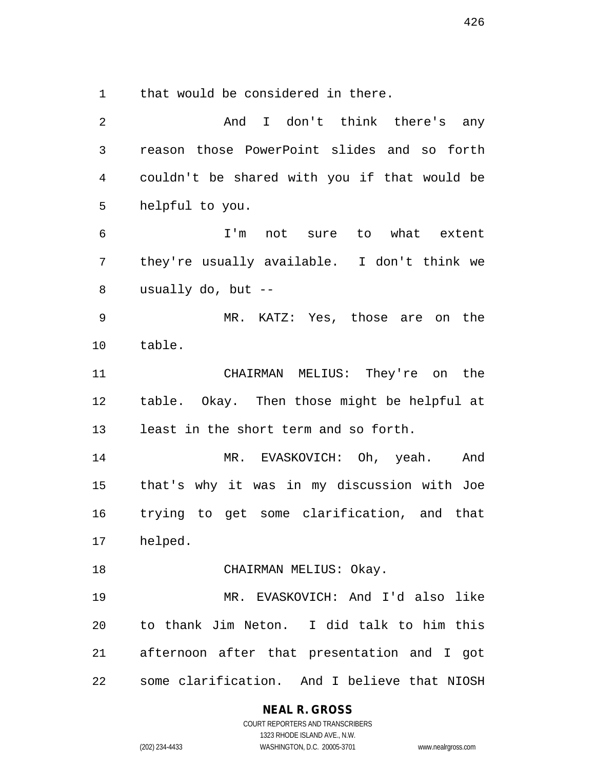that would be considered in there.

And I don't think there's any reason those PowerPoint slides and so forth couldn't be shared with you if that would be helpful to you.

I'm not sure to what extent they're usually available. I don't think we usually do, but --

MR. KATZ: Yes, those are on the table.

CHAIRMAN MELIUS: They're on the table. Okay. Then those might be helpful at least in the short term and so forth.

MR. EVASKOVICH: Oh, yeah. And that's why it was in my discussion with Joe trying to get some clarification, and that helped.

CHAIRMAN MELIUS: Okay.

MR. EVASKOVICH: And I'd also like to thank Jim Neton. I did talk to him this afternoon after that presentation and I got some clarification. And I believe that NIOSH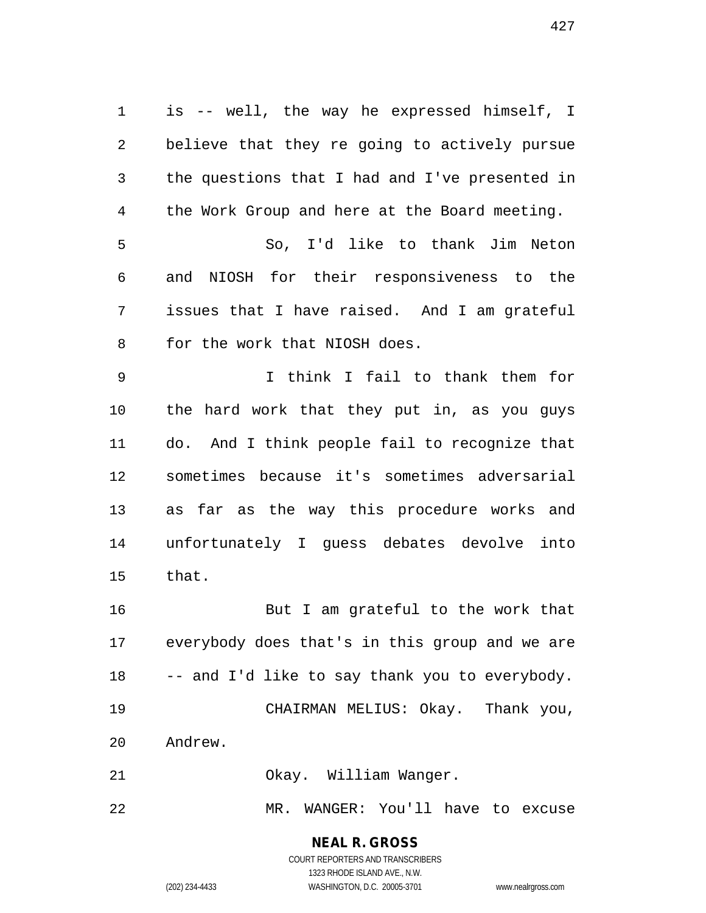is -- well, the way he expressed himself, I believe that they re going to actively pursue the questions that I had and I've presented in the Work Group and here at the Board meeting.

So, I'd like to thank Jim Neton and NIOSH for their responsiveness to the issues that I have raised. And I am grateful for the work that NIOSH does.

I think I fail to thank them for the hard work that they put in, as you guys do. And I think people fail to recognize that sometimes because it's sometimes adversarial as far as the way this procedure works and unfortunately I guess debates devolve into that.

But I am grateful to the work that everybody does that's in this group and we are -- and I'd like to say thank you to everybody.

CHAIRMAN MELIUS: Okay. Thank you, Andrew.

Okay. William Wanger.

MR. WANGER: You'll have to excuse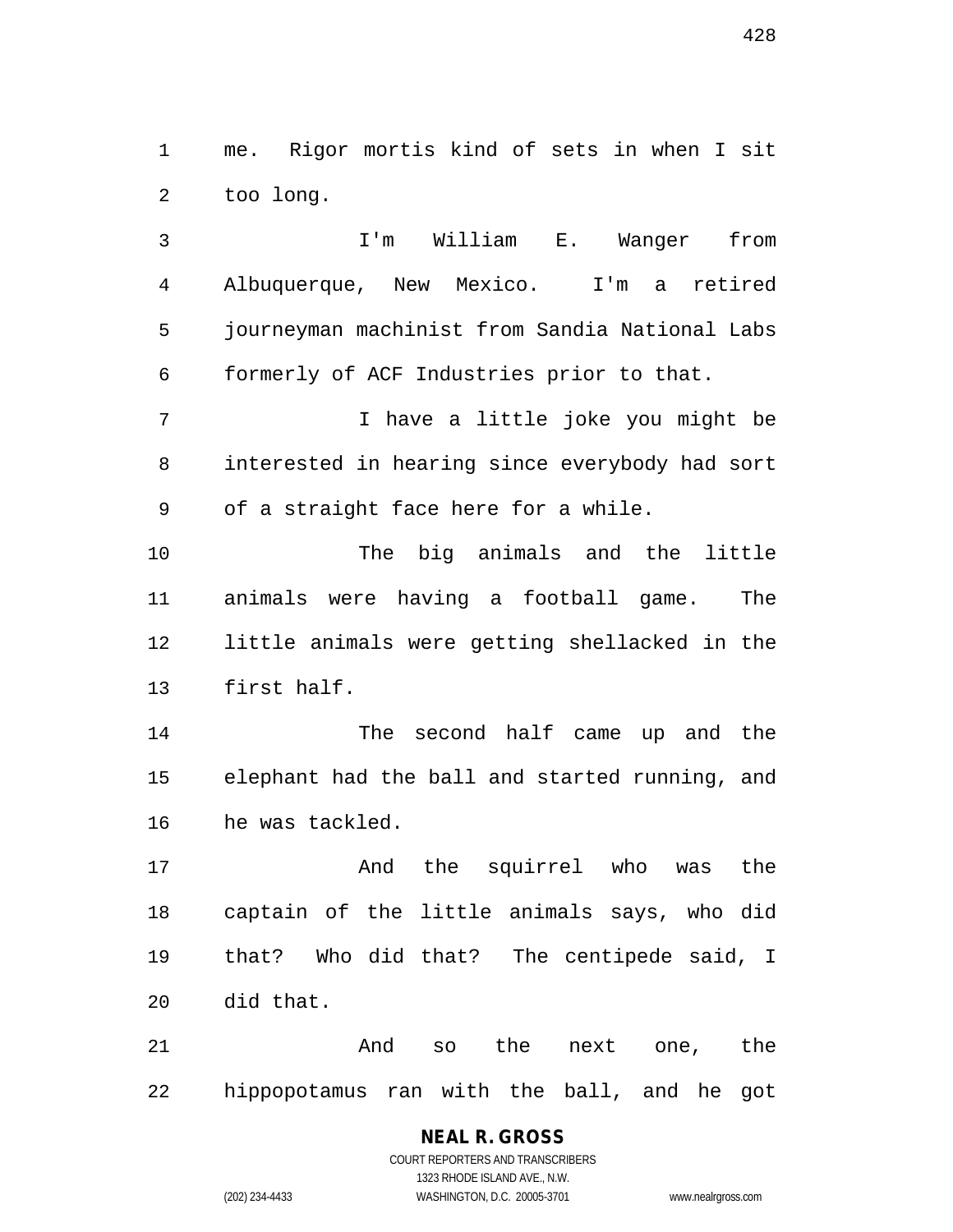me. Rigor mortis kind of sets in when I sit too long.

I'm William E. Wanger from Albuquerque, New Mexico. I'm a retired journeyman machinist from Sandia National Labs formerly of ACF Industries prior to that.

I have a little joke you might be interested in hearing since everybody had sort of a straight face here for a while.

The big animals and the little animals were having a football game. The little animals were getting shellacked in the first half.

The second half came up and the elephant had the ball and started running, and he was tackled.

And the squirrel who was the captain of the little animals says, who did that? Who did that? The centipede said, I did that.

And so the next one, the hippopotamus ran with the ball, and he got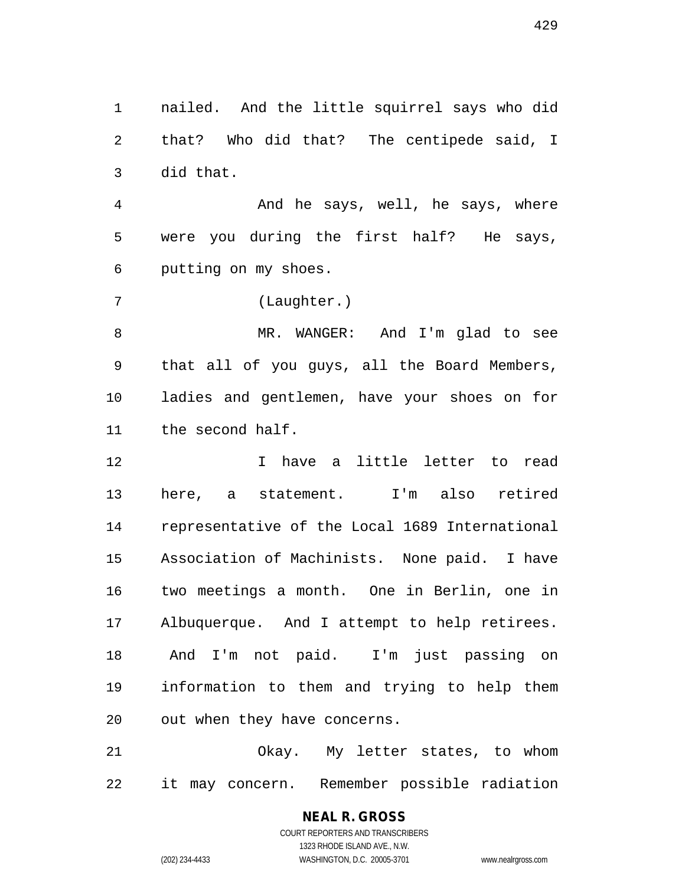nailed. And the little squirrel says who did that? Who did that? The centipede said, I did that.

And he says, well, he says, where were you during the first half? He says, putting on my shoes.

(Laughter.)

MR. WANGER: And I'm glad to see that all of you guys, all the Board Members, ladies and gentlemen, have your shoes on for the second half.

I have a little letter to read here, a statement. I'm also retired representative of the Local 1689 International Association of Machinists. None paid. I have two meetings a month. One in Berlin, one in Albuquerque. And I attempt to help retirees. And I'm not paid. I'm just passing on information to them and trying to help them out when they have concerns.

Okay. My letter states, to whom it may concern. Remember possible radiation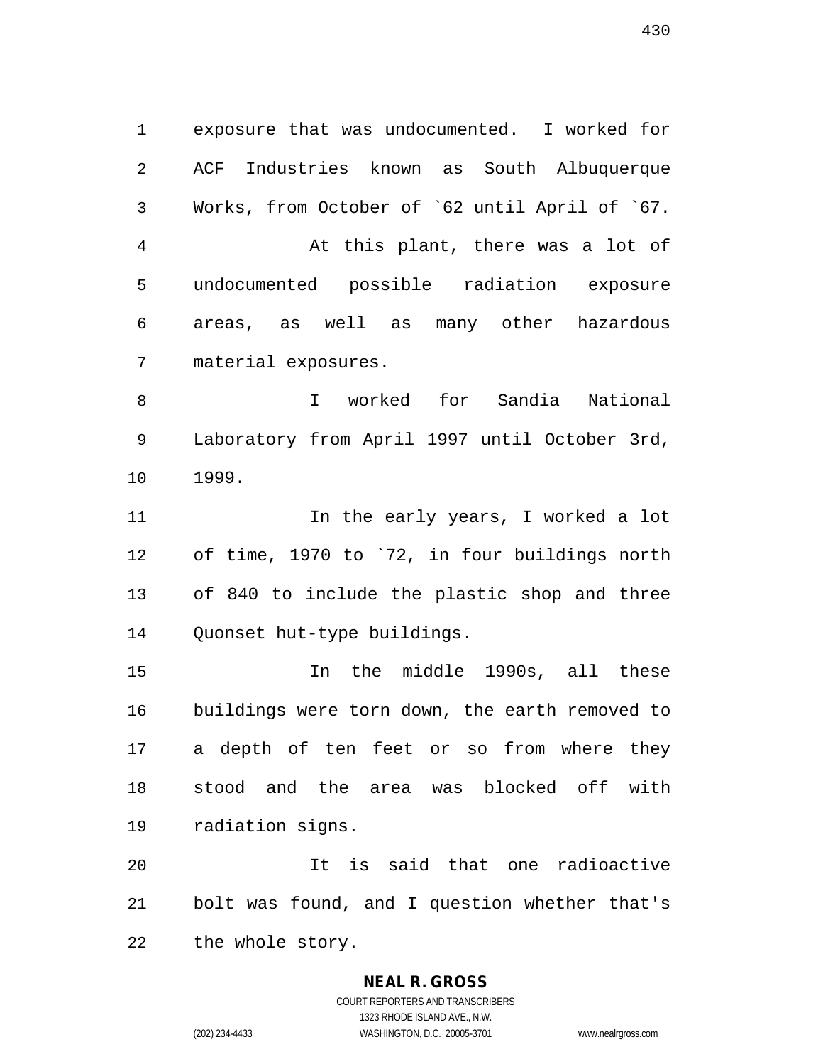exposure that was undocumented. I worked for ACF Industries known as South Albuquerque Works, from October of `62 until April of `67.

At this plant, there was a lot of undocumented possible radiation exposure areas, as well as many other hazardous material exposures.

I worked for Sandia National Laboratory from April 1997 until October 3rd, 1999.

In the early years, I worked a lot of time, 1970 to `72, in four buildings north of 840 to include the plastic shop and three Quonset hut-type buildings.

In the middle 1990s, all these buildings were torn down, the earth removed to a depth of ten feet or so from where they stood and the area was blocked off with radiation signs.

It is said that one radioactive bolt was found, and I question whether that's the whole story.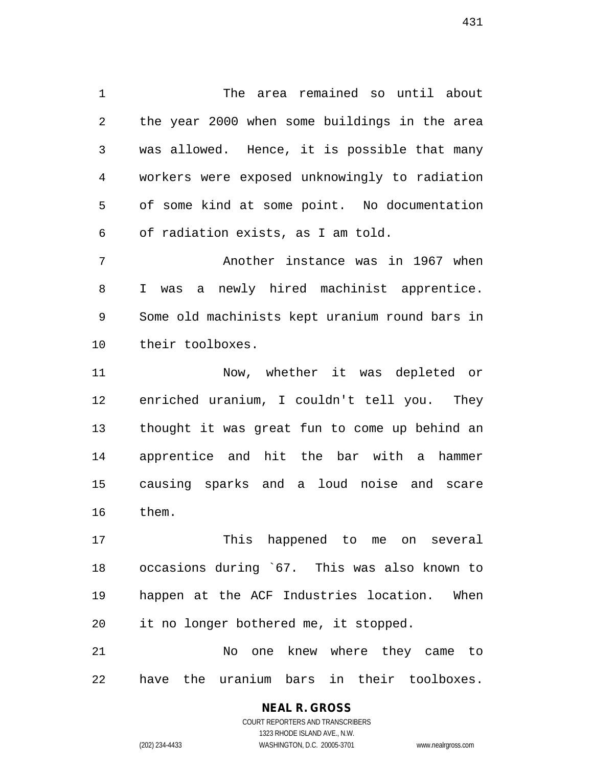The area remained so until about the year 2000 when some buildings in the area was allowed. Hence, it is possible that many workers were exposed unknowingly to radiation of some kind at some point. No documentation of radiation exists, as I am told.

Another instance was in 1967 when I was a newly hired machinist apprentice. Some old machinists kept uranium round bars in their toolboxes.

Now, whether it was depleted or enriched uranium, I couldn't tell you. They thought it was great fun to come up behind an apprentice and hit the bar with a hammer causing sparks and a loud noise and scare them.

This happened to me on several occasions during `67. This was also known to happen at the ACF Industries location. When it no longer bothered me, it stopped.

No one knew where they came to have the uranium bars in their toolboxes.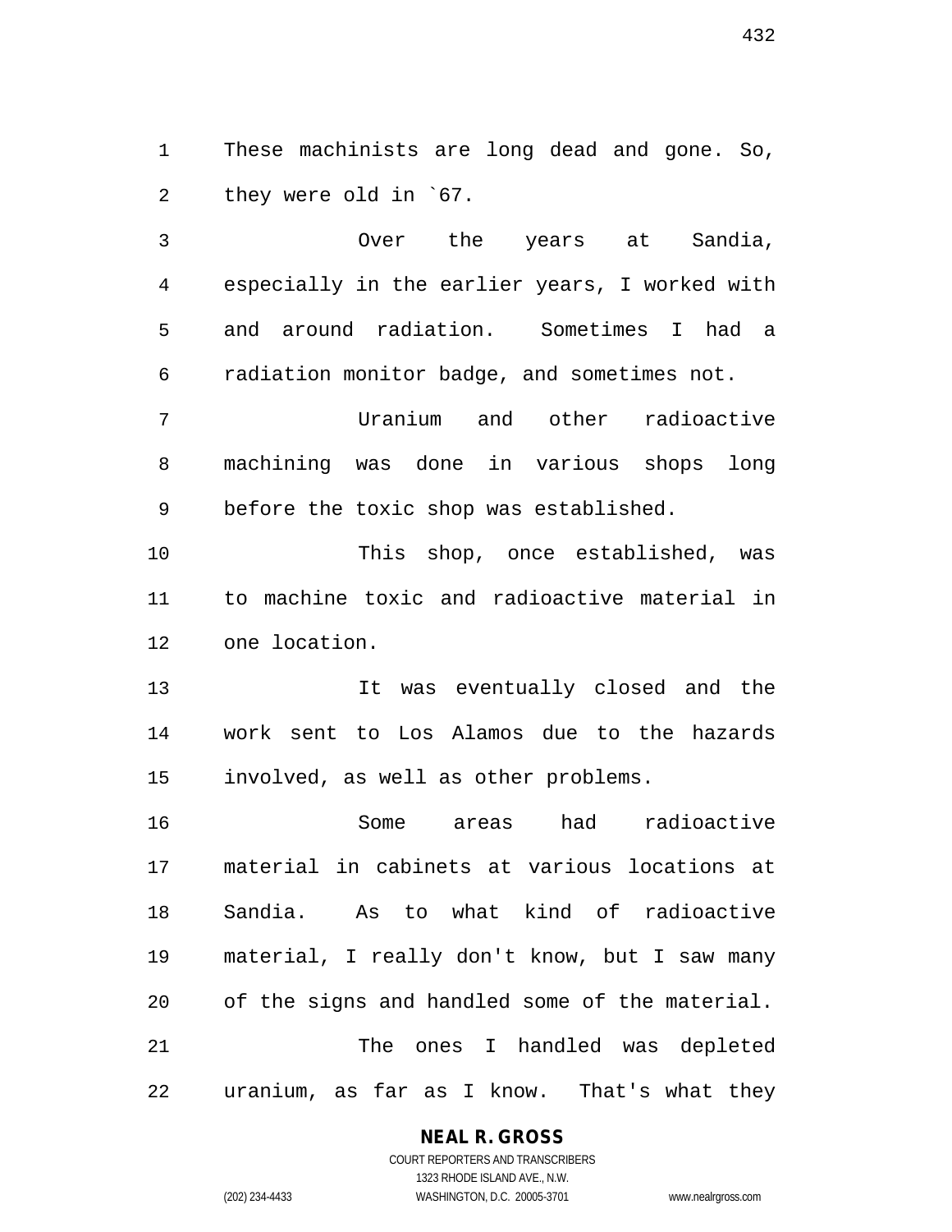These machinists are long dead and gone. So, they were old in `67.

Over the years at Sandia, especially in the earlier years, I worked with and around radiation. Sometimes I had a radiation monitor badge, and sometimes not.

Uranium and other radioactive machining was done in various shops long before the toxic shop was established.

This shop, once established, was to machine toxic and radioactive material in one location.

It was eventually closed and the work sent to Los Alamos due to the hazards involved, as well as other problems.

Some areas had radioactive material in cabinets at various locations at Sandia. As to what kind of radioactive material, I really don't know, but I saw many of the signs and handled some of the material.

The ones I handled was depleted uranium, as far as I know. That's what they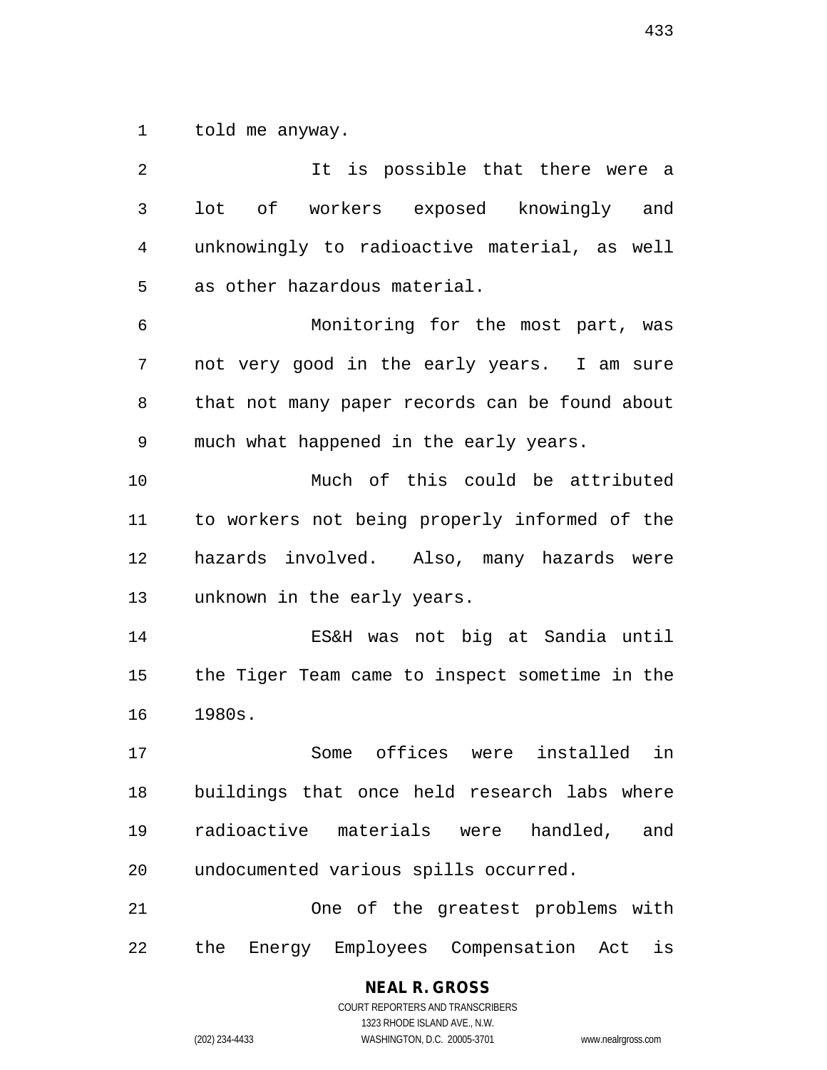told me anyway.

It is possible that there were a lot of workers exposed knowingly and unknowingly to radioactive material, as well as other hazardous material.

Monitoring for the most part, was not very good in the early years. I am sure that not many paper records can be found about much what happened in the early years.

Much of this could be attributed to workers not being properly informed of the hazards involved. Also, many hazards were unknown in the early years.

ES&H was not big at Sandia until the Tiger Team came to inspect sometime in the 1980s.

Some offices were installed in buildings that once held research labs where radioactive materials were handled, and undocumented various spills occurred.

One of the greatest problems with the Energy Employees Compensation Act is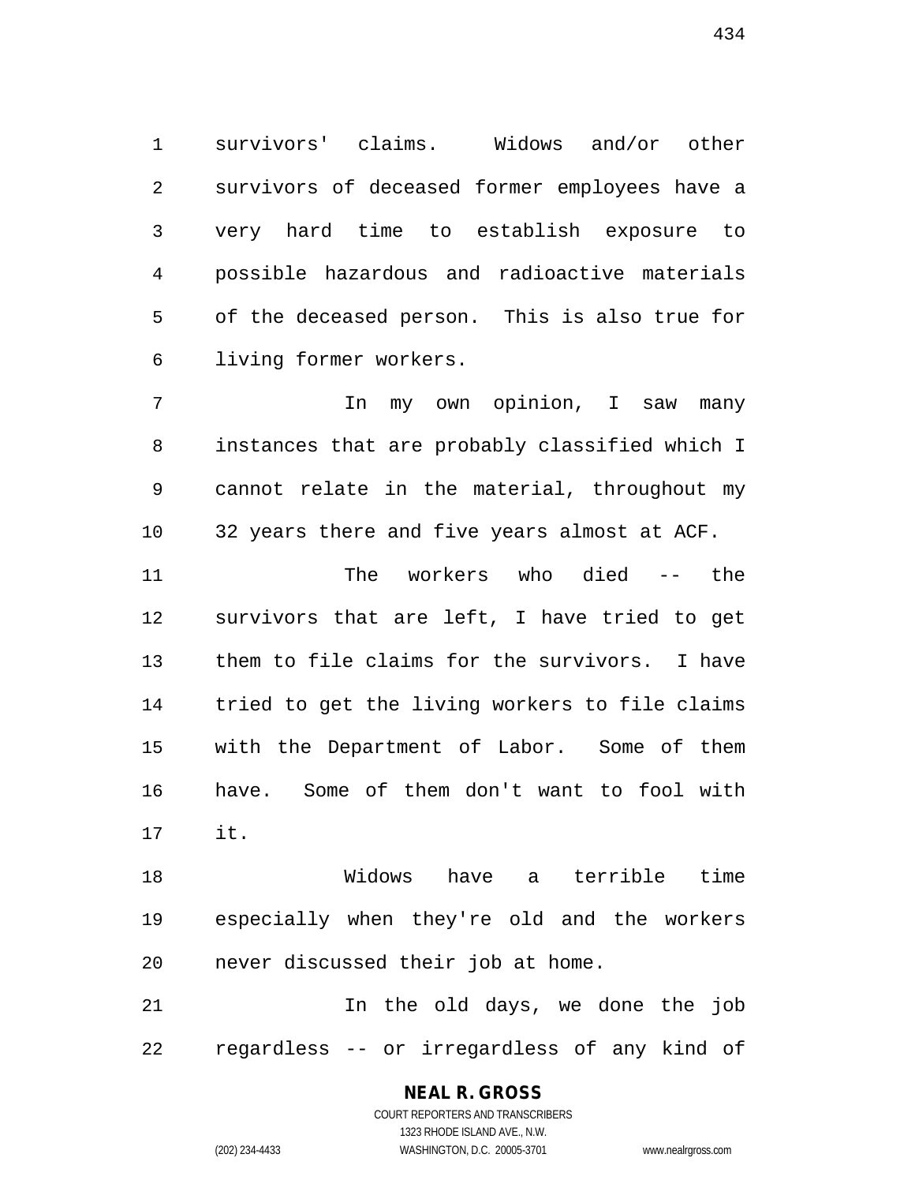survivors' claims. Widows and/or other survivors of deceased former employees have a very hard time to establish exposure to possible hazardous and radioactive materials of the deceased person. This is also true for living former workers.

In my own opinion, I saw many instances that are probably classified which I cannot relate in the material, throughout my 32 years there and five years almost at ACF.

The workers who died -- the survivors that are left, I have tried to get them to file claims for the survivors. I have tried to get the living workers to file claims with the Department of Labor. Some of them have. Some of them don't want to fool with it.

Widows have a terrible time especially when they're old and the workers never discussed their job at home.

In the old days, we done the job regardless -- or irregardless of any kind of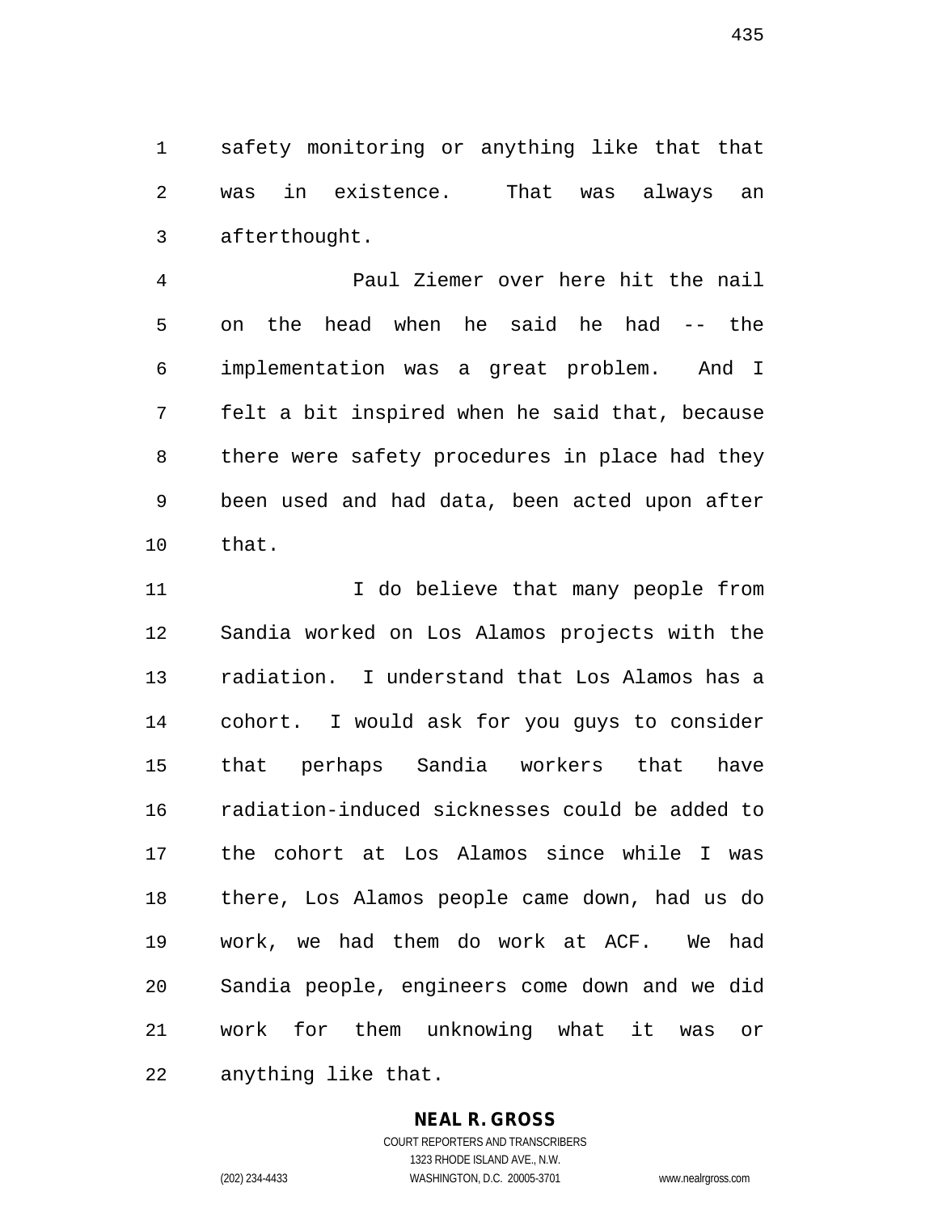safety monitoring or anything like that that was in existence. That was always an afterthought.

Paul Ziemer over here hit the nail on the head when he said he had -- the implementation was a great problem. And I felt a bit inspired when he said that, because there were safety procedures in place had they been used and had data, been acted upon after that.

I do believe that many people from Sandia worked on Los Alamos projects with the radiation. I understand that Los Alamos has a cohort. I would ask for you guys to consider that perhaps Sandia workers that have radiation-induced sicknesses could be added to the cohort at Los Alamos since while I was there, Los Alamos people came down, had us do work, we had them do work at ACF. We had Sandia people, engineers come down and we did work for them unknowing what it was or anything like that.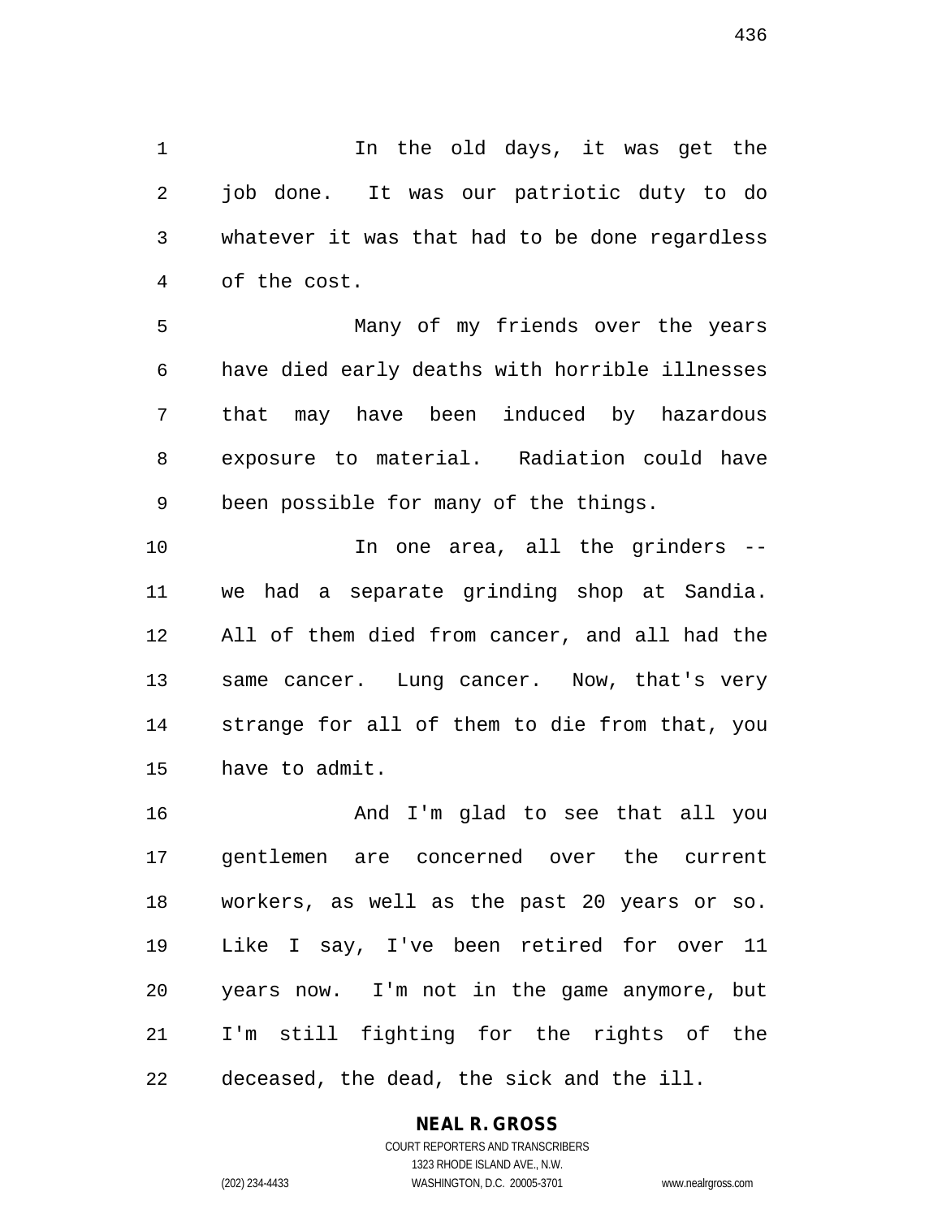In the old days, it was get the job done. It was our patriotic duty to do whatever it was that had to be done regardless of the cost.

Many of my friends over the years have died early deaths with horrible illnesses that may have been induced by hazardous exposure to material. Radiation could have been possible for many of the things.

In one area, all the grinders -- we had a separate grinding shop at Sandia. All of them died from cancer, and all had the same cancer. Lung cancer. Now, that's very strange for all of them to die from that, you have to admit.

And I'm glad to see that all you gentlemen are concerned over the current workers, as well as the past 20 years or so. Like I say, I've been retired for over 11 years now. I'm not in the game anymore, but I'm still fighting for the rights of the deceased, the dead, the sick and the ill.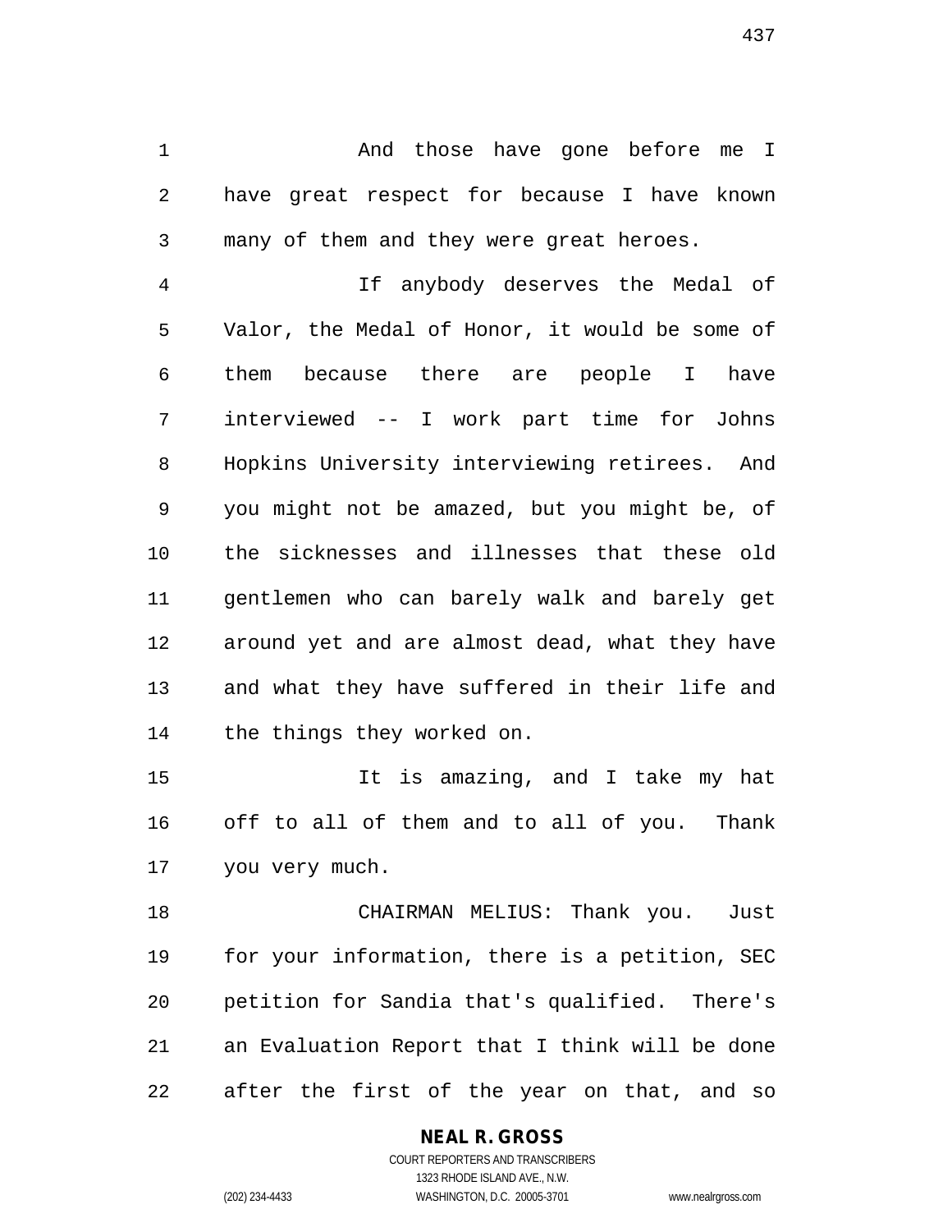And those have gone before me I have great respect for because I have known many of them and they were great heroes.

If anybody deserves the Medal of Valor, the Medal of Honor, it would be some of them because there are people I have interviewed -- I work part time for Johns Hopkins University interviewing retirees. And you might not be amazed, but you might be, of the sicknesses and illnesses that these old gentlemen who can barely walk and barely get around yet and are almost dead, what they have and what they have suffered in their life and the things they worked on.

It is amazing, and I take my hat off to all of them and to all of you. Thank you very much.

CHAIRMAN MELIUS: Thank you. Just for your information, there is a petition, SEC petition for Sandia that's qualified. There's an Evaluation Report that I think will be done after the first of the year on that, and so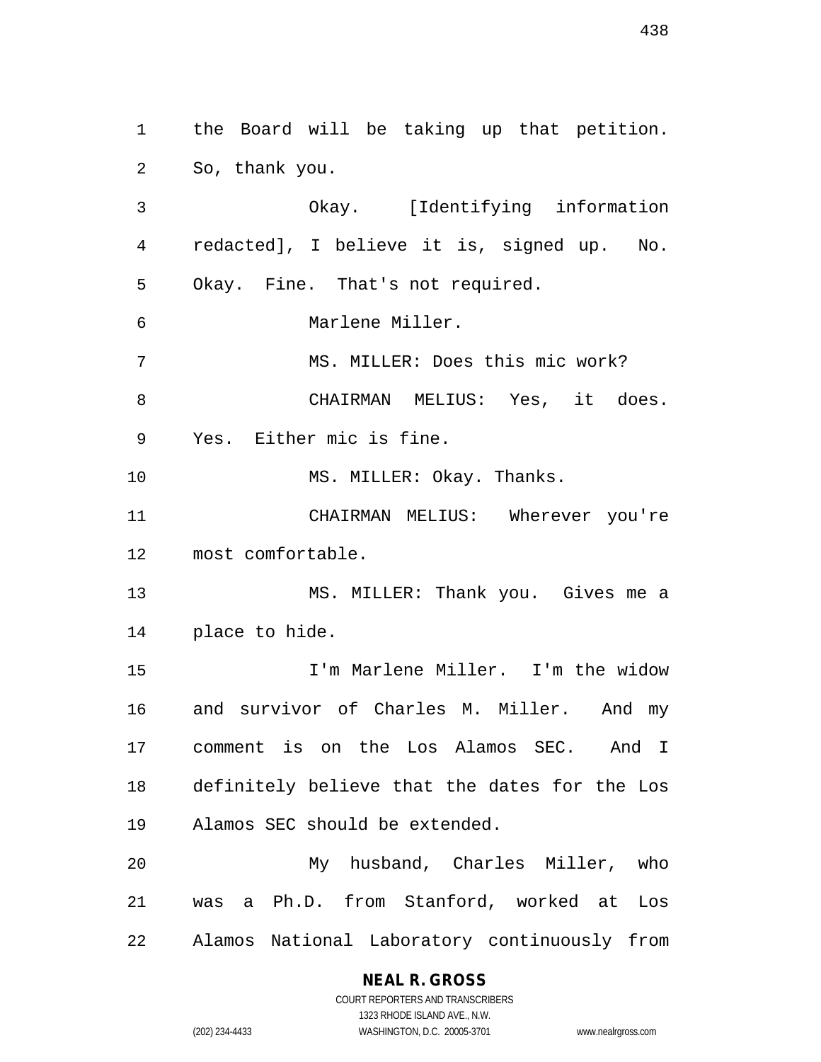the Board will be taking up that petition. So, thank you.

Okay. [Identifying information redacted], I believe it is, signed up. No. Okay. Fine. That's not required.

Marlene Miller.

MS. MILLER: Does this mic work?

CHAIRMAN MELIUS: Yes, it does. Yes. Either mic is fine.

MS. MILLER: Okay. Thanks.

CHAIRMAN MELIUS: Wherever you're most comfortable.

MS. MILLER: Thank you. Gives me a place to hide.

I'm Marlene Miller. I'm the widow and survivor of Charles M. Miller. And my comment is on the Los Alamos SEC. And I definitely believe that the dates for the Los Alamos SEC should be extended.

My husband, Charles Miller, who was a Ph.D. from Stanford, worked at Los Alamos National Laboratory continuously from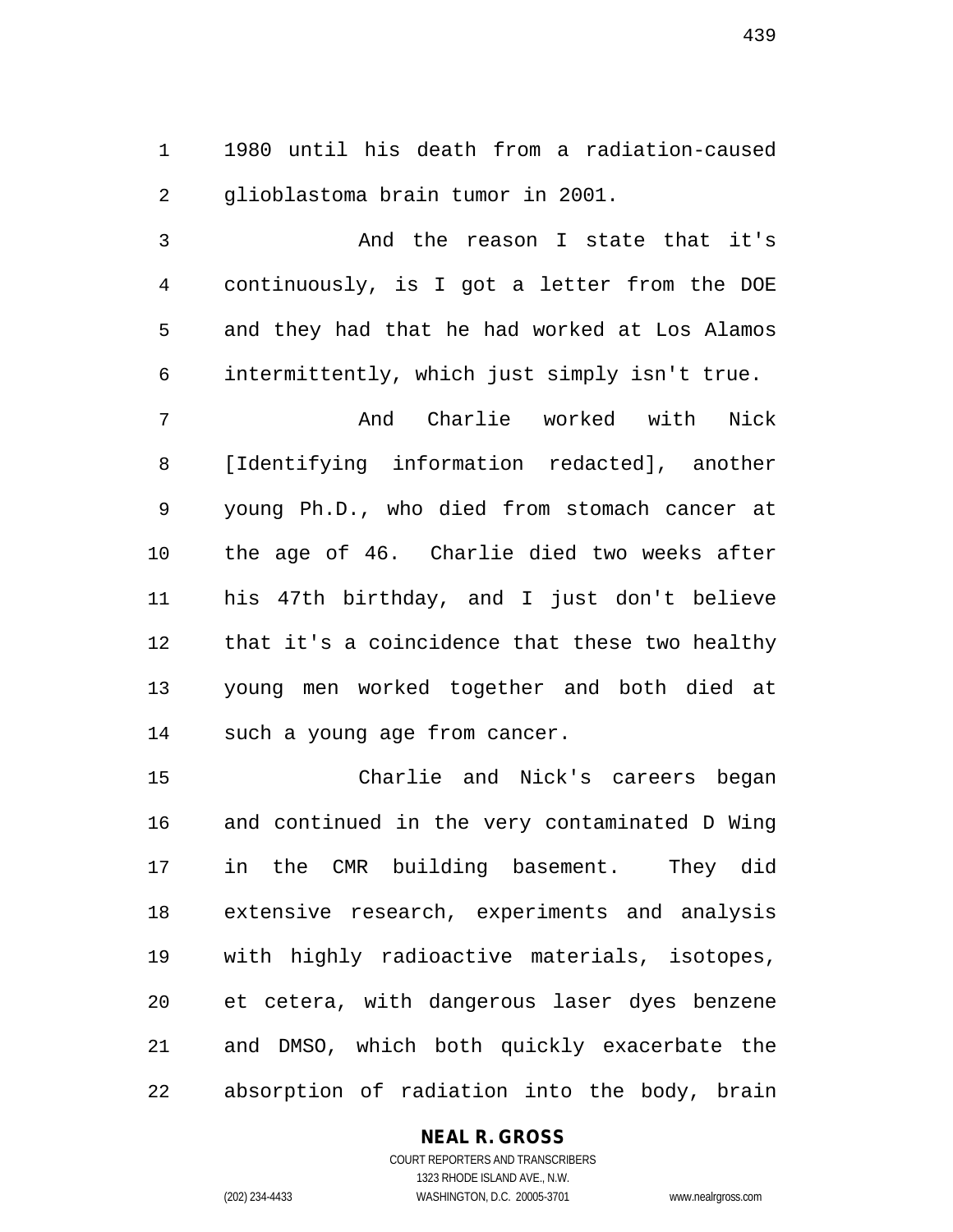1980 until his death from a radiation-caused glioblastoma brain tumor in 2001.

And the reason I state that it's continuously, is I got a letter from the DOE and they had that he had worked at Los Alamos intermittently, which just simply isn't true.

And Charlie worked with Nick [Identifying information redacted], another young Ph.D., who died from stomach cancer at the age of 46. Charlie died two weeks after his 47th birthday, and I just don't believe that it's a coincidence that these two healthy young men worked together and both died at such a young age from cancer.

Charlie and Nick's careers began and continued in the very contaminated D Wing in the CMR building basement. They did extensive research, experiments and analysis with highly radioactive materials, isotopes, et cetera, with dangerous laser dyes benzene and DMSO, which both quickly exacerbate the absorption of radiation into the body, brain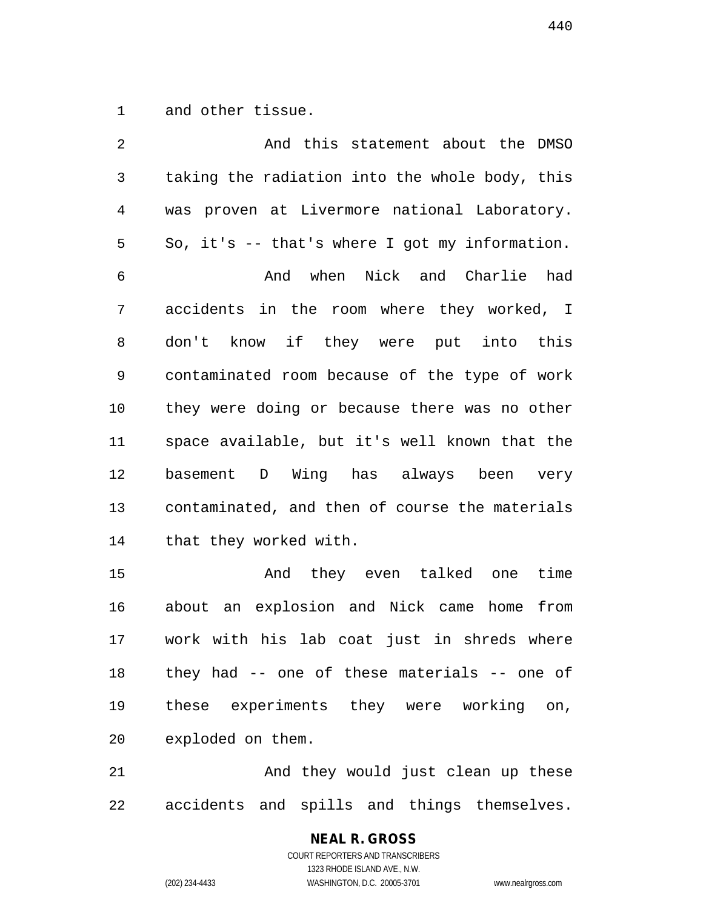and other tissue.

And this statement about the DMSO taking the radiation into the whole body, this was proven at Livermore national Laboratory. So, it's -- that's where I got my information.

And when Nick and Charlie had accidents in the room where they worked, I don't know if they were put into this contaminated room because of the type of work they were doing or because there was no other space available, but it's well known that the basement D Wing has always been very contaminated, and then of course the materials that they worked with.

And they even talked one time about an explosion and Nick came home from work with his lab coat just in shreds where they had -- one of these materials -- one of these experiments they were working on, exploded on them.

And they would just clean up these accidents and spills and things themselves.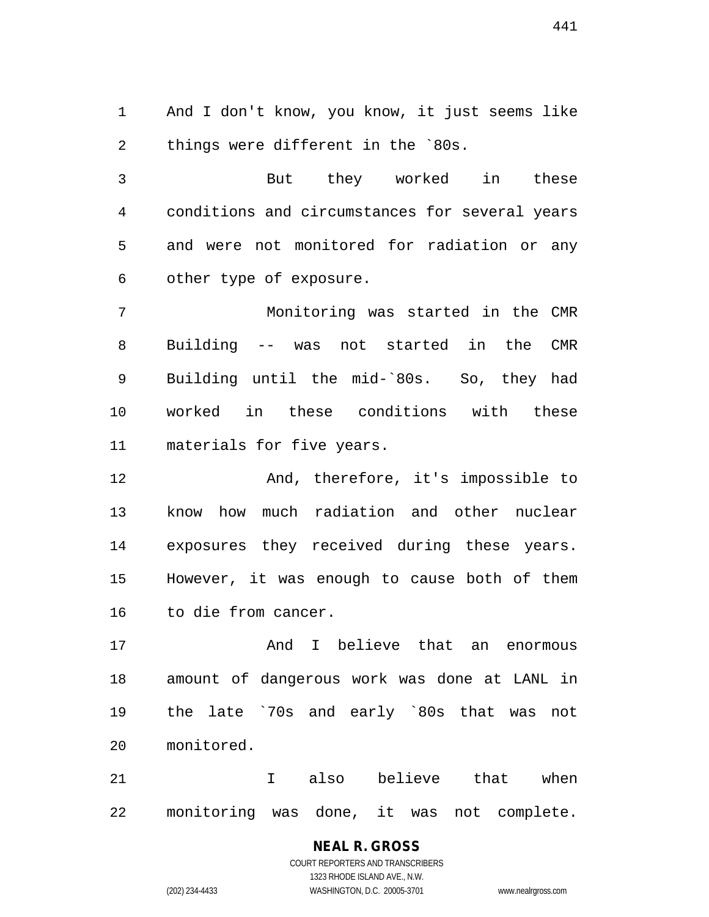And I don't know, you know, it just seems like things were different in the `80s.

But they worked in these conditions and circumstances for several years and were not monitored for radiation or any other type of exposure.

Monitoring was started in the CMR Building -- was not started in the CMR Building until the mid-`80s. So, they had worked in these conditions with these materials for five years.

And, therefore, it's impossible to know how much radiation and other nuclear exposures they received during these years. However, it was enough to cause both of them to die from cancer.

And I believe that an enormous amount of dangerous work was done at LANL in the late `70s and early `80s that was not monitored.

I also believe that when monitoring was done, it was not complete.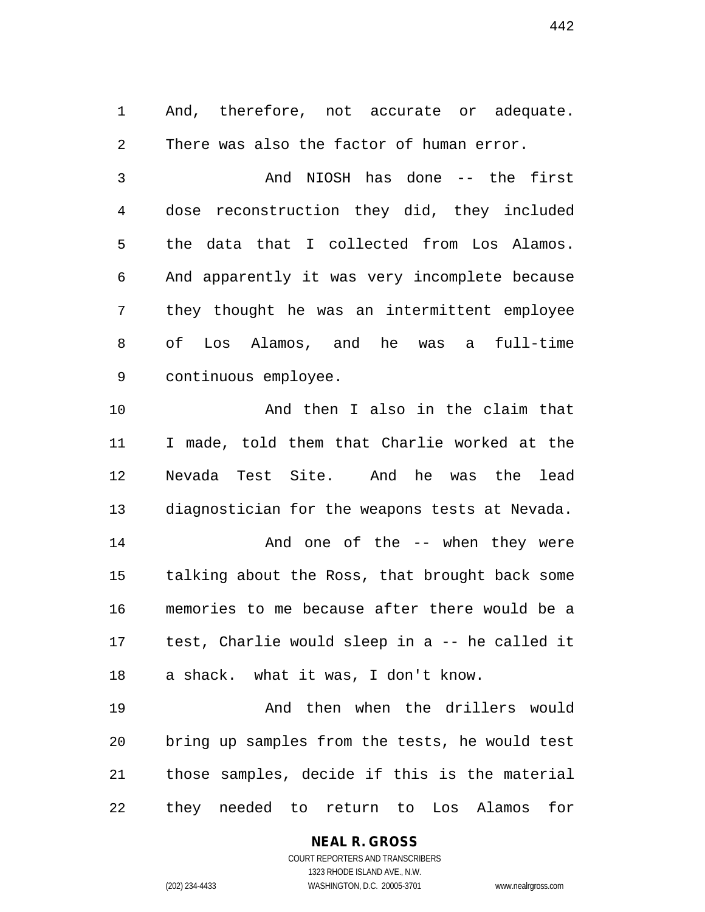And, therefore, not accurate or adequate. There was also the factor of human error.

And NIOSH has done -- the first dose reconstruction they did, they included the data that I collected from Los Alamos. And apparently it was very incomplete because they thought he was an intermittent employee of Los Alamos, and he was a full-time continuous employee.

And then I also in the claim that I made, told them that Charlie worked at the Nevada Test Site. And he was the lead diagnostician for the weapons tests at Nevada.

And one of the -- when they were talking about the Ross, that brought back some memories to me because after there would be a test, Charlie would sleep in a -- he called it a shack. what it was, I don't know.

And then when the drillers would bring up samples from the tests, he would test those samples, decide if this is the material they needed to return to Los Alamos for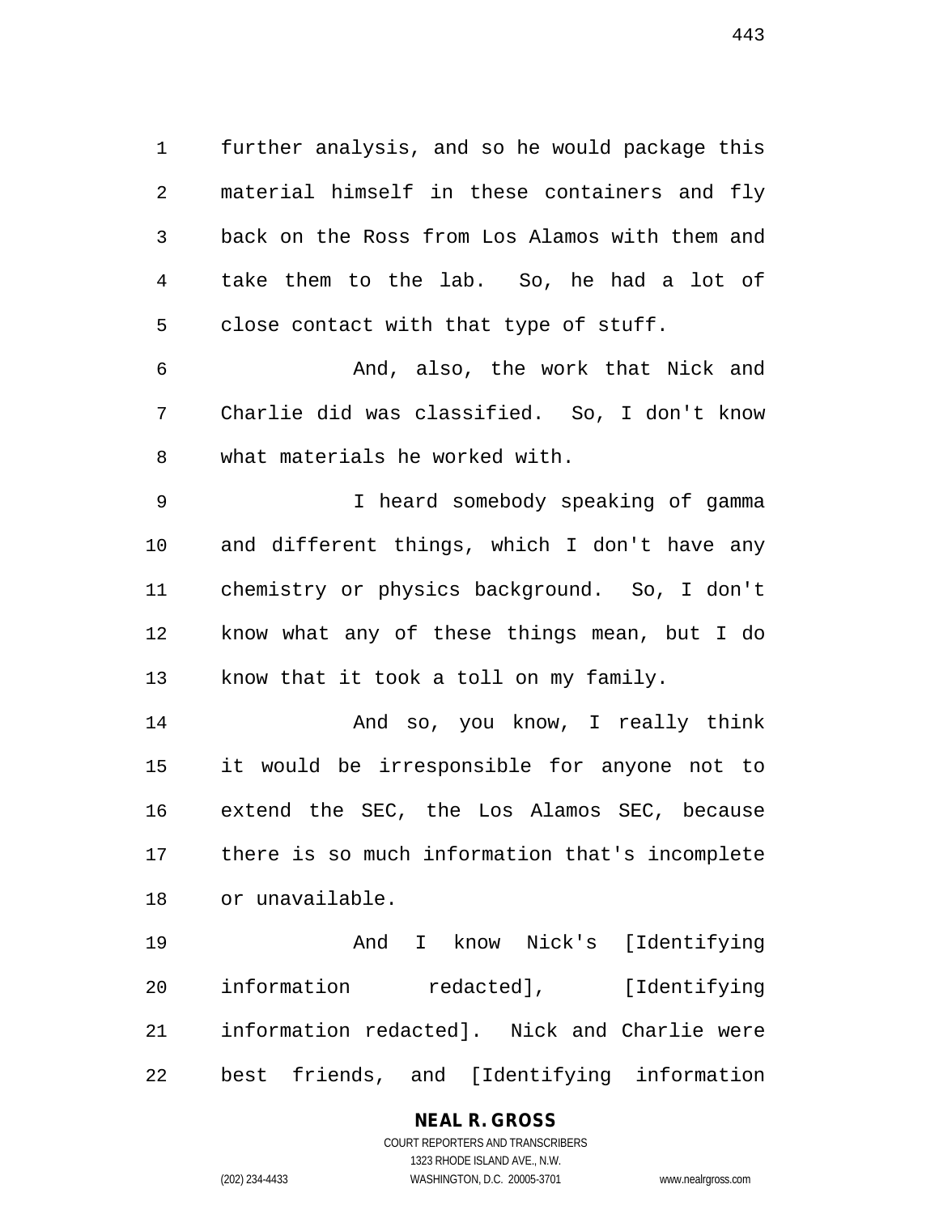further analysis, and so he would package this material himself in these containers and fly back on the Ross from Los Alamos with them and take them to the lab. So, he had a lot of close contact with that type of stuff.

And, also, the work that Nick and Charlie did was classified. So, I don't know what materials he worked with.

I heard somebody speaking of gamma and different things, which I don't have any chemistry or physics background. So, I don't know what any of these things mean, but I do know that it took a toll on my family.

And so, you know, I really think it would be irresponsible for anyone not to extend the SEC, the Los Alamos SEC, because there is so much information that's incomplete or unavailable.

And I know Nick's [Identifying information redacted], [Identifying information redacted]. Nick and Charlie were best friends, and [Identifying information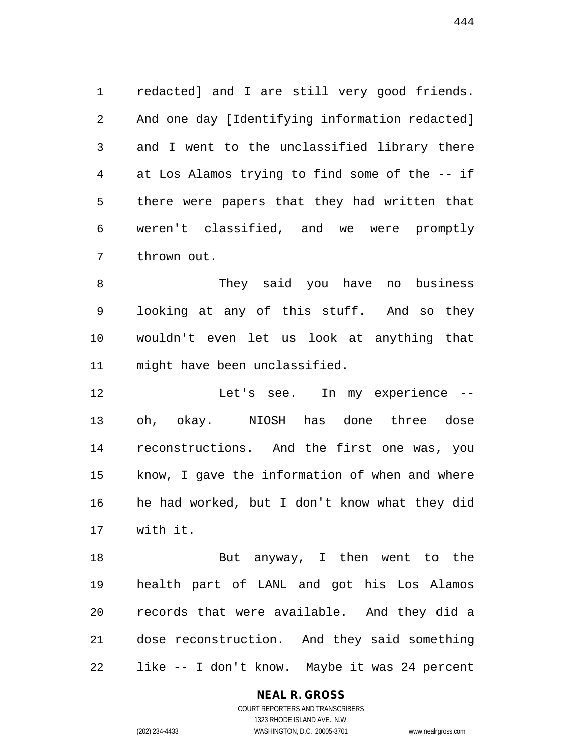redacted] and I are still very good friends. And one day [Identifying information redacted] and I went to the unclassified library there at Los Alamos trying to find some of the -- if there were papers that they had written that weren't classified, and we were promptly thrown out.

They said you have no business looking at any of this stuff. And so they wouldn't even let us look at anything that might have been unclassified.

Let's see. In my experience -- oh, okay. NIOSH has done three dose reconstructions. And the first one was, you know, I gave the information of when and where he had worked, but I don't know what they did with it.

But anyway, I then went to the health part of LANL and got his Los Alamos records that were available. And they did a dose reconstruction. And they said something like -- I don't know. Maybe it was 24 percent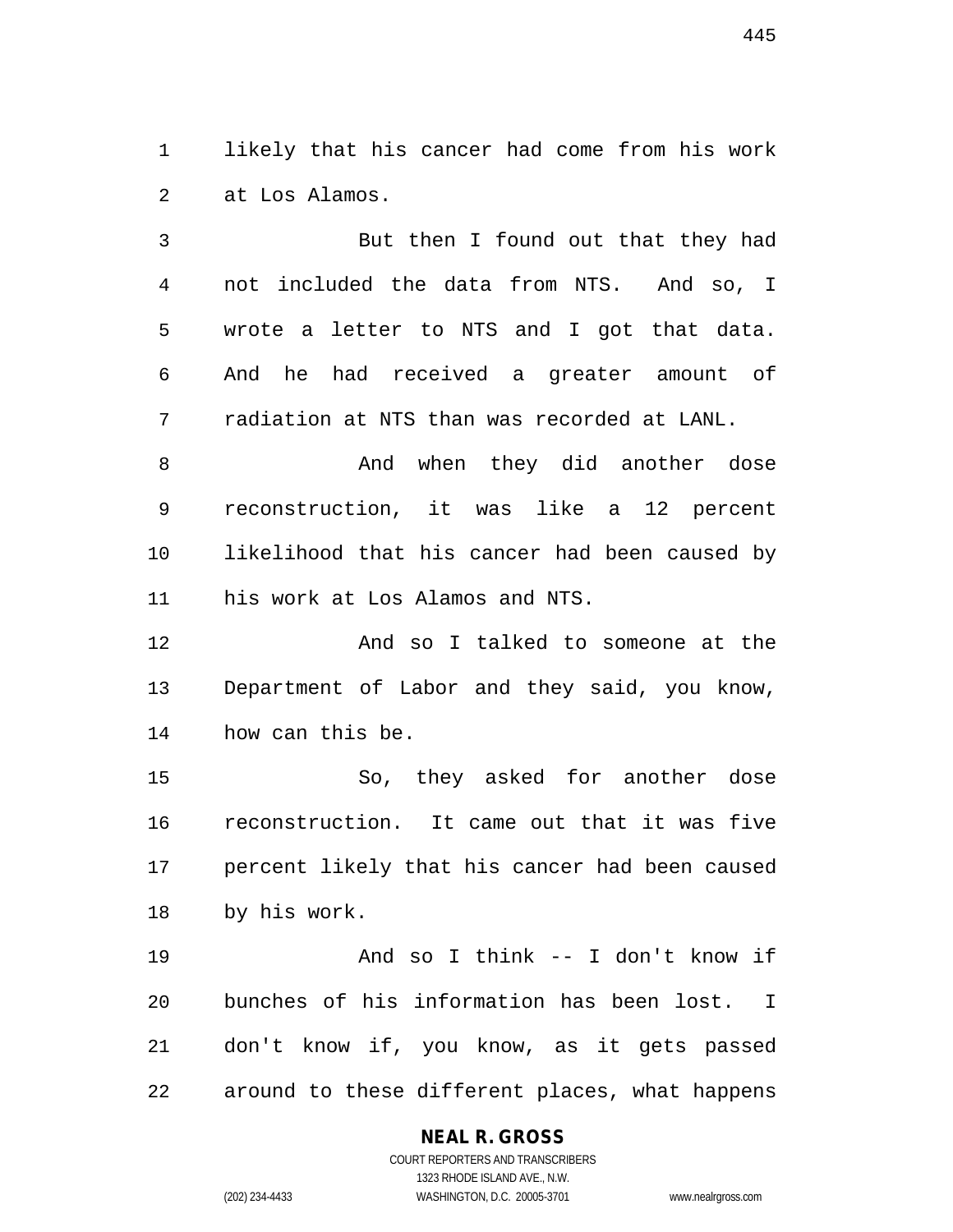likely that his cancer had come from his work at Los Alamos.

But then I found out that they had not included the data from NTS. And so, I wrote a letter to NTS and I got that data. And he had received a greater amount of radiation at NTS than was recorded at LANL.

And when they did another dose reconstruction, it was like a 12 percent likelihood that his cancer had been caused by his work at Los Alamos and NTS.

And so I talked to someone at the Department of Labor and they said, you know, how can this be.

So, they asked for another dose reconstruction. It came out that it was five percent likely that his cancer had been caused by his work.

And so I think -- I don't know if bunches of his information has been lost. I don't know if, you know, as it gets passed around to these different places, what happens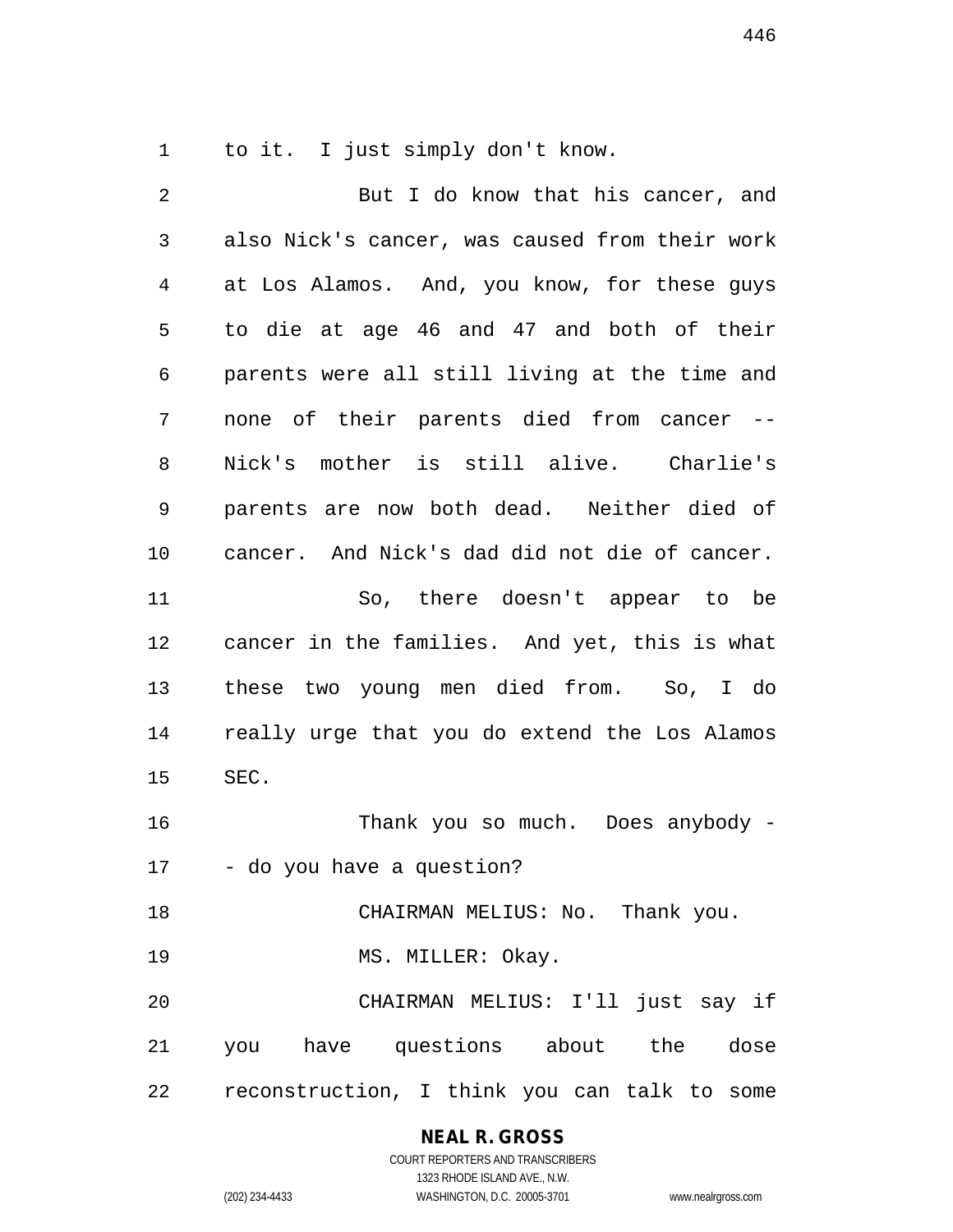to it. I just simply don't know.

But I do know that his cancer, and also Nick's cancer, was caused from their work at Los Alamos. And, you know, for these guys to die at age 46 and 47 and both of their parents were all still living at the time and none of their parents died from cancer -- Nick's mother is still alive. Charlie's parents are now both dead. Neither died of cancer. And Nick's dad did not die of cancer.

So, there doesn't appear to be cancer in the families. And yet, this is what these two young men died from. So, I do really urge that you do extend the Los Alamos SEC.

Thank you so much. Does anybody -- do you have a question?

CHAIRMAN MELIUS: No. Thank you.

MS. MILLER: Okay.

CHAIRMAN MELIUS: I'll just say if you have questions about the dose reconstruction, I think you can talk to some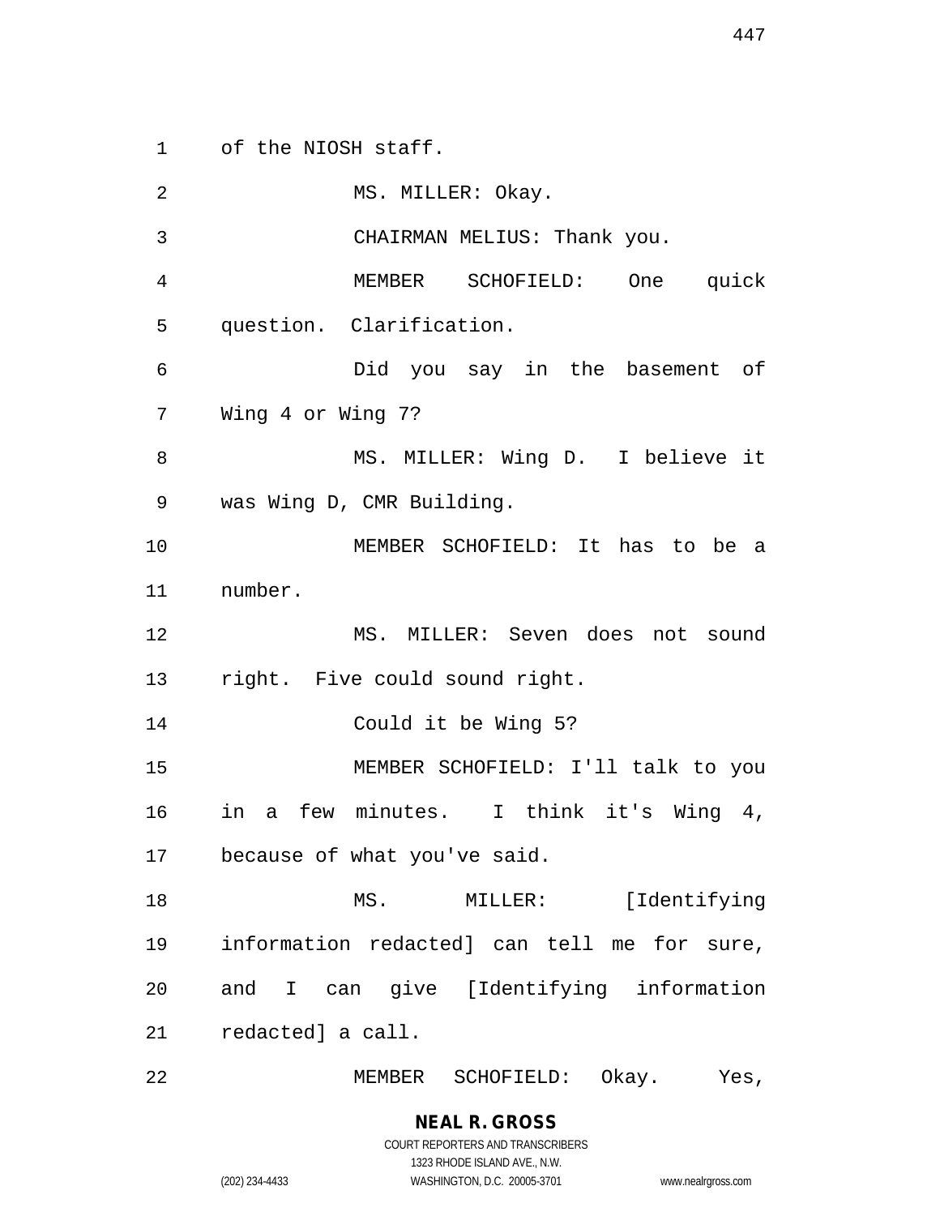of the NIOSH staff.

MS. MILLER: Okay.

CHAIRMAN MELIUS: Thank you.

MEMBER SCHOFIELD: One quick question. Clarification.

Did you say in the basement of Wing 4 or Wing 7?

MS. MILLER: Wing D. I believe it was Wing D, CMR Building.

MEMBER SCHOFIELD: It has to be a number.

MS. MILLER: Seven does not sound right. Five could sound right.

Could it be Wing 5?

MEMBER SCHOFIELD: I'll talk to you in a few minutes. I think it's Wing 4, because of what you've said.

MS. MILLER: [Identifying information redacted] can tell me for sure, and I can give [Identifying information redacted] a call.

MEMBER SCHOFIELD: Okay. Yes,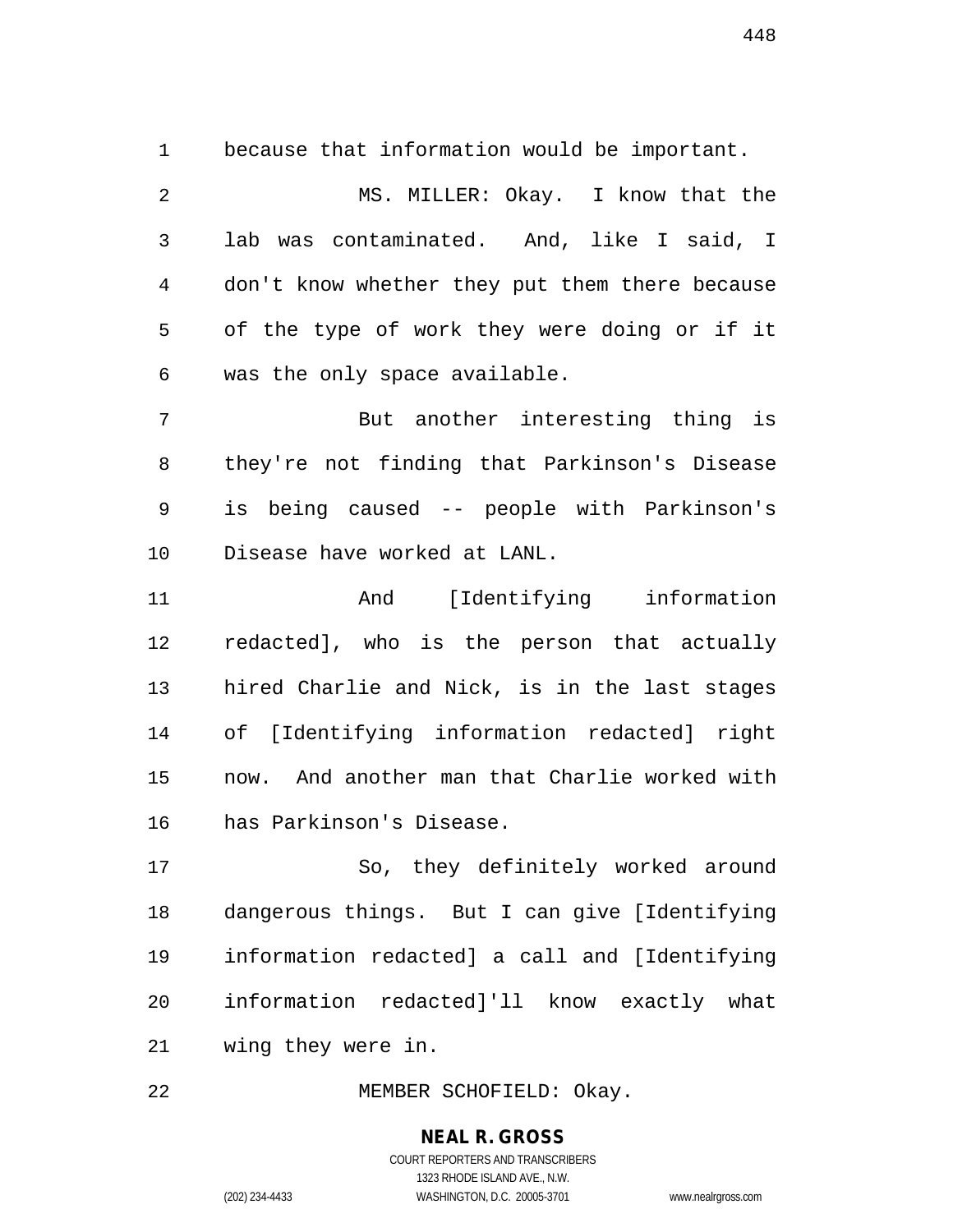because that information would be important.

MS. MILLER: Okay. I know that the lab was contaminated. And, like I said, I don't know whether they put them there because of the type of work they were doing or if it was the only space available.

But another interesting thing is they're not finding that Parkinson's Disease is being caused -- people with Parkinson's Disease have worked at LANL.

And [Identifying information redacted], who is the person that actually hired Charlie and Nick, is in the last stages of [Identifying information redacted] right now. And another man that Charlie worked with has Parkinson's Disease.

So, they definitely worked around dangerous things. But I can give [Identifying information redacted] a call and [Identifying information redacted]'ll know exactly what wing they were in.

MEMBER SCHOFIELD: Okay.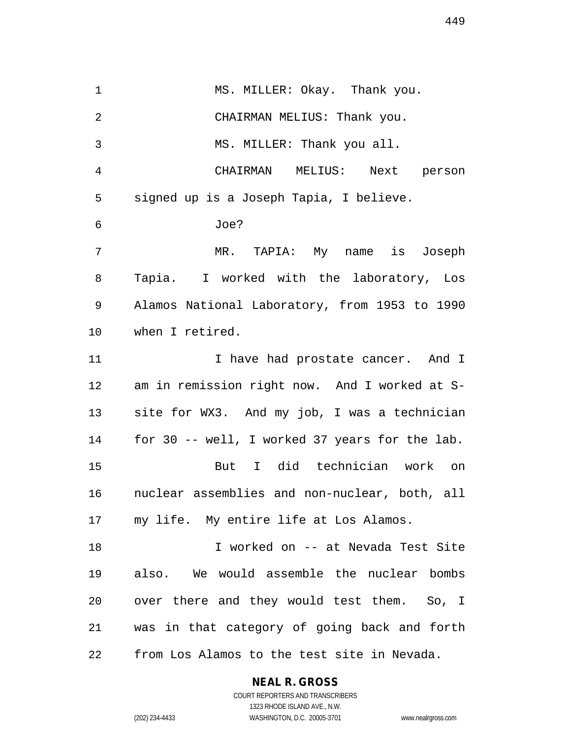MS. MILLER: Okay. Thank you.

CHAIRMAN MELIUS: Thank you.

MS. MILLER: Thank you all.

CHAIRMAN MELIUS: Next person signed up is a Joseph Tapia, I believe.

Joe?

MR. TAPIA: My name is Joseph Tapia. I worked with the laboratory, Los Alamos National Laboratory, from 1953 to 1990 when I retired.

I have had prostate cancer. And I am in remission right now. And I worked at S-site for WX3. And my job, I was a technician for 30 -- well, I worked 37 years for the lab.

But I did technician work on nuclear assemblies and non-nuclear, both, all my life. My entire life at Los Alamos.

I worked on -- at Nevada Test Site also. We would assemble the nuclear bombs over there and they would test them. So, I was in that category of going back and forth from Los Alamos to the test site in Nevada.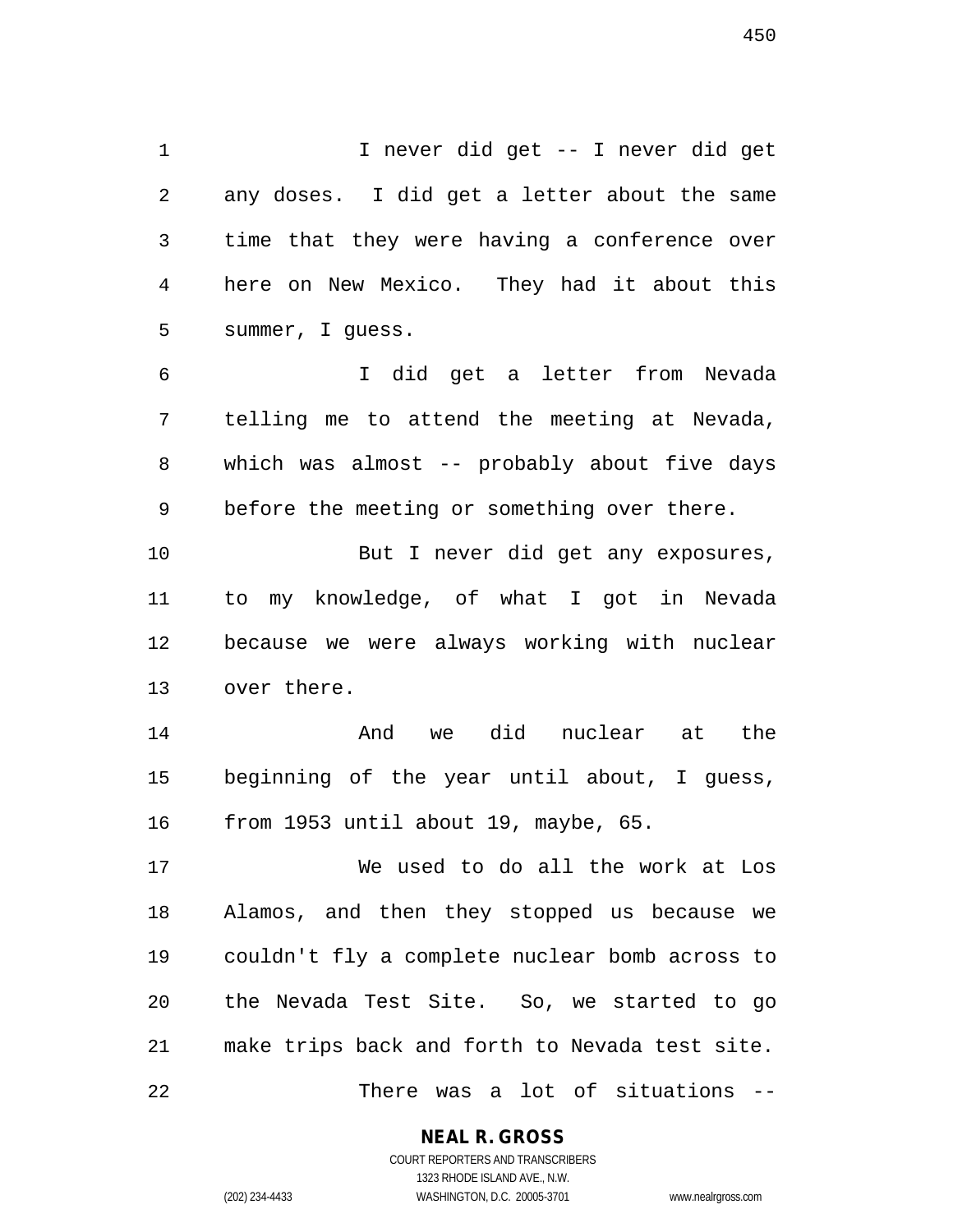I never did get -- I never did get any doses. I did get a letter about the same time that they were having a conference over here on New Mexico. They had it about this summer, I guess.

I did get a letter from Nevada telling me to attend the meeting at Nevada, which was almost -- probably about five days before the meeting or something over there.

But I never did get any exposures, to my knowledge, of what I got in Nevada because we were always working with nuclear over there.

And we did nuclear at the beginning of the year until about, I guess, from 1953 until about 19, maybe, 65.

We used to do all the work at Los Alamos, and then they stopped us because we couldn't fly a complete nuclear bomb across to the Nevada Test Site. So, we started to go make trips back and forth to Nevada test site.

There was a lot of situations --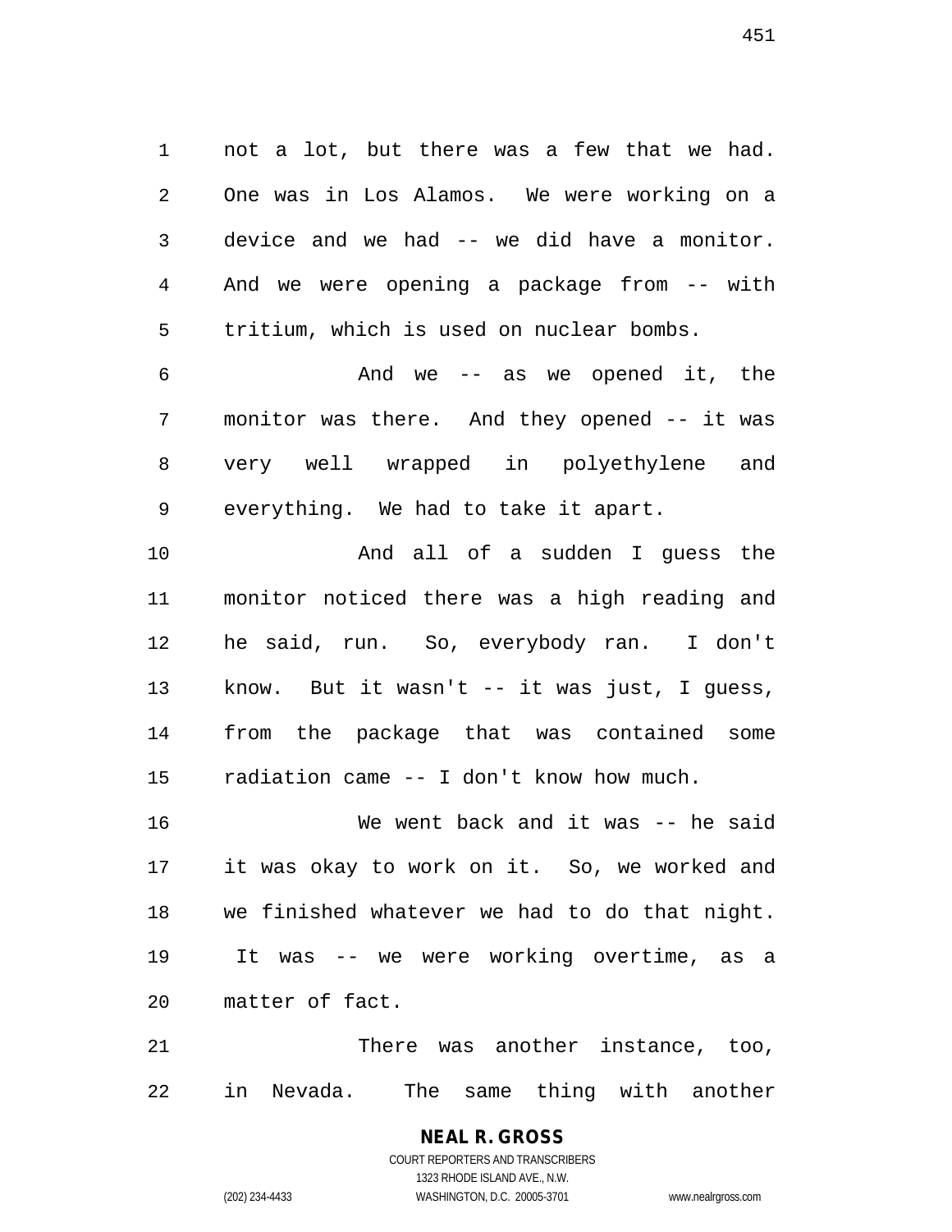not a lot, but there was a few that we had. One was in Los Alamos. We were working on a device and we had -- we did have a monitor. And we were opening a package from -- with tritium, which is used on nuclear bombs.

And we -- as we opened it, the monitor was there. And they opened -- it was very well wrapped in polyethylene and everything. We had to take it apart.

And all of a sudden I guess the monitor noticed there was a high reading and he said, run. So, everybody ran. I don't know. But it wasn't -- it was just, I guess, from the package that was contained some radiation came -- I don't know how much.

We went back and it was -- he said it was okay to work on it. So, we worked and we finished whatever we had to do that night. It was -- we were working overtime, as a matter of fact.

There was another instance, too, in Nevada. The same thing with another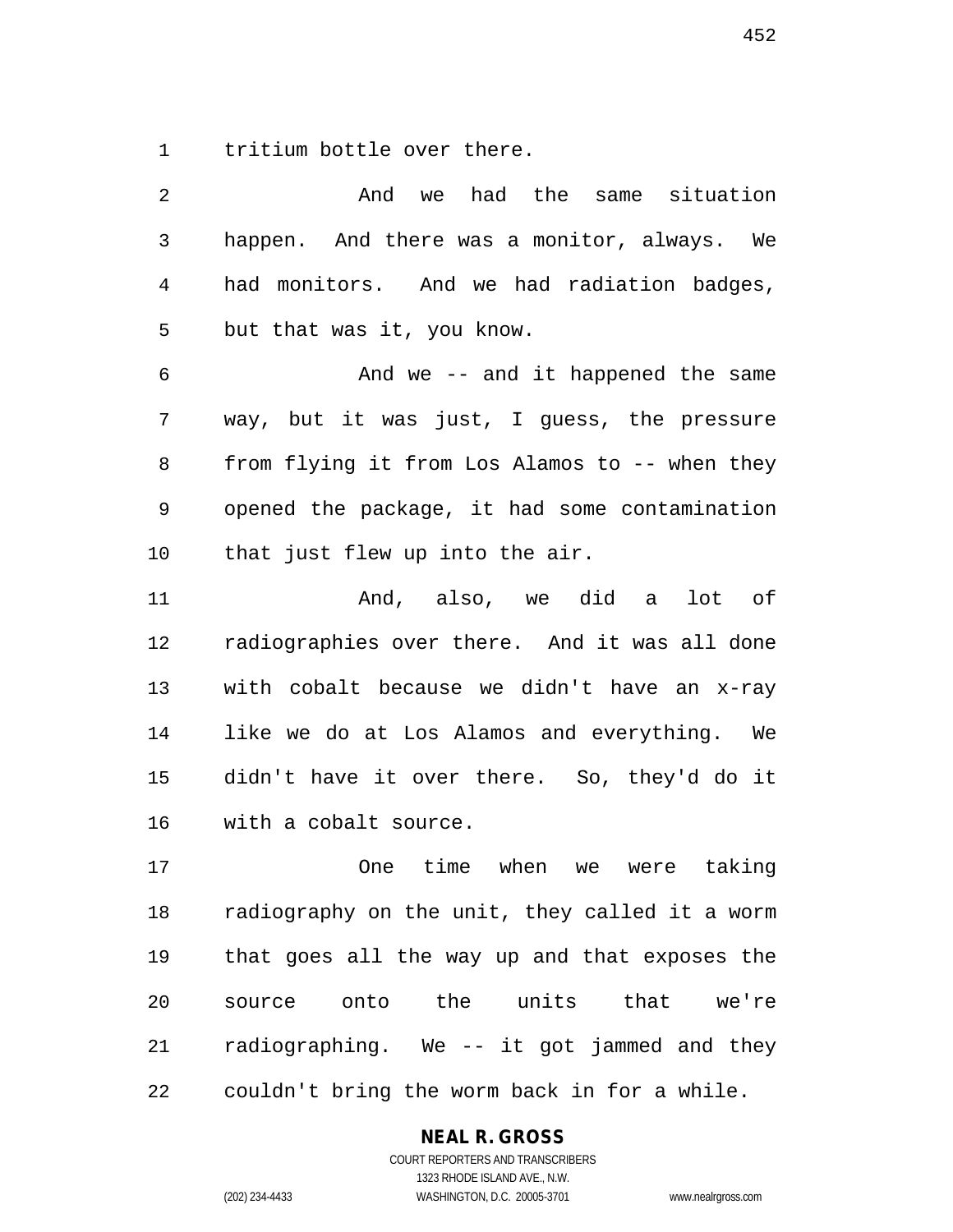tritium bottle over there.

And we had the same situation happen. And there was a monitor, always. We had monitors. And we had radiation badges, but that was it, you know.

And we -- and it happened the same way, but it was just, I guess, the pressure from flying it from Los Alamos to -- when they opened the package, it had some contamination that just flew up into the air.

And, also, we did a lot of radiographies over there. And it was all done with cobalt because we didn't have an x-ray like we do at Los Alamos and everything. We didn't have it over there. So, they'd do it with a cobalt source.

One time when we were taking radiography on the unit, they called it a worm that goes all the way up and that exposes the source onto the units that we're radiographing. We -- it got jammed and they couldn't bring the worm back in for a while.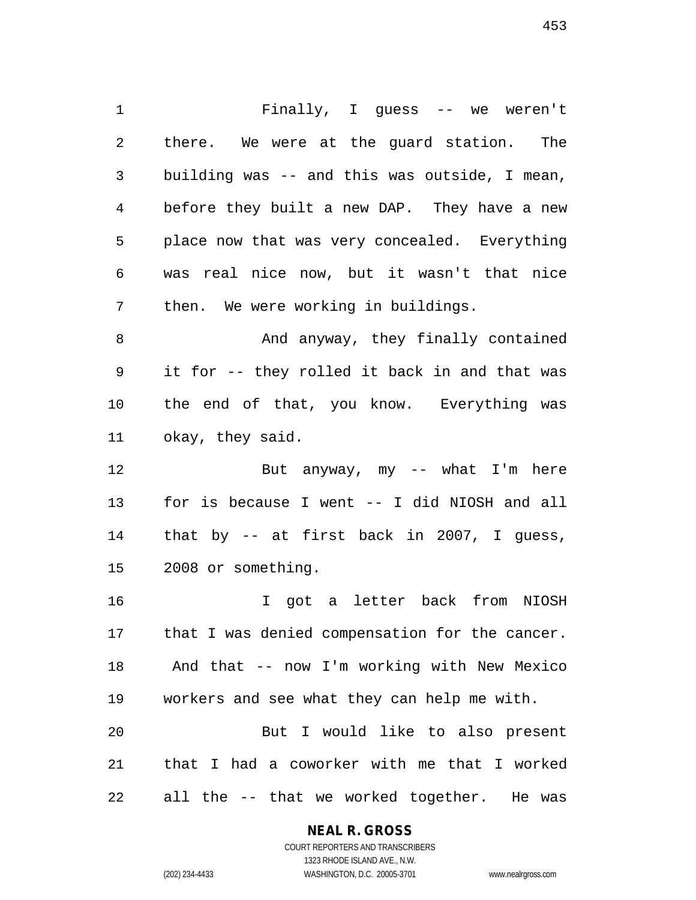Finally, I guess -- we weren't there. We were at the guard station. The building was -- and this was outside, I mean, before they built a new DAP. They have a new place now that was very concealed. Everything was real nice now, but it wasn't that nice then. We were working in buildings.

And anyway, they finally contained it for -- they rolled it back in and that was the end of that, you know. Everything was okay, they said.

But anyway, my -- what I'm here for is because I went -- I did NIOSH and all that by -- at first back in 2007, I guess, 2008 or something.

I got a letter back from NIOSH that I was denied compensation for the cancer. And that -- now I'm working with New Mexico workers and see what they can help me with.

But I would like to also present that I had a coworker with me that I worked all the -- that we worked together. He was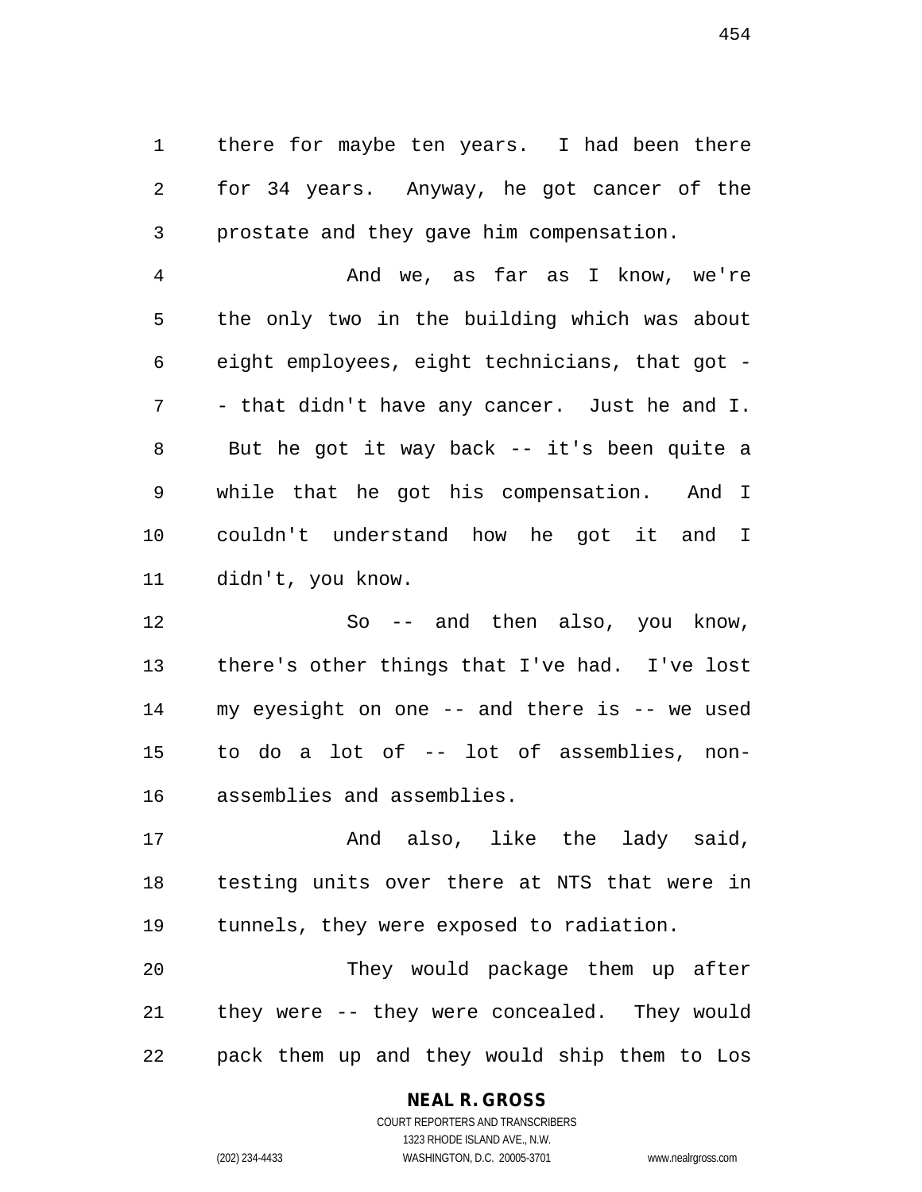there for maybe ten years. I had been there for 34 years. Anyway, he got cancer of the prostate and they gave him compensation.

And we, as far as I know, we're the only two in the building which was about eight employees, eight technicians, that got -- that didn't have any cancer. Just he and I. But he got it way back -- it's been quite a while that he got his compensation. And I couldn't understand how he got it and I didn't, you know.

So -- and then also, you know, there's other things that I've had. I've lost my eyesight on one -- and there is -- we used to do a lot of -- lot of assemblies, non-assemblies and assemblies.

And also, like the lady said, testing units over there at NTS that were in tunnels, they were exposed to radiation.

They would package them up after they were -- they were concealed. They would pack them up and they would ship them to Los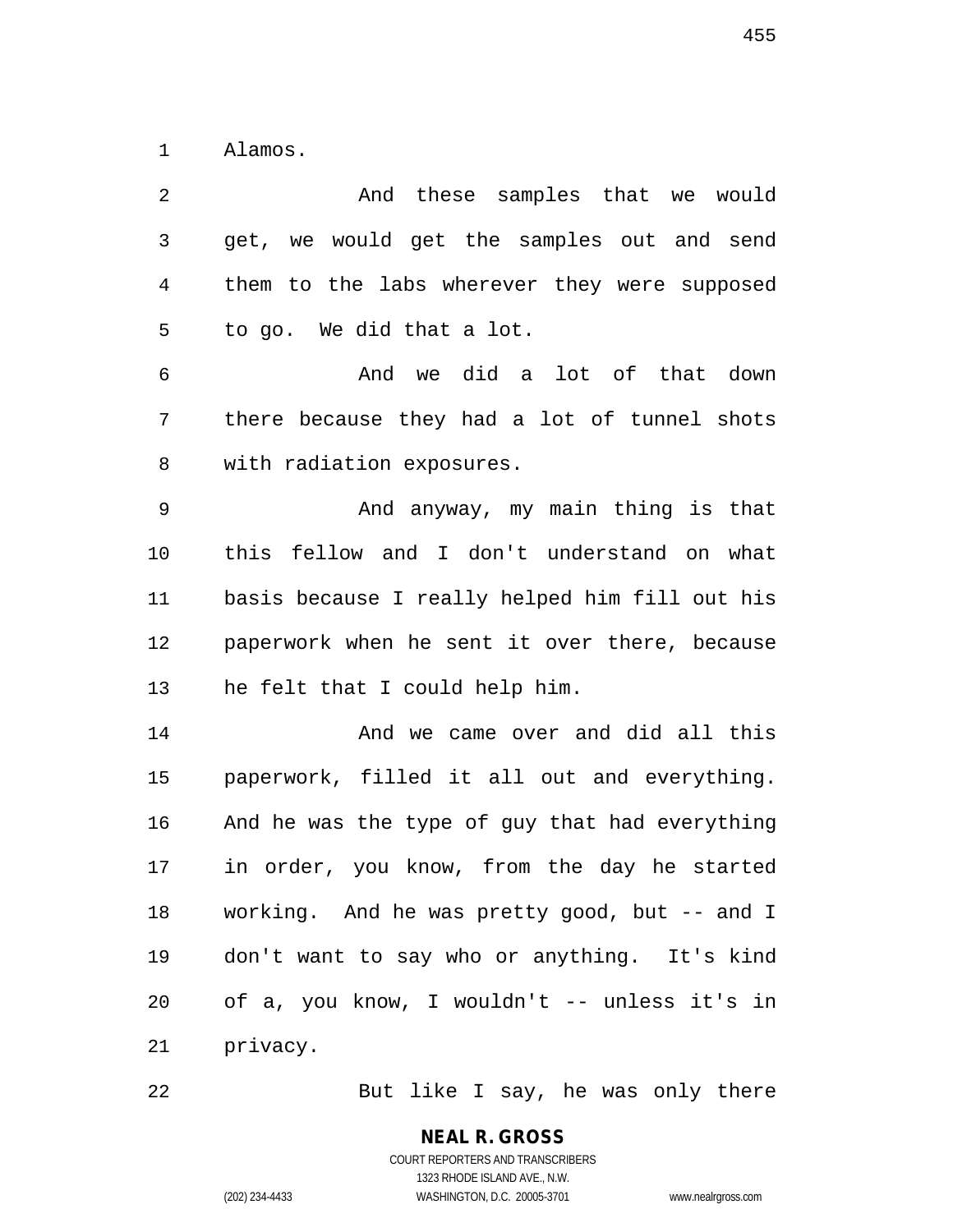Alamos.

And these samples that we would get, we would get the samples out and send them to the labs wherever they were supposed to go. We did that a lot.

And we did a lot of that down there because they had a lot of tunnel shots with radiation exposures.

And anyway, my main thing is that this fellow and I don't understand on what basis because I really helped him fill out his paperwork when he sent it over there, because he felt that I could help him.

And we came over and did all this paperwork, filled it all out and everything. And he was the type of guy that had everything in order, you know, from the day he started working. And he was pretty good, but -- and I don't want to say who or anything. It's kind of a, you know, I wouldn't -- unless it's in privacy.

But like I say, he was only there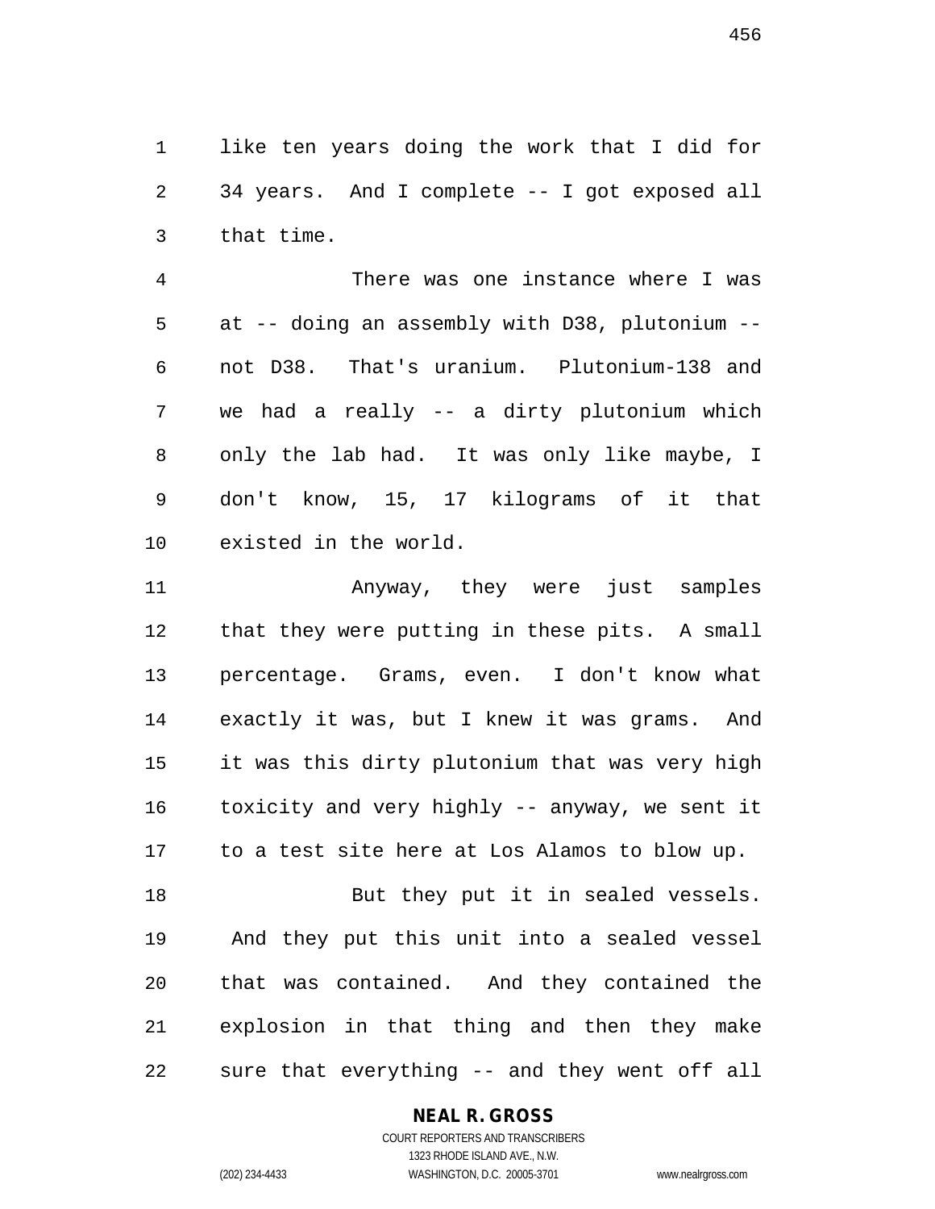like ten years doing the work that I did for 34 years. And I complete -- I got exposed all that time.

There was one instance where I was at -- doing an assembly with D38, plutonium -- not D38. That's uranium. Plutonium-138 and we had a really -- a dirty plutonium which only the lab had. It was only like maybe, I don't know, 15, 17 kilograms of it that existed in the world.

Anyway, they were just samples that they were putting in these pits. A small percentage. Grams, even. I don't know what exactly it was, but I knew it was grams. And it was this dirty plutonium that was very high toxicity and very highly -- anyway, we sent it to a test site here at Los Alamos to blow up.

But they put it in sealed vessels. And they put this unit into a sealed vessel that was contained. And they contained the explosion in that thing and then they make sure that everything -- and they went off all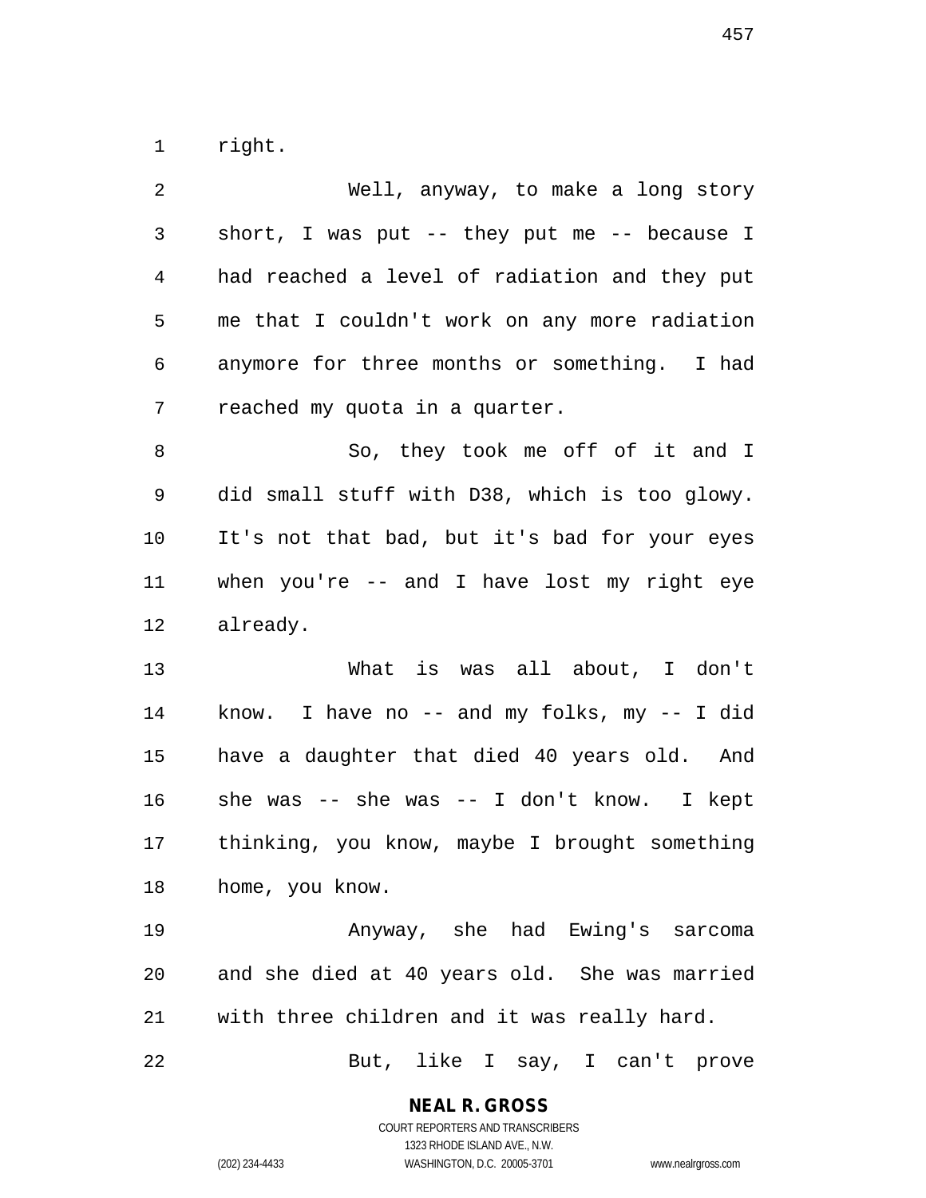right.

Well, anyway, to make a long story short, I was put -- they put me -- because I had reached a level of radiation and they put me that I couldn't work on any more radiation anymore for three months or something. I had reached my quota in a quarter.

So, they took me off of it and I did small stuff with D38, which is too glowy. It's not that bad, but it's bad for your eyes when you're -- and I have lost my right eye already.

What is was all about, I don't know. I have no -- and my folks, my -- I did have a daughter that died 40 years old. And she was -- she was -- I don't know. I kept thinking, you know, maybe I brought something home, you know.

Anyway, she had Ewing's sarcoma and she died at 40 years old. She was married with three children and it was really hard.

But, like I say, I can't prove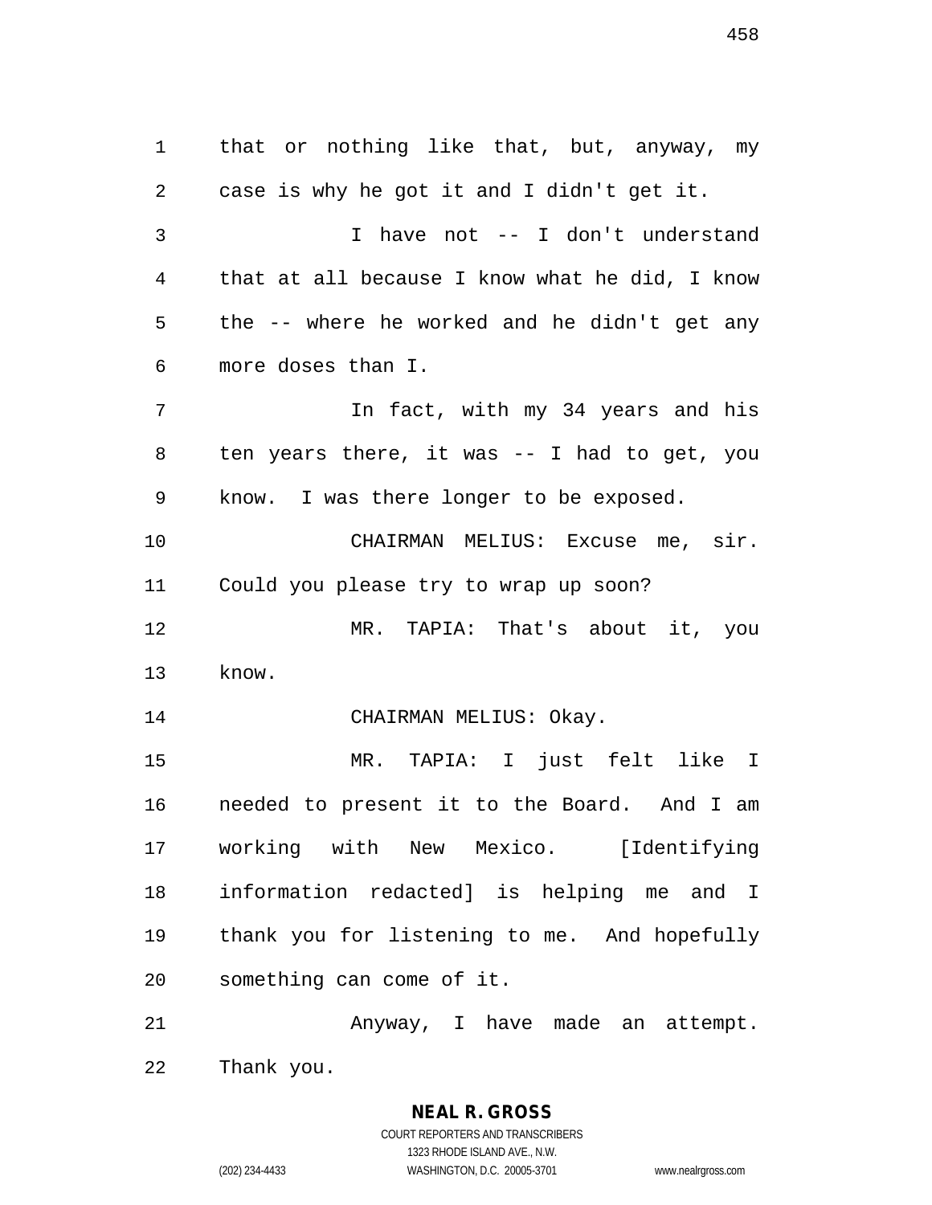that or nothing like that, but, anyway, my case is why he got it and I didn't get it.

I have not -- I don't understand that at all because I know what he did, I know the -- where he worked and he didn't get any more doses than I.

In fact, with my 34 years and his ten years there, it was -- I had to get, you know. I was there longer to be exposed.

CHAIRMAN MELIUS: Excuse me, sir. Could you please try to wrap up soon?

MR. TAPIA: That's about it, you know.

CHAIRMAN MELIUS: Okay.

MR. TAPIA: I just felt like I needed to present it to the Board. And I am working with New Mexico. [Identifying information redacted] is helping me and I thank you for listening to me. And hopefully something can come of it.

Anyway, I have made an attempt. Thank you.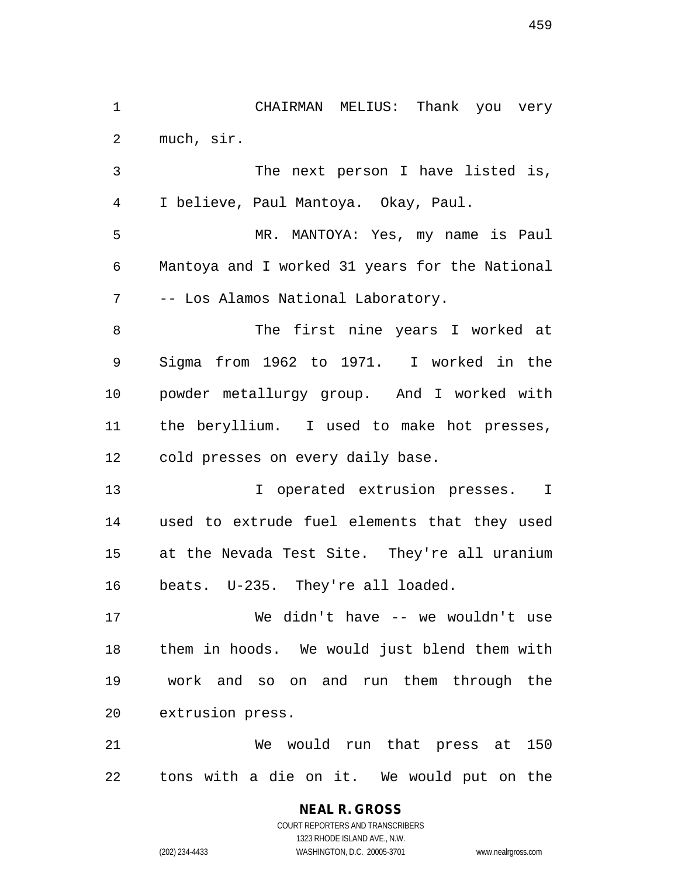CHAIRMAN MELIUS: Thank you very much, sir.

The next person I have listed is, I believe, Paul Mantoya. Okay, Paul.

MR. MANTOYA: Yes, my name is Paul Mantoya and I worked 31 years for the National -- Los Alamos National Laboratory.

The first nine years I worked at Sigma from 1962 to 1971. I worked in the powder metallurgy group. And I worked with the beryllium. I used to make hot presses, cold presses on every daily base.

I operated extrusion presses. I used to extrude fuel elements that they used at the Nevada Test Site. They're all uranium beats. U-235. They're all loaded.

We didn't have -- we wouldn't use them in hoods. We would just blend them with work and so on and run them through the extrusion press.

We would run that press at 150 tons with a die on it. We would put on the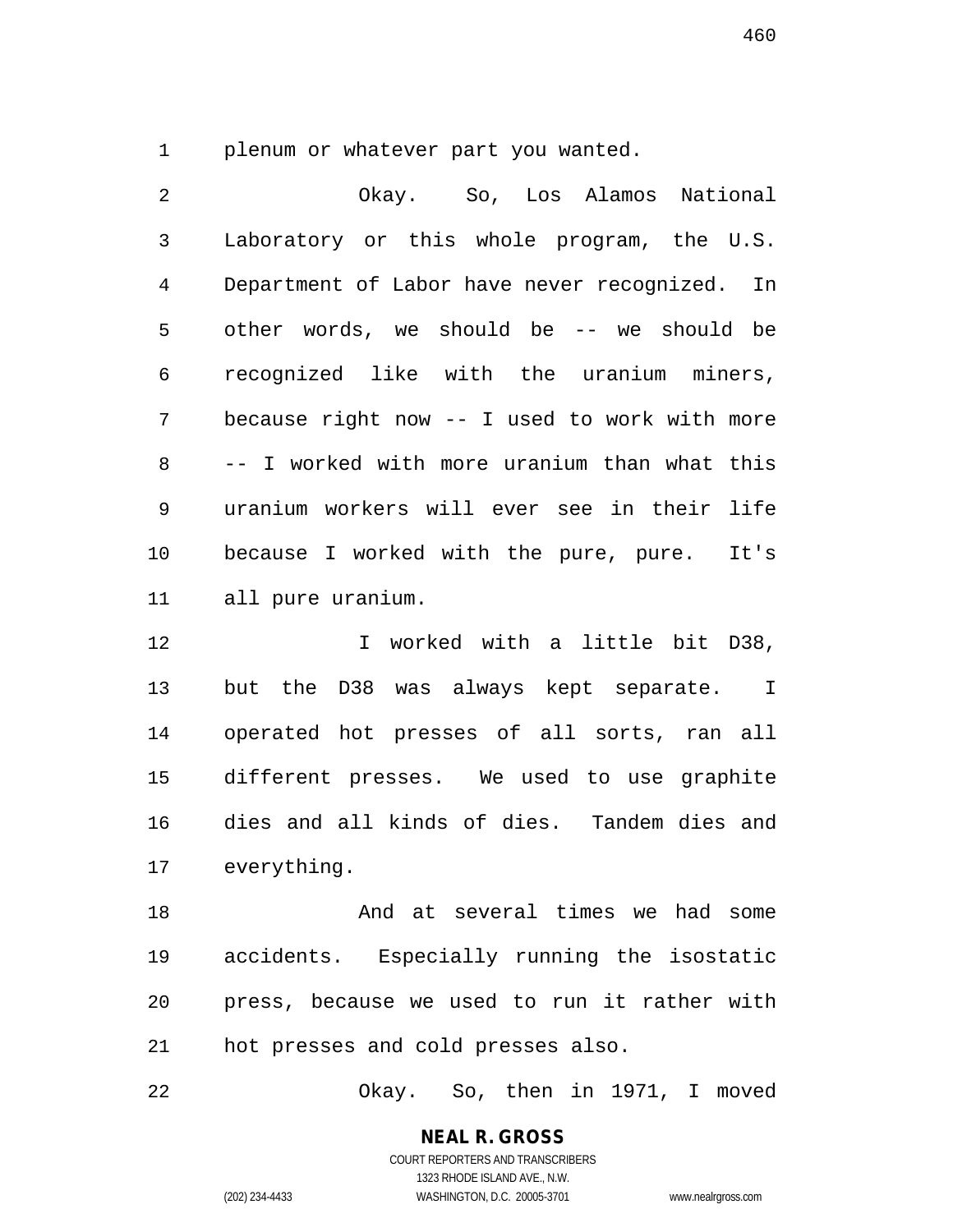plenum or whatever part you wanted.

Okay. So, Los Alamos National Laboratory or this whole program, the U.S. Department of Labor have never recognized. In other words, we should be -- we should be recognized like with the uranium miners, because right now -- I used to work with more -- I worked with more uranium than what this uranium workers will ever see in their life because I worked with the pure, pure. It's all pure uranium.

I worked with a little bit D38, but the D38 was always kept separate. I operated hot presses of all sorts, ran all different presses. We used to use graphite dies and all kinds of dies. Tandem dies and everything.

And at several times we had some accidents. Especially running the isostatic press, because we used to run it rather with hot presses and cold presses also.

Okay. So, then in 1971, I moved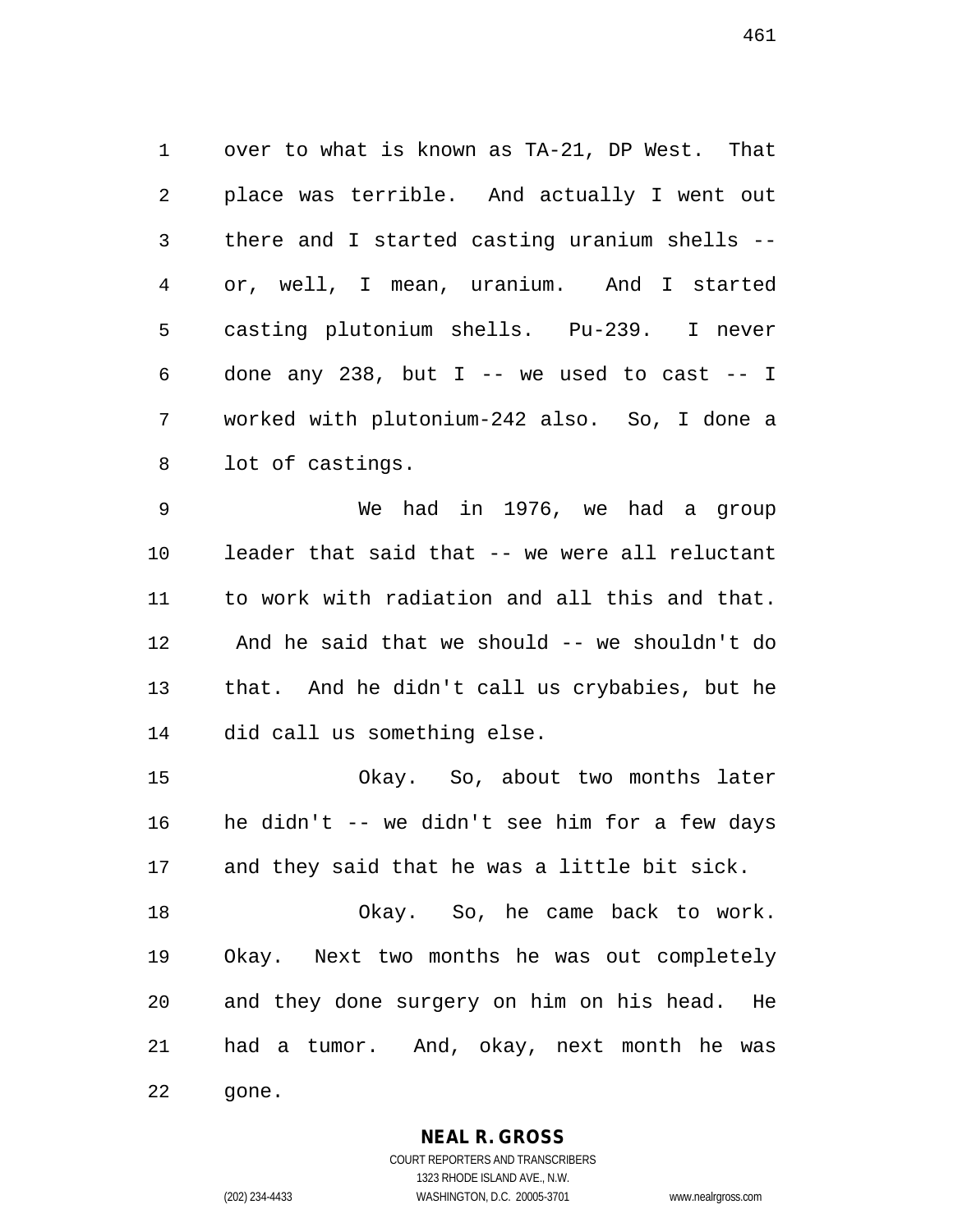over to what is known as TA-21, DP West. That place was terrible. And actually I went out there and I started casting uranium shells -- or, well, I mean, uranium. And I started casting plutonium shells. Pu-239. I never done any 238, but I -- we used to cast -- I worked with plutonium-242 also. So, I done a lot of castings.

We had in 1976, we had a group leader that said that -- we were all reluctant to work with radiation and all this and that. And he said that we should -- we shouldn't do that. And he didn't call us crybabies, but he did call us something else.

Okay. So, about two months later he didn't -- we didn't see him for a few days and they said that he was a little bit sick.

Okay. So, he came back to work. Okay. Next two months he was out completely and they done surgery on him on his head. He had a tumor. And, okay, next month he was gone.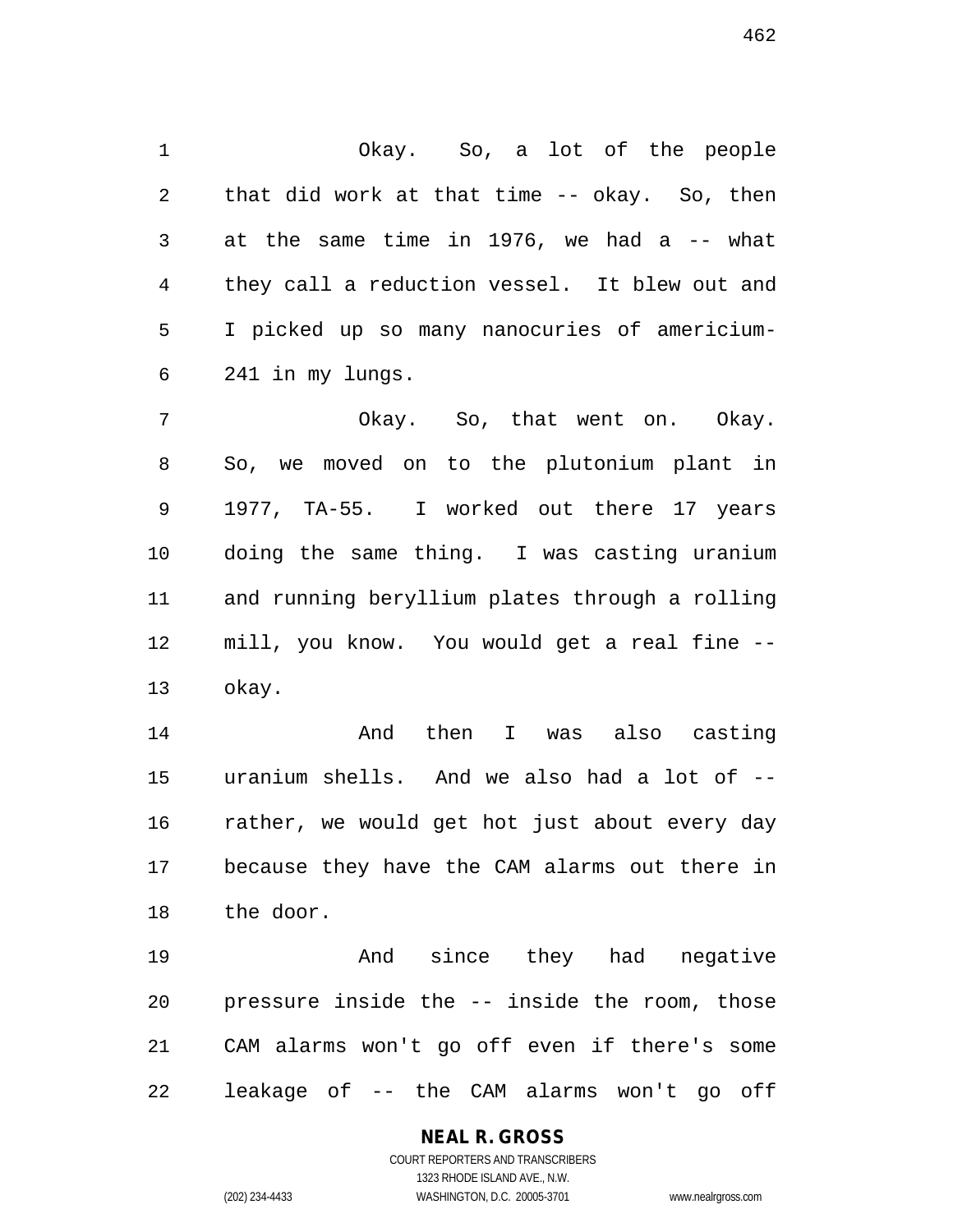Okay. So, a lot of the people that did work at that time -- okay. So, then at the same time in 1976, we had a -- what they call a reduction vessel. It blew out and I picked up so many nanocuries of americium-241 in my lungs.

Okay. So, that went on. Okay. So, we moved on to the plutonium plant in 1977, TA-55. I worked out there 17 years doing the same thing. I was casting uranium and running beryllium plates through a rolling mill, you know. You would get a real fine -- okay.

And then I was also casting uranium shells. And we also had a lot of -- rather, we would get hot just about every day because they have the CAM alarms out there in the door.

And since they had negative pressure inside the -- inside the room, those CAM alarms won't go off even if there's some leakage of -- the CAM alarms won't go off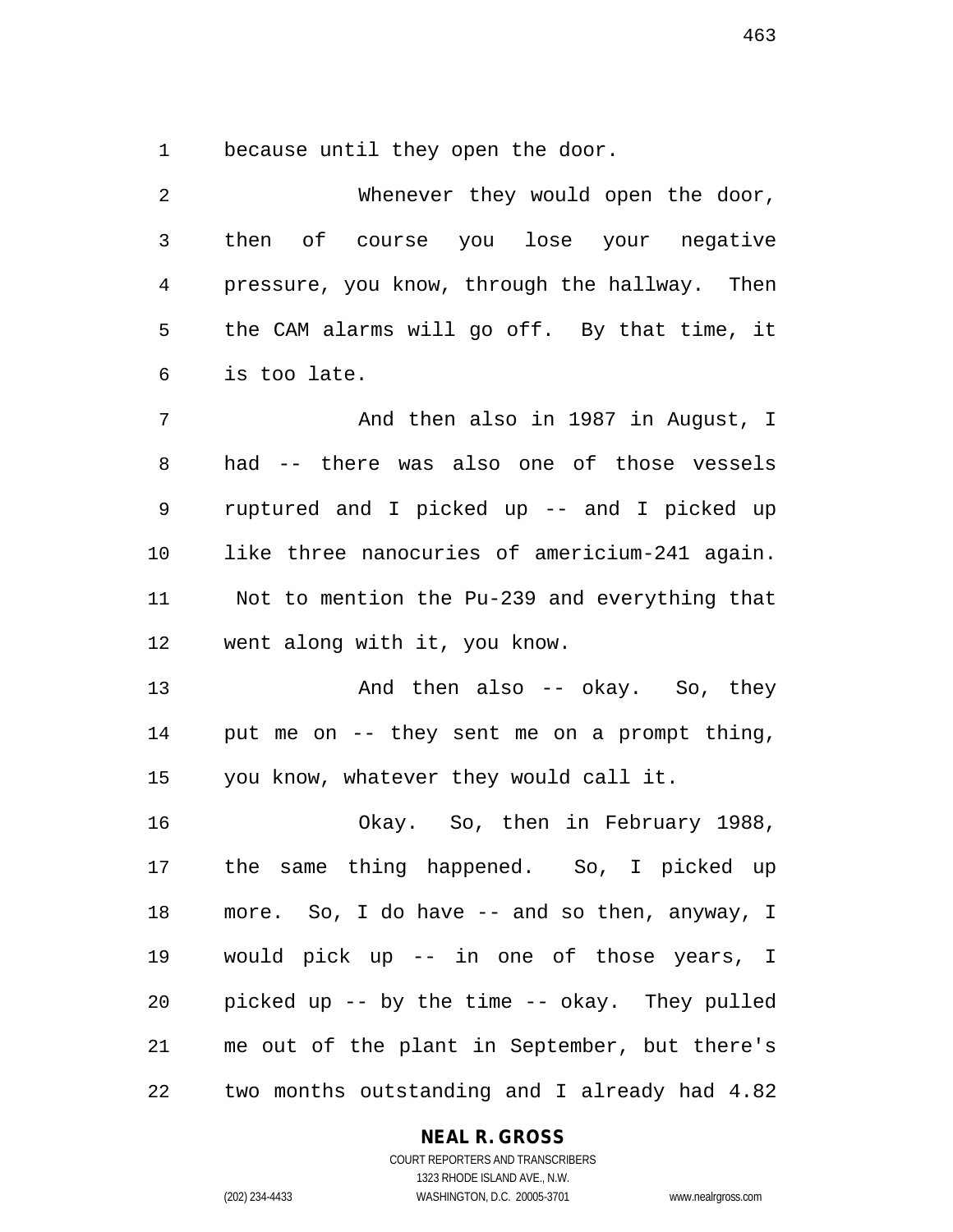because until they open the door.

Whenever they would open the door, then of course you lose your negative pressure, you know, through the hallway. Then the CAM alarms will go off. By that time, it is too late.

And then also in 1987 in August, I had -- there was also one of those vessels ruptured and I picked up -- and I picked up like three nanocuries of americium-241 again. Not to mention the Pu-239 and everything that went along with it, you know.

And then also -- okay. So, they put me on -- they sent me on a prompt thing, you know, whatever they would call it.

Okay. So, then in February 1988, the same thing happened. So, I picked up more. So, I do have -- and so then, anyway, I would pick up -- in one of those years, I picked up -- by the time -- okay. They pulled me out of the plant in September, but there's two months outstanding and I already had 4.82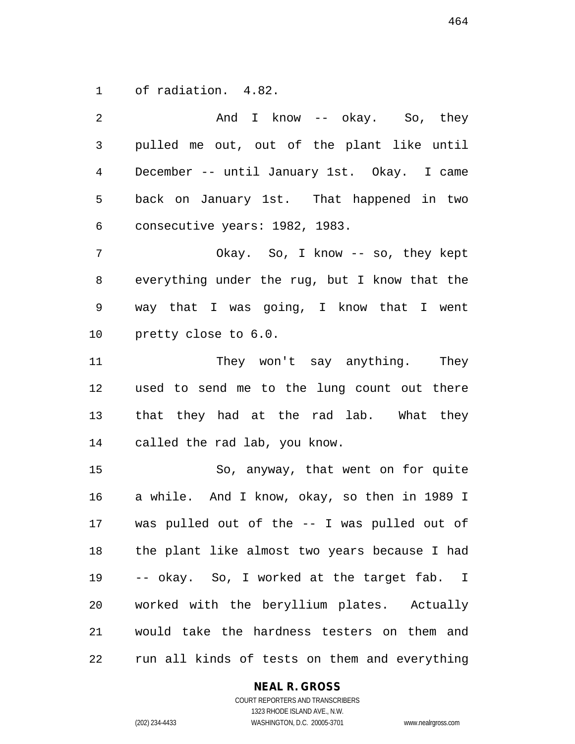of radiation. 4.82.

And I know -- okay. So, they pulled me out, out of the plant like until December -- until January 1st. Okay. I came back on January 1st. That happened in two consecutive years: 1982, 1983.

Okay. So, I know -- so, they kept everything under the rug, but I know that the way that I was going, I know that I went pretty close to 6.0.

They won't say anything. They used to send me to the lung count out there that they had at the rad lab. What they called the rad lab, you know.

So, anyway, that went on for quite a while. And I know, okay, so then in 1989 I was pulled out of the -- I was pulled out of the plant like almost two years because I had -- okay. So, I worked at the target fab. I worked with the beryllium plates. Actually would take the hardness testers on them and run all kinds of tests on them and everything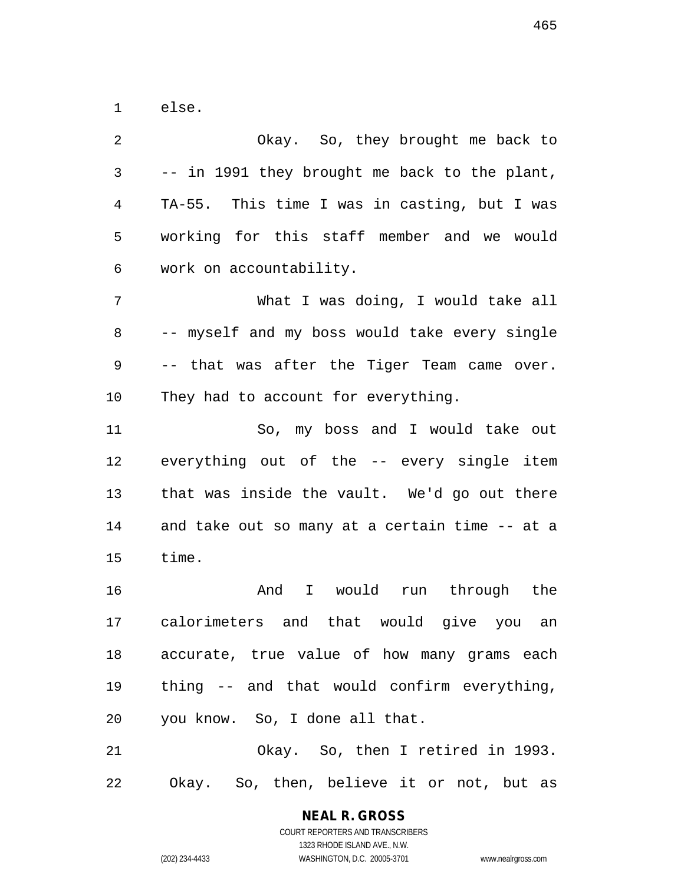else.

Okay. So, they brought me back to -- in 1991 they brought me back to the plant, TA-55. This time I was in casting, but I was working for this staff member and we would work on accountability.

What I was doing, I would take all -- myself and my boss would take every single -- that was after the Tiger Team came over. They had to account for everything.

So, my boss and I would take out everything out of the -- every single item that was inside the vault. We'd go out there and take out so many at a certain time -- at a time.

And I would run through the calorimeters and that would give you an accurate, true value of how many grams each thing -- and that would confirm everything, you know. So, I done all that.

Okay. So, then I retired in 1993. Okay. So, then, believe it or not, but as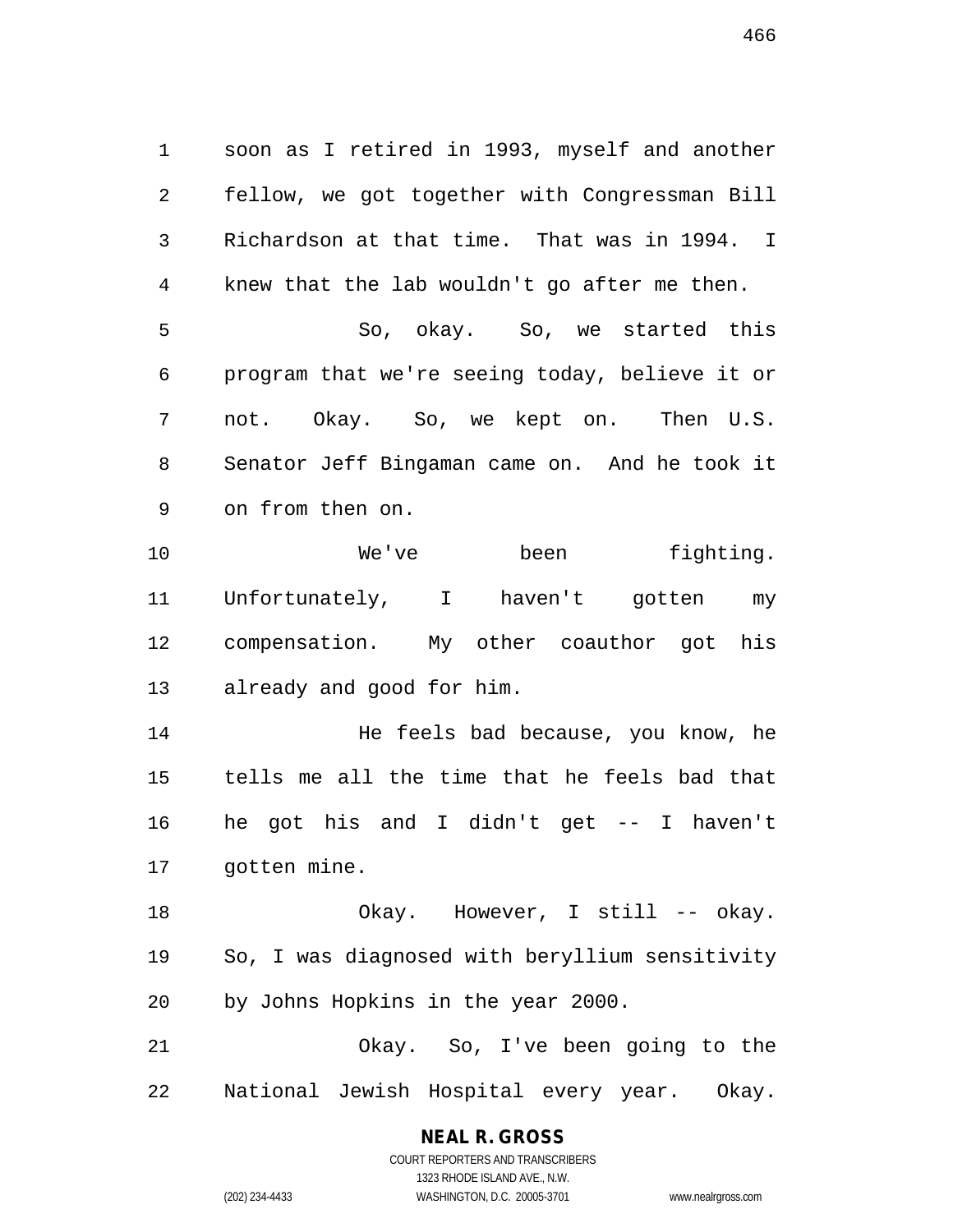soon as I retired in 1993, myself and another fellow, we got together with Congressman Bill Richardson at that time. That was in 1994. I knew that the lab wouldn't go after me then.

So, okay. So, we started this program that we're seeing today, believe it or not. Okay. So, we kept on. Then U.S. Senator Jeff Bingaman came on. And he took it on from then on.

We've been fighting. Unfortunately, I haven't gotten my compensation. My other coauthor got his already and good for him.

He feels bad because, you know, he tells me all the time that he feels bad that he got his and I didn't get -- I haven't gotten mine.

Okay. However, I still -- okay. So, I was diagnosed with beryllium sensitivity by Johns Hopkins in the year 2000.

Okay. So, I've been going to the National Jewish Hospital every year. Okay.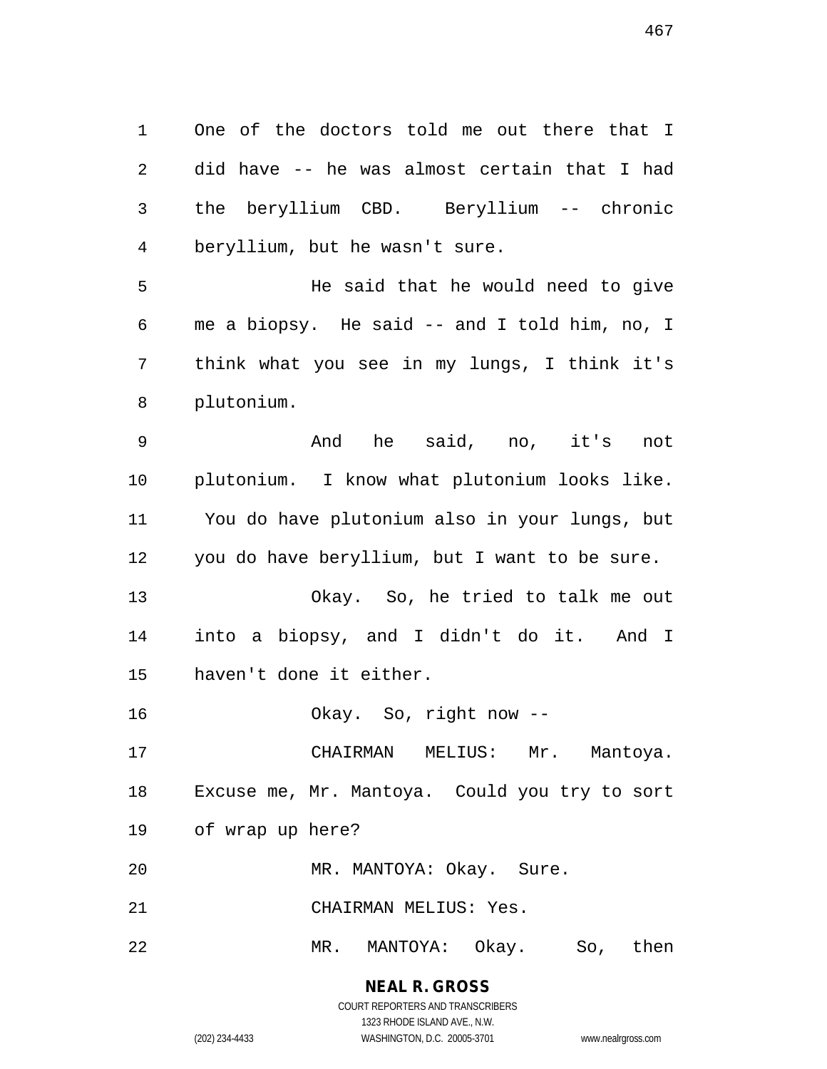One of the doctors told me out there that I did have -- he was almost certain that I had the beryllium CBD. Beryllium -- chronic beryllium, but he wasn't sure.

He said that he would need to give me a biopsy. He said -- and I told him, no, I think what you see in my lungs, I think it's plutonium.

And he said, no, it's not plutonium. I know what plutonium looks like. You do have plutonium also in your lungs, but you do have beryllium, but I want to be sure.

Okay. So, he tried to talk me out into a biopsy, and I didn't do it. And I haven't done it either.

Okay. So, right now --

CHAIRMAN MELIUS: Mr. Mantoya. Excuse me, Mr. Mantoya. Could you try to sort of wrap up here?

MR. MANTOYA: Okay. Sure.

CHAIRMAN MELIUS: Yes.

MR. MANTOYA: Okay. So, then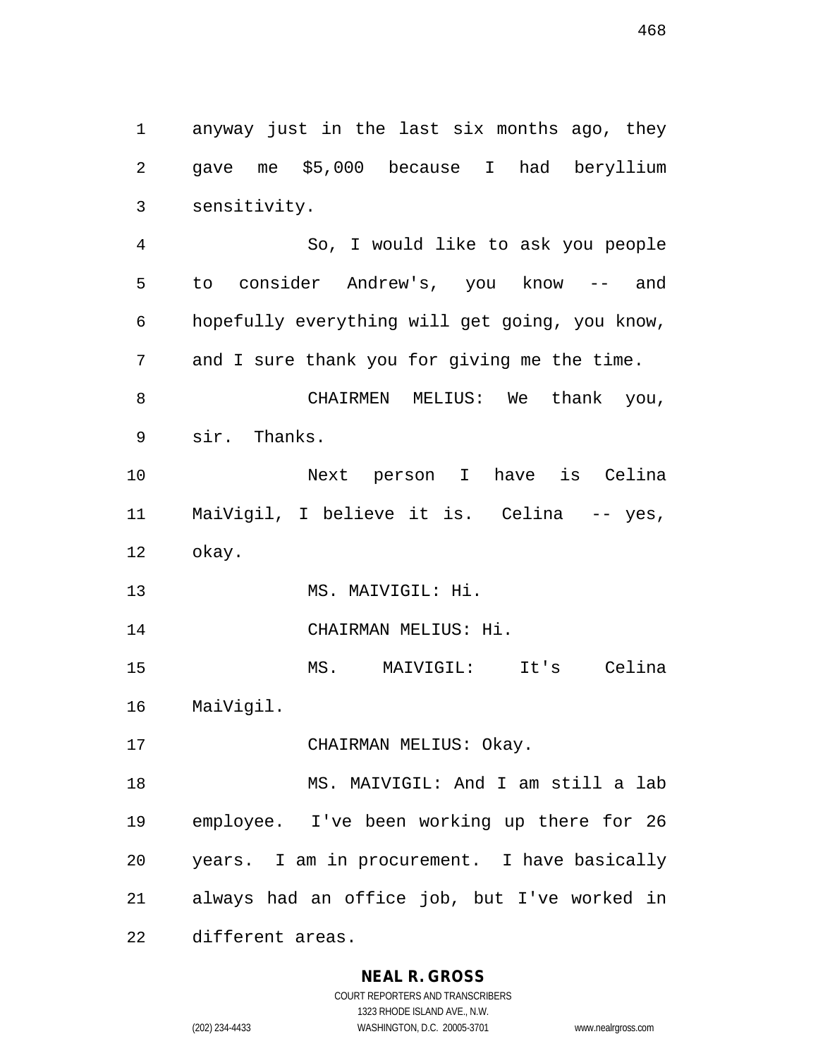anyway just in the last six months ago, they gave me $5,000 because I had beryllium sensitivity.

So, I would like to ask you people to consider Andrew's, you know -- and hopefully everything will get going, you know, and I sure thank you for giving me the time.

CHAIRMEN MELIUS: We thank you, sir. Thanks.

Next person I have is Celina MaiVigil, I believe it is. Celina -- yes, okay.

MS. MAIVIGIL: Hi.

CHAIRMAN MELIUS: Hi.

MS. MAIVIGIL: It's Celina MaiVigil.

CHAIRMAN MELIUS: Okay.

MS. MAIVIGIL: And I am still a lab employee. I've been working up there for 26 years. I am in procurement. I have basically always had an office job, but I've worked in different areas.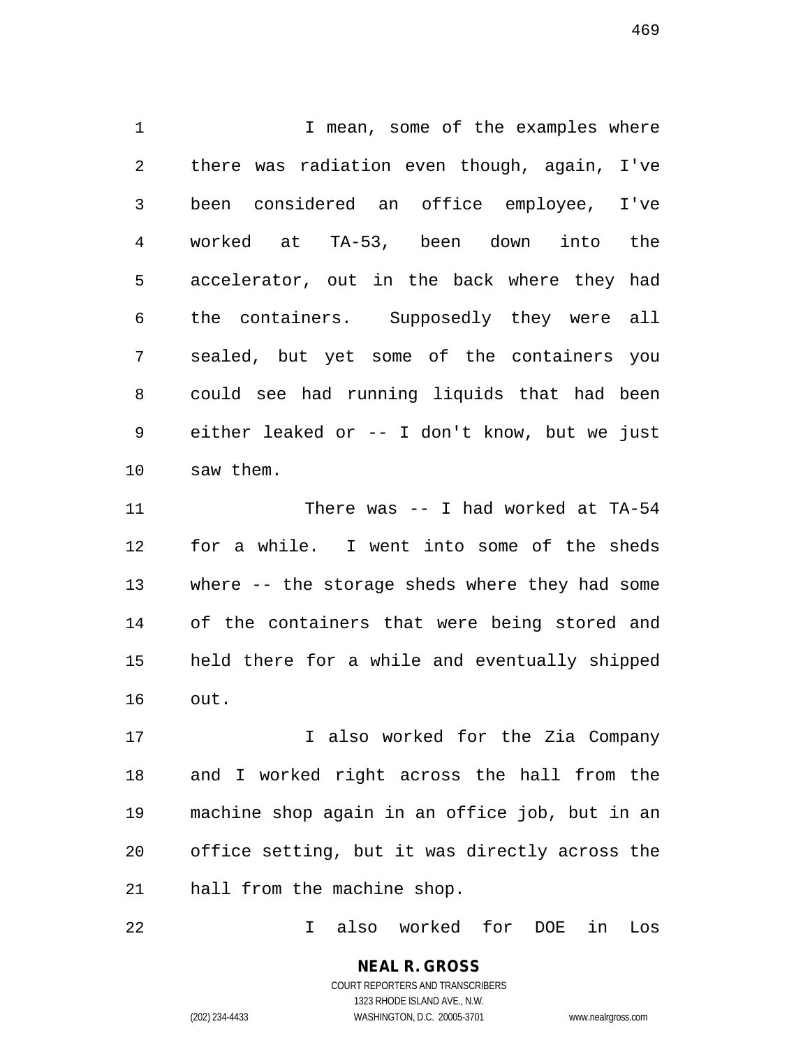I mean, some of the examples where there was radiation even though, again, I've been considered an office employee, I've worked at TA-53, been down into the accelerator, out in the back where they had the containers. Supposedly they were all sealed, but yet some of the containers you could see had running liquids that had been either leaked or -- I don't know, but we just saw them.

There was -- I had worked at TA-54 for a while. I went into some of the sheds where -- the storage sheds where they had some of the containers that were being stored and held there for a while and eventually shipped out.

I also worked for the Zia Company and I worked right across the hall from the machine shop again in an office job, but in an office setting, but it was directly across the hall from the machine shop.

I also worked for DOE in Los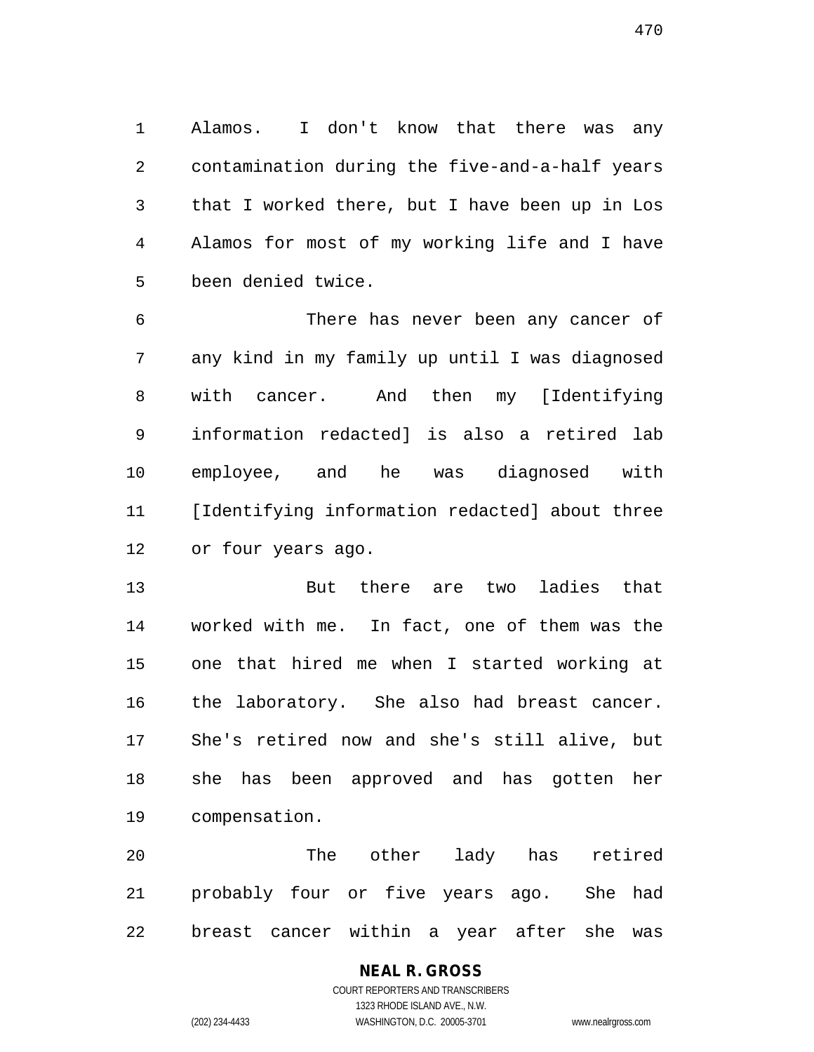Alamos. I don't know that there was any contamination during the five-and-a-half years that I worked there, but I have been up in Los Alamos for most of my working life and I have been denied twice.

There has never been any cancer of any kind in my family up until I was diagnosed with cancer. And then my [Identifying information redacted] is also a retired lab employee, and he was diagnosed with [Identifying information redacted] about three or four years ago.

But there are two ladies that worked with me. In fact, one of them was the one that hired me when I started working at the laboratory. She also had breast cancer. She's retired now and she's still alive, but she has been approved and has gotten her compensation.

The other lady has retired probably four or five years ago. She had breast cancer within a year after she was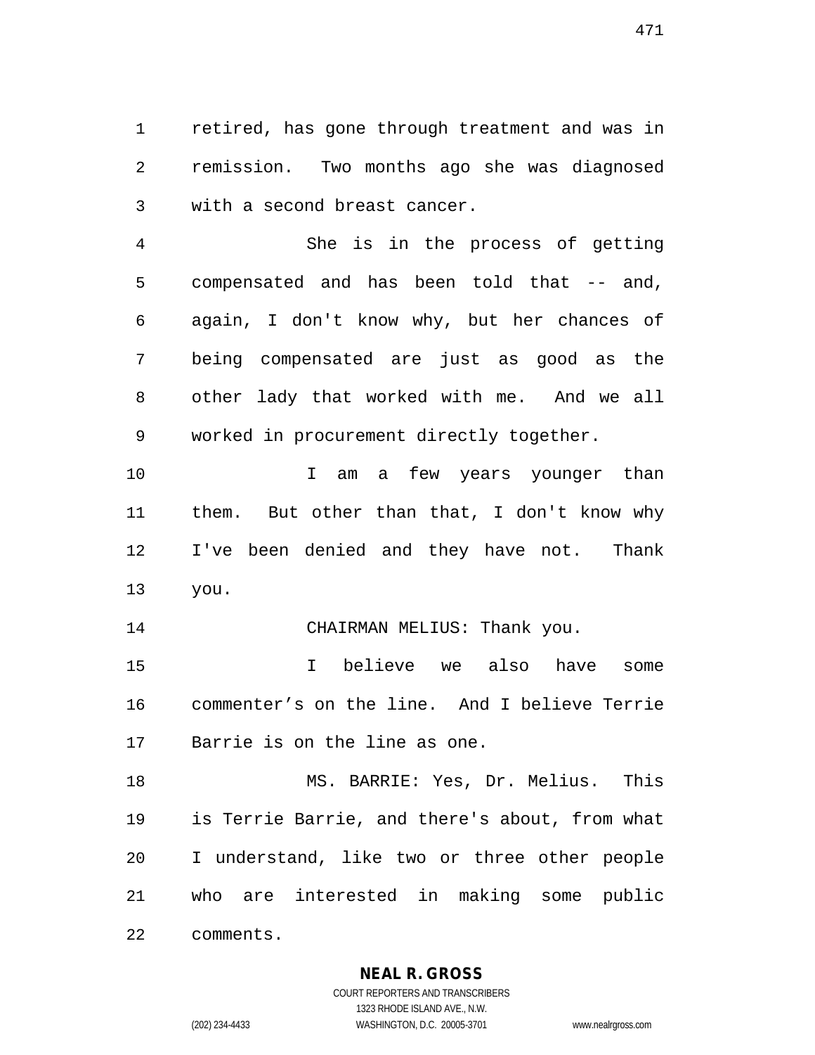retired, has gone through treatment and was in remission. Two months ago she was diagnosed with a second breast cancer.

She is in the process of getting compensated and has been told that -- and, again, I don't know why, but her chances of being compensated are just as good as the other lady that worked with me. And we all worked in procurement directly together.

I am a few years younger than them. But other than that, I don't know why I've been denied and they have not. Thank you.

CHAIRMAN MELIUS: Thank you.

I believe we also have some commenter’s on the line. And I believe Terrie Barrie is on the line as one.

MS. BARRIE: Yes, Dr. Melius. This is Terrie Barrie, and there's about, from what I understand, like two or three other people who are interested in making some public comments.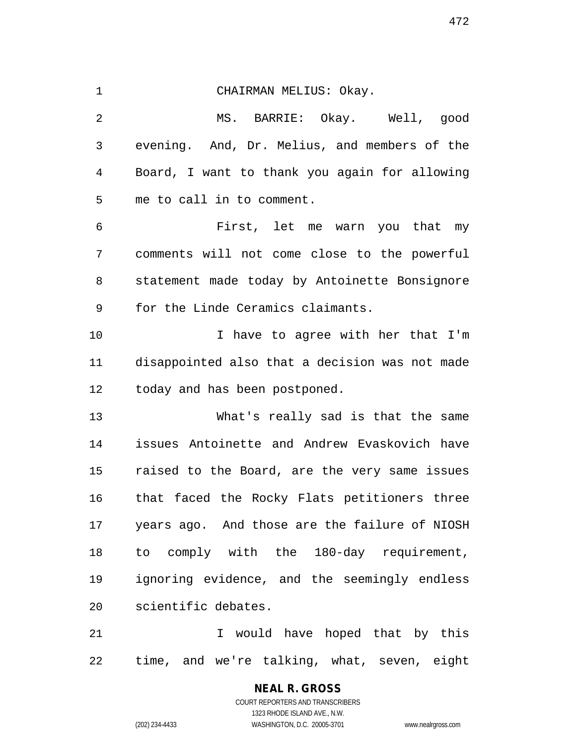CHAIRMAN MELIUS: Okay.

MS. BARRIE: Okay. Well, good evening. And, Dr. Melius, and members of the Board, I want to thank you again for allowing me to call in to comment.

First, let me warn you that my comments will not come close to the powerful statement made today by Antoinette Bonsignore for the Linde Ceramics claimants.

I have to agree with her that I'm disappointed also that a decision was not made today and has been postponed.

What's really sad is that the same issues Antoinette and Andrew Evaskovich have raised to the Board, are the very same issues that faced the Rocky Flats petitioners three years ago. And those are the failure of NIOSH to comply with the 180-day requirement, ignoring evidence, and the seemingly endless scientific debates.

I would have hoped that by this time, and we're talking, what, seven, eight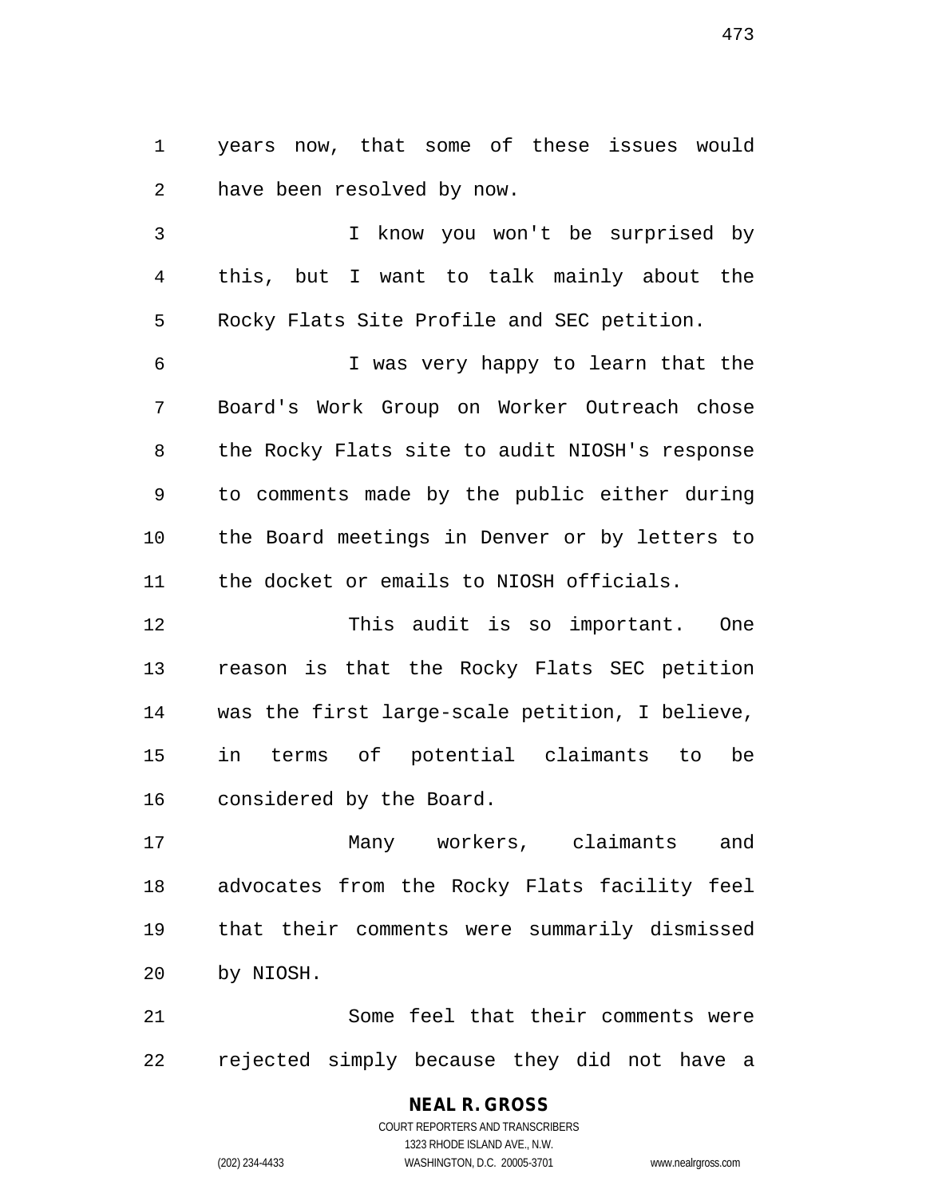years now, that some of these issues would have been resolved by now.

I know you won't be surprised by this, but I want to talk mainly about the Rocky Flats Site Profile and SEC petition.

I was very happy to learn that the Board's Work Group on Worker Outreach chose the Rocky Flats site to audit NIOSH's response to comments made by the public either during the Board meetings in Denver or by letters to the docket or emails to NIOSH officials.

This audit is so important. One reason is that the Rocky Flats SEC petition was the first large-scale petition, I believe, in terms of potential claimants to be considered by the Board.

Many workers, claimants and advocates from the Rocky Flats facility feel that their comments were summarily dismissed by NIOSH.

Some feel that their comments were rejected simply because they did not have a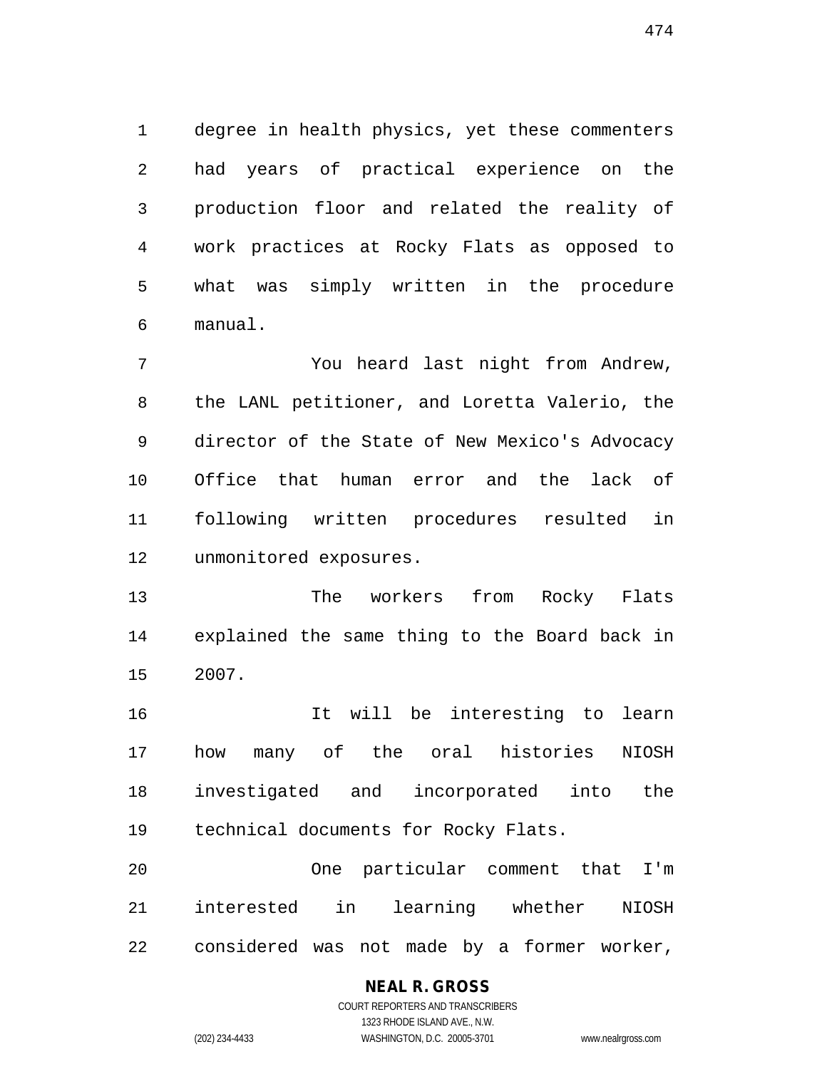degree in health physics, yet these commenters had years of practical experience on the production floor and related the reality of work practices at Rocky Flats as opposed to what was simply written in the procedure manual.

You heard last night from Andrew, the LANL petitioner, and Loretta Valerio, the director of the State of New Mexico's Advocacy Office that human error and the lack of following written procedures resulted in unmonitored exposures.

The workers from Rocky Flats explained the same thing to the Board back in 2007.

It will be interesting to learn how many of the oral histories NIOSH investigated and incorporated into the technical documents for Rocky Flats.

One particular comment that I'm interested in learning whether NIOSH considered was not made by a former worker,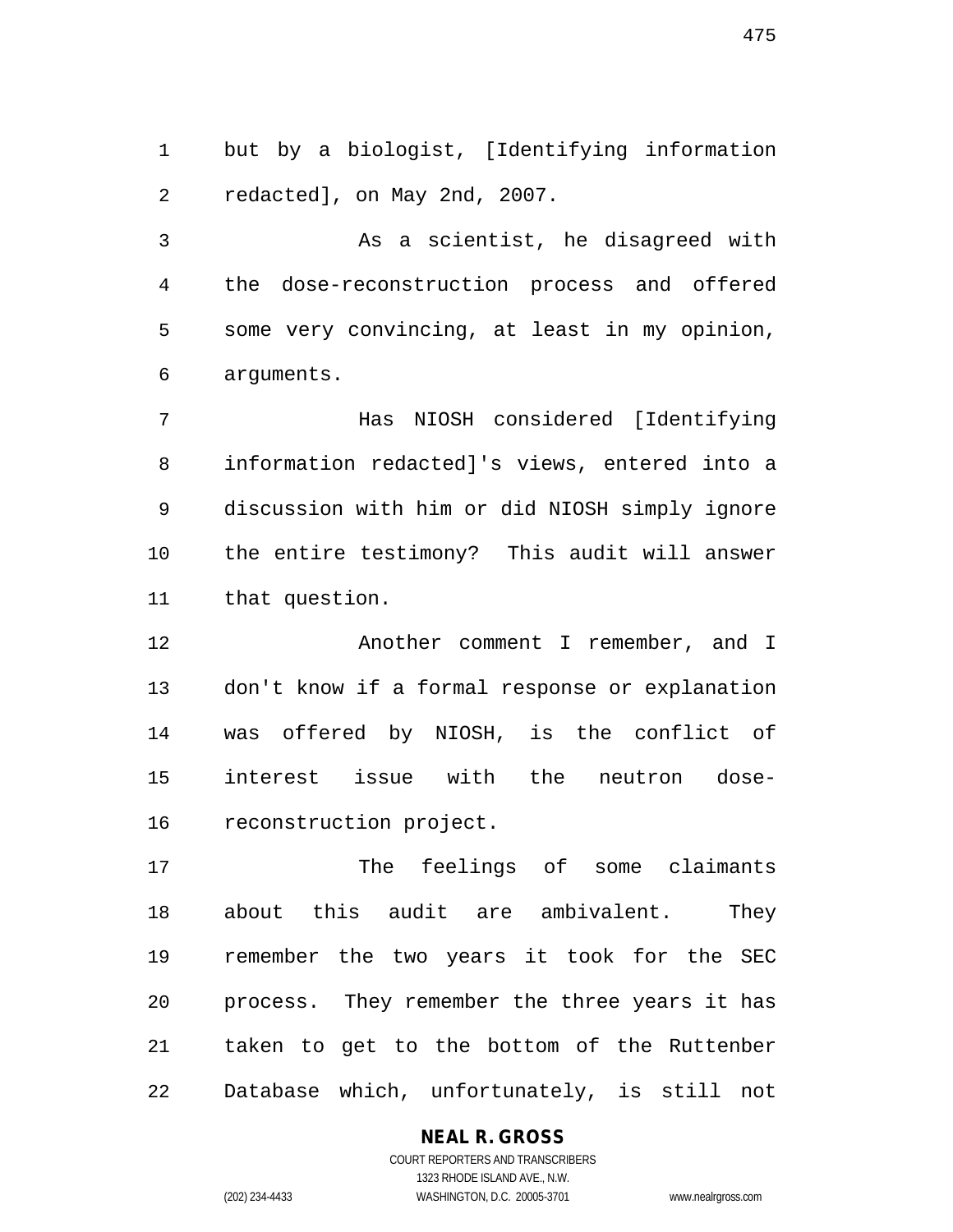but by a biologist, [Identifying information redacted], on May 2nd, 2007.

As a scientist, he disagreed with the dose-reconstruction process and offered some very convincing, at least in my opinion, arguments.

Has NIOSH considered [Identifying information redacted]'s views, entered into a discussion with him or did NIOSH simply ignore the entire testimony? This audit will answer that question.

Another comment I remember, and I don't know if a formal response or explanation was offered by NIOSH, is the conflict of interest issue with the neutron dose-reconstruction project.

The feelings of some claimants about this audit are ambivalent. They remember the two years it took for the SEC process. They remember the three years it has taken to get to the bottom of the Ruttenber Database which, unfortunately, is still not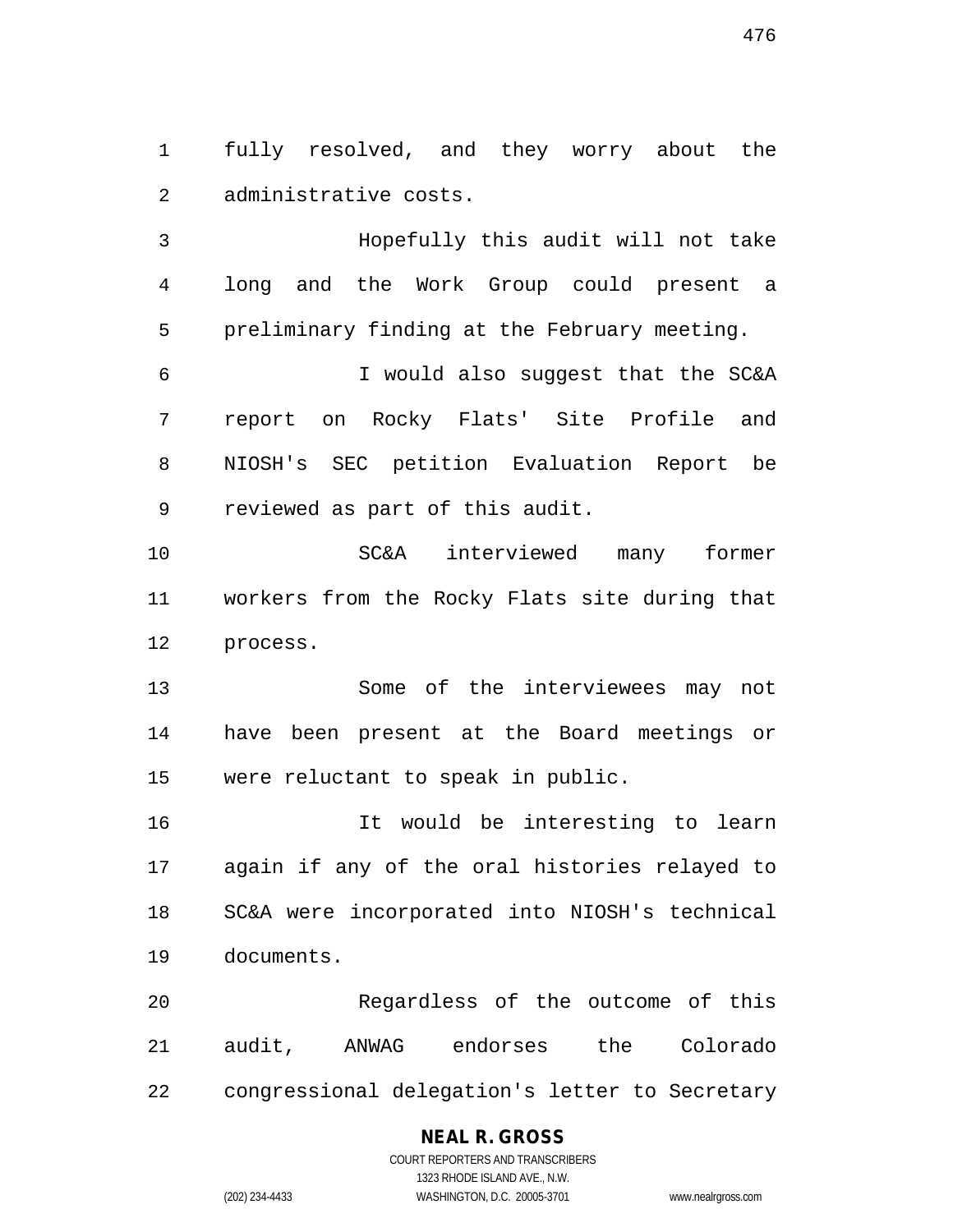fully resolved, and they worry about the administrative costs.

Hopefully this audit will not take long and the Work Group could present a preliminary finding at the February meeting.

I would also suggest that the SC&A report on Rocky Flats' Site Profile and NIOSH's SEC petition Evaluation Report be reviewed as part of this audit.

SC&A interviewed many former workers from the Rocky Flats site during that process.

Some of the interviewees may not have been present at the Board meetings or were reluctant to speak in public.

It would be interesting to learn again if any of the oral histories relayed to SC&A were incorporated into NIOSH's technical documents.

Regardless of the outcome of this audit, ANWAG endorses the Colorado congressional delegation's letter to Secretary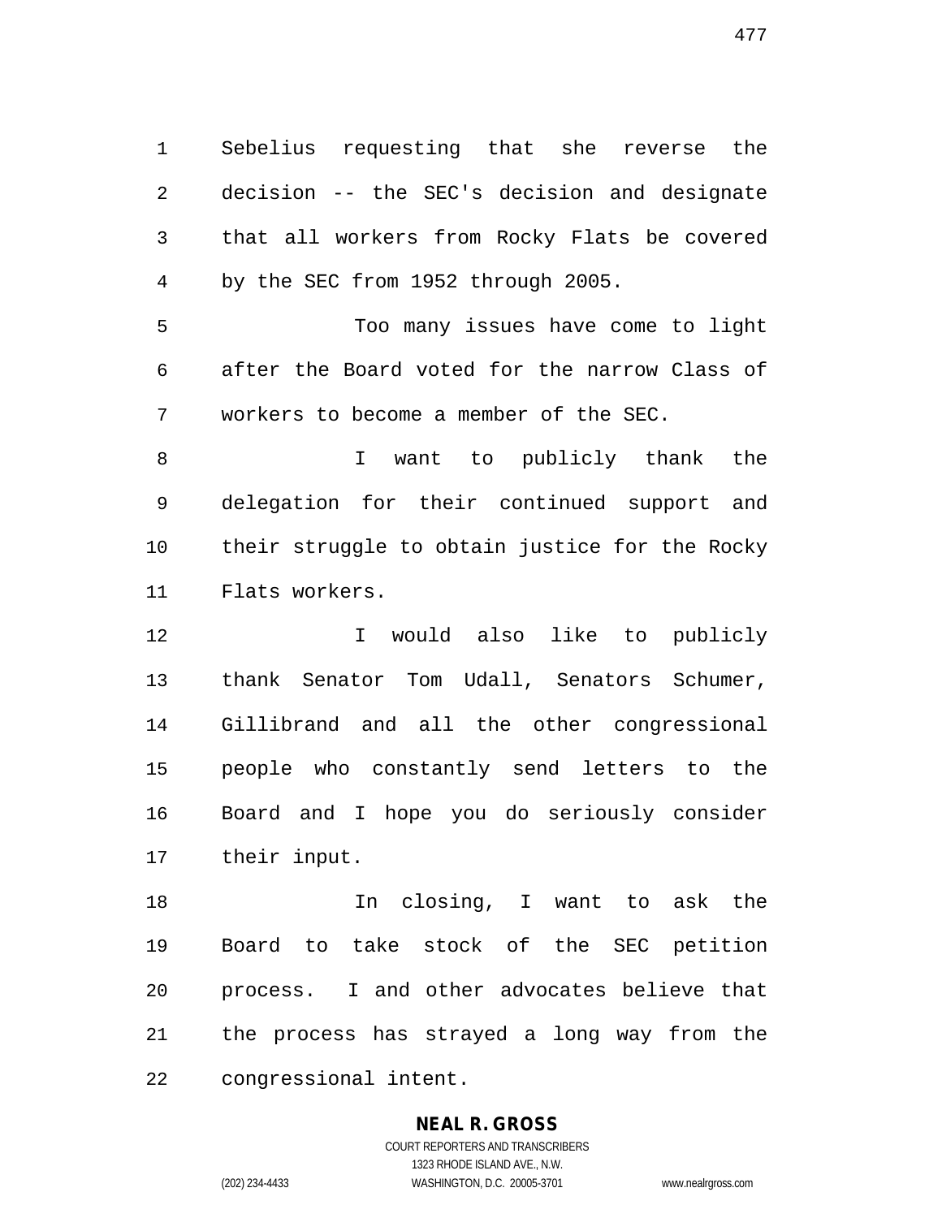Sebelius requesting that she reverse the decision -- the SEC's decision and designate that all workers from Rocky Flats be covered by the SEC from 1952 through 2005.

Too many issues have come to light after the Board voted for the narrow Class of workers to become a member of the SEC.

I want to publicly thank the delegation for their continued support and their struggle to obtain justice for the Rocky Flats workers.

I would also like to publicly thank Senator Tom Udall, Senators Schumer, Gillibrand and all the other congressional people who constantly send letters to the Board and I hope you do seriously consider their input.

In closing, I want to ask the Board to take stock of the SEC petition process. I and other advocates believe that the process has strayed a long way from the congressional intent.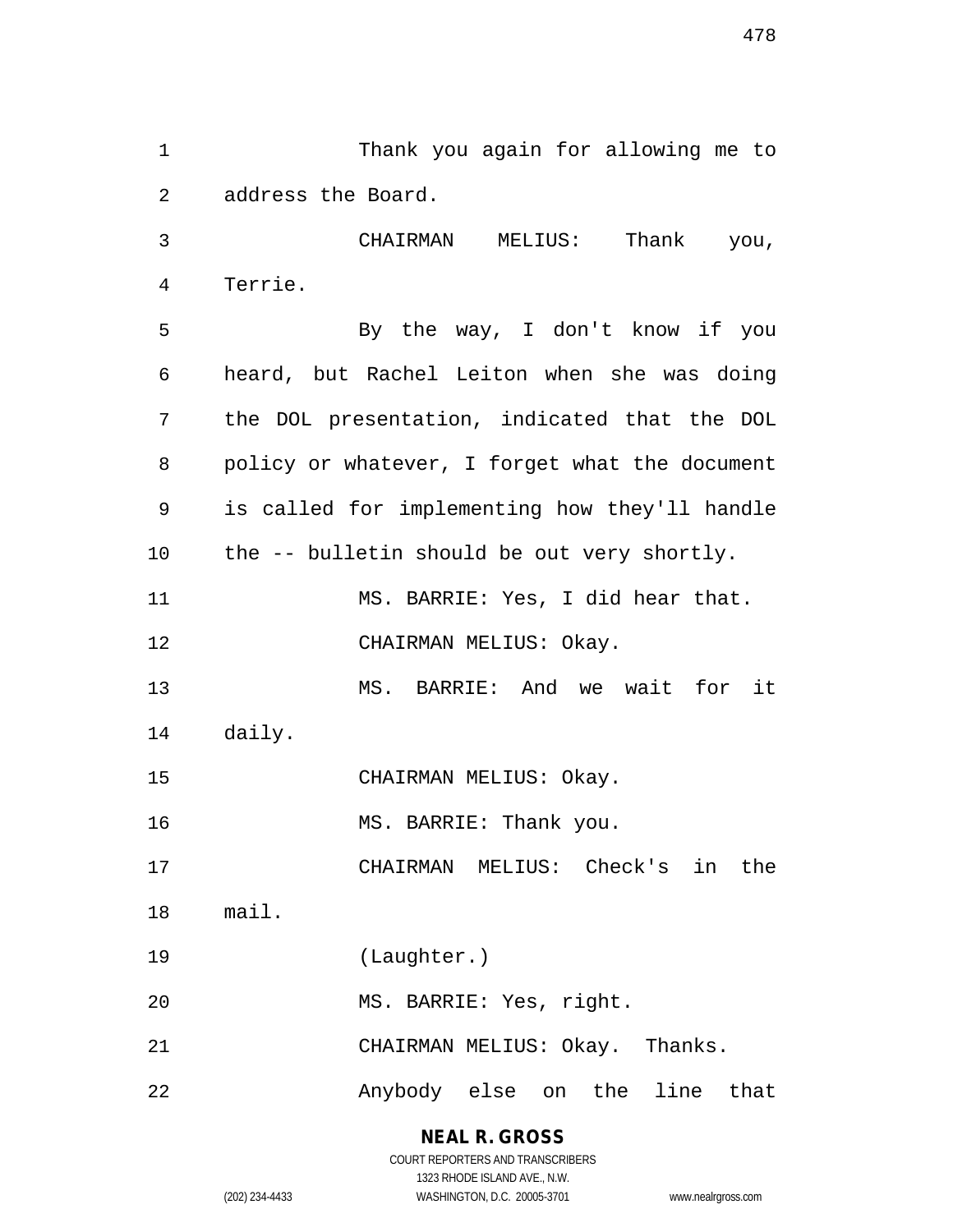Thank you again for allowing me to address the Board.

CHAIRMAN MELIUS: Thank you, Terrie.

By the way, I don't know if you heard, but Rachel Leiton when she was doing the DOL presentation, indicated that the DOL policy or whatever, I forget what the document is called for implementing how they'll handle the -- bulletin should be out very shortly.

MS. BARRIE: Yes, I did hear that.

CHAIRMAN MELIUS: Okay.

MS. BARRIE: And we wait for it daily.

CHAIRMAN MELIUS: Okay.

MS. BARRIE: Thank you.

CHAIRMAN MELIUS: Check's in the mail.

(Laughter.)

MS. BARRIE: Yes, right.

CHAIRMAN MELIUS: Okay. Thanks.

Anybody else on the line that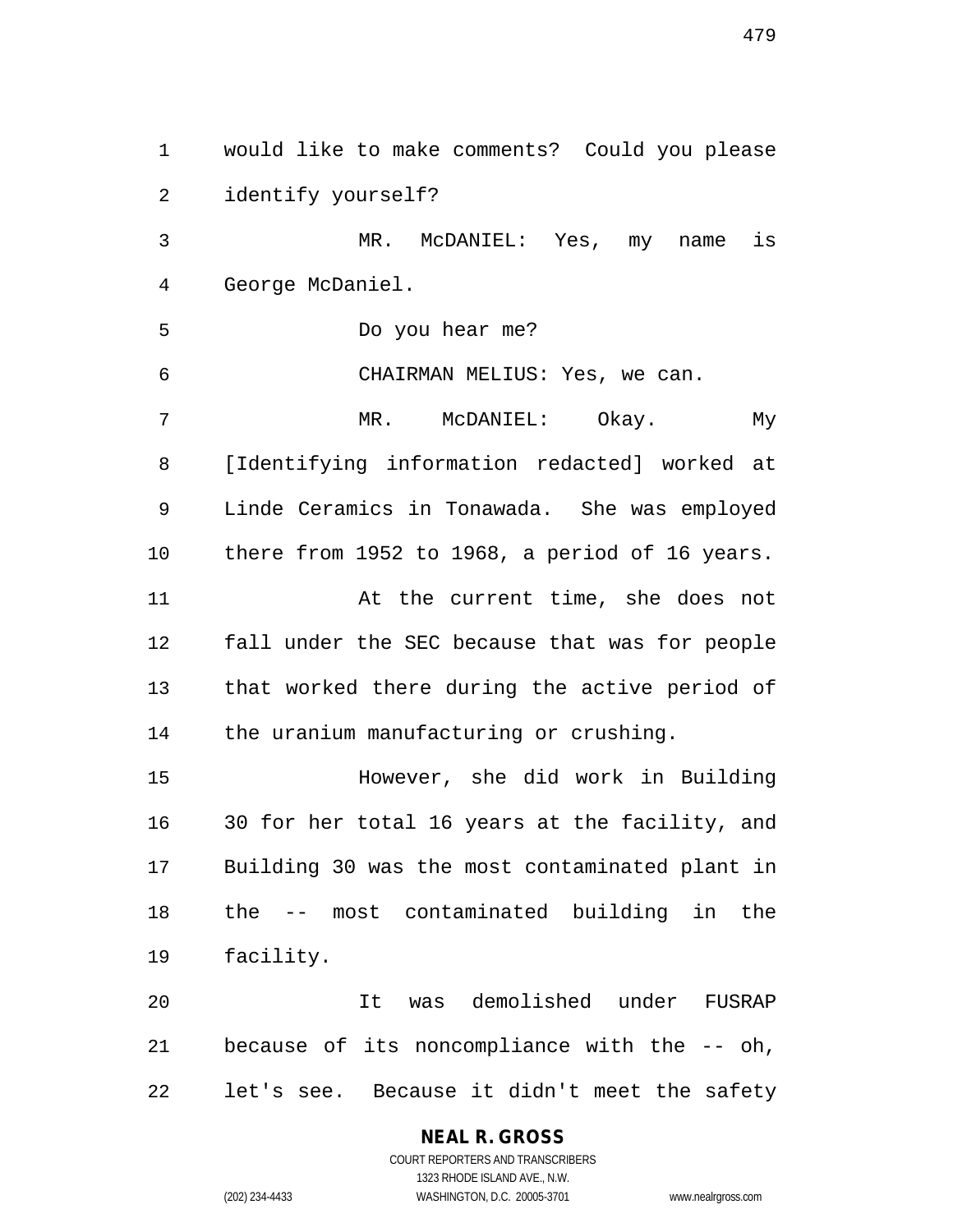would like to make comments? Could you please identify yourself?

MR. McDANIEL: Yes, my name is George McDaniel.

Do you hear me?

CHAIRMAN MELIUS: Yes, we can.

MR. McDANIEL: Okay. My [Identifying information redacted] worked at Linde Ceramics in Tonawada. She was employed there from 1952 to 1968, a period of 16 years.

At the current time, she does not fall under the SEC because that was for people that worked there during the active period of the uranium manufacturing or crushing.

However, she did work in Building 30 for her total 16 years at the facility, and Building 30 was the most contaminated plant in the -- most contaminated building in the facility.

It was demolished under FUSRAP because of its noncompliance with the -- oh, let's see. Because it didn't meet the safety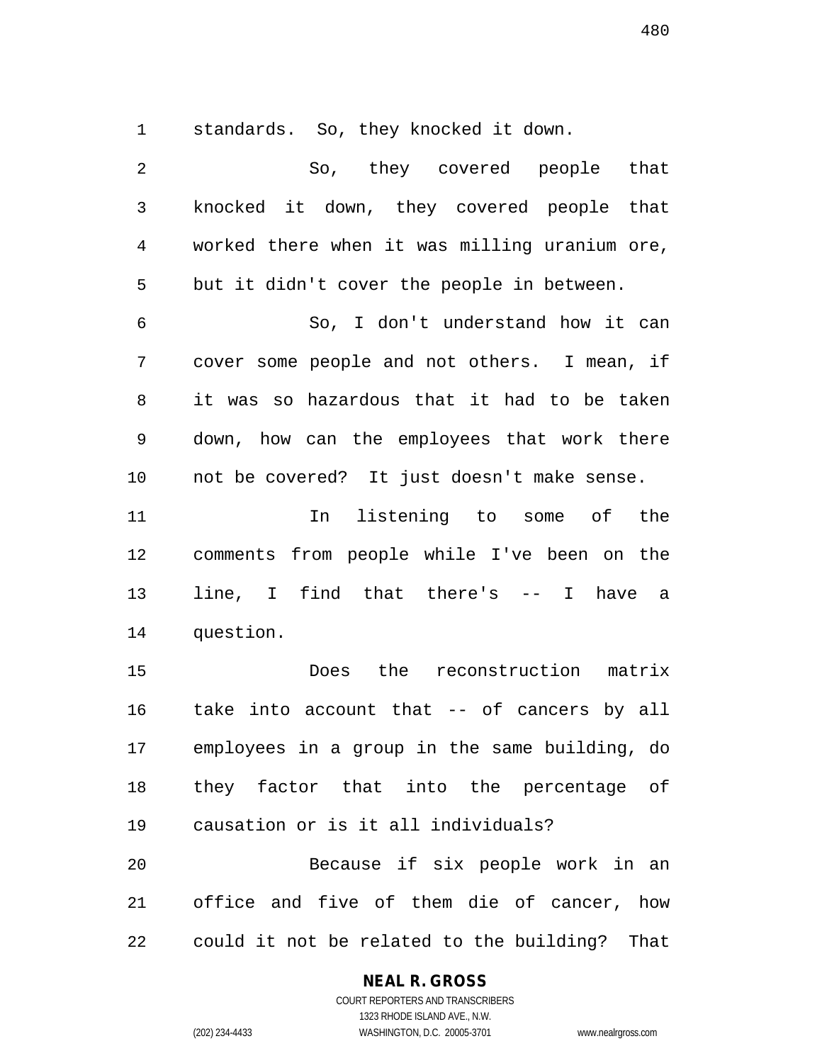standards. So, they knocked it down.

So, they covered people that knocked it down, they covered people that worked there when it was milling uranium ore, but it didn't cover the people in between.

So, I don't understand how it can cover some people and not others. I mean, if it was so hazardous that it had to be taken down, how can the employees that work there not be covered? It just doesn't make sense.

In listening to some of the comments from people while I've been on the line, I find that there's -- I have a question.

Does the reconstruction matrix take into account that -- of cancers by all employees in a group in the same building, do they factor that into the percentage of causation or is it all individuals?

Because if six people work in an office and five of them die of cancer, how could it not be related to the building? That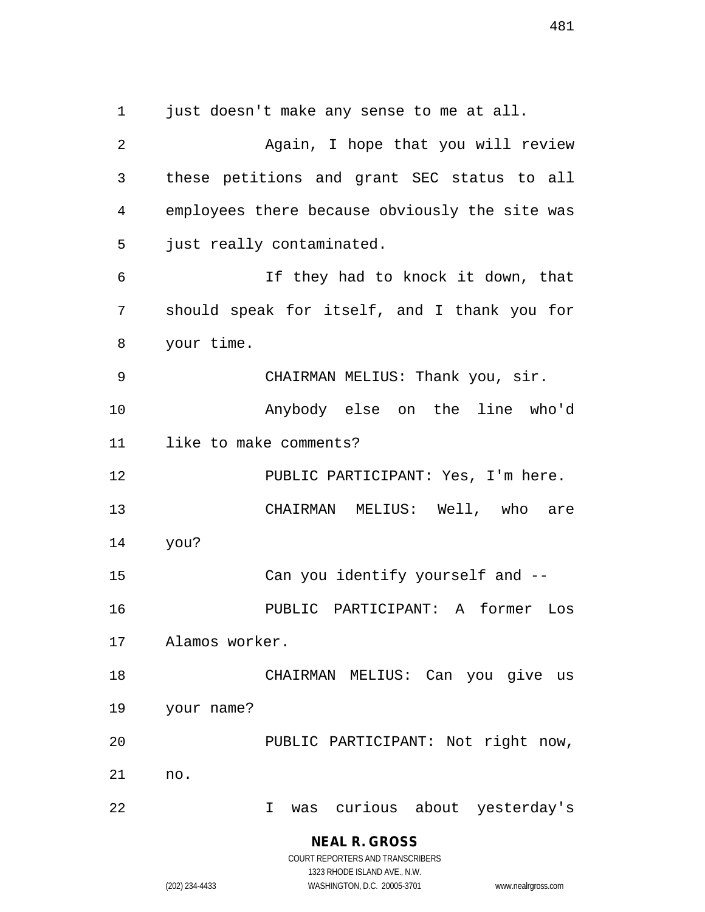just doesn't make any sense to me at all.

Again, I hope that you will review these petitions and grant SEC status to all employees there because obviously the site was just really contaminated.

If they had to knock it down, that should speak for itself, and I thank you for your time.

CHAIRMAN MELIUS: Thank you, sir.

Anybody else on the line who'd like to make comments?

PUBLIC PARTICIPANT: Yes, I'm here.

CHAIRMAN MELIUS: Well, who are you?

Can you identify yourself and --

PUBLIC PARTICIPANT: A former Los Alamos worker.

CHAIRMAN MELIUS: Can you give us your name?

PUBLIC PARTICIPANT: Not right now, no.

I was curious about yesterday's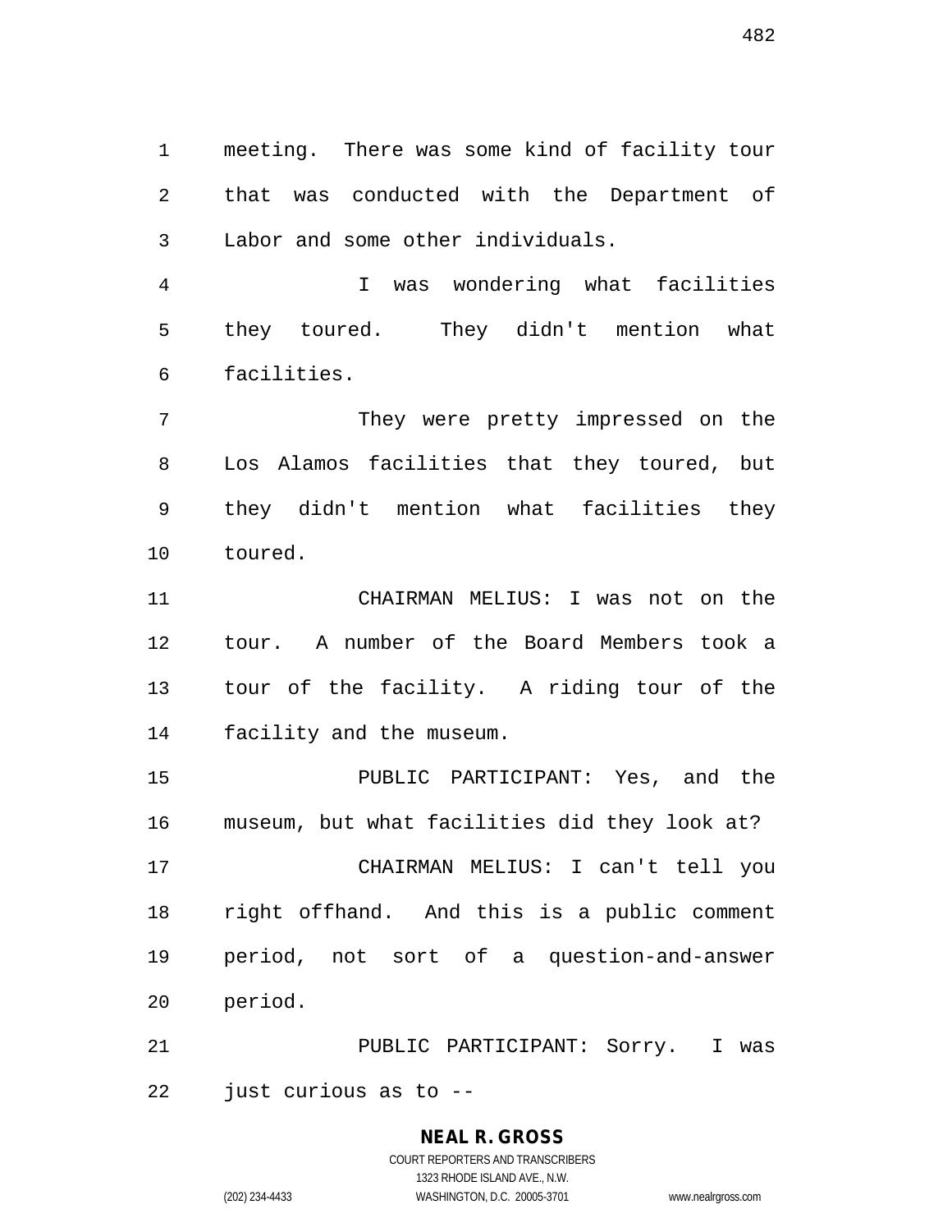meeting. There was some kind of facility tour that was conducted with the Department of Labor and some other individuals.

I was wondering what facilities they toured. They didn't mention what facilities.

They were pretty impressed on the Los Alamos facilities that they toured, but they didn't mention what facilities they toured.

CHAIRMAN MELIUS: I was not on the tour. A number of the Board Members took a tour of the facility. A riding tour of the facility and the museum.

PUBLIC PARTICIPANT: Yes, and the museum, but what facilities did they look at?

CHAIRMAN MELIUS: I can't tell you right offhand. And this is a public comment period, not sort of a question-and-answer period.

PUBLIC PARTICIPANT: Sorry. I was just curious as to --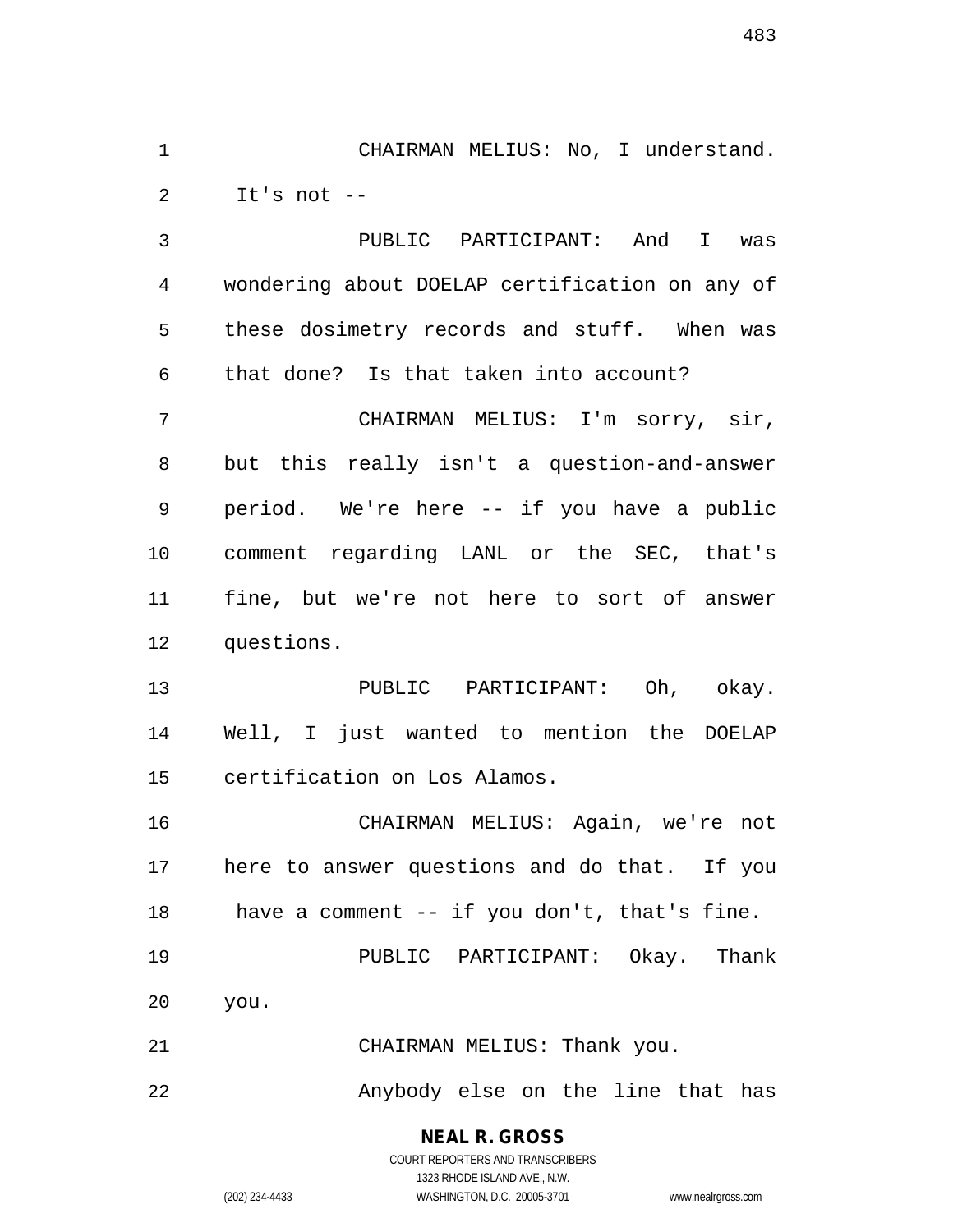CHAIRMAN MELIUS: No, I understand. It's not --

PUBLIC PARTICIPANT: And I was wondering about DOELAP certification on any of these dosimetry records and stuff. When was that done? Is that taken into account?

CHAIRMAN MELIUS: I'm sorry, sir, but this really isn't a question-and-answer period. We're here -- if you have a public comment regarding LANL or the SEC, that's fine, but we're not here to sort of answer questions.

PUBLIC PARTICIPANT: Oh, okay. Well, I just wanted to mention the DOELAP certification on Los Alamos.

CHAIRMAN MELIUS: Again, we're not here to answer questions and do that. If you have a comment -- if you don't, that's fine.

PUBLIC PARTICIPANT: Okay. Thank you.

CHAIRMAN MELIUS: Thank you.

Anybody else on the line that has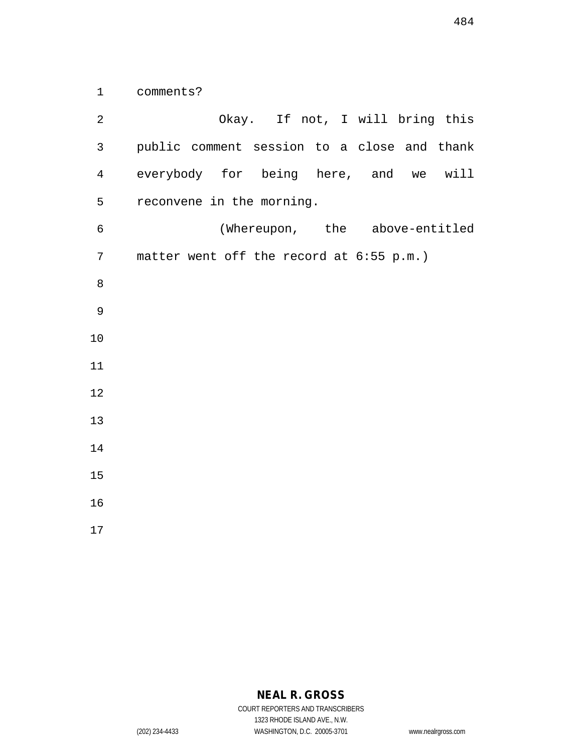comments?

Okay. If not, I will bring this public comment session to a close and thank everybody for being here, and we will reconvene in the morning.

(Whereupon, the above-entitled matter went off the record at 6:55 p.m.)